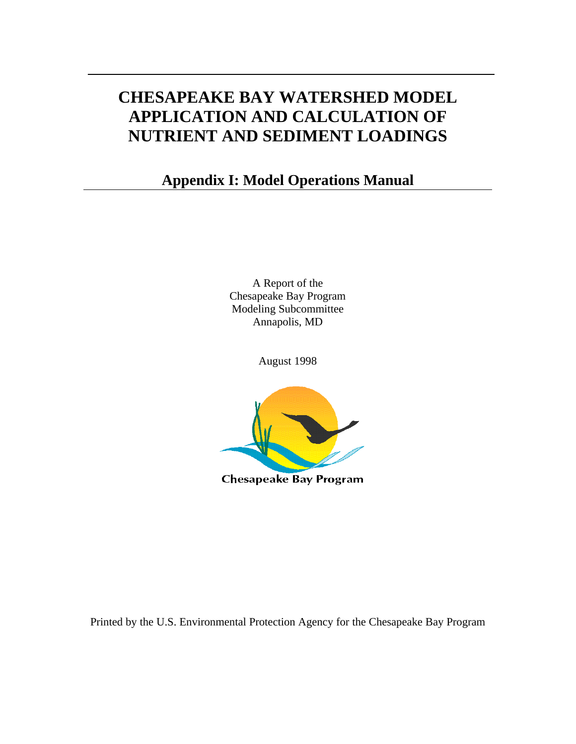# CHESAPEAKE BAY WATERSHED MODEL APPLICATION AND CALCULATION OF NUTRIENT AND SEDIMENT LOADINGS

## Appendix I: Model Operations Manual

A Report of the
Chesapeake Bay Program
Modeling Subcommittee
Annapolis, MD

August 1998

Chesapeake Bay Program

Printed by the U.S. Environmental Protection Agency for the Chesapeake Bay Program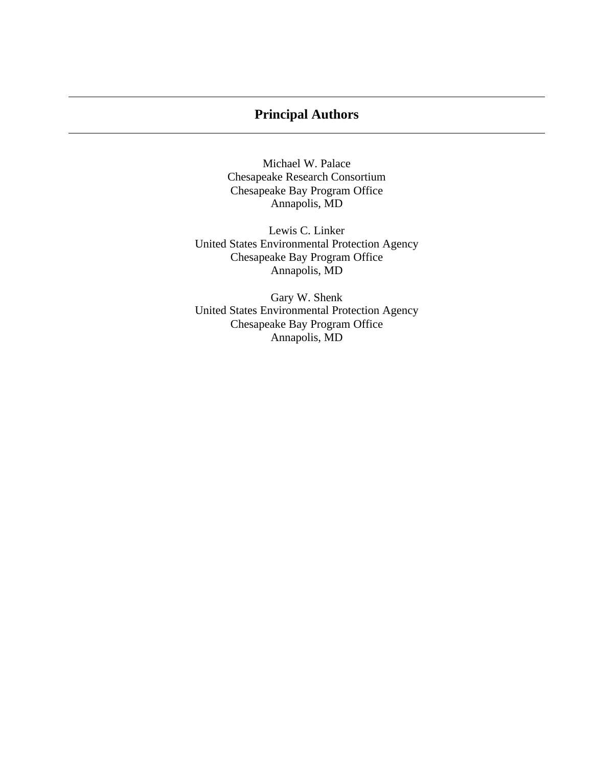## Principal Authors

Michael W. Palace
Chesapeake Research Consortium
Chesapeake Bay Program Office
Annapolis, MD

Lewis C. Linker
United States Environmental Protection Agency
Chesapeake Bay Program Office
Annapolis, MD

Gary W. Shenk
United States Environmental Protection Agency
Chesapeake Bay Program Office
Annapolis, MD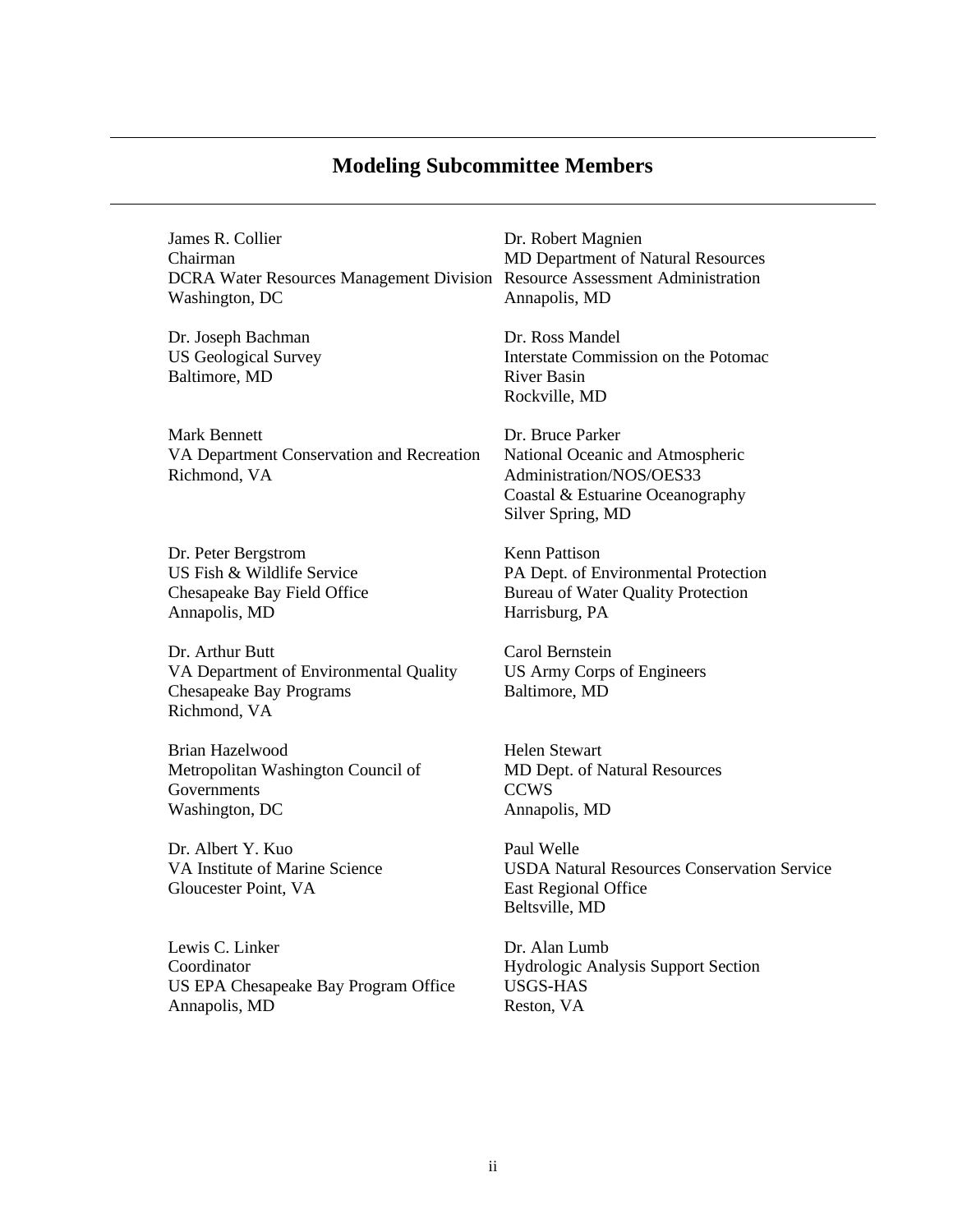## Modeling Subcommittee Members

James R. Collier
Chairman
DCRA Water Resources Management Division
Washington, DC

Dr. Joseph Bachman
US Geological Survey
Baltimore, MD

Mark Bennett
VA Department Conservation and Recreation
Richmond, VA

Dr. Peter Bergstrom
US Fish & Wildlife Service
Chesapeake Bay Field Office
Annapolis, MD

Dr. Arthur Butt
VA Department of Environmental Quality
Chesapeake Bay Programs
Richmond, VA

Brian Hazelwood
Metropolitan Washington Council of Governments
Washington, DC

Dr. Albert Y. Kuo
VA Institute of Marine Science
Gloucester Point, VA

Lewis C. Linker
Coordinator
US EPA Chesapeake Bay Program Office
Annapolis, MD

Dr. Robert Magnien
MD Department of Natural Resources
Resource Assessment Administration
Annapolis, MD

Dr. Ross Mandel
Interstate Commission on the Potomac River Basin
Rockville, MD

Dr. Bruce Parker
National Oceanic and Atmospheric Administration/NOS/OES33
Coastal & Estuarine Oceanography
Silver Spring, MD

Kenn Pattison
PA Dept. of Environmental Protection
Bureau of Water Quality Protection
Harrisburg, PA

Carol Bernstein
US Army Corps of Engineers
Baltimore, MD

Helen Stewart
MD Dept. of Natural Resources
CCWS
Annapolis, MD

Paul Welle
USDA Natural Resources Conservation Service
East Regional Office
Beltsville, MD

Dr. Alan Lumb
Hydrologic Analysis Support Section
USGS-HAS
Reston, VA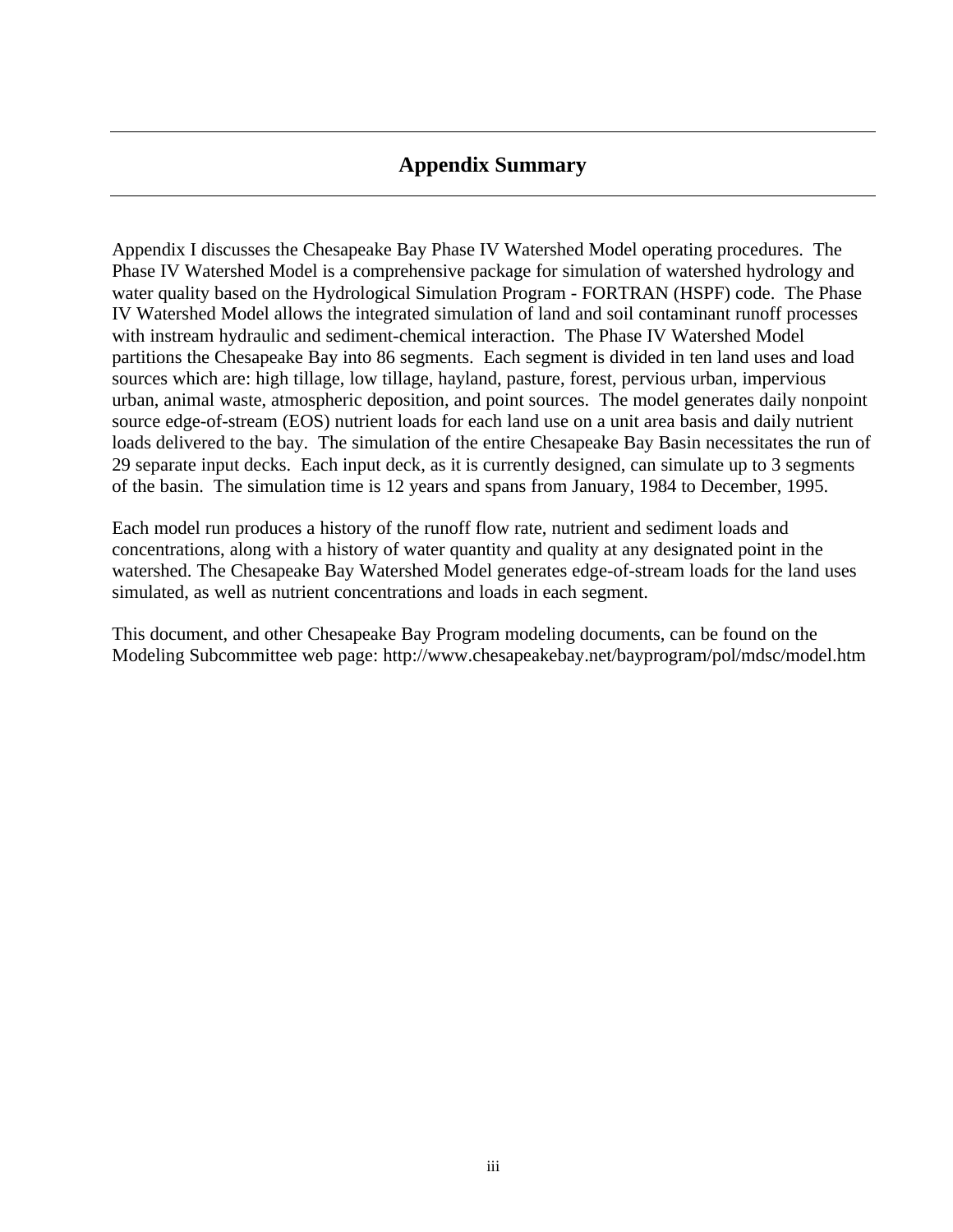## Appendix Summary

Appendix I discusses the Chesapeake Bay Phase IV Watershed Model operating procedures. The Phase IV Watershed Model is a comprehensive package for simulation of watershed hydrology and water quality based on the Hydrological Simulation Program - FORTRAN (HSPF) code. The Phase IV Watershed Model allows the integrated simulation of land and soil contaminant runoff processes with instream hydraulic and sediment-chemical interaction. The Phase IV Watershed Model partitions the Chesapeake Bay into 86 segments. Each segment is divided in ten land uses and load sources which are: high tillage, low tillage, hayland, pasture, forest, pervious urban, impervious urban, animal waste, atmospheric deposition, and point sources. The model generates daily nonpoint source edge-of-stream (EOS) nutrient loads for each land use on a unit area basis and daily nutrient loads delivered to the bay. The simulation of the entire Chesapeake Bay Basin necessitates the run of 29 separate input decks. Each input deck, as it is currently designed, can simulate up to 3 segments of the basin. The simulation time is 12 years and spans from January, 1984 to December, 1995.

Each model run produces a history of the runoff flow rate, nutrient and sediment loads and concentrations, along with a history of water quantity and quality at any designated point in the watershed. The Chesapeake Bay Watershed Model generates edge-of-stream loads for the land uses simulated, as well as nutrient concentrations and loads in each segment.

This document, and other Chesapeake Bay Program modeling documents, can be found on the Modeling Subcommittee web page: http://www.chesapeakebay.net/bayprogram/pol/mdsc/model.htm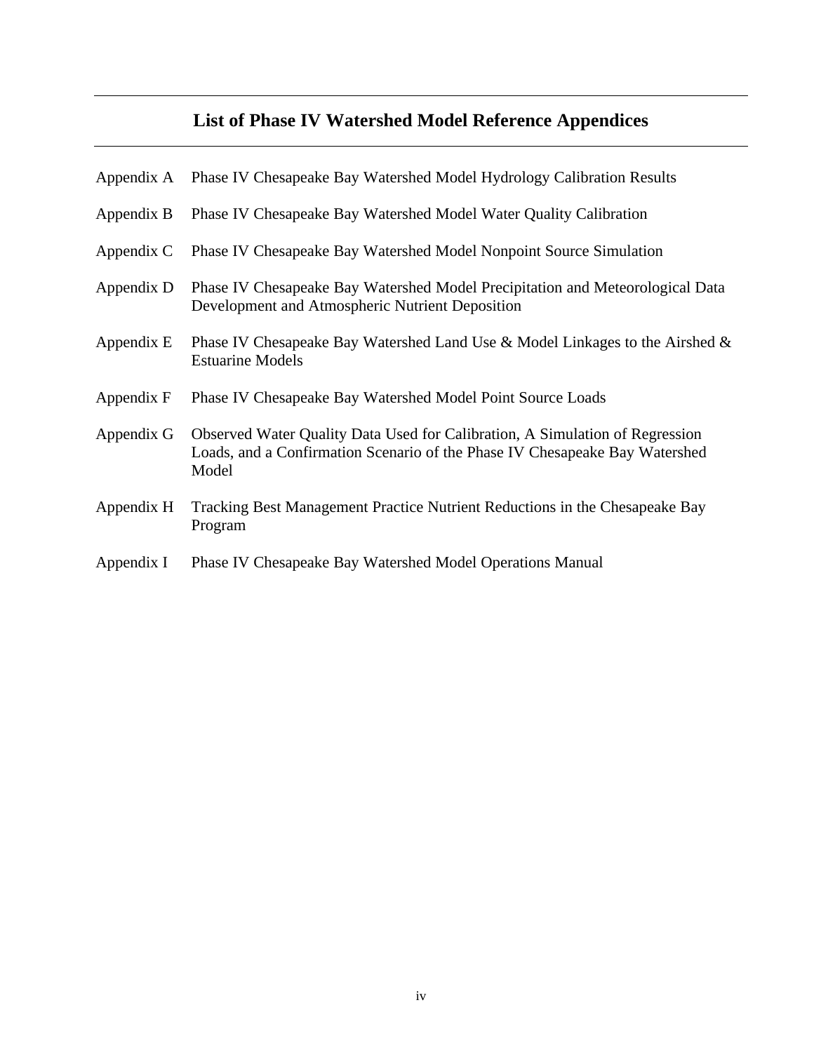# List of Phase IV Watershed Model Reference Appendices

Appendix A Phase IV Chesapeake Bay Watershed Model Hydrology Calibration Results

Appendix B Phase IV Chesapeake Bay Watershed Model Water Quality Calibration

Appendix C Phase IV Chesapeake Bay Watershed Model Nonpoint Source Simulation

Appendix D Phase IV Chesapeake Bay Watershed Model Precipitation and Meteorological Data Development and Atmospheric Nutrient Deposition

Appendix E Phase IV Chesapeake Bay Watershed Land Use & Model Linkages to the Airshed & Estuarine Models

Appendix F Phase IV Chesapeake Bay Watershed Model Point Source Loads

Appendix G Observed Water Quality Data Used for Calibration, A Simulation of Regression Loads, and a Confirmation Scenario of the Phase IV Chesapeake Bay Watershed Model

Appendix H Tracking Best Management Practice Nutrient Reductions in the Chesapeake Bay Program

Appendix I Phase IV Chesapeake Bay Watershed Model Operations Manual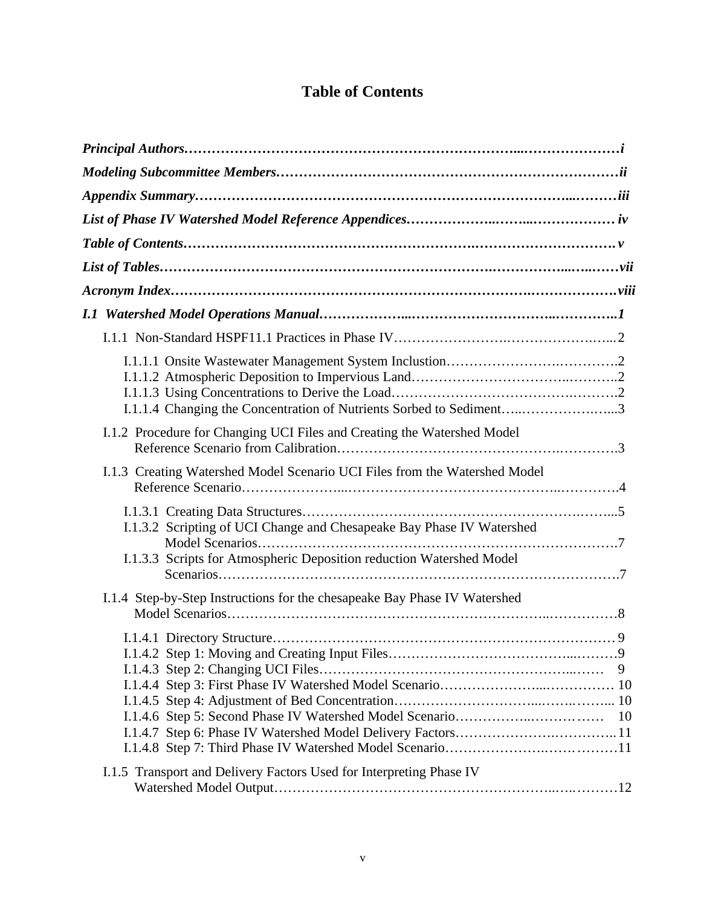# Table of Contents

*Principal Authors……………………………………………………………...…………………i*

*Modeling Subcommittee Members…………………………………………………………………ii*

*Appendix Summary…………………………………………………………………...………iii*

*List of Phase IV Watershed Model Reference Appendices……………..……...……………… iv*

*Table of Contents…………………………………………………….……………………… v*

*List of Tables……………………………………………………….…………...…..……vii*

*Acronym Index……………………………………………………………….……………….viii*

*I.1 Watershed Model Operations Manual………………...…………………………..…………..1*

I.1.1 Non-Standard HSPF11.1 Practices in Phase IV……………………….……………….…..2

I.1.1.1 Onsite Wastewater Management System Inclustion………………….………….2
I.1.1.2 Atmospheric Deposition to Impervious Land…………………………..………..2
I.1.1.3 Using Concentrations to Derive the Load…………………………………….……….2
I.1.1.4 Changing the Concentration of Nutrients Sorbed to Sediment…..…………….…...3

I.1.2 Procedure for Changing UCI Files and Creating the Watershed Model Reference Scenario from Calibration……………………………………….………….3

I.1.3 Creating Watershed Model Scenario UCI Files from the Watershed Model Reference Scenario…………………...……………………………………..………….4

I.1.3.1 Creating Data Structures…………………………………………………….……...5
I.1.3.2 Scripting of UCI Change and Chesapeake Bay Phase IV Watershed Model Scenarios…………….……………….…………….…………………….7
I.1.3.3 Scripts for Atmospheric Deposition reduction Watershed Model Scenarios……………………………………………………………………….7

I.1.4 Step-by-Step Instructions for the chesapeake Bay Phase IV Watershed Model Scenarios…………………………………………………………..……………8

I.1.4.1 Directory Structure…………………………………………………………………… 9
I.1.4.2 Step 1: Moving and Creating Input Files…………………………………...………9
I.1.4.3 Step 2: Changing UCI Files………………………………………………...…… 9
I.1.4.4 Step 3: First Phase IV Watershed Model Scenario…………………...…………… 10
I.1.4.5 Step 4: Adjustment of Bed Concentration…………………………...…….……... 10
I.1.4.6 Step 5: Second Phase IV Watershed Model Scenario……………..…………… 10
I.1.4.7 Step 6: Phase IV Watershed Model Delivery Factors……………….…………..11
I.1.4.8 Step 7: Third Phase IV Watershed Model Scenario………………….……………11

I.1.5 Transport and Delivery Factors Used for Interpreting Phase IV Watershed Model Output……………………………………………………..….………12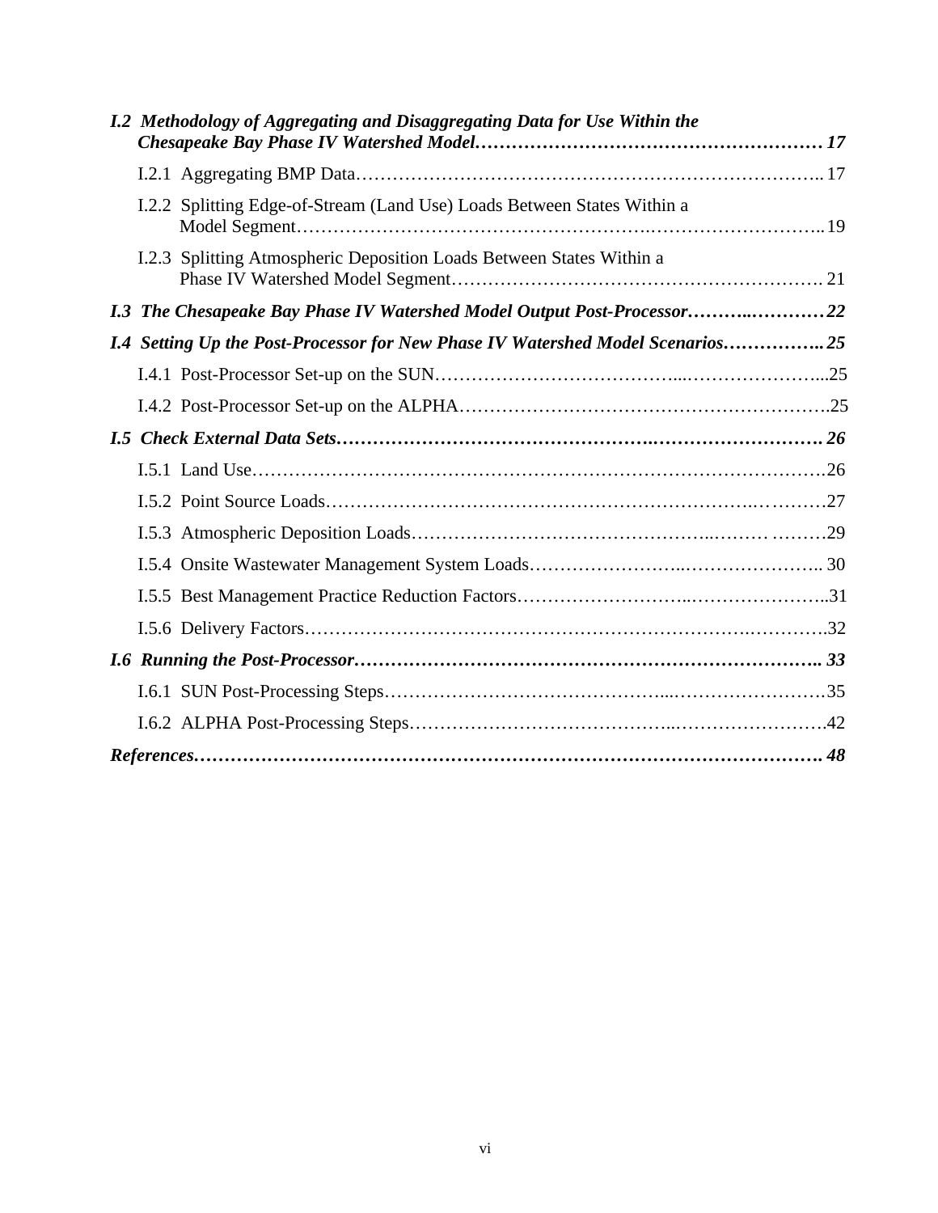***I.2 Methodology of Aggregating and Disaggregating Data for Use Within the Chesapeake Bay Phase IV Watershed Model………………………………………………… 17***

I.2.1 Aggregating BMP Data………………………………………………………………….. 17

I.2.2 Splitting Edge-of-Stream (Land Use) Loads Between States Within a Model Segment……………………………………………….……………………..19

I.2.3 Splitting Atmospheric Deposition Loads Between States Within a Phase IV Watershed Model Segment……………………….……………………….. 21

***I.3 The Chesapeake Bay Phase IV Watershed Model Output Post-Processor………..…………22***

***I.4 Setting Up the Post-Processor for New Phase IV Watershed Model Scenarios…………….. 25***

I.4.1 Post-Processor Set-up on the SUN………………………………....…………………...25

I.4.2 Post-Processor Set-up on the ALPHA…………………………………………………….25

***I.5 Check External Data Sets…………………………………………..………………………. 26***

I.5.1 Land Use……………………………………………………………………………….26

I.5.2 Point Source Loads……………………………………………………….………….27

I.5.3 Atmospheric Deposition Loads………………………………………..……… ………29

I.5.4 Onsite Wastewater Management System Loads……………………..………………….. 30

I.5.5 Best Management Practice Reduction Factors………………………..…………………..31

I.5.6 Delivery Factors……………………………………………………………….………….32

***I.6 Running the Post-Processor……………………………………………………………….. 33***

I.6.1 SUN Post-Processing Steps……………………………………...…………………….35

I.6.2 ALPHA Post-Processing Steps…………………………………..…………………….42

***References………………………………………………………………………………………. 48***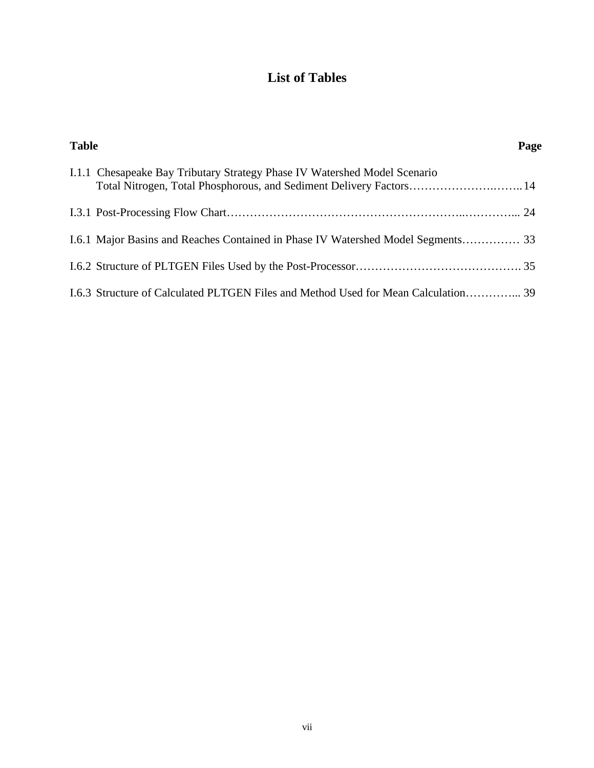# List of Tables

| Table | Page |
|---|---|
| I.1.1 Chesapeake Bay Tributary Strategy Phase IV Watershed Model Scenario Total Nitrogen, Total Phosphorous, and Sediment Delivery Factors | 14 |
| I.3.1 Post-Processing Flow Chart | 24 |
| I.6.1 Major Basins and Reaches Contained in Phase IV Watershed Model Segments | 33 |
| I.6.2 Structure of PLTGEN Files Used by the Post-Processor | 35 |
| I.6.3 Structure of Calculated PLTGEN Files and Method Used for Mean Calculation | 39 |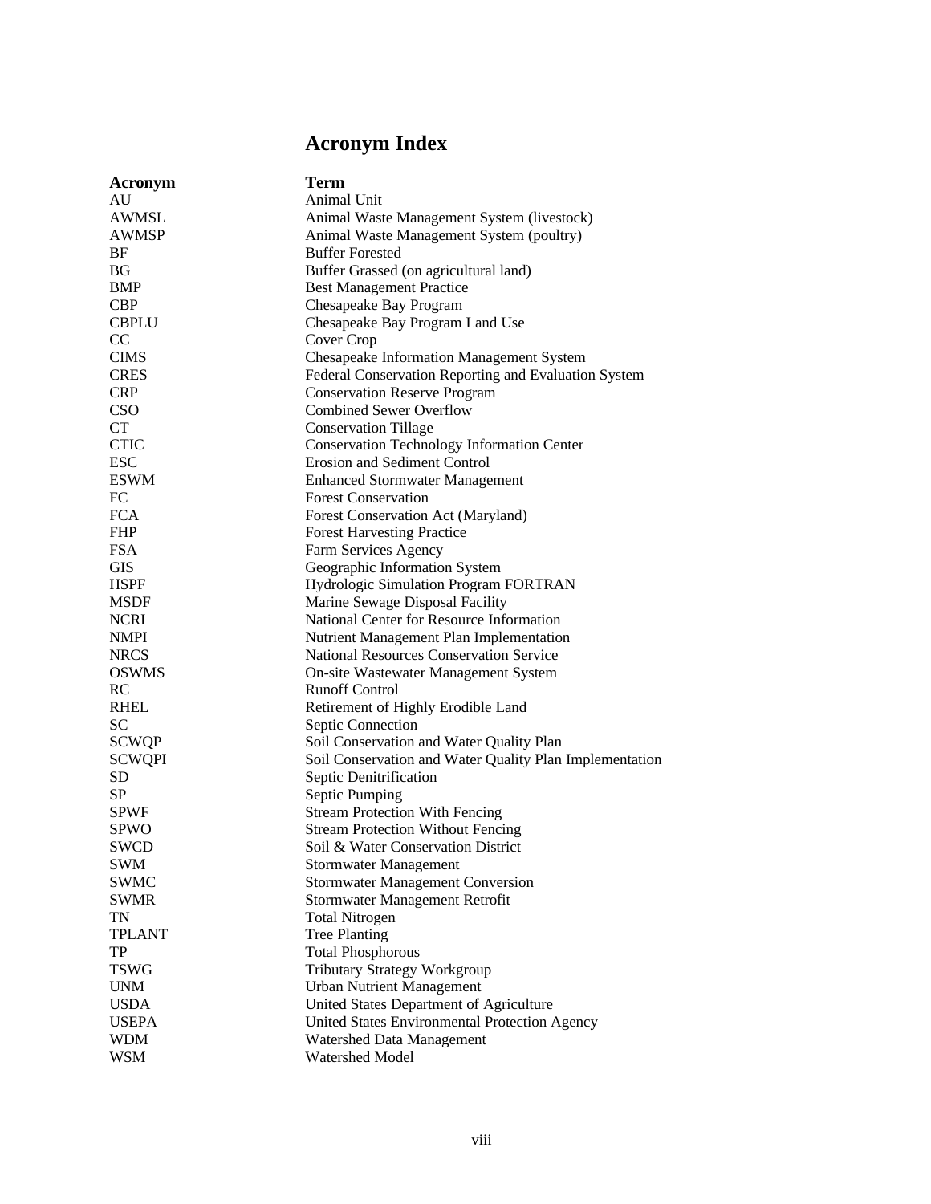# Acronym Index

| Acronym | Term |
|---|---|
| AU | Animal Unit |
| AWMSL | Animal Waste Management System (livestock) |
| AWMSP | Animal Waste Management System (poultry) |
| BF | Buffer Forested |
| BG | Buffer Grassed (on agricultural land) |
| BMP | Best Management Practice |
| CBP | Chesapeake Bay Program |
| CBPLU | Chesapeake Bay Program Land Use |
| CC | Cover Crop |
| CIMS | Chesapeake Information Management System |
| CRES | Federal Conservation Reporting and Evaluation System |
| CRP | Conservation Reserve Program |
| CSO | Combined Sewer Overflow |
| CT | Conservation Tillage |
| CTIC | Conservation Technology Information Center |
| ESC | Erosion and Sediment Control |
| ESWM | Enhanced Stormwater Management |
| FC | Forest Conservation |
| FCA | Forest Conservation Act (Maryland) |
| FHP | Forest Harvesting Practice |
| FSA | Farm Services Agency |
| GIS | Geographic Information System |
| HSPF | Hydrologic Simulation Program FORTRAN |
| MSDF | Marine Sewage Disposal Facility |
| NCRI | National Center for Resource Information |
| NMPI | Nutrient Management Plan Implementation |
| NRCS | National Resources Conservation Service |
| OSWMS | On-site Wastewater Management System |
| RC | Runoff Control |
| RHEL | Retirement of Highly Erodible Land |
| SC | Septic Connection |
| SCWQP | Soil Conservation and Water Quality Plan |
| SCWQPI | Soil Conservation and Water Quality Plan Implementation |
| SD | Septic Denitrification |
| SP | Septic Pumping |
| SPWF | Stream Protection With Fencing |
| SPWO | Stream Protection Without Fencing |
| SWCD | Soil & Water Conservation District |
| SWM | Stormwater Management |
| SWMC | Stormwater Management Conversion |
| SWMR | Stormwater Management Retrofit |
| TN | Total Nitrogen |
| TPLANT | Tree Planting |
| TP | Total Phosphorous |
| TSWG | Tributary Strategy Workgroup |
| UNM | Urban Nutrient Management |
| USDA | United States Department of Agriculture |
| USEPA | United States Environmental Protection Agency |
| WDM | Watershed Data Management |
| WSM | Watershed Model |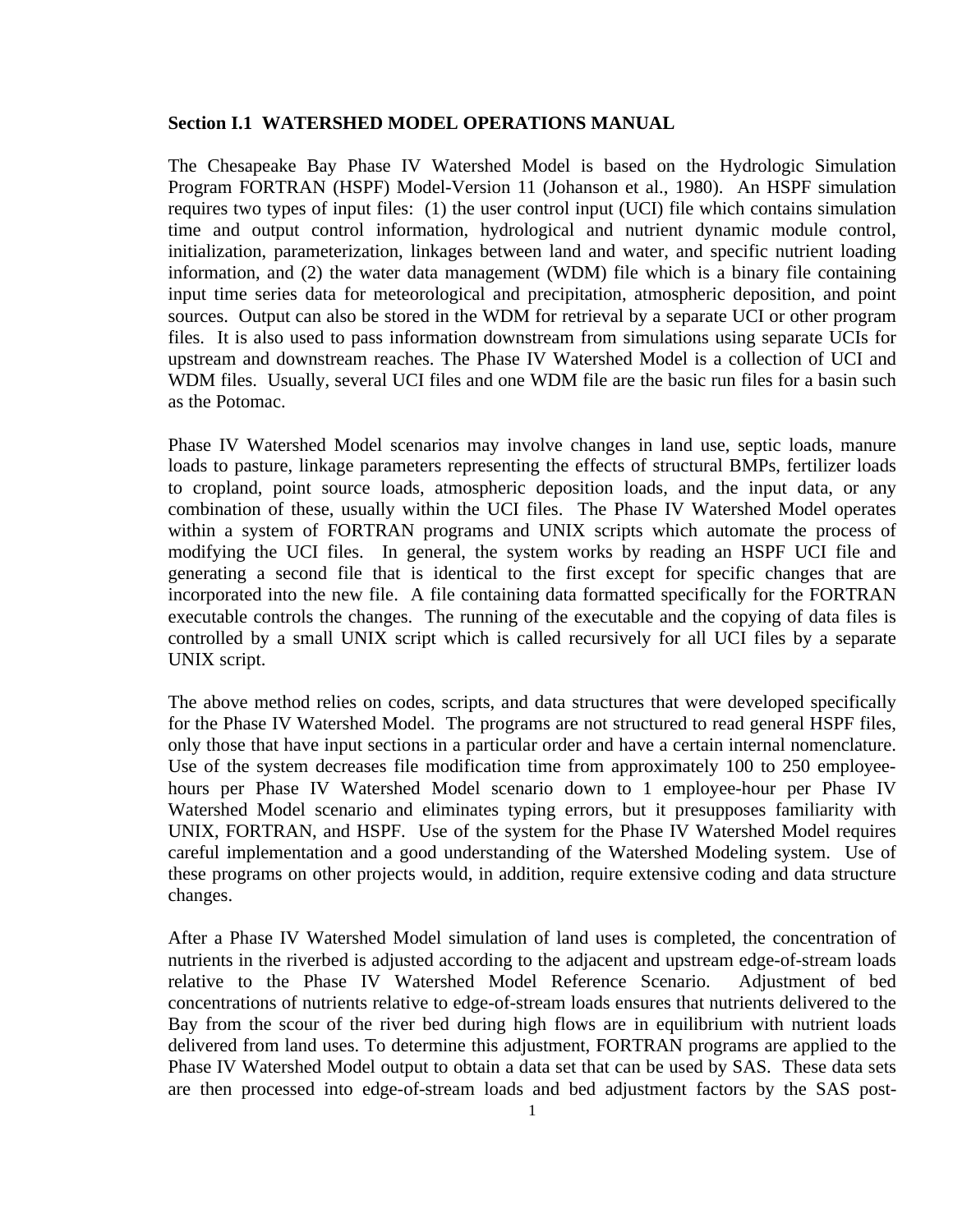**Section I.1 WATERSHED MODEL OPERATIONS MANUAL**

The Chesapeake Bay Phase IV Watershed Model is based on the Hydrologic Simulation Program FORTRAN (HSPF) Model-Version 11 (Johanson et al., 1980). An HSPF simulation requires two types of input files: (1) the user control input (UCI) file which contains simulation time and output control information, hydrological and nutrient dynamic module control, initialization, parameterization, linkages between land and water, and specific nutrient loading information, and (2) the water data management (WDM) file which is a binary file containing input time series data for meteorological and precipitation, atmospheric deposition, and point sources. Output can also be stored in the WDM for retrieval by a separate UCI or other program files. It is also used to pass information downstream from simulations using separate UCIs for upstream and downstream reaches. The Phase IV Watershed Model is a collection of UCI and WDM files. Usually, several UCI files and one WDM file are the basic run files for a basin such as the Potomac.

Phase IV Watershed Model scenarios may involve changes in land use, septic loads, manure loads to pasture, linkage parameters representing the effects of structural BMPs, fertilizer loads to cropland, point source loads, atmospheric deposition loads, and the input data, or any combination of these, usually within the UCI files. The Phase IV Watershed Model operates within a system of FORTRAN programs and UNIX scripts which automate the process of modifying the UCI files. In general, the system works by reading an HSPF UCI file and generating a second file that is identical to the first except for specific changes that are incorporated into the new file. A file containing data formatted specifically for the FORTRAN executable controls the changes. The running of the executable and the copying of data files is controlled by a small UNIX script which is called recursively for all UCI files by a separate UNIX script.

The above method relies on codes, scripts, and data structures that were developed specifically for the Phase IV Watershed Model. The programs are not structured to read general HSPF files, only those that have input sections in a particular order and have a certain internal nomenclature. Use of the system decreases file modification time from approximately 100 to 250 employee-hours per Phase IV Watershed Model scenario down to 1 employee-hour per Phase IV Watershed Model scenario and eliminates typing errors, but it presupposes familiarity with UNIX, FORTRAN, and HSPF. Use of the system for the Phase IV Watershed Model requires careful implementation and a good understanding of the Watershed Modeling system. Use of these programs on other projects would, in addition, require extensive coding and data structure changes.

After a Phase IV Watershed Model simulation of land uses is completed, the concentration of nutrients in the riverbed is adjusted according to the adjacent and upstream edge-of-stream loads relative to the Phase IV Watershed Model Reference Scenario. Adjustment of bed concentrations of nutrients relative to edge-of-stream loads ensures that nutrients delivered to the Bay from the scour of the river bed during high flows are in equilibrium with nutrient loads delivered from land uses. To determine this adjustment, FORTRAN programs are applied to the Phase IV Watershed Model output to obtain a data set that can be used by SAS. These data sets are then processed into edge-of-stream loads and bed adjustment factors by the SAS post-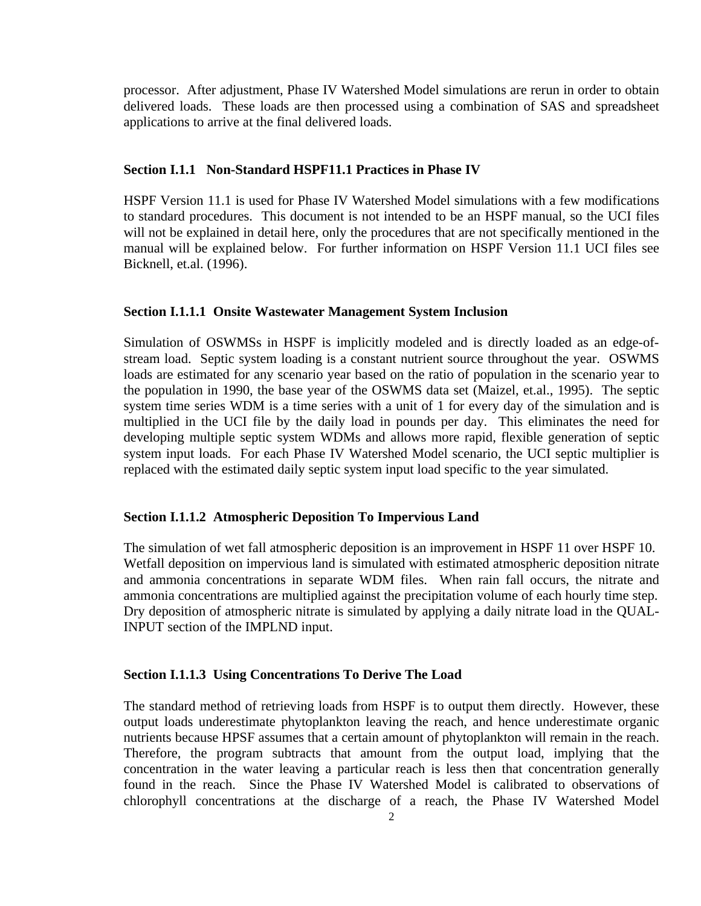processor. After adjustment, Phase IV Watershed Model simulations are rerun in order to obtain delivered loads. These loads are then processed using a combination of SAS and spreadsheet applications to arrive at the final delivered loads.

### Section I.1.1 Non-Standard HSPF11.1 Practices in Phase IV

HSPF Version 11.1 is used for Phase IV Watershed Model simulations with a few modifications to standard procedures. This document is not intended to be an HSPF manual, so the UCI files will not be explained in detail here, only the procedures that are not specifically mentioned in the manual will be explained below. For further information on HSPF Version 11.1 UCI files see Bicknell, et.al. (1996).

#### Section I.1.1.1 Onsite Wastewater Management System Inclusion

Simulation of OSWMSs in HSPF is implicitly modeled and is directly loaded as an edge-of-stream load. Septic system loading is a constant nutrient source throughout the year. OSWMS loads are estimated for any scenario year based on the ratio of population in the scenario year to the population in 1990, the base year of the OSWMS data set (Maizel, et.al., 1995). The septic system time series WDM is a time series with a unit of 1 for every day of the simulation and is multiplied in the UCI file by the daily load in pounds per day. This eliminates the need for developing multiple septic system WDMs and allows more rapid, flexible generation of septic system input loads. For each Phase IV Watershed Model scenario, the UCI septic multiplier is replaced with the estimated daily septic system input load specific to the year simulated.

#### Section I.1.1.2 Atmospheric Deposition To Impervious Land

The simulation of wet fall atmospheric deposition is an improvement in HSPF 11 over HSPF 10. Wetfall deposition on impervious land is simulated with estimated atmospheric deposition nitrate and ammonia concentrations in separate WDM files. When rain fall occurs, the nitrate and ammonia concentrations are multiplied against the precipitation volume of each hourly time step. Dry deposition of atmospheric nitrate is simulated by applying a daily nitrate load in the QUAL-INPUT section of the IMPLND input.

#### Section I.1.1.3 Using Concentrations To Derive The Load

The standard method of retrieving loads from HSPF is to output them directly. However, these output loads underestimate phytoplankton leaving the reach, and hence underestimate organic nutrients because HPSF assumes that a certain amount of phytoplankton will remain in the reach. Therefore, the program subtracts that amount from the output load, implying that the concentration in the water leaving a particular reach is less then that concentration generally found in the reach. Since the Phase IV Watershed Model is calibrated to observations of chlorophyll concentrations at the discharge of a reach, the Phase IV Watershed Model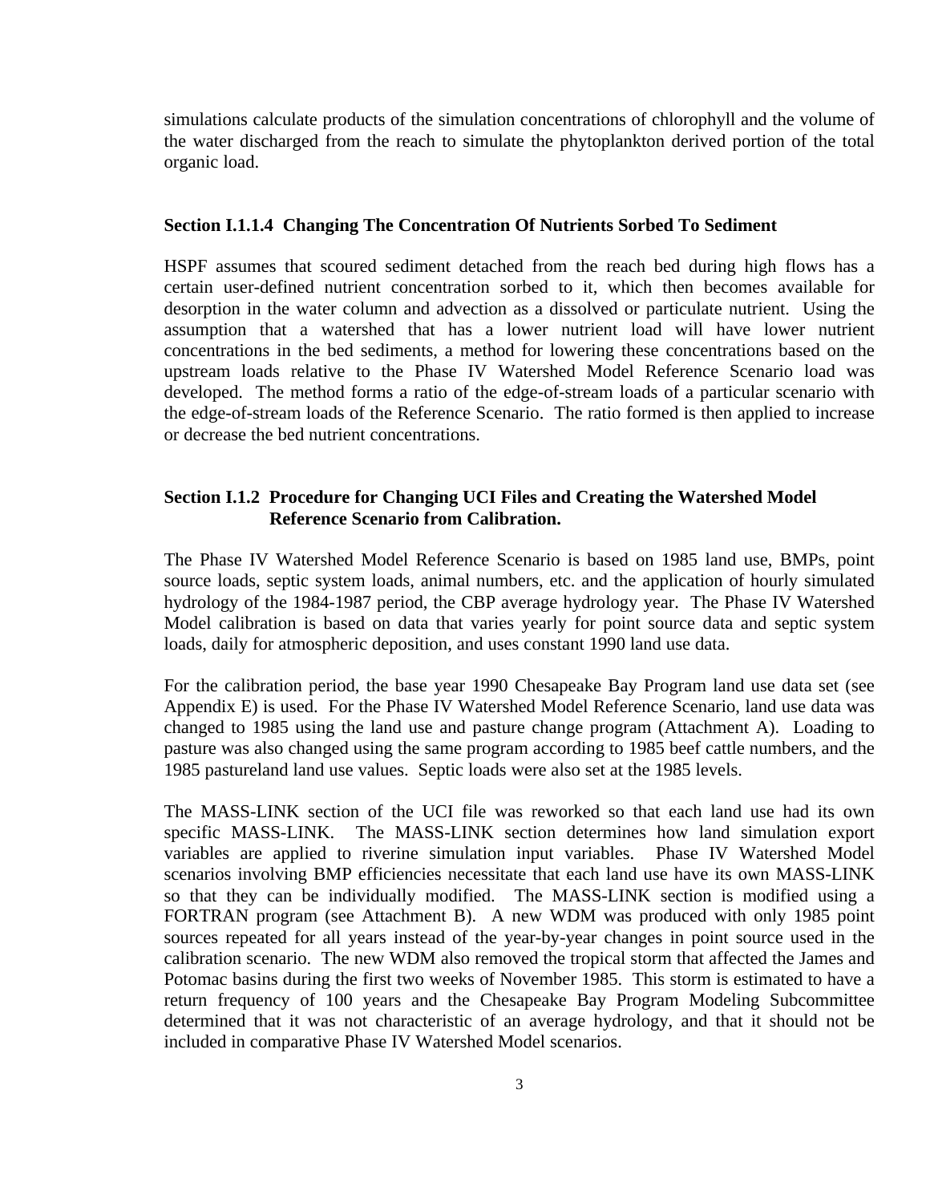simulations calculate products of the simulation concentrations of chlorophyll and the volume of the water discharged from the reach to simulate the phytoplankton derived portion of the total organic load.

#### Section I.1.1.4 Changing The Concentration Of Nutrients Sorbed To Sediment

HSPF assumes that scoured sediment detached from the reach bed during high flows has a certain user-defined nutrient concentration sorbed to it, which then becomes available for desorption in the water column and advection as a dissolved or particulate nutrient. Using the assumption that a watershed that has a lower nutrient load will have lower nutrient concentrations in the bed sediments, a method for lowering these concentrations based on the upstream loads relative to the Phase IV Watershed Model Reference Scenario load was developed. The method forms a ratio of the edge-of-stream loads of a particular scenario with the edge-of-stream loads of the Reference Scenario. The ratio formed is then applied to increase or decrease the bed nutrient concentrations.

### Section I.1.2 Procedure for Changing UCI Files and Creating the Watershed Model Reference Scenario from Calibration.

The Phase IV Watershed Model Reference Scenario is based on 1985 land use, BMPs, point source loads, septic system loads, animal numbers, etc. and the application of hourly simulated hydrology of the 1984-1987 period, the CBP average hydrology year. The Phase IV Watershed Model calibration is based on data that varies yearly for point source data and septic system loads, daily for atmospheric deposition, and uses constant 1990 land use data.

For the calibration period, the base year 1990 Chesapeake Bay Program land use data set (see Appendix E) is used. For the Phase IV Watershed Model Reference Scenario, land use data was changed to 1985 using the land use and pasture change program (Attachment A). Loading to pasture was also changed using the same program according to 1985 beef cattle numbers, and the 1985 pastureland land use values. Septic loads were also set at the 1985 levels.

The MASS-LINK section of the UCI file was reworked so that each land use had its own specific MASS-LINK. The MASS-LINK section determines how land simulation export variables are applied to riverine simulation input variables. Phase IV Watershed Model scenarios involving BMP efficiencies necessitate that each land use have its own MASS-LINK so that they can be individually modified. The MASS-LINK section is modified using a FORTRAN program (see Attachment B). A new WDM was produced with only 1985 point sources repeated for all years instead of the year-by-year changes in point source used in the calibration scenario. The new WDM also removed the tropical storm that affected the James and Potomac basins during the first two weeks of November 1985. This storm is estimated to have a return frequency of 100 years and the Chesapeake Bay Program Modeling Subcommittee determined that it was not characteristic of an average hydrology, and that it should not be included in comparative Phase IV Watershed Model scenarios.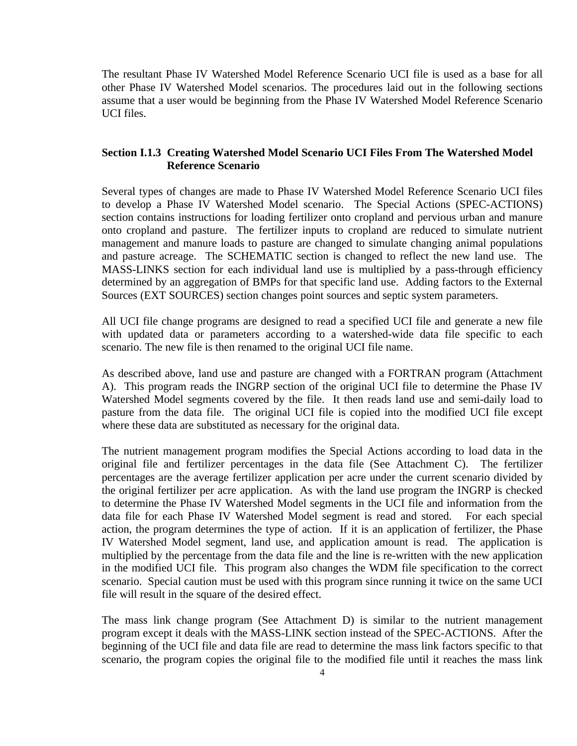The resultant Phase IV Watershed Model Reference Scenario UCI file is used as a base for all other Phase IV Watershed Model scenarios. The procedures laid out in the following sections assume that a user would be beginning from the Phase IV Watershed Model Reference Scenario UCI files.

### Section I.1.3 Creating Watershed Model Scenario UCI Files From The Watershed Model Reference Scenario

Several types of changes are made to Phase IV Watershed Model Reference Scenario UCI files to develop a Phase IV Watershed Model scenario. The Special Actions (SPEC-ACTIONS) section contains instructions for loading fertilizer onto cropland and pervious urban and manure onto cropland and pasture. The fertilizer inputs to cropland are reduced to simulate nutrient management and manure loads to pasture are changed to simulate changing animal populations and pasture acreage. The SCHEMATIC section is changed to reflect the new land use. The MASS-LINKS section for each individual land use is multiplied by a pass-through efficiency determined by an aggregation of BMPs for that specific land use. Adding factors to the External Sources (EXT SOURCES) section changes point sources and septic system parameters.

All UCI file change programs are designed to read a specified UCI file and generate a new file with updated data or parameters according to a watershed-wide data file specific to each scenario. The new file is then renamed to the original UCI file name.

As described above, land use and pasture are changed with a FORTRAN program (Attachment A). This program reads the INGRP section of the original UCI file to determine the Phase IV Watershed Model segments covered by the file. It then reads land use and semi-daily load to pasture from the data file. The original UCI file is copied into the modified UCI file except where these data are substituted as necessary for the original data.

The nutrient management program modifies the Special Actions according to load data in the original file and fertilizer percentages in the data file (See Attachment C). The fertilizer percentages are the average fertilizer application per acre under the current scenario divided by the original fertilizer per acre application. As with the land use program the INGRP is checked to determine the Phase IV Watershed Model segments in the UCI file and information from the data file for each Phase IV Watershed Model segment is read and stored. For each special action, the program determines the type of action. If it is an application of fertilizer, the Phase IV Watershed Model segment, land use, and application amount is read. The application is multiplied by the percentage from the data file and the line is re-written with the new application in the modified UCI file. This program also changes the WDM file specification to the correct scenario. Special caution must be used with this program since running it twice on the same UCI file will result in the square of the desired effect.

The mass link change program (See Attachment D) is similar to the nutrient management program except it deals with the MASS-LINK section instead of the SPEC-ACTIONS. After the beginning of the UCI file and data file are read to determine the mass link factors specific to that scenario, the program copies the original file to the modified file until it reaches the mass link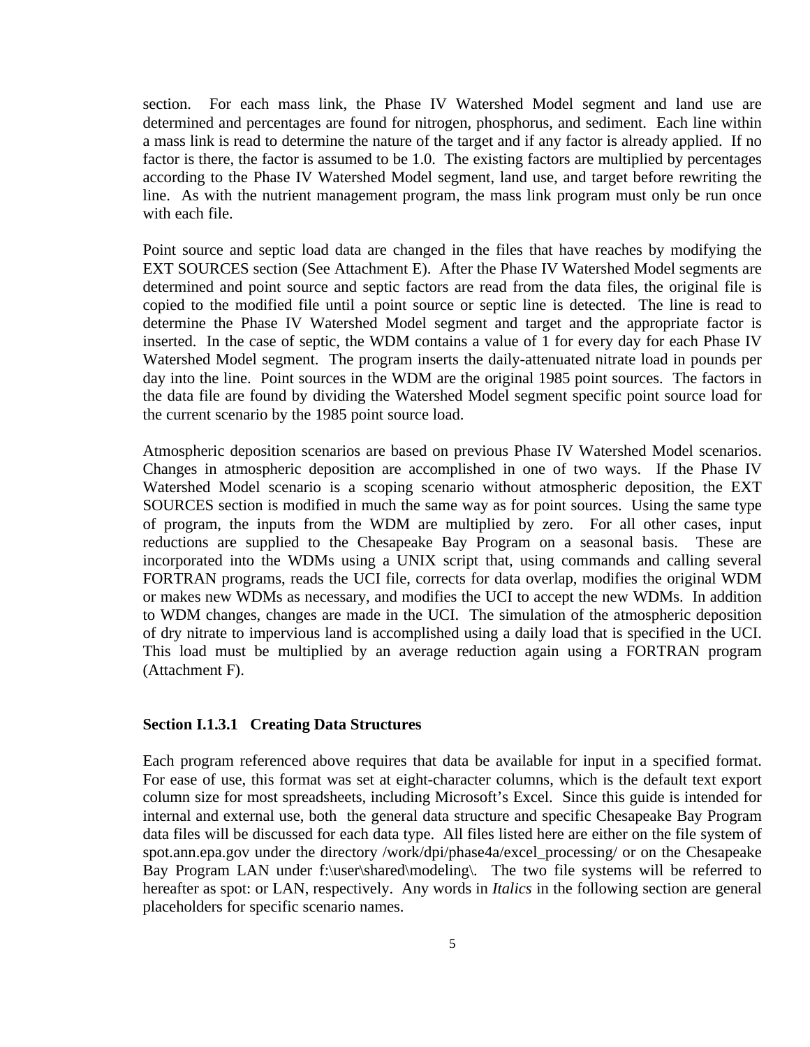section. For each mass link, the Phase IV Watershed Model segment and land use are determined and percentages are found for nitrogen, phosphorus, and sediment. Each line within a mass link is read to determine the nature of the target and if any factor is already applied. If no factor is there, the factor is assumed to be 1.0. The existing factors are multiplied by percentages according to the Phase IV Watershed Model segment, land use, and target before rewriting the line. As with the nutrient management program, the mass link program must only be run once with each file.

Point source and septic load data are changed in the files that have reaches by modifying the EXT SOURCES section (See Attachment E). After the Phase IV Watershed Model segments are determined and point source and septic factors are read from the data files, the original file is copied to the modified file until a point source or septic line is detected. The line is read to determine the Phase IV Watershed Model segment and target and the appropriate factor is inserted. In the case of septic, the WDM contains a value of 1 for every day for each Phase IV Watershed Model segment. The program inserts the daily-attenuated nitrate load in pounds per day into the line. Point sources in the WDM are the original 1985 point sources. The factors in the data file are found by dividing the Watershed Model segment specific point source load for the current scenario by the 1985 point source load.

Atmospheric deposition scenarios are based on previous Phase IV Watershed Model scenarios. Changes in atmospheric deposition are accomplished in one of two ways. If the Phase IV Watershed Model scenario is a scoping scenario without atmospheric deposition, the EXT SOURCES section is modified in much the same way as for point sources. Using the same type of program, the inputs from the WDM are multiplied by zero. For all other cases, input reductions are supplied to the Chesapeake Bay Program on a seasonal basis. These are incorporated into the WDMs using a UNIX script that, using commands and calling several FORTRAN programs, reads the UCI file, corrects for data overlap, modifies the original WDM or makes new WDMs as necessary, and modifies the UCI to accept the new WDMs. In addition to WDM changes, changes are made in the UCI. The simulation of the atmospheric deposition of dry nitrate to impervious land is accomplished using a daily load that is specified in the UCI. This load must be multiplied by an average reduction again using a FORTRAN program (Attachment F).

#### Section I.1.3.1 Creating Data Structures

Each program referenced above requires that data be available for input in a specified format. For ease of use, this format was set at eight-character columns, which is the default text export column size for most spreadsheets, including Microsoft's Excel. Since this guide is intended for internal and external use, both the general data structure and specific Chesapeake Bay Program data files will be discussed for each data type. All files listed here are either on the file system of spot.ann.epa.gov under the directory /work/dpi/phase4a/excel_processing/ or on the Chesapeake Bay Program LAN under f:\user\shared\modeling\. The two file systems will be referred to hereafter as spot: or LAN, respectively. Any words in *Italics* in the following section are general placeholders for specific scenario names.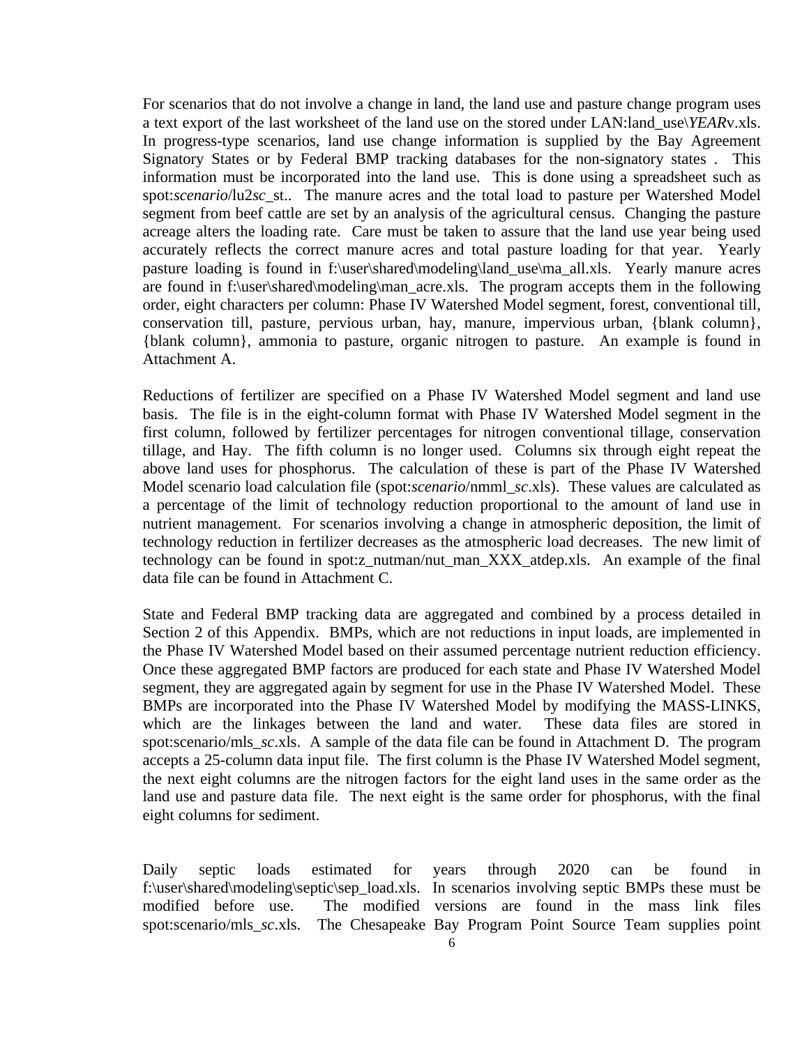For scenarios that do not involve a change in land, the land use and pasture change program uses a text export of the last worksheet of the land use on the stored under LAN:land_use\*YEAR*v.xls. In progress-type scenarios, land use change information is supplied by the Bay Agreement Signatory States or by Federal BMP tracking databases for the non-signatory states . This information must be incorporated into the land use. This is done using a spreadsheet such as spot:*scenario*/lu2*sc*_st.. The manure acres and the total load to pasture per Watershed Model segment from beef cattle are set by an analysis of the agricultural census. Changing the pasture acreage alters the loading rate. Care must be taken to assure that the land use year being used accurately reflects the correct manure acres and total pasture loading for that year. Yearly pasture loading is found in f:\user\shared\modeling\land_use\ma_all.xls. Yearly manure acres are found in f:\user\shared\modeling\man_acre.xls. The program accepts them in the following order, eight characters per column: Phase IV Watershed Model segment, forest, conventional till, conservation till, pasture, pervious urban, hay, manure, impervious urban, {blank column}, {blank column}, ammonia to pasture, organic nitrogen to pasture. An example is found in Attachment A.

Reductions of fertilizer are specified on a Phase IV Watershed Model segment and land use basis. The file is in the eight-column format with Phase IV Watershed Model segment in the first column, followed by fertilizer percentages for nitrogen conventional tillage, conservation tillage, and Hay. The fifth column is no longer used. Columns six through eight repeat the above land uses for phosphorus. The calculation of these is part of the Phase IV Watershed Model scenario load calculation file (spot:*scenario*/nmml_*sc*.xls). These values are calculated as a percentage of the limit of technology reduction proportional to the amount of land use in nutrient management. For scenarios involving a change in atmospheric deposition, the limit of technology reduction in fertilizer decreases as the atmospheric load decreases. The new limit of technology can be found in spot:z_nutman/nut_man_XXX_atdep.xls. An example of the final data file can be found in Attachment C.

State and Federal BMP tracking data are aggregated and combined by a process detailed in Section 2 of this Appendix. BMPs, which are not reductions in input loads, are implemented in the Phase IV Watershed Model based on their assumed percentage nutrient reduction efficiency. Once these aggregated BMP factors are produced for each state and Phase IV Watershed Model segment, they are aggregated again by segment for use in the Phase IV Watershed Model. These BMPs are incorporated into the Phase IV Watershed Model by modifying the MASS-LINKS, which are the linkages between the land and water. These data files are stored in spot:scenario/mls_*sc*.xls. A sample of the data file can be found in Attachment D. The program accepts a 25-column data input file. The first column is the Phase IV Watershed Model segment, the next eight columns are the nitrogen factors for the eight land uses in the same order as the land use and pasture data file. The next eight is the same order for phosphorus, with the final eight columns for sediment.

Daily septic loads estimated for years through 2020 can be found in f:\user\shared\modeling\septic\sep_load.xls. In scenarios involving septic BMPs these must be modified before use. The modified versions are found in the mass link files spot:scenario/mls_*sc*.xls. The Chesapeake Bay Program Point Source Team supplies point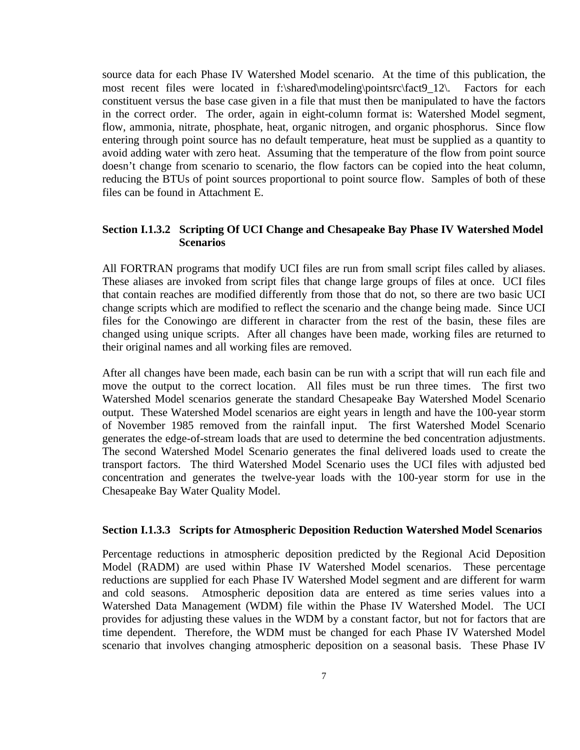source data for each Phase IV Watershed Model scenario. At the time of this publication, the most recent files were located in f:\shared\modeling\pointsrc\fact9_12\. Factors for each constituent versus the base case given in a file that must then be manipulated to have the factors in the correct order. The order, again in eight-column format is: Watershed Model segment, flow, ammonia, nitrate, phosphate, heat, organic nitrogen, and organic phosphorus. Since flow entering through point source has no default temperature, heat must be supplied as a quantity to avoid adding water with zero heat. Assuming that the temperature of the flow from point source doesn't change from scenario to scenario, the flow factors can be copied into the heat column, reducing the BTUs of point sources proportional to point source flow. Samples of both of these files can be found in Attachment E.

#### Section I.1.3.2 Scripting Of UCI Change and Chesapeake Bay Phase IV Watershed Model Scenarios

All FORTRAN programs that modify UCI files are run from small script files called by aliases. These aliases are invoked from script files that change large groups of files at once. UCI files that contain reaches are modified differently from those that do not, so there are two basic UCI change scripts which are modified to reflect the scenario and the change being made. Since UCI files for the Conowingo are different in character from the rest of the basin, these files are changed using unique scripts. After all changes have been made, working files are returned to their original names and all working files are removed.

After all changes have been made, each basin can be run with a script that will run each file and move the output to the correct location. All files must be run three times. The first two Watershed Model scenarios generate the standard Chesapeake Bay Watershed Model Scenario output. These Watershed Model scenarios are eight years in length and have the 100-year storm of November 1985 removed from the rainfall input. The first Watershed Model Scenario generates the edge-of-stream loads that are used to determine the bed concentration adjustments. The second Watershed Model Scenario generates the final delivered loads used to create the transport factors. The third Watershed Model Scenario uses the UCI files with adjusted bed concentration and generates the twelve-year loads with the 100-year storm for use in the Chesapeake Bay Water Quality Model.

#### Section I.1.3.3 Scripts for Atmospheric Deposition Reduction Watershed Model Scenarios

Percentage reductions in atmospheric deposition predicted by the Regional Acid Deposition Model (RADM) are used within Phase IV Watershed Model scenarios. These percentage reductions are supplied for each Phase IV Watershed Model segment and are different for warm and cold seasons. Atmospheric deposition data are entered as time series values into a Watershed Data Management (WDM) file within the Phase IV Watershed Model. The UCI provides for adjusting these values in the WDM by a constant factor, but not for factors that are time dependent. Therefore, the WDM must be changed for each Phase IV Watershed Model scenario that involves changing atmospheric deposition on a seasonal basis. These Phase IV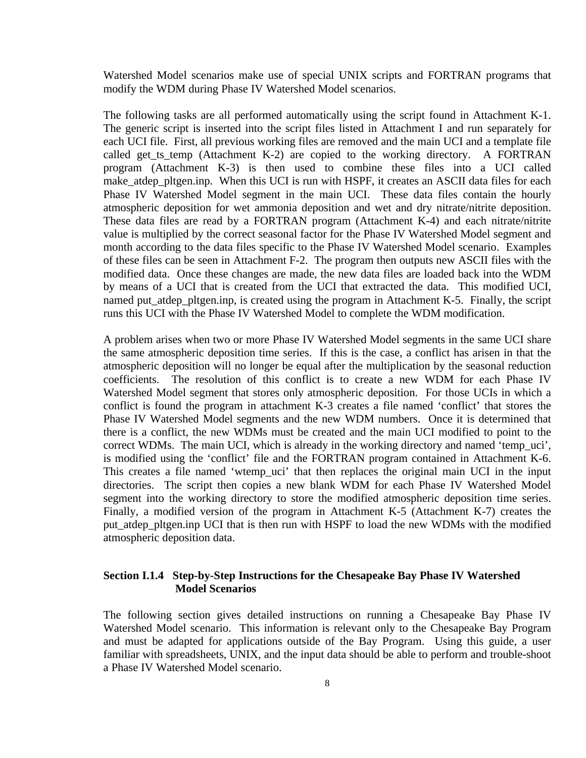Watershed Model scenarios make use of special UNIX scripts and FORTRAN programs that modify the WDM during Phase IV Watershed Model scenarios.

The following tasks are all performed automatically using the script found in Attachment K-1. The generic script is inserted into the script files listed in Attachment I and run separately for each UCI file. First, all previous working files are removed and the main UCI and a template file called get_ts_temp (Attachment K-2) are copied to the working directory. A FORTRAN program (Attachment K-3) is then used to combine these files into a UCI called make_atdep_pltgen.inp. When this UCI is run with HSPF, it creates an ASCII data files for each Phase IV Watershed Model segment in the main UCI. These data files contain the hourly atmospheric deposition for wet ammonia deposition and wet and dry nitrate/nitrite deposition. These data files are read by a FORTRAN program (Attachment K-4) and each nitrate/nitrite value is multiplied by the correct seasonal factor for the Phase IV Watershed Model segment and month according to the data files specific to the Phase IV Watershed Model scenario. Examples of these files can be seen in Attachment F-2. The program then outputs new ASCII files with the modified data. Once these changes are made, the new data files are loaded back into the WDM by means of a UCI that is created from the UCI that extracted the data. This modified UCI, named put_atdep_pltgen.inp, is created using the program in Attachment K-5. Finally, the script runs this UCI with the Phase IV Watershed Model to complete the WDM modification.

A problem arises when two or more Phase IV Watershed Model segments in the same UCI share the same atmospheric deposition time series. If this is the case, a conflict has arisen in that the atmospheric deposition will no longer be equal after the multiplication by the seasonal reduction coefficients. The resolution of this conflict is to create a new WDM for each Phase IV Watershed Model segment that stores only atmospheric deposition. For those UCIs in which a conflict is found the program in attachment K-3 creates a file named 'conflict' that stores the Phase IV Watershed Model segments and the new WDM numbers. Once it is determined that there is a conflict, the new WDMs must be created and the main UCI modified to point to the correct WDMs. The main UCI, which is already in the working directory and named 'temp_uci', is modified using the 'conflict' file and the FORTRAN program contained in Attachment K-6. This creates a file named 'wtemp_uci' that then replaces the original main UCI in the input directories. The script then copies a new blank WDM for each Phase IV Watershed Model segment into the working directory to store the modified atmospheric deposition time series. Finally, a modified version of the program in Attachment K-5 (Attachment K-7) creates the put_atdep_pltgen.inp UCI that is then run with HSPF to load the new WDMs with the modified atmospheric deposition data.

### Section I.1.4 Step-by-Step Instructions for the Chesapeake Bay Phase IV Watershed Model Scenarios

The following section gives detailed instructions on running a Chesapeake Bay Phase IV Watershed Model scenario. This information is relevant only to the Chesapeake Bay Program and must be adapted for applications outside of the Bay Program. Using this guide, a user familiar with spreadsheets, UNIX, and the input data should be able to perform and trouble-shoot a Phase IV Watershed Model scenario.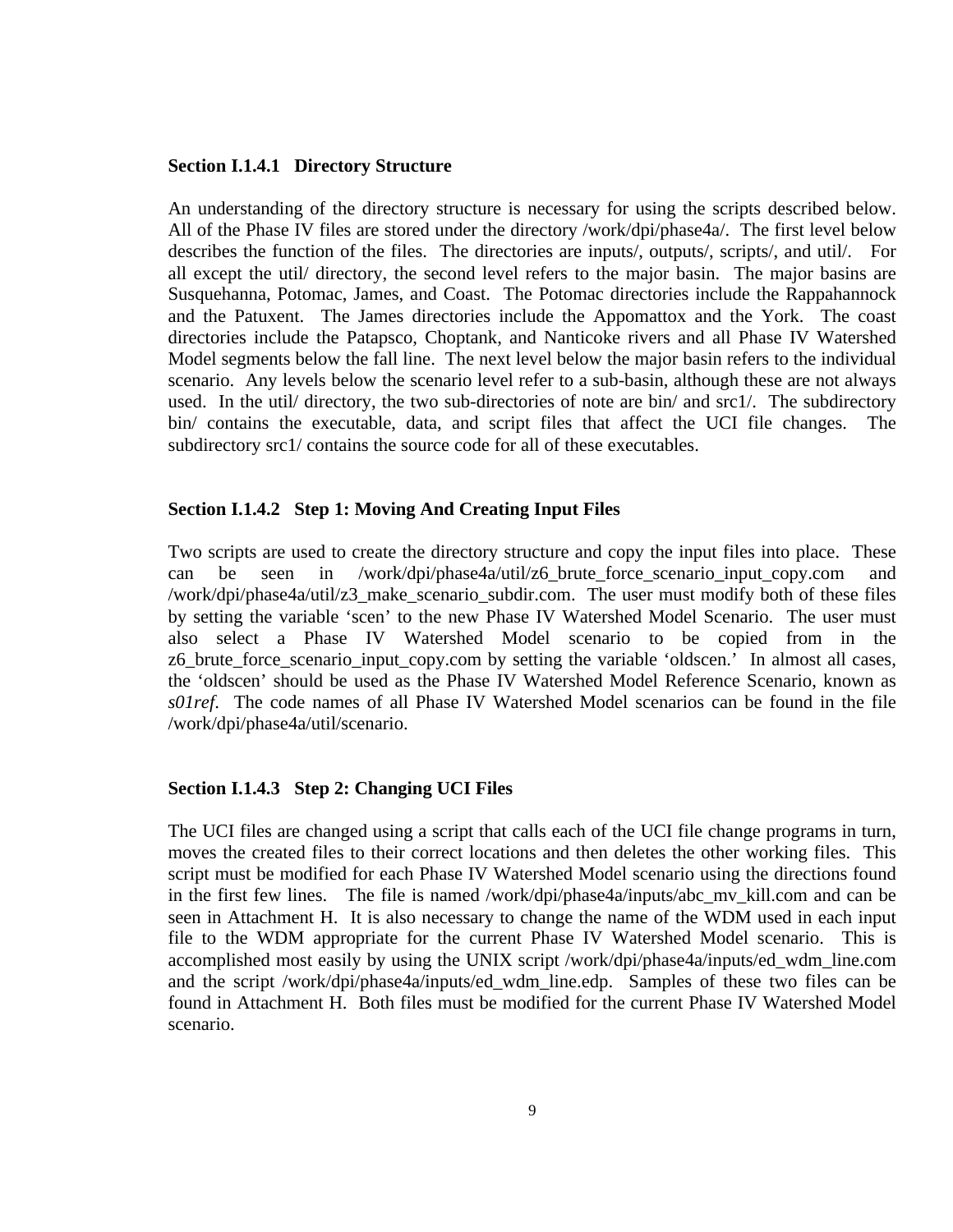### Section I.1.4.1 Directory Structure

An understanding of the directory structure is necessary for using the scripts described below. All of the Phase IV files are stored under the directory /work/dpi/phase4a/. The first level below describes the function of the files. The directories are inputs/, outputs/, scripts/, and util/. For all except the util/ directory, the second level refers to the major basin. The major basins are Susquehanna, Potomac, James, and Coast. The Potomac directories include the Rappahannock and the Patuxent. The James directories include the Appomattox and the York. The coast directories include the Patapsco, Choptank, and Nanticoke rivers and all Phase IV Watershed Model segments below the fall line. The next level below the major basin refers to the individual scenario. Any levels below the scenario level refer to a sub-basin, although these are not always used. In the util/ directory, the two sub-directories of note are bin/ and src1/. The subdirectory bin/ contains the executable, data, and script files that affect the UCI file changes. The subdirectory src1/ contains the source code for all of these executables.

### Section I.1.4.2 Step 1: Moving And Creating Input Files

Two scripts are used to create the directory structure and copy the input files into place. These can be seen in /work/dpi/phase4a/util/z6_brute_force_scenario_input_copy.com and /work/dpi/phase4a/util/z3_make_scenario_subdir.com. The user must modify both of these files by setting the variable ‘scen’ to the new Phase IV Watershed Model Scenario. The user must also select a Phase IV Watershed Model scenario to be copied from in the z6_brute_force_scenario_input_copy.com by setting the variable ‘oldscen.’ In almost all cases, the ‘oldscen’ should be used as the Phase IV Watershed Model Reference Scenario, known as *s01ref*. The code names of all Phase IV Watershed Model scenarios can be found in the file /work/dpi/phase4a/util/scenario.

### Section I.1.4.3 Step 2: Changing UCI Files

The UCI files are changed using a script that calls each of the UCI file change programs in turn, moves the created files to their correct locations and then deletes the other working files. This script must be modified for each Phase IV Watershed Model scenario using the directions found in the first few lines. The file is named /work/dpi/phase4a/inputs/abc_mv_kill.com and can be seen in Attachment H. It is also necessary to change the name of the WDM used in each input file to the WDM appropriate for the current Phase IV Watershed Model scenario. This is accomplished most easily by using the UNIX script /work/dpi/phase4a/inputs/ed_wdm_line.com and the script /work/dpi/phase4a/inputs/ed_wdm_line.edp. Samples of these two files can be found in Attachment H. Both files must be modified for the current Phase IV Watershed Model scenario.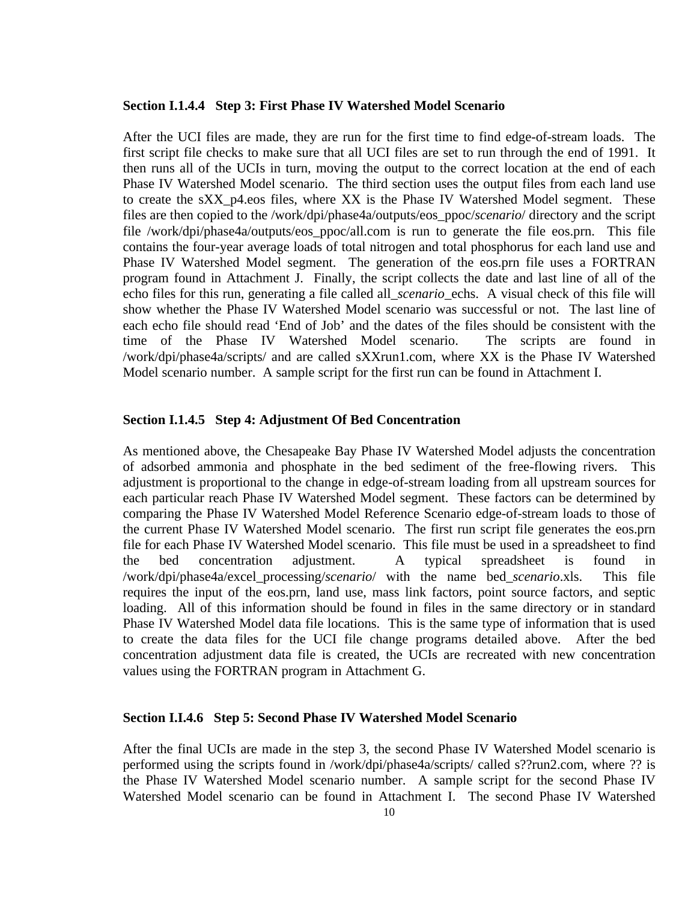### Section I.1.4.4 Step 3: First Phase IV Watershed Model Scenario

After the UCI files are made, they are run for the first time to find edge-of-stream loads. The first script file checks to make sure that all UCI files are set to run through the end of 1991. It then runs all of the UCIs in turn, moving the output to the correct location at the end of each Phase IV Watershed Model scenario. The third section uses the output files from each land use to create the sXX_p4.eos files, where XX is the Phase IV Watershed Model segment. These files are then copied to the /work/dpi/phase4a/outputs/eos_ppoc/*scenario*/ directory and the script file /work/dpi/phase4a/outputs/eos_ppoc/all.com is run to generate the file eos.prn. This file contains the four-year average loads of total nitrogen and total phosphorus for each land use and Phase IV Watershed Model segment. The generation of the eos.prn file uses a FORTRAN program found in Attachment J. Finally, the script collects the date and last line of all of the echo files for this run, generating a file called all_*scenario*_echs. A visual check of this file will show whether the Phase IV Watershed Model scenario was successful or not. The last line of each echo file should read 'End of Job' and the dates of the files should be consistent with the time of the Phase IV Watershed Model scenario. The scripts are found in /work/dpi/phase4a/scripts/ and are called sXXrun1.com, where XX is the Phase IV Watershed Model scenario number. A sample script for the first run can be found in Attachment I.

### Section I.1.4.5 Step 4: Adjustment Of Bed Concentration

As mentioned above, the Chesapeake Bay Phase IV Watershed Model adjusts the concentration of adsorbed ammonia and phosphate in the bed sediment of the free-flowing rivers. This adjustment is proportional to the change in edge-of-stream loading from all upstream sources for each particular reach Phase IV Watershed Model segment. These factors can be determined by comparing the Phase IV Watershed Model Reference Scenario edge-of-stream loads to those of the current Phase IV Watershed Model scenario. The first run script file generates the eos.prn file for each Phase IV Watershed Model scenario. This file must be used in a spreadsheet to find the bed concentration adjustment. A typical spreadsheet is found in /work/dpi/phase4a/excel_processing/*scenario*/ with the name bed_*scenario*.xls. This file requires the input of the eos.prn, land use, mass link factors, point source factors, and septic loading. All of this information should be found in files in the same directory or in standard Phase IV Watershed Model data file locations. This is the same type of information that is used to create the data files for the UCI file change programs detailed above. After the bed concentration adjustment data file is created, the UCIs are recreated with new concentration values using the FORTRAN program in Attachment G.

### Section I.I.4.6 Step 5: Second Phase IV Watershed Model Scenario

After the final UCIs are made in the step 3, the second Phase IV Watershed Model scenario is performed using the scripts found in /work/dpi/phase4a/scripts/ called s??run2.com, where ?? is the Phase IV Watershed Model scenario number. A sample script for the second Phase IV Watershed Model scenario can be found in Attachment I. The second Phase IV Watershed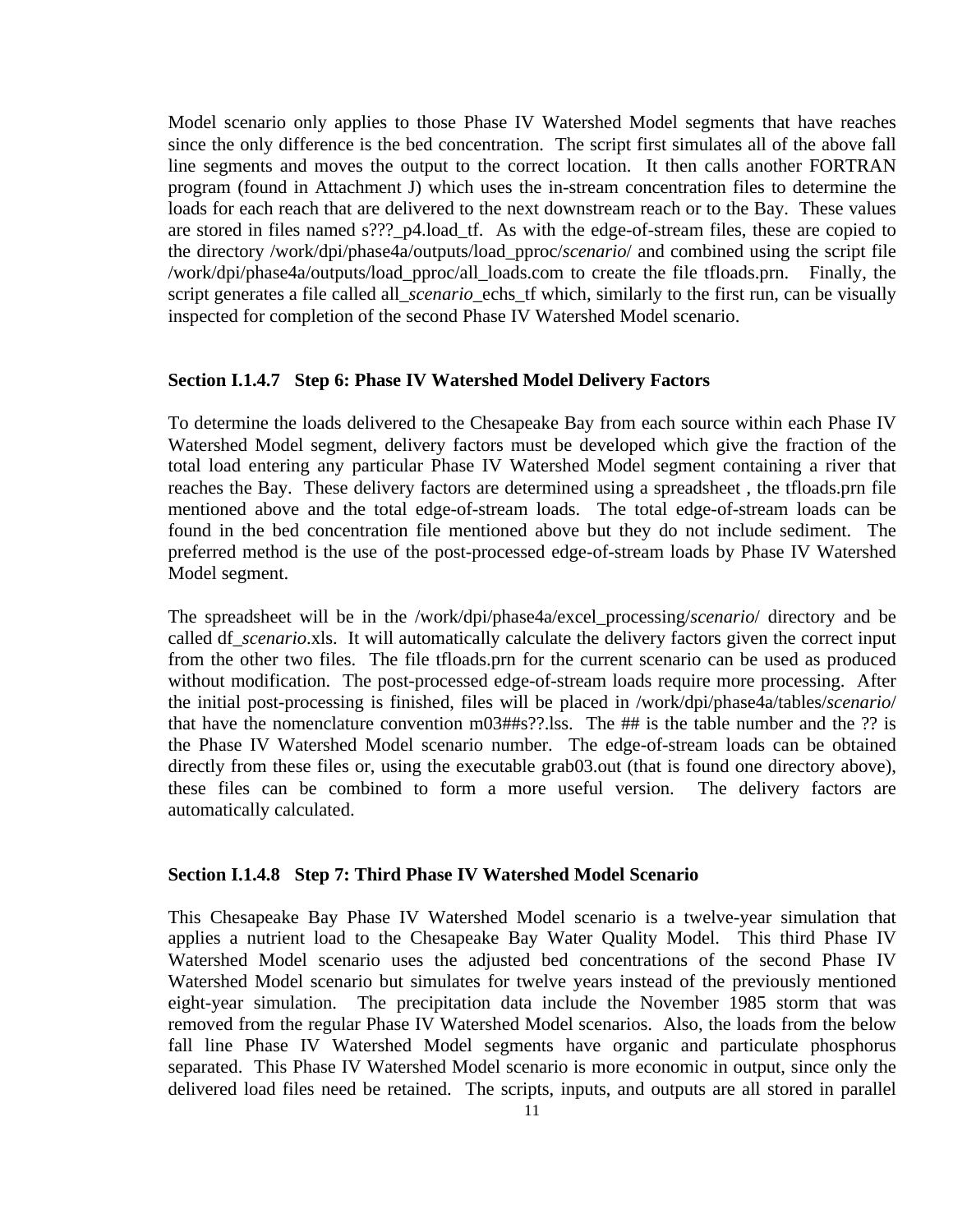Model scenario only applies to those Phase IV Watershed Model segments that have reaches since the only difference is the bed concentration. The script first simulates all of the above fall line segments and moves the output to the correct location. It then calls another FORTRAN program (found in Attachment J) which uses the in-stream concentration files to determine the loads for each reach that are delivered to the next downstream reach or to the Bay. These values are stored in files named s???_p4.load_tf. As with the edge-of-stream files, these are copied to the directory /work/dpi/phase4a/outputs/load_pproc/*scenario*/ and combined using the script file /work/dpi/phase4a/outputs/load_pproc/all_loads.com to create the file tfloads.prn. Finally, the script generates a file called all_*scenario*_echs_tf which, similarly to the first run, can be visually inspected for completion of the second Phase IV Watershed Model scenario.

### Section I.1.4.7 Step 6: Phase IV Watershed Model Delivery Factors

To determine the loads delivered to the Chesapeake Bay from each source within each Phase IV Watershed Model segment, delivery factors must be developed which give the fraction of the total load entering any particular Phase IV Watershed Model segment containing a river that reaches the Bay. These delivery factors are determined using a spreadsheet , the tfloads.prn file mentioned above and the total edge-of-stream loads. The total edge-of-stream loads can be found in the bed concentration file mentioned above but they do not include sediment. The preferred method is the use of the post-processed edge-of-stream loads by Phase IV Watershed Model segment.

The spreadsheet will be in the /work/dpi/phase4a/excel_processing/*scenario*/ directory and be called df_*scenario*.xls. It will automatically calculate the delivery factors given the correct input from the other two files. The file tfloads.prn for the current scenario can be used as produced without modification. The post-processed edge-of-stream loads require more processing. After the initial post-processing is finished, files will be placed in /work/dpi/phase4a/tables/*scenario*/ that have the nomenclature convention m03##s??.lss. The ## is the table number and the ?? is the Phase IV Watershed Model scenario number. The edge-of-stream loads can be obtained directly from these files or, using the executable grab03.out (that is found one directory above), these files can be combined to form a more useful version. The delivery factors are automatically calculated.

### Section I.1.4.8 Step 7: Third Phase IV Watershed Model Scenario

This Chesapeake Bay Phase IV Watershed Model scenario is a twelve-year simulation that applies a nutrient load to the Chesapeake Bay Water Quality Model. This third Phase IV Watershed Model scenario uses the adjusted bed concentrations of the second Phase IV Watershed Model scenario but simulates for twelve years instead of the previously mentioned eight-year simulation. The precipitation data include the November 1985 storm that was removed from the regular Phase IV Watershed Model scenarios. Also, the loads from the below fall line Phase IV Watershed Model segments have organic and particulate phosphorus separated. This Phase IV Watershed Model scenario is more economic in output, since only the delivered load files need be retained. The scripts, inputs, and outputs are all stored in parallel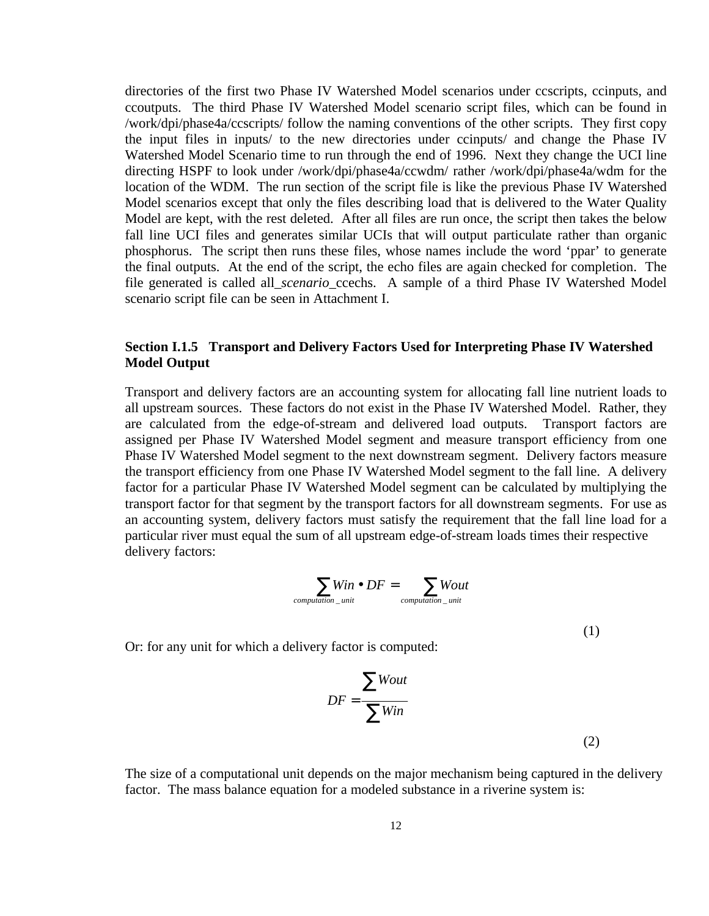directories of the first two Phase IV Watershed Model scenarios under ccscripts, ccinputs, and ccoutputs. The third Phase IV Watershed Model scenario script files, which can be found in /work/dpi/phase4a/ccscripts/ follow the naming conventions of the other scripts. They first copy the input files in inputs/ to the new directories under ccinputs/ and change the Phase IV Watershed Model Scenario time to run through the end of 1996. Next they change the UCI line directing HSPF to look under /work/dpi/phase4a/ccwdm/ rather /work/dpi/phase4a/wdm for the location of the WDM. The run section of the script file is like the previous Phase IV Watershed Model scenarios except that only the files describing load that is delivered to the Water Quality Model are kept, with the rest deleted. After all files are run once, the script then takes the below fall line UCI files and generates similar UCIs that will output particulate rather than organic phosphorus. The script then runs these files, whose names include the word 'ppar' to generate the final outputs. At the end of the script, the echo files are again checked for completion. The file generated is called all_*scenario*_ccechs. A sample of a third Phase IV Watershed Model scenario script file can be seen in Attachment I.

### Section I.1.5 Transport and Delivery Factors Used for Interpreting Phase IV Watershed Model Output

Transport and delivery factors are an accounting system for allocating fall line nutrient loads to all upstream sources. These factors do not exist in the Phase IV Watershed Model. Rather, they are calculated from the edge-of-stream and delivered load outputs. Transport factors are assigned per Phase IV Watershed Model segment and measure transport efficiency from one Phase IV Watershed Model segment to the next downstream segment. Delivery factors measure the transport efficiency from one Phase IV Watershed Model segment to the fall line. A delivery factor for a particular Phase IV Watershed Model segment can be calculated by multiplying the transport factor for that segment by the transport factors for all downstream segments. For use as an accounting system, delivery factors must satisfy the requirement that the fall line load for a particular river must equal the sum of all upstream edge-of-stream loads times their respective delivery factors:

$$\sum_{computation\_unit} Win \bullet DF = \sum_{computation\_unit} Wout \tag{1}$$

Or: for any unit for which a delivery factor is computed:

$$DF = \frac{\sum Wout}{\sum Win} \tag{2}$$

The size of a computational unit depends on the major mechanism being captured in the delivery factor. The mass balance equation for a modeled substance in a riverine system is: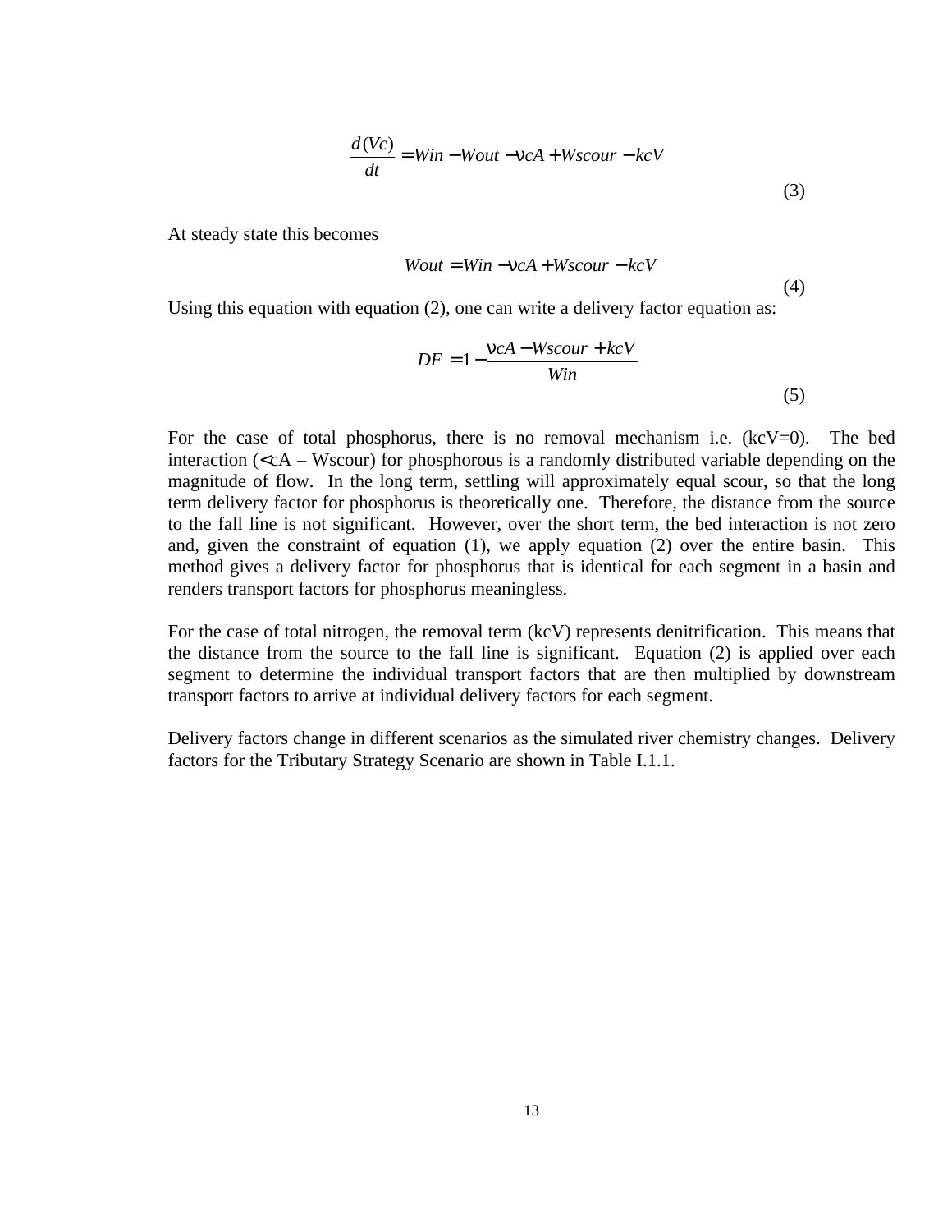$$\frac{d(Vc)}{dt} = Win - Wout - \nu cA + Wscour - kcV \tag{3}$$

At steady state this becomes

$$Wout = Win - \nu cA + Wscour - kcV \tag{4}$$

Using this equation with equation (2), one can write a delivery factor equation as:

$$DF = 1 - \frac{\nu cA - Wscour + kcV}{Win} \tag{5}$$

For the case of total phosphorus, there is no removal mechanism i.e. (kcV=0). The bed interaction ($\nu$cA – Wscour) for phosphorous is a randomly distributed variable depending on the magnitude of flow. In the long term, settling will approximately equal scour, so that the long term delivery factor for phosphorus is theoretically one. Therefore, the distance from the source to the fall line is not significant. However, over the short term, the bed interaction is not zero and, given the constraint of equation (1), we apply equation (2) over the entire basin. This method gives a delivery factor for phosphorus that is identical for each segment in a basin and renders transport factors for phosphorus meaningless.

For the case of total nitrogen, the removal term (kcV) represents denitrification. This means that the distance from the source to the fall line is significant. Equation (2) is applied over each segment to determine the individual transport factors that are then multiplied by downstream transport factors to arrive at individual delivery factors for each segment.

Delivery factors change in different scenarios as the simulated river chemistry changes. Delivery factors for the Tributary Strategy Scenario are shown in Table I.1.1.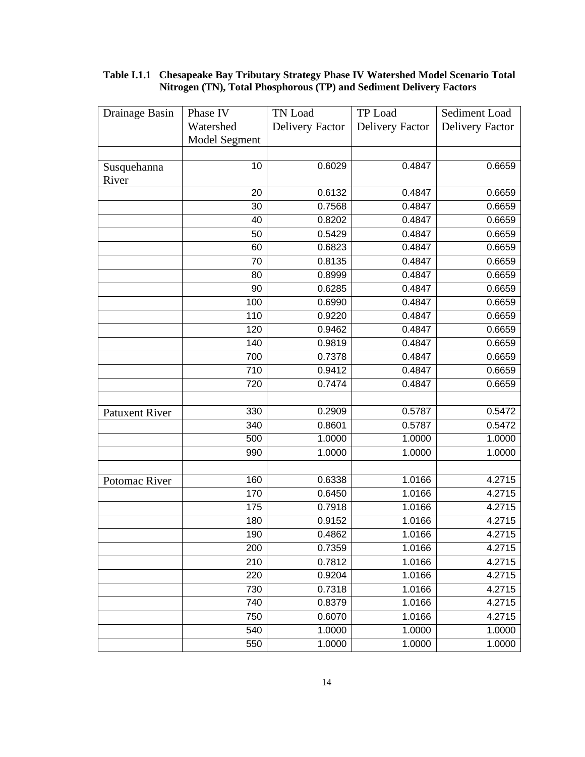**Table I.1.1 Chesapeake Bay Tributary Strategy Phase IV Watershed Model Scenario Total Nitrogen (TN), Total Phosphorous (TP) and Sediment Delivery Factors**

| Drainage Basin | Phase IV Watershed Model Segment | TN Load Delivery Factor | TP Load Delivery Factor | Sediment Load Delivery Factor |
|---|---|---|---|---|
| | | | | |
| Susquehanna River | 10 | 0.6029 | 0.4847 | 0.6659 |
| | 20 | 0.6132 | 0.4847 | 0.6659 |
| | 30 | 0.7568 | 0.4847 | 0.6659 |
| | 40 | 0.8202 | 0.4847 | 0.6659 |
| | 50 | 0.5429 | 0.4847 | 0.6659 |
| | 60 | 0.6823 | 0.4847 | 0.6659 |
| | 70 | 0.8135 | 0.4847 | 0.6659 |
| | 80 | 0.8999 | 0.4847 | 0.6659 |
| | 90 | 0.6285 | 0.4847 | 0.6659 |
| | 100 | 0.6990 | 0.4847 | 0.6659 |
| | 110 | 0.9220 | 0.4847 | 0.6659 |
| | 120 | 0.9462 | 0.4847 | 0.6659 |
| | 140 | 0.9819 | 0.4847 | 0.6659 |
| | 700 | 0.7378 | 0.4847 | 0.6659 |
| | 710 | 0.9412 | 0.4847 | 0.6659 |
| | 720 | 0.7474 | 0.4847 | 0.6659 |
| | | | | |
| Patuxent River | 330 | 0.2909 | 0.5787 | 0.5472 |
| | 340 | 0.8601 | 0.5787 | 0.5472 |
| | 500 | 1.0000 | 1.0000 | 1.0000 |
| | 990 | 1.0000 | 1.0000 | 1.0000 |
| | | | | |
| Potomac River | 160 | 0.6338 | 1.0166 | 4.2715 |
| | 170 | 0.6450 | 1.0166 | 4.2715 |
| | 175 | 0.7918 | 1.0166 | 4.2715 |
| | 180 | 0.9152 | 1.0166 | 4.2715 |
| | 190 | 0.4862 | 1.0166 | 4.2715 |
| | 200 | 0.7359 | 1.0166 | 4.2715 |
| | 210 | 0.7812 | 1.0166 | 4.2715 |
| | 220 | 0.9204 | 1.0166 | 4.2715 |
| | 730 | 0.7318 | 1.0166 | 4.2715 |
| | 740 | 0.8379 | 1.0166 | 4.2715 |
| | 750 | 0.6070 | 1.0166 | 4.2715 |
| | 540 | 1.0000 | 1.0000 | 1.0000 |
| | 550 | 1.0000 | 1.0000 | 1.0000 |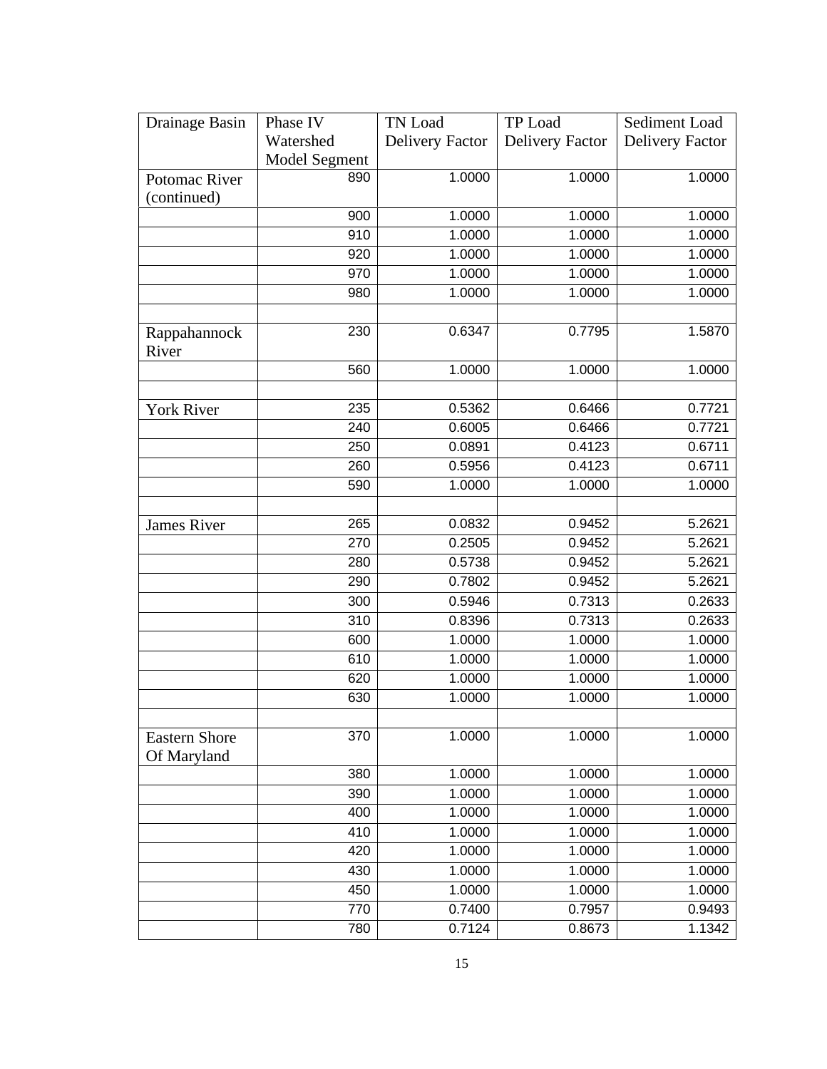| Drainage Basin | Phase IV Watershed Model Segment | TN Load Delivery Factor | TP Load Delivery Factor | Sediment Load Delivery Factor |
|---|---|---|---|---|
| Potomac River (continued) | 890 | 1.0000 | 1.0000 | 1.0000 |
| | 900 | 1.0000 | 1.0000 | 1.0000 |
| | 910 | 1.0000 | 1.0000 | 1.0000 |
| | 920 | 1.0000 | 1.0000 | 1.0000 |
| | 970 | 1.0000 | 1.0000 | 1.0000 |
| | 980 | 1.0000 | 1.0000 | 1.0000 |
| | | | | |
| Rappahannock River | 230 | 0.6347 | 0.7795 | 1.5870 |
| | 560 | 1.0000 | 1.0000 | 1.0000 |
| | | | | |
| York River | 235 | 0.5362 | 0.6466 | 0.7721 |
| | 240 | 0.6005 | 0.6466 | 0.7721 |
| | 250 | 0.0891 | 0.4123 | 0.6711 |
| | 260 | 0.5956 | 0.4123 | 0.6711 |
| | 590 | 1.0000 | 1.0000 | 1.0000 |
| | | | | |
| James River | 265 | 0.0832 | 0.9452 | 5.2621 |
| | 270 | 0.2505 | 0.9452 | 5.2621 |
| | 280 | 0.5738 | 0.9452 | 5.2621 |
| | 290 | 0.7802 | 0.9452 | 5.2621 |
| | 300 | 0.5946 | 0.7313 | 0.2633 |
| | 310 | 0.8396 | 0.7313 | 0.2633 |
| | 600 | 1.0000 | 1.0000 | 1.0000 |
| | 610 | 1.0000 | 1.0000 | 1.0000 |
| | 620 | 1.0000 | 1.0000 | 1.0000 |
| | 630 | 1.0000 | 1.0000 | 1.0000 |
| | | | | |
| Eastern Shore Of Maryland | 370 | 1.0000 | 1.0000 | 1.0000 |
| | 380 | 1.0000 | 1.0000 | 1.0000 |
| | 390 | 1.0000 | 1.0000 | 1.0000 |
| | 400 | 1.0000 | 1.0000 | 1.0000 |
| | 410 | 1.0000 | 1.0000 | 1.0000 |
| | 420 | 1.0000 | 1.0000 | 1.0000 |
| | 430 | 1.0000 | 1.0000 | 1.0000 |
| | 450 | 1.0000 | 1.0000 | 1.0000 |
| | 770 | 0.7400 | 0.7957 | 0.9493 |
| | 780 | 0.7124 | 0.8673 | 1.1342 |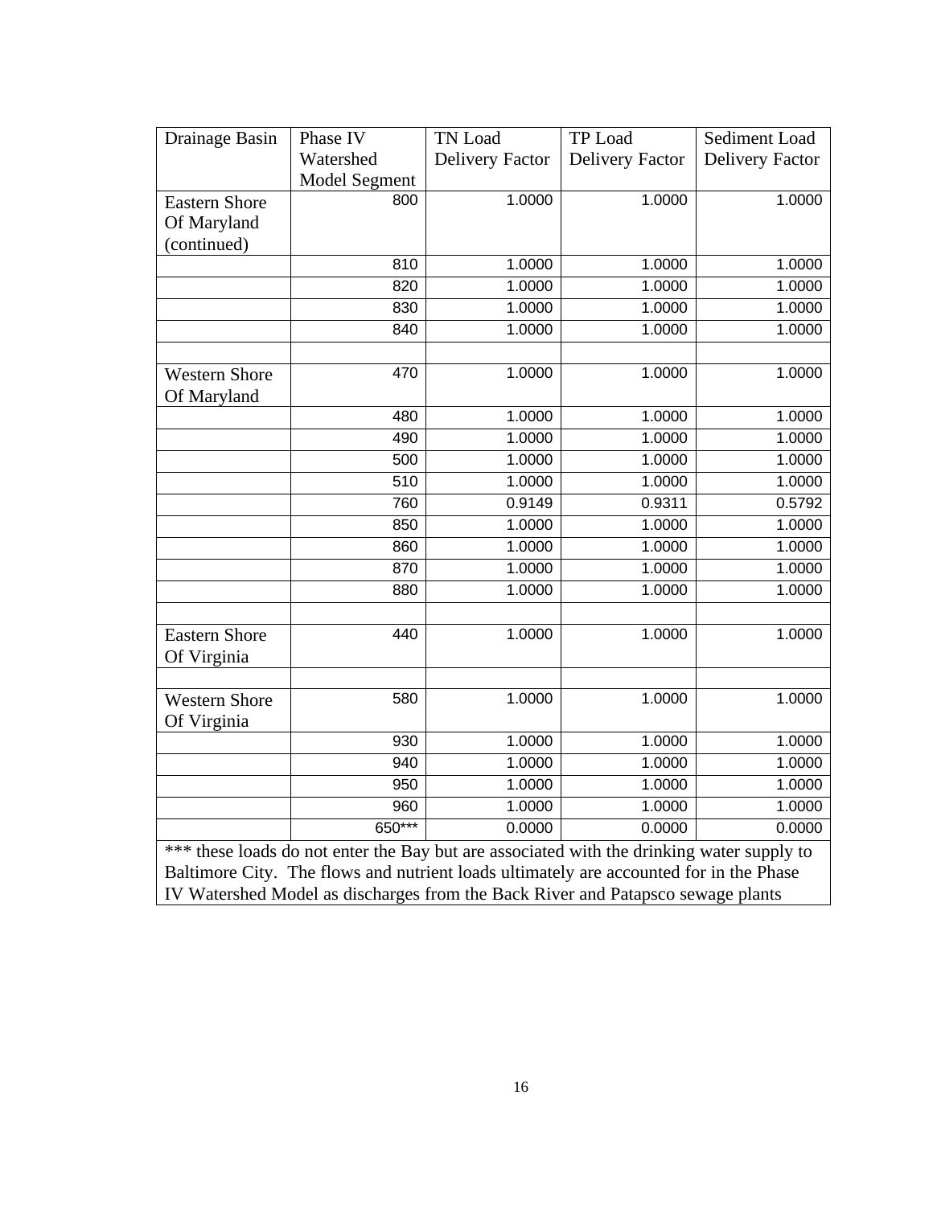| Drainage Basin | Phase IV Watershed Model Segment | TN Load Delivery Factor | TP Load Delivery Factor | Sediment Load Delivery Factor |
|---|---|---|---|---|
| Eastern Shore Of Maryland (continued) | 800 | 1.0000 | 1.0000 | 1.0000 |
| | 810 | 1.0000 | 1.0000 | 1.0000 |
| | 820 | 1.0000 | 1.0000 | 1.0000 |
| | 830 | 1.0000 | 1.0000 | 1.0000 |
| | 840 | 1.0000 | 1.0000 | 1.0000 |
| | | | | |
| Western Shore Of Maryland | 470 | 1.0000 | 1.0000 | 1.0000 |
| | 480 | 1.0000 | 1.0000 | 1.0000 |
| | 490 | 1.0000 | 1.0000 | 1.0000 |
| | 500 | 1.0000 | 1.0000 | 1.0000 |
| | 510 | 1.0000 | 1.0000 | 1.0000 |
| | 760 | 0.9149 | 0.9311 | 0.5792 |
| | 850 | 1.0000 | 1.0000 | 1.0000 |
| | 860 | 1.0000 | 1.0000 | 1.0000 |
| | 870 | 1.0000 | 1.0000 | 1.0000 |
| | 880 | 1.0000 | 1.0000 | 1.0000 |
| | | | | |
| Eastern Shore Of Virginia | 440 | 1.0000 | 1.0000 | 1.0000 |
| | | | | |
| Western Shore Of Virginia | 580 | 1.0000 | 1.0000 | 1.0000 |
| | 930 | 1.0000 | 1.0000 | 1.0000 |
| | 940 | 1.0000 | 1.0000 | 1.0000 |
| | 950 | 1.0000 | 1.0000 | 1.0000 |
| | 960 | 1.0000 | 1.0000 | 1.0000 |
| | 650*** | 0.0000 | 0.0000 | 0.0000 |

*** these loads do not enter the Bay but are associated with the drinking water supply to Baltimore City. The flows and nutrient loads ultimately are accounted for in the Phase IV Watershed Model as discharges from the Back River and Patapsco sewage plants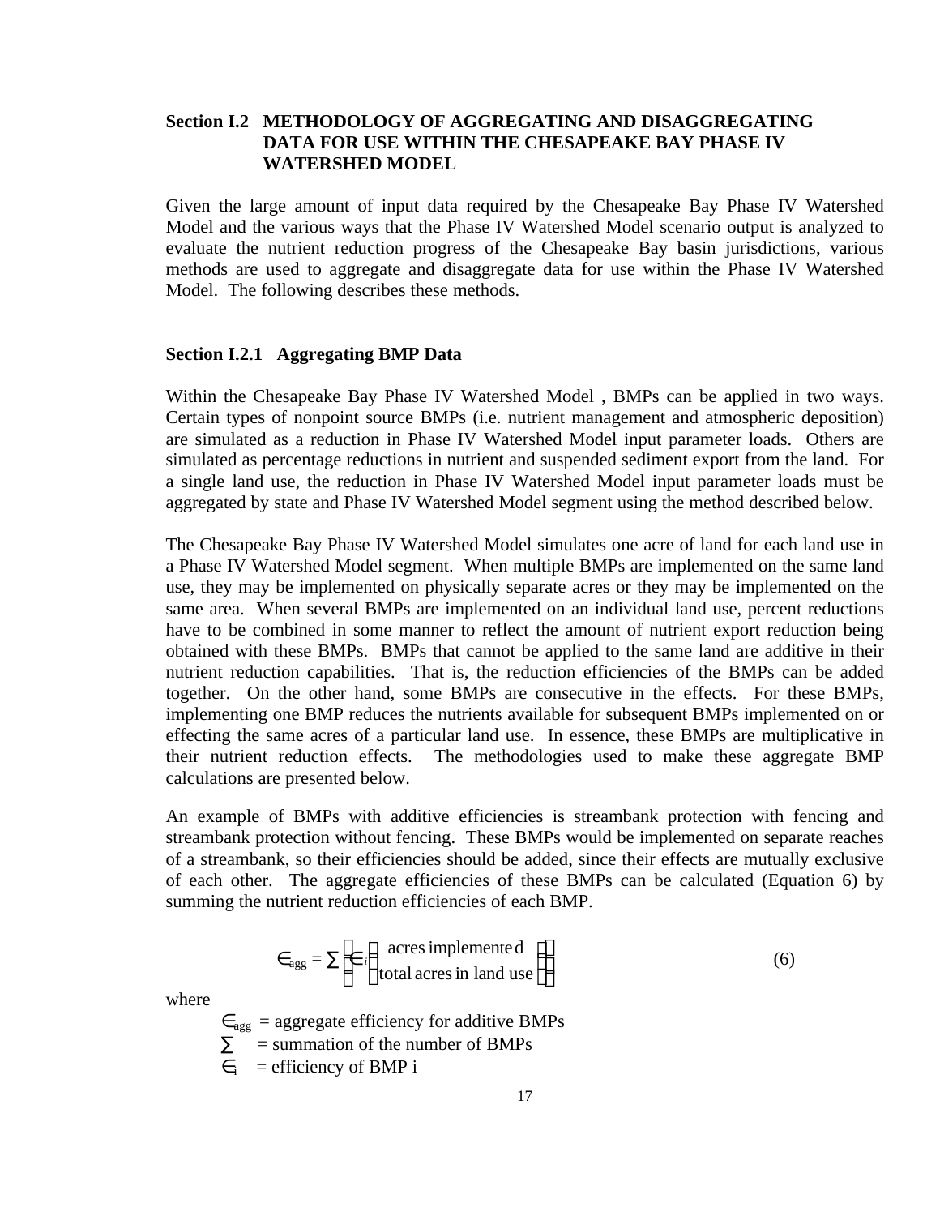## Section I.2 METHODOLOGY OF AGGREGATING AND DISAGGREGATING DATA FOR USE WITHIN THE CHESAPEAKE BAY PHASE IV WATERSHED MODEL

Given the large amount of input data required by the Chesapeake Bay Phase IV Watershed Model and the various ways that the Phase IV Watershed Model scenario output is analyzed to evaluate the nutrient reduction progress of the Chesapeake Bay basin jurisdictions, various methods are used to aggregate and disaggregate data for use within the Phase IV Watershed Model. The following describes these methods.

### Section I.2.1 Aggregating BMP Data

Within the Chesapeake Bay Phase IV Watershed Model , BMPs can be applied in two ways. Certain types of nonpoint source BMPs (i.e. nutrient management and atmospheric deposition) are simulated as a reduction in Phase IV Watershed Model input parameter loads. Others are simulated as percentage reductions in nutrient and suspended sediment export from the land. For a single land use, the reduction in Phase IV Watershed Model input parameter loads must be aggregated by state and Phase IV Watershed Model segment using the method described below.

The Chesapeake Bay Phase IV Watershed Model simulates one acre of land for each land use in a Phase IV Watershed Model segment. When multiple BMPs are implemented on the same land use, they may be implemented on physically separate acres or they may be implemented on the same area. When several BMPs are implemented on an individual land use, percent reductions have to be combined in some manner to reflect the amount of nutrient export reduction being obtained with these BMPs. BMPs that cannot be applied to the same land are additive in their nutrient reduction capabilities. That is, the reduction efficiencies of the BMPs can be added together. On the other hand, some BMPs are consecutive in the effects. For these BMPs, implementing one BMP reduces the nutrients available for subsequent BMPs implemented on or effecting the same acres of a particular land use. In essence, these BMPs are multiplicative in their nutrient reduction effects. The methodologies used to make these aggregate BMP calculations are presented below.

An example of BMPs with additive efficiencies is streambank protection with fencing and streambank protection without fencing. These BMPs would be implemented on separate reaches of a streambank, so their efficiencies should be added, since their effects are mutually exclusive of each other. The aggregate efficiencies of these BMPs can be calculated (Equation 6) by summing the nutrient reduction efficiencies of each BMP.

$$\in_{agg} = \sum \left( \in_i \left( \frac{\text{acres implemented}}{\text{total acres in land use}} \right) \right) \tag{6}$$

where

$\in_{agg}$ = aggregate efficiency for additive BMPs

$\sum$ = summation of the number of BMPs

$\in_i$ = efficiency of BMP i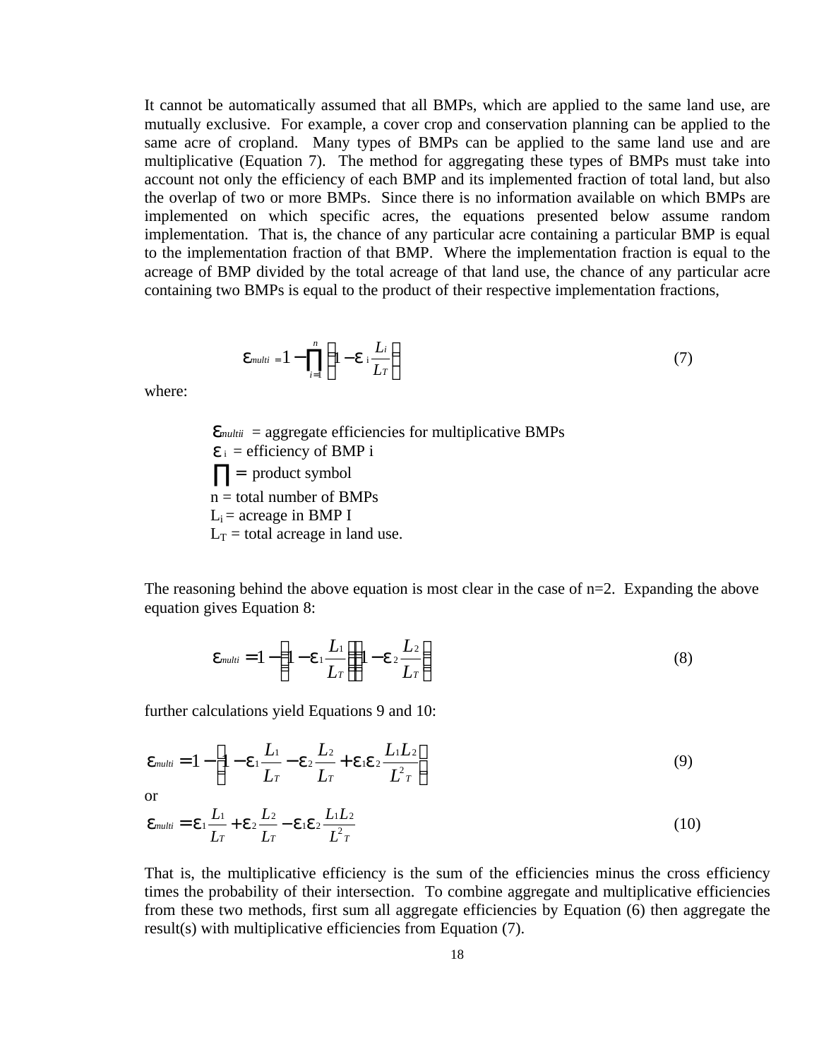It cannot be automatically assumed that all BMPs, which are applied to the same land use, are mutually exclusive. For example, a cover crop and conservation planning can be applied to the same acre of cropland. Many types of BMPs can be applied to the same land use and are multiplicative (Equation 7). The method for aggregating these types of BMPs must take into account not only the efficiency of each BMP and its implemented fraction of total land, but also the overlap of two or more BMPs. Since there is no information available on which BMPs are implemented on which specific acres, the equations presented below assume random implementation. That is, the chance of any particular acre containing a particular BMP is equal to the implementation fraction of that BMP. Where the implementation fraction is equal to the acreage of BMP divided by the total acreage of that land use, the chance of any particular acre containing two BMPs is equal to the product of their respective implementation fractions,

$$\varepsilon_{multi} = 1 - \prod_{i=1}^{n} \left( 1 - \varepsilon_i \frac{L_i}{L_T} \right) \tag{7}$$

where:

$\varepsilon_{multii}$ = aggregate efficiencies for multiplicative BMPs
$\varepsilon_i$ = efficiency of BMP i
$\prod$ = product symbol
n = total number of BMPs
$L_i$ = acreage in BMP I
$L_T$ = total acreage in land use.

The reasoning behind the above equation is most clear in the case of n=2. Expanding the above equation gives Equation 8:

$$\varepsilon_{multi} = 1 - \left( 1 - \varepsilon_1 \frac{L_1}{L_T} \right) \left( 1 - \varepsilon_2 \frac{L_2}{L_T} \right) \tag{8}$$

further calculations yield Equations 9 and 10:

$$\varepsilon_{multi} = 1 - \left( 1 - \varepsilon_1 \frac{L_1}{L_T} - \varepsilon_2 \frac{L_2}{L_T} + \varepsilon_1 \varepsilon_2 \frac{L_1 L_2}{L_T^2} \right) \tag{9}$$

or

$$\varepsilon_{multi} = \varepsilon_1 \frac{L_1}{L_T} + \varepsilon_2 \frac{L_2}{L_T} - \varepsilon_1 \varepsilon_2 \frac{L_1 L_2}{L_T^2} \tag{10}$$

That is, the multiplicative efficiency is the sum of the efficiencies minus the cross efficiency times the probability of their intersection. To combine aggregate and multiplicative efficiencies from these two methods, first sum all aggregate efficiencies by Equation (6) then aggregate the result(s) with multiplicative efficiencies from Equation (7).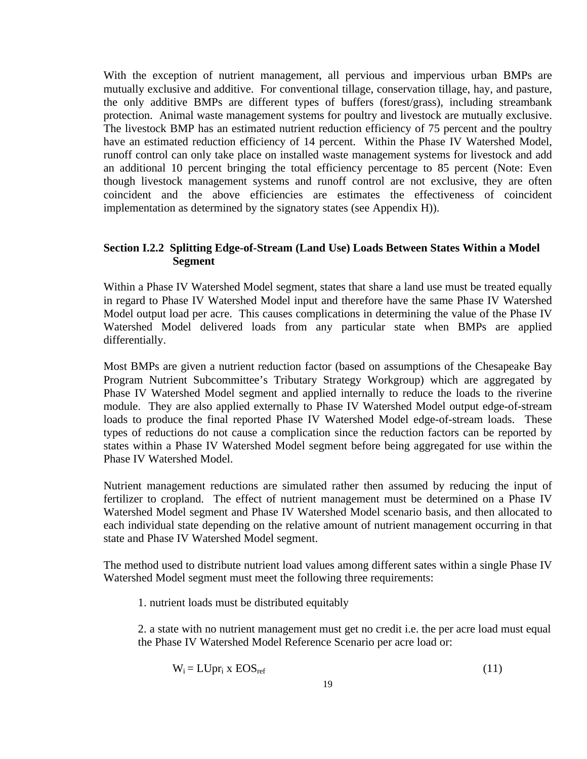With the exception of nutrient management, all pervious and impervious urban BMPs are mutually exclusive and additive. For conventional tillage, conservation tillage, hay, and pasture, the only additive BMPs are different types of buffers (forest/grass), including streambank protection. Animal waste management systems for poultry and livestock are mutually exclusive. The livestock BMP has an estimated nutrient reduction efficiency of 75 percent and the poultry have an estimated reduction efficiency of 14 percent. Within the Phase IV Watershed Model, runoff control can only take place on installed waste management systems for livestock and add an additional 10 percent bringing the total efficiency percentage to 85 percent (Note: Even though livestock management systems and runoff control are not exclusive, they are often coincident and the above efficiencies are estimates the effectiveness of coincident implementation as determined by the signatory states (see Appendix H)).

### Section I.2.2 Splitting Edge-of-Stream (Land Use) Loads Between States Within a Model Segment

Within a Phase IV Watershed Model segment, states that share a land use must be treated equally in regard to Phase IV Watershed Model input and therefore have the same Phase IV Watershed Model output load per acre. This causes complications in determining the value of the Phase IV Watershed Model delivered loads from any particular state when BMPs are applied differentially.

Most BMPs are given a nutrient reduction factor (based on assumptions of the Chesapeake Bay Program Nutrient Subcommittee's Tributary Strategy Workgroup) which are aggregated by Phase IV Watershed Model segment and applied internally to reduce the loads to the riverine module. They are also applied externally to Phase IV Watershed Model output edge-of-stream loads to produce the final reported Phase IV Watershed Model edge-of-stream loads. These types of reductions do not cause a complication since the reduction factors can be reported by states within a Phase IV Watershed Model segment before being aggregated for use within the Phase IV Watershed Model.

Nutrient management reductions are simulated rather then assumed by reducing the input of fertilizer to cropland. The effect of nutrient management must be determined on a Phase IV Watershed Model segment and Phase IV Watershed Model scenario basis, and then allocated to each individual state depending on the relative amount of nutrient management occurring in that state and Phase IV Watershed Model segment.

The method used to distribute nutrient load values among different sates within a single Phase IV Watershed Model segment must meet the following three requirements:

1. nutrient loads must be distributed equitably

2. a state with no nutrient management must get no credit i.e. the per acre load must equal the Phase IV Watershed Model Reference Scenario per acre load or:

$$W_i = LUpr_i \times EOS_{ref} \tag{11}$$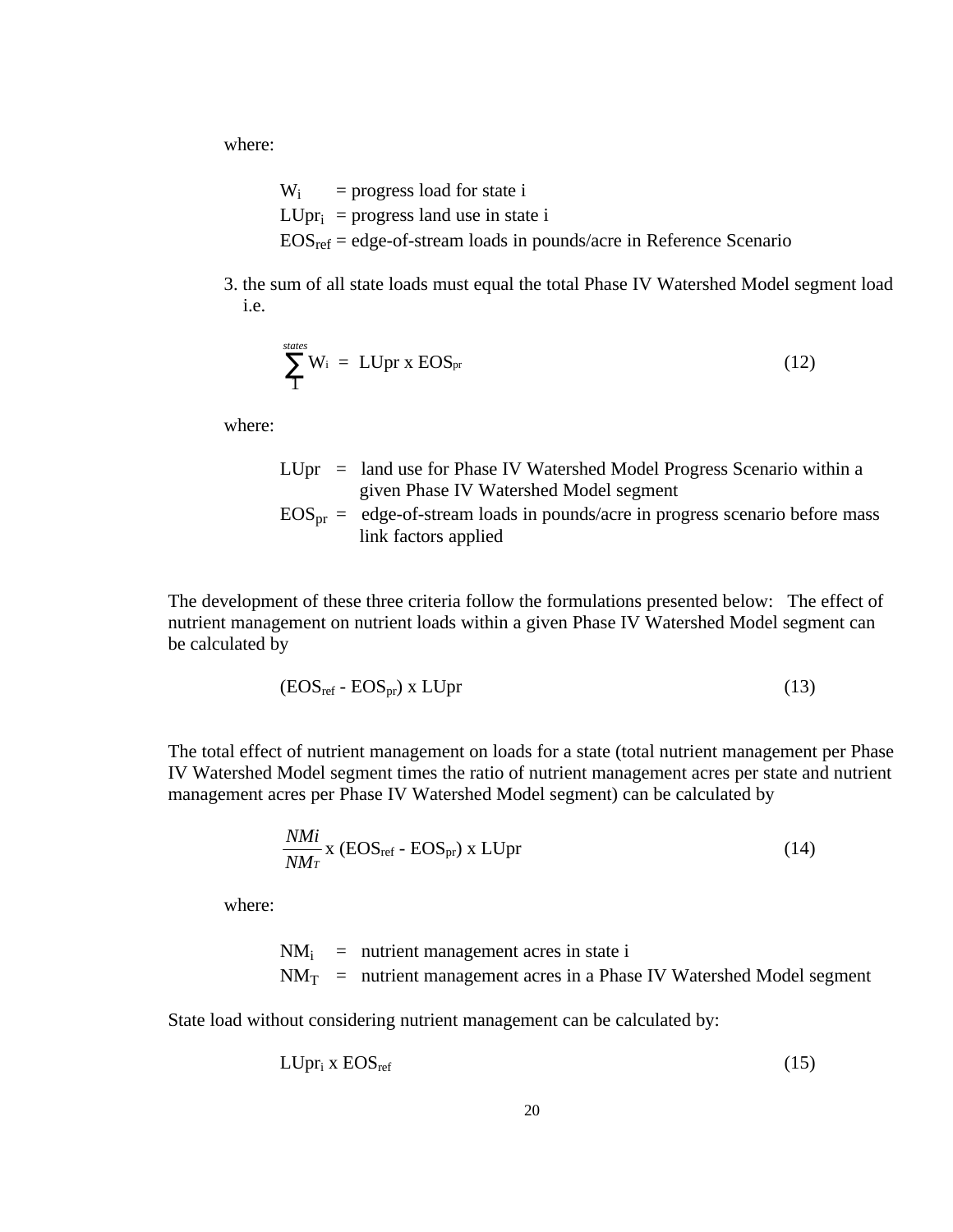where:

$W_i$ = progress load for state i
$LUpr_i$ = progress land use in state i
$EOS_{ref}$ = edge-of-stream loads in pounds/acre in Reference Scenario

3. the sum of all state loads must equal the total Phase IV Watershed Model segment load i.e.

$$\sum_{1}^{states} W_i = LUpr \times EOS_{pr} \tag{12}$$

where:

$LUpr$ = land use for Phase IV Watershed Model Progress Scenario within a given Phase IV Watershed Model segment
$EOS_{pr}$ = edge-of-stream loads in pounds/acre in progress scenario before mass link factors applied

The development of these three criteria follow the formulations presented below: The effect of nutrient management on nutrient loads within a given Phase IV Watershed Model segment can be calculated by

$$(EOS_{ref} - EOS_{pr}) \times LUpr \tag{13}$$

The total effect of nutrient management on loads for a state (total nutrient management per Phase IV Watershed Model segment times the ratio of nutrient management acres per state and nutrient management acres per Phase IV Watershed Model segment) can be calculated by

$$\frac{NM_i}{NM_T} \times (EOS_{ref} - EOS_{pr}) \times LUpr \tag{14}$$

where:

$NM_i$ = nutrient management acres in state i
$NM_T$ = nutrient management acres in a Phase IV Watershed Model segment

State load without considering nutrient management can be calculated by:

$$LUpr_i \times EOS_{ref} \tag{15}$$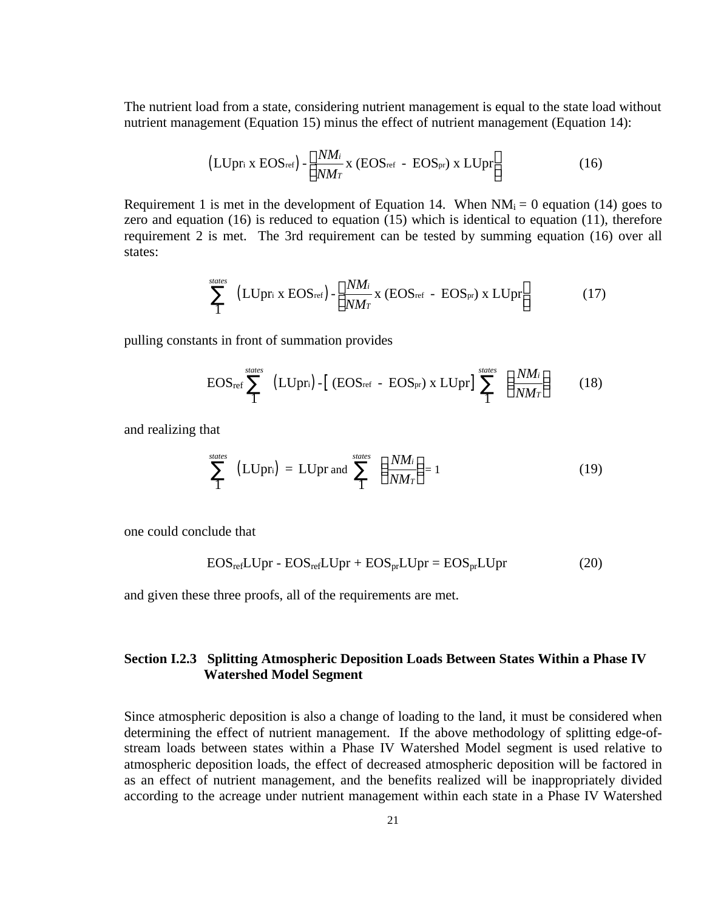The nutrient load from a state, considering nutrient management is equal to the state load without nutrient management (Equation 15) minus the effect of nutrient management (Equation 14):

$$\left(\text{LUpr}_i \text{ x EOS}_{ref}\right) - \left[\frac{NM_i}{NM_T} \text{ x } (\text{EOS}_{ref} - \text{EOS}_{pr}) \text{ x LUpr}\right] \tag{16}$$

Requirement 1 is met in the development of Equation 14. When $NM_i = 0$ equation (14) goes to zero and equation (16) is reduced to equation (15) which is identical to equation (11), therefore requirement 2 is met. The 3rd requirement can be tested by summing equation (16) over all states:

$$\sum_{1}^{states} \left(\text{LUpr}_i \text{ x EOS}_{ref}\right) - \left[\frac{NM_i}{NM_T} \text{ x } (\text{EOS}_{ref} - \text{EOS}_{pr}) \text{ x LUpr}\right] \tag{17}$$

pulling constants in front of summation provides

$$\text{EOS}_{ref} \sum_{1}^{states} \left(\text{LUpr}_i\right) - \left[ (\text{EOS}_{ref} - \text{EOS}_{pr}) \text{ x LUpr}\right] \sum_{1}^{states} \left[\frac{NM_i}{NM_T}\right] \tag{18}$$

and realizing that

$$\sum_{1}^{states} \left(\text{LUpr}_i\right) = \text{LUpr and } \sum_{1}^{states} \left[\frac{NM_i}{NM_T}\right] = 1 \tag{19}$$

one could conclude that

$$\text{EOS}_{ref}\text{LUpr} - \text{EOS}_{ref}\text{LUpr} + \text{EOS}_{pr}\text{LUpr} = \text{EOS}_{pr}\text{LUpr} \tag{20}$$

and given these three proofs, all of the requirements are met.

### Section I.2.3 Splitting Atmospheric Deposition Loads Between States Within a Phase IV Watershed Model Segment

Since atmospheric deposition is also a change of loading to the land, it must be considered when determining the effect of nutrient management. If the above methodology of splitting edge-of-stream loads between states within a Phase IV Watershed Model segment is used relative to atmospheric deposition loads, the effect of decreased atmospheric deposition will be factored in as an effect of nutrient management, and the benefits realized will be inappropriately divided according to the acreage under nutrient management within each state in a Phase IV Watershed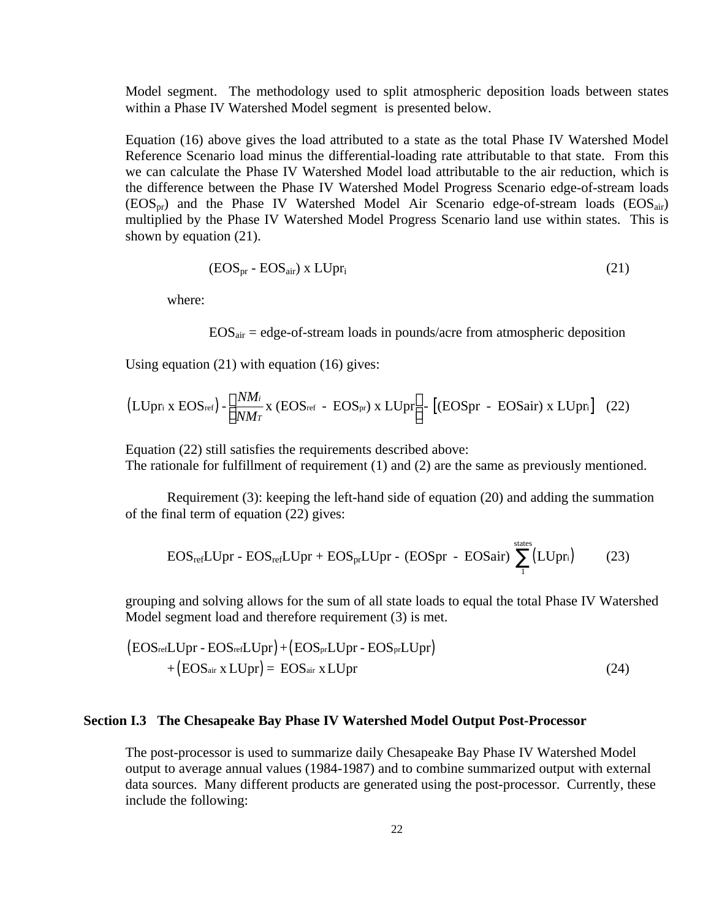Model segment. The methodology used to split atmospheric deposition loads between states within a Phase IV Watershed Model segment is presented below.

Equation (16) above gives the load attributed to a state as the total Phase IV Watershed Model Reference Scenario load minus the differential-loading rate attributable to that state. From this we can calculate the Phase IV Watershed Model load attributable to the air reduction, which is the difference between the Phase IV Watershed Model Progress Scenario edge-of-stream loads ($EOS_{pr}$) and the Phase IV Watershed Model Air Scenario edge-of-stream loads ($EOS_{air}$) multiplied by the Phase IV Watershed Model Progress Scenario land use within states. This is shown by equation (21).

$$(EOS_{pr} - EOS_{air}) \text{ x } LUpr_i \tag{21}$$

where:

$EOS_{air}$ = edge-of-stream loads in pounds/acre from atmospheric deposition

Using equation (21) with equation (16) gives:

$$\left(LUpr_i \text{ x } EOS_{ref}\right) - \left(\frac{NM_i}{NM_T} \text{ x } (EOS_{ref} - EOS_{pr}) \text{ x } LUpr\right) - \left[(EOSpr - EOSair) \text{ x } LUpr_i\right] \tag{22}$$

Equation (22) still satisfies the requirements described above:
The rationale for fulfillment of requirement (1) and (2) are the same as previously mentioned.

Requirement (3): keeping the left-hand side of equation (20) and adding the summation of the final term of equation (22) gives:

$$EOS_{ref}LUpr - EOS_{ref}LUpr + EOS_{pr}LUpr - (EOSpr - EOSair) \sum_{1}^{states}\left(LUpr_i\right) \tag{23}$$

grouping and solving allows for the sum of all state loads to equal the total Phase IV Watershed Model segment load and therefore requirement (3) is met.

$$\left(EOS_{ref}LUpr - EOS_{ref}LUpr\right) + \left(EOS_{pr}LUpr - EOS_{pr}LUpr\right) + \left(EOS_{air} \text{ x } LUpr\right) = EOS_{air} \text{ x } LUpr \tag{24}$$

### Section I.3 The Chesapeake Bay Phase IV Watershed Model Output Post-Processor

The post-processor is used to summarize daily Chesapeake Bay Phase IV Watershed Model output to average annual values (1984-1987) and to combine summarized output with external data sources. Many different products are generated using the post-processor. Currently, these include the following: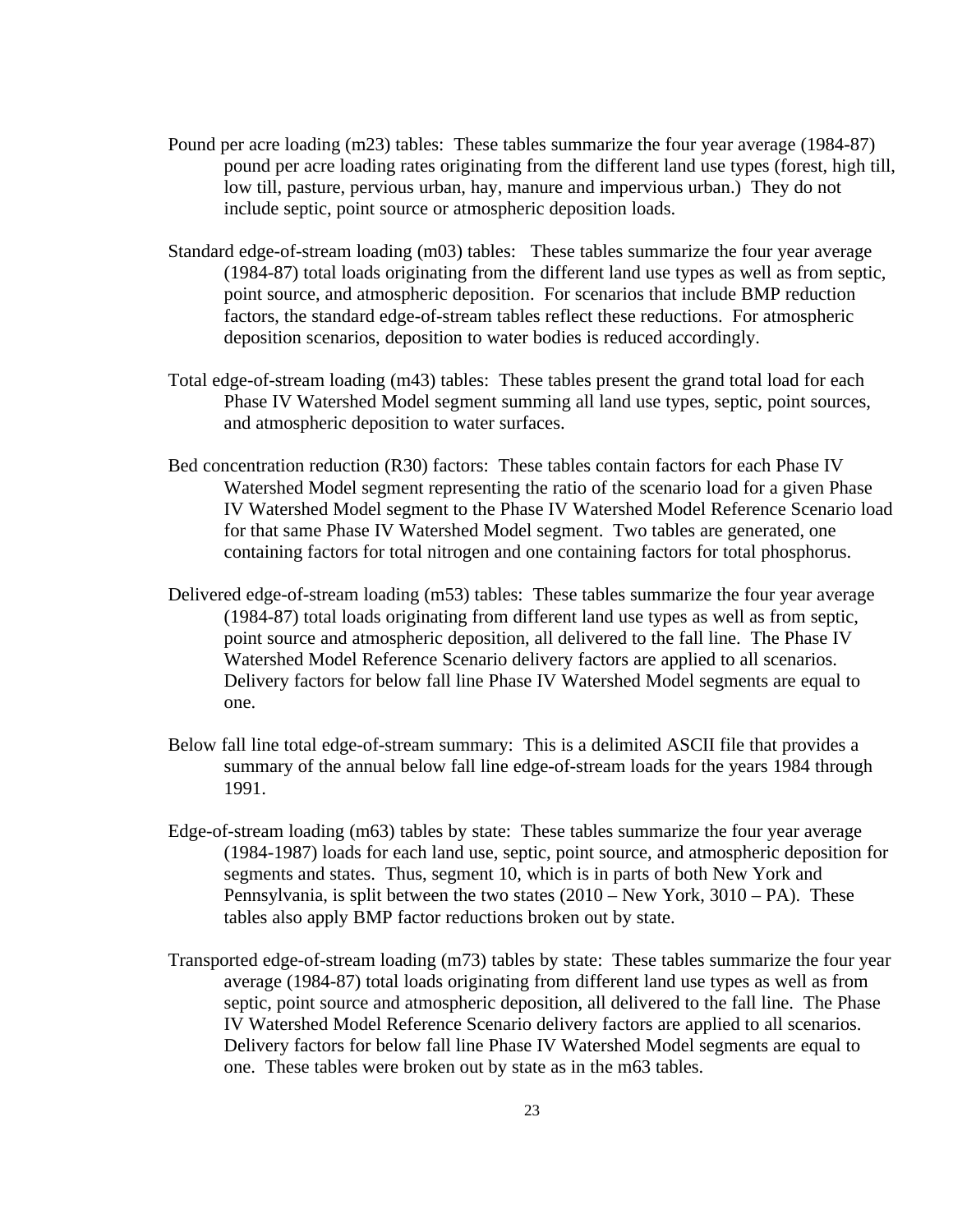Pound per acre loading (m23) tables: These tables summarize the four year average (1984-87) pound per acre loading rates originating from the different land use types (forest, high till, low till, pasture, pervious urban, hay, manure and impervious urban.) They do not include septic, point source or atmospheric deposition loads.

Standard edge-of-stream loading (m03) tables: These tables summarize the four year average (1984-87) total loads originating from the different land use types as well as from septic, point source, and atmospheric deposition. For scenarios that include BMP reduction factors, the standard edge-of-stream tables reflect these reductions. For atmospheric deposition scenarios, deposition to water bodies is reduced accordingly.

Total edge-of-stream loading (m43) tables: These tables present the grand total load for each Phase IV Watershed Model segment summing all land use types, septic, point sources, and atmospheric deposition to water surfaces.

Bed concentration reduction (R30) factors: These tables contain factors for each Phase IV Watershed Model segment representing the ratio of the scenario load for a given Phase IV Watershed Model segment to the Phase IV Watershed Model Reference Scenario load for that same Phase IV Watershed Model segment. Two tables are generated, one containing factors for total nitrogen and one containing factors for total phosphorus.

Delivered edge-of-stream loading (m53) tables: These tables summarize the four year average (1984-87) total loads originating from different land use types as well as from septic, point source and atmospheric deposition, all delivered to the fall line. The Phase IV Watershed Model Reference Scenario delivery factors are applied to all scenarios. Delivery factors for below fall line Phase IV Watershed Model segments are equal to one.

Below fall line total edge-of-stream summary: This is a delimited ASCII file that provides a summary of the annual below fall line edge-of-stream loads for the years 1984 through 1991.

Edge-of-stream loading (m63) tables by state: These tables summarize the four year average (1984-1987) loads for each land use, septic, point source, and atmospheric deposition for segments and states. Thus, segment 10, which is in parts of both New York and Pennsylvania, is split between the two states (2010 – New York, 3010 – PA). These tables also apply BMP factor reductions broken out by state.

Transported edge-of-stream loading (m73) tables by state: These tables summarize the four year average (1984-87) total loads originating from different land use types as well as from septic, point source and atmospheric deposition, all delivered to the fall line. The Phase IV Watershed Model Reference Scenario delivery factors are applied to all scenarios. Delivery factors for below fall line Phase IV Watershed Model segments are equal to one. These tables were broken out by state as in the m63 tables.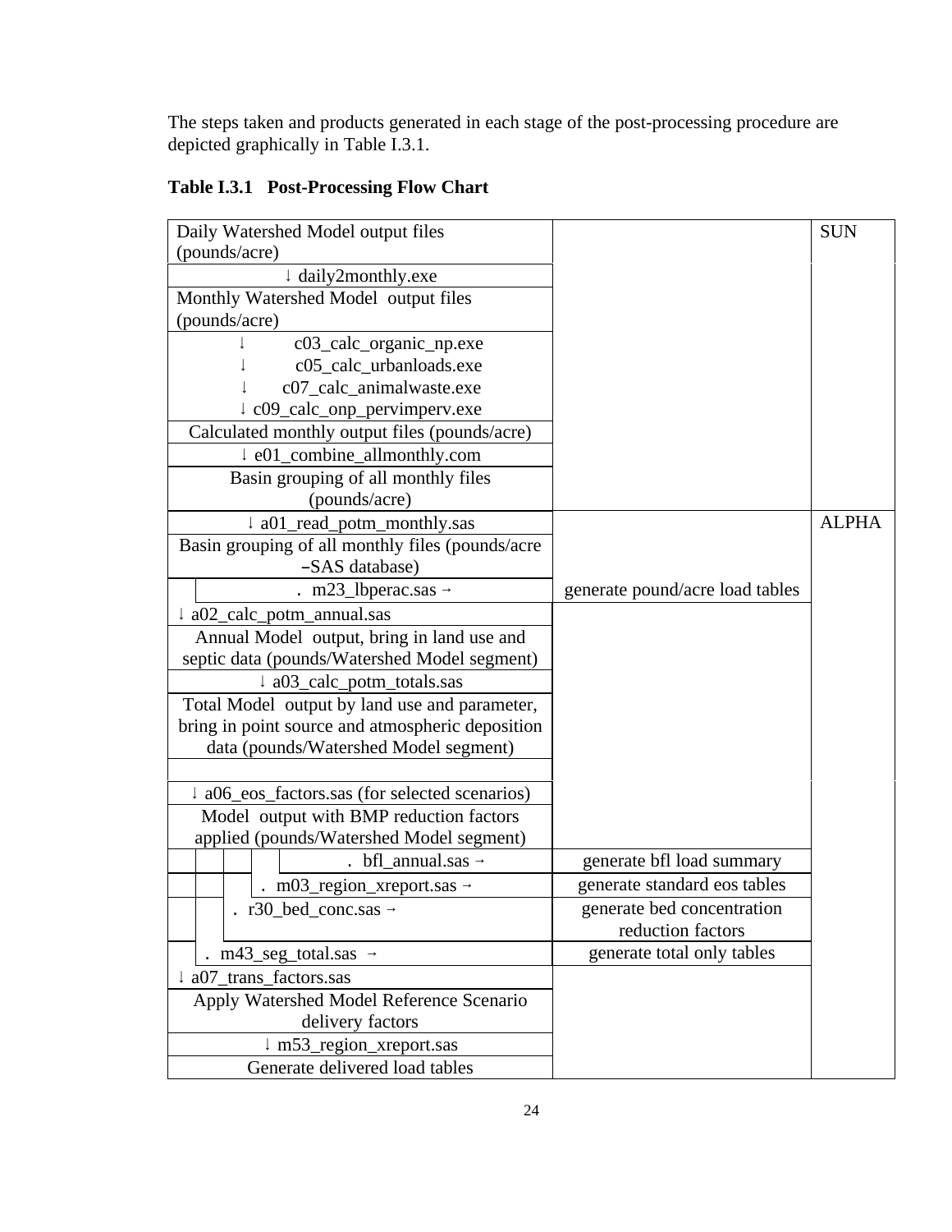The steps taken and products generated in each stage of the post-processing procedure are depicted graphically in Table I.3.1.

**Table I.3.1 Post-Processing Flow Chart**

| | | |
|---|---|---|
| Daily Watershed Model output files (pounds/acre) | | SUN |
| ↓ daily2monthly.exe | | |
| Monthly Watershed Model output files (pounds/acre) | | |
| ↓ c03_calc_organic_np.exe<br>↓ c05_calc_urbanloads.exe<br>↓ c07_calc_animalwaste.exe<br>↓ c09_calc_onp_pervimperv.exe | | |
| Calculated monthly output files (pounds/acre) | | |
| ↓ e01_combine_allmonthly.com | | |
| Basin grouping of all monthly files (pounds/acre) | | |
| ↓ a01_read_potm_monthly.sas | | ALPHA |
| Basin grouping of all monthly files (pounds/acre –SAS database) | | |
| . m23_lbperac.sas → | generate pound/acre load tables | |
| ↓ a02_calc_potm_annual.sas | | |
| Annual Model output, bring in land use and septic data (pounds/Watershed Model segment) | | |
| ↓ a03_calc_potm_totals.sas | | |
| Total Model output by land use and parameter, bring in point source and atmospheric deposition data (pounds/Watershed Model segment) | | |
| | | |
| ↓ a06_eos_factors.sas (for selected scenarios) | | |
| Model output with BMP reduction factors applied (pounds/Watershed Model segment) | | |
| . bfl_annual.sas → | generate bfl load summary | |
| . m03_region_xreport.sas → | generate standard eos tables | |
| . r30_bed_conc.sas → | generate bed concentration reduction factors | |
| . m43_seg_total.sas → | generate total only tables | |
| ↓ a07_trans_factors.sas | | |
| Apply Watershed Model Reference Scenario delivery factors | | |
| ↓ m53_region_xreport.sas | | |
| Generate delivered load tables | | |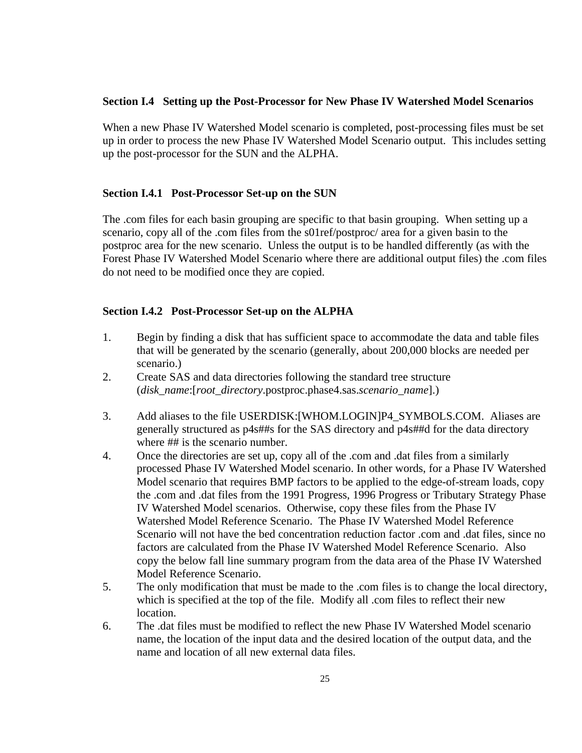## Section I.4 Setting up the Post-Processor for New Phase IV Watershed Model Scenarios

When a new Phase IV Watershed Model scenario is completed, post-processing files must be set up in order to process the new Phase IV Watershed Model Scenario output. This includes setting up the post-processor for the SUN and the ALPHA.

### Section I.4.1 Post-Processor Set-up on the SUN

The .com files for each basin grouping are specific to that basin grouping. When setting up a scenario, copy all of the .com files from the s01ref/postproc/ area for a given basin to the postproc area for the new scenario. Unless the output is to be handled differently (as with the Forest Phase IV Watershed Model Scenario where there are additional output files) the .com files do not need to be modified once they are copied.

### Section I.4.2 Post-Processor Set-up on the ALPHA

1. Begin by finding a disk that has sufficient space to accommodate the data and table files that will be generated by the scenario (generally, about 200,000 blocks are needed per scenario.)
2. Create SAS and data directories following the standard tree structure (*disk_name*:[*root_directory*.postproc.phase4.sas.*scenario_name*].)
3. Add aliases to the file USERDISK:[WHOM.LOGIN]P4_SYMBOLS.COM. Aliases are generally structured as p4s##s for the SAS directory and p4s##d for the data directory where ## is the scenario number.
4. Once the directories are set up, copy all of the .com and .dat files from a similarly processed Phase IV Watershed Model scenario. In other words, for a Phase IV Watershed Model scenario that requires BMP factors to be applied to the edge-of-stream loads, copy the .com and .dat files from the 1991 Progress, 1996 Progress or Tributary Strategy Phase IV Watershed Model scenarios. Otherwise, copy these files from the Phase IV Watershed Model Reference Scenario. The Phase IV Watershed Model Reference Scenario will not have the bed concentration reduction factor .com and .dat files, since no factors are calculated from the Phase IV Watershed Model Reference Scenario. Also copy the below fall line summary program from the data area of the Phase IV Watershed Model Reference Scenario.
5. The only modification that must be made to the .com files is to change the local directory, which is specified at the top of the file. Modify all .com files to reflect their new location.
6. The .dat files must be modified to reflect the new Phase IV Watershed Model scenario name, the location of the input data and the desired location of the output data, and the name and location of all new external data files.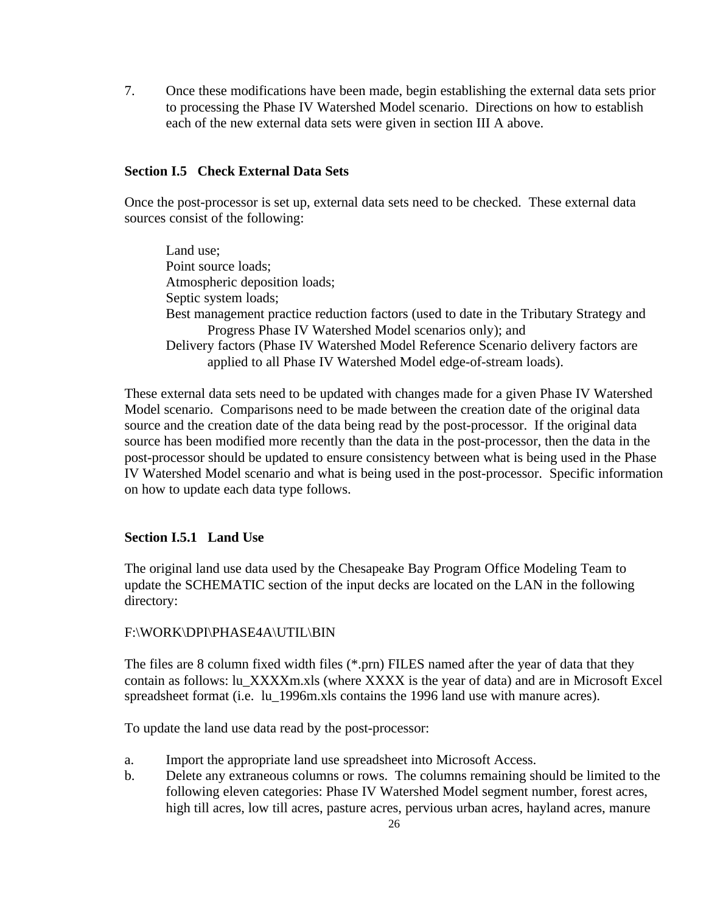7. Once these modifications have been made, begin establishing the external data sets prior to processing the Phase IV Watershed Model scenario. Directions on how to establish each of the new external data sets were given in section III A above.

## Section I.5 Check External Data Sets

Once the post-processor is set up, external data sets need to be checked. These external data sources consist of the following:

- Land use;
- Point source loads;
- Atmospheric deposition loads;
- Septic system loads;
- Best management practice reduction factors (used to date in the Tributary Strategy and Progress Phase IV Watershed Model scenarios only); and
- Delivery factors (Phase IV Watershed Model Reference Scenario delivery factors are applied to all Phase IV Watershed Model edge-of-stream loads).

These external data sets need to be updated with changes made for a given Phase IV Watershed Model scenario. Comparisons need to be made between the creation date of the original data source and the creation date of the data being read by the post-processor. If the original data source has been modified more recently than the data in the post-processor, then the data in the post-processor should be updated to ensure consistency between what is being used in the Phase IV Watershed Model scenario and what is being used in the post-processor. Specific information on how to update each data type follows.

### Section I.5.1 Land Use

The original land use data used by the Chesapeake Bay Program Office Modeling Team to update the SCHEMATIC section of the input decks are located on the LAN in the following directory:

F:\WORK\DPI\PHASE4A\UTIL\BIN

The files are 8 column fixed width files (*.prn) FILES named after the year of data that they contain as follows: lu_XXXXm.xls (where XXXX is the year of data) and are in Microsoft Excel spreadsheet format (i.e. lu_1996m.xls contains the 1996 land use with manure acres).

To update the land use data read by the post-processor:

a. Import the appropriate land use spreadsheet into Microsoft Access.
b. Delete any extraneous columns or rows. The columns remaining should be limited to the following eleven categories: Phase IV Watershed Model segment number, forest acres, high till acres, low till acres, pasture acres, pervious urban acres, hayland acres, manure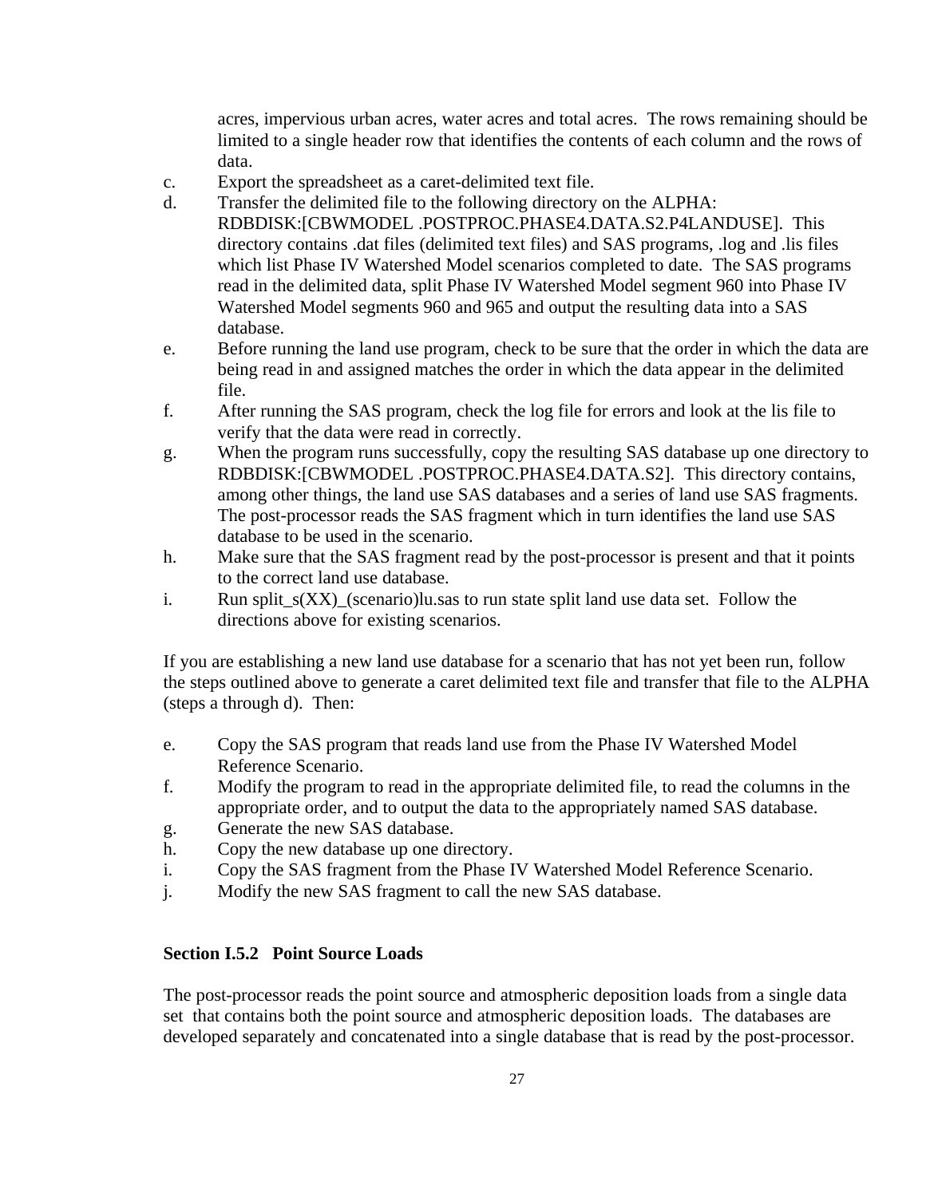acres, impervious urban acres, water acres and total acres. The rows remaining should be limited to a single header row that identifies the contents of each column and the rows of data.

c. Export the spreadsheet as a caret-delimited text file.

d. Transfer the delimited file to the following directory on the ALPHA: RDBDISK:[CBWMODEL .POSTPROC.PHASE4.DATA.S2.P4LANDUSE]. This directory contains .dat files (delimited text files) and SAS programs, .log and .lis files which list Phase IV Watershed Model scenarios completed to date. The SAS programs read in the delimited data, split Phase IV Watershed Model segment 960 into Phase IV Watershed Model segments 960 and 965 and output the resulting data into a SAS database.

e. Before running the land use program, check to be sure that the order in which the data are being read in and assigned matches the order in which the data appear in the delimited file.

f. After running the SAS program, check the log file for errors and look at the lis file to verify that the data were read in correctly.

g. When the program runs successfully, copy the resulting SAS database up one directory to RDBDISK:[CBWMODEL .POSTPROC.PHASE4.DATA.S2]. This directory contains, among other things, the land use SAS databases and a series of land use SAS fragments. The post-processor reads the SAS fragment which in turn identifies the land use SAS database to be used in the scenario.

h. Make sure that the SAS fragment read by the post-processor is present and that it points to the correct land use database.

i. Run split_s(XX)_(scenario)lu.sas to run state split land use data set. Follow the directions above for existing scenarios.

If you are establishing a new land use database for a scenario that has not yet been run, follow the steps outlined above to generate a caret delimited text file and transfer that file to the ALPHA (steps a through d). Then:

e. Copy the SAS program that reads land use from the Phase IV Watershed Model Reference Scenario.

f. Modify the program to read in the appropriate delimited file, to read the columns in the appropriate order, and to output the data to the appropriately named SAS database.

g. Generate the new SAS database.

h. Copy the new database up one directory.

i. Copy the SAS fragment from the Phase IV Watershed Model Reference Scenario.

j. Modify the new SAS fragment to call the new SAS database.

### Section I.5.2 Point Source Loads

The post-processor reads the point source and atmospheric deposition loads from a single data set that contains both the point source and atmospheric deposition loads. The databases are developed separately and concatenated into a single database that is read by the post-processor.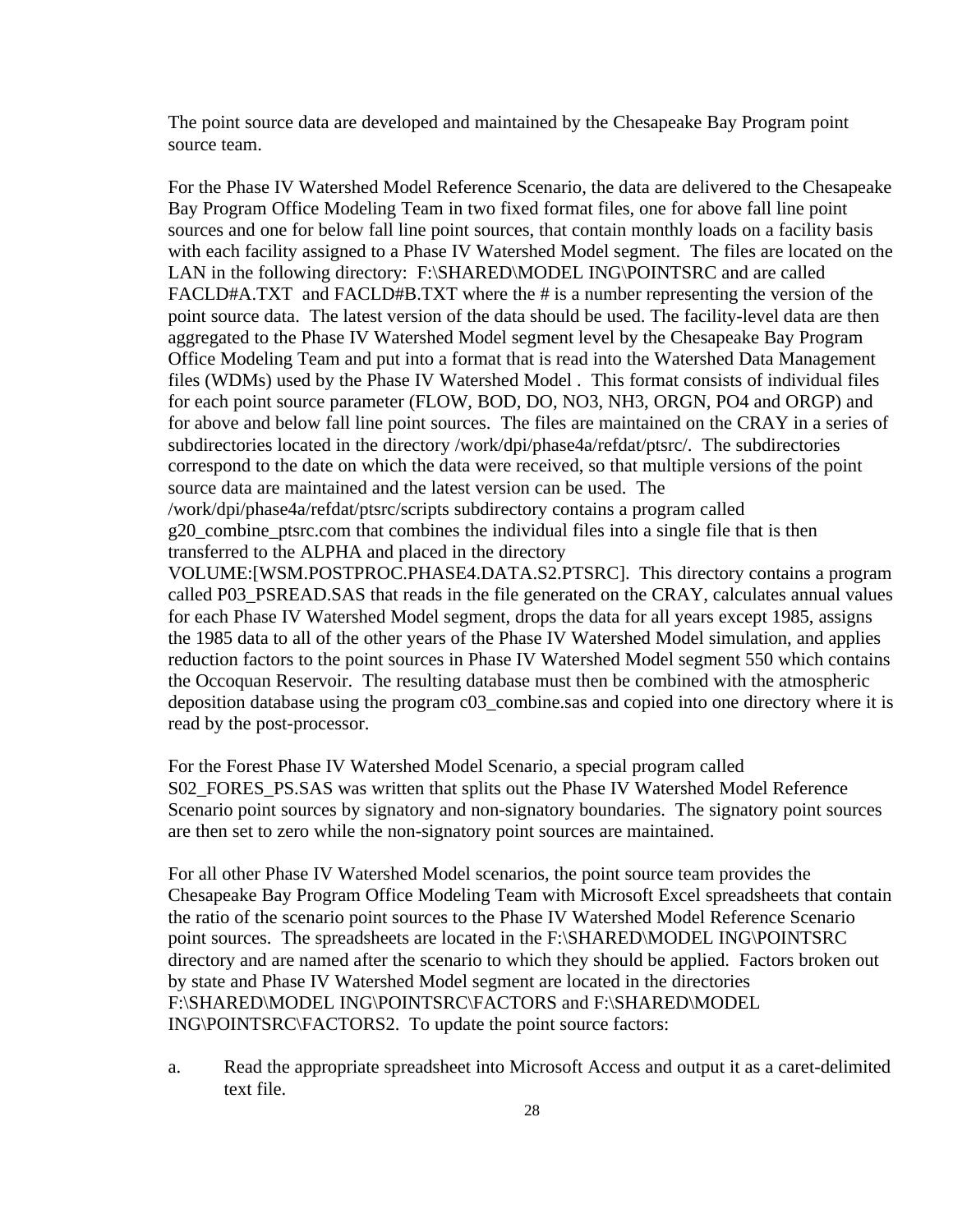The point source data are developed and maintained by the Chesapeake Bay Program point source team.

For the Phase IV Watershed Model Reference Scenario, the data are delivered to the Chesapeake Bay Program Office Modeling Team in two fixed format files, one for above fall line point sources and one for below fall line point sources, that contain monthly loads on a facility basis with each facility assigned to a Phase IV Watershed Model segment. The files are located on the LAN in the following directory: F:\SHARED\MODEL ING\POINTSRC and are called FACLD#A.TXT and FACLD#B.TXT where the # is a number representing the version of the point source data. The latest version of the data should be used. The facility-level data are then aggregated to the Phase IV Watershed Model segment level by the Chesapeake Bay Program Office Modeling Team and put into a format that is read into the Watershed Data Management files (WDMs) used by the Phase IV Watershed Model . This format consists of individual files for each point source parameter (FLOW, BOD, DO, NO3, NH3, ORGN, PO4 and ORGP) and for above and below fall line point sources. The files are maintained on the CRAY in a series of subdirectories located in the directory /work/dpi/phase4a/refdat/ptsrc/. The subdirectories correspond to the date on which the data were received, so that multiple versions of the point source data are maintained and the latest version can be used. The /work/dpi/phase4a/refdat/ptsrc/scripts subdirectory contains a program called g20_combine_ptsrc.com that combines the individual files into a single file that is then transferred to the ALPHA and placed in the directory VOLUME:[WSM.POSTPROC.PHASE4.DATA.S2.PTSRC]. This directory contains a program called P03_PSREAD.SAS that reads in the file generated on the CRAY, calculates annual values for each Phase IV Watershed Model segment, drops the data for all years except 1985, assigns the 1985 data to all of the other years of the Phase IV Watershed Model simulation, and applies reduction factors to the point sources in Phase IV Watershed Model segment 550 which contains the Occoquan Reservoir. The resulting database must then be combined with the atmospheric deposition database using the program c03_combine.sas and copied into one directory where it is read by the post-processor.

For the Forest Phase IV Watershed Model Scenario, a special program called S02_FORES_PS.SAS was written that splits out the Phase IV Watershed Model Reference Scenario point sources by signatory and non-signatory boundaries. The signatory point sources are then set to zero while the non-signatory point sources are maintained.

For all other Phase IV Watershed Model scenarios, the point source team provides the Chesapeake Bay Program Office Modeling Team with Microsoft Excel spreadsheets that contain the ratio of the scenario point sources to the Phase IV Watershed Model Reference Scenario point sources. The spreadsheets are located in the F:\SHARED\MODEL ING\POINTSRC directory and are named after the scenario to which they should be applied. Factors broken out by state and Phase IV Watershed Model segment are located in the directories F:\SHARED\MODEL ING\POINTSRC\FACTORS and F:\SHARED\MODEL ING\POINTSRC\FACTORS2. To update the point source factors:

a. Read the appropriate spreadsheet into Microsoft Access and output it as a caret-delimited text file.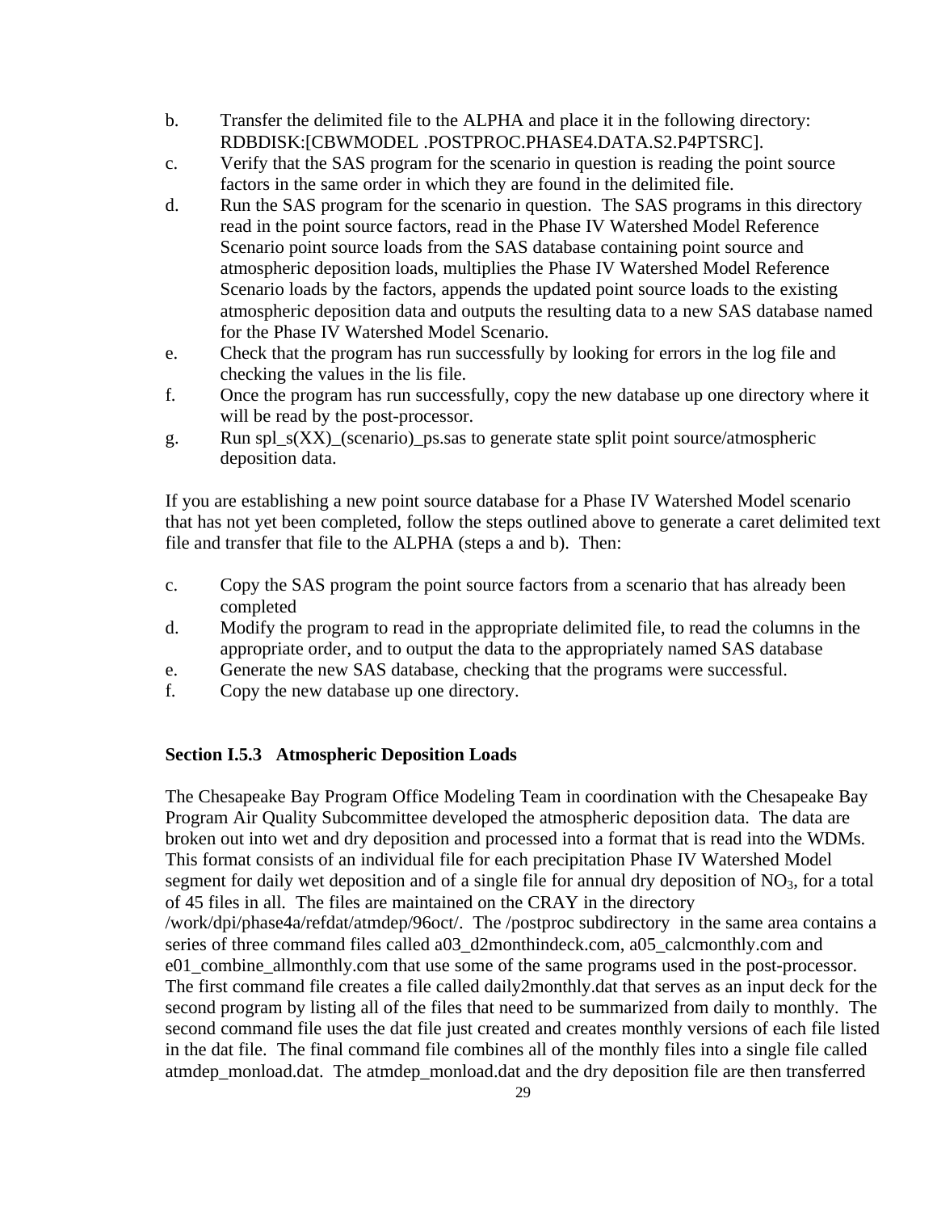b. Transfer the delimited file to the ALPHA and place it in the following directory: RDBDISK:[CBWMODEL .POSTPROC.PHASE4.DATA.S2.P4PTSRC].
c. Verify that the SAS program for the scenario in question is reading the point source factors in the same order in which they are found in the delimited file.
d. Run the SAS program for the scenario in question. The SAS programs in this directory read in the point source factors, read in the Phase IV Watershed Model Reference Scenario point source loads from the SAS database containing point source and atmospheric deposition loads, multiplies the Phase IV Watershed Model Reference Scenario loads by the factors, appends the updated point source loads to the existing atmospheric deposition data and outputs the resulting data to a new SAS database named for the Phase IV Watershed Model Scenario.
e. Check that the program has run successfully by looking for errors in the log file and checking the values in the lis file.
f. Once the program has run successfully, copy the new database up one directory where it will be read by the post-processor.
g. Run spl_s(XX)_(scenario)_ps.sas to generate state split point source/atmospheric deposition data.

If you are establishing a new point source database for a Phase IV Watershed Model scenario that has not yet been completed, follow the steps outlined above to generate a caret delimited text file and transfer that file to the ALPHA (steps a and b). Then:

c. Copy the SAS program the point source factors from a scenario that has already been completed
d. Modify the program to read in the appropriate delimited file, to read the columns in the appropriate order, and to output the data to the appropriately named SAS database
e. Generate the new SAS database, checking that the programs were successful.
f. Copy the new database up one directory.

### Section I.5.3 Atmospheric Deposition Loads

The Chesapeake Bay Program Office Modeling Team in coordination with the Chesapeake Bay Program Air Quality Subcommittee developed the atmospheric deposition data. The data are broken out into wet and dry deposition and processed into a format that is read into the WDMs. This format consists of an individual file for each precipitation Phase IV Watershed Model segment for daily wet deposition and of a single file for annual dry deposition of $NO_3$, for a total of 45 files in all. The files are maintained on the CRAY in the directory /work/dpi/phase4a/refdat/atmdep/96oct/. The /postproc subdirectory in the same area contains a series of three command files called a03_d2monthindeck.com, a05_calcmonthly.com and e01_combine_allmonthly.com that use some of the same programs used in the post-processor. The first command file creates a file called daily2monthly.dat that serves as an input deck for the second program by listing all of the files that need to be summarized from daily to monthly. The second command file uses the dat file just created and creates monthly versions of each file listed in the dat file. The final command file combines all of the monthly files into a single file called atmdep_monload.dat. The atmdep_monload.dat and the dry deposition file are then transferred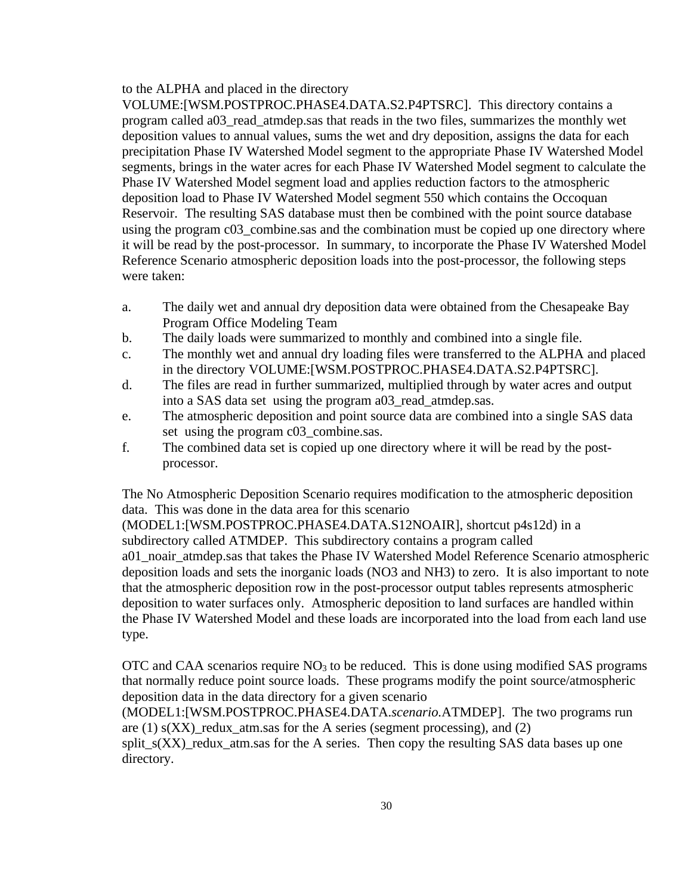to the ALPHA and placed in the directory VOLUME:[WSM.POSTPROC.PHASE4.DATA.S2.P4PTSRC]. This directory contains a program called a03_read_atmdep.sas that reads in the two files, summarizes the monthly wet deposition values to annual values, sums the wet and dry deposition, assigns the data for each precipitation Phase IV Watershed Model segment to the appropriate Phase IV Watershed Model segments, brings in the water acres for each Phase IV Watershed Model segment to calculate the Phase IV Watershed Model segment load and applies reduction factors to the atmospheric deposition load to Phase IV Watershed Model segment 550 which contains the Occoquan Reservoir. The resulting SAS database must then be combined with the point source database using the program c03_combine.sas and the combination must be copied up one directory where it will be read by the post-processor. In summary, to incorporate the Phase IV Watershed Model Reference Scenario atmospheric deposition loads into the post-processor, the following steps were taken:

a. The daily wet and annual dry deposition data were obtained from the Chesapeake Bay Program Office Modeling Team
b. The daily loads were summarized to monthly and combined into a single file.
c. The monthly wet and annual dry loading files were transferred to the ALPHA and placed in the directory VOLUME:[WSM.POSTPROC.PHASE4.DATA.S2.P4PTSRC].
d. The files are read in further summarized, multiplied through by water acres and output into a SAS data set using the program a03_read_atmdep.sas.
e. The atmospheric deposition and point source data are combined into a single SAS data set using the program c03_combine.sas.
f. The combined data set is copied up one directory where it will be read by the post-processor.

The No Atmospheric Deposition Scenario requires modification to the atmospheric deposition data. This was done in the data area for this scenario (MODEL1:[WSM.POSTPROC.PHASE4.DATA.S12NOAIR], shortcut p4s12d) in a subdirectory called ATMDEP. This subdirectory contains a program called a01_noair_atmdep.sas that takes the Phase IV Watershed Model Reference Scenario atmospheric deposition loads and sets the inorganic loads (NO3 and NH3) to zero. It is also important to note that the atmospheric deposition row in the post-processor output tables represents atmospheric deposition to water surfaces only. Atmospheric deposition to land surfaces are handled within the Phase IV Watershed Model and these loads are incorporated into the load from each land use type.

OTC and CAA scenarios require $NO_3$ to be reduced. This is done using modified SAS programs that normally reduce point source loads. These programs modify the point source/atmospheric deposition data in the data directory for a given scenario (MODEL1:[WSM.POSTPROC.PHASE4.DATA.*scenario*.ATMDEP]. The two programs run are (1) s(XX)_redux_atm.sas for the A series (segment processing), and (2) split_s(XX)_redux_atm.sas for the A series. Then copy the resulting SAS data bases up one directory.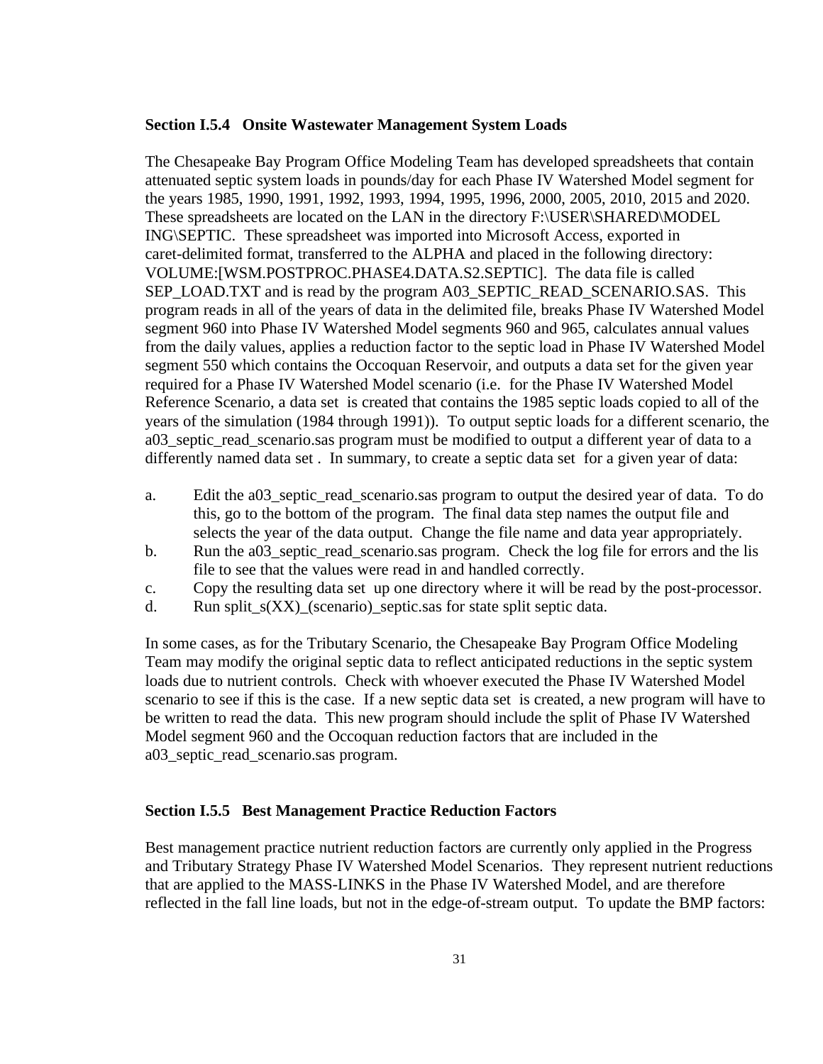### Section I.5.4 Onsite Wastewater Management System Loads

The Chesapeake Bay Program Office Modeling Team has developed spreadsheets that contain attenuated septic system loads in pounds/day for each Phase IV Watershed Model segment for the years 1985, 1990, 1991, 1992, 1993, 1994, 1995, 1996, 2000, 2005, 2010, 2015 and 2020. These spreadsheets are located on the LAN in the directory F:\USER\SHARED\MODEL ING\SEPTIC. These spreadsheet was imported into Microsoft Access, exported in caret-delimited format, transferred to the ALPHA and placed in the following directory: VOLUME:[WSM.POSTPROC.PHASE4.DATA.S2.SEPTIC]. The data file is called SEP_LOAD.TXT and is read by the program A03_SEPTIC_READ_SCENARIO.SAS. This program reads in all of the years of data in the delimited file, breaks Phase IV Watershed Model segment 960 into Phase IV Watershed Model segments 960 and 965, calculates annual values from the daily values, applies a reduction factor to the septic load in Phase IV Watershed Model segment 550 which contains the Occoquan Reservoir, and outputs a data set for the given year required for a Phase IV Watershed Model scenario (i.e. for the Phase IV Watershed Model Reference Scenario, a data set is created that contains the 1985 septic loads copied to all of the years of the simulation (1984 through 1991)). To output septic loads for a different scenario, the a03_septic_read_scenario.sas program must be modified to output a different year of data to a differently named data set . In summary, to create a septic data set for a given year of data:

a. Edit the a03_septic_read_scenario.sas program to output the desired year of data. To do this, go to the bottom of the program. The final data step names the output file and selects the year of the data output. Change the file name and data year appropriately.
b. Run the a03_septic_read_scenario.sas program. Check the log file for errors and the lis file to see that the values were read in and handled correctly.
c. Copy the resulting data set up one directory where it will be read by the post-processor.
d. Run split_s(XX)_(scenario)_septic.sas for state split septic data.

In some cases, as for the Tributary Scenario, the Chesapeake Bay Program Office Modeling Team may modify the original septic data to reflect anticipated reductions in the septic system loads due to nutrient controls. Check with whoever executed the Phase IV Watershed Model scenario to see if this is the case. If a new septic data set is created, a new program will have to be written to read the data. This new program should include the split of Phase IV Watershed Model segment 960 and the Occoquan reduction factors that are included in the a03_septic_read_scenario.sas program.

### Section I.5.5 Best Management Practice Reduction Factors

Best management practice nutrient reduction factors are currently only applied in the Progress and Tributary Strategy Phase IV Watershed Model Scenarios. They represent nutrient reductions that are applied to the MASS-LINKS in the Phase IV Watershed Model, and are therefore reflected in the fall line loads, but not in the edge-of-stream output. To update the BMP factors: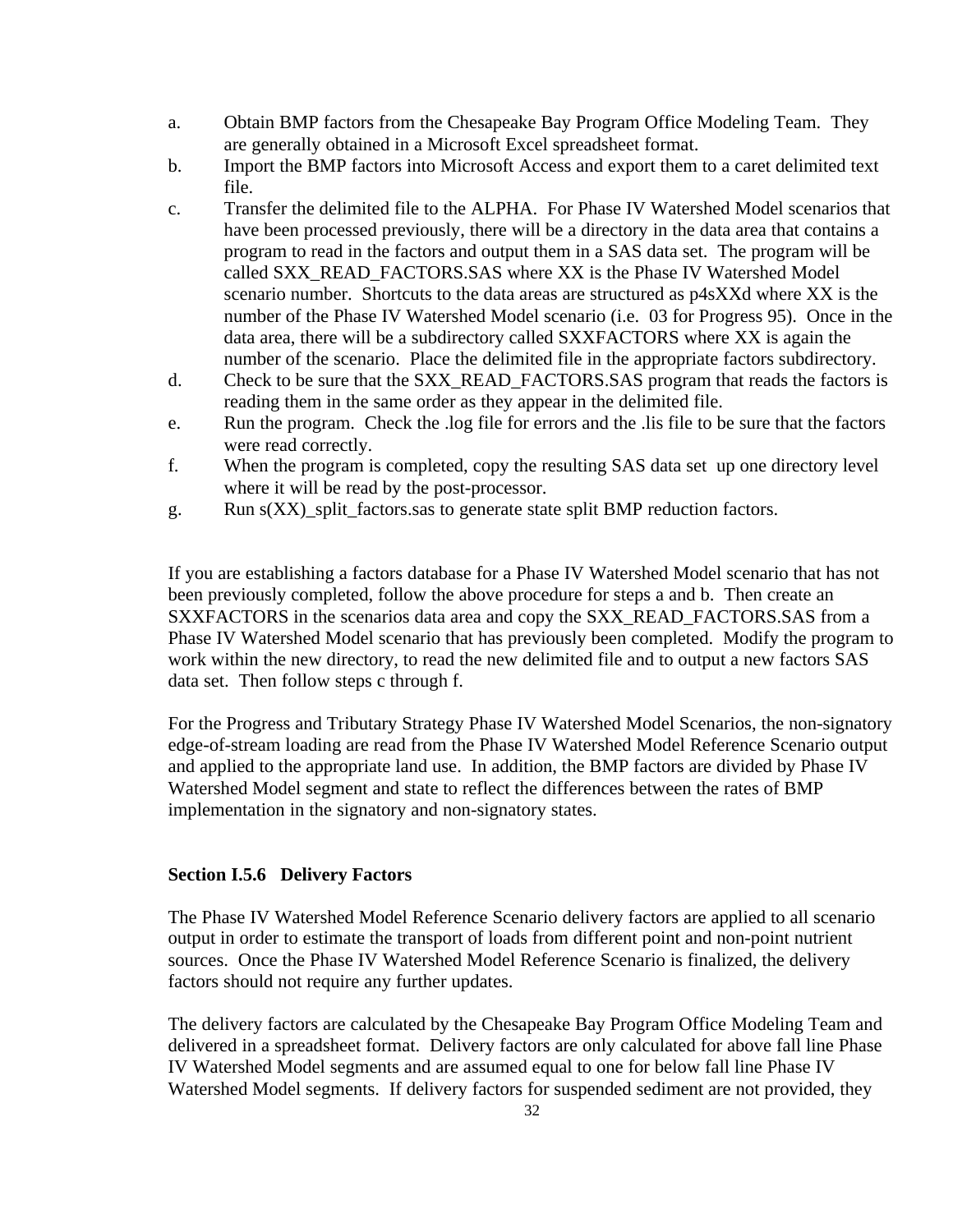a. Obtain BMP factors from the Chesapeake Bay Program Office Modeling Team. They are generally obtained in a Microsoft Excel spreadsheet format.

b. Import the BMP factors into Microsoft Access and export them to a caret delimited text file.

c. Transfer the delimited file to the ALPHA. For Phase IV Watershed Model scenarios that have been processed previously, there will be a directory in the data area that contains a program to read in the factors and output them in a SAS data set. The program will be called SXX_READ_FACTORS.SAS where XX is the Phase IV Watershed Model scenario number. Shortcuts to the data areas are structured as p4sXXd where XX is the number of the Phase IV Watershed Model scenario (i.e. 03 for Progress 95). Once in the data area, there will be a subdirectory called SXXFACTORS where XX is again the number of the scenario. Place the delimited file in the appropriate factors subdirectory.

d. Check to be sure that the SXX_READ_FACTORS.SAS program that reads the factors is reading them in the same order as they appear in the delimited file.

e. Run the program. Check the .log file for errors and the .lis file to be sure that the factors were read correctly.

f. When the program is completed, copy the resulting SAS data set up one directory level where it will be read by the post-processor.

g. Run s(XX)_split_factors.sas to generate state split BMP reduction factors.

If you are establishing a factors database for a Phase IV Watershed Model scenario that has not been previously completed, follow the above procedure for steps a and b. Then create an SXXFACTORS in the scenarios data area and copy the SXX_READ_FACTORS.SAS from a Phase IV Watershed Model scenario that has previously been completed. Modify the program to work within the new directory, to read the new delimited file and to output a new factors SAS data set. Then follow steps c through f.

For the Progress and Tributary Strategy Phase IV Watershed Model Scenarios, the non-signatory edge-of-stream loading are read from the Phase IV Watershed Model Reference Scenario output and applied to the appropriate land use. In addition, the BMP factors are divided by Phase IV Watershed Model segment and state to reflect the differences between the rates of BMP implementation in the signatory and non-signatory states.

**Section I.5.6 Delivery Factors**

The Phase IV Watershed Model Reference Scenario delivery factors are applied to all scenario output in order to estimate the transport of loads from different point and non-point nutrient sources. Once the Phase IV Watershed Model Reference Scenario is finalized, the delivery factors should not require any further updates.

The delivery factors are calculated by the Chesapeake Bay Program Office Modeling Team and delivered in a spreadsheet format. Delivery factors are only calculated for above fall line Phase IV Watershed Model segments and are assumed equal to one for below fall line Phase IV Watershed Model segments. If delivery factors for suspended sediment are not provided, they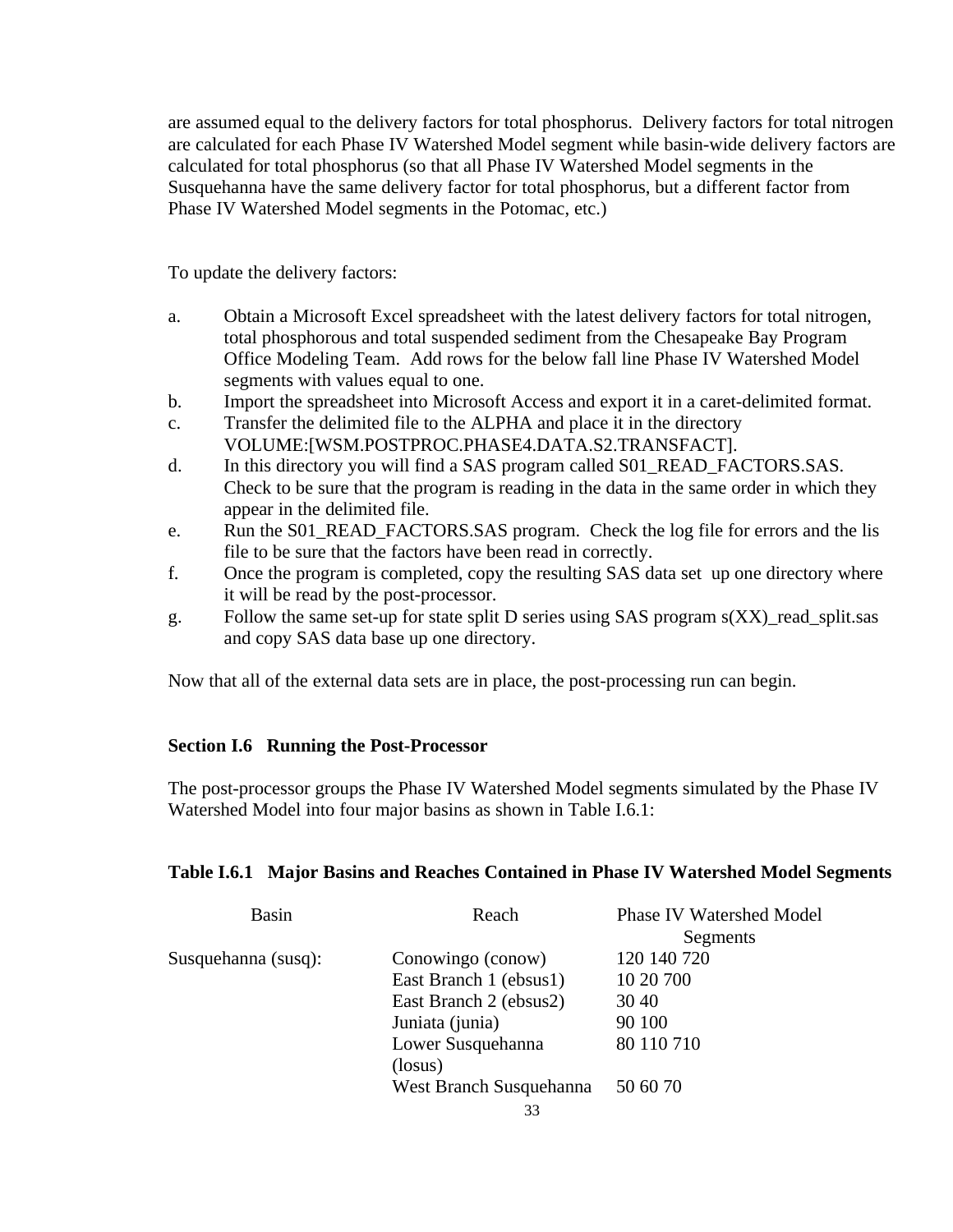are assumed equal to the delivery factors for total phosphorus. Delivery factors for total nitrogen are calculated for each Phase IV Watershed Model segment while basin-wide delivery factors are calculated for total phosphorus (so that all Phase IV Watershed Model segments in the Susquehanna have the same delivery factor for total phosphorus, but a different factor from Phase IV Watershed Model segments in the Potomac, etc.)

To update the delivery factors:

a. Obtain a Microsoft Excel spreadsheet with the latest delivery factors for total nitrogen, total phosphorous and total suspended sediment from the Chesapeake Bay Program Office Modeling Team. Add rows for the below fall line Phase IV Watershed Model segments with values equal to one.
b. Import the spreadsheet into Microsoft Access and export it in a caret-delimited format.
c. Transfer the delimited file to the ALPHA and place it in the directory VOLUME:[WSM.POSTPROC.PHASE4.DATA.S2.TRANSFACT].
d. In this directory you will find a SAS program called S01_READ_FACTORS.SAS. Check to be sure that the program is reading in the data in the same order in which they appear in the delimited file.
e. Run the S01_READ_FACTORS.SAS program. Check the log file for errors and the lis file to be sure that the factors have been read in correctly.
f. Once the program is completed, copy the resulting SAS data set up one directory where it will be read by the post-processor.
g. Follow the same set-up for state split D series using SAS program s(XX)_read_split.sas and copy SAS data base up one directory.

Now that all of the external data sets are in place, the post-processing run can begin.

## Section I.6 Running the Post-Processor

The post-processor groups the Phase IV Watershed Model segments simulated by the Phase IV Watershed Model into four major basins as shown in Table I.6.1:

**Table I.6.1 Major Basins and Reaches Contained in Phase IV Watershed Model Segments**

| Basin | Reach | Phase IV Watershed Model Segments |
|---|---|---|
| Susquehanna (susq): | Conowingo (conow) | 120 140 720 |
| | East Branch 1 (ebsus1) | 10 20 700 |
| | East Branch 2 (ebsus2) | 30 40 |
| | Juniata (junia) | 90 100 |
| | Lower Susquehanna (losus) | 80 110 710 |
| | West Branch Susquehanna | 50 60 70 |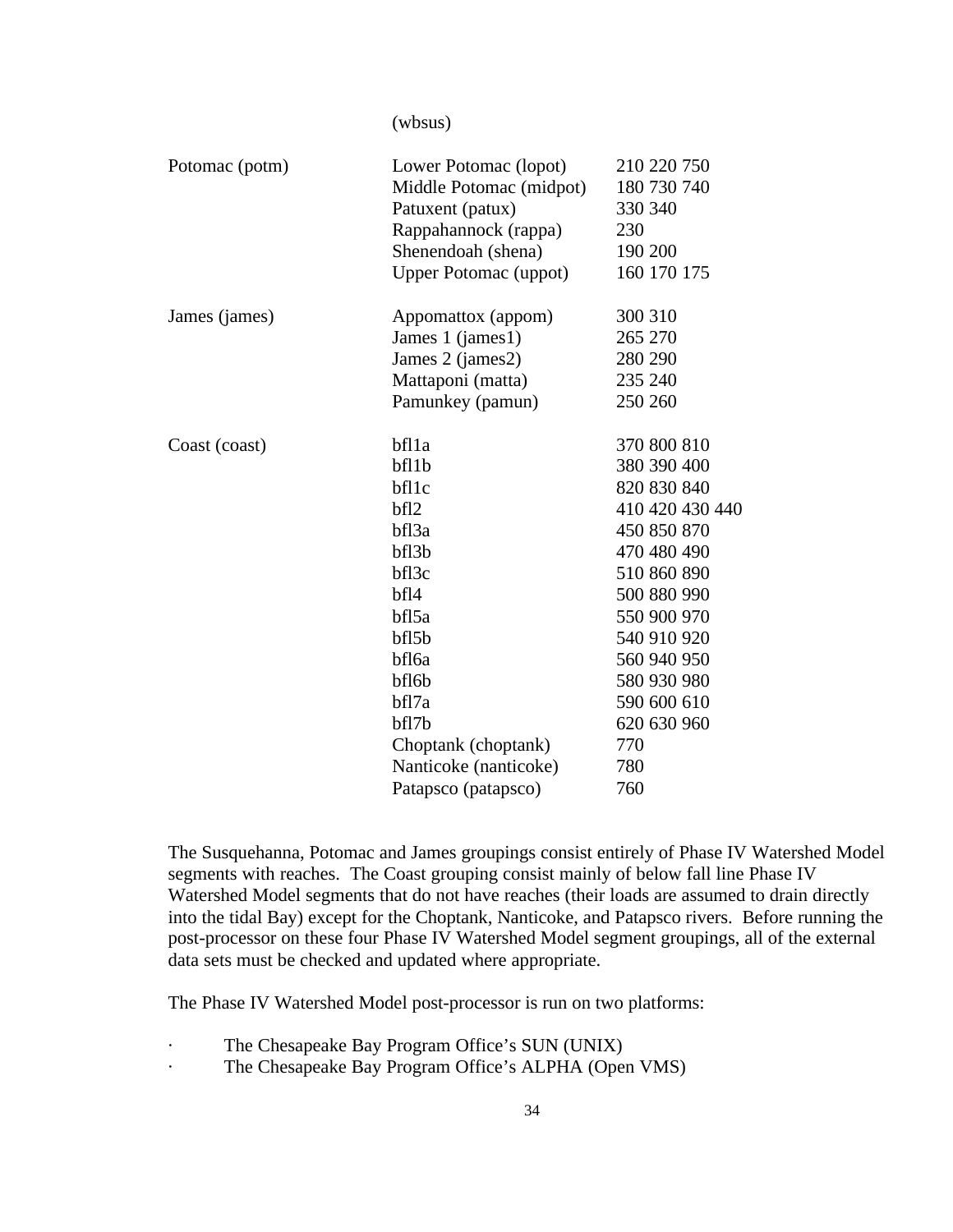| | (wbsus) | |
|---|---|---|
| Potomac (potm) | Lower Potomac (lopot) | 210 220 750 |
| | Middle Potomac (midpot) | 180 730 740 |
| | Patuxent (patux) | 330 340 |
| | Rappahannock (rappa) | 230 |
| | Shenendoah (shena) | 190 200 |
| | Upper Potomac (uppot) | 160 170 175 |
| James (james) | Appomattox (appom) | 300 310 |
| | James 1 (james1) | 265 270 |
| | James 2 (james2) | 280 290 |
| | Mattaponi (matta) | 235 240 |
| | Pamunkey (pamun) | 250 260 |
| Coast (coast) | bfl1a | 370 800 810 |
| | bfl1b | 380 390 400 |
| | bfl1c | 820 830 840 |
| | bfl2 | 410 420 430 440 |
| | bfl3a | 450 850 870 |
| | bfl3b | 470 480 490 |
| | bfl3c | 510 860 890 |
| | bfl4 | 500 880 990 |
| | bfl5a | 550 900 970 |
| | bfl5b | 540 910 920 |
| | bfl6a | 560 940 950 |
| | bfl6b | 580 930 980 |
| | bfl7a | 590 600 610 |
| | bfl7b | 620 630 960 |
| | Choptank (choptank) | 770 |
| | Nanticoke (nanticoke) | 780 |
| | Patapsco (patapsco) | 760 |

The Susquehanna, Potomac and James groupings consist entirely of Phase IV Watershed Model segments with reaches. The Coast grouping consist mainly of below fall line Phase IV Watershed Model segments that do not have reaches (their loads are assumed to drain directly into the tidal Bay) except for the Choptank, Nanticoke, and Patapsco rivers. Before running the post-processor on these four Phase IV Watershed Model segment groupings, all of the external data sets must be checked and updated where appropriate.

The Phase IV Watershed Model post-processor is run on two platforms:

- The Chesapeake Bay Program Office's SUN (UNIX)
- The Chesapeake Bay Program Office's ALPHA (Open VMS)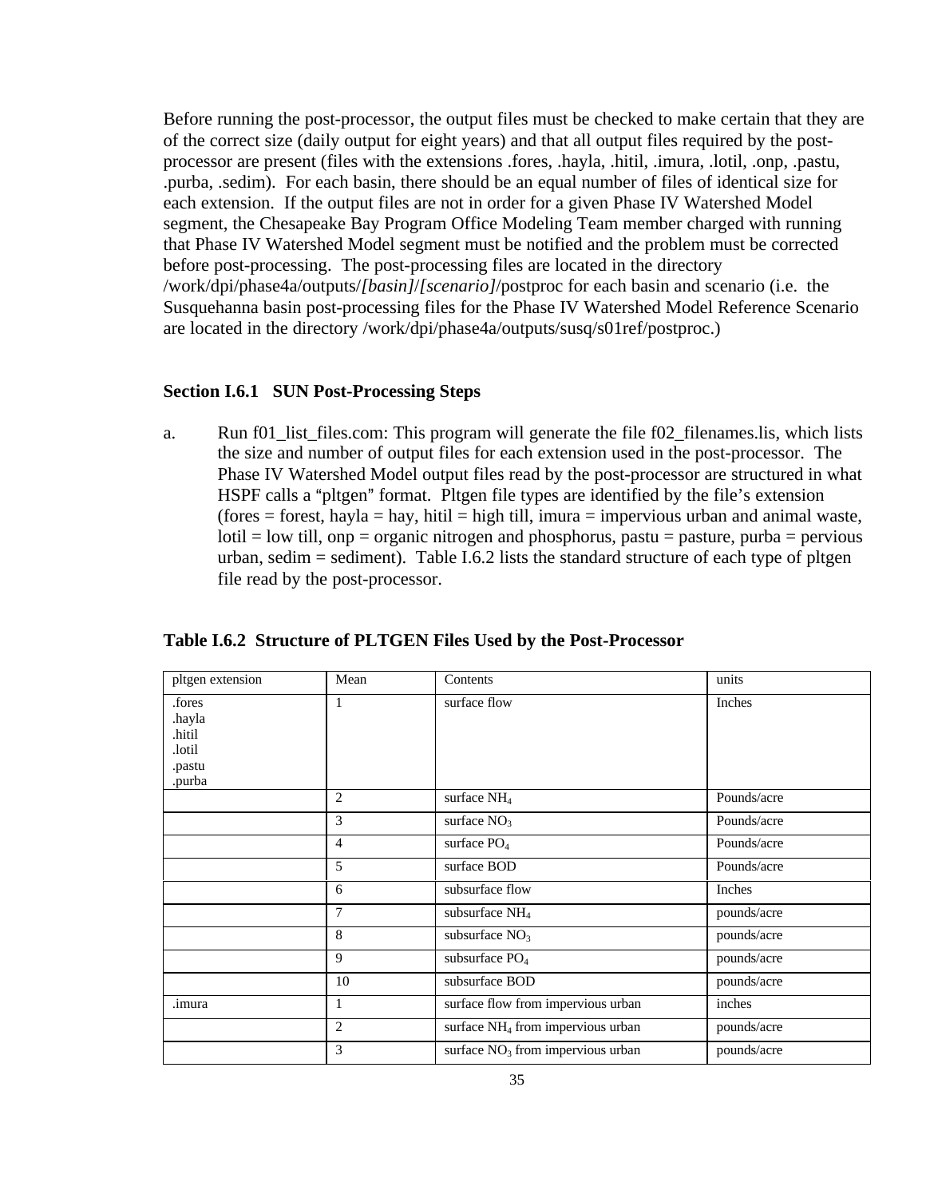Before running the post-processor, the output files must be checked to make certain that they are of the correct size (daily output for eight years) and that all output files required by the post-processor are present (files with the extensions .fores, .hayla, .hitil, .imura, .lotil, .onp, .pastu, .purba, .sedim). For each basin, there should be an equal number of files of identical size for each extension. If the output files are not in order for a given Phase IV Watershed Model segment, the Chesapeake Bay Program Office Modeling Team member charged with running that Phase IV Watershed Model segment must be notified and the problem must be corrected before post-processing. The post-processing files are located in the directory /work/dpi/phase4a/outputs/*[basin]*/*[scenario]*/postproc for each basin and scenario (i.e. the Susquehanna basin post-processing files for the Phase IV Watershed Model Reference Scenario are located in the directory /work/dpi/phase4a/outputs/susq/s01ref/postproc.)

### Section I.6.1 SUN Post-Processing Steps

a. Run f01_list_files.com: This program will generate the file f02_filenames.lis, which lists the size and number of output files for each extension used in the post-processor. The Phase IV Watershed Model output files read by the post-processor are structured in what HSPF calls a "pltgen" format. Pltgen file types are identified by the file's extension (fores = forest, hayla = hay, hitil = high till, imura = impervious urban and animal waste, lotil = low till, onp = organic nitrogen and phosphorus, pastu = pasture, purba = pervious urban, sedim = sediment). Table I.6.2 lists the standard structure of each type of pltgen file read by the post-processor.

**Table I.6.2 Structure of PLTGEN Files Used by the Post-Processor**

| pltgen extension | Mean | Contents | units |
|---|---|---|---|
| .fores<br>.hayla<br>.hitil<br>.lotil<br>.pastu<br>.purba | 1 | surface flow | Inches |
| | 2 | surface $NH_4$ | Pounds/acre |
| | 3 | surface $NO_3$ | Pounds/acre |
| | 4 | surface $PO_4$ | Pounds/acre |
| | 5 | surface BOD | Pounds/acre |
| | 6 | subsurface flow | Inches |
| | 7 | subsurface $NH_4$ | pounds/acre |
| | 8 | subsurface $NO_3$ | pounds/acre |
| | 9 | subsurface $PO_4$ | pounds/acre |
| | 10 | subsurface BOD | pounds/acre |
| .imura | 1 | surface flow from impervious urban | inches |
| | 2 | surface $NH_4$ from impervious urban | pounds/acre |
| | 3 | surface $NO_3$ from impervious urban | pounds/acre |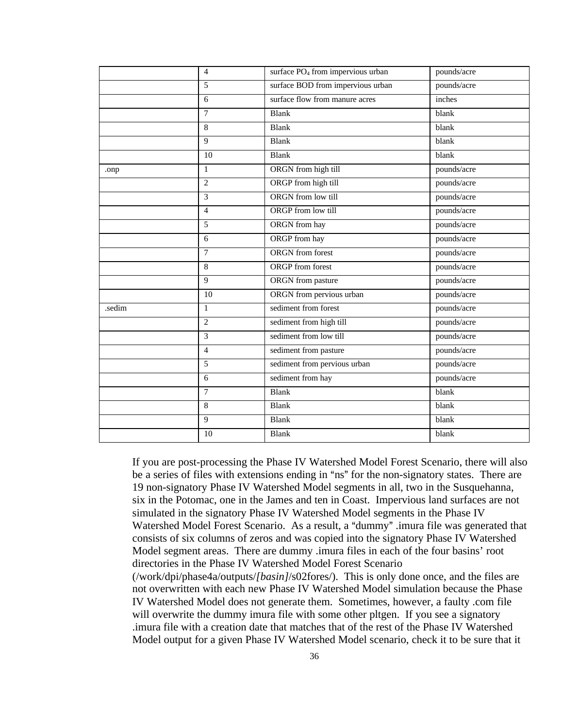|  | 4 | surface $PO_4$ from impervious urban | pounds/acre |
| --- | --- | --- | --- |
|  | 5 | surface BOD from impervious urban | pounds/acre |
|  | 6 | surface flow from manure acres | inches |
|  | 7 | Blank | blank |
|  | 8 | Blank | blank |
|  | 9 | Blank | blank |
|  | 10 | Blank | blank |
| .onp | 1 | ORGN from high till | pounds/acre |
|  | 2 | ORGP from high till | pounds/acre |
|  | 3 | ORGN from low till | pounds/acre |
|  | 4 | ORGP from low till | pounds/acre |
|  | 5 | ORGN from hay | pounds/acre |
|  | 6 | ORGP from hay | pounds/acre |
|  | 7 | ORGN from forest | pounds/acre |
|  | 8 | ORGP from forest | pounds/acre |
|  | 9 | ORGN from pasture | pounds/acre |
|  | 10 | ORGN from pervious urban | pounds/acre |
| .sedim | 1 | sediment from forest | pounds/acre |
|  | 2 | sediment from high till | pounds/acre |
|  | 3 | sediment from low till | pounds/acre |
|  | 4 | sediment from pasture | pounds/acre |
|  | 5 | sediment from pervious urban | pounds/acre |
|  | 6 | sediment from hay | pounds/acre |
|  | 7 | Blank | blank |
|  | 8 | Blank | blank |
|  | 9 | Blank | blank |
|  | 10 | Blank | blank |

If you are post-processing the Phase IV Watershed Model Forest Scenario, there will also be a series of files with extensions ending in "ns" for the non-signatory states. There are 19 non-signatory Phase IV Watershed Model segments in all, two in the Susquehanna, six in the Potomac, one in the James and ten in Coast. Impervious land surfaces are not simulated in the signatory Phase IV Watershed Model segments in the Phase IV Watershed Model Forest Scenario. As a result, a "dummy" .imura file was generated that consists of six columns of zeros and was copied into the signatory Phase IV Watershed Model segment areas. There are dummy .imura files in each of the four basins' root directories in the Phase IV Watershed Model Forest Scenario (/work/dpi/phase4a/outputs/*[basin]*/s02fores/). This is only done once, and the files are not overwritten with each new Phase IV Watershed Model simulation because the Phase IV Watershed Model does not generate them. Sometimes, however, a faulty .com file will overwrite the dummy imura file with some other pltgen. If you see a signatory .imura file with a creation date that matches that of the rest of the Phase IV Watershed Model output for a given Phase IV Watershed Model scenario, check it to be sure that it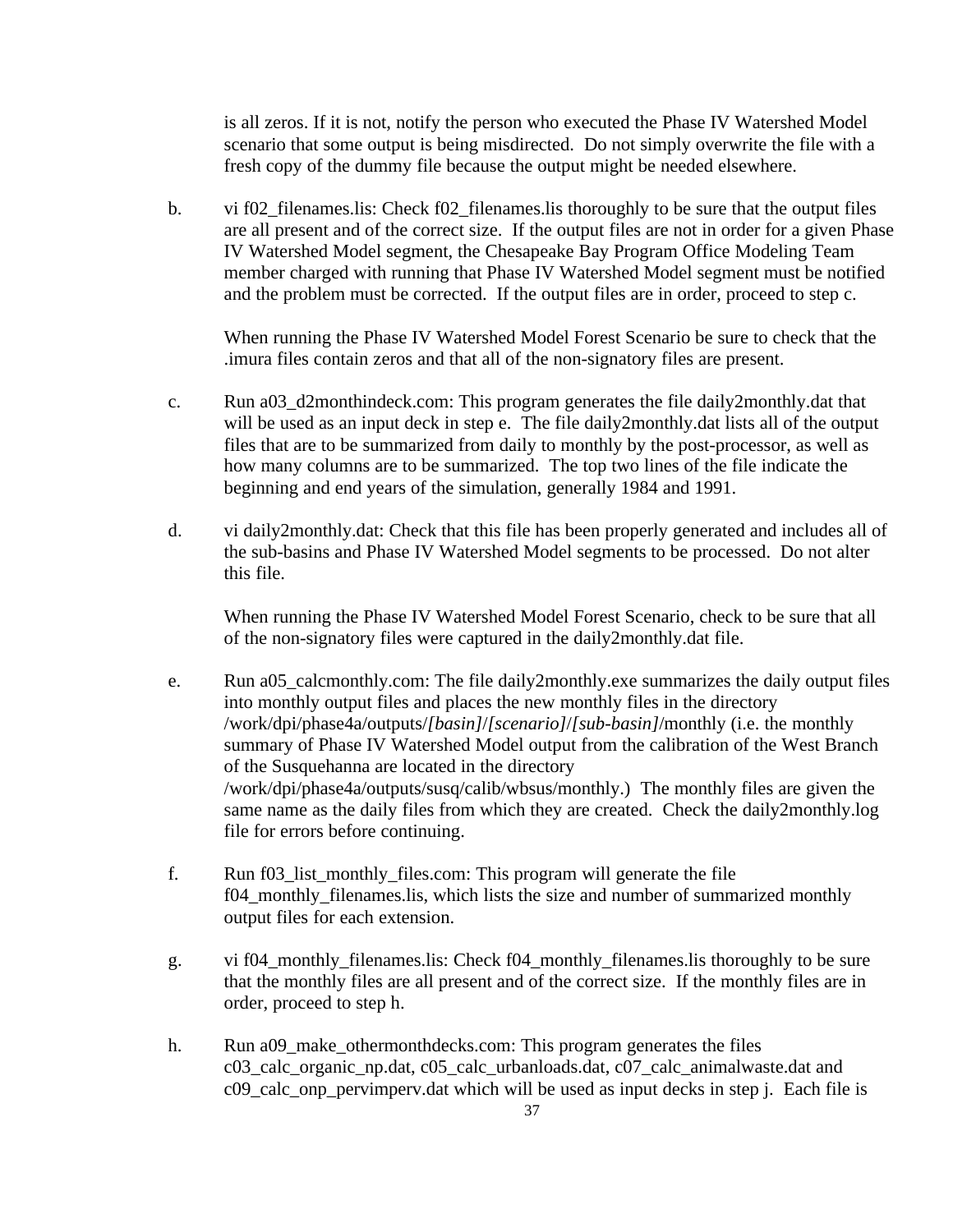is all zeros. If it is not, notify the person who executed the Phase IV Watershed Model scenario that some output is being misdirected. Do not simply overwrite the file with a fresh copy of the dummy file because the output might be needed elsewhere.

b. vi f02_filenames.lis: Check f02_filenames.lis thoroughly to be sure that the output files are all present and of the correct size. If the output files are not in order for a given Phase IV Watershed Model segment, the Chesapeake Bay Program Office Modeling Team member charged with running that Phase IV Watershed Model segment must be notified and the problem must be corrected. If the output files are in order, proceed to step c.

   When running the Phase IV Watershed Model Forest Scenario be sure to check that the .imura files contain zeros and that all of the non-signatory files are present.

c. Run a03_d2monthindeck.com: This program generates the file daily2monthly.dat that will be used as an input deck in step e. The file daily2monthly.dat lists all of the output files that are to be summarized from daily to monthly by the post-processor, as well as how many columns are to be summarized. The top two lines of the file indicate the beginning and end years of the simulation, generally 1984 and 1991.

d. vi daily2monthly.dat: Check that this file has been properly generated and includes all of the sub-basins and Phase IV Watershed Model segments to be processed. Do not alter this file.

   When running the Phase IV Watershed Model Forest Scenario, check to be sure that all of the non-signatory files were captured in the daily2monthly.dat file.

e. Run a05_calcmonthly.com: The file daily2monthly.exe summarizes the daily output files into monthly output files and places the new monthly files in the directory /work/dpi/phase4a/outputs/*[basin]*/*[scenario]*/*[sub-basin]*/monthly (i.e. the monthly summary of Phase IV Watershed Model output from the calibration of the West Branch of the Susquehanna are located in the directory /work/dpi/phase4a/outputs/susq/calib/wbsus/monthly.) The monthly files are given the same name as the daily files from which they are created. Check the daily2monthly.log file for errors before continuing.

f. Run f03_list_monthly_files.com: This program will generate the file f04_monthly_filenames.lis, which lists the size and number of summarized monthly output files for each extension.

g. vi f04_monthly_filenames.lis: Check f04_monthly_filenames.lis thoroughly to be sure that the monthly files are all present and of the correct size. If the monthly files are in order, proceed to step h.

h. Run a09_make_othermonthdecks.com: This program generates the files c03_calc_organic_np.dat, c05_calc_urbanloads.dat, c07_calc_animalwaste.dat and c09_calc_onp_pervimperv.dat which will be used as input decks in step j. Each file is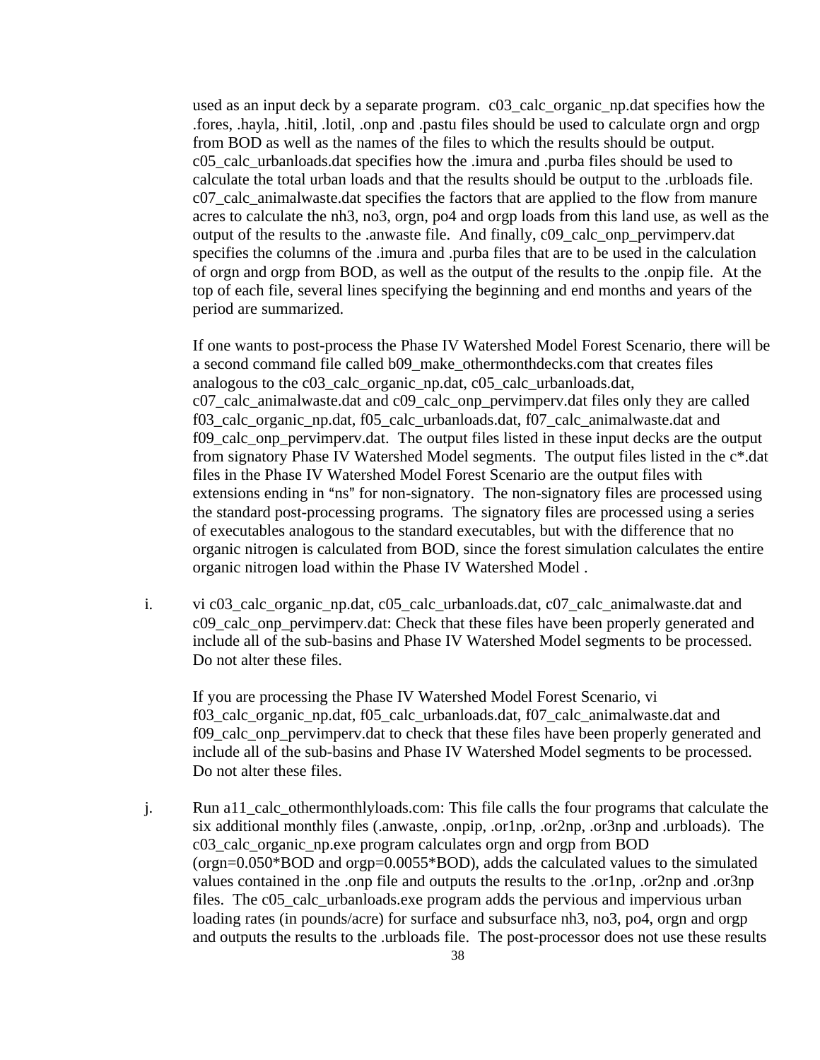used as an input deck by a separate program. c03_calc_organic_np.dat specifies how the .fores, .hayla, .hitil, .lotil, .onp and .pastu files should be used to calculate orgn and orgp from BOD as well as the names of the files to which the results should be output. c05_calc_urbanloads.dat specifies how the .imura and .purba files should be used to calculate the total urban loads and that the results should be output to the .urbloads file. c07_calc_animalwaste.dat specifies the factors that are applied to the flow from manure acres to calculate the nh3, no3, orgn, po4 and orgp loads from this land use, as well as the output of the results to the .anwaste file. And finally, c09_calc_onp_pervimperv.dat specifies the columns of the .imura and .purba files that are to be used in the calculation of orgn and orgp from BOD, as well as the output of the results to the .onpip file. At the top of each file, several lines specifying the beginning and end months and years of the period are summarized.

If one wants to post-process the Phase IV Watershed Model Forest Scenario, there will be a second command file called b09_make_othermonthdecks.com that creates files analogous to the c03_calc_organic_np.dat, c05_calc_urbanloads.dat, c07_calc_animalwaste.dat and c09_calc_onp_pervimperv.dat files only they are called f03_calc_organic_np.dat, f05_calc_urbanloads.dat, f07_calc_animalwaste.dat and f09_calc_onp_pervimperv.dat. The output files listed in these input decks are the output from signatory Phase IV Watershed Model segments. The output files listed in the c*.dat files in the Phase IV Watershed Model Forest Scenario are the output files with extensions ending in "ns" for non-signatory. The non-signatory files are processed using the standard post-processing programs. The signatory files are processed using a series of executables analogous to the standard executables, but with the difference that no organic nitrogen is calculated from BOD, since the forest simulation calculates the entire organic nitrogen load within the Phase IV Watershed Model .

i. vi c03_calc_organic_np.dat, c05_calc_urbanloads.dat, c07_calc_animalwaste.dat and c09_calc_onp_pervimperv.dat: Check that these files have been properly generated and include all of the sub-basins and Phase IV Watershed Model segments to be processed. Do not alter these files.

   If you are processing the Phase IV Watershed Model Forest Scenario, vi f03_calc_organic_np.dat, f05_calc_urbanloads.dat, f07_calc_animalwaste.dat and f09_calc_onp_pervimperv.dat to check that these files have been properly generated and include all of the sub-basins and Phase IV Watershed Model segments to be processed. Do not alter these files.

j. Run a11_calc_othermonthlyloads.com: This file calls the four programs that calculate the six additional monthly files (.anwaste, .onpip, .or1np, .or2np, .or3np and .urbloads). The c03_calc_organic_np.exe program calculates orgn and orgp from BOD (orgn=0.050*BOD and orgp=0.0055*BOD), adds the calculated values to the simulated values contained in the .onp file and outputs the results to the .or1np, .or2np and .or3np files. The c05_calc_urbanloads.exe program adds the pervious and impervious urban loading rates (in pounds/acre) for surface and subsurface nh3, no3, po4, orgn and orgp and outputs the results to the .urbloads file. The post-processor does not use these results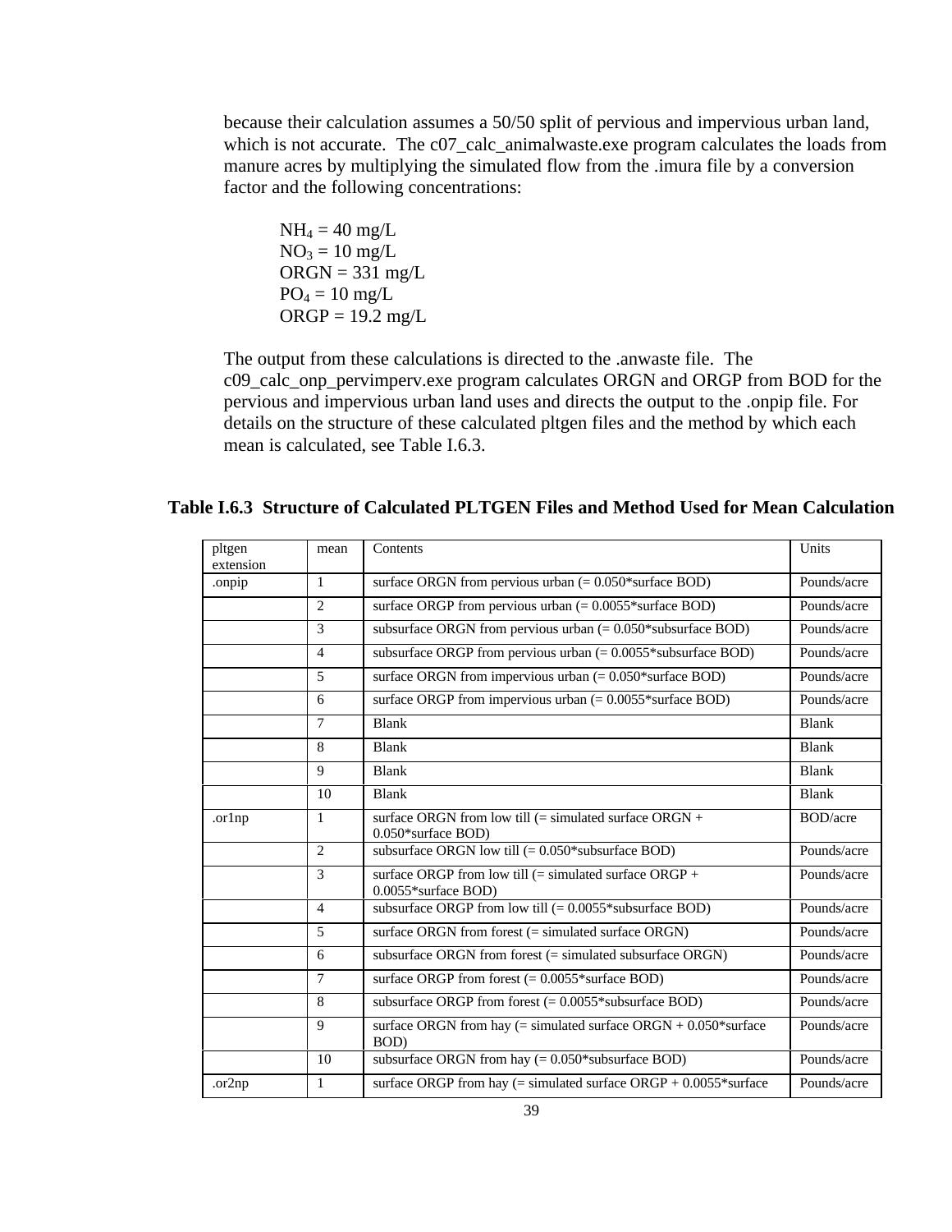because their calculation assumes a 50/50 split of pervious and impervious urban land, which is not accurate. The c07_calc_animalwaste.exe program calculates the loads from manure acres by multiplying the simulated flow from the .imura file by a conversion factor and the following concentrations:

$NH_4$ = 40 mg/L
$NO_3$ = 10 mg/L
ORGN = 331 mg/L
$PO_4$ = 10 mg/L
ORGP = 19.2 mg/L

The output from these calculations is directed to the .anwaste file. The c09_calc_onp_pervimperv.exe program calculates ORGN and ORGP from BOD for the pervious and impervious urban land uses and directs the output to the .onpip file. For details on the structure of these calculated pltgen files and the method by which each mean is calculated, see Table I.6.3.

**Table I.6.3 Structure of Calculated PLTGEN Files and Method Used for Mean Calculation**

| pltgen extension | mean | Contents | Units |
|---|---|---|---|
| .onpip | 1 | surface ORGN from pervious urban (= 0.050*surface BOD) | Pounds/acre |
| | 2 | surface ORGP from pervious urban (= 0.0055*surface BOD) | Pounds/acre |
| | 3 | subsurface ORGN from pervious urban (= 0.050*subsurface BOD) | Pounds/acre |
| | 4 | subsurface ORGP from pervious urban (= 0.0055*subsurface BOD) | Pounds/acre |
| | 5 | surface ORGN from impervious urban (= 0.050*surface BOD) | Pounds/acre |
| | 6 | surface ORGP from impervious urban (= 0.0055*surface BOD) | Pounds/acre |
| | 7 | Blank | Blank |
| | 8 | Blank | Blank |
| | 9 | Blank | Blank |
| | 10 | Blank | Blank |
| .or1np | 1 | surface ORGN from low till (= simulated surface ORGN + 0.050*surface BOD) | BOD/acre |
| | 2 | subsurface ORGN low till (= 0.050*subsurface BOD) | Pounds/acre |
| | 3 | surface ORGP from low till (= simulated surface ORGP + 0.0055*surface BOD) | Pounds/acre |
| | 4 | subsurface ORGP from low till (= 0.0055*subsurface BOD) | Pounds/acre |
| | 5 | surface ORGN from forest (= simulated surface ORGN) | Pounds/acre |
| | 6 | subsurface ORGN from forest (= simulated subsurface ORGN) | Pounds/acre |
| | 7 | surface ORGP from forest (= 0.0055*surface BOD) | Pounds/acre |
| | 8 | subsurface ORGP from forest (= 0.0055*subsurface BOD) | Pounds/acre |
| | 9 | surface ORGN from hay (= simulated surface ORGN + 0.050*surface BOD) | Pounds/acre |
| | 10 | subsurface ORGN from hay (= 0.050*subsurface BOD) | Pounds/acre |
| .or2np | 1 | surface ORGP from hay (= simulated surface ORGP + 0.0055*surface | Pounds/acre |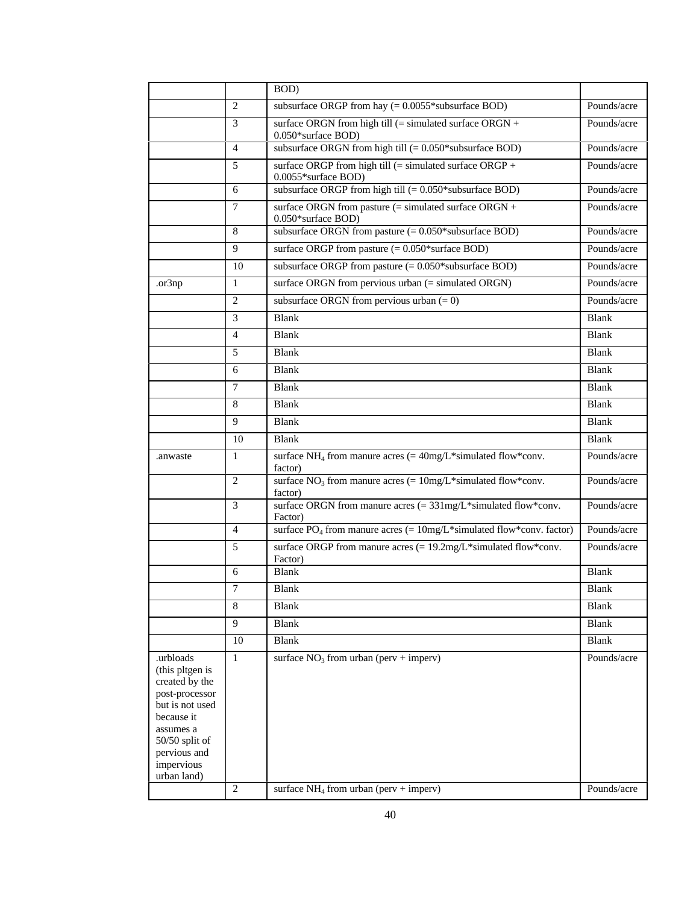| | | BOD) | |
|---|---|---|---|
| | 2 | subsurface ORGP from hay (= 0.0055*subsurface BOD) | Pounds/acre |
| | 3 | surface ORGN from high till (= simulated surface ORGN + 0.050*surface BOD) | Pounds/acre |
| | 4 | subsurface ORGN from high till (= 0.050*subsurface BOD) | Pounds/acre |
| | 5 | surface ORGP from high till (= simulated surface ORGP + 0.0055*surface BOD) | Pounds/acre |
| | 6 | subsurface ORGP from high till (= 0.050*subsurface BOD) | Pounds/acre |
| | 7 | surface ORGN from pasture (= simulated surface ORGN + 0.050*surface BOD) | Pounds/acre |
| | 8 | subsurface ORGN from pasture (= 0.050*subsurface BOD) | Pounds/acre |
| | 9 | surface ORGP from pasture (= 0.050*surface BOD) | Pounds/acre |
| | 10 | subsurface ORGP from pasture (= 0.050*subsurface BOD) | Pounds/acre |
| .or3np | 1 | surface ORGN from pervious urban (= simulated ORGN) | Pounds/acre |
| | 2 | subsurface ORGN from pervious urban (= 0) | Pounds/acre |
| | 3 | Blank | Blank |
| | 4 | Blank | Blank |
| | 5 | Blank | Blank |
| | 6 | Blank | Blank |
| | 7 | Blank | Blank |
| | 8 | Blank | Blank |
| | 9 | Blank | Blank |
| | 10 | Blank | Blank |
| .anwaste | 1 | surface $NH_4$ from manure acres (= 40mg/L*simulated flow*conv. factor) | Pounds/acre |
| | 2 | surface $NO_3$ from manure acres (= 10mg/L*simulated flow*conv. factor) | Pounds/acre |
| | 3 | surface ORGN from manure acres (= 331mg/L*simulated flow*conv. Factor) | Pounds/acre |
| | 4 | surface $PO_4$ from manure acres (= 10mg/L*simulated flow*conv. factor) | Pounds/acre |
| | 5 | surface ORGP from manure acres (= 19.2mg/L*simulated flow*conv. Factor) | Pounds/acre |
| | 6 | Blank | Blank |
| | 7 | Blank | Blank |
| | 8 | Blank | Blank |
| | 9 | Blank | Blank |
| | 10 | Blank | Blank |
| .urbloads (this pltgen is created by the post-processor but is not used because it assumes a 50/50 split of pervious and impervious urban land) | 1 | surface $NO_3$ from urban (perv + imperv) | Pounds/acre |
| | 2 | surface $NH_4$ from urban (perv + imperv) | Pounds/acre |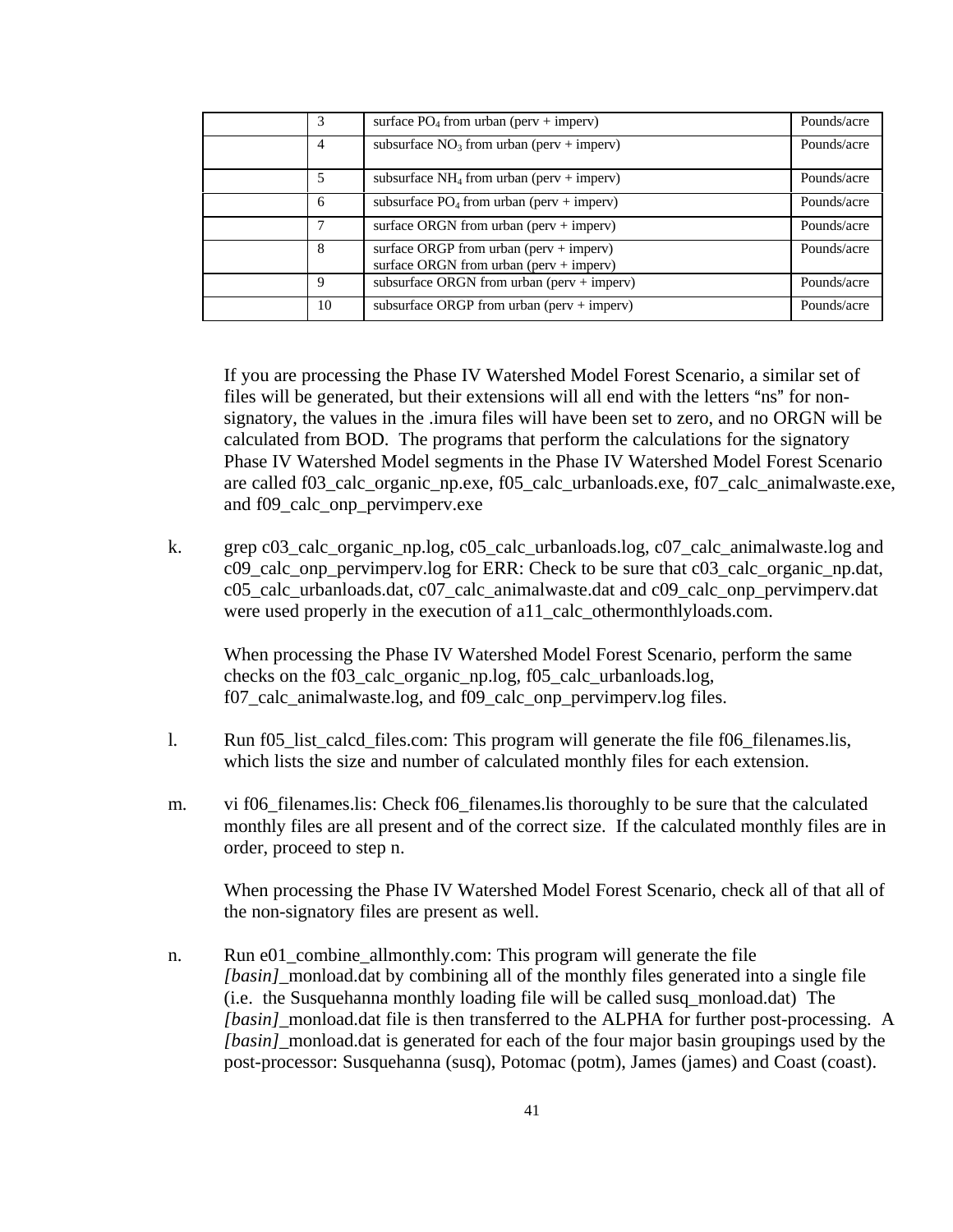| | 3 | surface $PO_4$ from urban (perv + imperv) | Pounds/acre |
|---|---|---|---|
| | 4 | subsurface $NO_3$ from urban (perv + imperv) | Pounds/acre |
| | 5 | subsurface $NH_4$ from urban (perv + imperv) | Pounds/acre |
| | 6 | subsurface $PO_4$ from urban (perv + imperv) | Pounds/acre |
| | 7 | surface ORGN from urban (perv + imperv) | Pounds/acre |
| | 8 | surface ORGP from urban (perv + imperv)<br>surface ORGN from urban (perv + imperv) | Pounds/acre |
| | 9 | subsurface ORGN from urban (perv + imperv) | Pounds/acre |
| | 10 | subsurface ORGP from urban (perv + imperv) | Pounds/acre |

If you are processing the Phase IV Watershed Model Forest Scenario, a similar set of files will be generated, but their extensions will all end with the letters "ns" for non-signatory, the values in the .imura files will have been set to zero, and no ORGN will be calculated from BOD. The programs that perform the calculations for the signatory Phase IV Watershed Model segments in the Phase IV Watershed Model Forest Scenario are called f03_calc_organic_np.exe, f05_calc_urbanloads.exe, f07_calc_animalwaste.exe, and f09_calc_onp_pervimperv.exe

k. grep c03_calc_organic_np.log, c05_calc_urbanloads.log, c07_calc_animalwaste.log and c09_calc_onp_pervimperv.log for ERR: Check to be sure that c03_calc_organic_np.dat, c05_calc_urbanloads.dat, c07_calc_animalwaste.dat and c09_calc_onp_pervimperv.dat were used properly in the execution of a11_calc_othermonthlyloads.com.

   When processing the Phase IV Watershed Model Forest Scenario, perform the same checks on the f03_calc_organic_np.log, f05_calc_urbanloads.log, f07_calc_animalwaste.log, and f09_calc_onp_pervimperv.log files.

l. Run f05_list_calcd_files.com: This program will generate the file f06_filenames.lis, which lists the size and number of calculated monthly files for each extension.

m. vi f06_filenames.lis: Check f06_filenames.lis thoroughly to be sure that the calculated monthly files are all present and of the correct size. If the calculated monthly files are in order, proceed to step n.

   When processing the Phase IV Watershed Model Forest Scenario, check all of that all of the non-signatory files are present as well.

n. Run e01_combine_allmonthly.com: This program will generate the file *[basin]*_monload.dat by combining all of the monthly files generated into a single file (i.e. the Susquehanna monthly loading file will be called susq_monload.dat) The *[basin]*_monload.dat file is then transferred to the ALPHA for further post-processing. A *[basin]*_monload.dat is generated for each of the four major basin groupings used by the post-processor: Susquehanna (susq), Potomac (potm), James (james) and Coast (coast).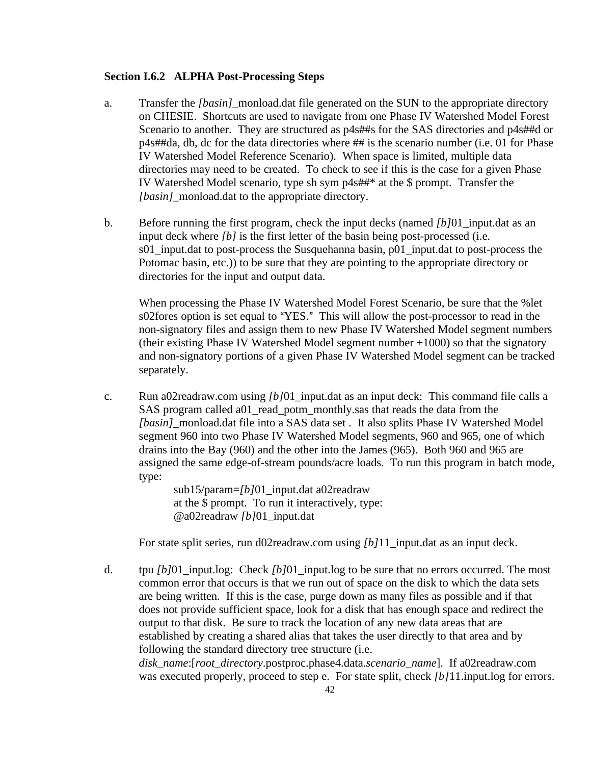**Section I.6.2 ALPHA Post-Processing Steps**

a. Transfer the *[basin]*_monload.dat file generated on the SUN to the appropriate directory on CHESIE. Shortcuts are used to navigate from one Phase IV Watershed Model Forest Scenario to another. They are structured as p4s##s for the SAS directories and p4s##d or p4s##da, db, dc for the data directories where ## is the scenario number (i.e. 01 for Phase IV Watershed Model Reference Scenario). When space is limited, multiple data directories may need to be created. To check to see if this is the case for a given Phase IV Watershed Model scenario, type sh sym p4s##* at the $ prompt. Transfer the *[basin]*_monload.dat to the appropriate directory.

b. Before running the first program, check the input decks (named *[b]*01_input.dat as an input deck where *[b]* is the first letter of the basin being post-processed (i.e. s01_input.dat to post-process the Susquehanna basin, p01_input.dat to post-process the Potomac basin, etc.)) to be sure that they are pointing to the appropriate directory or directories for the input and output data.

   When processing the Phase IV Watershed Model Forest Scenario, be sure that the %let s02fores option is set equal to "YES." This will allow the post-processor to read in the non-signatory files and assign them to new Phase IV Watershed Model segment numbers (their existing Phase IV Watershed Model segment number +1000) so that the signatory and non-signatory portions of a given Phase IV Watershed Model segment can be tracked separately.

c. Run a02readraw.com using *[b]*01_input.dat as an input deck: This command file calls a SAS program called a01_read_potm_monthly.sas that reads the data from the *[basin]*_monload.dat file into a SAS data set . It also splits Phase IV Watershed Model segment 960 into two Phase IV Watershed Model segments, 960 and 965, one of which drains into the Bay (960) and the other into the James (965). Both 960 and 965 are assigned the same edge-of-stream pounds/acre loads. To run this program in batch mode, type:

   sub15/param=*[b]*01_input.dat a02readraw
   at the $ prompt. To run it interactively, type:
   @a02readraw *[b]*01_input.dat

   For state split series, run d02readraw.com using *[b]*11_input.dat as an input deck.

d. tpu *[b]*01_input.log: Check *[b]*01_input.log to be sure that no errors occurred. The most common error that occurs is that we run out of space on the disk to which the data sets are being written. If this is the case, purge down as many files as possible and if that does not provide sufficient space, look for a disk that has enough space and redirect the output to that disk. Be sure to track the location of any new data areas that are established by creating a shared alias that takes the user directly to that area and by following the standard directory tree structure (i.e. *disk_name*:[*root_directory*.postproc.phase4.data.*scenario_name*]. If a02readraw.com was executed properly, proceed to step e. For state split, check *[b]*11.input.log for errors.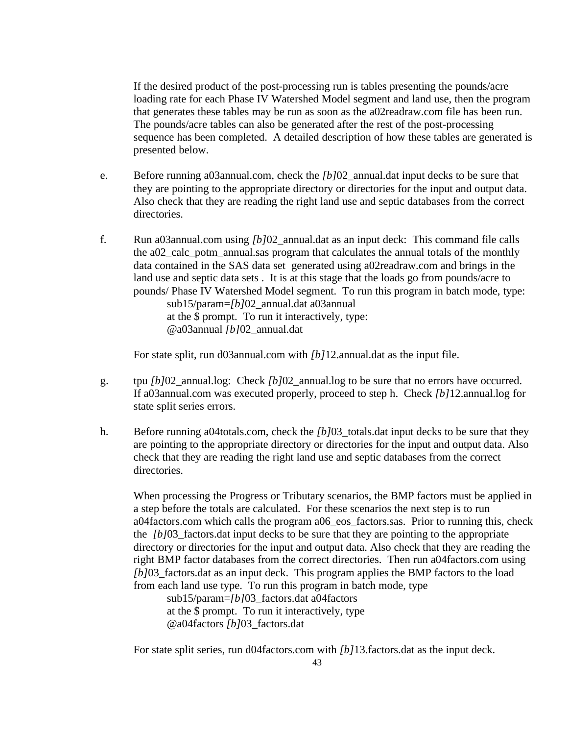If the desired product of the post-processing run is tables presenting the pounds/acre loading rate for each Phase IV Watershed Model segment and land use, then the program that generates these tables may be run as soon as the a02readraw.com file has been run. The pounds/acre tables can also be generated after the rest of the post-processing sequence has been completed. A detailed description of how these tables are generated is presented below.

e. Before running a03annual.com, check the *[b]*02_annual.dat input decks to be sure that they are pointing to the appropriate directory or directories for the input and output data. Also check that they are reading the right land use and septic databases from the correct directories.

f. Run a03annual.com using *[b]*02_annual.dat as an input deck: This command file calls the a02_calc_potm_annual.sas program that calculates the annual totals of the monthly data contained in the SAS data set generated using a02readraw.com and brings in the land use and septic data sets . It is at this stage that the loads go from pounds/acre to pounds/ Phase IV Watershed Model segment. To run this program in batch mode, type:

    sub15/param=*[b]*02_annual.dat a03annual
    at the $ prompt. To run it interactively, type:
    @a03annual *[b]*02_annual.dat

   For state split, run d03annual.com with *[b]*12.annual.dat as the input file.

g. tpu *[b]*02_annual.log: Check *[b]*02_annual.log to be sure that no errors have occurred. If a03annual.com was executed properly, proceed to step h. Check *[b]*12.annual.log for state split series errors.

h. Before running a04totals.com, check the *[b]*03_totals.dat input decks to be sure that they are pointing to the appropriate directory or directories for the input and output data. Also check that they are reading the right land use and septic databases from the correct directories.

   When processing the Progress or Tributary scenarios, the BMP factors must be applied in a step before the totals are calculated. For these scenarios the next step is to run a04factors.com which calls the program a06_eos_factors.sas. Prior to running this, check the *[b]*03_factors.dat input decks to be sure that they are pointing to the appropriate directory or directories for the input and output data. Also check that they are reading the right BMP factor databases from the correct directories. Then run a04factors.com using *[b]*03_factors.dat as an input deck. This program applies the BMP factors to the load from each land use type. To run this program in batch mode, type

    sub15/param=*[b]*03_factors.dat a04factors
    at the $ prompt. To run it interactively, type
    @a04factors *[b]*03_factors.dat

   For state split series, run d04factors.com with *[b]*13.factors.dat as the input deck.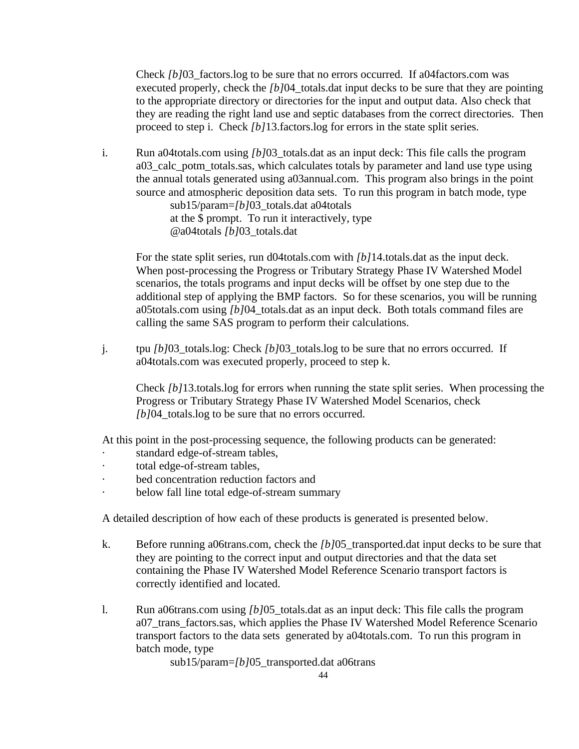Check *[b]*03_factors.log to be sure that no errors occurred. If a04factors.com was executed properly, check the *[b]*04_totals.dat input decks to be sure that they are pointing to the appropriate directory or directories for the input and output data. Also check that they are reading the right land use and septic databases from the correct directories. Then proceed to step i. Check *[b]*13.factors.log for errors in the state split series.

i. Run a04totals.com using *[b]*03_totals.dat as an input deck: This file calls the program a03_calc_potm_totals.sas, which calculates totals by parameter and land use type using the annual totals generated using a03annual.com. This program also brings in the point source and atmospheric deposition data sets. To run this program in batch mode, type

    sub15/param=*[b]*03_totals.dat a04totals

    at the $ prompt. To run it interactively, type

    @a04totals *[b]*03_totals.dat

For the state split series, run d04totals.com with *[b]*14.totals.dat as the input deck. When post-processing the Progress or Tributary Strategy Phase IV Watershed Model scenarios, the totals programs and input decks will be offset by one step due to the additional step of applying the BMP factors. So for these scenarios, you will be running a05totals.com using *[b]*04_totals.dat as an input deck. Both totals command files are calling the same SAS program to perform their calculations.

j. tpu *[b]*03_totals.log: Check *[b]*03_totals.log to be sure that no errors occurred. If a04totals.com was executed properly, proceed to step k.

Check *[b]*13.totals.log for errors when running the state split series. When processing the Progress or Tributary Strategy Phase IV Watershed Model Scenarios, check *[b]*04_totals.log to be sure that no errors occurred.

At this point in the post-processing sequence, the following products can be generated:

- standard edge-of-stream tables,
- total edge-of-stream tables,
- bed concentration reduction factors and
- below fall line total edge-of-stream summary

A detailed description of how each of these products is generated is presented below.

k. Before running a06trans.com, check the *[b]*05_transported.dat input decks to be sure that they are pointing to the correct input and output directories and that the data set containing the Phase IV Watershed Model Reference Scenario transport factors is correctly identified and located.

l. Run a06trans.com using *[b]*05_totals.dat as an input deck: This file calls the program a07_trans_factors.sas, which applies the Phase IV Watershed Model Reference Scenario transport factors to the data sets generated by a04totals.com. To run this program in batch mode, type

    sub15/param=*[b]*05_transported.dat a06trans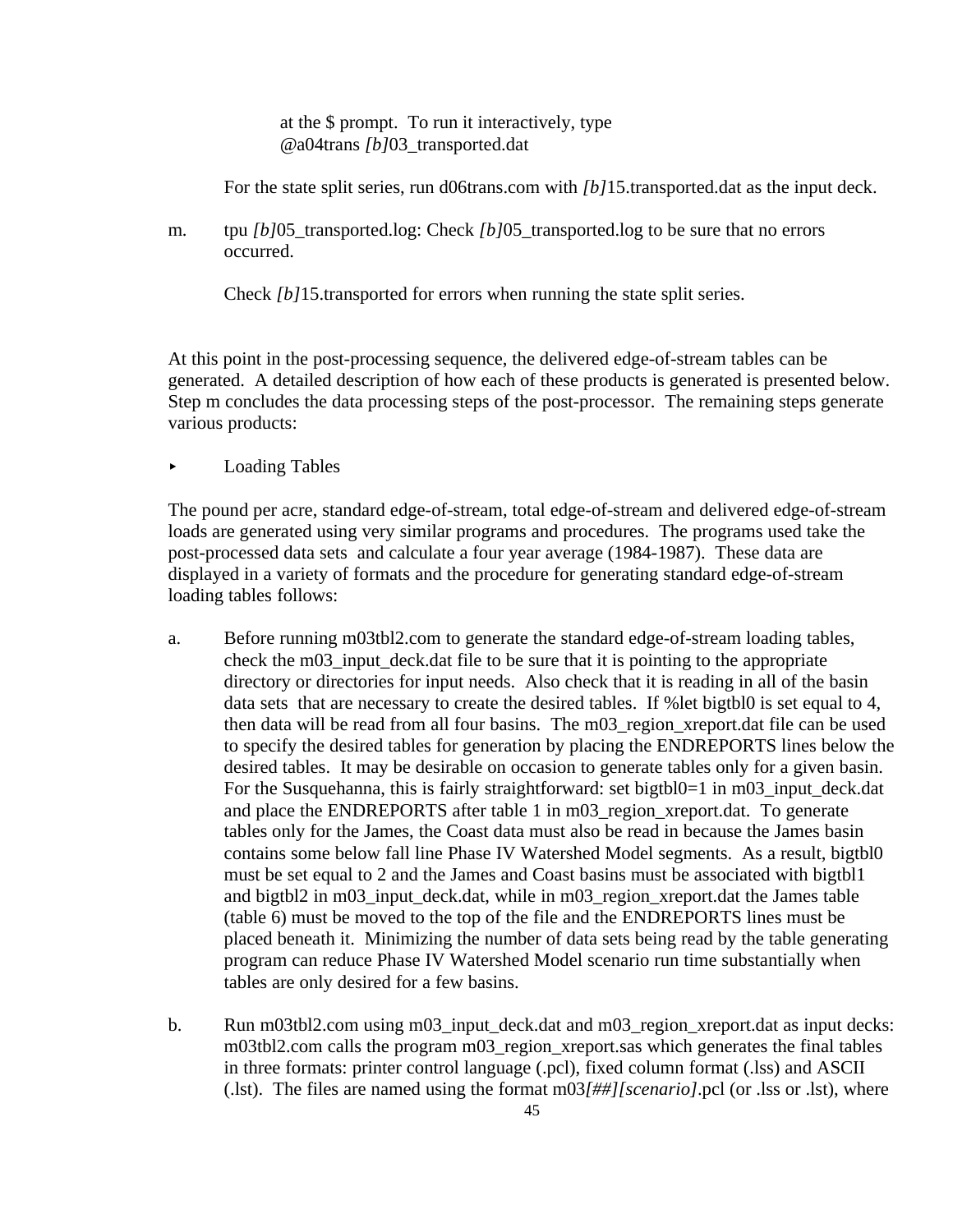at the $ prompt. To run it interactively, type
@a04trans *[b]*03_transported.dat

For the state split series, run d06trans.com with *[b]*15.transported.dat as the input deck.

m. tpu *[b]*05_transported.log: Check *[b]*05_transported.log to be sure that no errors occurred.

Check *[b]*15.transported for errors when running the state split series.

At this point in the post-processing sequence, the delivered edge-of-stream tables can be generated. A detailed description of how each of these products is generated is presented below. Step m concludes the data processing steps of the post-processor. The remaining steps generate various products:

- Loading Tables

The pound per acre, standard edge-of-stream, total edge-of-stream and delivered edge-of-stream loads are generated using very similar programs and procedures. The programs used take the post-processed data sets and calculate a four year average (1984-1987). These data are displayed in a variety of formats and the procedure for generating standard edge-of-stream loading tables follows:

a. Before running m03tbl2.com to generate the standard edge-of-stream loading tables, check the m03_input_deck.dat file to be sure that it is pointing to the appropriate directory or directories for input needs. Also check that it is reading in all of the basin data sets that are necessary to create the desired tables. If %let bigtbl0 is set equal to 4, then data will be read from all four basins. The m03_region_xreport.dat file can be used to specify the desired tables for generation by placing the ENDREPORTS lines below the desired tables. It may be desirable on occasion to generate tables only for a given basin. For the Susquehanna, this is fairly straightforward: set bigtbl0=1 in m03_input_deck.dat and place the ENDREPORTS after table 1 in m03_region_xreport.dat. To generate tables only for the James, the Coast data must also be read in because the James basin contains some below fall line Phase IV Watershed Model segments. As a result, bigtbl0 must be set equal to 2 and the James and Coast basins must be associated with bigtbl1 and bigtbl2 in m03_input_deck.dat, while in m03_region_xreport.dat the James table (table 6) must be moved to the top of the file and the ENDREPORTS lines must be placed beneath it. Minimizing the number of data sets being read by the table generating program can reduce Phase IV Watershed Model scenario run time substantially when tables are only desired for a few basins.

b. Run m03tbl2.com using m03_input_deck.dat and m03_region_xreport.dat as input decks: m03tbl2.com calls the program m03_region_xreport.sas which generates the final tables in three formats: printer control language (.pcl), fixed column format (.lss) and ASCII (.lst). The files are named using the format m03*[##][scenario]*.pcl (or .lss or .lst), where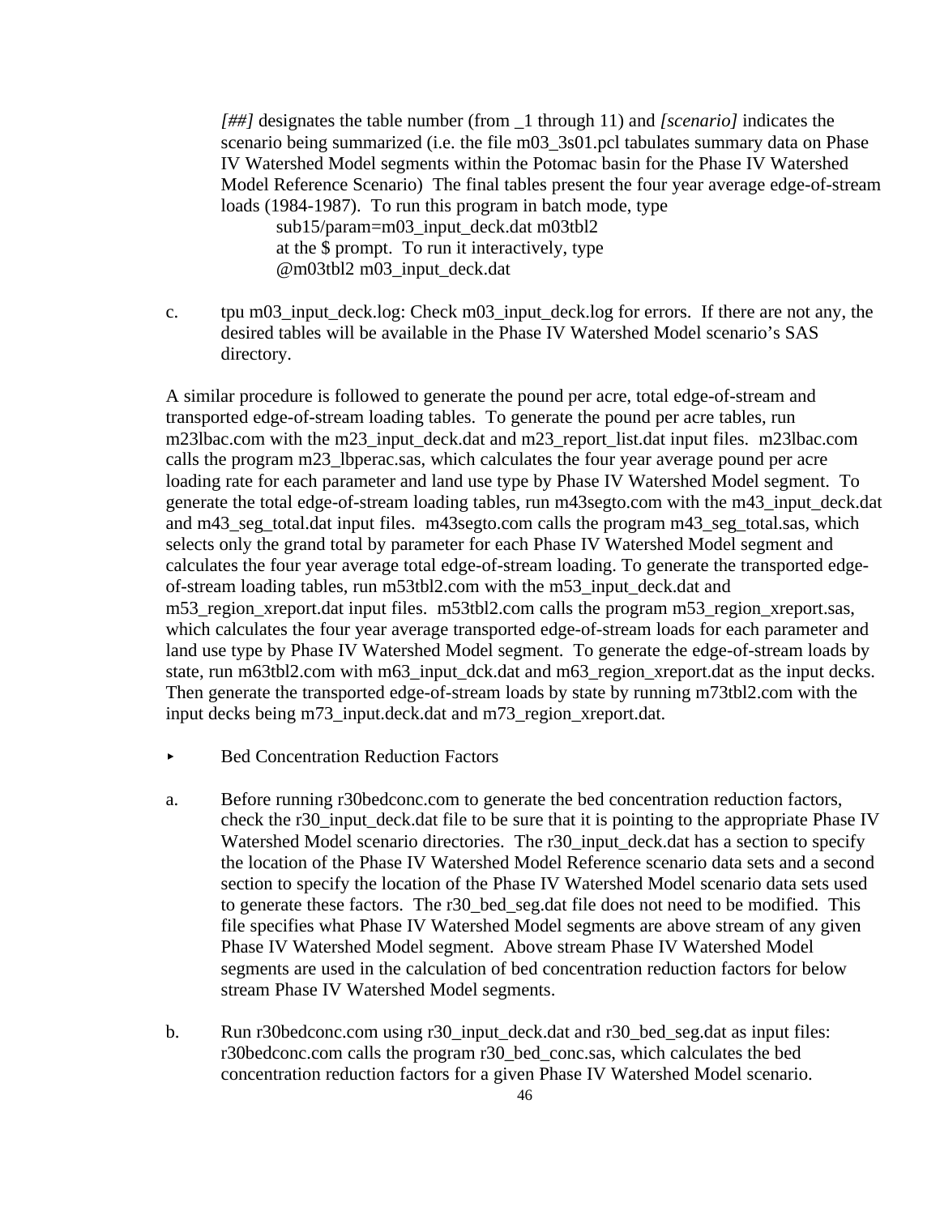*[##]* designates the table number (from _1 through 11) and *[scenario]* indicates the scenario being summarized (i.e. the file m03_3s01.pcl tabulates summary data on Phase IV Watershed Model segments within the Potomac basin for the Phase IV Watershed Model Reference Scenario) The final tables present the four year average edge-of-stream loads (1984-1987). To run this program in batch mode, type

    sub15/param=m03_input_deck.dat m03tbl2

at the $ prompt. To run it interactively, type

    @m03tbl2 m03_input_deck.dat

c. tpu m03_input_deck.log: Check m03_input_deck.log for errors. If there are not any, the desired tables will be available in the Phase IV Watershed Model scenario's SAS directory.

A similar procedure is followed to generate the pound per acre, total edge-of-stream and transported edge-of-stream loading tables. To generate the pound per acre tables, run m23lbac.com with the m23_input_deck.dat and m23_report_list.dat input files. m23lbac.com calls the program m23_lbperac.sas, which calculates the four year average pound per acre loading rate for each parameter and land use type by Phase IV Watershed Model segment. To generate the total edge-of-stream loading tables, run m43segto.com with the m43_input_deck.dat and m43_seg_total.dat input files. m43segto.com calls the program m43_seg_total.sas, which selects only the grand total by parameter for each Phase IV Watershed Model segment and calculates the four year average total edge-of-stream loading. To generate the transported edge-of-stream loading tables, run m53tbl2.com with the m53_input_deck.dat and m53_region_xreport.dat input files. m53tbl2.com calls the program m53_region_xreport.sas, which calculates the four year average transported edge-of-stream loads for each parameter and land use type by Phase IV Watershed Model segment. To generate the edge-of-stream loads by state, run m63tbl2.com with m63_input_dck.dat and m63_region_xreport.dat as the input decks. Then generate the transported edge-of-stream loads by state by running m73tbl2.com with the input decks being m73_input.deck.dat and m73_region_xreport.dat.

- Bed Concentration Reduction Factors

a. Before running r30bedconc.com to generate the bed concentration reduction factors, check the r30_input_deck.dat file to be sure that it is pointing to the appropriate Phase IV Watershed Model scenario directories. The r30_input_deck.dat has a section to specify the location of the Phase IV Watershed Model Reference scenario data sets and a second section to specify the location of the Phase IV Watershed Model scenario data sets used to generate these factors. The r30_bed_seg.dat file does not need to be modified. This file specifies what Phase IV Watershed Model segments are above stream of any given Phase IV Watershed Model segment. Above stream Phase IV Watershed Model segments are used in the calculation of bed concentration reduction factors for below stream Phase IV Watershed Model segments.

b. Run r30bedconc.com using r30_input_deck.dat and r30_bed_seg.dat as input files: r30bedconc.com calls the program r30_bed_conc.sas, which calculates the bed concentration reduction factors for a given Phase IV Watershed Model scenario.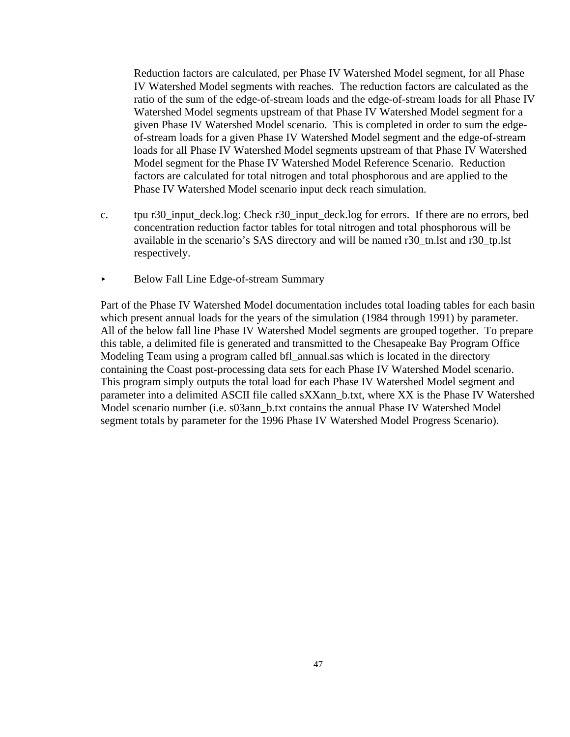Reduction factors are calculated, per Phase IV Watershed Model segment, for all Phase IV Watershed Model segments with reaches. The reduction factors are calculated as the ratio of the sum of the edge-of-stream loads and the edge-of-stream loads for all Phase IV Watershed Model segments upstream of that Phase IV Watershed Model segment for a given Phase IV Watershed Model scenario. This is completed in order to sum the edge-of-stream loads for a given Phase IV Watershed Model segment and the edge-of-stream loads for all Phase IV Watershed Model segments upstream of that Phase IV Watershed Model segment for the Phase IV Watershed Model Reference Scenario. Reduction factors are calculated for total nitrogen and total phosphorous and are applied to the Phase IV Watershed Model scenario input deck reach simulation.

c. tpu r30_input_deck.log: Check r30_input_deck.log for errors. If there are no errors, bed concentration reduction factor tables for total nitrogen and total phosphorous will be available in the scenario's SAS directory and will be named r30_tn.lst and r30_tp.lst respectively.

- Below Fall Line Edge-of-stream Summary

Part of the Phase IV Watershed Model documentation includes total loading tables for each basin which present annual loads for the years of the simulation (1984 through 1991) by parameter. All of the below fall line Phase IV Watershed Model segments are grouped together. To prepare this table, a delimited file is generated and transmitted to the Chesapeake Bay Program Office Modeling Team using a program called bfl_annual.sas which is located in the directory containing the Coast post-processing data sets for each Phase IV Watershed Model scenario. This program simply outputs the total load for each Phase IV Watershed Model segment and parameter into a delimited ASCII file called sXXann_b.txt, where XX is the Phase IV Watershed Model scenario number (i.e. s03ann_b.txt contains the annual Phase IV Watershed Model segment totals by parameter for the 1996 Phase IV Watershed Model Progress Scenario).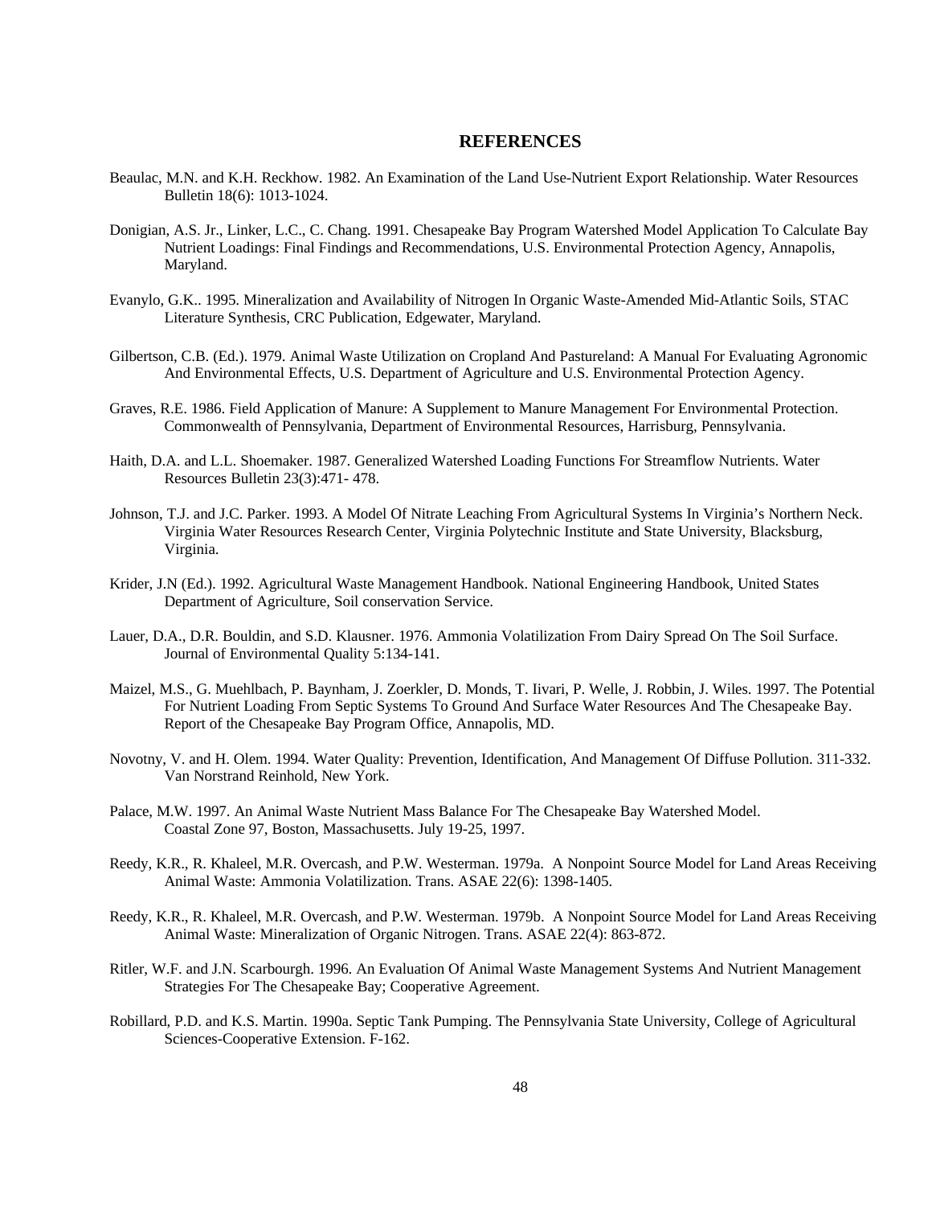# REFERENCES

Beaulac, M.N. and K.H. Reckhow. 1982. An Examination of the Land Use-Nutrient Export Relationship. Water Resources Bulletin 18(6): 1013-1024.

Donigian, A.S. Jr., Linker, L.C., C. Chang. 1991. Chesapeake Bay Program Watershed Model Application To Calculate Bay Nutrient Loadings: Final Findings and Recommendations, U.S. Environmental Protection Agency, Annapolis, Maryland.

Evanylo, G.K.. 1995. Mineralization and Availability of Nitrogen In Organic Waste-Amended Mid-Atlantic Soils, STAC Literature Synthesis, CRC Publication, Edgewater, Maryland.

Gilbertson, C.B. (Ed.). 1979. Animal Waste Utilization on Cropland And Pastureland: A Manual For Evaluating Agronomic And Environmental Effects, U.S. Department of Agriculture and U.S. Environmental Protection Agency.

Graves, R.E. 1986. Field Application of Manure: A Supplement to Manure Management For Environmental Protection. Commonwealth of Pennsylvania, Department of Environmental Resources, Harrisburg, Pennsylvania.

Haith, D.A. and L.L. Shoemaker. 1987. Generalized Watershed Loading Functions For Streamflow Nutrients. Water Resources Bulletin 23(3):471- 478.

Johnson, T.J. and J.C. Parker. 1993. A Model Of Nitrate Leaching From Agricultural Systems In Virginia's Northern Neck. Virginia Water Resources Research Center, Virginia Polytechnic Institute and State University, Blacksburg, Virginia.

Krider, J.N (Ed.). 1992. Agricultural Waste Management Handbook. National Engineering Handbook, United States Department of Agriculture, Soil conservation Service.

Lauer, D.A., D.R. Bouldin, and S.D. Klausner. 1976. Ammonia Volatilization From Dairy Spread On The Soil Surface. Journal of Environmental Quality 5:134-141.

Maizel, M.S., G. Muehlbach, P. Baynham, J. Zoerkler, D. Monds, T. Iivari, P. Welle, J. Robbin, J. Wiles. 1997. The Potential For Nutrient Loading From Septic Systems To Ground And Surface Water Resources And The Chesapeake Bay. Report of the Chesapeake Bay Program Office, Annapolis, MD.

Novotny, V. and H. Olem. 1994. Water Quality: Prevention, Identification, And Management Of Diffuse Pollution. 311-332. Van Norstrand Reinhold, New York.

Palace, M.W. 1997. An Animal Waste Nutrient Mass Balance For The Chesapeake Bay Watershed Model. Coastal Zone 97, Boston, Massachusetts. July 19-25, 1997.

Reedy, K.R., R. Khaleel, M.R. Overcash, and P.W. Westerman. 1979a. A Nonpoint Source Model for Land Areas Receiving Animal Waste: Ammonia Volatilization. Trans. ASAE 22(6): 1398-1405.

Reedy, K.R., R. Khaleel, M.R. Overcash, and P.W. Westerman. 1979b. A Nonpoint Source Model for Land Areas Receiving Animal Waste: Mineralization of Organic Nitrogen. Trans. ASAE 22(4): 863-872.

Ritler, W.F. and J.N. Scarbourgh. 1996. An Evaluation Of Animal Waste Management Systems And Nutrient Management Strategies For The Chesapeake Bay; Cooperative Agreement.

Robillard, P.D. and K.S. Martin. 1990a. Septic Tank Pumping. The Pennsylvania State University, College of Agricultural Sciences-Cooperative Extension. F-162.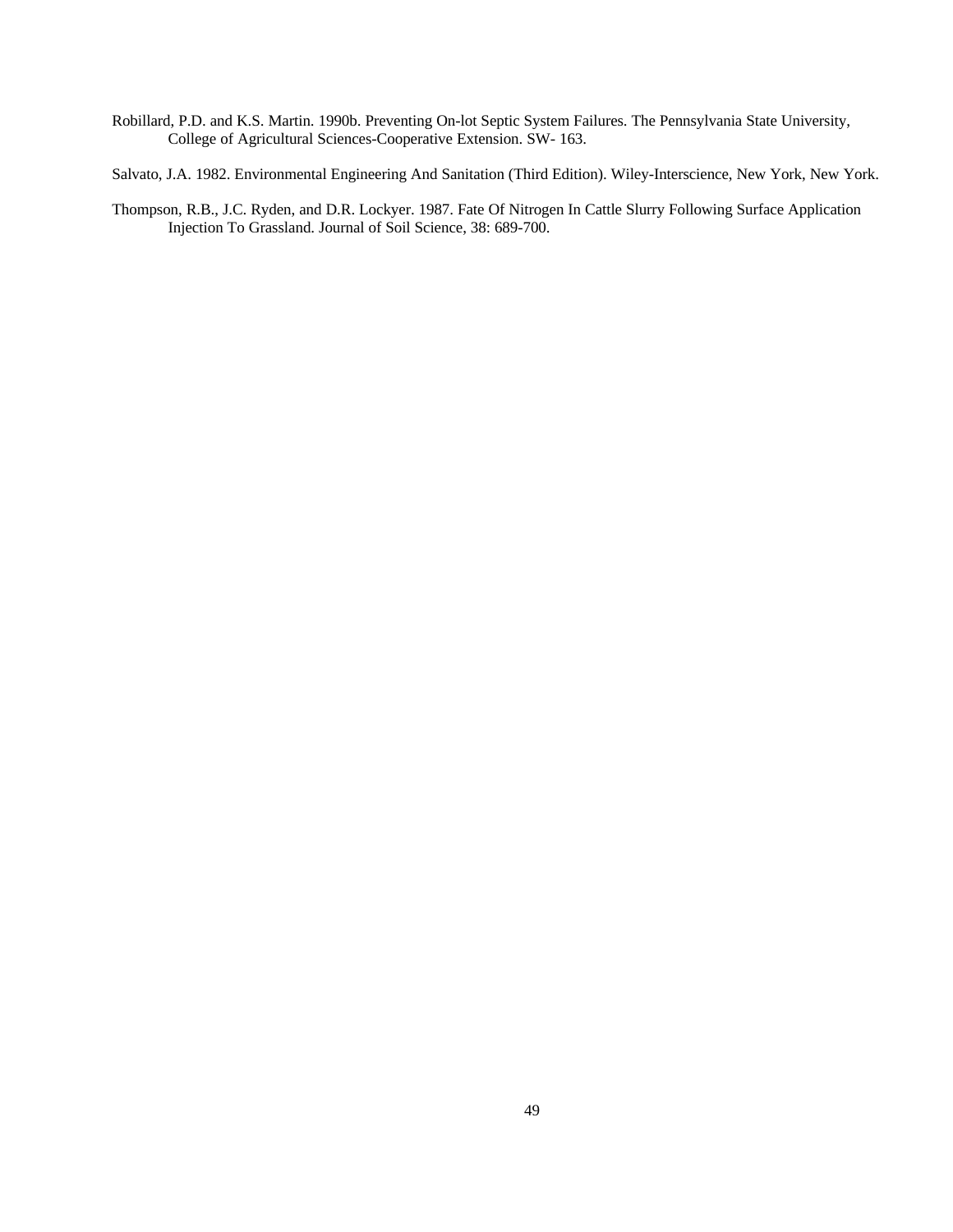Robillard, P.D. and K.S. Martin. 1990b. Preventing On-lot Septic System Failures. The Pennsylvania State University, College of Agricultural Sciences-Cooperative Extension. SW- 163.

Salvato, J.A. 1982. Environmental Engineering And Sanitation (Third Edition). Wiley-Interscience, New York, New York.

Thompson, R.B., J.C. Ryden, and D.R. Lockyer. 1987. Fate Of Nitrogen In Cattle Slurry Following Surface Application Injection To Grassland. Journal of Soil Science, 38: 689-700.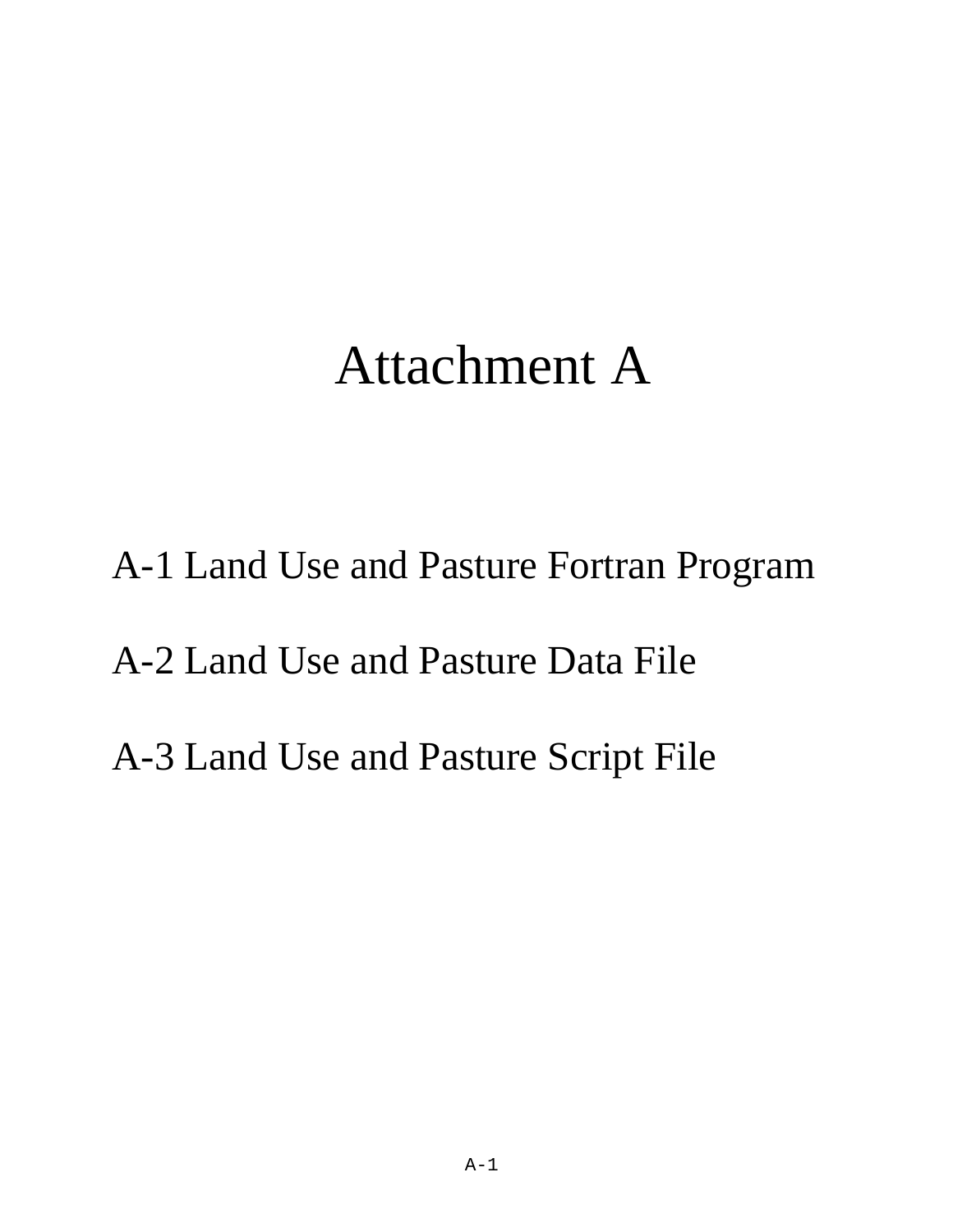# Attachment A

A-1 Land Use and Pasture Fortran Program

A-2 Land Use and Pasture Data File

A-3 Land Use and Pasture Script File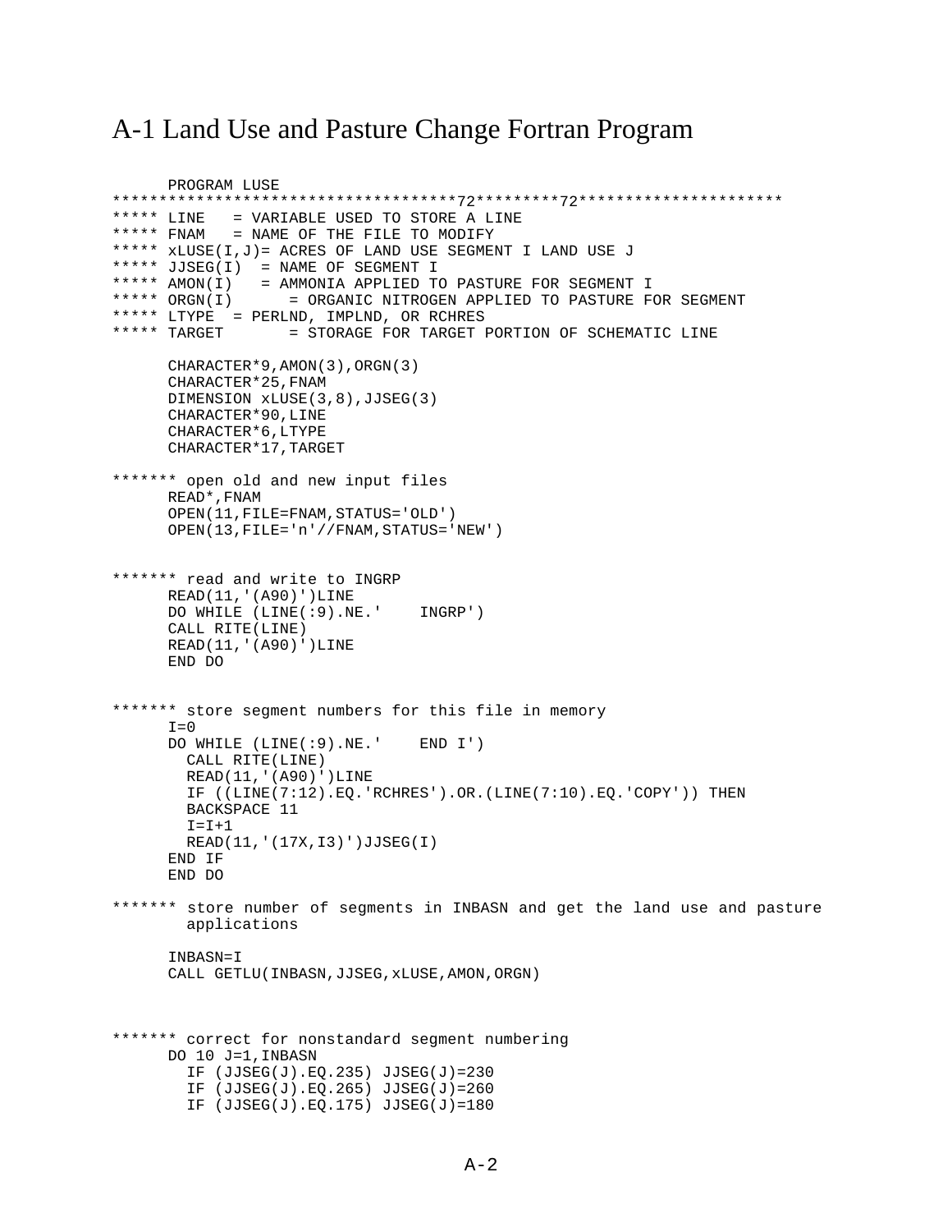# A-1 Land Use and Pasture Change Fortran Program

```
      PROGRAM LUSE
************************************72********72**********************
***** LINE   = VARIABLE USED TO STORE A LINE
***** FNAM   = NAME OF THE FILE TO MODIFY
***** xLUSE(I,J)= ACRES OF LAND USE SEGMENT I LAND USE J
***** JJSEG(I)  = NAME OF SEGMENT I
***** AMON(I)   = AMMONIA APPLIED TO PASTURE FOR SEGMENT I
***** ORGN(I)      = ORGANIC NITROGEN APPLIED TO PASTURE FOR SEGMENT
***** LTYPE  = PERLND, IMPLND, OR RCHRES
***** TARGET       = STORAGE FOR TARGET PORTION OF SCHEMATIC LINE

      CHARACTER*9,AMON(3),ORGN(3)
      CHARACTER*25,FNAM
      DIMENSION xLUSE(3,8),JJSEG(3)
      CHARACTER*90,LINE
      CHARACTER*6,LTYPE
      CHARACTER*17,TARGET

******* open old and new input files
      READ*,FNAM
      OPEN(11,FILE=FNAM,STATUS='OLD')
      OPEN(13,FILE='n'//FNAM,STATUS='NEW')


******* read and write to INGRP
      READ(11,'(A90)')LINE
      DO WHILE (LINE(:9).NE.'    INGRP')
      CALL RITE(LINE)
      READ(11,'(A90)')LINE
      END DO


******* store segment numbers for this file in memory
      I=0
      DO WHILE (LINE(:9).NE.'    END I')
        CALL RITE(LINE)
        READ(11,'(A90)')LINE
        IF ((LINE(7:12).EQ.'RCHRES').OR.(LINE(7:10).EQ.'COPY')) THEN
        BACKSPACE 11
        I=I+1
        READ(11,'(17X,I3)')JJSEG(I)
      END IF
      END DO

******* store number of segments in INBASN and get the land use and pasture
        applications

      INBASN=I
      CALL GETLU(INBASN,JJSEG,xLUSE,AMON,ORGN)



******* correct for nonstandard segment numbering
      DO 10 J=1,INBASN
        IF (JJSEG(J).EQ.235) JJSEG(J)=230
        IF (JJSEG(J).EQ.265) JJSEG(J)=260
        IF (JJSEG(J).EQ.175) JJSEG(J)=180
```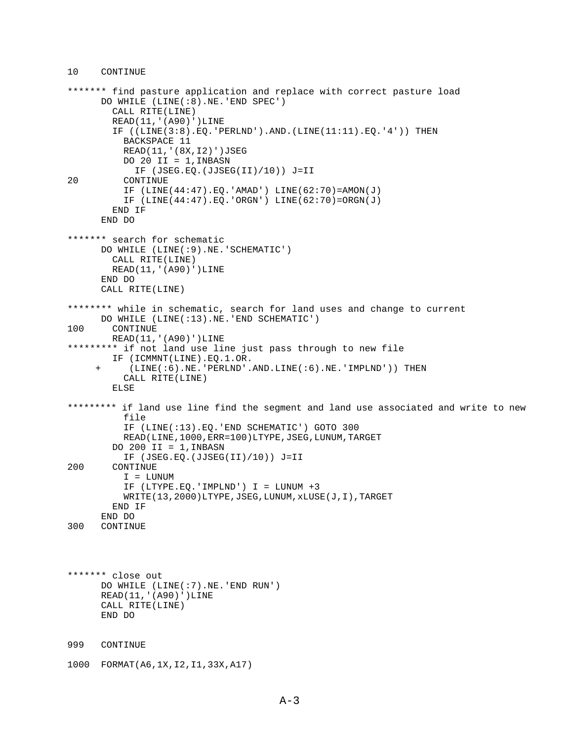```
10    CONTINUE

******* find pasture application and replace with correct pasture load
      DO WHILE (LINE(:8).NE.'END SPEC')
        CALL RITE(LINE)
        READ(11,'(A90)')LINE
        IF ((LINE(3:8).EQ.'PERLND').AND.(LINE(11:11).EQ.'4')) THEN
          BACKSPACE 11
          READ(11,'(8X,I2)')JSEG
          DO 20 II = 1,INBASN
            IF (JSEG.EQ.(JJSEG(II)/10)) J=II
20        CONTINUE
          IF (LINE(44:47).EQ.'AMAD') LINE(62:70)=AMON(J)
          IF (LINE(44:47).EQ.'ORGN') LINE(62:70)=ORGN(J)
        END IF
      END DO

******* search for schematic
      DO WHILE (LINE(:9).NE.'SCHEMATIC')
        CALL RITE(LINE)
        READ(11,'(A90)')LINE
      END DO
      CALL RITE(LINE)

******** while in schematic, search for land uses and change to current
      DO WHILE (LINE(:13).NE.'END SCHEMATIC')
100     CONTINUE
        READ(11,'(A90)')LINE
********* if not land use line just pass through to new file
        IF (ICMMNT(LINE).EQ.1.OR.
     +     (LINE(:6).NE.'PERLND'.AND.LINE(:6).NE.'IMPLND')) THEN
          CALL RITE(LINE)
        ELSE

********* if land use line find the segment and land use associated and write to new
          file
          IF (LINE(:13).EQ.'END SCHEMATIC') GOTO 300
          READ(LINE,1000,ERR=100)LTYPE,JSEG,LUNUM,TARGET
        DO 200 II = 1,INBASN
          IF (JSEG.EQ.(JJSEG(II)/10)) J=II
200     CONTINUE
          I = LUNUM
          IF (LTYPE.EQ.'IMPLND') I = LUNUM +3
          WRITE(13,2000)LTYPE,JSEG,LUNUM,xLUSE(J,I),TARGET
        END IF
      END DO
300   CONTINUE



******* close out
      DO WHILE (LINE(:7).NE.'END RUN')
      READ(11,'(A90)')LINE
      CALL RITE(LINE)
      END DO


999   CONTINUE

1000  FORMAT(A6,1X,I2,I1,33X,A17)
```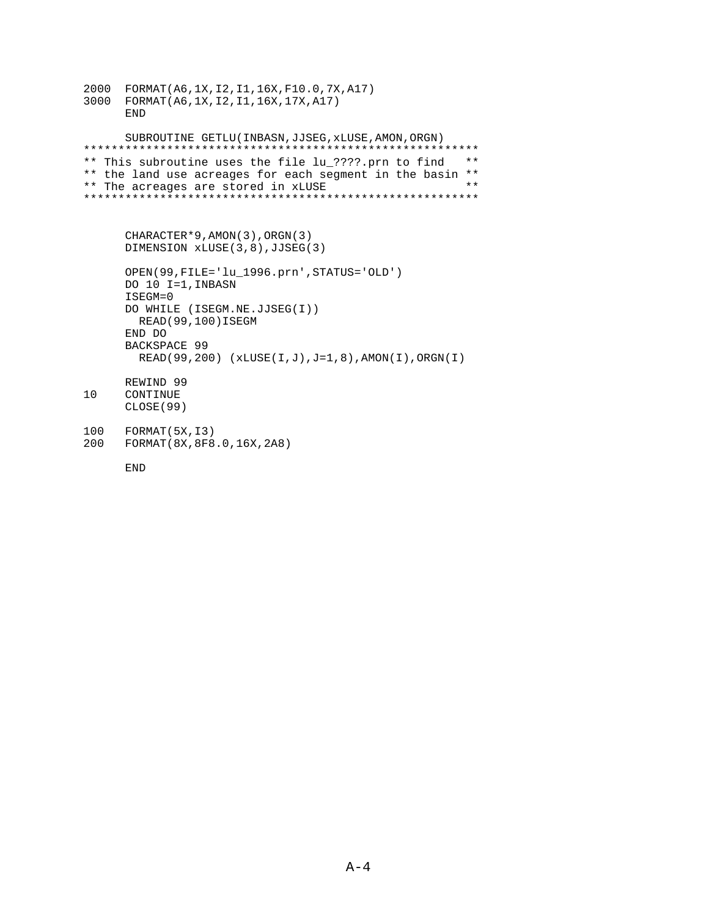```
2000  FORMAT(A6,1X,I2,I1,16X,F10.0,7X,A17)
3000  FORMAT(A6,1X,I2,I1,16X,17X,A17)
      END

      SUBROUTINE GETLU(INBASN,JJSEG,xLUSE,AMON,ORGN)
*********************************************************
** This subroutine uses the file lu_????.prn to find   **
** the land use acreages for each segment in the basin **
** The acreages are stored in xLUSE                    **
*********************************************************


      CHARACTER*9,AMON(3),ORGN(3)
      DIMENSION xLUSE(3,8),JJSEG(3)

      OPEN(99,FILE='lu_1996.prn',STATUS='OLD')
      DO 10 I=1,INBASN
      ISEGM=0
      DO WHILE (ISEGM.NE.JJSEG(I))
        READ(99,100)ISEGM
      END DO
      BACKSPACE 99
        READ(99,200) (xLUSE(I,J),J=1,8),AMON(I),ORGN(I)

      REWIND 99
10    CONTINUE
      CLOSE(99)

100   FORMAT(5X,I3)
200   FORMAT(8X,8F8.0,16X,2A8)

      END
```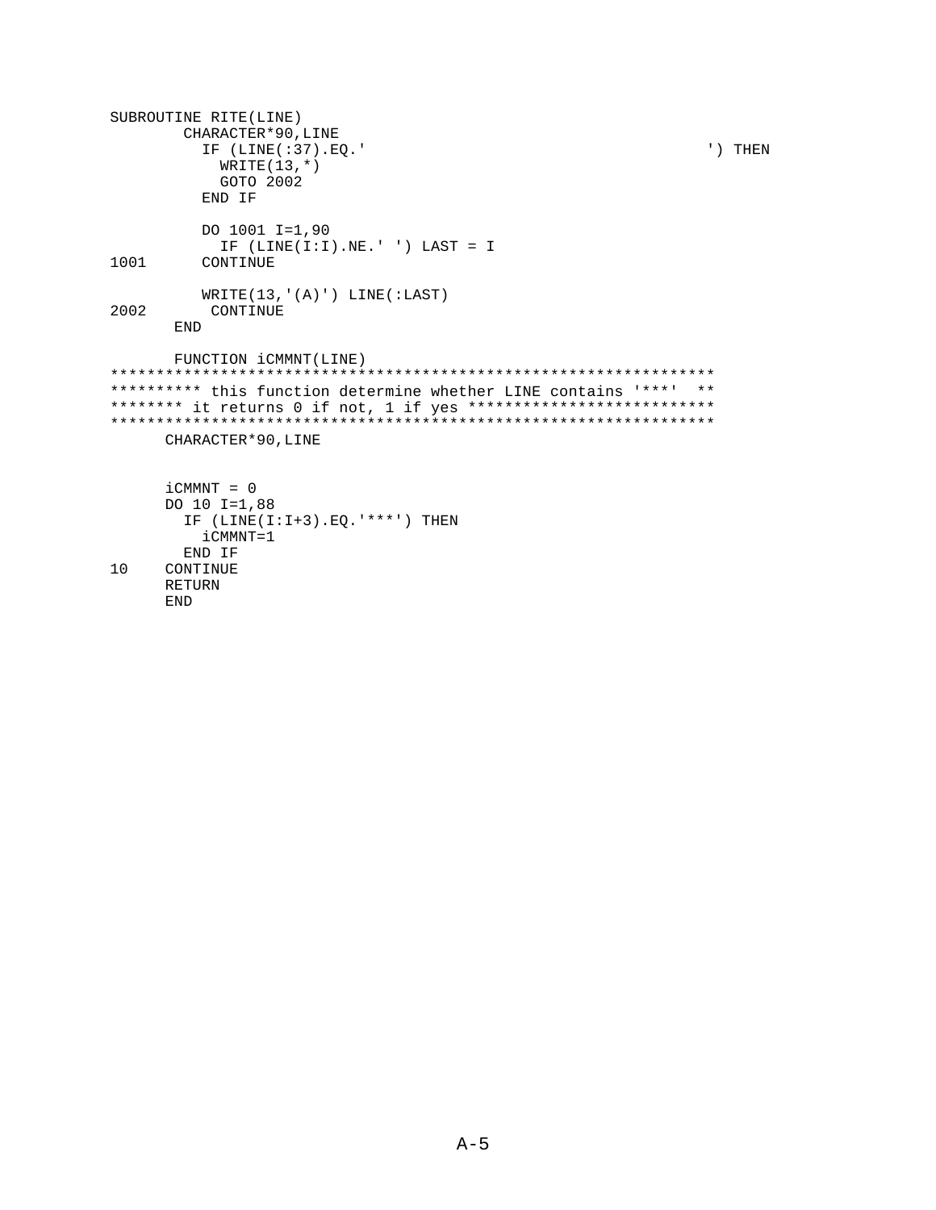```
SUBROUTINE RITE(LINE)
        CHARACTER*90,LINE
          IF (LINE(:37).EQ.'                                     ') THEN
            WRITE(13,*)
            GOTO 2002
          END IF

          DO 1001 I=1,90
            IF (LINE(I:I).NE.' ') LAST = I
1001      CONTINUE

          WRITE(13,'(A)') LINE(:LAST)
2002       CONTINUE
       END

       FUNCTION iCMMNT(LINE)
*******************************************************************
********** this function determine whether LINE contains '***'  **
******** it returns 0 if not, 1 if yes ***************************
*******************************************************************
      CHARACTER*90,LINE


      iCMMNT = 0
      DO 10 I=1,88
        IF (LINE(I:I+3).EQ.'***') THEN
          iCMMNT=1
        END IF
10    CONTINUE
      RETURN
      END
```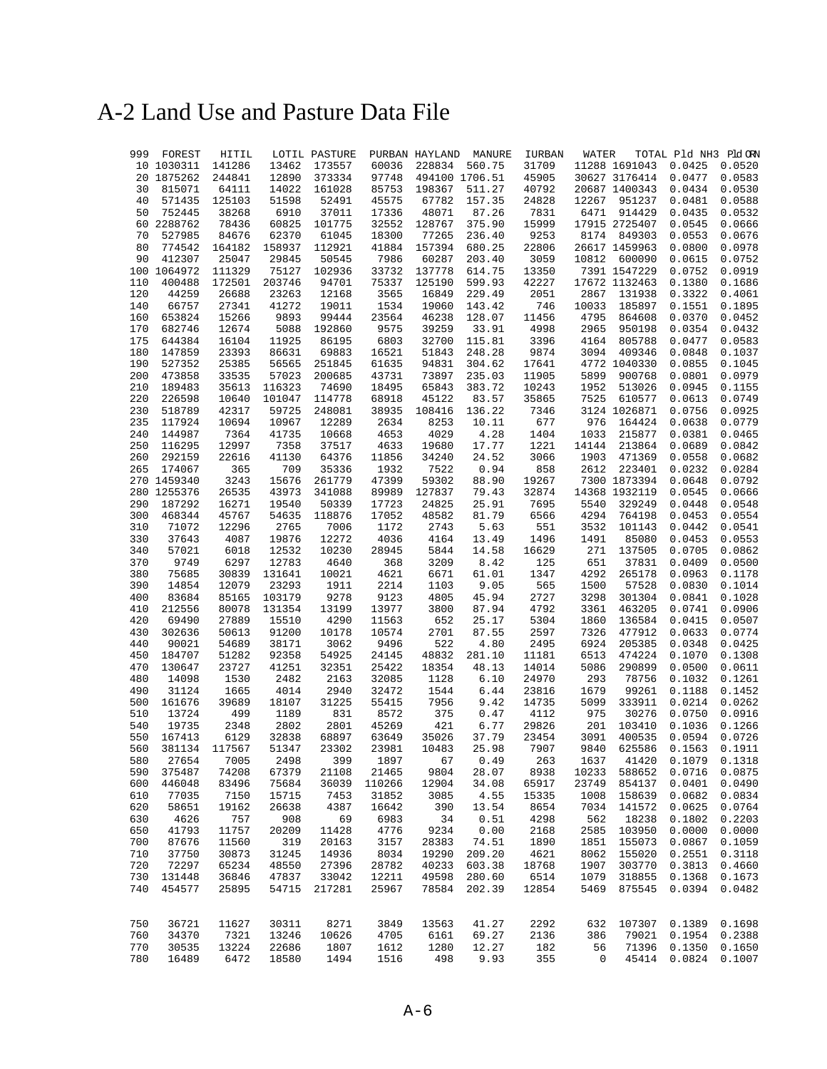# A-2 Land Use and Pasture Data File

| 999 | FOREST | HITIL | LOTIL | PASTURE | PURBAN | HAYLAND | MANURE | IURBAN | WATER | TOTAL | Pld NH3 | Pld ORN |
|---|---|---|---|---|---|---|---|---|---|---|---|---|
| 10 | 1030311 | 141286 | 13462 | 173557 | 60036 | 228834 | 560.75 | 31709 | 11288 | 1691043 | 0.0425 | 0.0520 |
| 20 | 1875262 | 244841 | 12890 | 373334 | 97748 | 494100 | 1706.51 | 45905 | 30627 | 3176414 | 0.0477 | 0.0583 |
| 30 | 815071 | 64111 | 14022 | 161028 | 85753 | 198367 | 511.27 | 40792 | 20687 | 1400343 | 0.0434 | 0.0530 |
| 40 | 571435 | 125103 | 51598 | 52491 | 45575 | 67782 | 157.35 | 24828 | 12267 | 951237 | 0.0481 | 0.0588 |
| 50 | 752445 | 38268 | 6910 | 37011 | 17336 | 48071 | 87.26 | 7831 | 6471 | 914429 | 0.0435 | 0.0532 |
| 60 | 2288762 | 78436 | 60825 | 101775 | 32552 | 128767 | 375.90 | 15999 | 17915 | 2725407 | 0.0545 | 0.0666 |
| 70 | 527985 | 84676 | 62370 | 61045 | 18300 | 77265 | 236.40 | 9253 | 8174 | 849303 | 0.0553 | 0.0676 |
| 80 | 774542 | 164182 | 158937 | 112921 | 41884 | 157394 | 680.25 | 22806 | 26617 | 1459963 | 0.0800 | 0.0978 |
| 90 | 412307 | 25047 | 29845 | 50545 | 7986 | 60287 | 203.40 | 3059 | 10812 | 600090 | 0.0615 | 0.0752 |
| 100 | 1064972 | 111329 | 75127 | 102936 | 33732 | 137778 | 614.75 | 13350 | 7391 | 1547229 | 0.0752 | 0.0919 |
| 110 | 400488 | 172501 | 203746 | 94701 | 75337 | 125190 | 599.93 | 42227 | 17672 | 1132463 | 0.1380 | 0.1686 |
| 120 | 44259 | 26688 | 23263 | 12168 | 3565 | 16849 | 229.49 | 2051 | 2867 | 131938 | 0.3322 | 0.4061 |
| 140 | 66757 | 27341 | 41272 | 19011 | 1534 | 19060 | 143.42 | 746 | 10033 | 185897 | 0.1551 | 0.1895 |
| 160 | 653824 | 15266 | 9893 | 99444 | 23564 | 46238 | 128.07 | 11456 | 4795 | 864608 | 0.0370 | 0.0452 |
| 170 | 682746 | 12674 | 5088 | 192860 | 9575 | 39259 | 33.91 | 4998 | 2965 | 950198 | 0.0354 | 0.0432 |
| 175 | 644384 | 16104 | 11925 | 86195 | 6803 | 32700 | 115.81 | 3396 | 4164 | 805788 | 0.0477 | 0.0583 |
| 180 | 147859 | 23393 | 86631 | 69883 | 16521 | 51843 | 248.28 | 9874 | 3094 | 409346 | 0.0848 | 0.1037 |
| 190 | 527352 | 25385 | 56565 | 251845 | 61635 | 94831 | 304.62 | 17641 | 4772 | 1040330 | 0.0855 | 0.1045 |
| 200 | 473858 | 33535 | 57023 | 200685 | 43731 | 73897 | 235.03 | 11905 | 5899 | 900768 | 0.0801 | 0.0979 |
| 210 | 189483 | 35613 | 116323 | 74690 | 18495 | 65843 | 383.72 | 10243 | 1952 | 513026 | 0.0945 | 0.1155 |
| 220 | 226598 | 10640 | 101047 | 114778 | 68918 | 45122 | 83.57 | 35865 | 7525 | 610577 | 0.0613 | 0.0749 |
| 230 | 518789 | 42317 | 59725 | 248081 | 38935 | 108416 | 136.22 | 7346 | 3124 | 1026871 | 0.0756 | 0.0925 |
| 235 | 117924 | 10694 | 10967 | 12289 | 2634 | 8253 | 10.11 | 677 | 976 | 164424 | 0.0638 | 0.0779 |
| 240 | 144987 | 7364 | 41735 | 10668 | 4653 | 4029 | 4.28 | 1404 | 1033 | 215877 | 0.0381 | 0.0465 |
| 250 | 116295 | 12997 | 7358 | 37517 | 4633 | 19680 | 17.77 | 1221 | 14144 | 213864 | 0.0689 | 0.0842 |
| 260 | 292159 | 22616 | 41130 | 64376 | 11856 | 34240 | 24.52 | 3066 | 1903 | 471369 | 0.0558 | 0.0682 |
| 265 | 174067 | 365 | 709 | 35336 | 1932 | 7522 | 0.94 | 858 | 2612 | 223401 | 0.0232 | 0.0284 |
| 270 | 1459340 | 3243 | 15676 | 261779 | 47399 | 59302 | 88.90 | 19267 | 7300 | 1873394 | 0.0648 | 0.0792 |
| 280 | 1255376 | 26535 | 43973 | 341088 | 89989 | 127837 | 79.43 | 32874 | 14368 | 1932119 | 0.0545 | 0.0666 |
| 290 | 187292 | 16271 | 19540 | 50339 | 17723 | 24825 | 25.91 | 7695 | 5540 | 329249 | 0.0448 | 0.0548 |
| 300 | 468344 | 45767 | 54635 | 118876 | 17052 | 48582 | 81.79 | 6566 | 4294 | 764198 | 0.0453 | 0.0554 |
| 310 | 71072 | 12296 | 2765 | 7006 | 1172 | 2743 | 5.63 | 551 | 3532 | 101143 | 0.0442 | 0.0541 |
| 330 | 37643 | 4087 | 19876 | 12272 | 4036 | 4164 | 13.49 | 1496 | 1491 | 85080 | 0.0453 | 0.0553 |
| 340 | 57021 | 6018 | 12532 | 10230 | 28945 | 5844 | 14.58 | 16629 | 271 | 137505 | 0.0705 | 0.0862 |
| 370 | 9749 | 6297 | 12783 | 4640 | 368 | 3209 | 8.42 | 125 | 651 | 37831 | 0.0409 | 0.0500 |
| 380 | 75685 | 30839 | 131641 | 10021 | 4621 | 6671 | 61.01 | 1347 | 4292 | 265178 | 0.0963 | 0.1178 |
| 390 | 14854 | 12079 | 23293 | 1911 | 2214 | 1103 | 9.05 | 565 | 1500 | 57528 | 0.0830 | 0.1014 |
| 400 | 83684 | 85165 | 103179 | 9278 | 9123 | 4805 | 45.94 | 2727 | 3298 | 301304 | 0.0841 | 0.1028 |
| 410 | 212556 | 80078 | 131354 | 13199 | 13977 | 3800 | 87.94 | 4792 | 3361 | 463205 | 0.0741 | 0.0906 |
| 420 | 69490 | 27889 | 15510 | 4290 | 11563 | 652 | 25.17 | 5304 | 1860 | 136584 | 0.0415 | 0.0507 |
| 430 | 302636 | 50613 | 91200 | 10178 | 10574 | 2701 | 87.55 | 2597 | 7326 | 477912 | 0.0633 | 0.0774 |
| 440 | 90021 | 54689 | 38171 | 3062 | 9496 | 522 | 4.80 | 2495 | 6924 | 205385 | 0.0348 | 0.0425 |
| 450 | 184707 | 51282 | 92358 | 54925 | 24145 | 48832 | 281.10 | 11181 | 6513 | 474224 | 0.1070 | 0.1308 |
| 470 | 130647 | 23727 | 41251 | 32351 | 25422 | 18354 | 48.13 | 14014 | 5086 | 290899 | 0.0500 | 0.0611 |
| 480 | 14098 | 1530 | 2482 | 2163 | 32085 | 1128 | 6.10 | 24970 | 293 | 78756 | 0.1032 | 0.1261 |
| 490 | 31124 | 1665 | 4014 | 2940 | 32472 | 1544 | 6.44 | 23816 | 1679 | 99261 | 0.1188 | 0.1452 |
| 500 | 161676 | 39689 | 18107 | 31225 | 55415 | 7956 | 9.42 | 14735 | 5099 | 333911 | 0.0214 | 0.0262 |
| 510 | 13724 | 499 | 1189 | 831 | 8572 | 375 | 0.47 | 4112 | 975 | 30276 | 0.0750 | 0.0916 |
| 540 | 19735 | 2348 | 2802 | 2801 | 45269 | 421 | 6.77 | 29826 | 201 | 103410 | 0.1036 | 0.1266 |
| 550 | 167413 | 6129 | 32838 | 68897 | 63649 | 35026 | 37.79 | 23454 | 3091 | 400535 | 0.0594 | 0.0726 |
| 560 | 381134 | 117567 | 51347 | 23302 | 23981 | 10483 | 25.98 | 7907 | 9840 | 625586 | 0.1563 | 0.1911 |
| 580 | 27654 | 7005 | 2498 | 399 | 1897 | 67 | 0.49 | 263 | 1637 | 41420 | 0.1079 | 0.1318 |
| 590 | 375487 | 74208 | 67379 | 21108 | 21465 | 9804 | 28.07 | 8938 | 10233 | 588652 | 0.0716 | 0.0875 |
| 600 | 446048 | 83496 | 75684 | 36039 | 110266 | 12904 | 34.08 | 65917 | 23749 | 854137 | 0.0401 | 0.0490 |
| 610 | 77035 | 7150 | 15715 | 7453 | 31852 | 3085 | 4.55 | 15335 | 1008 | 158639 | 0.0682 | 0.0834 |
| 620 | 58651 | 19162 | 26638 | 4387 | 16642 | 390 | 13.54 | 8654 | 7034 | 141572 | 0.0625 | 0.0764 |
| 630 | 4626 | 757 | 908 | 69 | 6983 | 34 | 0.51 | 4298 | 562 | 18238 | 0.1802 | 0.2203 |
| 650 | 41793 | 11757 | 20209 | 11428 | 4776 | 9234 | 0.00 | 2168 | 2585 | 103950 | 0.0000 | 0.0000 |
| 700 | 87676 | 11560 | 319 | 20163 | 3157 | 28383 | 74.51 | 1890 | 1851 | 155073 | 0.0867 | 0.1059 |
| 710 | 37750 | 30873 | 31245 | 14936 | 8034 | 19290 | 209.20 | 4621 | 8062 | 155020 | 0.2551 | 0.3118 |
| 720 | 72297 | 65234 | 48550 | 27396 | 28782 | 40233 | 603.38 | 18768 | 1907 | 303770 | 0.3813 | 0.4660 |
| 730 | 131448 | 36846 | 47837 | 33042 | 12211 | 49598 | 280.60 | 6514 | 1079 | 318855 | 0.1368 | 0.1673 |
| 740 | 454577 | 25895 | 54715 | 217281 | 25967 | 78584 | 202.39 | 12854 | 5469 | 875545 | 0.0394 | 0.0482 |
| 750 | 36721 | 11627 | 30311 | 8271 | 3849 | 13563 | 41.27 | 2292 | 632 | 107307 | 0.1389 | 0.1698 |
| 760 | 34370 | 7321 | 13246 | 10626 | 4705 | 6161 | 69.27 | 2136 | 386 | 79021 | 0.1954 | 0.2388 |
| 770 | 30535 | 13224 | 22686 | 1807 | 1612 | 1280 | 12.27 | 182 | 56 | 71396 | 0.1350 | 0.1650 |
| 780 | 16489 | 6472 | 18580 | 1494 | 1516 | 498 | 9.93 | 355 | 0 | 45414 | 0.0824 | 0.1007 |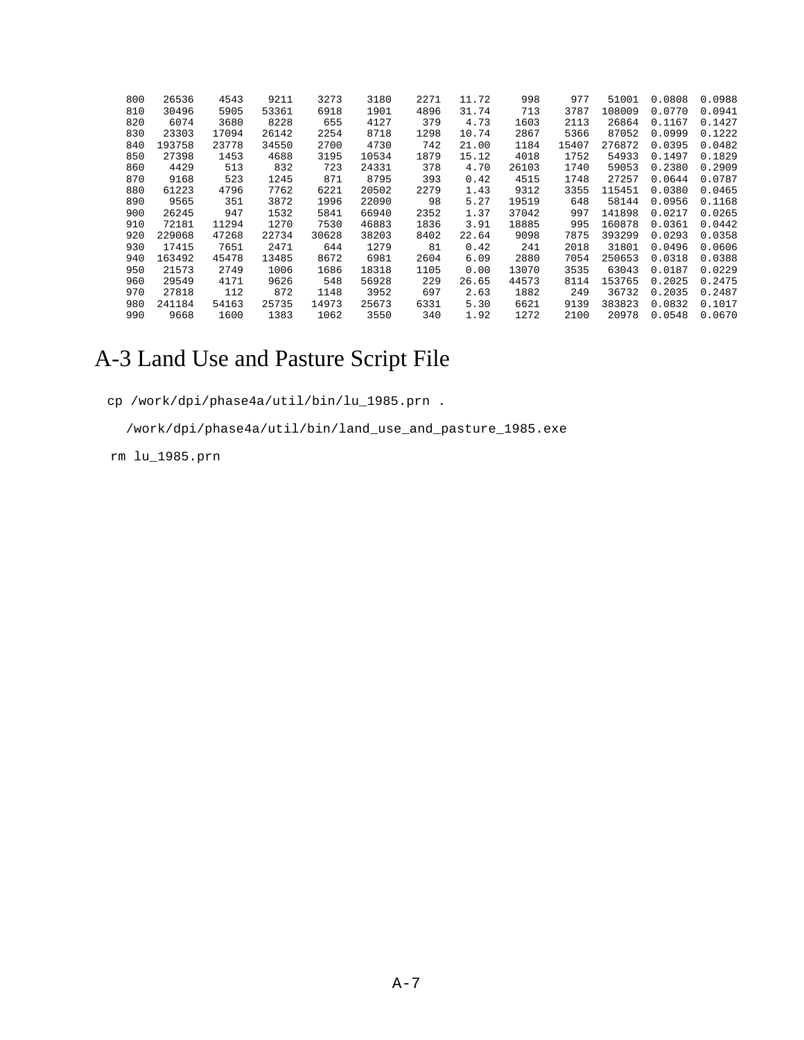```
  800   26536    4543    9211    3273    3180    2271   11.72     998     977   51001  0.0808  0.0988
  810   30496    5905   53361    6918    1901    4896   31.74     713    3787  108009  0.0770  0.0941
  820    6074    3680    8228     655    4127     379    4.73    1603    2113   26864  0.1167  0.1427
  830   23303   17094   26142    2254    8718    1298   10.74    2867    5366   87052  0.0999  0.1222
  840  193758   23778   34550    2700    4730     742   21.00    1184   15407  276872  0.0395  0.0482
  850   27398    1453    4688    3195   10534    1879   15.12    4018    1752   54933  0.1497  0.1829
  860    4429     513     832     723   24331     378    4.70   26103    1740   59053  0.2380  0.2909
  870    9168     523    1245     871    8795     393    0.42    4515    1748   27257  0.0644  0.0787
  880   61223    4796    7762    6221   20502    2279    1.43    9312    3355  115451  0.0380  0.0465
  890    9565     351    3872    1996   22090      98    5.27   19519     648   58144  0.0956  0.1168
  900   26245     947    1532    5841   66940    2352    1.37   37042     997  141898  0.0217  0.0265
  910   72181   11294    1270    7530   46883    1836    3.91   18885     995  160878  0.0361  0.0442
  920  229068   47268   22734   30628   38203    8402   22.64    9098    7875  393299  0.0293  0.0358
  930   17415    7651    2471     644    1279      81    0.42     241    2018   31801  0.0496  0.0606
  940  163492   45478   13485    8672    6981    2604    6.09    2880    7054  250653  0.0318  0.0388
  950   21573    2749    1006    1686   18318    1105    0.00   13070    3535   63043  0.0187  0.0229
  960   29549    4171    9626     548   56928     229   26.65   44573    8114  153765  0.2025  0.2475
  970   27818     112     872    1148    3952     697    2.63    1882     249   36732  0.2035  0.2487
  980  241184   54163   25735   14973   25673    6331    5.30    6621    9139  383823  0.0832  0.1017
  990    9668    1600    1383    1062    3550     340    1.92    1272    2100   20978  0.0548  0.0670
```

# A-3 Land Use and Pasture Script File

```
cp /work/dpi/phase4a/util/bin/lu_1985.prn .

  /work/dpi/phase4a/util/bin/land_use_and_pasture_1985.exe

rm lu_1985.prn
```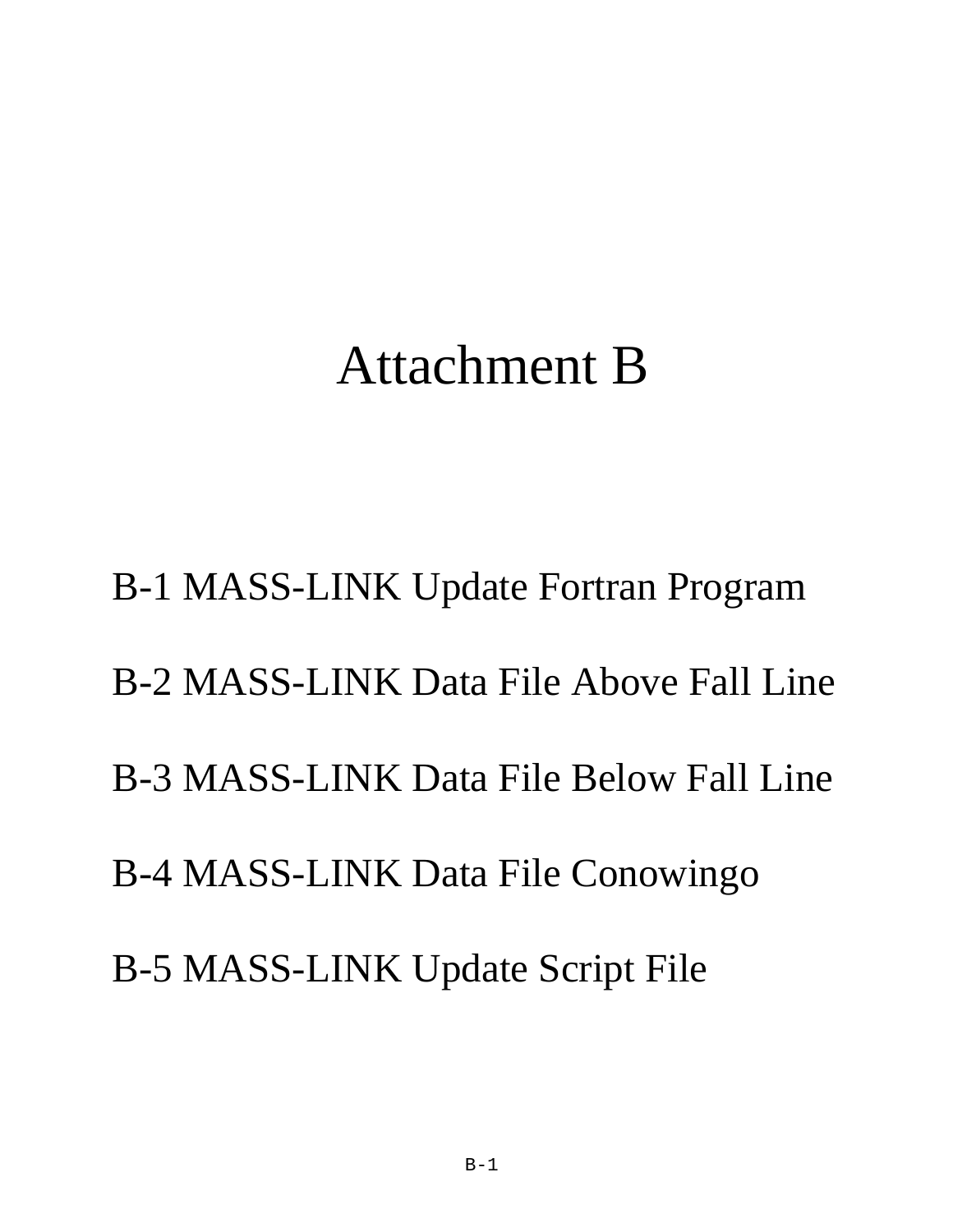# Attachment B

B-1 MASS-LINK Update Fortran Program

B-2 MASS-LINK Data File Above Fall Line

B-3 MASS-LINK Data File Below Fall Line

B-4 MASS-LINK Data File Conowingo

B-5 MASS-LINK Update Script File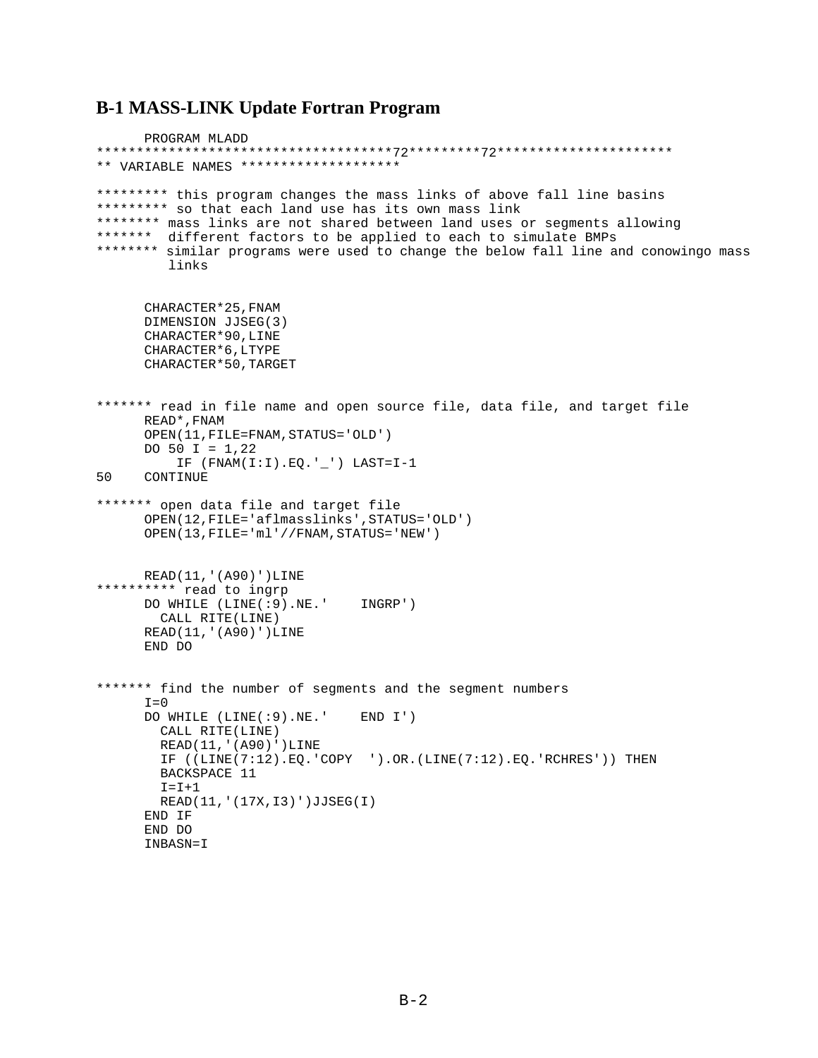## B-1 MASS-LINK Update Fortran Program

```
      PROGRAM MLADD
************************************72*********72**********************
** VARIABLE NAMES ********************

********* this program changes the mass links of above fall line basins
********* so that each land use has its own mass link
******** mass links are not shared between land uses or segments allowing
*******  different factors to be applied to each to simulate BMPs
******** similar programs were used to change the below fall line and conowingo mass
         links


      CHARACTER*25,FNAM
      DIMENSION JJSEG(3)
      CHARACTER*90,LINE
      CHARACTER*6,LTYPE
      CHARACTER*50,TARGET


******* read in file name and open source file, data file, and target file
      READ*,FNAM
      OPEN(11,FILE=FNAM,STATUS='OLD')
      DO 50 I = 1,22
          IF (FNAM(I:I).EQ.'_') LAST=I-1
50    CONTINUE

******* open data file and target file
      OPEN(12,FILE='aflmasslinks',STATUS='OLD')
      OPEN(13,FILE='ml'//FNAM,STATUS='NEW')


      READ(11,'(A90)')LINE
********** read to ingrp
      DO WHILE (LINE(:9).NE.'    INGRP')
        CALL RITE(LINE)
      READ(11,'(A90)')LINE
      END DO


******* find the number of segments and the segment numbers
      I=0
      DO WHILE (LINE(:9).NE.'    END I')
        CALL RITE(LINE)
        READ(11,'(A90)')LINE
        IF ((LINE(7:12).EQ.'COPY  ').OR.(LINE(7:12).EQ.'RCHRES')) THEN
        BACKSPACE 11
        I=I+1
        READ(11,'(17X,I3)')JJSEG(I)
      END IF
      END DO
      INBASN=I
```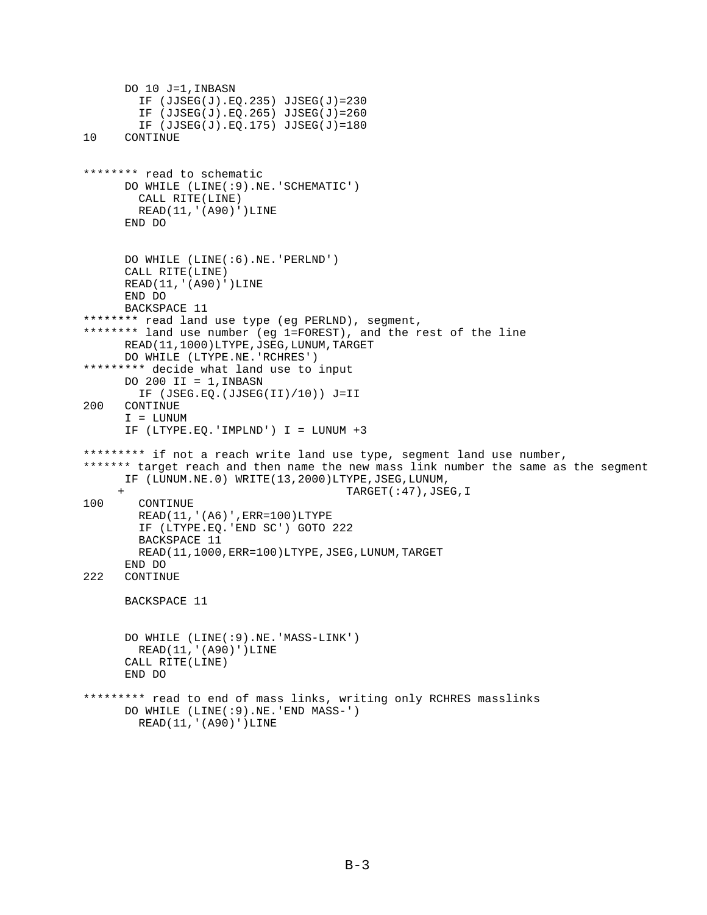```
      DO 10 J=1,INBASN
        IF (JJSEG(J).EQ.235) JJSEG(J)=230
        IF (JJSEG(J).EQ.265) JJSEG(J)=260
        IF (JJSEG(J).EQ.175) JJSEG(J)=180
10    CONTINUE


******** read to schematic
      DO WHILE (LINE(:9).NE.'SCHEMATIC')
        CALL RITE(LINE)
        READ(11,'(A90)')LINE
      END DO


      DO WHILE (LINE(:6).NE.'PERLND')
      CALL RITE(LINE)
      READ(11,'(A90)')LINE
      END DO
      BACKSPACE 11
******** read land use type (eg PERLND), segment,
******** land use number (eg 1=FOREST), and the rest of the line
      READ(11,1000)LTYPE,JSEG,LUNUM,TARGET
      DO WHILE (LTYPE.NE.'RCHRES')
********* decide what land use to input
      DO 200 II = 1,INBASN
        IF (JSEG.EQ.(JJSEG(II)/10)) J=II
200   CONTINUE
      I = LUNUM
      IF (LTYPE.EQ.'IMPLND') I = LUNUM +3

********* if not a reach write land use type, segment land use number,
******* target reach and then name the new mass link number the same as the segment
      IF (LUNUM.NE.0) WRITE(13,2000)LTYPE,JSEG,LUNUM,
     +                               TARGET(:47),JSEG,I
100     CONTINUE
        READ(11,'(A6)',ERR=100)LTYPE
        IF (LTYPE.EQ.'END SC') GOTO 222
        BACKSPACE 11
        READ(11,1000,ERR=100)LTYPE,JSEG,LUNUM,TARGET
      END DO
222   CONTINUE

      BACKSPACE 11


      DO WHILE (LINE(:9).NE.'MASS-LINK')
        READ(11,'(A90)')LINE
      CALL RITE(LINE)
      END DO

********* read to end of mass links, writing only RCHRES masslinks
      DO WHILE (LINE(:9).NE.'END MASS-')
        READ(11,'(A90)')LINE
```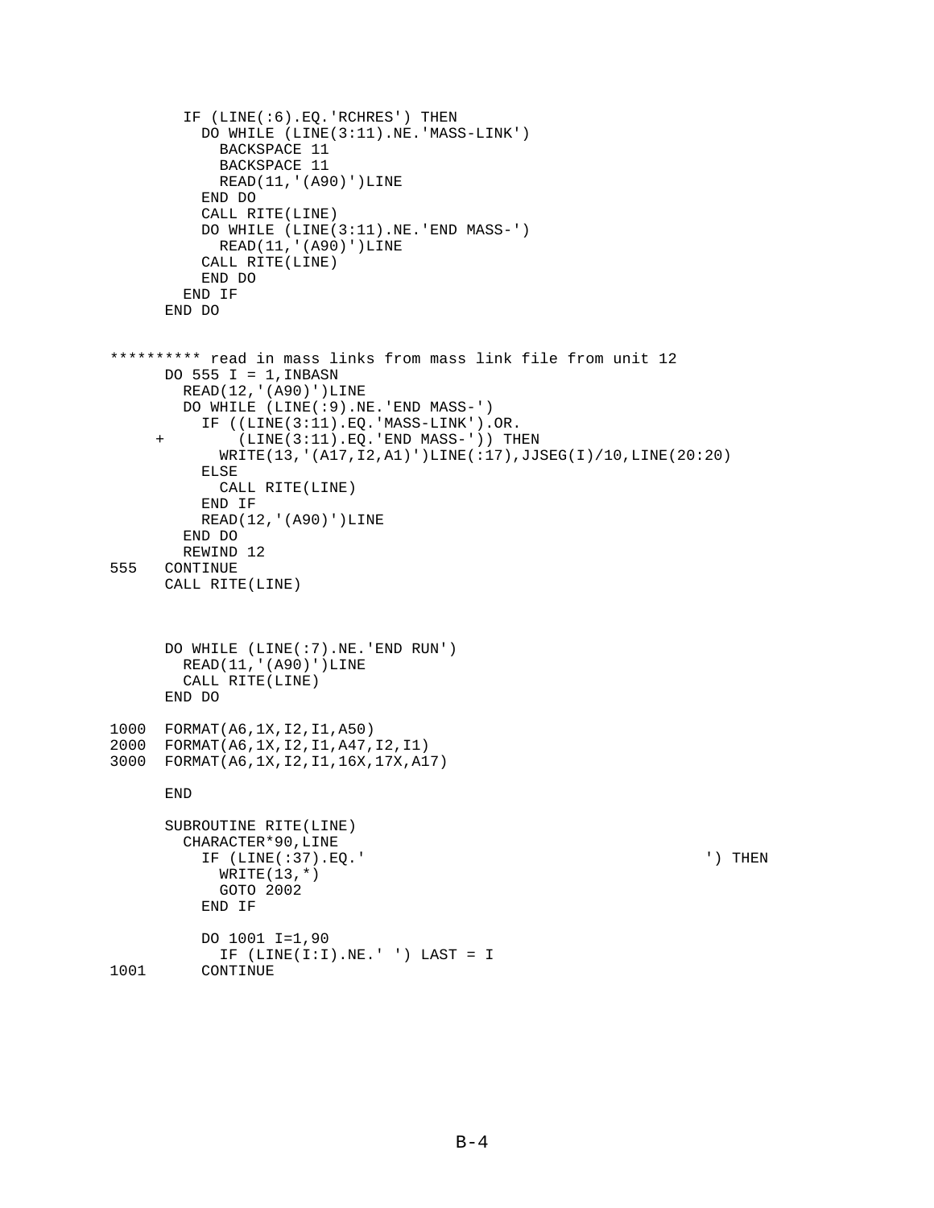```
        IF (LINE(:6).EQ.'RCHRES') THEN
          DO WHILE (LINE(3:11).NE.'MASS-LINK')
            BACKSPACE 11
            BACKSPACE 11
            READ(11,'(A90)')LINE
          END DO
          CALL RITE(LINE)
          DO WHILE (LINE(3:11).NE.'END MASS-')
            READ(11,'(A90)')LINE
          CALL RITE(LINE)
          END DO
        END IF
      END DO


********** read in mass links from mass link file from unit 12
      DO 555 I = 1,INBASN
        READ(12,'(A90)')LINE
        DO WHILE (LINE(:9).NE.'END MASS-')
          IF ((LINE(3:11).EQ.'MASS-LINK').OR.
     +        (LINE(3:11).EQ.'END MASS-')) THEN
            WRITE(13,'(A17,I2,A1)')LINE(:17),JJSEG(I)/10,LINE(20:20)
          ELSE
            CALL RITE(LINE)
          END IF
          READ(12,'(A90)')LINE
        END DO
        REWIND 12
555   CONTINUE
      CALL RITE(LINE)



      DO WHILE (LINE(:7).NE.'END RUN')
        READ(11,'(A90)')LINE
        CALL RITE(LINE)
      END DO

1000  FORMAT(A6,1X,I2,I1,A50)
2000  FORMAT(A6,1X,I2,I1,A47,I2,I1)
3000  FORMAT(A6,1X,I2,I1,16X,17X,A17)

      END

      SUBROUTINE RITE(LINE)
        CHARACTER*90,LINE
          IF (LINE(:37).EQ.'                                     ') THEN
            WRITE(13,*)
            GOTO 2002
          END IF

          DO 1001 I=1,90
            IF (LINE(I:I).NE.' ') LAST = I
1001      CONTINUE
```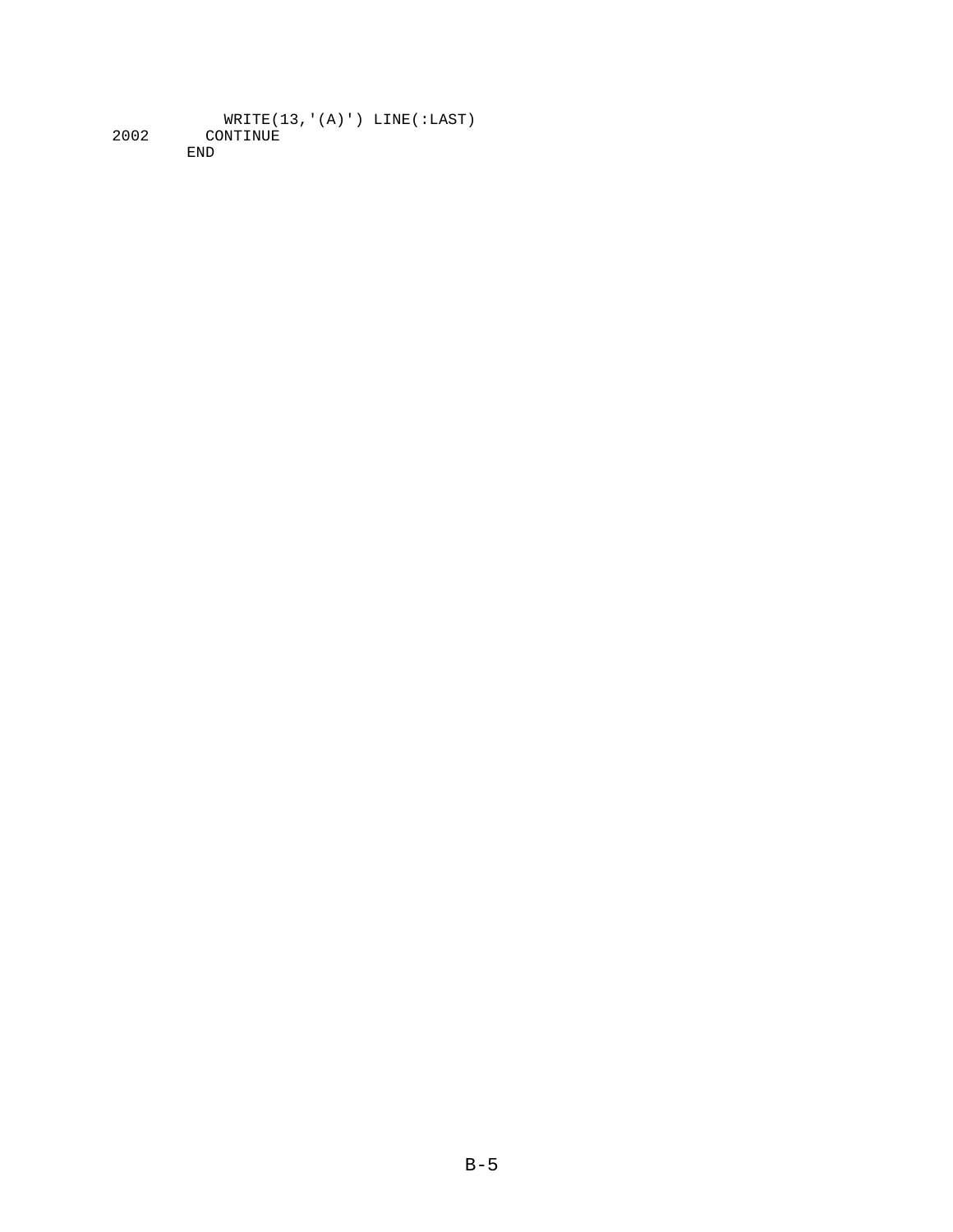```
          WRITE(13,'(A)') LINE(:LAST)
 2002   CONTINUE
        END
```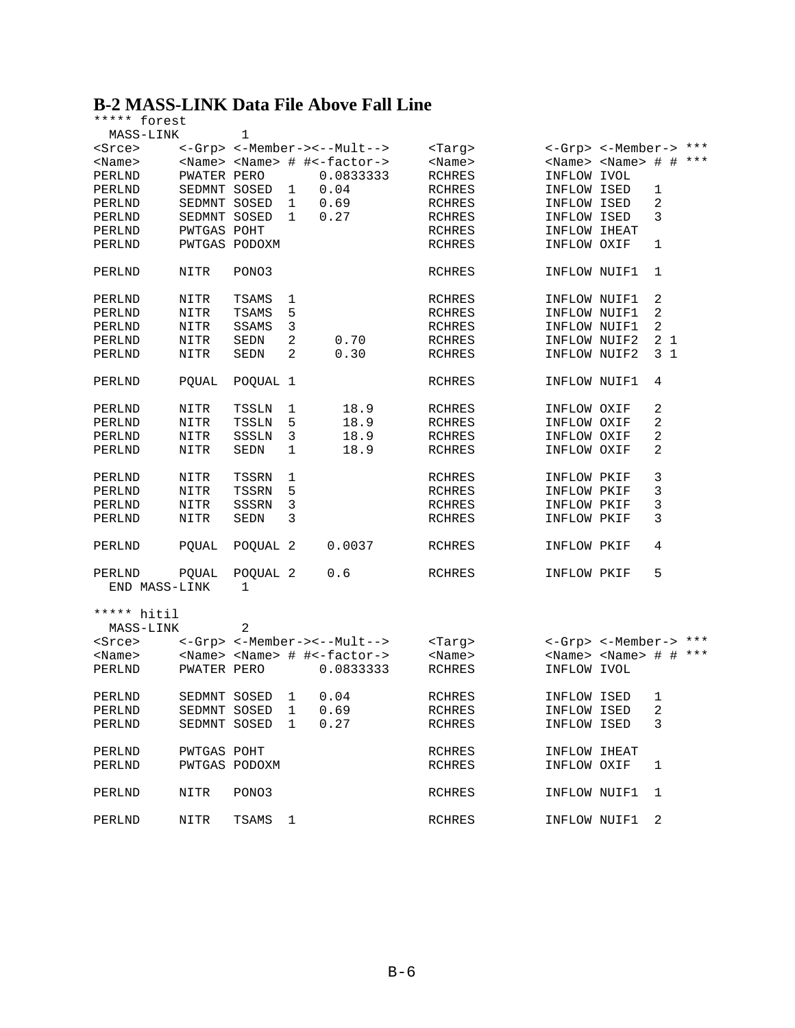## B-2 MASS-LINK Data File Above Fall Line

```
***** forest
  MASS-LINK        1
<Srce>      <-Grp> <-Member-><--Mult-->     <Targ>         <-Grp> <-Member-> ***
<Name>      <Name> <Name> # #<-factor->     <Name>         <Name> <Name> # # ***
PERLND      PWATER PERO       0.0833333     RCHRES         INFLOW IVOL
PERLND      SEDMNT SOSED  1   0.04          RCHRES         INFLOW ISED    1
PERLND      SEDMNT SOSED  1   0.69          RCHRES         INFLOW ISED    2
PERLND      SEDMNT SOSED  1   0.27          RCHRES         INFLOW ISED    3
PERLND      PWTGAS POHT                     RCHRES         INFLOW IHEAT
PERLND      PWTGAS PODOXM                   RCHRES         INFLOW OXIF    1

PERLND      NITR   PONO3                    RCHRES         INFLOW NUIF1   1

PERLND      NITR   TSAMS  1                 RCHRES         INFLOW NUIF1   2
PERLND      NITR   TSAMS  5                 RCHRES         INFLOW NUIF1   2
PERLND      NITR   SSAMS  3                 RCHRES         INFLOW NUIF1   2
PERLND      NITR   SEDN   2     0.70        RCHRES         INFLOW NUIF2   2 1
PERLND      NITR   SEDN   2     0.30        RCHRES         INFLOW NUIF2   3 1

PERLND      PQUAL  POQUAL 1                 RCHRES         INFLOW NUIF1   4

PERLND      NITR   TSSLN  1      18.9       RCHRES         INFLOW OXIF    2
PERLND      NITR   TSSLN  5      18.9       RCHRES         INFLOW OXIF    2
PERLND      NITR   SSSLN  3      18.9       RCHRES         INFLOW OXIF    2
PERLND      NITR   SEDN   1      18.9       RCHRES         INFLOW OXIF    2

PERLND      NITR   TSSRN  1                 RCHRES         INFLOW PKIF    3
PERLND      NITR   TSSRN  5                 RCHRES         INFLOW PKIF    3
PERLND      NITR   SSSRN  3                 RCHRES         INFLOW PKIF    3
PERLND      NITR   SEDN   3                 RCHRES         INFLOW PKIF    3

PERLND      PQUAL  POQUAL 2    0.0037       RCHRES         INFLOW PKIF    4

PERLND      PQUAL  POQUAL 2    0.6          RCHRES         INFLOW PKIF    5
  END MASS-LINK    1

***** hitil
  MASS-LINK        2
<Srce>      <-Grp> <-Member-><--Mult-->     <Targ>         <-Grp> <-Member-> ***
<Name>      <Name> <Name> # #<-factor->     <Name>         <Name> <Name> # # ***
PERLND      PWATER PERO       0.0833333     RCHRES         INFLOW IVOL

PERLND      SEDMNT SOSED  1   0.04          RCHRES         INFLOW ISED    1
PERLND      SEDMNT SOSED  1   0.69          RCHRES         INFLOW ISED    2
PERLND      SEDMNT SOSED  1   0.27          RCHRES         INFLOW ISED    3

PERLND      PWTGAS POHT                     RCHRES         INFLOW IHEAT
PERLND      PWTGAS PODOXM                   RCHRES         INFLOW OXIF    1

PERLND      NITR   PONO3                    RCHRES         INFLOW NUIF1   1

PERLND      NITR   TSAMS  1                 RCHRES         INFLOW NUIF1   2
```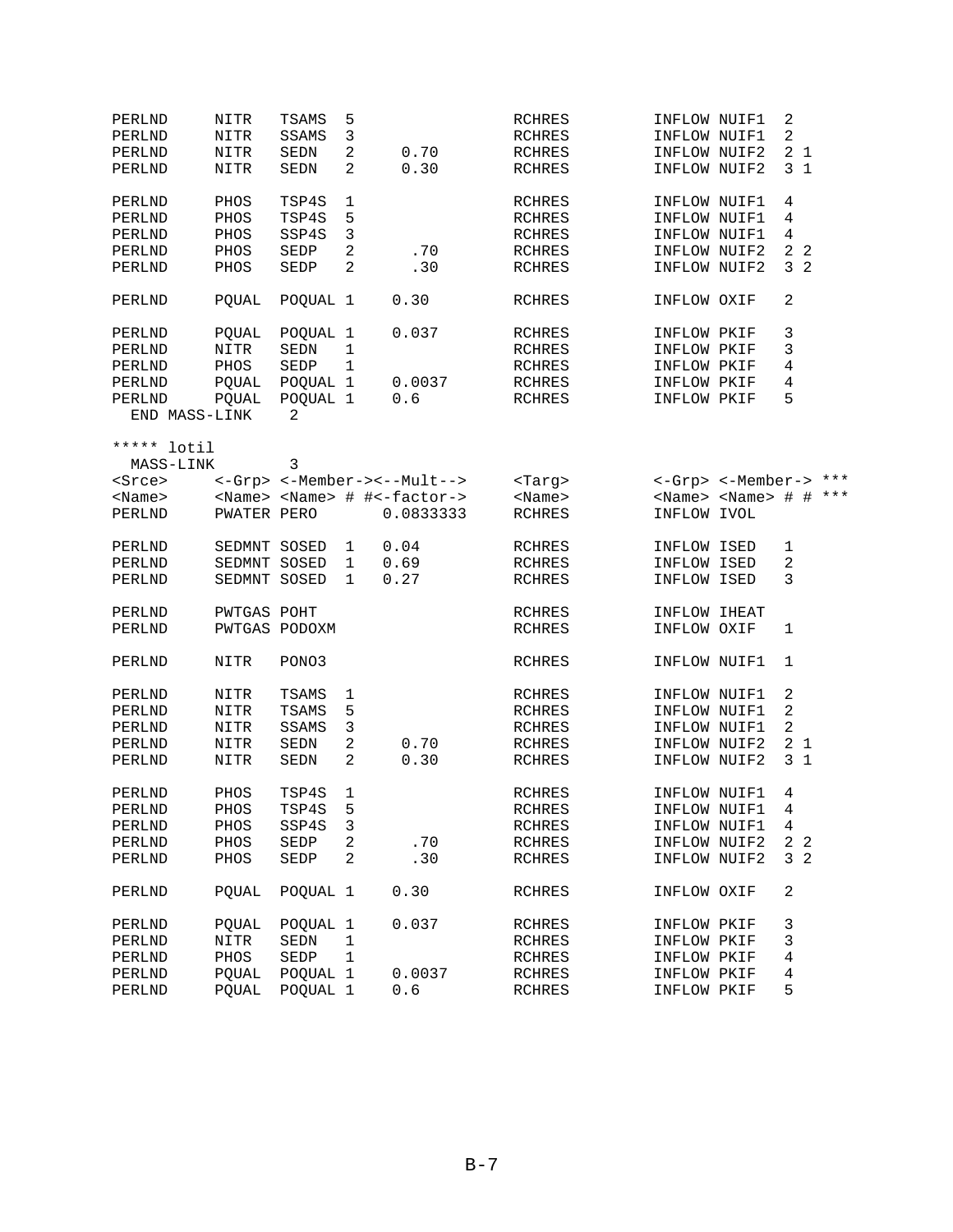```
PERLND     NITR   TSAMS  5                  RCHRES         INFLOW NUIF1  2
PERLND     NITR   SSAMS  3                  RCHRES         INFLOW NUIF1  2
PERLND     NITR   SEDN   2     0.70         RCHRES         INFLOW NUIF2  2 1
PERLND     NITR   SEDN   2     0.30         RCHRES         INFLOW NUIF2  3 1

PERLND     PHOS   TSP4S  1                  RCHRES         INFLOW NUIF1  4
PERLND     PHOS   TSP4S  5                  RCHRES         INFLOW NUIF1  4
PERLND     PHOS   SSP4S  3                  RCHRES         INFLOW NUIF1  4
PERLND     PHOS   SEDP   2      .70         RCHRES         INFLOW NUIF2  2 2
PERLND     PHOS   SEDP   2      .30         RCHRES         INFLOW NUIF2  3 2

PERLND     PQUAL  POQUAL 1    0.30          RCHRES         INFLOW OXIF   2

PERLND     PQUAL  POQUAL 1    0.037         RCHRES         INFLOW PKIF   3
PERLND     NITR   SEDN   1                  RCHRES         INFLOW PKIF   3
PERLND     PHOS   SEDP   1                  RCHRES         INFLOW PKIF   4
PERLND     PQUAL  POQUAL 1    0.0037        RCHRES         INFLOW PKIF   4
PERLND     PQUAL  POQUAL 1    0.6           RCHRES         INFLOW PKIF   5
  END MASS-LINK    2

***** lotil
  MASS-LINK        3
<Srce>     <-Grp> <-Member-><--Mult-->     <Targ>         <-Grp> <-Member-> ***
<Name>     <Name> <Name> # #<-factor->     <Name>         <Name> <Name> # # ***
PERLND     PWATER PERO       0.0833333     RCHRES         INFLOW IVOL

PERLND     SEDMNT SOSED  1   0.04          RCHRES         INFLOW ISED   1
PERLND     SEDMNT SOSED  1   0.69          RCHRES         INFLOW ISED   2
PERLND     SEDMNT SOSED  1   0.27          RCHRES         INFLOW ISED   3

PERLND     PWTGAS POHT                     RCHRES         INFLOW IHEAT
PERLND     PWTGAS PODOXM                   RCHRES         INFLOW OXIF   1

PERLND     NITR   PONO3                    RCHRES         INFLOW NUIF1  1

PERLND     NITR   TSAMS  1                  RCHRES         INFLOW NUIF1  2
PERLND     NITR   TSAMS  5                  RCHRES         INFLOW NUIF1  2
PERLND     NITR   SSAMS  3                  RCHRES         INFLOW NUIF1  2
PERLND     NITR   SEDN   2     0.70         RCHRES         INFLOW NUIF2  2 1
PERLND     NITR   SEDN   2     0.30         RCHRES         INFLOW NUIF2  3 1

PERLND     PHOS   TSP4S  1                  RCHRES         INFLOW NUIF1  4
PERLND     PHOS   TSP4S  5                  RCHRES         INFLOW NUIF1  4
PERLND     PHOS   SSP4S  3                  RCHRES         INFLOW NUIF1  4
PERLND     PHOS   SEDP   2      .70         RCHRES         INFLOW NUIF2  2 2
PERLND     PHOS   SEDP   2      .30         RCHRES         INFLOW NUIF2  3 2

PERLND     PQUAL  POQUAL 1    0.30          RCHRES         INFLOW OXIF   2

PERLND     PQUAL  POQUAL 1    0.037         RCHRES         INFLOW PKIF   3
PERLND     NITR   SEDN   1                  RCHRES         INFLOW PKIF   3
PERLND     PHOS   SEDP   1                  RCHRES         INFLOW PKIF   4
PERLND     PQUAL  POQUAL 1    0.0037        RCHRES         INFLOW PKIF   4
PERLND     PQUAL  POQUAL 1    0.6           RCHRES         INFLOW PKIF   5
```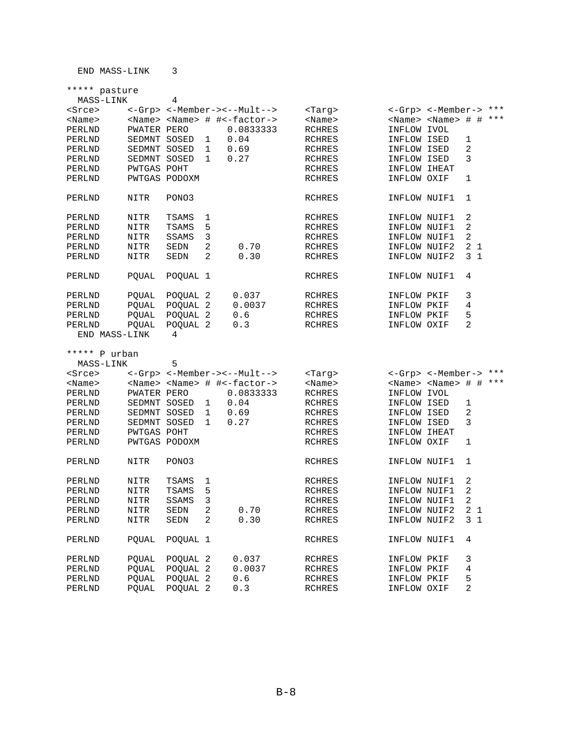```
  END MASS-LINK     3

***** pasture
  MASS-LINK        4
<Srce>      <-Grp> <-Member-><--Mult-->     <Targ>          <-Grp> <-Member-> ***
<Name>      <Name> <Name> # #<-factor->     <Name>          <Name> <Name> # # ***
PERLND      PWATER PERO       0.0833333     RCHRES          INFLOW IVOL
PERLND      SEDMNT SOSED  1   0.04          RCHRES          INFLOW ISED   1
PERLND      SEDMNT SOSED  1   0.69          RCHRES          INFLOW ISED   2
PERLND      SEDMNT SOSED  1   0.27          RCHRES          INFLOW ISED   3
PERLND      PWTGAS POHT                     RCHRES          INFLOW IHEAT
PERLND      PWTGAS PODOXM                   RCHRES          INFLOW OXIF   1

PERLND      NITR   PONO3                    RCHRES          INFLOW NUIF1  1

PERLND      NITR   TSAMS  1                 RCHRES          INFLOW NUIF1  2
PERLND      NITR   TSAMS  5                 RCHRES          INFLOW NUIF1  2
PERLND      NITR   SSAMS  3                 RCHRES          INFLOW NUIF1  2
PERLND      NITR   SEDN   2     0.70        RCHRES          INFLOW NUIF2  2 1
PERLND      NITR   SEDN   2     0.30        RCHRES          INFLOW NUIF2  3 1

PERLND      PQUAL  POQUAL 1                 RCHRES          INFLOW NUIF1  4

PERLND      PQUAL  POQUAL 2    0.037        RCHRES          INFLOW PKIF   3
PERLND      PQUAL  POQUAL 2    0.0037       RCHRES          INFLOW PKIF   4
PERLND      PQUAL  POQUAL 2    0.6          RCHRES          INFLOW PKIF   5
PERLND      PQUAL  POQUAL 2    0.3          RCHRES          INFLOW OXIF   2
  END MASS-LINK     4

***** P urban
  MASS-LINK        5
<Srce>      <-Grp> <-Member-><--Mult-->     <Targ>          <-Grp> <-Member-> ***
<Name>      <Name> <Name> # #<-factor->     <Name>          <Name> <Name> # # ***
PERLND      PWATER PERO       0.0833333     RCHRES          INFLOW IVOL
PERLND      SEDMNT SOSED  1   0.04          RCHRES          INFLOW ISED   1
PERLND      SEDMNT SOSED  1   0.69          RCHRES          INFLOW ISED   2
PERLND      SEDMNT SOSED  1   0.27          RCHRES          INFLOW ISED   3
PERLND      PWTGAS POHT                     RCHRES          INFLOW IHEAT
PERLND      PWTGAS PODOXM                   RCHRES          INFLOW OXIF   1

PERLND      NITR   PONO3                    RCHRES          INFLOW NUIF1  1

PERLND      NITR   TSAMS  1                 RCHRES          INFLOW NUIF1  2
PERLND      NITR   TSAMS  5                 RCHRES          INFLOW NUIF1  2
PERLND      NITR   SSAMS  3                 RCHRES          INFLOW NUIF1  2
PERLND      NITR   SEDN   2     0.70        RCHRES          INFLOW NUIF2  2 1
PERLND      NITR   SEDN   2     0.30        RCHRES          INFLOW NUIF2  3 1

PERLND      PQUAL  POQUAL 1                 RCHRES          INFLOW NUIF1  4

PERLND      PQUAL  POQUAL 2    0.037        RCHRES          INFLOW PKIF   3
PERLND      PQUAL  POQUAL 2    0.0037       RCHRES          INFLOW PKIF   4
PERLND      PQUAL  POQUAL 2    0.6          RCHRES          INFLOW PKIF   5
PERLND      PQUAL  POQUAL 2    0.3          RCHRES          INFLOW OXIF   2
```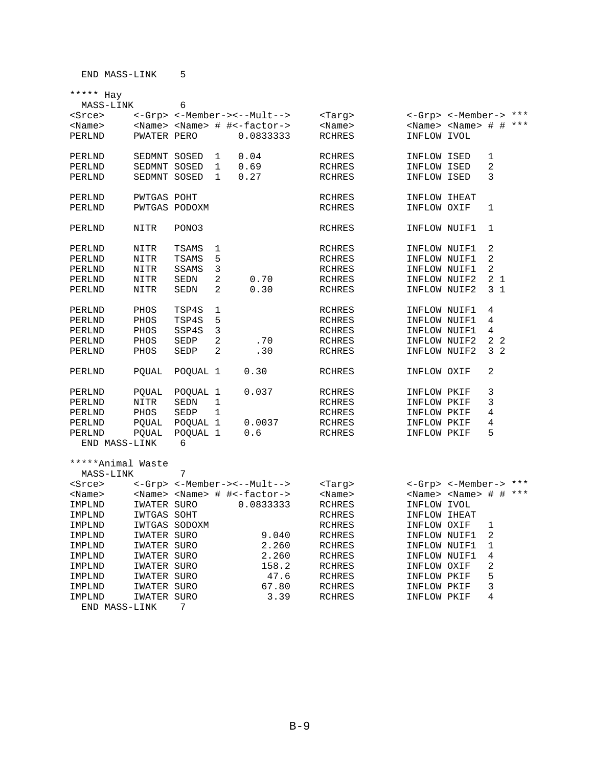```
  END MASS-LINK     5

***** Hay
  MASS-LINK        6
<Srce>      <-Grp> <-Member-><--Mult-->     <Targ>         <-Grp> <-Member-> ***
<Name>      <Name> <Name> # #<-factor->     <Name>         <Name> <Name> # # ***
PERLND      PWATER PERO       0.0833333     RCHRES         INFLOW IVOL

PERLND      SEDMNT SOSED  1   0.04          RCHRES         INFLOW ISED    1
PERLND      SEDMNT SOSED  1   0.69          RCHRES         INFLOW ISED    2
PERLND      SEDMNT SOSED  1   0.27          RCHRES         INFLOW ISED    3

PERLND      PWTGAS POHT                     RCHRES         INFLOW IHEAT
PERLND      PWTGAS PODOXM                   RCHRES         INFLOW OXIF    1

PERLND      NITR   PONO3                    RCHRES         INFLOW NUIF1   1

PERLND      NITR   TSAMS  1                 RCHRES         INFLOW NUIF1   2
PERLND      NITR   TSAMS  5                 RCHRES         INFLOW NUIF1   2
PERLND      NITR   SSAMS  3                 RCHRES         INFLOW NUIF1   2
PERLND      NITR   SEDN   2     0.70        RCHRES         INFLOW NUIF2   2 1
PERLND      NITR   SEDN   2     0.30        RCHRES         INFLOW NUIF2   3 1

PERLND      PHOS   TSP4S  1                 RCHRES         INFLOW NUIF1   4
PERLND      PHOS   TSP4S  5                 RCHRES         INFLOW NUIF1   4
PERLND      PHOS   SSP4S  3                 RCHRES         INFLOW NUIF1   4
PERLND      PHOS   SEDP   2      .70        RCHRES         INFLOW NUIF2   2 2
PERLND      PHOS   SEDP   2      .30        RCHRES         INFLOW NUIF2   3 2

PERLND      PQUAL  POQUAL 1    0.30         RCHRES         INFLOW OXIF    2

PERLND      PQUAL  POQUAL 1    0.037        RCHRES         INFLOW PKIF    3
PERLND      NITR   SEDN   1                 RCHRES         INFLOW PKIF    3
PERLND      PHOS   SEDP   1                 RCHRES         INFLOW PKIF    4
PERLND      PQUAL  POQUAL 1    0.0037       RCHRES         INFLOW PKIF    4
PERLND      PQUAL  POQUAL 1    0.6          RCHRES         INFLOW PKIF    5
  END MASS-LINK     6

*****Animal Waste
  MASS-LINK        7
<Srce>      <-Grp> <-Member-><--Mult-->     <Targ>         <-Grp> <-Member-> ***
<Name>      <Name> <Name> # #<-factor->     <Name>         <Name> <Name> # # ***
IMPLND      IWATER SURO       0.0833333     RCHRES         INFLOW IVOL
IMPLND      IWTGAS SOHT                     RCHRES         INFLOW IHEAT
IMPLND      IWTGAS SODOXM                   RCHRES         INFLOW OXIF    1
IMPLND      IWATER SURO           9.040     RCHRES         INFLOW NUIF1   2
IMPLND      IWATER SURO           2.260     RCHRES         INFLOW NUIF1   1
IMPLND      IWATER SURO           2.260     RCHRES         INFLOW NUIF1   4
IMPLND      IWATER SURO           158.2     RCHRES         INFLOW OXIF    2
IMPLND      IWATER SURO            47.6     RCHRES         INFLOW PKIF    5
IMPLND      IWATER SURO           67.80     RCHRES         INFLOW PKIF    3
IMPLND      IWATER SURO            3.39     RCHRES         INFLOW PKIF    4
  END MASS-LINK     7
```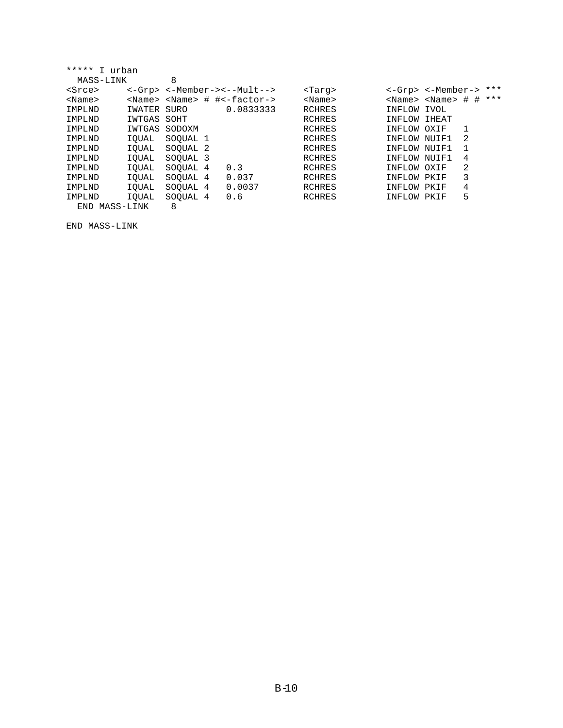```
***** I urban
  MASS-LINK        8
<Srce>      <-Grp> <-Member-><--Mult-->     <Targ>         <-Grp> <-Member-> ***
<Name>      <Name> <Name> # #<-factor->     <Name>         <Name> <Name> # # ***
IMPLND      IWATER SURO       0.0833333     RCHRES         INFLOW IVOL
IMPLND      IWTGAS SOHT                     RCHRES         INFLOW IHEAT
IMPLND      IWTGAS SODOXM                   RCHRES         INFLOW OXIF   1
IMPLND      IQUAL  SOQUAL 1                 RCHRES         INFLOW NUIF1  2
IMPLND      IQUAL  SOQUAL 2                 RCHRES         INFLOW NUIF1  1
IMPLND      IQUAL  SOQUAL 3                 RCHRES         INFLOW NUIF1  4
IMPLND      IQUAL  SOQUAL 4   0.3           RCHRES         INFLOW OXIF   2
IMPLND      IQUAL  SOQUAL 4   0.037         RCHRES         INFLOW PKIF   3
IMPLND      IQUAL  SOQUAL 4   0.0037        RCHRES         INFLOW PKIF   4
IMPLND      IQUAL  SOQUAL 4   0.6           RCHRES         INFLOW PKIF   5
  END MASS-LINK    8

END MASS-LINK
```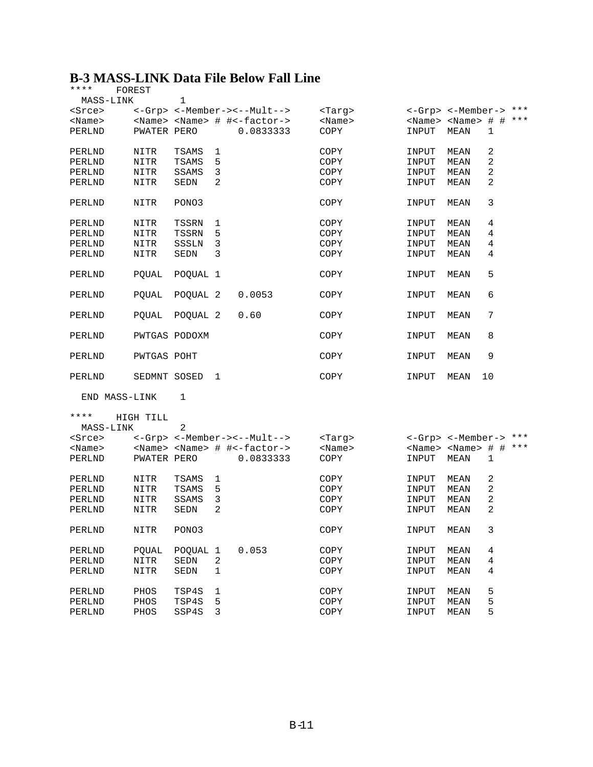### B-3 MASS-LINK Data File Below Fall Line

```
****    FOREST
  MASS-LINK        1
<Srce>      <-Grp> <-Member-><--Mult-->     <Targ>         <-Grp> <-Member-> ***
<Name>      <Name> <Name> # #<-factor->     <Name>         <Name> <Name> # # ***
PERLND      PWATER PERO       0.0833333     COPY           INPUT  MEAN   1

PERLND      NITR   TSAMS  1                 COPY           INPUT  MEAN   2
PERLND      NITR   TSAMS  5                 COPY           INPUT  MEAN   2
PERLND      NITR   SSAMS  3                 COPY           INPUT  MEAN   2
PERLND      NITR   SEDN   2                 COPY           INPUT  MEAN   2

PERLND      NITR   PONO3                    COPY           INPUT  MEAN   3

PERLND      NITR   TSSRN  1                 COPY           INPUT  MEAN   4
PERLND      NITR   TSSRN  5                 COPY           INPUT  MEAN   4
PERLND      NITR   SSSLN  3                 COPY           INPUT  MEAN   4
PERLND      NITR   SEDN   3                 COPY           INPUT  MEAN   4

PERLND      PQUAL  POQUAL 1                 COPY           INPUT  MEAN   5

PERLND      PQUAL  POQUAL 2   0.0053        COPY           INPUT  MEAN   6

PERLND      PQUAL  POQUAL 2   0.60          COPY           INPUT  MEAN   7

PERLND      PWTGAS PODOXM                   COPY           INPUT  MEAN   8

PERLND      PWTGAS POHT                     COPY           INPUT  MEAN   9

PERLND      SEDMNT SOSED  1                 COPY           INPUT  MEAN  10

  END MASS-LINK    1

****    HIGH TILL
  MASS-LINK        2
<Srce>      <-Grp> <-Member-><--Mult-->     <Targ>         <-Grp> <-Member-> ***
<Name>      <Name> <Name> # #<-factor->     <Name>         <Name> <Name> # # ***
PERLND      PWATER PERO       0.0833333     COPY           INPUT  MEAN   1

PERLND      NITR   TSAMS  1                 COPY           INPUT  MEAN   2
PERLND      NITR   TSAMS  5                 COPY           INPUT  MEAN   2
PERLND      NITR   SSAMS  3                 COPY           INPUT  MEAN   2
PERLND      NITR   SEDN   2                 COPY           INPUT  MEAN   2

PERLND      NITR   PONO3                    COPY           INPUT  MEAN   3

PERLND      PQUAL  POQUAL 1   0.053         COPY           INPUT  MEAN   4
PERLND      NITR   SEDN   2                 COPY           INPUT  MEAN   4
PERLND      NITR   SEDN   1                 COPY           INPUT  MEAN   4

PERLND      PHOS   TSP4S  1                 COPY           INPUT  MEAN   5
PERLND      PHOS   TSP4S  5                 COPY           INPUT  MEAN   5
PERLND      PHOS   SSP4S  3                 COPY           INPUT  MEAN   5
```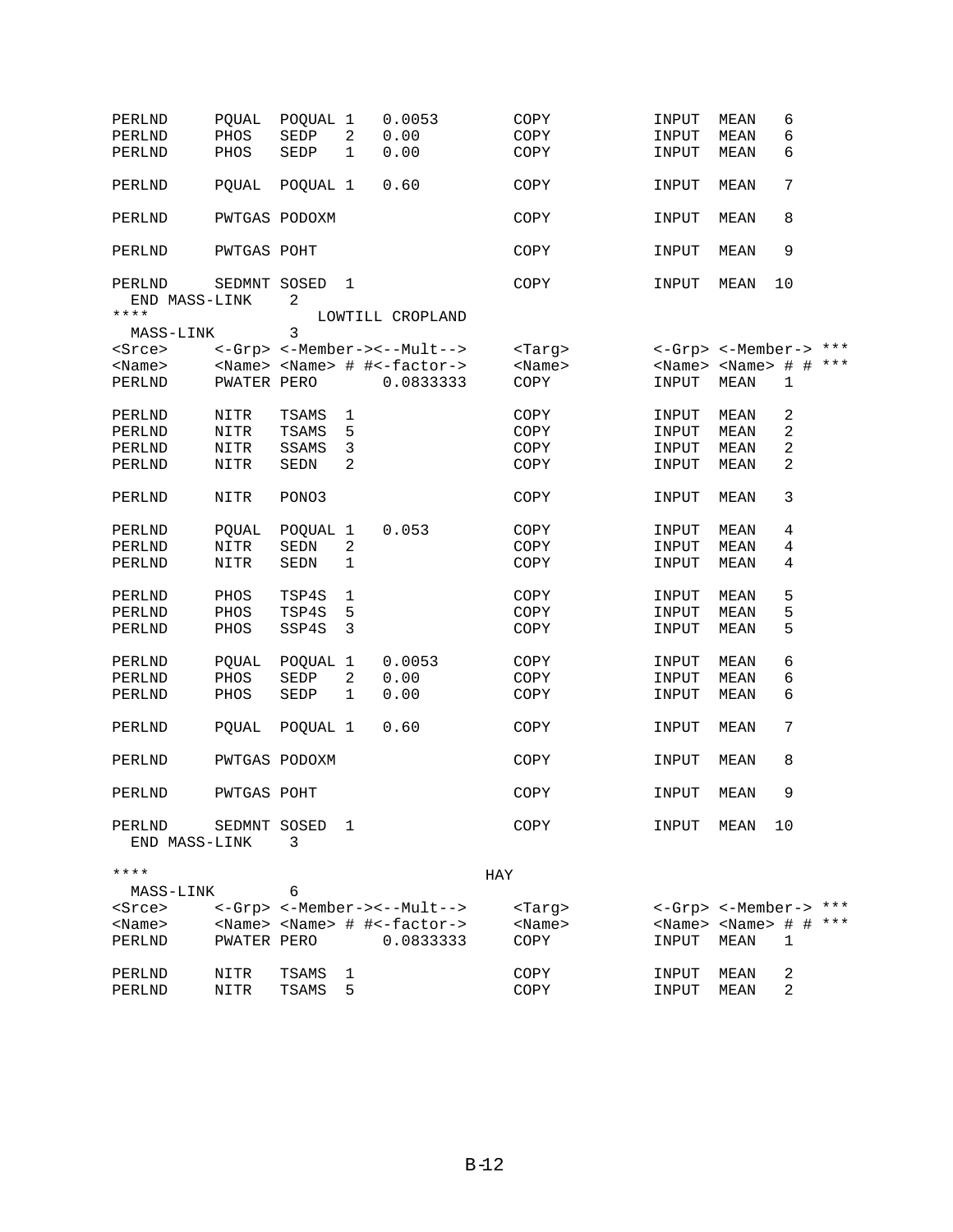```
PERLND     PQUAL  POQUAL 1   0.0053        COPY          INPUT  MEAN   6
PERLND     PHOS   SEDP   2   0.00          COPY          INPUT  MEAN   6
PERLND     PHOS   SEDP   1   0.00          COPY          INPUT  MEAN   6

PERLND     PQUAL  POQUAL 1   0.60          COPY          INPUT  MEAN   7

PERLND     PWTGAS PODOXM                   COPY          INPUT  MEAN   8

PERLND     PWTGAS POHT                     COPY          INPUT  MEAN   9

PERLND     SEDMNT SOSED  1                 COPY          INPUT  MEAN  10
  END MASS-LINK     2
****                   LOWTILL CROPLAND
  MASS-LINK         3
<Srce>     <-Grp> <-Member-><--Mult-->     <Targ>        <-Grp> <-Member-> ***
<Name>     <Name> <Name> # #<-factor->     <Name>        <Name> <Name> # # ***
PERLND     PWATER PERO       0.0833333     COPY          INPUT  MEAN   1

PERLND     NITR   TSAMS  1                 COPY          INPUT  MEAN   2
PERLND     NITR   TSAMS  5                 COPY          INPUT  MEAN   2
PERLND     NITR   SSAMS  3                 COPY          INPUT  MEAN   2
PERLND     NITR   SEDN   2                 COPY          INPUT  MEAN   2

PERLND     NITR   PONO3                    COPY          INPUT  MEAN   3

PERLND     PQUAL  POQUAL 1   0.053         COPY          INPUT  MEAN   4
PERLND     NITR   SEDN   2                 COPY          INPUT  MEAN   4
PERLND     NITR   SEDN   1                 COPY          INPUT  MEAN   4

PERLND     PHOS   TSP4S  1                 COPY          INPUT  MEAN   5
PERLND     PHOS   TSP4S  5                 COPY          INPUT  MEAN   5
PERLND     PHOS   SSP4S  3                 COPY          INPUT  MEAN   5

PERLND     PQUAL  POQUAL 1   0.0053        COPY          INPUT  MEAN   6
PERLND     PHOS   SEDP   2   0.00          COPY          INPUT  MEAN   6
PERLND     PHOS   SEDP   1   0.00          COPY          INPUT  MEAN   6

PERLND     PQUAL  POQUAL 1   0.60          COPY          INPUT  MEAN   7

PERLND     PWTGAS PODOXM                   COPY          INPUT  MEAN   8

PERLND     PWTGAS POHT                     COPY          INPUT  MEAN   9

PERLND     SEDMNT SOSED  1                 COPY          INPUT  MEAN  10
  END MASS-LINK     3

****                                    HAY
  MASS-LINK         6
<Srce>     <-Grp> <-Member-><--Mult-->     <Targ>        <-Grp> <-Member-> ***
<Name>     <Name> <Name> # #<-factor->     <Name>        <Name> <Name> # # ***
PERLND     PWATER PERO       0.0833333     COPY          INPUT  MEAN   1

PERLND     NITR   TSAMS  1                 COPY          INPUT  MEAN   2
PERLND     NITR   TSAMS  5                 COPY          INPUT  MEAN   2
```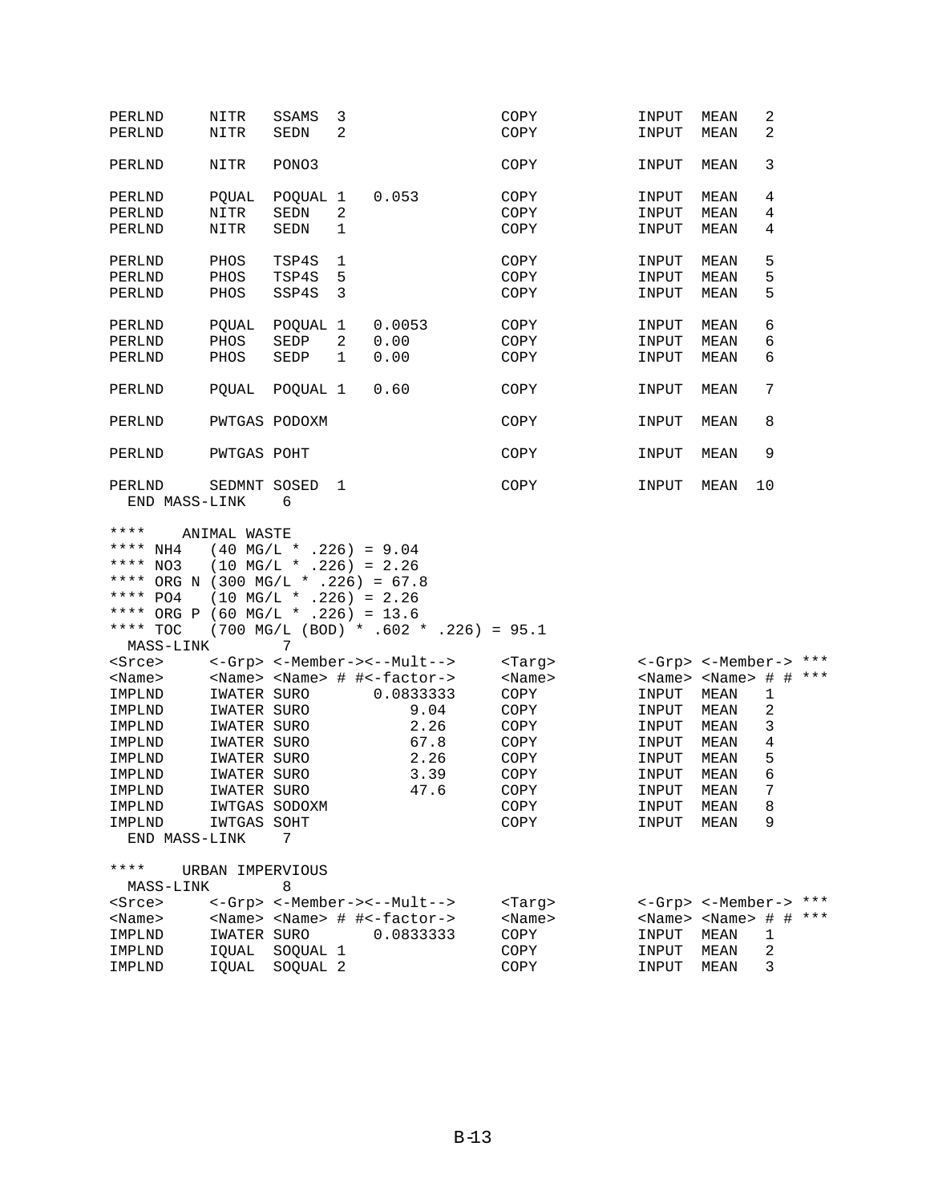```
PERLND     NITR   SSAMS  3                     COPY         INPUT  MEAN   2
PERLND     NITR   SEDN   2                     COPY         INPUT  MEAN   2

PERLND     NITR   PONO3                        COPY         INPUT  MEAN   3

PERLND     PQUAL  POQUAL 1   0.053             COPY         INPUT  MEAN   4
PERLND     NITR   SEDN   2                     COPY         INPUT  MEAN   4
PERLND     NITR   SEDN   1                     COPY         INPUT  MEAN   4

PERLND     PHOS   TSP4S  1                     COPY         INPUT  MEAN   5
PERLND     PHOS   TSP4S  5                     COPY         INPUT  MEAN   5
PERLND     PHOS   SSP4S  3                     COPY         INPUT  MEAN   5

PERLND     PQUAL  POQUAL 1   0.0053            COPY         INPUT  MEAN   6
PERLND     PHOS   SEDP   2   0.00              COPY         INPUT  MEAN   6
PERLND     PHOS   SEDP   1   0.00              COPY         INPUT  MEAN   6

PERLND     PQUAL  POQUAL 1   0.60              COPY         INPUT  MEAN   7

PERLND     PWTGAS PODOXM                       COPY         INPUT  MEAN   8

PERLND     PWTGAS POHT                         COPY         INPUT  MEAN   9

PERLND     SEDMNT SOSED  1                     COPY         INPUT  MEAN  10
  END MASS-LINK    6

****    ANIMAL WASTE
**** NH4   (40 MG/L * .226) = 9.04
**** NO3   (10 MG/L * .226) = 2.26
**** ORG N (300 MG/L * .226) = 67.8
**** PO4   (10 MG/L * .226) = 2.26
**** ORG P (60 MG/L * .226) = 13.6
**** TOC   (700 MG/L (BOD) * .602 * .226) = 95.1
  MASS-LINK        7
<Srce>     <-Grp> <-Member-><--Mult-->     <Targ>       <-Grp> <-Member-> ***
<Name>     <Name> <Name> # #<-factor->     <Name>       <Name> <Name> # # ***
IMPLND     IWATER SURO       0.0833333     COPY         INPUT  MEAN   1
IMPLND     IWATER SURO            9.04     COPY         INPUT  MEAN   2
IMPLND     IWATER SURO            2.26     COPY         INPUT  MEAN   3
IMPLND     IWATER SURO            67.8     COPY         INPUT  MEAN   4
IMPLND     IWATER SURO            2.26     COPY         INPUT  MEAN   5
IMPLND     IWATER SURO            3.39     COPY         INPUT  MEAN   6
IMPLND     IWATER SURO            47.6     COPY         INPUT  MEAN   7
IMPLND     IWTGAS SODOXM                   COPY         INPUT  MEAN   8
IMPLND     IWTGAS SOHT                     COPY         INPUT  MEAN   9
  END MASS-LINK    7

****    URBAN IMPERVIOUS
  MASS-LINK        8
<Srce>     <-Grp> <-Member-><--Mult-->     <Targ>       <-Grp> <-Member-> ***
<Name>     <Name> <Name> # #<-factor->     <Name>       <Name> <Name> # # ***
IMPLND     IWATER SURO       0.0833333     COPY         INPUT  MEAN   1
IMPLND     IQUAL  SOQUAL 1                 COPY         INPUT  MEAN   2
IMPLND     IQUAL  SOQUAL 2                 COPY         INPUT  MEAN   3
```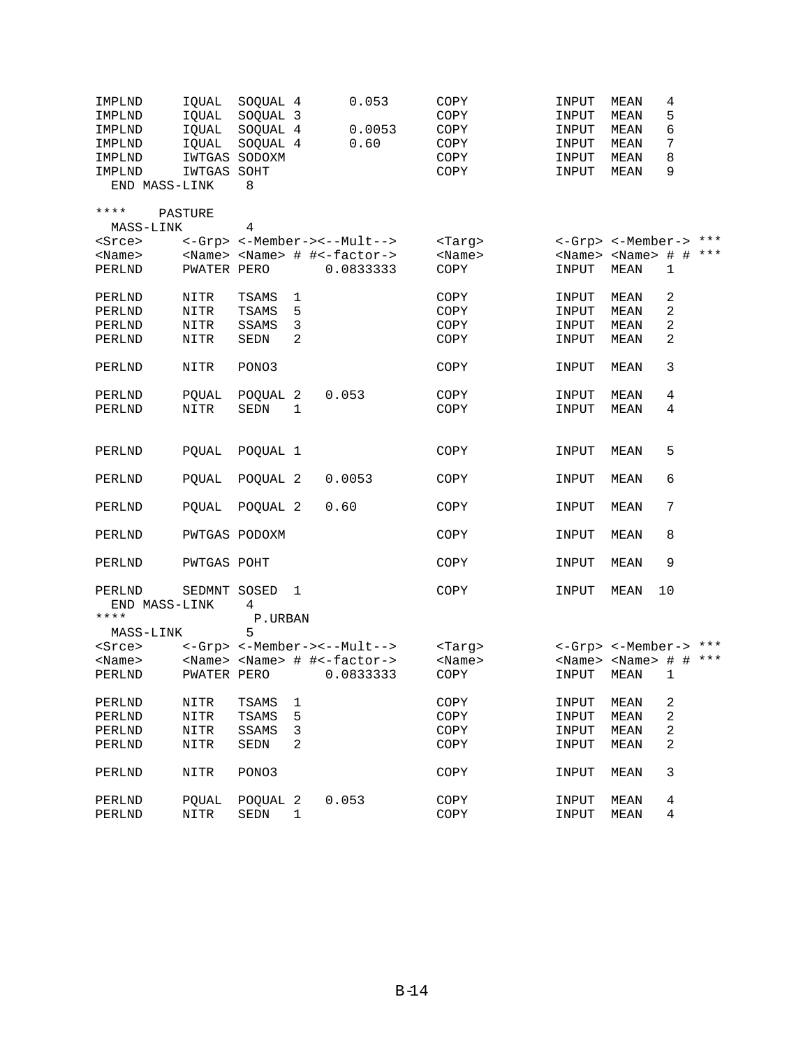```
IMPLND     IQUAL  SOQUAL 4      0.053      COPY          INPUT  MEAN   4
IMPLND     IQUAL  SOQUAL 3                 COPY          INPUT  MEAN   5
IMPLND     IQUAL  SOQUAL 4      0.0053     COPY          INPUT  MEAN   6
IMPLND     IQUAL  SOQUAL 4      0.60       COPY          INPUT  MEAN   7
IMPLND     IWTGAS SODOXM                   COPY          INPUT  MEAN   8
IMPLND     IWTGAS SOHT                     COPY          INPUT  MEAN   9
  END MASS-LINK    8

****    PASTURE
  MASS-LINK        4
<Srce>     <-Grp> <-Member-><--Mult-->     <Targ>        <-Grp> <-Member-> ***
<Name>     <Name> <Name> # #<-factor->     <Name>        <Name> <Name> # # ***
PERLND     PWATER PERO       0.0833333     COPY          INPUT  MEAN   1

PERLND     NITR   TSAMS  1                 COPY          INPUT  MEAN   2
PERLND     NITR   TSAMS  5                 COPY          INPUT  MEAN   2
PERLND     NITR   SSAMS  3                 COPY          INPUT  MEAN   2
PERLND     NITR   SEDN   2                 COPY          INPUT  MEAN   2

PERLND     NITR   PONO3                    COPY          INPUT  MEAN   3

PERLND     PQUAL  POQUAL 2   0.053         COPY          INPUT  MEAN   4
PERLND     NITR   SEDN   1                 COPY          INPUT  MEAN   4


PERLND     PQUAL  POQUAL 1                 COPY          INPUT  MEAN   5

PERLND     PQUAL  POQUAL 2   0.0053        COPY          INPUT  MEAN   6

PERLND     PQUAL  POQUAL 2   0.60          COPY          INPUT  MEAN   7

PERLND     PWTGAS PODOXM                   COPY          INPUT  MEAN   8

PERLND     PWTGAS POHT                     COPY          INPUT  MEAN   9

PERLND     SEDMNT SOSED  1                 COPY          INPUT  MEAN  10
  END MASS-LINK    4
****              P.URBAN
  MASS-LINK        5
<Srce>     <-Grp> <-Member-><--Mult-->     <Targ>        <-Grp> <-Member-> ***
<Name>     <Name> <Name> # #<-factor->     <Name>        <Name> <Name> # # ***
PERLND     PWATER PERO       0.0833333     COPY          INPUT  MEAN   1

PERLND     NITR   TSAMS  1                 COPY          INPUT  MEAN   2
PERLND     NITR   TSAMS  5                 COPY          INPUT  MEAN   2
PERLND     NITR   SSAMS  3                 COPY          INPUT  MEAN   2
PERLND     NITR   SEDN   2                 COPY          INPUT  MEAN   2

PERLND     NITR   PONO3                    COPY          INPUT  MEAN   3

PERLND     PQUAL  POQUAL 2   0.053         COPY          INPUT  MEAN   4
PERLND     NITR   SEDN   1                 COPY          INPUT  MEAN   4
```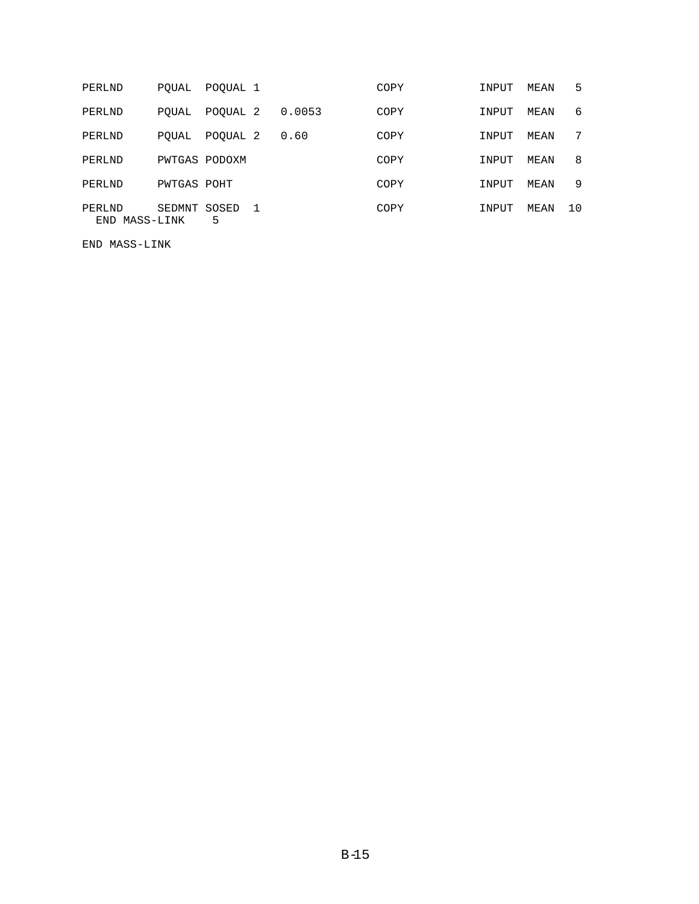```
PERLND      PQUAL  POQUAL 1                 COPY          INPUT  MEAN   5
PERLND      PQUAL  POQUAL 2   0.0053        COPY          INPUT  MEAN   6
PERLND      PQUAL  POQUAL 2   0.60          COPY          INPUT  MEAN   7
PERLND      PWTGAS PODOXM                   COPY          INPUT  MEAN   8
PERLND      PWTGAS POHT                     COPY          INPUT  MEAN   9
PERLND      SEDMNT SOSED  1                 COPY          INPUT  MEAN  10
  END MASS-LINK    5

END MASS-LINK
```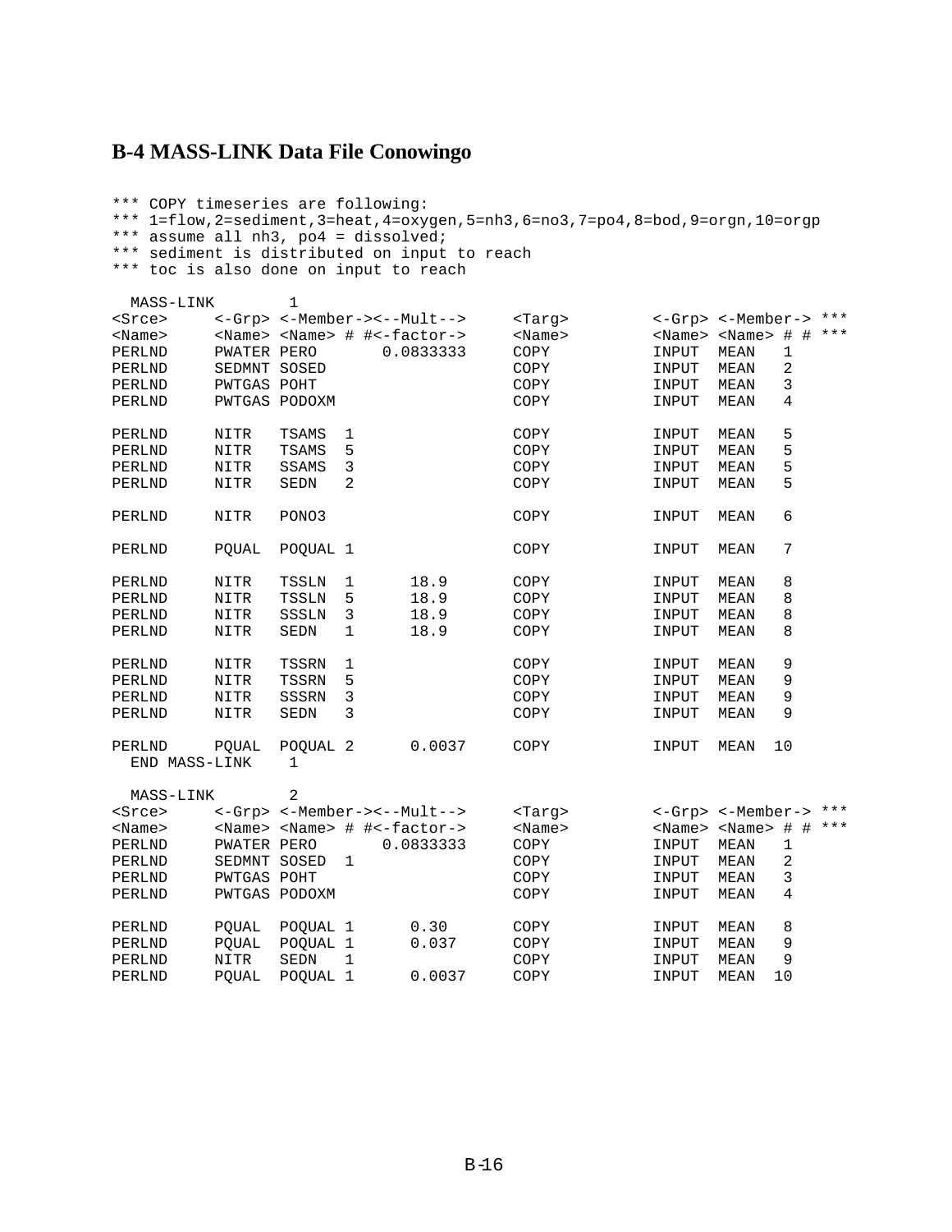## B-4 MASS-LINK Data File Conowingo

```
*** COPY timeseries are following:
*** 1=flow,2=sediment,3=heat,4=oxygen,5=nh3,6=no3,7=po4,8=bod,9=orgn,10=orgp
*** assume all nh3, po4 = dissolved;
*** sediment is distributed on input to reach
*** toc is also done on input to reach

  MASS-LINK        1
<Srce>     <-Grp> <-Member-><--Mult-->     <Targ>         <-Grp> <-Member-> ***
<Name>     <Name> <Name> # #<-factor->     <Name>         <Name> <Name> # # ***
PERLND     PWATER PERO       0.0833333     COPY           INPUT  MEAN   1
PERLND     SEDMNT SOSED                    COPY           INPUT  MEAN   2
PERLND     PWTGAS POHT                     COPY           INPUT  MEAN   3
PERLND     PWTGAS PODOXM                   COPY           INPUT  MEAN   4

PERLND     NITR   TSAMS  1                 COPY           INPUT  MEAN   5
PERLND     NITR   TSAMS  5                 COPY           INPUT  MEAN   5
PERLND     NITR   SSAMS  3                 COPY           INPUT  MEAN   5
PERLND     NITR   SEDN   2                 COPY           INPUT  MEAN   5

PERLND     NITR   PONO3                    COPY           INPUT  MEAN   6

PERLND     PQUAL  POQUAL 1                 COPY           INPUT  MEAN   7

PERLND     NITR   TSSLN  1      18.9       COPY           INPUT  MEAN   8
PERLND     NITR   TSSLN  5      18.9       COPY           INPUT  MEAN   8
PERLND     NITR   SSSLN  3      18.9       COPY           INPUT  MEAN   8
PERLND     NITR   SEDN   1      18.9       COPY           INPUT  MEAN   8

PERLND     NITR   TSSRN  1                 COPY           INPUT  MEAN   9
PERLND     NITR   TSSRN  5                 COPY           INPUT  MEAN   9
PERLND     NITR   SSSRN  3                 COPY           INPUT  MEAN   9
PERLND     NITR   SEDN   3                 COPY           INPUT  MEAN   9

PERLND     PQUAL  POQUAL 2      0.0037     COPY           INPUT  MEAN  10
  END MASS-LINK    1

  MASS-LINK        2
<Srce>     <-Grp> <-Member-><--Mult-->     <Targ>         <-Grp> <-Member-> ***
<Name>     <Name> <Name> # #<-factor->     <Name>         <Name> <Name> # # ***
PERLND     PWATER PERO       0.0833333     COPY           INPUT  MEAN   1
PERLND     SEDMNT SOSED  1                 COPY           INPUT  MEAN   2
PERLND     PWTGAS POHT                     COPY           INPUT  MEAN   3
PERLND     PWTGAS PODOXM                   COPY           INPUT  MEAN   4

PERLND     PQUAL  POQUAL 1      0.30       COPY           INPUT  MEAN   8
PERLND     PQUAL  POQUAL 1      0.037      COPY           INPUT  MEAN   9
PERLND     NITR   SEDN   1                 COPY           INPUT  MEAN   9
PERLND     PQUAL  POQUAL 1      0.0037     COPY           INPUT  MEAN  10
```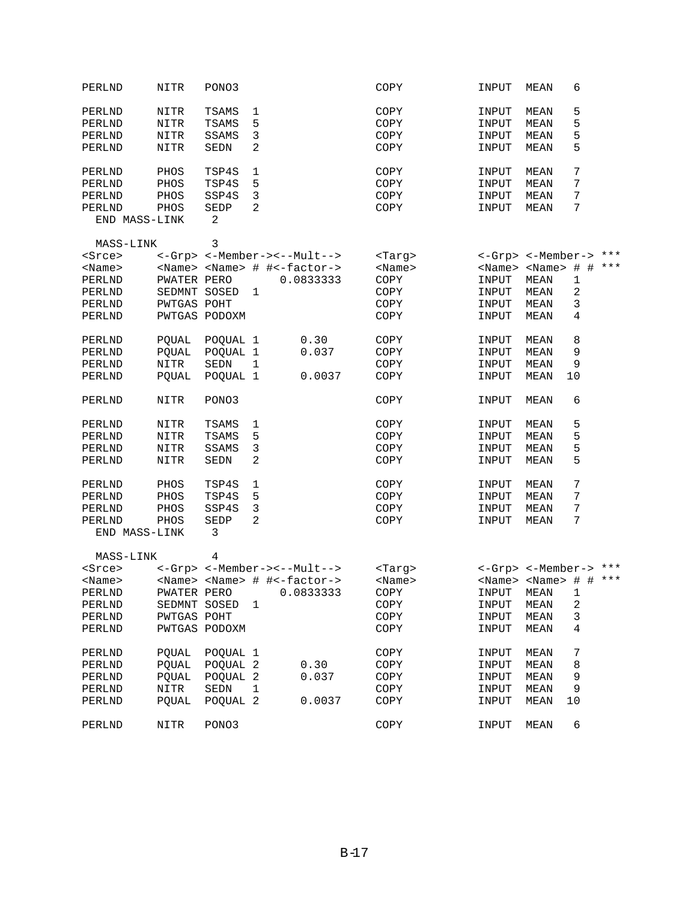```
PERLND     NITR   PONO3                       COPY         INPUT  MEAN   6

PERLND     NITR   TSAMS  1                    COPY         INPUT  MEAN   5
PERLND     NITR   TSAMS  5                    COPY         INPUT  MEAN   5
PERLND     NITR   SSAMS  3                    COPY         INPUT  MEAN   5
PERLND     NITR   SEDN   2                    COPY         INPUT  MEAN   5

PERLND     PHOS   TSP4S  1                    COPY         INPUT  MEAN   7
PERLND     PHOS   TSP4S  5                    COPY         INPUT  MEAN   7
PERLND     PHOS   SSP4S  3                    COPY         INPUT  MEAN   7
PERLND     PHOS   SEDP   2                    COPY         INPUT  MEAN   7
  END MASS-LINK    2

  MASS-LINK        3
<Srce>     <-Grp> <-Member-><--Mult-->        <Targ>       <-Grp> <-Member-> ***
<Name>     <Name> <Name> # #<-factor->        <Name>       <Name> <Name> # # ***
PERLND     PWATER PERO       0.0833333        COPY         INPUT  MEAN   1
PERLND     SEDMNT SOSED  1                    COPY         INPUT  MEAN   2
PERLND     PWTGAS POHT                        COPY         INPUT  MEAN   3
PERLND     PWTGAS PODOXM                      COPY         INPUT  MEAN   4

PERLND     PQUAL  POQUAL 1       0.30         COPY         INPUT  MEAN   8
PERLND     PQUAL  POQUAL 1       0.037        COPY         INPUT  MEAN   9
PERLND     NITR   SEDN   1                    COPY         INPUT  MEAN   9
PERLND     PQUAL  POQUAL 1       0.0037       COPY         INPUT  MEAN  10

PERLND     NITR   PONO3                       COPY         INPUT  MEAN   6

PERLND     NITR   TSAMS  1                    COPY         INPUT  MEAN   5
PERLND     NITR   TSAMS  5                    COPY         INPUT  MEAN   5
PERLND     NITR   SSAMS  3                    COPY         INPUT  MEAN   5
PERLND     NITR   SEDN   2                    COPY         INPUT  MEAN   5

PERLND     PHOS   TSP4S  1                    COPY         INPUT  MEAN   7
PERLND     PHOS   TSP4S  5                    COPY         INPUT  MEAN   7
PERLND     PHOS   SSP4S  3                    COPY         INPUT  MEAN   7
PERLND     PHOS   SEDP   2                    COPY         INPUT  MEAN   7
  END MASS-LINK    3

  MASS-LINK        4
<Srce>     <-Grp> <-Member-><--Mult-->        <Targ>       <-Grp> <-Member-> ***
<Name>     <Name> <Name> # #<-factor->        <Name>       <Name> <Name> # # ***
PERLND     PWATER PERO       0.0833333        COPY         INPUT  MEAN   1
PERLND     SEDMNT SOSED  1                    COPY         INPUT  MEAN   2
PERLND     PWTGAS POHT                        COPY         INPUT  MEAN   3
PERLND     PWTGAS PODOXM                      COPY         INPUT  MEAN   4

PERLND     PQUAL  POQUAL 1                    COPY         INPUT  MEAN   7
PERLND     PQUAL  POQUAL 2       0.30         COPY         INPUT  MEAN   8
PERLND     PQUAL  POQUAL 2       0.037        COPY         INPUT  MEAN   9
PERLND     NITR   SEDN   1                    COPY         INPUT  MEAN   9
PERLND     PQUAL  POQUAL 2       0.0037       COPY         INPUT  MEAN  10

PERLND     NITR   PONO3                       COPY         INPUT  MEAN   6
```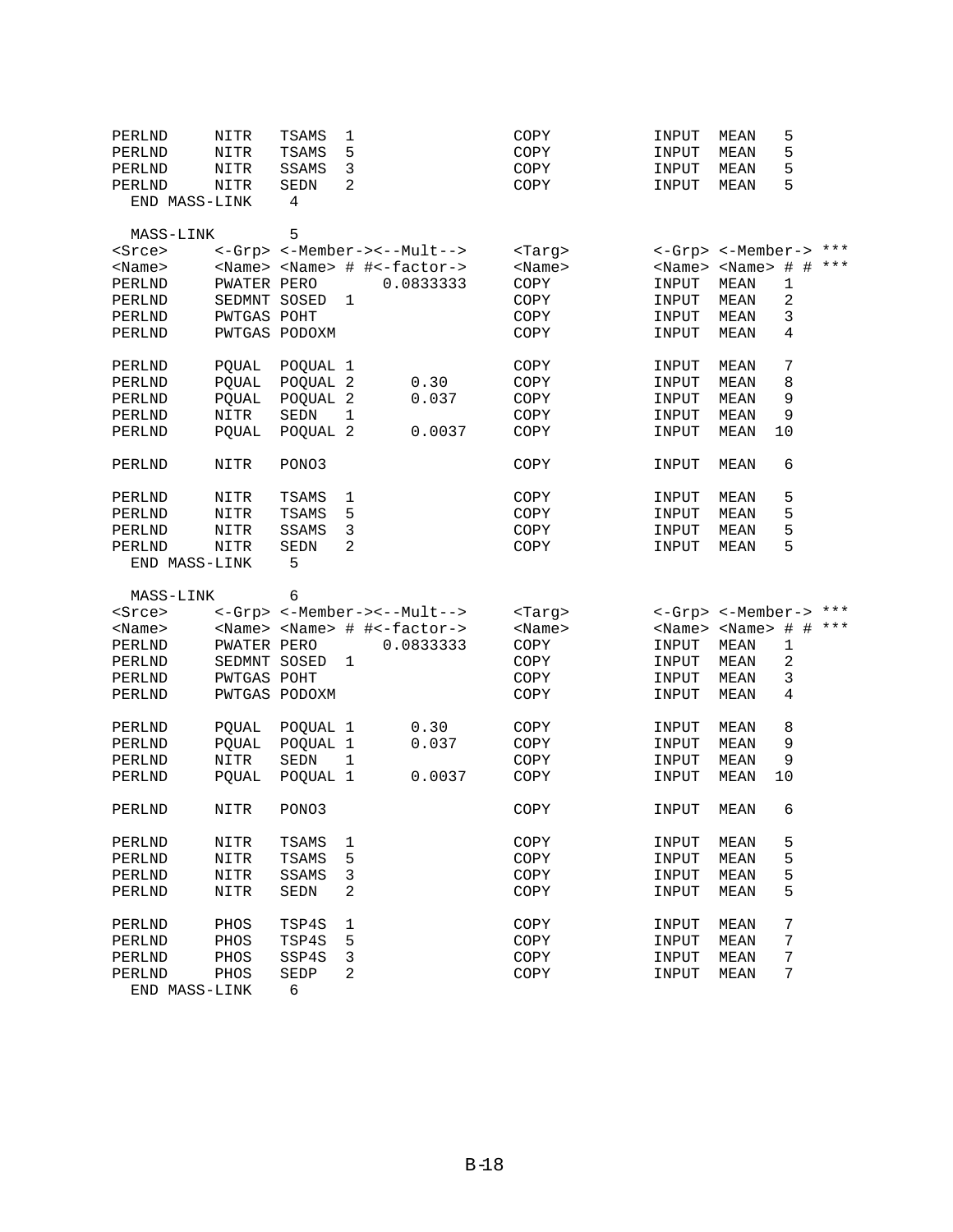```
PERLND     NITR   TSAMS  1                COPY        INPUT  MEAN   5
PERLND     NITR   TSAMS  5                COPY        INPUT  MEAN   5
PERLND     NITR   SSAMS  3                COPY        INPUT  MEAN   5
PERLND     NITR   SEDN   2                COPY        INPUT  MEAN   5
  END MASS-LINK    4

  MASS-LINK        5
<Srce>     <-Grp> <-Member-><--Mult-->    <Targ>      <-Grp> <-Member-> ***
<Name>     <Name> <Name> # #<-factor->    <Name>      <Name> <Name> # # ***
PERLND     PWATER PERO       0.0833333    COPY        INPUT  MEAN   1
PERLND     SEDMNT SOSED  1                COPY        INPUT  MEAN   2
PERLND     PWTGAS POHT                    COPY        INPUT  MEAN   3
PERLND     PWTGAS PODOXM                  COPY        INPUT  MEAN   4

PERLND     PQUAL  POQUAL 1                COPY        INPUT  MEAN   7
PERLND     PQUAL  POQUAL 2      0.30      COPY        INPUT  MEAN   8
PERLND     PQUAL  POQUAL 2      0.037     COPY        INPUT  MEAN   9
PERLND     NITR   SEDN   1                COPY        INPUT  MEAN   9
PERLND     PQUAL  POQUAL 2      0.0037    COPY        INPUT  MEAN  10

PERLND     NITR   PONO3                   COPY        INPUT  MEAN   6

PERLND     NITR   TSAMS  1                COPY        INPUT  MEAN   5
PERLND     NITR   TSAMS  5                COPY        INPUT  MEAN   5
PERLND     NITR   SSAMS  3                COPY        INPUT  MEAN   5
PERLND     NITR   SEDN   2                COPY        INPUT  MEAN   5
  END MASS-LINK    5

  MASS-LINK        6
<Srce>     <-Grp> <-Member-><--Mult-->    <Targ>      <-Grp> <-Member-> ***
<Name>     <Name> <Name> # #<-factor->    <Name>      <Name> <Name> # # ***
PERLND     PWATER PERO       0.0833333    COPY        INPUT  MEAN   1
PERLND     SEDMNT SOSED  1                COPY        INPUT  MEAN   2
PERLND     PWTGAS POHT                    COPY        INPUT  MEAN   3
PERLND     PWTGAS PODOXM                  COPY        INPUT  MEAN   4

PERLND     PQUAL  POQUAL 1      0.30      COPY        INPUT  MEAN   8
PERLND     PQUAL  POQUAL 1      0.037     COPY        INPUT  MEAN   9
PERLND     NITR   SEDN   1                COPY        INPUT  MEAN   9
PERLND     PQUAL  POQUAL 1      0.0037    COPY        INPUT  MEAN  10

PERLND     NITR   PONO3                   COPY        INPUT  MEAN   6

PERLND     NITR   TSAMS  1                COPY        INPUT  MEAN   5
PERLND     NITR   TSAMS  5                COPY        INPUT  MEAN   5
PERLND     NITR   SSAMS  3                COPY        INPUT  MEAN   5
PERLND     NITR   SEDN   2                COPY        INPUT  MEAN   5

PERLND     PHOS   TSP4S  1                COPY        INPUT  MEAN   7
PERLND     PHOS   TSP4S  5                COPY        INPUT  MEAN   7
PERLND     PHOS   SSP4S  3                COPY        INPUT  MEAN   7
PERLND     PHOS   SEDP   2                COPY        INPUT  MEAN   7
  END MASS-LINK    6
```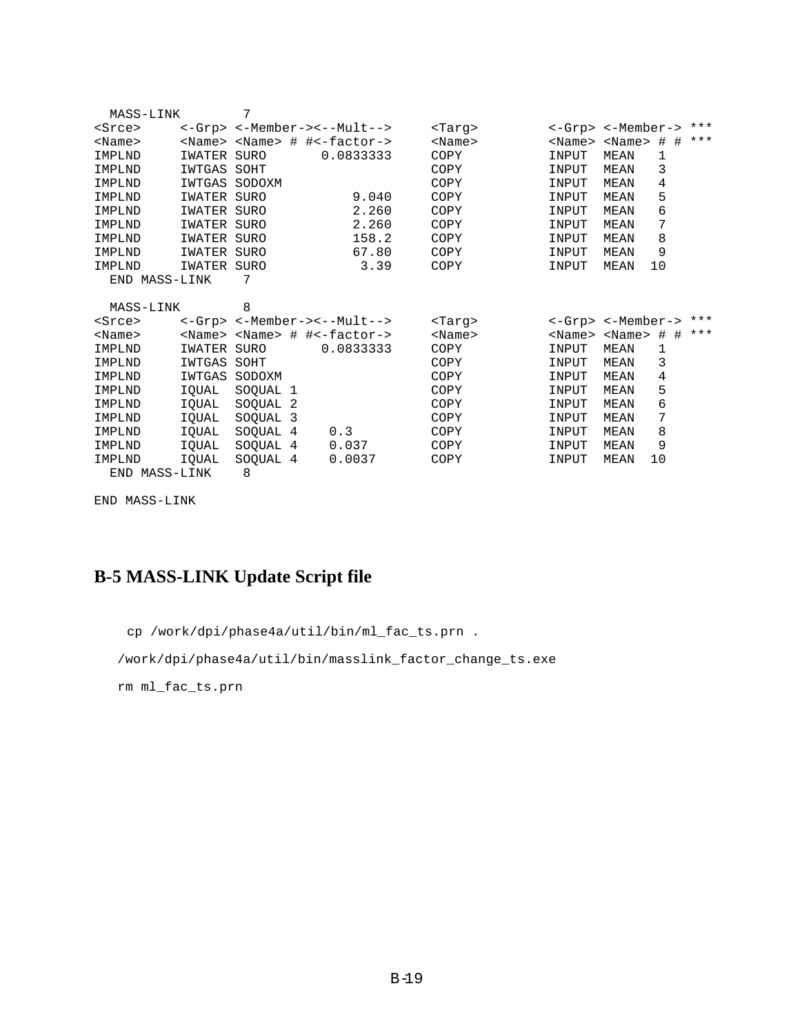```
  MASS-LINK        7
<Srce>     <-Grp> <-Member-><--Mult-->     <Targ>         <-Grp> <-Member-> ***
<Name>     <Name> <Name> # #<-factor->     <Name>         <Name> <Name> # # ***
IMPLND     IWATER SURO       0.0833333     COPY           INPUT  MEAN   1
IMPLND     IWTGAS SOHT                     COPY           INPUT  MEAN   3
IMPLND     IWTGAS SODOXM                   COPY           INPUT  MEAN   4
IMPLND     IWATER SURO           9.040     COPY           INPUT  MEAN   5
IMPLND     IWATER SURO           2.260     COPY           INPUT  MEAN   6
IMPLND     IWATER SURO           2.260     COPY           INPUT  MEAN   7
IMPLND     IWATER SURO           158.2     COPY           INPUT  MEAN   8
IMPLND     IWATER SURO           67.80     COPY           INPUT  MEAN   9
IMPLND     IWATER SURO            3.39     COPY           INPUT  MEAN  10
  END MASS-LINK    7

  MASS-LINK        8
<Srce>     <-Grp> <-Member-><--Mult-->     <Targ>         <-Grp> <-Member-> ***
<Name>     <Name> <Name> # #<-factor->     <Name>         <Name> <Name> # # ***
IMPLND     IWATER SURO       0.0833333     COPY           INPUT  MEAN   1
IMPLND     IWTGAS SOHT                     COPY           INPUT  MEAN   3
IMPLND     IWTGAS SODOXM                   COPY           INPUT  MEAN   4
IMPLND     IQUAL  SOQUAL 1                 COPY           INPUT  MEAN   5
IMPLND     IQUAL  SOQUAL 2                 COPY           INPUT  MEAN   6
IMPLND     IQUAL  SOQUAL 3                 COPY           INPUT  MEAN   7
IMPLND     IQUAL  SOQUAL 4    0.3          COPY           INPUT  MEAN   8
IMPLND     IQUAL  SOQUAL 4    0.037        COPY           INPUT  MEAN   9
IMPLND     IQUAL  SOQUAL 4    0.0037       COPY           INPUT  MEAN  10
  END MASS-LINK    8

END MASS-LINK
```

## B-5 MASS-LINK Update Script file

```
cp /work/dpi/phase4a/util/bin/ml_fac_ts.prn .
/work/dpi/phase4a/util/bin/masslink_factor_change_ts.exe
rm ml_fac_ts.prn
```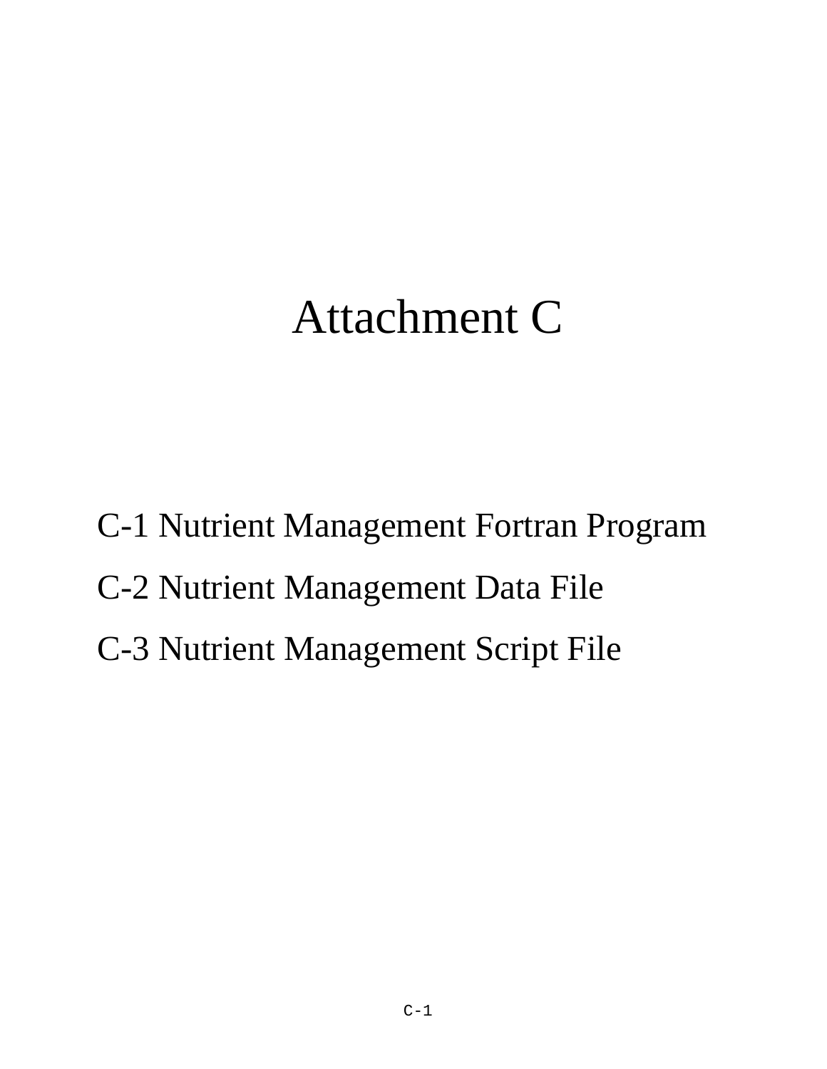# Attachment C

C-1 Nutrient Management Fortran Program

C-2 Nutrient Management Data File

C-3 Nutrient Management Script File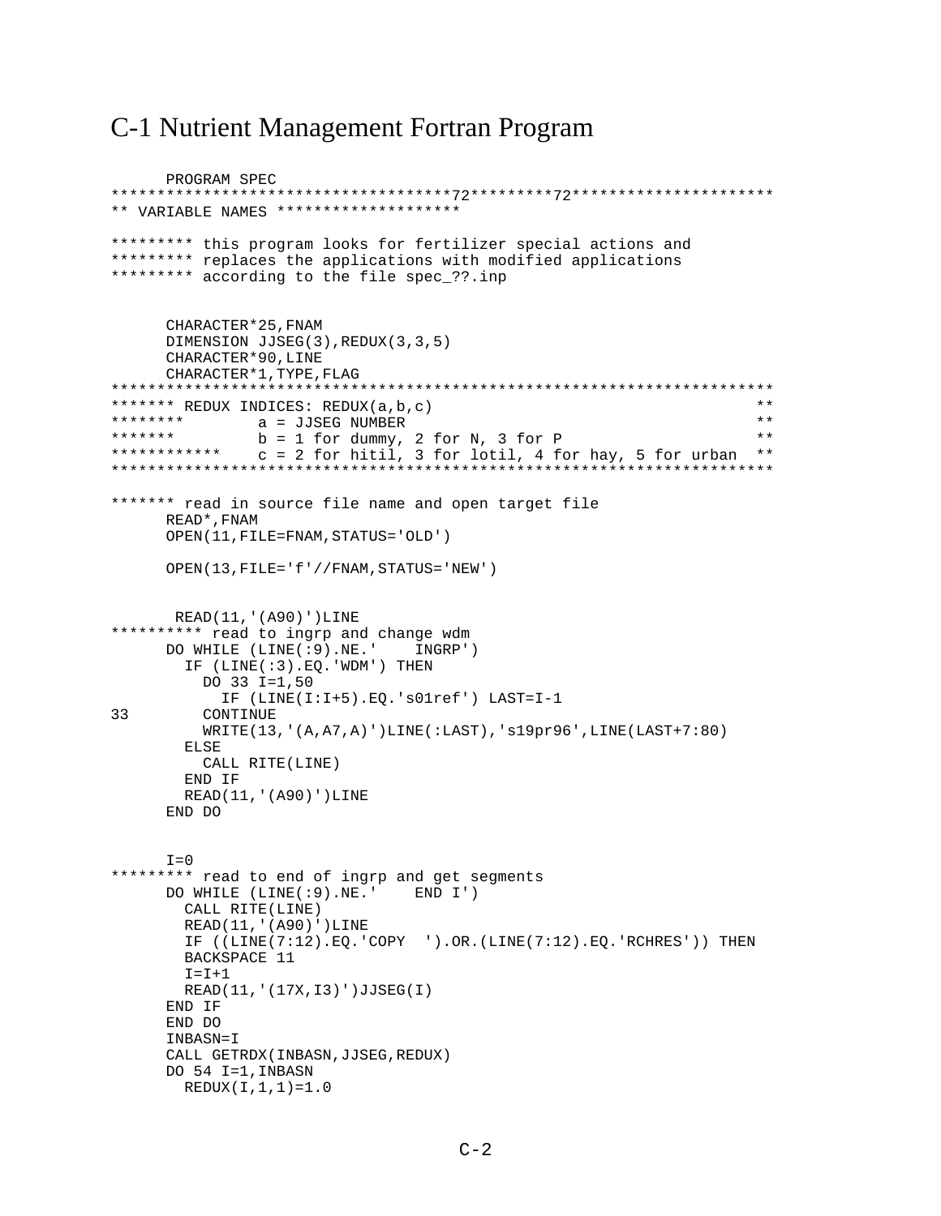# C-1 Nutrient Management Fortran Program

```
      PROGRAM SPEC
*************************************72********72**********************
** VARIABLE NAMES *******************

********* this program looks for fertilizer special actions and
********* replaces the applications with modified applications
********* according to the file spec_??.inp


      CHARACTER*25,FNAM
      DIMENSION JJSEG(3),REDUX(3,3,5)
      CHARACTER*90,LINE
      CHARACTER*1,TYPE,FLAG
************************************************************************
******* REDUX INDICES: REDUX(a,b,c)                                   **
********        a = JJSEG NUMBER                                      **
*******         b = 1 for dummy, 2 for N, 3 for P                     **
************    c = 2 for hitil, 3 for lotil, 4 for hay, 5 for urban  **
************************************************************************

******* read in source file name and open target file
      READ*,FNAM
      OPEN(11,FILE=FNAM,STATUS='OLD')

      OPEN(13,FILE='f'//FNAM,STATUS='NEW')


       READ(11,'(A90)')LINE
********** read to ingrp and change wdm
      DO WHILE (LINE(:9).NE.'    INGRP')
        IF (LINE(:3).EQ.'WDM') THEN
          DO 33 I=1,50
            IF (LINE(I:I+5).EQ.'s01ref') LAST=I-1
33        CONTINUE
          WRITE(13,'(A,A7,A)')LINE(:LAST),'s19pr96',LINE(LAST+7:80)
        ELSE
          CALL RITE(LINE)
        END IF
        READ(11,'(A90)')LINE
      END DO


      I=0
********* read to end of ingrp and get segments
      DO WHILE (LINE(:9).NE.'    END I')
        CALL RITE(LINE)
        READ(11,'(A90)')LINE
        IF ((LINE(7:12).EQ.'COPY  ').OR.(LINE(7:12).EQ.'RCHRES')) THEN
        BACKSPACE 11
        I=I+1
        READ(11,'(17X,I3)')JJSEG(I)
      END IF
      END DO
      INBASN=I
      CALL GETRDX(INBASN,JJSEG,REDUX)
      DO 54 I=1,INBASN
        REDUX(I,1,1)=1.0
```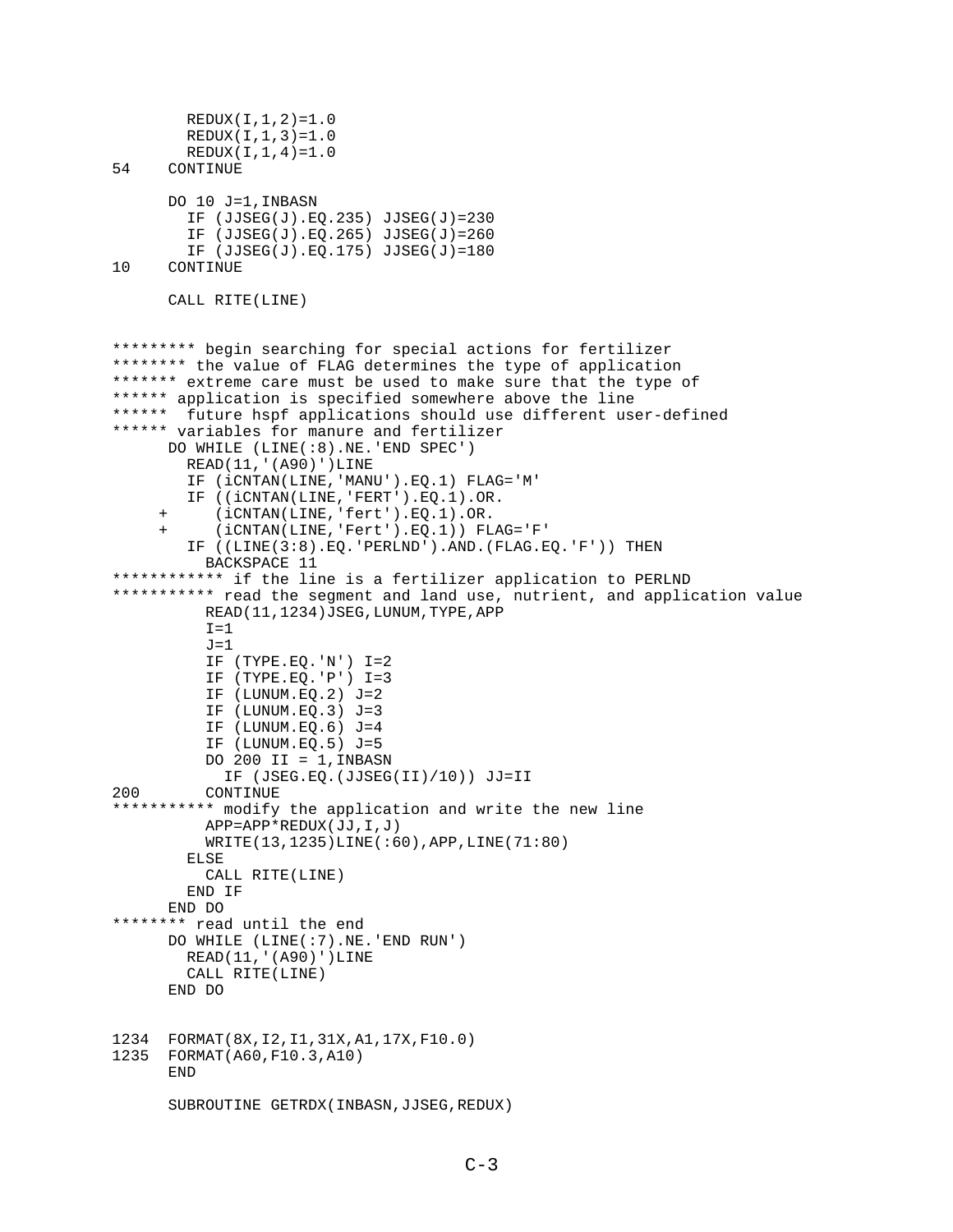```
        REDUX(I,1,2)=1.0
        REDUX(I,1,3)=1.0
        REDUX(I,1,4)=1.0
54    CONTINUE

      DO 10 J=1,INBASN
        IF (JJSEG(J).EQ.235) JJSEG(J)=230
        IF (JJSEG(J).EQ.265) JJSEG(J)=260
        IF (JJSEG(J).EQ.175) JJSEG(J)=180
10    CONTINUE

      CALL RITE(LINE)


********* begin searching for special actions for fertilizer
******** the value of FLAG determines the type of application
******* extreme care must be used to make sure that the type of
****** application is specified somewhere above the line
******  future hspf applications should use different user-defined
****** variables for manure and fertilizer
      DO WHILE (LINE(:8).NE.'END SPEC')
        READ(11,'(A90)')LINE
        IF (iCNTAN(LINE,'MANU').EQ.1) FLAG='M'
        IF ((iCNTAN(LINE,'FERT').EQ.1).OR.
     +      (iCNTAN(LINE,'fert').EQ.1).OR.
     +      (iCNTAN(LINE,'Fert').EQ.1)) FLAG='F'
        IF ((LINE(3:8).EQ.'PERLND').AND.(FLAG.EQ.'F')) THEN
          BACKSPACE 11
************ if the line is a fertilizer application to PERLND
*********** read the segment and land use, nutrient, and application value
          READ(11,1234)JSEG,LUNUM,TYPE,APP
          I=1
          J=1
          IF (TYPE.EQ.'N') I=2
          IF (TYPE.EQ.'P') I=3
          IF (LUNUM.EQ.2) J=2
          IF (LUNUM.EQ.3) J=3
          IF (LUNUM.EQ.6) J=4
          IF (LUNUM.EQ.5) J=5
          DO 200 II = 1,INBASN
            IF (JSEG.EQ.(JJSEG(II)/10)) JJ=II
200       CONTINUE
*********** modify the application and write the new line
          APP=APP*REDUX(JJ,I,J)
          WRITE(13,1235)LINE(:60),APP,LINE(71:80)
        ELSE
          CALL RITE(LINE)
        END IF
      END DO
******** read until the end
      DO WHILE (LINE(:7).NE.'END RUN')
        READ(11,'(A90)')LINE
        CALL RITE(LINE)
      END DO


1234  FORMAT(8X,I2,I1,31X,A1,17X,F10.0)
1235  FORMAT(A60,F10.3,A10)
      END

      SUBROUTINE GETRDX(INBASN,JJSEG,REDUX)
```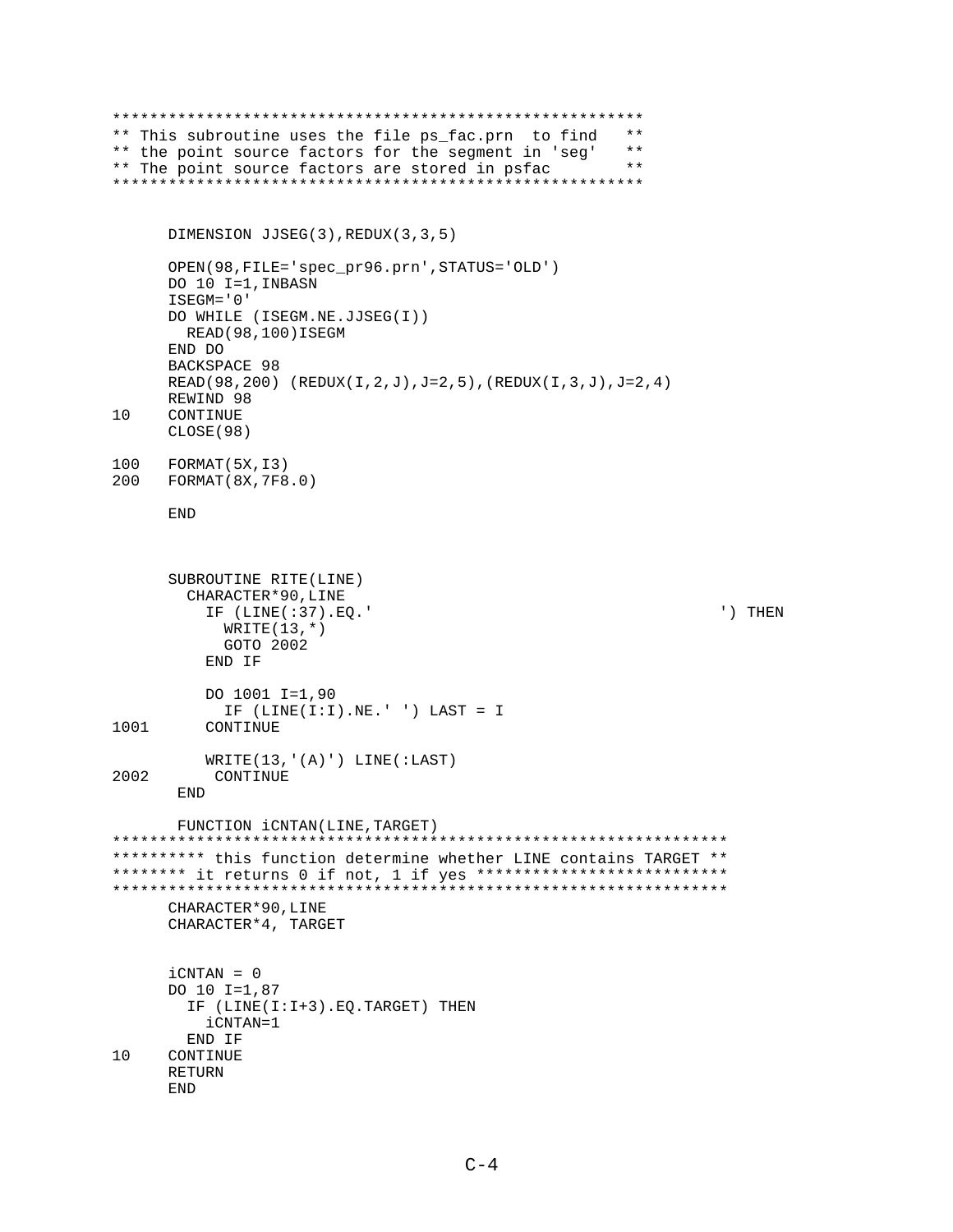```
*******************************************************
** This subroutine uses the file ps_fac.prn  to find   **
** the point source factors for the segment in 'seg'   **
** The point source factors are stored in psfac        **
*******************************************************


      DIMENSION JJSEG(3),REDUX(3,3,5)

      OPEN(98,FILE='spec_pr96.prn',STATUS='OLD')
      DO 10 I=1,INBASN
      ISEGM='0'
      DO WHILE (ISEGM.NE.JJSEG(I))
        READ(98,100)ISEGM
      END DO
      BACKSPACE 98
      READ(98,200) (REDUX(I,2,J),J=2,5),(REDUX(I,3,J),J=2,4)
      REWIND 98
10    CONTINUE
      CLOSE(98)

100   FORMAT(5X,I3)
200   FORMAT(8X,7F8.0)

      END



      SUBROUTINE RITE(LINE)
        CHARACTER*90,LINE
          IF (LINE(:37).EQ.'                                     ') THEN
            WRITE(13,*)
            GOTO 2002
          END IF

          DO 1001 I=1,90
            IF (LINE(I:I).NE.' ') LAST = I
1001      CONTINUE

          WRITE(13,'(A)') LINE(:LAST)
2002       CONTINUE
       END

       FUNCTION iCNTAN(LINE,TARGET)
*****************************************************************
********** this function determine whether LINE contains TARGET **
******** it returns 0 if not, 1 if yes *************************
*****************************************************************
      CHARACTER*90,LINE
      CHARACTER*4, TARGET


      iCNTAN = 0
      DO 10 I=1,87
        IF (LINE(I:I+3).EQ.TARGET) THEN
          iCNTAN=1
        END IF
10    CONTINUE
      RETURN
      END
```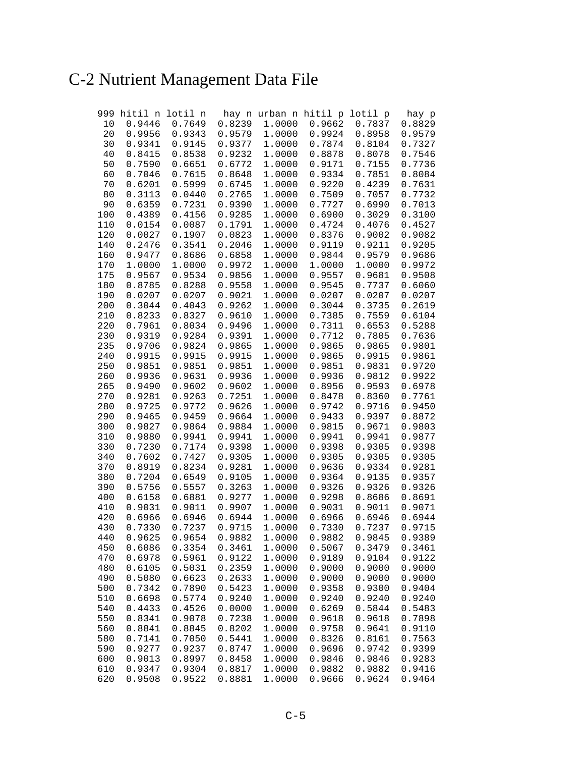# C-2 Nutrient Management Data File

| 999 | hitil n | lotil n | hay n | urban n | hitil p | lotil p | hay p |
|---|---|---|---|---|---|---|---|
| 10 | 0.9446 | 0.7649 | 0.8239 | 1.0000 | 0.9662 | 0.7837 | 0.8829 |
| 20 | 0.9956 | 0.9343 | 0.9579 | 1.0000 | 0.9924 | 0.8958 | 0.9579 |
| 30 | 0.9341 | 0.9145 | 0.9377 | 1.0000 | 0.7874 | 0.8104 | 0.7327 |
| 40 | 0.8415 | 0.8538 | 0.9232 | 1.0000 | 0.8878 | 0.8078 | 0.7546 |
| 50 | 0.7590 | 0.6651 | 0.6772 | 1.0000 | 0.9171 | 0.7155 | 0.7736 |
| 60 | 0.7046 | 0.7615 | 0.8648 | 1.0000 | 0.9334 | 0.7851 | 0.8084 |
| 70 | 0.6201 | 0.5999 | 0.6745 | 1.0000 | 0.9220 | 0.4239 | 0.7631 |
| 80 | 0.3113 | 0.0440 | 0.2765 | 1.0000 | 0.7509 | 0.7057 | 0.7732 |
| 90 | 0.6359 | 0.7231 | 0.9390 | 1.0000 | 0.7727 | 0.6990 | 0.7013 |
| 100 | 0.4389 | 0.4156 | 0.9285 | 1.0000 | 0.6900 | 0.3029 | 0.3100 |
| 110 | 0.0154 | 0.0087 | 0.1791 | 1.0000 | 0.4724 | 0.4076 | 0.4527 |
| 120 | 0.0027 | 0.1907 | 0.0823 | 1.0000 | 0.8376 | 0.9002 | 0.9082 |
| 140 | 0.2476 | 0.3541 | 0.2046 | 1.0000 | 0.9119 | 0.9211 | 0.9205 |
| 160 | 0.9477 | 0.8686 | 0.6858 | 1.0000 | 0.9844 | 0.9579 | 0.9686 |
| 170 | 1.0000 | 1.0000 | 0.9972 | 1.0000 | 1.0000 | 1.0000 | 0.9972 |
| 175 | 0.9567 | 0.9534 | 0.9856 | 1.0000 | 0.9557 | 0.9681 | 0.9508 |
| 180 | 0.8785 | 0.8288 | 0.9558 | 1.0000 | 0.9545 | 0.7737 | 0.6060 |
| 190 | 0.0207 | 0.0207 | 0.9021 | 1.0000 | 0.0207 | 0.0207 | 0.0207 |
| 200 | 0.3044 | 0.4043 | 0.9262 | 1.0000 | 0.3044 | 0.3735 | 0.2619 |
| 210 | 0.8233 | 0.8327 | 0.9610 | 1.0000 | 0.7385 | 0.7559 | 0.6104 |
| 220 | 0.7961 | 0.8034 | 0.9496 | 1.0000 | 0.7311 | 0.6553 | 0.5288 |
| 230 | 0.9319 | 0.9284 | 0.9391 | 1.0000 | 0.7712 | 0.7805 | 0.7636 |
| 235 | 0.9706 | 0.9824 | 0.9865 | 1.0000 | 0.9865 | 0.9865 | 0.9801 |
| 240 | 0.9915 | 0.9915 | 0.9915 | 1.0000 | 0.9865 | 0.9915 | 0.9861 |
| 250 | 0.9851 | 0.9851 | 0.9851 | 1.0000 | 0.9851 | 0.9831 | 0.9720 |
| 260 | 0.9936 | 0.9631 | 0.9936 | 1.0000 | 0.9936 | 0.9812 | 0.9922 |
| 265 | 0.9490 | 0.9602 | 0.9602 | 1.0000 | 0.8956 | 0.9593 | 0.6978 |
| 270 | 0.9281 | 0.9263 | 0.7251 | 1.0000 | 0.8478 | 0.8360 | 0.7761 |
| 280 | 0.9725 | 0.9772 | 0.9626 | 1.0000 | 0.9742 | 0.9716 | 0.9450 |
| 290 | 0.9465 | 0.9459 | 0.9664 | 1.0000 | 0.9433 | 0.9397 | 0.8872 |
| 300 | 0.9827 | 0.9864 | 0.9884 | 1.0000 | 0.9815 | 0.9671 | 0.9803 |
| 310 | 0.9880 | 0.9941 | 0.9941 | 1.0000 | 0.9941 | 0.9941 | 0.9877 |
| 330 | 0.7230 | 0.7174 | 0.9398 | 1.0000 | 0.9398 | 0.9305 | 0.9398 |
| 340 | 0.7602 | 0.7427 | 0.9305 | 1.0000 | 0.9305 | 0.9305 | 0.9305 |
| 370 | 0.8919 | 0.8234 | 0.9281 | 1.0000 | 0.9636 | 0.9334 | 0.9281 |
| 380 | 0.7204 | 0.6549 | 0.9105 | 1.0000 | 0.9364 | 0.9135 | 0.9357 |
| 390 | 0.5756 | 0.5557 | 0.3263 | 1.0000 | 0.9326 | 0.9326 | 0.9326 |
| 400 | 0.6158 | 0.6881 | 0.9277 | 1.0000 | 0.9298 | 0.8686 | 0.8691 |
| 410 | 0.9031 | 0.9011 | 0.9907 | 1.0000 | 0.9031 | 0.9011 | 0.9071 |
| 420 | 0.6966 | 0.6946 | 0.6944 | 1.0000 | 0.6966 | 0.6946 | 0.6944 |
| 430 | 0.7330 | 0.7237 | 0.9715 | 1.0000 | 0.7330 | 0.7237 | 0.9715 |
| 440 | 0.9625 | 0.9654 | 0.9882 | 1.0000 | 0.9882 | 0.9845 | 0.9389 |
| 450 | 0.6086 | 0.3354 | 0.3461 | 1.0000 | 0.5067 | 0.3479 | 0.3461 |
| 470 | 0.6978 | 0.5961 | 0.9122 | 1.0000 | 0.9189 | 0.9104 | 0.9122 |
| 480 | 0.6105 | 0.5031 | 0.2359 | 1.0000 | 0.9000 | 0.9000 | 0.9000 |
| 490 | 0.5080 | 0.6623 | 0.2633 | 1.0000 | 0.9000 | 0.9000 | 0.9000 |
| 500 | 0.7342 | 0.7890 | 0.5423 | 1.0000 | 0.9358 | 0.9300 | 0.9404 |
| 510 | 0.6698 | 0.5774 | 0.9240 | 1.0000 | 0.9240 | 0.9240 | 0.9240 |
| 540 | 0.4433 | 0.4526 | 0.0000 | 1.0000 | 0.6269 | 0.5844 | 0.5483 |
| 550 | 0.8341 | 0.9078 | 0.7238 | 1.0000 | 0.9618 | 0.9618 | 0.7898 |
| 560 | 0.8841 | 0.8845 | 0.8202 | 1.0000 | 0.9758 | 0.9641 | 0.9110 |
| 580 | 0.7141 | 0.7050 | 0.5441 | 1.0000 | 0.8326 | 0.8161 | 0.7563 |
| 590 | 0.9277 | 0.9237 | 0.8747 | 1.0000 | 0.9696 | 0.9742 | 0.9399 |
| 600 | 0.9013 | 0.8997 | 0.8458 | 1.0000 | 0.9846 | 0.9846 | 0.9283 |
| 610 | 0.9347 | 0.9304 | 0.8817 | 1.0000 | 0.9882 | 0.9882 | 0.9416 |
| 620 | 0.9508 | 0.9522 | 0.8881 | 1.0000 | 0.9666 | 0.9624 | 0.9464 |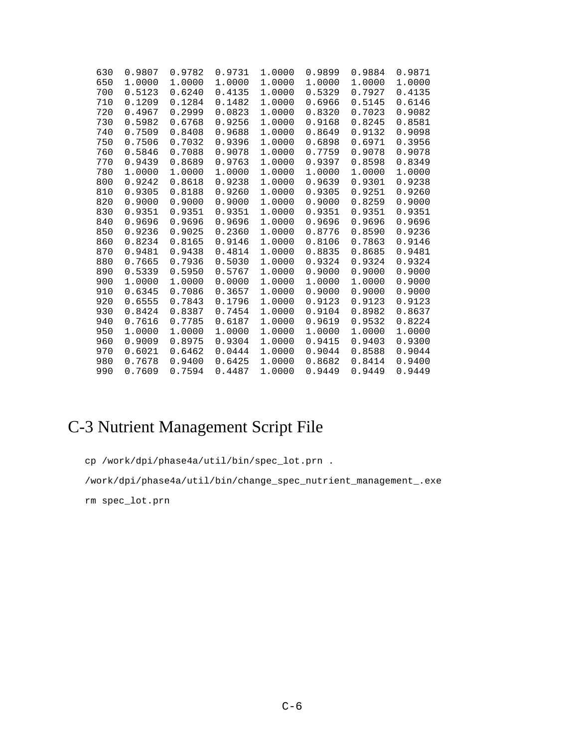```
 630  0.9807  0.9782  0.9731  1.0000  0.9899  0.9884  0.9871
 650  1.0000  1.0000  1.0000  1.0000  1.0000  1.0000  1.0000
 700  0.5123  0.6240  0.4135  1.0000  0.5329  0.7927  0.4135
 710  0.1209  0.1284  0.1482  1.0000  0.6966  0.5145  0.6146
 720  0.4967  0.2999  0.0823  1.0000  0.8320  0.7023  0.9082
 730  0.5982  0.6768  0.9256  1.0000  0.9168  0.8245  0.8581
 740  0.7509  0.8408  0.9688  1.0000  0.8649  0.9132  0.9098
 750  0.7506  0.7032  0.9396  1.0000  0.6898  0.6971  0.3956
 760  0.5846  0.7088  0.9078  1.0000  0.7759  0.9078  0.9078
 770  0.9439  0.8689  0.9763  1.0000  0.9397  0.8598  0.8349
 780  1.0000  1.0000  1.0000  1.0000  1.0000  1.0000  1.0000
 800  0.9242  0.8618  0.9238  1.0000  0.9639  0.9301  0.9238
 810  0.9305  0.8188  0.9260  1.0000  0.9305  0.9251  0.9260
 820  0.9000  0.9000  0.9000  1.0000  0.9000  0.8259  0.9000
 830  0.9351  0.9351  0.9351  1.0000  0.9351  0.9351  0.9351
 840  0.9696  0.9696  0.9696  1.0000  0.9696  0.9696  0.9696
 850  0.9236  0.9025  0.2360  1.0000  0.8776  0.8590  0.9236
 860  0.8234  0.8165  0.9146  1.0000  0.8106  0.7863  0.9146
 870  0.9481  0.9438  0.4814  1.0000  0.8835  0.8685  0.9481
 880  0.7665  0.7936  0.5030  1.0000  0.9324  0.9324  0.9324
 890  0.5339  0.5950  0.5767  1.0000  0.9000  0.9000  0.9000
 900  1.0000  1.0000  0.0000  1.0000  1.0000  1.0000  0.9000
 910  0.6345  0.7086  0.3657  1.0000  0.9000  0.9000  0.9000
 920  0.6555  0.7843  0.1796  1.0000  0.9123  0.9123  0.9123
 930  0.8424  0.8387  0.7454  1.0000  0.9104  0.8982  0.8637
 940  0.7616  0.7785  0.6187  1.0000  0.9619  0.9532  0.8224
 950  1.0000  1.0000  1.0000  1.0000  1.0000  1.0000  1.0000
 960  0.9009  0.8975  0.9304  1.0000  0.9415  0.9403  0.9300
 970  0.6021  0.6462  0.0444  1.0000  0.9044  0.8588  0.9044
 980  0.7678  0.9400  0.6425  1.0000  0.8682  0.8414  0.9400
 990  0.7609  0.7594  0.4487  1.0000  0.9449  0.9449  0.9449
```

## C-3 Nutrient Management Script File

```
cp /work/dpi/phase4a/util/bin/spec_lot.prn .

/work/dpi/phase4a/util/bin/change_spec_nutrient_management_.exe

rm spec_lot.prn
```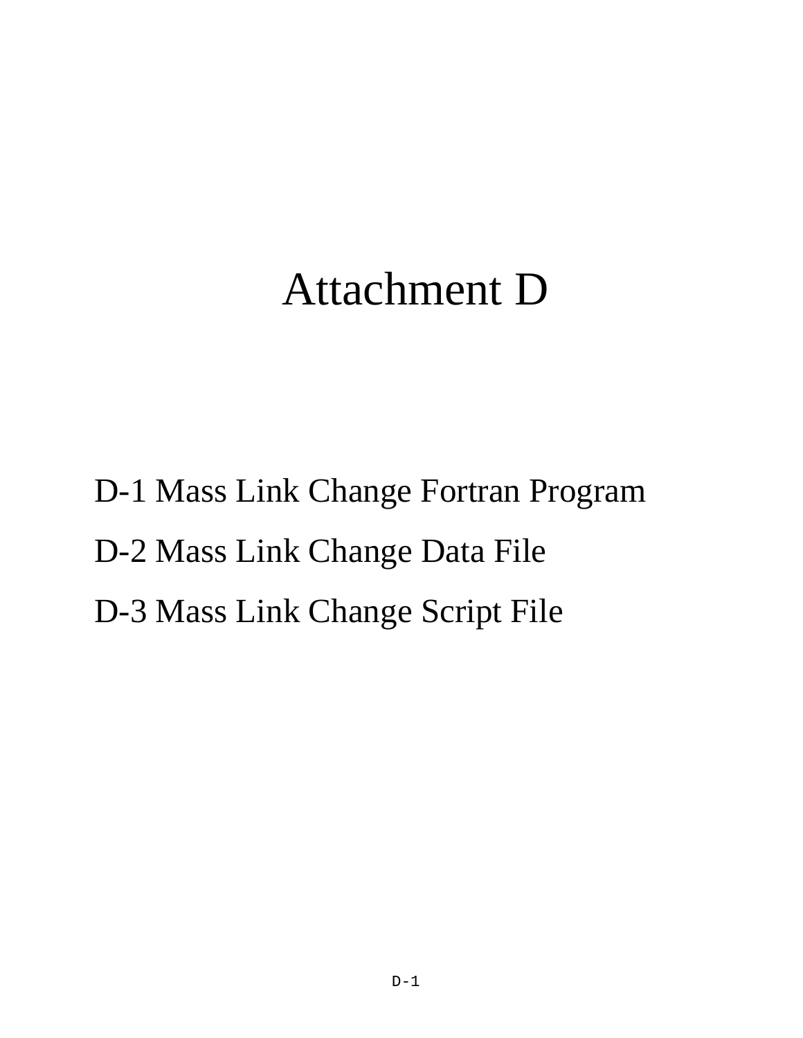# Attachment D

D-1 Mass Link Change Fortran Program

D-2 Mass Link Change Data File

D-3 Mass Link Change Script File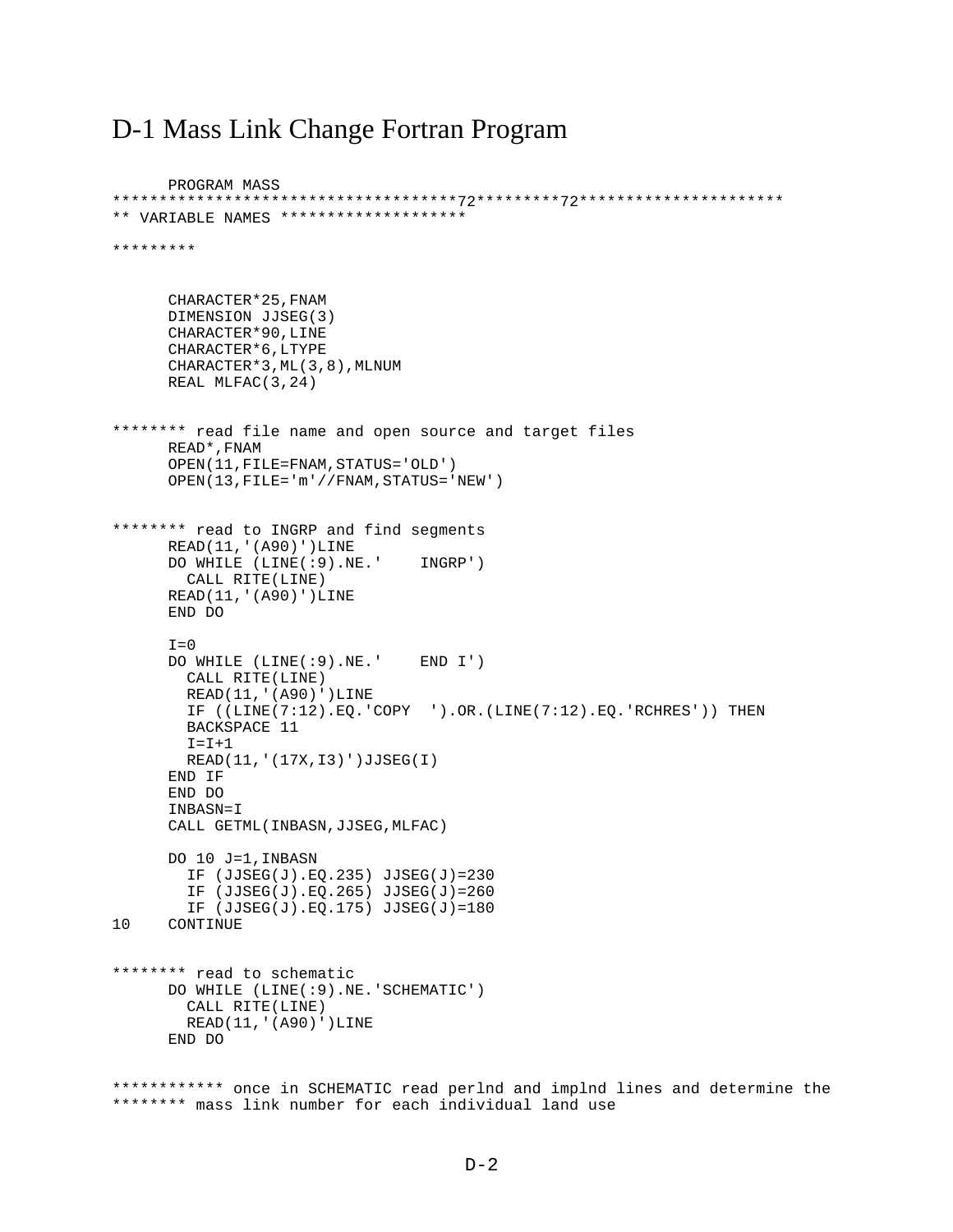# D-1 Mass Link Change Fortran Program

```
      PROGRAM MASS
***********************************72*********72**********************
** VARIABLE NAMES ********************

*********


      CHARACTER*25,FNAM
      DIMENSION JJSEG(3)
      CHARACTER*90,LINE
      CHARACTER*6,LTYPE
      CHARACTER*3,ML(3,8),MLNUM
      REAL MLFAC(3,24)


******** read file name and open source and target files
      READ*,FNAM
      OPEN(11,FILE=FNAM,STATUS='OLD')
      OPEN(13,FILE='m'//FNAM,STATUS='NEW')


******** read to INGRP and find segments
      READ(11,'(A90)')LINE
      DO WHILE (LINE(:9).NE.'    INGRP')
        CALL RITE(LINE)
      READ(11,'(A90)')LINE
      END DO

      I=0
      DO WHILE (LINE(:9).NE.'    END I')
        CALL RITE(LINE)
        READ(11,'(A90)')LINE
        IF ((LINE(7:12).EQ.'COPY  ').OR.(LINE(7:12).EQ.'RCHRES')) THEN
        BACKSPACE 11
        I=I+1
        READ(11,'(17X,I3)')JJSEG(I)
      END IF
      END DO
      INBASN=I
      CALL GETML(INBASN,JJSEG,MLFAC)

      DO 10 J=1,INBASN
        IF (JJSEG(J).EQ.235) JJSEG(J)=230
        IF (JJSEG(J).EQ.265) JJSEG(J)=260
        IF (JJSEG(J).EQ.175) JJSEG(J)=180
10    CONTINUE


******** read to schematic
      DO WHILE (LINE(:9).NE.'SCHEMATIC')
        CALL RITE(LINE)
        READ(11,'(A90)')LINE
      END DO


************ once in SCHEMATIC read perlnd and implnd lines and determine the
******** mass link number for each individual land use
```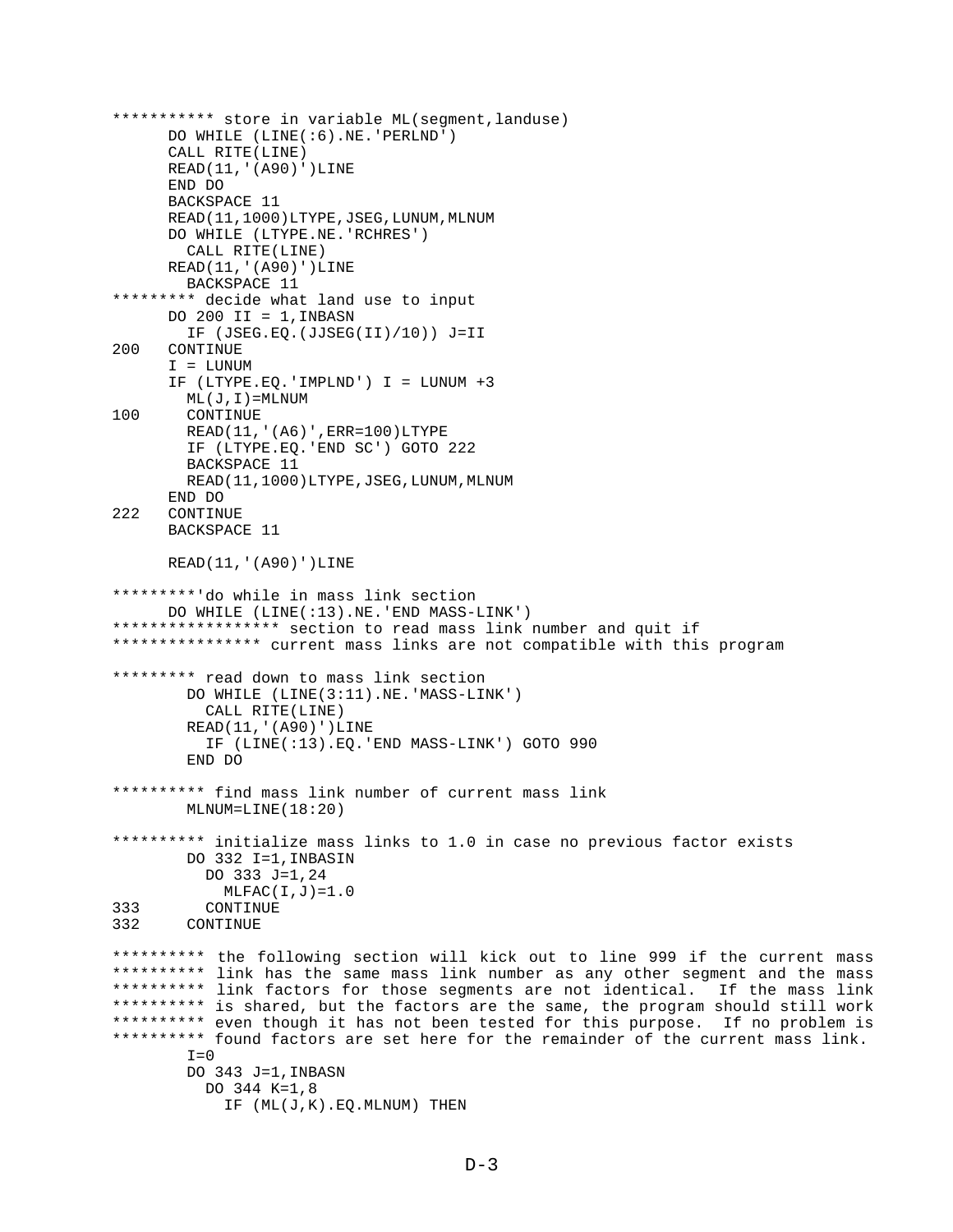```
*********** store in variable ML(segment,landuse)
      DO WHILE (LINE(:6).NE.'PERLND')
      CALL RITE(LINE)
      READ(11,'(A90)')LINE
      END DO
      BACKSPACE 11
      READ(11,1000)LTYPE,JSEG,LUNUM,MLNUM
      DO WHILE (LTYPE.NE.'RCHRES')
        CALL RITE(LINE)
      READ(11,'(A90)')LINE
        BACKSPACE 11
********* decide what land use to input
      DO 200 II = 1,INBASN
        IF (JSEG.EQ.(JJSEG(II)/10)) J=II
200   CONTINUE
      I = LUNUM
      IF (LTYPE.EQ.'IMPLND') I = LUNUM +3
        ML(J,I)=MLNUM
100     CONTINUE
        READ(11,'(A6)',ERR=100)LTYPE
        IF (LTYPE.EQ.'END SC') GOTO 222
        BACKSPACE 11
        READ(11,1000)LTYPE,JSEG,LUNUM,MLNUM
      END DO
222   CONTINUE
      BACKSPACE 11

      READ(11,'(A90)')LINE

*********'do while in mass link section
      DO WHILE (LINE(:13).NE.'END MASS-LINK')
****************** section to read mass link number and quit if
**************** current mass links are not compatible with this program

********* read down to mass link section
        DO WHILE (LINE(3:11).NE.'MASS-LINK')
          CALL RITE(LINE)
        READ(11,'(A90)')LINE
          IF (LINE(:13).EQ.'END MASS-LINK') GOTO 990
        END DO

********** find mass link number of current mass link
        MLNUM=LINE(18:20)

********** initialize mass links to 1.0 in case no previous factor exists
        DO 332 I=1,INBASIN
          DO 333 J=1,24
            MLFAC(I,J)=1.0
333       CONTINUE
332     CONTINUE

********** the following section will kick out to line 999 if the current mass
********** link has the same mass link number as any other segment and the mass
********** link factors for those segments are not identical.  If the mass link
********** is shared, but the factors are the same, the program should still work
********** even though it has not been tested for this purpose.  If no problem is
********** found factors are set here for the remainder of the current mass link.
        I=0
        DO 343 J=1,INBASN
          DO 344 K=1,8
            IF (ML(J,K).EQ.MLNUM) THEN
```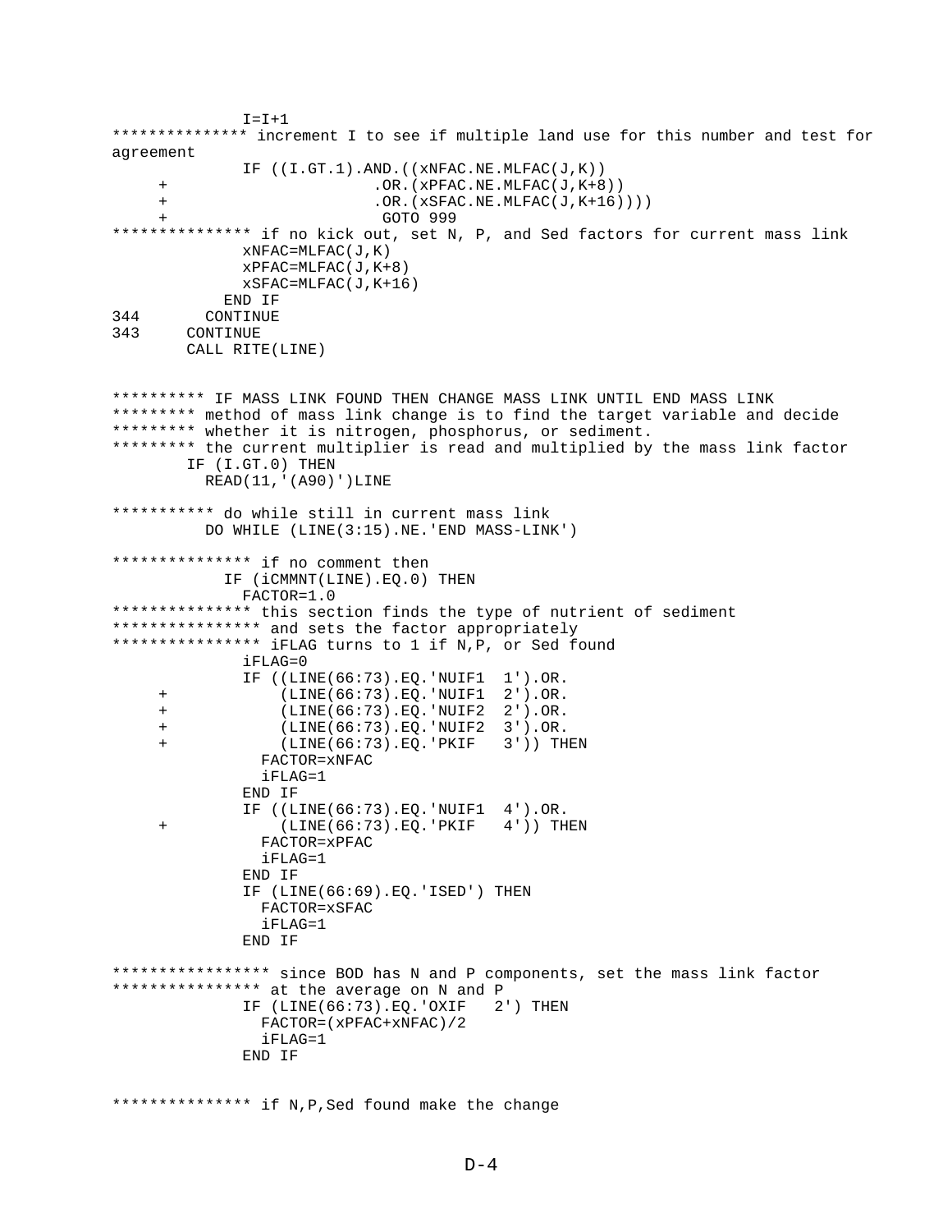```
              I=I+1
*************** increment I to see if multiple land use for this number and test for
agreement
              IF ((I.GT.1).AND.((xNFAC.NE.MLFAC(J,K))
     +                     .OR.(xPFAC.NE.MLFAC(J,K+8))
     +                     .OR.(xSFAC.NE.MLFAC(J,K+16))))
     +                      GOTO 999
*************** if no kick out, set N, P, and Sed factors for current mass link
              xNFAC=MLFAC(J,K)
              xPFAC=MLFAC(J,K+8)
              xSFAC=MLFAC(J,K+16)
            END IF
344       CONTINUE
343     CONTINUE
        CALL RITE(LINE)


********** IF MASS LINK FOUND THEN CHANGE MASS LINK UNTIL END MASS LINK
********* method of mass link change is to find the target variable and decide
********* whether it is nitrogen, phosphorus, or sediment.
********* the current multiplier is read and multiplied by the mass link factor
        IF (I.GT.0) THEN
          READ(11,'(A90)')LINE

*********** do while still in current mass link
          DO WHILE (LINE(3:15).NE.'END MASS-LINK')

*************** if no comment then
            IF (iCMMNT(LINE).EQ.0) THEN
              FACTOR=1.0
*************** this section finds the type of nutrient of sediment
**************** and sets the factor appropriately
**************** iFLAG turns to 1 if N,P, or Sed found
              iFLAG=0
              IF ((LINE(66:73).EQ.'NUIF1  1').OR.
     +            (LINE(66:73).EQ.'NUIF1  2').OR.
     +            (LINE(66:73).EQ.'NUIF2  2').OR.
     +            (LINE(66:73).EQ.'NUIF2  3').OR.
     +            (LINE(66:73).EQ.'PKIF   3')) THEN
                FACTOR=xNFAC
                iFLAG=1
              END IF
              IF ((LINE(66:73).EQ.'NUIF1  4').OR.
     +            (LINE(66:73).EQ.'PKIF   4')) THEN
                FACTOR=xPFAC
                iFLAG=1
              END IF
              IF (LINE(66:69).EQ.'ISED') THEN
                FACTOR=xSFAC
                iFLAG=1
              END IF

***************** since BOD has N and P components, set the mass link factor
**************** at the average on N and P
              IF (LINE(66:73).EQ.'OXIF   2') THEN
                FACTOR=(xPFAC+xNFAC)/2
                iFLAG=1
              END IF


*************** if N,P,Sed found make the change
```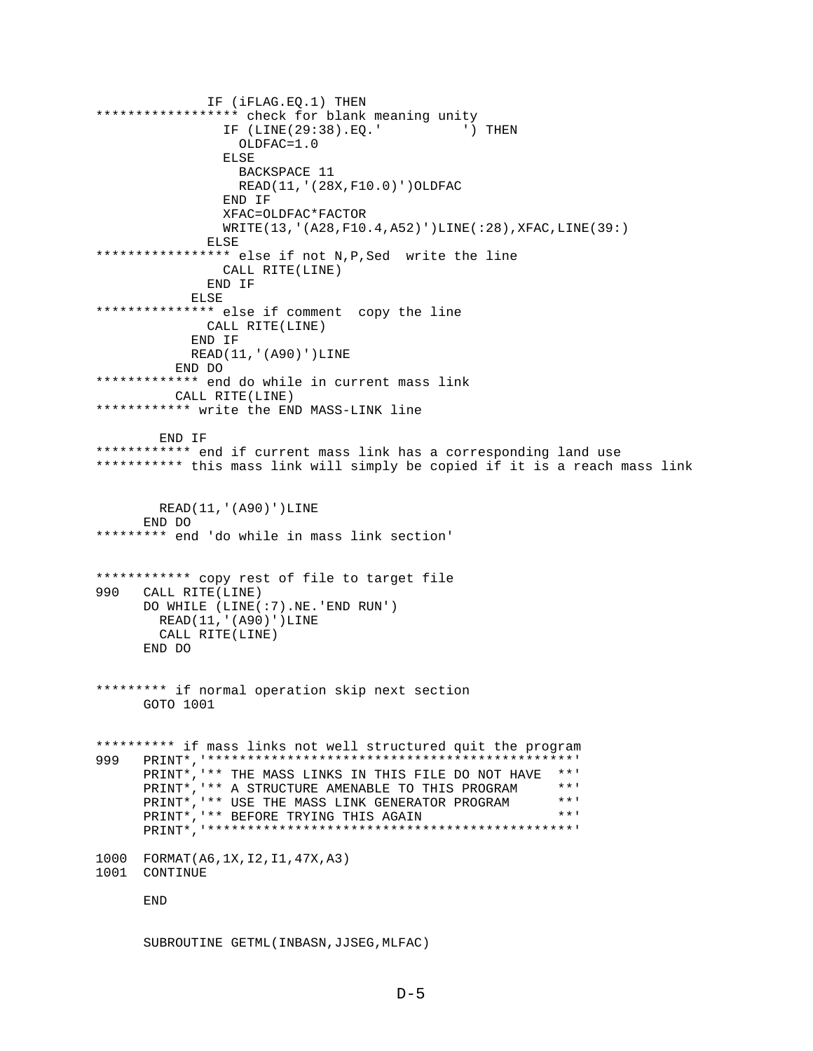```
              IF (iFLAG.EQ.1) THEN
****************** check for blank meaning unity
                IF (LINE(29:38).EQ.'          ') THEN
                  OLDFAC=1.0
                ELSE
                  BACKSPACE 11
                  READ(11,'(28X,F10.0)')OLDFAC
                END IF
                XFAC=OLDFAC*FACTOR
                WRITE(13,'(A28,F10.4,A52)')LINE(:28),XFAC,LINE(39:)
              ELSE
***************** else if not N,P,Sed  write the line
                CALL RITE(LINE)
              END IF
            ELSE
*************** else if comment  copy the line
              CALL RITE(LINE)
            END IF
            READ(11,'(A90)')LINE
          END DO
************* end do while in current mass link
          CALL RITE(LINE)
************ write the END MASS-LINK line

        END IF
************ end if current mass link has a corresponding land use
*********** this mass link will simply be copied if it is a reach mass link


        READ(11,'(A90)')LINE
      END DO
********* end 'do while in mass link section'


************ copy rest of file to target file
990   CALL RITE(LINE)
      DO WHILE (LINE(:7).NE.'END RUN')
        READ(11,'(A90)')LINE
        CALL RITE(LINE)
      END DO


********* if normal operation skip next section
      GOTO 1001


********** if mass links not well structured quit the program
999   PRINT*,'**********************************************'
      PRINT*,'** THE MASS LINKS IN THIS FILE DO NOT HAVE  **'
      PRINT*,'** A STRUCTURE AMENABLE TO THIS PROGRAM     **'
      PRINT*,'** USE THE MASS LINK GENERATOR PROGRAM      **'
      PRINT*,'** BEFORE TRYING THIS AGAIN                 **'
      PRINT*,'**********************************************'

1000  FORMAT(A6,1X,I2,I1,47X,A3)
1001  CONTINUE

      END


      SUBROUTINE GETML(INBASN,JJSEG,MLFAC)
```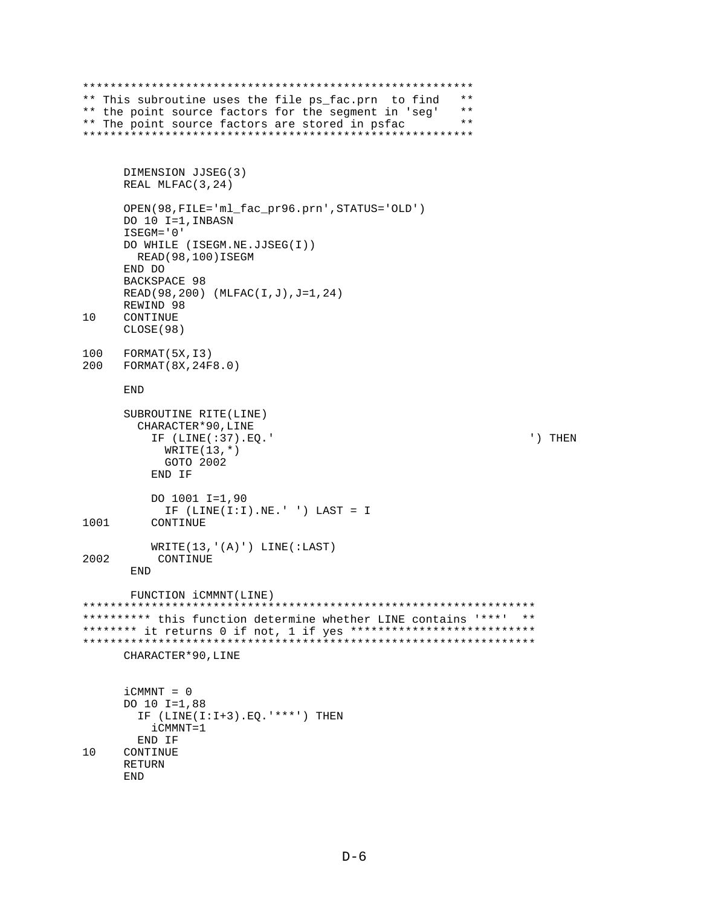```
******************************************************
** This subroutine uses the file ps_fac.prn  to find   **
** the point source factors for the segment in 'seg'   **
** The point source factors are stored in psfac        **
******************************************************


      DIMENSION JJSEG(3)
      REAL MLFAC(3,24)

      OPEN(98,FILE='ml_fac_pr96.prn',STATUS='OLD')
      DO 10 I=1,INBASN
      ISEGM='0'
      DO WHILE (ISEGM.NE.JJSEG(I))
        READ(98,100)ISEGM
      END DO
      BACKSPACE 98
      READ(98,200) (MLFAC(I,J),J=1,24)
      REWIND 98
10    CONTINUE
      CLOSE(98)

100   FORMAT(5X,I3)
200   FORMAT(8X,24F8.0)

      END

      SUBROUTINE RITE(LINE)
        CHARACTER*90,LINE
          IF (LINE(:37).EQ.'                                     ') THEN
            WRITE(13,*)
            GOTO 2002
          END IF

          DO 1001 I=1,90
            IF (LINE(I:I).NE.' ') LAST = I
1001      CONTINUE

          WRITE(13,'(A)') LINE(:LAST)
2002       CONTINUE
       END

       FUNCTION iCMMNT(LINE)
*****************************************************************
********** this function determine whether LINE contains '***'  **
******** it returns 0 if not, 1 if yes **************************
*****************************************************************
      CHARACTER*90,LINE


      iCMMNT = 0
      DO 10 I=1,88
        IF (LINE(I:I+3).EQ.'***') THEN
          iCMMNT=1
        END IF
10    CONTINUE
      RETURN
      END
```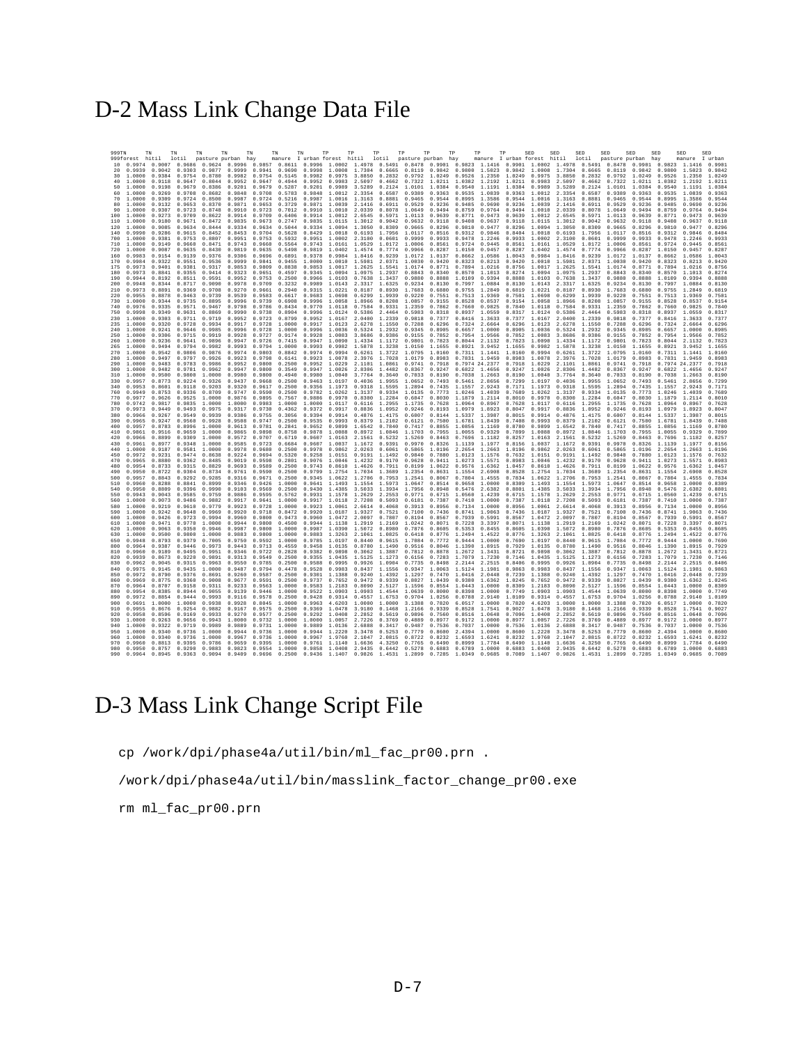# D-2 Mass Link Change Data File

```
999TN   TN      TN      TN      TN      TN      TN      TN      TP      TP      TP      TP      TP      TP      TP      TP      SED     SED     SED     SED     SED     SED     SED     SED
999forest hitil  lotil   pasture purban  hay     manure  I urban forest  hitil   lotil   pasture purban  hay     manure  I urban forest  hitil   lotil   pasture purban  hay     manure  I urban
 10 0.9974 0.9087 0.9686 0.9624 0.9996 0.9857 0.8611 0.9996 1.0002 1.4978 0.5491 0.8478 0.9981 0.9823 1.1416 0.9981 1.0002 1.4978 0.5491 0.8478 0.9981 0.9823 1.1416 0.9981
 20 1.0000 0.9042 0.9303 0.9877 0.9999 0.9941 0.9690 0.9998 1.0008 1.7384 0.6665 0.8119 0.9842 0.9808 1.5023 0.9842 1.0008 1.7304 0.6665 0.8119 0.9842 0.9800 1.5023 0.9842
 30 1.0000 0.9384 0.9754 0.8780 0.9982 0.9754 0.5145 0.9982 0.9975 3.8850 0.2832 0.9792 1.0249 0.9526 1.2350 1.0249 0.9975 3.8850 0.2832 0.9792 1.0249 0.9526 1.2350 1.0249
 40 1.0000 0.9118 0.9647 0.8044 0.9952 0.9647 0.4944 0.9952 0.9983 2.5097 0.4662 0.7322 1.0211 1.0382 1.2192 1.0211 0.9983 2.5097 0.4662 0.7322 1.0211 1.0382 1.2192 1.0211
 50 1.0000 0.9198 0.9679 0.8386 0.9201 0.9679 0.5287 0.9201 0.9989 3.5289 0.2124 1.0101 1.0384 0.9540 1.1191 1.0384 0.9989 3.5289 0.2124 1.0101 1.0384 0.9540 1.1191 1.0384
 60 1.0000 0.9269 0.9708 0.8682 0.9848 0.9708 0.5783 0.9848 1.0012 2.3354 0.6587 0.9389 0.9363 0.9535 1.0839 0.9363 1.0012 2.3354 0.6587 0.9389 0.9363 0.9535 1.0839 0.9363
 70 1.0000 0.9389 0.9724 0.8500 0.9987 0.9724 0.5216 0.9987 1.0016 1.3163 0.8881 0.9465 0.9544 0.8995 1.3586 0.9544 1.0016 1.3163 0.8881 0.9465 0.9544 0.8995 1.3586 0.9544
 80 1.0000 0.9132 0.9653 0.8370 0.9871 0.9653 0.3720 0.9871 1.0039 2.1416 0.6911 0.9529 0.9236 0.9485 0.9690 0.9236 1.0039 2.1416 0.6911 0.9529 0.9236 0.9485 0.9690 0.9236
 90 1.0000 0.9387 0.9723 0.8748 0.9910 0.9723 0.7012 0.9910 1.0010 2.0339 0.8078 1.0649 0.9494 0.8759 0.9764 0.9494 1.0010 2.0339 0.8078 1.0649 0.9494 0.8759 0.9764 0.9494
100 1.0000 0.9273 0.9709 0.8622 0.9914 0.9709 0.6406 0.9914 1.0012 2.6545 0.5971 1.0113 0.9639 0.8771 0.9473 0.9639 1.0012 2.6545 0.5971 1.0113 0.9639 0.8771 0.9473 0.9639
110 1.0000 0.9180 0.9671 0.8472 0.9835 0.9673 0.2747 0.9835 1.0115 1.3012 0.9042 0.9632 0.9118 0.9488 0.9637 0.9118 1.0115 1.3012 0.9042 0.9632 0.9118 0.9488 0.9637 0.9118
120 1.0000 0.9085 0.9634 0.8444 0.9334 0.9634 0.5044 0.9334 1.0094 1.3050 0.8309 0.9665 0.8296 0.9810 0.9477 0.8296 1.0094 1.3050 0.8309 0.9665 0.8296 0.9810 0.9477 0.8296
130 0.9990 0.9286 0.9615 0.8452 0.8453 0.9704 0.5628 0.8429 1.0018 0.6193 1.7956 1.0117 0.8516 0.9312 0.9846 0.8484 1.0018 0.6193 1.7956 1.0117 0.8516 0.9312 0.9846 0.8484
700 1.0000 0.9381 0.9753 0.8807 0.9951 0.9753 0.5932 0.9951 1.0002 2.3100 0.8601 0.9999 0.9933 0.9478 1.2246 0.9933 1.0002 2.3100 0.8601 0.9999 0.9933 0.9478 1.2246 0.9933
710 1.0000 0.9149 0.9668 0.8471 0.9743 0.9668 0.5564 0.9743 1.0161 1.0529 1.0172 1.0806 0.8561 0.9724 0.9445 0.8561 1.0161 1.0529 1.0172 1.0806 0.8561 0.9724 0.9445 0.8561
720 1.0000 0.9087 0.9635 0.8430 0.9819 0.9635 0.5498 0.9819 1.0402 1.4574 0.7774 0.9966 0.8287 1.0150 0.9457 0.8287 1.0402 1.4574 0.7774 0.9966 0.8287 1.0150 0.9457 0.8287
160 0.9983 0.9154 0.9139 0.9376 0.9306 0.9696 0.6891 0.9378 0.9984 1.8416 0.9239 1.0172 1.0137 0.8662 1.0586 1.0043 0.9984 1.8416 0.9239 1.0172 1.0137 0.8662 1.0586 1.0043
170 0.9984 0.9322 0.9551 0.9536 0.9999 0.9841 0.9455 1.0000 1.0018 1.5981 2.0371 1.0030 0.9420 0.8323 0.8213 0.9420 1.0018 1.5981 2.0371 1.0030 0.9420 0.8323 0.8213 0.9420
175 0.9973 0.9481 0.9381 0.9317 0.9853 0.9809 0.8838 0.9853 1.0017 1.2625 1.5541 1.0174 0.8771 0.7894 1.0216 0.8756 1.0017 1.2625 1.5541 1.0174 0.8771 0.7894 1.0216 0.8756
180 0.9973 0.8841 0.9355 0.9414 0.9323 0.9651 0.4597 0.9345 1.0004 1.0975 1.2937 0.8843 0.8340 0.8578 1.1813 0.8274 1.0004 1.0975 1.2937 0.8843 0.8340 0.8578 1.1813 0.8274
190 0.9944 0.8192 0.8511 0.9591 0.9952 0.9753 0.2500 0.9966 1.0103 0.7638 1.3437 0.9080 0.8888 1.0109 0.9394 0.8888 1.0103 0.7638 1.3437 0.9080 0.8888 1.0109 0.9394 0.8888
200 0.9948 0.8344 0.8717 0.9090 0.9978 0.9709 0.3232 0.9989 1.0143 2.3317 1.6325 0.9234 0.8130 0.7997 1.0884 0.8130 1.0143 2.3317 1.6325 0.9234 0.8130 0.7997 1.0884 0.8130
210 0.9973 0.8891 0.9369 0.9708 0.9270 0.9661 0.2940 0.9315 1.0221 0.8187 0.8930 1.7683 0.6880 0.9755 1.2849 0.6819 1.0221 0.8187 0.8930 1.7683 0.6880 0.9755 1.2849 0.6819
220 0.9955 0.8878 0.9463 0.9739 0.9539 0.9583 0.6617 0.9683 1.0698 0.6299 1.9939 0.9220 0.7551 0.7513 1.9369 0.7581 1.0698 0.6299 1.9939 0.9220 0.7551 0.7513 1.9369 0.7581
730 1.0000 0.9344 0.9735 0.8895 0.9996 0.9739 0.6908 0.9996 1.0058 1.8966 0.8208 1.0857 0.9155 0.8528 0.8537 0.9154 1.0058 1.8966 0.8208 1.0857 0.9155 0.8528 0.8537 0.9154
740 0.9976 0.9335 0.9571 0.9467 0.9798 0.9786 0.8434 0.9770 1.0118 0.7584 0.9331 1.2359 0.7862 0.7660 0.9825 0.7840 1.0118 0.7584 0.9331 1.2359 0.7862 0.7660 0.9825 0.7840
750 0.9998 0.9349 0.9631 0.8869 0.9990 0.9738 0.8904 0.9996 1.0124 0.5386 2.4464 0.5983 0.8318 0.8937 1.0559 0.8317 1.0124 0.5386 2.4464 0.5983 0.8318 0.8937 1.0559 0.8317
230 1.0000 0.9383 0.9711 0.9719 0.9952 0.9723 0.8799 0.9952 1.0167 2.0400 1.2339 0.9818 0.7377 0.8416 1.3633 0.7377 1.0167 2.0400 1.2339 0.9818 0.7377 0.8416 1.3633 0.7377
235 1.0000 0.9320 0.9728 0.9934 0.9917 0.9728 1.0000 0.9917 1.0123 2.6278 1.1550 0.7288 0.6296 0.7324 2.6664 0.6296 1.0123 2.6278 1.1550 0.7288 0.6296 0.7324 2.6664 0.6296
240 1.0000 0.9241 0.9646 0.9985 0.9996 0.9728 1.0000 0.9996 1.0036 0.5324 1.2932 0.9345 0.8905 0.6657 1.0000 0.8905 1.0036 0.5324 1.2932 0.9345 0.8905 0.6657 1.0000 0.8905
250 1.0000 0.9386 0.9715 0.9919 0.9928 0.9727 0.9174 0.9928 1.0083 3.8686 0.9386 0.9155 0.7852 0.7954 1.9566 0.7852 1.0083 3.8686 0.9386 0.9155 0.7852 0.7954 1.9566 0.7852
260 1.0000 0.9236 0.9641 0.9806 0.9947 0.9726 0.7415 0.9947 1.0009 1.4334 1.1172 0.9801 0.7823 0.8044 2.1132 0.7823 1.0009 1.4334 1.1172 0.9801 0.7823 0.8044 2.1132 0.7823
265 1.0000 0.9494 0.9794 0.9982 0.9993 0.9794 1.0000 0.9993 0.9982 1.5878 1.3238 1.0150 1.1655 0.8921 3.9452 1.1655 0.9982 1.5878 1.3238 1.0150 1.1655 0.8921 3.9452 1.1655
270 1.0000 0.9542 0.9806 0.9876 0.9974 0.9803 0.8842 0.9974 0.9994 0.6261 1.3722 1.0795 1.0160 0.7311 1.1441 1.0160 0.9994 0.6261 1.3722 1.0795 1.0160 0.7311 1.1441 1.0160
280 1.0000 0.9497 0.9797 0.9926 0.9923 0.9798 0.6141 0.9923 1.0078 2.3976 1.7028 1.0179 0.8983 0.7831 1.9459 0.8983 1.0078 2.3976 1.7028 1.0179 0.8983 0.7831 1.9459 0.8983
290 1.0000 0.9483 0.9783 0.9986 0.9952 0.9808 0.2500 0.9952 1.0229 2.1101 1.0861 0.9741 0.7918 0.7974 24.2377 0.7918 1.0229 2.1101 1.0861 0.9741 0.7918 0.7974 24.2377 0.7918
300 1.0000 0.9482 0.9781 0.9962 0.9947 0.9808 0.3549 0.9947 1.0026 2.8306 1.4482 0.8367 0.9247 0.6822 1.4656 0.9247 1.0026 2.8306 1.4482 0.8367 0.9247 0.6822 1.4656 0.9247
310 1.0000 0.9580 0.9808 1.0000 0.9980 0.9808 0.4940 0.9980 1.0040 3.7764 0.3640 0.7833 0.8190 0.7038 1.2663 0.8190 1.0040 3.7764 0.3640 0.7833 0.8190 0.7038 1.2663 0.8190
330 0.9957 0.8773 0.9224 0.9326 0.9437 0.9668 0.2500 0.9463 1.0197 0.4036 1.9955 1.0652 0.7493 0.5461 2.8656 0.7299 1.0197 0.4036 1.9955 1.0652 0.7493 0.5461 2.8656 0.7299
340 0.9953 0.8681 0.9118 0.9203 0.9320 0.9617 0.2500 0.9356 1.1973 0.9318 1.5595 1.2894 0.7435 1.1557 0.2243 0.7171 1.1973 0.9318 1.5595 1.2894 0.7435 1.1557 0.2243 0.7171
760 0.9949 0.8753 0.9336 0.8709 0.9747 0.9598 0.2500 0.9782 1.0262 1.3137 0.9334 1.0135 0.7773 1.0246 1.4839 0.7689 1.0262 1.3137 0.9334 1.0135 0.7773 1.0246 1.4839 0.7689
770 0.9977 0.9626 0.9525 1.0000 0.9876 0.9895 0.7567 0.9886 0.9970 0.8380 1.2284 0.6847 0.8030 1.1879 1.2114 0.8010 0.9970 0.8380 1.2284 0.6847 0.8030 1.1879 1.2114 0.8010
780 0.9742 0.9817 0.9835 1.0000 1.0000 0.9983 1.0000 1.0000 1.0117 0.6116 1.2955 1.1735 0.7628 1.0964 0.8967 0.7628 1.0117 0.6116 1.2955 1.1735 0.7628 1.0964 0.8967 0.7628
370 0.9973 0.9449 0.9493 0.9975 0.9317 0.9738 0.4362 0.9372 0.9937 0.8836 1.0952 0.9246 0.8193 1.0979 1.0923 0.8047 0.9937 0.8836 1.0952 0.9246 0.8193 1.0979 1.0923 0.8047
380 0.9966 0.9267 0.9549 0.9939 0.9386 0.9755 0.3056 0.9394 0.9914 0.4876 1.4175 0.6007 0.8144 1.5337 1.3987 0.8015 0.9914 0.4876 1.4175 0.6007 0.8144 1.5337 1.3987 0.8015
390 0.9965 0.9247 0.9560 0.9928 0.9508 0.9747 0.2500 0.9535 0.9993 0.8379 1.2102 0.6121 0.7500 1.6781 1.8439 0.7488 0.9993 0.8379 1.2102 0.6121 0.7500 1.6781 1.8439 0.7488
400 0.9957 0.8783 0.8996 1.0000 0.9613 0.9781 0.2841 0.9652 0.9899 1.6542 0.7840 0.7417 0.8855 1.0856 1.1169 0.8780 0.9899 1.6542 0.7840 0.7417 0.8855 1.0856 1.1169 0.8780
410 0.9861 0.9516 0.9659 1.0000 0.9865 0.9898 0.8758 0.9878 1.0088 0.8972 1.0846 1.1703 0.7955 1.0055 0.9329 0.7899 1.0088 0.8972 1.0846 1.1703 0.7955 1.0055 0.9329 0.7899
420 0.9966 0.8899 0.9389 1.0000 0.9572 0.9707 0.6719 0.9607 1.0163 2.1561 0.5232 1.5269 0.8463 0.7696 1.1182 0.8257 1.0163 2.1561 0.5232 1.5269 0.8463 0.7696 1.1182 0.8257
430 0.9961 0.8977 0.9348 1.0000 0.9585 0.9723 0.6684 0.9607 1.0037 1.1672 0.9391 0.9970 0.8326 1.1139 1.1977 0.8156 1.0037 1.1672 0.9391 0.9970 0.8326 1.1139 1.1977 0.8156
440 1.0000 0.9187 0.9581 1.0000 0.9978 0.9680 0.2500 0.9978 0.9862 2.0263 0.6061 0.5865 1.0196 2.2654 1.2663 1.0196 0.9862 2.0263 0.6061 0.5865 1.0196 2.2654 1.2663 1.0196
450 0.9972 0.9231 0.9474 0.8638 0.9224 0.9694 0.5320 0.9268 1.0151 0.9191 1.1492 0.9848 0.7886 1.0123 1.1576 0.7632 1.0151 0.9191 1.1492 0.9848 0.7886 1.0123 1.1576 0.7632
470 0.9965 0.8880 0.9362 0.8485 0.9019 0.9598 0.2801 0.9076 1.0046 1.4232 0.9170 0.9628 0.9411 1.0273 1.5571 0.8983 1.0046 1.4232 0.9170 0.9628 0.9411 1.0273 1.5571 0.8983
480 0.9954 0.8733 0.9315 0.8829 0.9603 0.9689 0.2500 0.9743 1.0618 1.4626 0.7911 0.8199 1.0622 0.9576 1.6362 1.0457 1.0618 1.4626 0.7911 0.8199 1.0622 0.9576 1.6362 1.0457
490 0.9950 0.8722 0.9304 0.8734 0.9761 0.9598 0.2500 0.9799 1.2754 1.7034 1.3689 1.2354 0.8631 1.1554 2.6908 0.8528 1.2754 1.7034 1.3689 1.2354 0.8631 1.1554 2.6908 0.8528
500 0.9957 0.8843 0.9292 0.9285 0.9316 0.9671 0.2500 0.9345 1.0622 1.2706 0.7953 1.2541 0.8067 0.7804 1.4555 0.7834 1.0622 1.2706 0.7953 1.2541 0.8067 0.7804 1.4555 0.7834
510 0.9960 0.8288 0.8841 0.8999 0.9346 0.9426 1.0000 0.9641 1.1493 1.1554 1.5973 1.0647 0.8514 0.9658 1.0000 0.8309 1.1493 1.1554 1.5973 1.0647 0.8514 0.9658 1.0000 0.8309
540 0.9950 0.8889 0.9396 0.9990 0.9103 0.9569 0.2500 0.9430 1.4385 1.5033 1.3934 1.7956 0.8948 0.5476 2.6382 0.8881 1.4385 1.5033 1.3934 1.7956 0.8948 0.5476 2.6382 0.8881
550 0.9943 0.9043 0.9585 0.9759 0.9886 0.9595 0.5762 0.9931 1.1578 1.2629 2.2553 0.9771 0.6715 1.0568 1.4239 0.6715 1.1578 1.2629 2.2553 0.9771 0.6715 1.0568 1.4239 0.6715
560 1.0000 0.9073 0.9486 0.9882 0.9917 0.9641 1.0000 0.9917 1.0118 2.7208 0.5093 0.6181 0.7387 0.7410 1.0000 0.7387 1.0118 2.7208 0.5093 0.6181 0.7387 0.7410 1.0000 0.7387
580 1.0000 0.9219 0.9618 0.9779 0.9923 0.9718 1.0000 0.9923 1.0061 2.6614 0.4068 0.3913 0.8956 0.7134 1.0000 0.8956 1.0061 2.6614 0.4068 0.3913 0.8956 0.7134 1.0000 0.8956
590 1.0000 0.9242 0.9648 0.9969 0.9920 0.9718 0.8472 0.9920 1.0187 1.9327 0.7521 0.7100 0.7436 0.8741 1.9063 0.7436 1.0187 1.9327 0.7521 0.7100 0.7436 0.8741 1.9063 0.7436
600 1.0000 0.9426 0.9723 0.9994 0.9960 0.9808 0.9473 0.9960 1.0472 2.0897 0.7807 0.8194 0.8567 0.7939 0.5991 0.8567 1.0472 2.0897 0.7807 0.8194 0.8567 0.7939 0.5991 0.8567
610 1.0000 0.9471 0.9778 1.0000 0.9944 0.9808 0.4500 0.9944 1.1138 1.2919 1.2169 1.0242 0.8071 0.7228 3.3397 0.8071 1.1138 1.2919 1.2169 1.0242 0.8071 0.7228 3.3397 0.8071
620 1.0000 0.9063 0.9358 0.9946 0.9987 0.9808 1.0000 0.9987 1.0398 1.5072 0.8980 0.7876 0.8605 0.5353 0.8455 0.8605 1.0398 1.5072 0.8980 0.7876 0.8605 0.5353 0.8455 0.8605
630 1.0000 0.9580 0.9808 1.0000 0.9883 0.9808 1.0000 0.9883 1.3263 2.1061 1.8825 0.6418 0.8776 1.2494 1.4522 0.8776 1.3263 2.1061 1.8825 0.6418 0.8776 1.2494 1.4522 0.8776
650 0.9948 0.8793 0.9379 0.7005 0.9750 0.9592 1.0000 0.9785 1.0197 0.8440 0.9615 1.7884 0.7772 0.9444 1.0000 0.7690 1.0197 0.8440 0.9615 1.7884 0.7772 0.9444 1.0000 0.7690
800 0.9964 0.9387 0.9446 0.9973 0.9443 0.9713 0.4559 0.9458 1.0135 0.8780 1.1490 0.9516 0.8046 1.1398 1.8915 0.7929 1.0135 0.8780 1.1490 0.9516 0.8046 1.1398 1.8915 0.7929
810 0.9960 0.9189 0.9495 0.9951 0.9346 0.9722 0.2828 0.9382 0.9898 0.3062 1.3887 0.7812 0.8878 1.2672 1.3431 0.8721 0.9898 0.3062 1.3887 0.7812 0.8878 1.2672 1.3431 0.8721
820 0.9939 0.8673 0.9228 0.9891 0.9313 0.9549 0.2500 0.9355 1.0435 1.5125 1.1273 0.6156 0.7283 1.7079 1.7230 0.7146 1.0435 1.5125 1.1273 0.6156 0.7283 1.7079 1.7230 0.7146
830 0.9962 0.9045 0.9315 0.9963 0.9550 0.9785 0.2500 0.9588 0.9995 0.9926 1.0904 0.7735 0.8498 2.2144 2.2515 0.8406 0.9995 0.9926 1.0904 0.7735 0.8498 2.2144 2.2515 0.8406
840 0.9975 0.9145 0.9435 1.0000 0.9487 0.9794 0.4478 0.9528 0.9983 0.8437 1.1556 0.9347 1.0063 1.5124 1.1981 0.9863 0.9983 0.8437 1.1556 0.9347 1.0063 1.5124 1.1981 0.9863
850 0.9972 0.8790 0.9376 0.8601 0.9260 0.9587 0.2500 0.9301 1.1388 0.9240 1.4392 1.1297 0.7470 1.0416 2.0448 0.7239 1.1388 0.9240 1.4392 1.1297 0.7470 1.0416 2.0448 0.7239
860 0.9969 0.8775 0.9368 0.9008 0.9677 0.9591 0.2500 0.9737 0.7652 0.9472 0.9339 0.8027 1.0439 0.9380 1.6362 1.0245 0.7652 0.9472 0.9339 0.8027 1.0439 0.9380 1.6362 1.0245
870 0.9964 0.8787 0.9158 0.9311 0.9233 0.9563 1.0000 0.9583 1.2183 0.8890 2.5127 1.1596 0.8554 1.0443 1.0000 0.8389 1.2183 0.8890 2.5127 1.1596 0.8554 1.0443 1.0000 0.8389
880 0.9954 0.8385 0.8944 0.9055 0.9139 0.9446 1.0000 0.9522 1.0903 1.0903 1.4544 1.0639 0.8000 0.8398 1.0000 0.7749 1.0903 1.0903 1.4544 1.0639 0.8000 0.8398 1.0000 0.7749
890 0.9972 0.8854 0.9444 0.9993 0.9116 0.9578 0.2500 0.9428 0.9314 0.4557 1.6753 0.9704 1.0256 0.0788 2.9148 1.0189 0.9314 0.4557 1.6753 0.9704 1.0256 0.0788 2.9148 1.0189
900 0.9691 1.0000 1.0008 0.9938 0.9928 0.8845 1.0000 0.9963 4.6203 1.0000 1.0000 3.1388 0.7820 0.6517 1.0000 0.7820 4.6203 1.0000 1.0000 3.1388 0.7820 0.6517 1.0000 0.7820
910 0.9955 0.8676 0.9254 0.9882 0.9167 0.9575 0.2500 0.9369 1.0478 1.9180 0.1468 1.2166 0.9339 0.8528 1.7541 0.9027 1.0478 1.9180 0.1468 1.2166 0.9339 0.8528 1.7541 0.9027
920 0.9958 0.8596 0.9169 0.9933 0.9270 0.9577 0.2500 0.9292 1.0408 2.2852 0.5619 0.9896 0.7560 0.8516 1.0648 0.7096 1.0408 2.2852 0.5619 0.9896 0.7560 0.8516 1.0648 0.7096
930 1.0000 0.9263 0.9656 0.9943 1.0000 0.9732 1.0000 1.0000 1.0057 2.7226 0.3769 0.4889 0.8977 0.9172 1.0000 0.8977 1.0057 2.7226 0.3769 0.4889 0.8977 0.9172 1.0000 0.8977
940 1.0000 0.9322 0.9719 0.9989 0.9889 0.9731 1.0000 0.9889 1.0136 2.6888 0.3417 0.9487 0.7536 0.7037 1.0000 0.7536 1.0136 2.6888 0.3417 0.9487 0.7536 0.7037 1.0000 0.7536
950 1.0000 0.9340 0.9736 1.0000 0.9944 0.9736 1.0000 0.9944 1.2220 3.3478 0.5253 0.7779 0.8600 2.4394 1.0000 0.8600 1.2220 3.3478 0.5253 0.7779 0.8600 2.4394 1.0000 0.8600
960 1.0000 0.9340 0.9736 1.0000 0.9967 0.9736 1.0000 0.9967 0.9760 2.1047 2.0815 0.8722 0.8232 1.6593 1.6241 0.8232 0.9760 2.1047 2.0815 0.8722 0.8232 1.6593 1.6241 0.8232
970 0.9968 0.8813 0.9395 0.9786 0.9659 0.9395 1.0000 0.9761 1.1140 1.6636 4.3250 0.7765 0.6490 0.8999 1.7784 0.6490 1.1140 1.6636 4.3250 0.7765 0.6490 0.8999 1.7784 0.6490
980 0.9950 0.8757 0.9298 0.9883 0.9823 0.9554 1.0000 0.9858 1.0408 2.9435 0.6442 0.5278 0.6883 0.6789 1.0000 0.6883 1.0408 2.9435 0.6442 0.5278 0.6883 0.6789 1.0000 0.6883
990 0.9964 0.8945 0.9363 0.9094 0.9489 0.9696 0.2500 0.9436 1.1407 0.9826 1.4531 1.2899 0.7285 1.0349 0.9685 0.7089 1.1407 0.9826 1.4531 1.2899 0.7285 1.0349 0.9685 0.7089
```

# D-3 Mass Link Change Script File

```
cp /work/dpi/phase4a/util/bin/ml_fac_pr00.prn .

/work/dpi/phase4a/util/bin/masslink_factor_change_pr00.exe

rm ml_fac_pr00.prn
```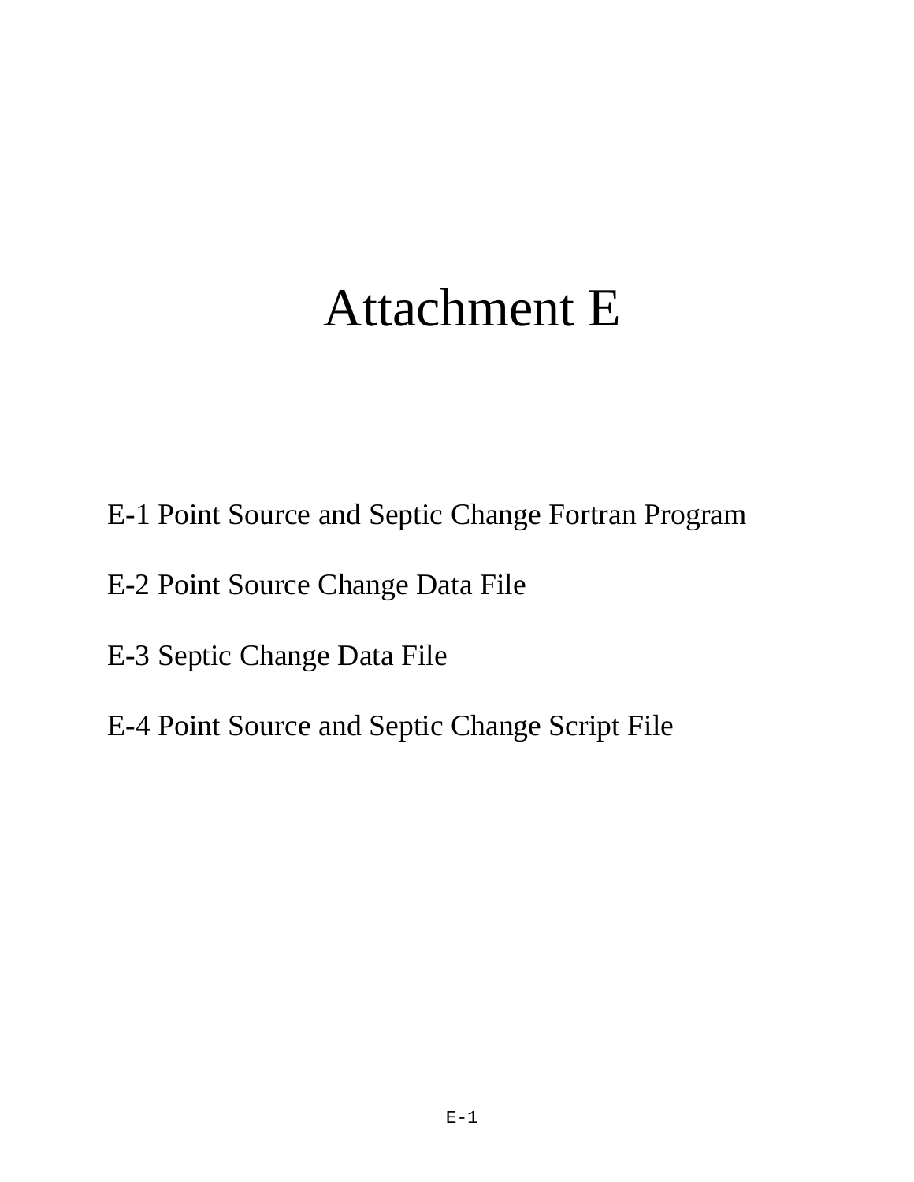# Attachment E

E-1 Point Source and Septic Change Fortran Program

E-2 Point Source Change Data File

E-3 Septic Change Data File

E-4 Point Source and Septic Change Script File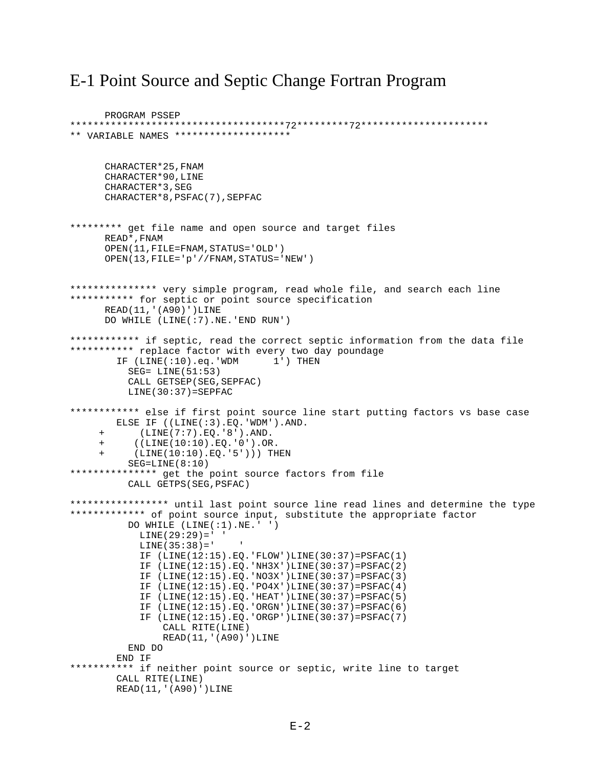# E-1 Point Source and Septic Change Fortran Program

```
      PROGRAM PSSEP
************************************72*********72**********************
** VARIABLE NAMES ********************


      CHARACTER*25,FNAM
      CHARACTER*90,LINE
      CHARACTER*3,SEG
      CHARACTER*8,PSFAC(7),SEPFAC


********* get file name and open source and target files
      READ*,FNAM
      OPEN(11,FILE=FNAM,STATUS='OLD')
      OPEN(13,FILE='p'//FNAM,STATUS='NEW')


*************** very simple program, read whole file, and search each line
*********** for septic or point source specification
      READ(11,'(A90)')LINE
      DO WHILE (LINE(:7).NE.'END RUN')

************ if septic, read the correct septic information from the data file
*********** replace factor with every two day poundage
        IF (LINE(:10).eq.'WDM      1') THEN
          SEG= LINE(51:53)
          CALL GETSEP(SEG,SEPFAC)
          LINE(30:37)=SEPFAC

************ else if first point source line start putting factors vs base case
        ELSE IF ((LINE(:3).EQ.'WDM').AND.
     +      (LINE(7:7).EQ.'8').AND.
     +     ((LINE(10:10).EQ.'0').OR.
     +     (LINE(10:10).EQ.'5'))) THEN
          SEG=LINE(8:10)
*************** get the point source factors from file
          CALL GETPS(SEG,PSFAC)

***************** until last point source line read lines and determine the type
************* of point source input, substitute the appropriate factor
          DO WHILE (LINE(:1).NE.' ')
            LINE(29:29)=' '
            LINE(35:38)='    '
            IF (LINE(12:15).EQ.'FLOW')LINE(30:37)=PSFAC(1)
            IF (LINE(12:15).EQ.'NH3X')LINE(30:37)=PSFAC(2)
            IF (LINE(12:15).EQ.'NO3X')LINE(30:37)=PSFAC(3)
            IF (LINE(12:15).EQ.'PO4X')LINE(30:37)=PSFAC(4)
            IF (LINE(12:15).EQ.'HEAT')LINE(30:37)=PSFAC(5)
            IF (LINE(12:15).EQ.'ORGN')LINE(30:37)=PSFAC(6)
            IF (LINE(12:15).EQ.'ORGP')LINE(30:37)=PSFAC(7)
                CALL RITE(LINE)
                READ(11,'(A90)')LINE
          END DO
        END IF
*********** if neither point source or septic, write line to target
        CALL RITE(LINE)
        READ(11,'(A90)')LINE
```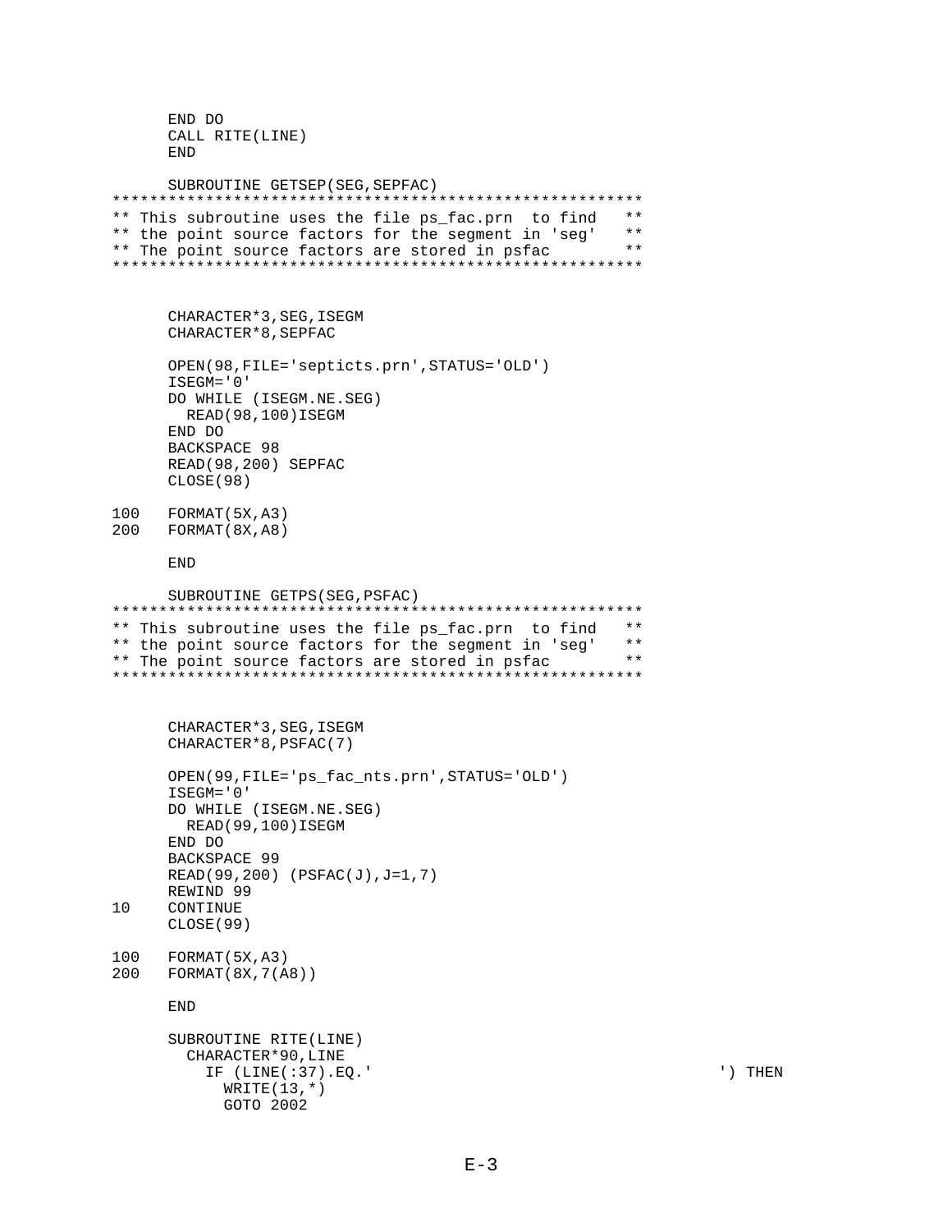```
      END DO
      CALL RITE(LINE)
      END

      SUBROUTINE GETSEP(SEG,SEPFAC)
********************************************************
** This subroutine uses the file ps_fac.prn  to find   **
** the point source factors for the segment in 'seg'   **
** The point source factors are stored in psfac        **
********************************************************


      CHARACTER*3,SEG,ISEGM
      CHARACTER*8,SEPFAC

      OPEN(98,FILE='septicts.prn',STATUS='OLD')
      ISEGM='0'
      DO WHILE (ISEGM.NE.SEG)
        READ(98,100)ISEGM
      END DO
      BACKSPACE 98
      READ(98,200) SEPFAC
      CLOSE(98)

100   FORMAT(5X,A3)
200   FORMAT(8X,A8)

      END

      SUBROUTINE GETPS(SEG,PSFAC)
********************************************************
** This subroutine uses the file ps_fac.prn  to find   **
** the point source factors for the segment in 'seg'   **
** The point source factors are stored in psfac        **
********************************************************


      CHARACTER*3,SEG,ISEGM
      CHARACTER*8,PSFAC(7)

      OPEN(99,FILE='ps_fac_nts.prn',STATUS='OLD')
      ISEGM='0'
      DO WHILE (ISEGM.NE.SEG)
        READ(99,100)ISEGM
      END DO
      BACKSPACE 99
      READ(99,200) (PSFAC(J),J=1,7)
      REWIND 99
10    CONTINUE
      CLOSE(99)

100   FORMAT(5X,A3)
200   FORMAT(8X,7(A8))

      END

      SUBROUTINE RITE(LINE)
        CHARACTER*90,LINE
          IF (LINE(:37).EQ.'                                     ') THEN
            WRITE(13,*)
            GOTO 2002
```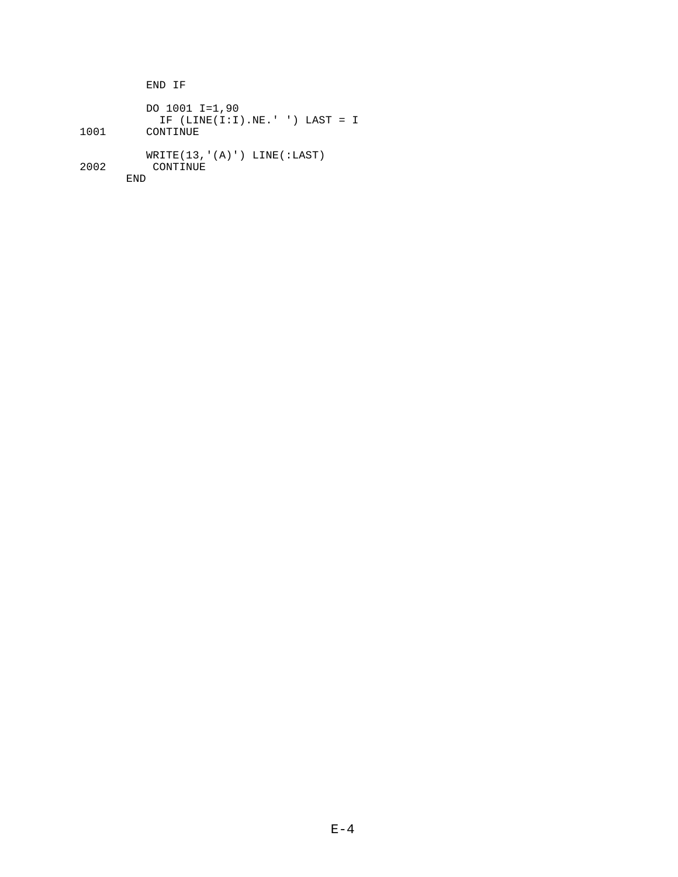```
          END IF

          DO 1001 I=1,90
            IF (LINE(I:I).NE.' ') LAST = I
1001      CONTINUE

          WRITE(13,'(A)') LINE(:LAST)
2002       CONTINUE
       END
```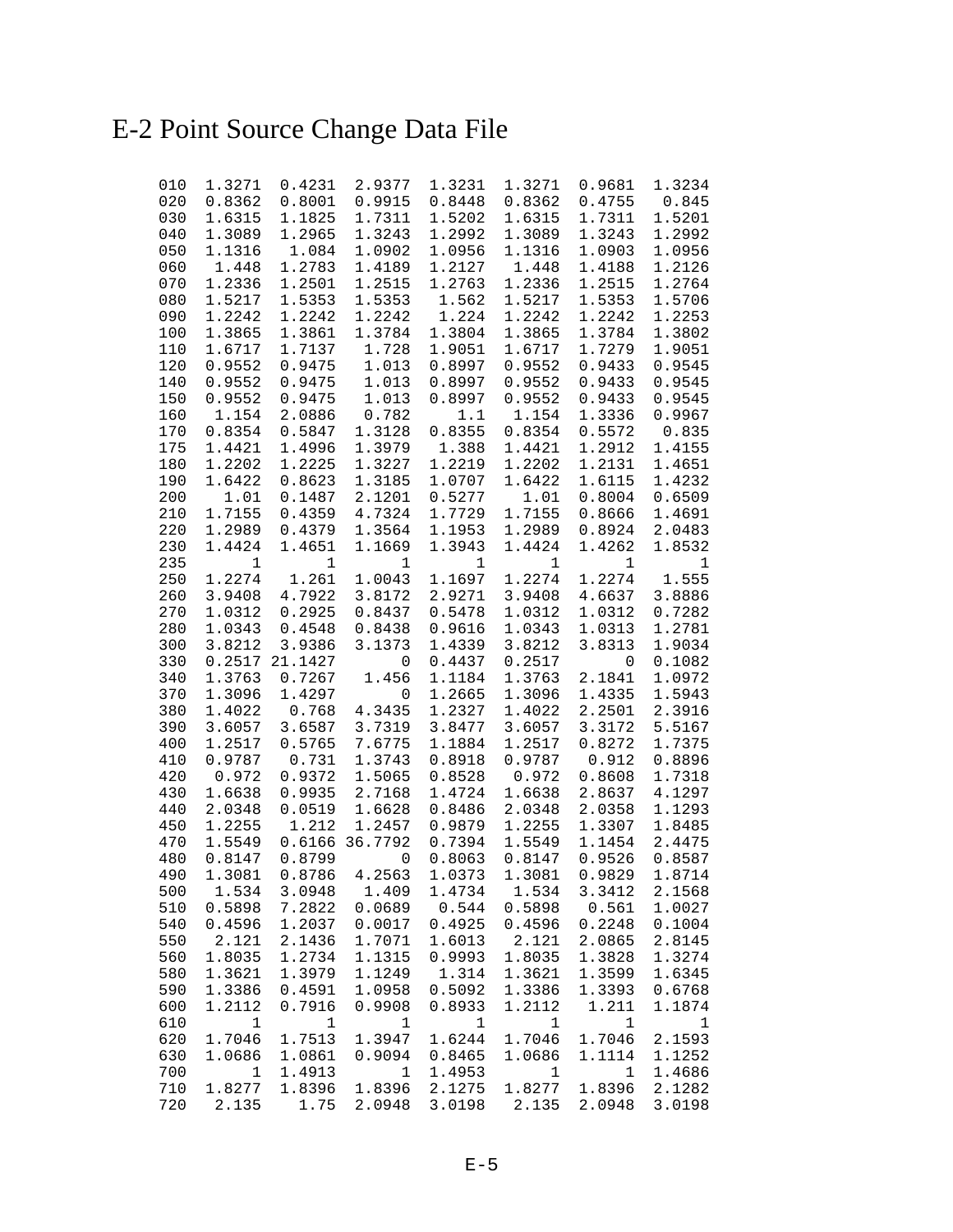# E-2 Point Source Change Data File

```
010  1.3271  0.4231  2.9377  1.3231  1.3271  0.9681  1.3234
020  0.8362  0.8001  0.9915  0.8448  0.8362  0.4755   0.845
030  1.6315  1.1825  1.7311  1.5202  1.6315  1.7311  1.5201
040  1.3089  1.2965  1.3243  1.2992  1.3089  1.3243  1.2992
050  1.1316   1.084  1.0902  1.0956  1.1316  1.0903  1.0956
060   1.448  1.2783  1.4189  1.2127   1.448  1.4188  1.2126
070  1.2336  1.2501  1.2515  1.2763  1.2336  1.2515  1.2764
080  1.5217  1.5353  1.5353   1.562  1.5217  1.5353  1.5706
090  1.2242  1.2242  1.2242   1.224  1.2242  1.2242  1.2253
100  1.3865  1.3861  1.3784  1.3804  1.3865  1.3784  1.3802
110  1.6717  1.7137   1.728  1.9051  1.6717  1.7279  1.9051
120  0.9552  0.9475   1.013  0.8997  0.9552  0.9433  0.9545
140  0.9552  0.9475   1.013  0.8997  0.9552  0.9433  0.9545
150  0.9552  0.9475   1.013  0.8997  0.9552  0.9433  0.9545
160   1.154  2.0886   0.782     1.1   1.154  1.3336  0.9967
170  0.8354  0.5847  1.3128  0.8355  0.8354  0.5572   0.835
175  1.4421  1.4996  1.3979   1.388  1.4421  1.2912  1.4155
180  1.2202  1.2225  1.3227  1.2219  1.2202  1.2131  1.4651
190  1.6422  0.8623  1.3185  1.0707  1.6422  1.6115  1.4232
200    1.01  0.1487  2.1201  0.5277    1.01  0.8004  0.6509
210  1.7155  0.4359  4.7324  1.7729  1.7155  0.8666  1.4691
220  1.2989  0.4379  1.3564  1.1953  1.2989  0.8924  2.0483
230  1.4424  1.4651  1.1669  1.3943  1.4424  1.4262  1.8532
235       1       1       1       1       1       1       1
250  1.2274   1.261  1.0043  1.1697  1.2274  1.2274   1.555
260  3.9408  4.7922  3.8172  2.9271  3.9408  4.6637  3.8886
270  1.0312  0.2925  0.8437  0.5478  1.0312  1.0312  0.7282
280  1.0343  0.4548  0.8438  0.9616  1.0343  1.0313  1.2781
300  3.8212  3.9386  3.1373  1.4339  3.8212  3.8313  1.9034
330  0.2517 21.1427       0  0.4437  0.2517       0  0.1082
340  1.3763  0.7267   1.456  1.1184  1.3763  2.1841  1.0972
370  1.3096  1.4297       0  1.2665  1.3096  1.4335  1.5943
380  1.4022   0.768  4.3435  1.2327  1.4022  2.2501  2.3916
390  3.6057  3.6587  3.7319  3.8477  3.6057  3.3172  5.5167
400  1.2517  0.5765  7.6775  1.1884  1.2517  0.8272  1.7375
410  0.9787   0.731  1.3743  0.8918  0.9787   0.912  0.8896
420   0.972  0.9372  1.5065  0.8528   0.972  0.8608  1.7318
430  1.6638  0.9935  2.7168  1.4724  1.6638  2.8637  4.1297
440  2.0348  0.0519  1.6628  0.8486  2.0348  2.0358  1.1293
450  1.2255   1.212  1.2457  0.9879  1.2255  1.3307  1.8485
470  1.5549  0.6166 36.7792  0.7394  1.5549  1.1454  2.4475
480  0.8147  0.8799       0  0.8063  0.8147  0.9526  0.8587
490  1.3081  0.8786  4.2563  1.0373  1.3081  0.9829  1.8714
500   1.534  3.0948   1.409  1.4734   1.534  3.3412  2.1568
510  0.5898  7.2822  0.0689   0.544  0.5898   0.561  1.0027
540  0.4596  1.2037  0.0017  0.4925  0.4596  0.2248  0.1004
550   2.121  2.1436  1.7071  1.6013   2.121  2.0865  2.8145
560  1.8035  1.2734  1.1315  0.9993  1.8035  1.3828  1.3274
580  1.3621  1.3979  1.1249   1.314  1.3621  1.3599  1.6345
590  1.3386  0.4591  1.0958  0.5092  1.3386  1.3393  0.6768
600  1.2112  0.7916  0.9908  0.8933  1.2112   1.211  1.1874
610       1       1       1       1       1       1       1
620  1.7046  1.7513  1.3947  1.6244  1.7046  1.7046  2.1593
630  1.0686  1.0861  0.9094  0.8465  1.0686  1.1114  1.1252
700       1  1.4913       1  1.4953       1       1  1.4686
710  1.8277  1.8396  1.8396  2.1275  1.8277  1.8396  2.1282
720   2.135    1.75  2.0948  3.0198   2.135  2.0948  3.0198
```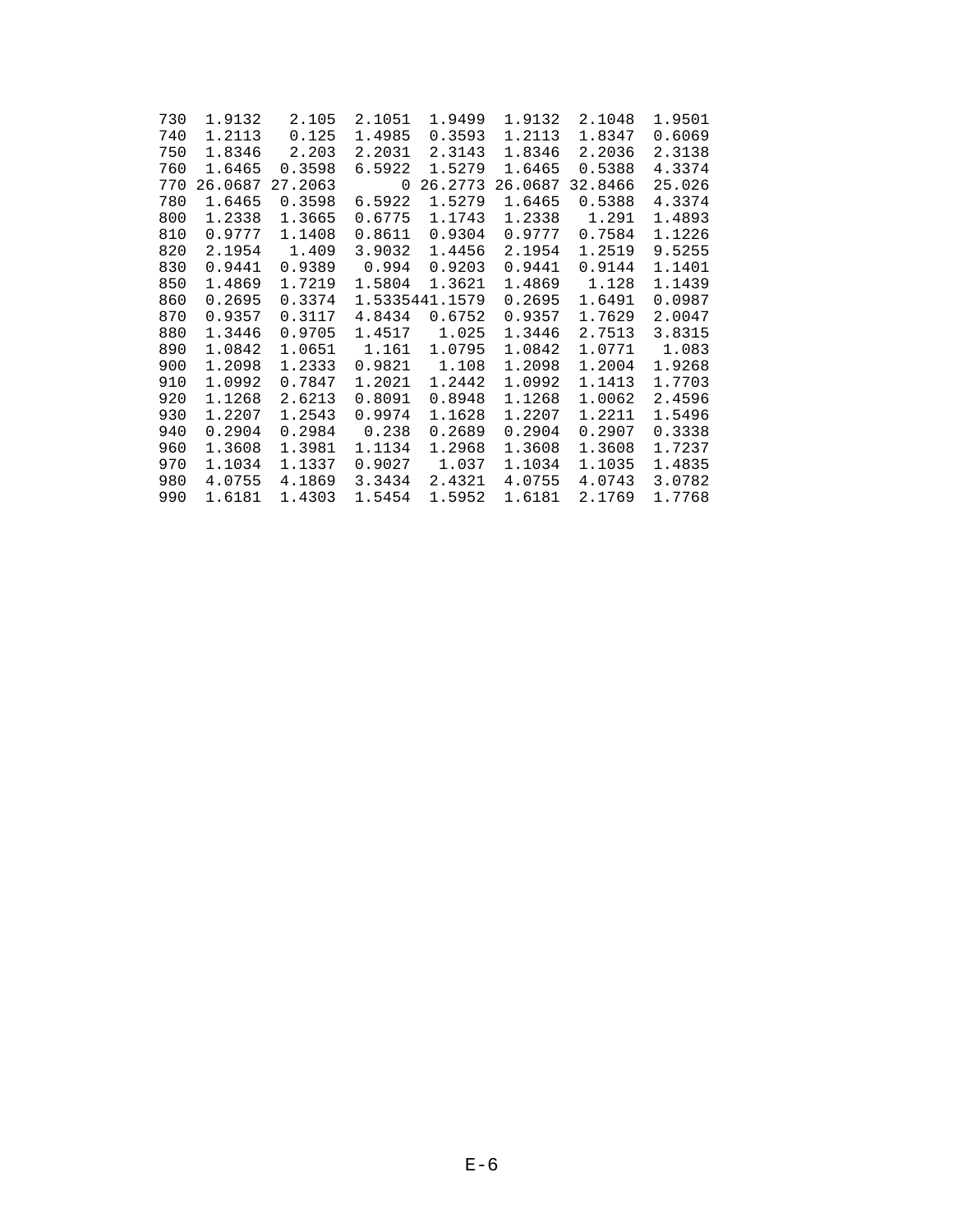| | | | | | | | |
|---|---|---|---|---|---|---|---|
| 730 | 1.9132 | 2.105 | 2.1051 | 1.9499 | 1.9132 | 2.1048 | 1.9501 |
| 740 | 1.2113 | 0.125 | 1.4985 | 0.3593 | 1.2113 | 1.8347 | 0.6069 |
| 750 | 1.8346 | 2.203 | 2.2031 | 2.3143 | 1.8346 | 2.2036 | 2.3138 |
| 760 | 1.6465 | 0.3598 | 6.5922 | 1.5279 | 1.6465 | 0.5388 | 4.3374 |
| 770 | 26.0687 | 27.2063 | 0 | 26.2773 | 26.0687 | 32.8466 | 25.026 |
| 780 | 1.6465 | 0.3598 | 6.5922 | 1.5279 | 1.6465 | 0.5388 | 4.3374 |
| 800 | 1.2338 | 1.3665 | 0.6775 | 1.1743 | 1.2338 | 1.291 | 1.4893 |
| 810 | 0.9777 | 1.1408 | 0.8611 | 0.9304 | 0.9777 | 0.7584 | 1.1226 |
| 820 | 2.1954 | 1.409 | 3.9032 | 1.4456 | 2.1954 | 1.2519 | 9.5255 |
| 830 | 0.9441 | 0.9389 | 0.994 | 0.9203 | 0.9441 | 0.9144 | 1.1401 |
| 850 | 1.4869 | 1.7219 | 1.5804 | 1.3621 | 1.4869 | 1.128 | 1.1439 |
| 860 | 0.2695 | 0.3374 | 1.533544 | 1.1579 | 0.2695 | 1.6491 | 0.0987 |
| 870 | 0.9357 | 0.3117 | 4.8434 | 0.6752 | 0.9357 | 1.7629 | 2.0047 |
| 880 | 1.3446 | 0.9705 | 1.4517 | 1.025 | 1.3446 | 2.7513 | 3.8315 |
| 890 | 1.0842 | 1.0651 | 1.161 | 1.0795 | 1.0842 | 1.0771 | 1.083 |
| 900 | 1.2098 | 1.2333 | 0.9821 | 1.108 | 1.2098 | 1.2004 | 1.9268 |
| 910 | 1.0992 | 0.7847 | 1.2021 | 1.2442 | 1.0992 | 1.1413 | 1.7703 |
| 920 | 1.1268 | 2.6213 | 0.8091 | 0.8948 | 1.1268 | 1.0062 | 2.4596 |
| 930 | 1.2207 | 1.2543 | 0.9974 | 1.1628 | 1.2207 | 1.2211 | 1.5496 |
| 940 | 0.2904 | 0.2984 | 0.238 | 0.2689 | 0.2904 | 0.2907 | 0.3338 |
| 960 | 1.3608 | 1.3981 | 1.1134 | 1.2968 | 1.3608 | 1.3608 | 1.7237 |
| 970 | 1.1034 | 1.1337 | 0.9027 | 1.037 | 1.1034 | 1.1035 | 1.4835 |
| 980 | 4.0755 | 4.1869 | 3.3434 | 2.4321 | 4.0755 | 4.0743 | 3.0782 |
| 990 | 1.6181 | 1.4303 | 1.5454 | 1.5952 | 1.6181 | 2.1769 | 1.7768 |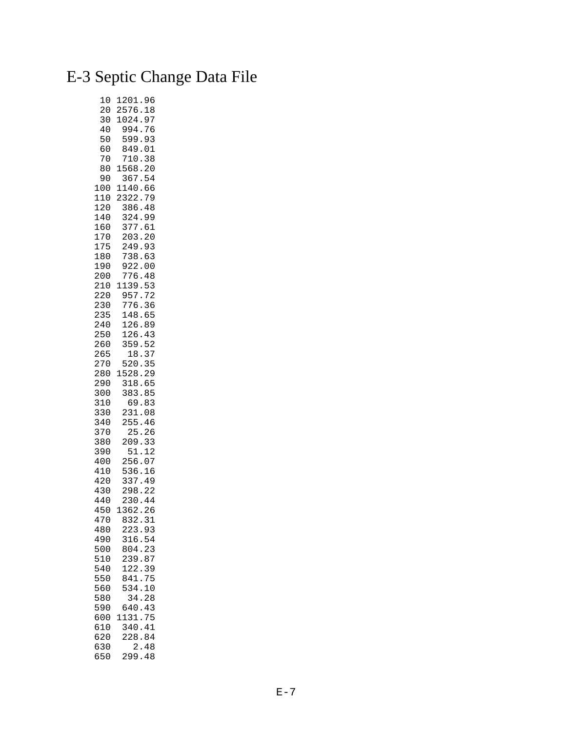# E-3 Septic Change Data File

```
 10 1201.96
 20 2576.18
 30 1024.97
 40  994.76
 50  599.93
 60  849.01
 70  710.38
 80 1568.20
 90  367.54
100 1140.66
110 2322.79
120  386.48
140  324.99
160  377.61
170  203.20
175  249.93
180  738.63
190  922.00
200  776.48
210 1139.53
220  957.72
230  776.36
235  148.65
240  126.89
250  126.43
260  359.52
265   18.37
270  520.35
280 1528.29
290  318.65
300  383.85
310   69.83
330  231.08
340  255.46
370   25.26
380  209.33
390   51.12
400  256.07
410  536.16
420  337.49
430  298.22
440  230.44
450 1362.26
470  832.31
480  223.93
490  316.54
500  804.23
510  239.87
540  122.39
550  841.75
560  534.10
580   34.28
590  640.43
600 1131.75
610  340.41
620  228.84
630    2.48
650  299.48
```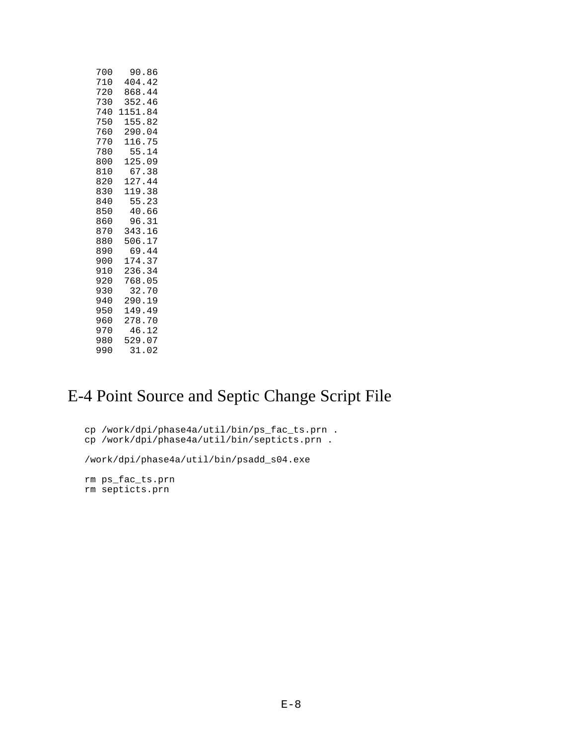```
700   90.86
710  404.42
720  868.44
730  352.46
740 1151.84
750  155.82
760  290.04
770  116.75
780   55.14
800  125.09
810   67.38
820  127.44
830  119.38
840   55.23
850   40.66
860   96.31
870  343.16
880  506.17
890   69.44
900  174.37
910  236.34
920  768.05
930   32.70
940  290.19
950  149.49
960  278.70
970   46.12
980  529.07
990   31.02
```

## E-4 Point Source and Septic Change Script File

```
cp /work/dpi/phase4a/util/bin/ps_fac_ts.prn .
cp /work/dpi/phase4a/util/bin/septicts.prn .

/work/dpi/phase4a/util/bin/psadd_s04.exe

rm ps_fac_ts.prn
rm septicts.prn
```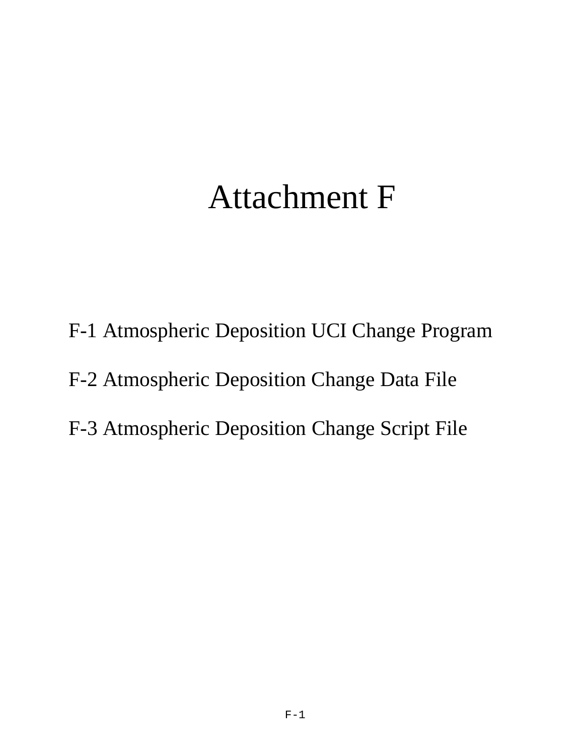# Attachment F

F-1 Atmospheric Deposition UCI Change Program

F-2 Atmospheric Deposition Change Data File

F-3 Atmospheric Deposition Change Script File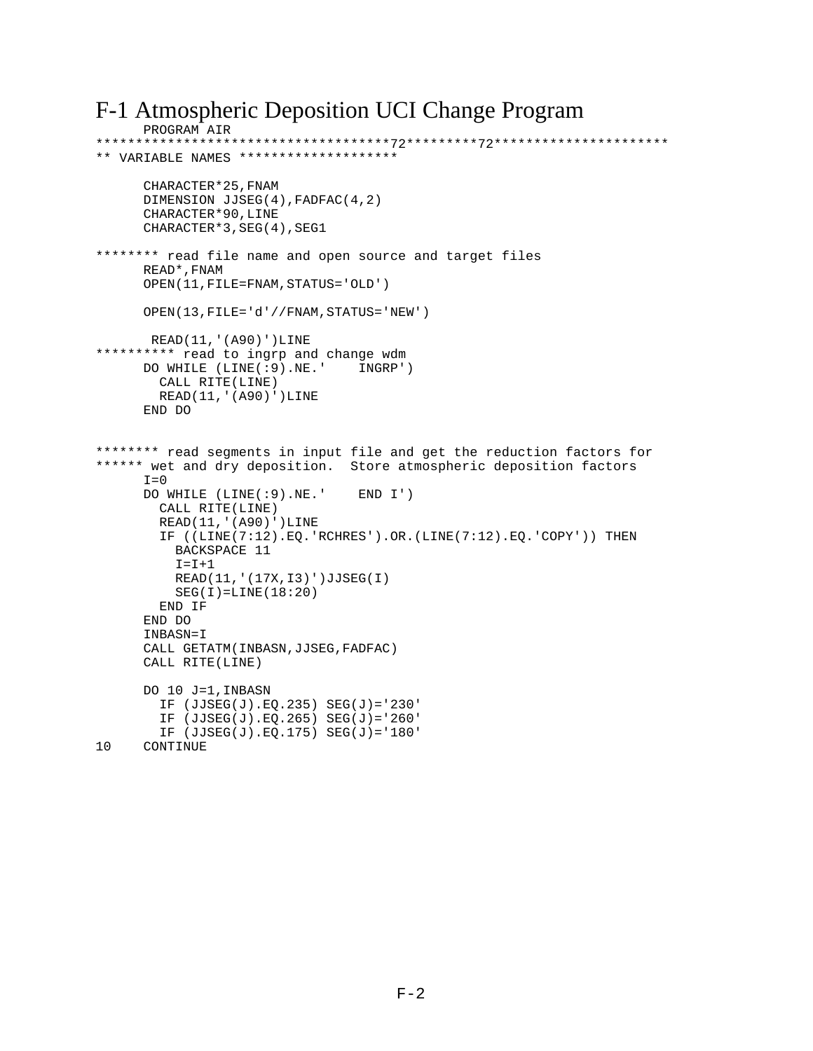# F-1 Atmospheric Deposition UCI Change Program

```
      PROGRAM AIR
***********************************72*********72**********************
** VARIABLE NAMES ********************

      CHARACTER*25,FNAM
      DIMENSION JJSEG(4),FADFAC(4,2)
      CHARACTER*90,LINE
      CHARACTER*3,SEG(4),SEG1

******** read file name and open source and target files
      READ*,FNAM
      OPEN(11,FILE=FNAM,STATUS='OLD')

      OPEN(13,FILE='d'//FNAM,STATUS='NEW')

       READ(11,'(A90)')LINE
********** read to ingrp and change wdm
      DO WHILE (LINE(:9).NE.'    INGRP')
        CALL RITE(LINE)
        READ(11,'(A90)')LINE
      END DO


******** read segments in input file and get the reduction factors for
****** wet and dry deposition.  Store atmospheric deposition factors
      I=0
      DO WHILE (LINE(:9).NE.'    END I')
        CALL RITE(LINE)
        READ(11,'(A90)')LINE
        IF ((LINE(7:12).EQ.'RCHRES').OR.(LINE(7:12).EQ.'COPY')) THEN
          BACKSPACE 11
          I=I+1
          READ(11,'(17X,I3)')JJSEG(I)
          SEG(I)=LINE(18:20)
        END IF
      END DO
      INBASN=I
      CALL GETATM(INBASN,JJSEG,FADFAC)
      CALL RITE(LINE)

      DO 10 J=1,INBASN
        IF (JJSEG(J).EQ.235) SEG(J)='230'
        IF (JJSEG(J).EQ.265) SEG(J)='260'
        IF (JJSEG(J).EQ.175) SEG(J)='180'
10    CONTINUE
```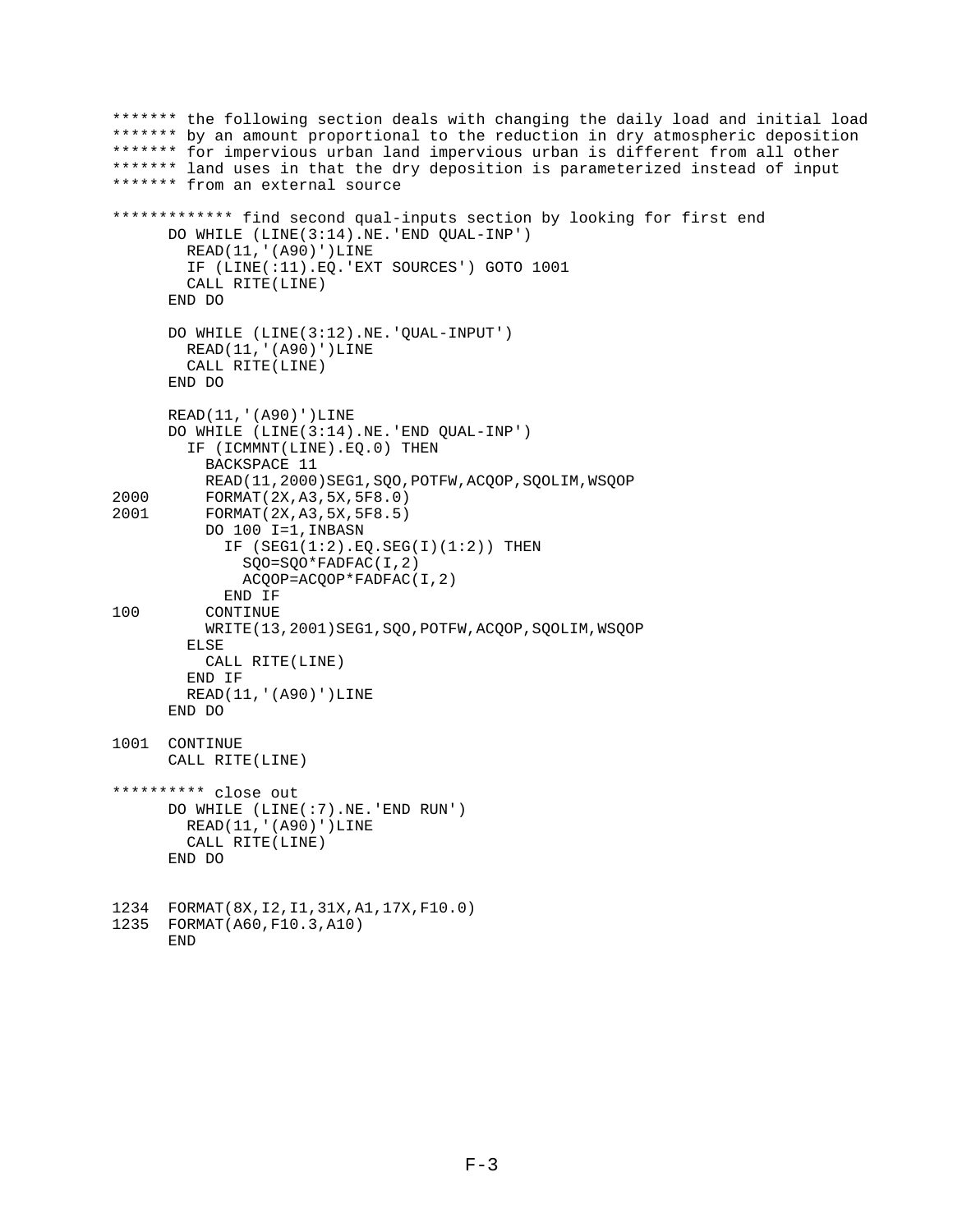```
******* the following section deals with changing the daily load and initial load
******* by an amount proportional to the reduction in dry atmospheric deposition
******* for impervious urban land impervious urban is different from all other
******* land uses in that the dry deposition is parameterized instead of input
******* from an external source

************* find second qual-inputs section by looking for first end
      DO WHILE (LINE(3:14).NE.'END QUAL-INP')
        READ(11,'(A90)')LINE
        IF (LINE(:11).EQ.'EXT SOURCES') GOTO 1001
        CALL RITE(LINE)
      END DO

      DO WHILE (LINE(3:12).NE.'QUAL-INPUT')
        READ(11,'(A90)')LINE
        CALL RITE(LINE)
      END DO

      READ(11,'(A90)')LINE
      DO WHILE (LINE(3:14).NE.'END QUAL-INP')
        IF (ICMMNT(LINE).EQ.0) THEN
          BACKSPACE 11
          READ(11,2000)SEG1,SQO,POTFW,ACQOP,SQOLIM,WSQOP
2000      FORMAT(2X,A3,5X,5F8.0)
2001      FORMAT(2X,A3,5X,5F8.5)
          DO 100 I=1,INBASN
            IF (SEG1(1:2).EQ.SEG(I)(1:2)) THEN
              SQO=SQO*FADFAC(I,2)
              ACQOP=ACQOP*FADFAC(I,2)
            END IF
100       CONTINUE
          WRITE(13,2001)SEG1,SQO,POTFW,ACQOP,SQOLIM,WSQOP
        ELSE
          CALL RITE(LINE)
        END IF
        READ(11,'(A90)')LINE
      END DO

1001  CONTINUE
      CALL RITE(LINE)

********** close out
      DO WHILE (LINE(:7).NE.'END RUN')
        READ(11,'(A90)')LINE
        CALL RITE(LINE)
      END DO


1234  FORMAT(8X,I2,I1,31X,A1,17X,F10.0)
1235  FORMAT(A60,F10.3,A10)
      END
```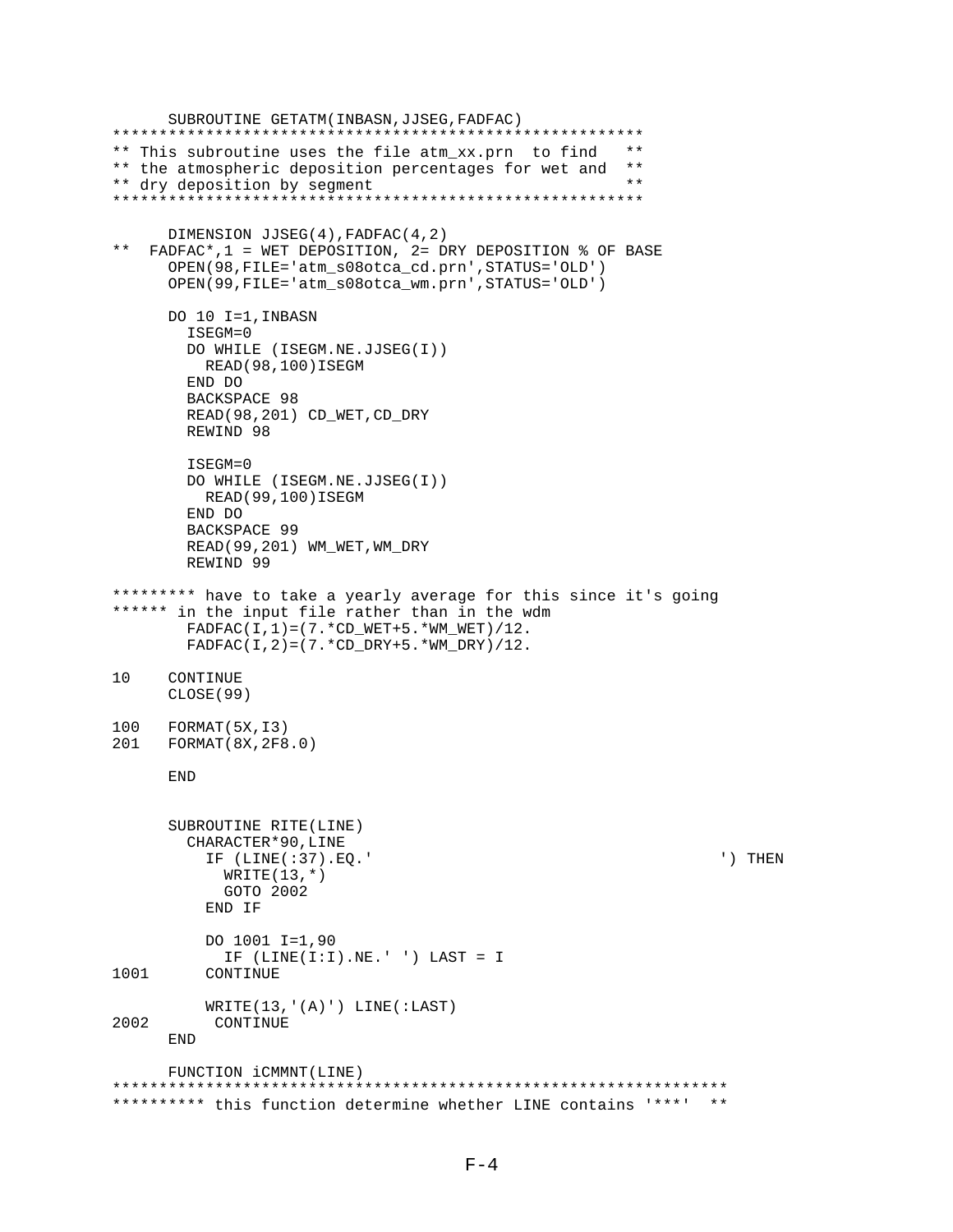```
      SUBROUTINE GETATM(INBASN,JJSEG,FADFAC)
*********************************************************
** This subroutine uses the file atm_xx.prn  to find   **
** the atmospheric deposition percentages for wet and  **
** dry deposition by segment                           **
*********************************************************

      DIMENSION JJSEG(4),FADFAC(4,2)
**  FADFAC*,1 = WET DEPOSITION, 2= DRY DEPOSITION % OF BASE
      OPEN(98,FILE='atm_s08otca_cd.prn',STATUS='OLD')
      OPEN(99,FILE='atm_s08otca_wm.prn',STATUS='OLD')

      DO 10 I=1,INBASN
        ISEGM=0
        DO WHILE (ISEGM.NE.JJSEG(I))
          READ(98,100)ISEGM
        END DO
        BACKSPACE 98
        READ(98,201) CD_WET,CD_DRY
        REWIND 98

        ISEGM=0
        DO WHILE (ISEGM.NE.JJSEG(I))
          READ(99,100)ISEGM
        END DO
        BACKSPACE 99
        READ(99,201) WM_WET,WM_DRY
        REWIND 99

********* have to take a yearly average for this since it's going
****** in the input file rather than in the wdm
        FADFAC(I,1)=(7.*CD_WET+5.*WM_WET)/12.
        FADFAC(I,2)=(7.*CD_DRY+5.*WM_DRY)/12.

10    CONTINUE
      CLOSE(99)

100   FORMAT(5X,I3)
201   FORMAT(8X,2F8.0)

      END


      SUBROUTINE RITE(LINE)
        CHARACTER*90,LINE
          IF (LINE(:37).EQ.'                                     ') THEN
            WRITE(13,*)
            GOTO 2002
          END IF

          DO 1001 I=1,90
            IF (LINE(I:I).NE.' ') LAST = I
1001      CONTINUE

          WRITE(13,'(A)') LINE(:LAST)
2002       CONTINUE
      END

      FUNCTION iCMMNT(LINE)
*****************************************************************
********** this function determine whether LINE contains '***'  **
```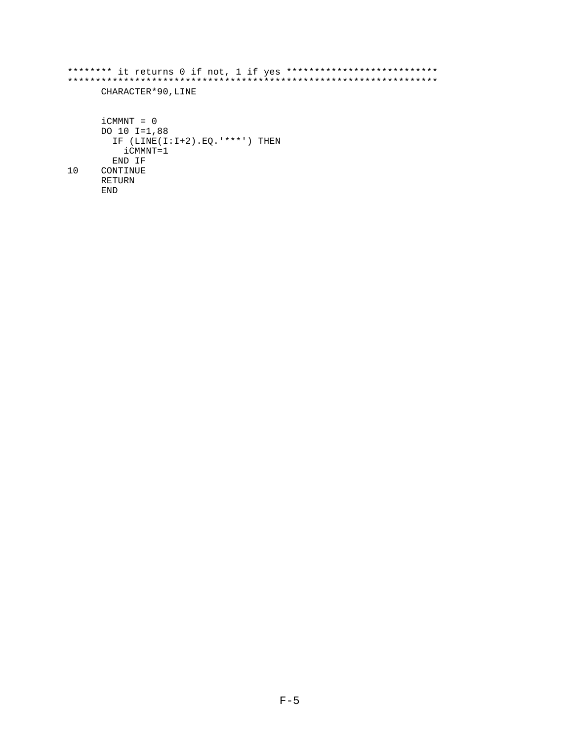```
******** it returns 0 if not, 1 if yes ***************************
*******************************************************************
      CHARACTER*90,LINE


      iCMMNT = 0
      DO 10 I=1,88
        IF (LINE(I:I+2).EQ.'***') THEN
          iCMMNT=1
        END IF
10    CONTINUE
      RETURN
      END
```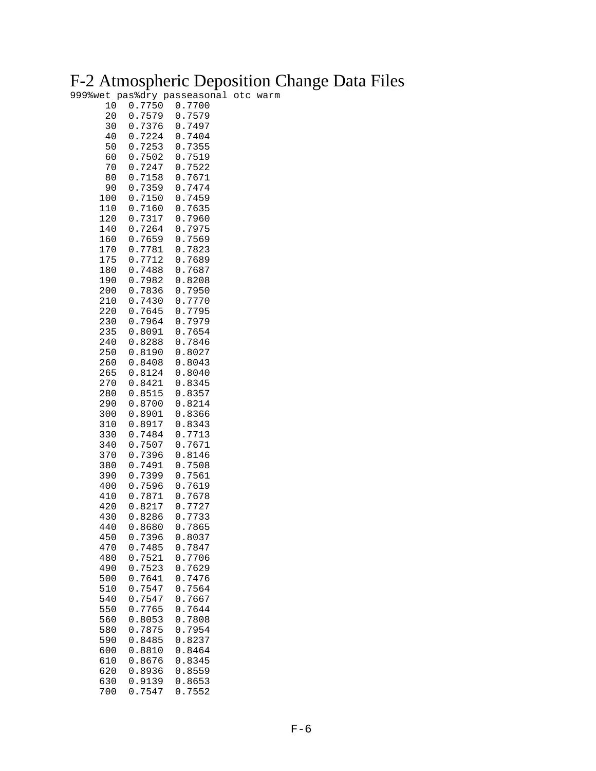# F-2 Atmospheric Deposition Change Data Files

```
999%wet pas%dry passeasonal otc warm
     10  0.7750  0.7700
     20  0.7579  0.7579
     30  0.7376  0.7497
     40  0.7224  0.7404
     50  0.7253  0.7355
     60  0.7502  0.7519
     70  0.7247  0.7522
     80  0.7158  0.7671
     90  0.7359  0.7474
    100  0.7150  0.7459
    110  0.7160  0.7635
    120  0.7317  0.7960
    140  0.7264  0.7975
    160  0.7659  0.7569
    170  0.7781  0.7823
    175  0.7712  0.7689
    180  0.7488  0.7687
    190  0.7982  0.8208
    200  0.7836  0.7950
    210  0.7430  0.7770
    220  0.7645  0.7795
    230  0.7964  0.7979
    235  0.8091  0.7654
    240  0.8288  0.7846
    250  0.8190  0.8027
    260  0.8408  0.8043
    265  0.8124  0.8040
    270  0.8421  0.8345
    280  0.8515  0.8357
    290  0.8700  0.8214
    300  0.8901  0.8366
    310  0.8917  0.8343
    330  0.7484  0.7713
    340  0.7507  0.7671
    370  0.7396  0.8146
    380  0.7491  0.7508
    390  0.7399  0.7561
    400  0.7596  0.7619
    410  0.7871  0.7678
    420  0.8217  0.7727
    430  0.8286  0.7733
    440  0.8680  0.7865
    450  0.7396  0.8037
    470  0.7485  0.7847
    480  0.7521  0.7706
    490  0.7523  0.7629
    500  0.7641  0.7476
    510  0.7547  0.7564
    540  0.7547  0.7667
    550  0.7765  0.7644
    560  0.8053  0.7808
    580  0.7875  0.7954
    590  0.8485  0.8237
    600  0.8810  0.8464
    610  0.8676  0.8345
    620  0.8936  0.8559
    630  0.9139  0.8653
    700  0.7547  0.7552
```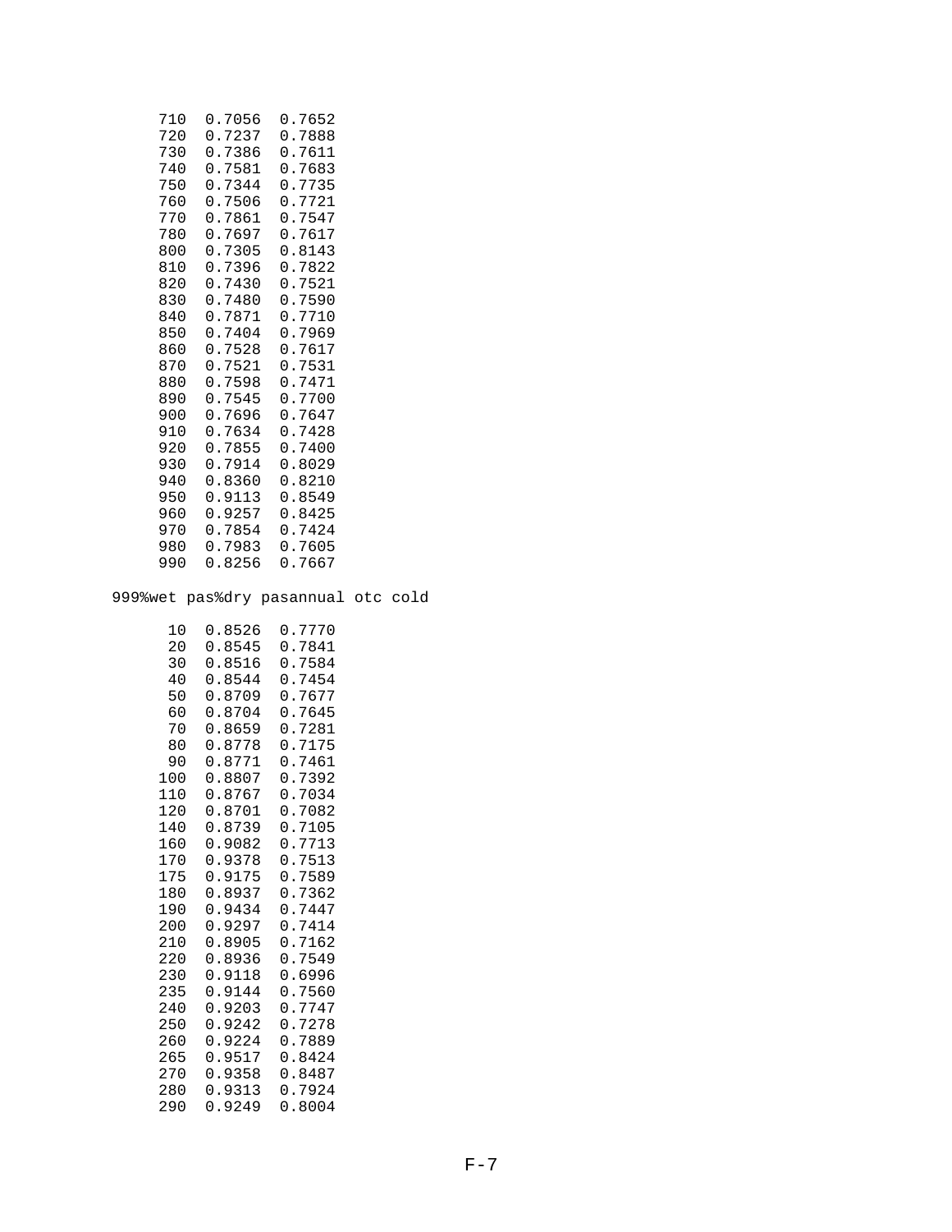| | | |
|---|---|---|
| 710 | 0.7056 | 0.7652 |
| 720 | 0.7237 | 0.7888 |
| 730 | 0.7386 | 0.7611 |
| 740 | 0.7581 | 0.7683 |
| 750 | 0.7344 | 0.7735 |
| 760 | 0.7506 | 0.7721 |
| 770 | 0.7861 | 0.7547 |
| 780 | 0.7697 | 0.7617 |
| 800 | 0.7305 | 0.8143 |
| 810 | 0.7396 | 0.7822 |
| 820 | 0.7430 | 0.7521 |
| 830 | 0.7480 | 0.7590 |
| 840 | 0.7871 | 0.7710 |
| 850 | 0.7404 | 0.7969 |
| 860 | 0.7528 | 0.7617 |
| 870 | 0.7521 | 0.7531 |
| 880 | 0.7598 | 0.7471 |
| 890 | 0.7545 | 0.7700 |
| 900 | 0.7696 | 0.7647 |
| 910 | 0.7634 | 0.7428 |
| 920 | 0.7855 | 0.7400 |
| 930 | 0.7914 | 0.8029 |
| 940 | 0.8360 | 0.8210 |
| 950 | 0.9113 | 0.8549 |
| 960 | 0.9257 | 0.8425 |
| 970 | 0.7854 | 0.7424 |
| 980 | 0.7983 | 0.7605 |
| 990 | 0.8256 | 0.7667 |

999%wet pas%dry pasannual otc cold

| | | |
|---|---|---|
| 10 | 0.8526 | 0.7770 |
| 20 | 0.8545 | 0.7841 |
| 30 | 0.8516 | 0.7584 |
| 40 | 0.8544 | 0.7454 |
| 50 | 0.8709 | 0.7677 |
| 60 | 0.8704 | 0.7645 |
| 70 | 0.8659 | 0.7281 |
| 80 | 0.8778 | 0.7175 |
| 90 | 0.8771 | 0.7461 |
| 100 | 0.8807 | 0.7392 |
| 110 | 0.8767 | 0.7034 |
| 120 | 0.8701 | 0.7082 |
| 140 | 0.8739 | 0.7105 |
| 160 | 0.9082 | 0.7713 |
| 170 | 0.9378 | 0.7513 |
| 175 | 0.9175 | 0.7589 |
| 180 | 0.8937 | 0.7362 |
| 190 | 0.9434 | 0.7447 |
| 200 | 0.9297 | 0.7414 |
| 210 | 0.8905 | 0.7162 |
| 220 | 0.8936 | 0.7549 |
| 230 | 0.9118 | 0.6996 |
| 235 | 0.9144 | 0.7560 |
| 240 | 0.9203 | 0.7747 |
| 250 | 0.9242 | 0.7278 |
| 260 | 0.9224 | 0.7889 |
| 265 | 0.9517 | 0.8424 |
| 270 | 0.9358 | 0.8487 |
| 280 | 0.9313 | 0.7924 |
| 290 | 0.9249 | 0.8004 |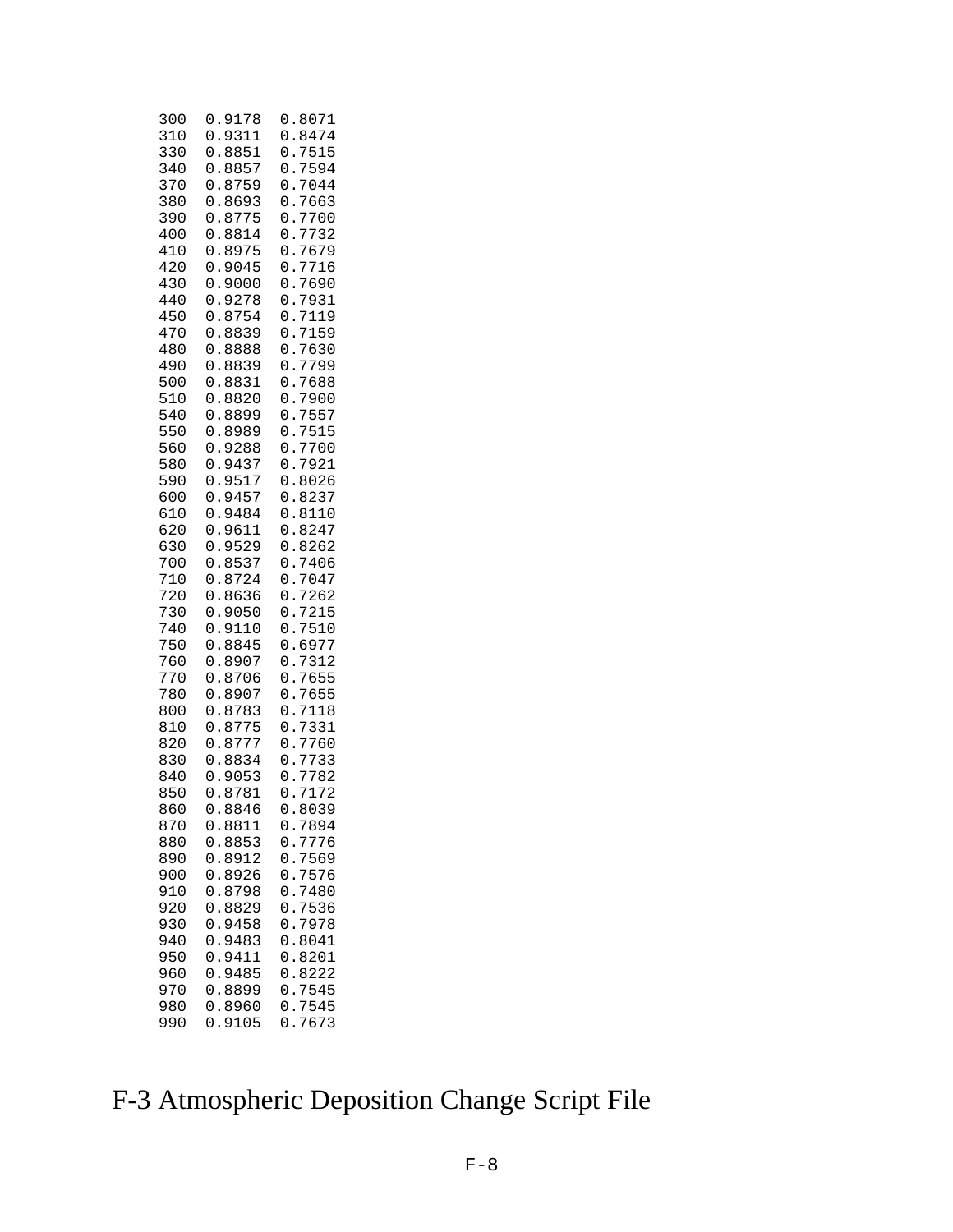```
300  0.9178  0.8071
310  0.9311  0.8474
330  0.8851  0.7515
340  0.8857  0.7594
370  0.8759  0.7044
380  0.8693  0.7663
390  0.8775  0.7700
400  0.8814  0.7732
410  0.8975  0.7679
420  0.9045  0.7716
430  0.9000  0.7690
440  0.9278  0.7931
450  0.8754  0.7119
470  0.8839  0.7159
480  0.8888  0.7630
490  0.8839  0.7799
500  0.8831  0.7688
510  0.8820  0.7900
540  0.8899  0.7557
550  0.8989  0.7515
560  0.9288  0.7700
580  0.9437  0.7921
590  0.9517  0.8026
600  0.9457  0.8237
610  0.9484  0.8110
620  0.9611  0.8247
630  0.9529  0.8262
700  0.8537  0.7406
710  0.8724  0.7047
720  0.8636  0.7262
730  0.9050  0.7215
740  0.9110  0.7510
750  0.8845  0.6977
760  0.8907  0.7312
770  0.8706  0.7655
780  0.8907  0.7655
800  0.8783  0.7118
810  0.8775  0.7331
820  0.8777  0.7760
830  0.8834  0.7733
840  0.9053  0.7782
850  0.8781  0.7172
860  0.8846  0.8039
870  0.8811  0.7894
880  0.8853  0.7776
890  0.8912  0.7569
900  0.8926  0.7576
910  0.8798  0.7480
920  0.8829  0.7536
930  0.9458  0.7978
940  0.9483  0.8041
950  0.9411  0.8201
960  0.9485  0.8222
970  0.8899  0.7545
980  0.8960  0.7545
990  0.9105  0.7673
```

## F-3 Atmospheric Deposition Change Script File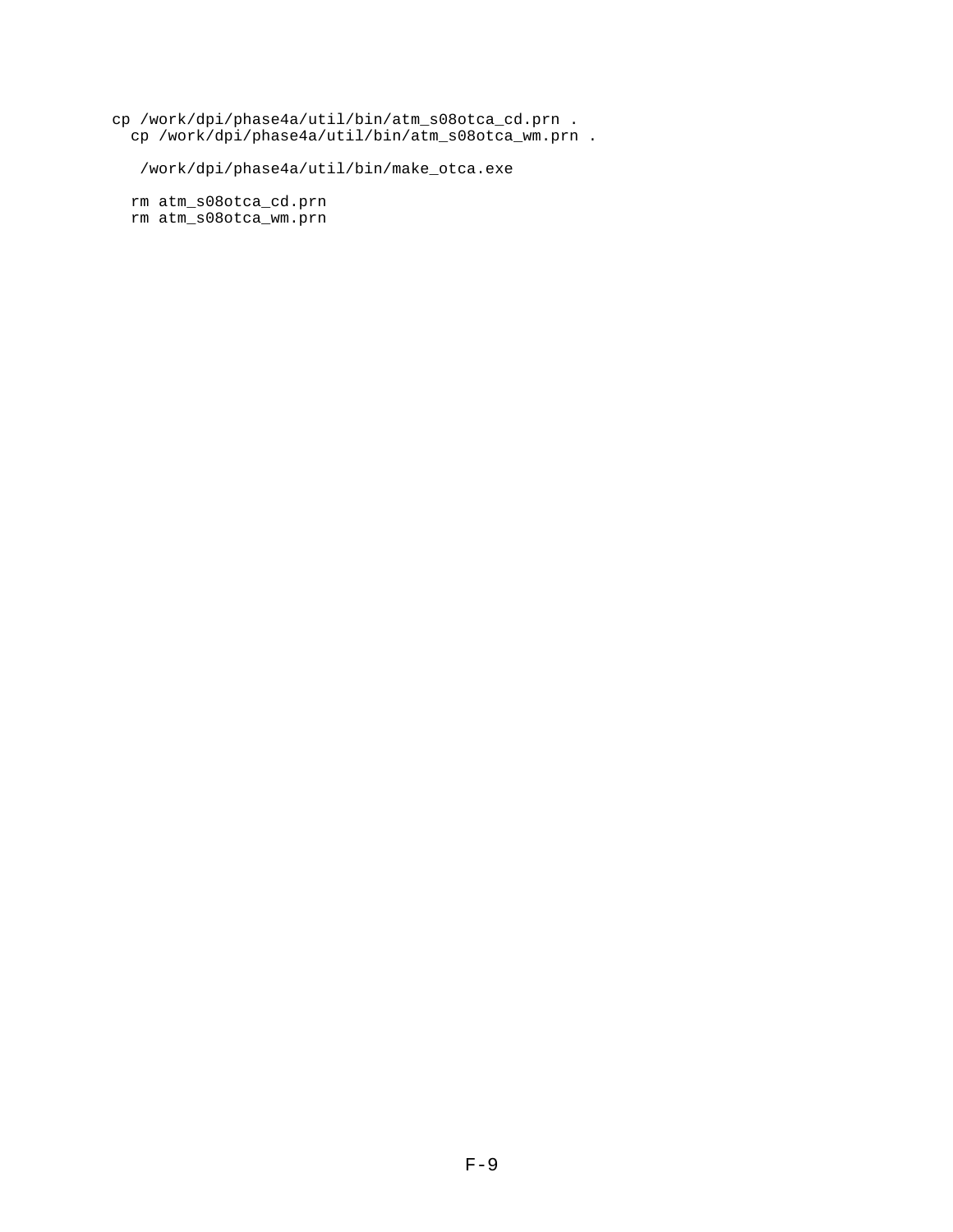```
cp /work/dpi/phase4a/util/bin/atm_s08otca_cd.prn .
  cp /work/dpi/phase4a/util/bin/atm_s08otca_wm.prn .

   /work/dpi/phase4a/util/bin/make_otca.exe

  rm atm_s08otca_cd.prn
  rm atm_s08otca_wm.prn
```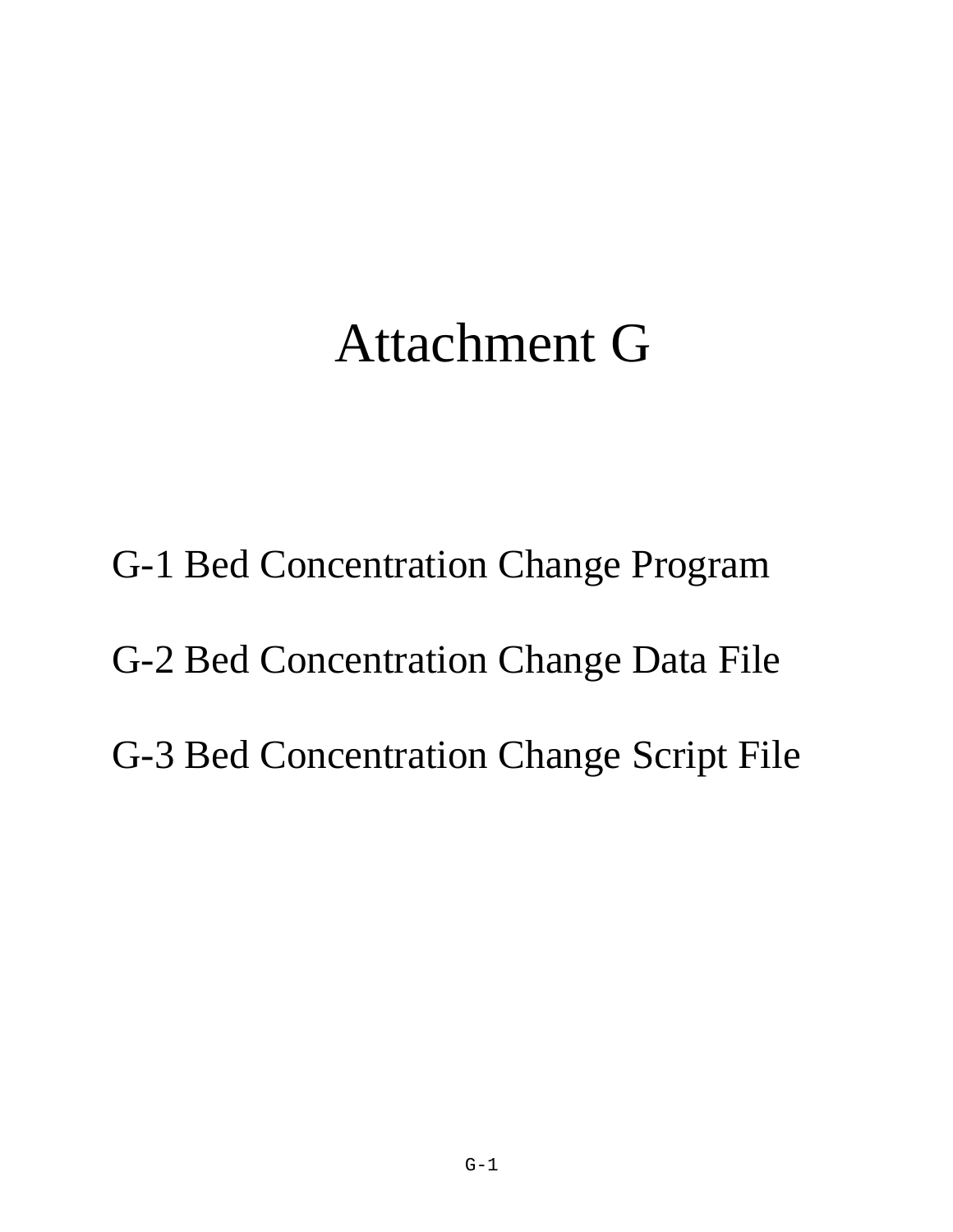# Attachment G

G-1 Bed Concentration Change Program

G-2 Bed Concentration Change Data File

G-3 Bed Concentration Change Script File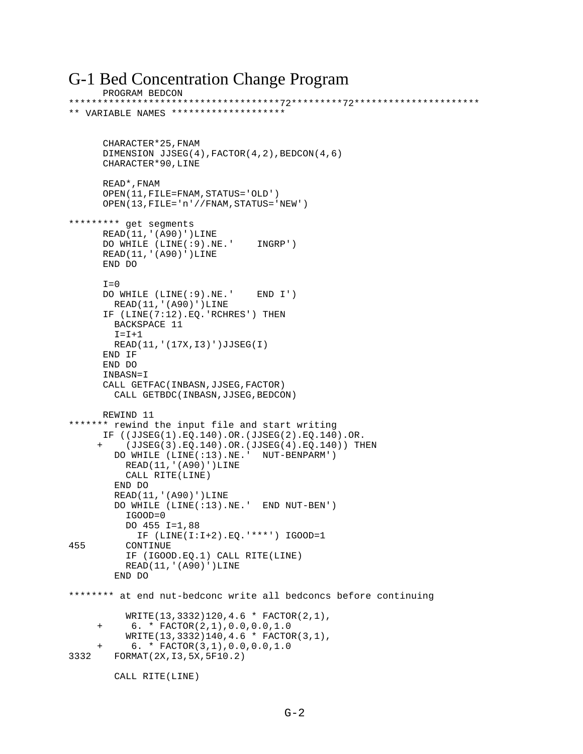# G-1 Bed Concentration Change Program

```
      PROGRAM BEDCON
**********************************72*********72**********************
** VARIABLE NAMES ********************


      CHARACTER*25,FNAM
      DIMENSION JJSEG(4),FACTOR(4,2),BEDCON(4,6)
      CHARACTER*90,LINE

      READ*,FNAM
      OPEN(11,FILE=FNAM,STATUS='OLD')
      OPEN(13,FILE='n'//FNAM,STATUS='NEW')

********* get segments
      READ(11,'(A90)')LINE
      DO WHILE (LINE(:9).NE.'    INGRP')
      READ(11,'(A90)')LINE
      END DO

      I=0
      DO WHILE (LINE(:9).NE.'    END I')
        READ(11,'(A90)')LINE
      IF (LINE(7:12).EQ.'RCHRES') THEN
        BACKSPACE 11
        I=I+1
        READ(11,'(17X,I3)')JJSEG(I)
      END IF
      END DO
      INBASN=I
      CALL GETFAC(INBASN,JJSEG,FACTOR)
        CALL GETBDC(INBASN,JJSEG,BEDCON)

      REWIND 11
******* rewind the input file and start writing
      IF ((JJSEG(1).EQ.140).OR.(JJSEG(2).EQ.140).OR.
     +    (JJSEG(3).EQ.140).OR.(JJSEG(4).EQ.140)) THEN
        DO WHILE (LINE(:13).NE.'  NUT-BENPARM')
          READ(11,'(A90)')LINE
          CALL RITE(LINE)
        END DO
        READ(11,'(A90)')LINE
        DO WHILE (LINE(:13).NE.'  END NUT-BEN')
          IGOOD=0
          DO 455 I=1,88
            IF (LINE(I:I+2).EQ.'***') IGOOD=1
455       CONTINUE
          IF (IGOOD.EQ.1) CALL RITE(LINE)
          READ(11,'(A90)')LINE
        END DO

******** at end nut-bedconc write all bedconcs before continuing

          WRITE(13,3332)120,4.6 * FACTOR(2,1),
     +     6. * FACTOR(2,1),0.0,0.0,1.0
          WRITE(13,3332)140,4.6 * FACTOR(3,1),
     +     6. * FACTOR(3,1),0.0,0.0,1.0
3332    FORMAT(2X,I3,5X,5F10.2)

        CALL RITE(LINE)
```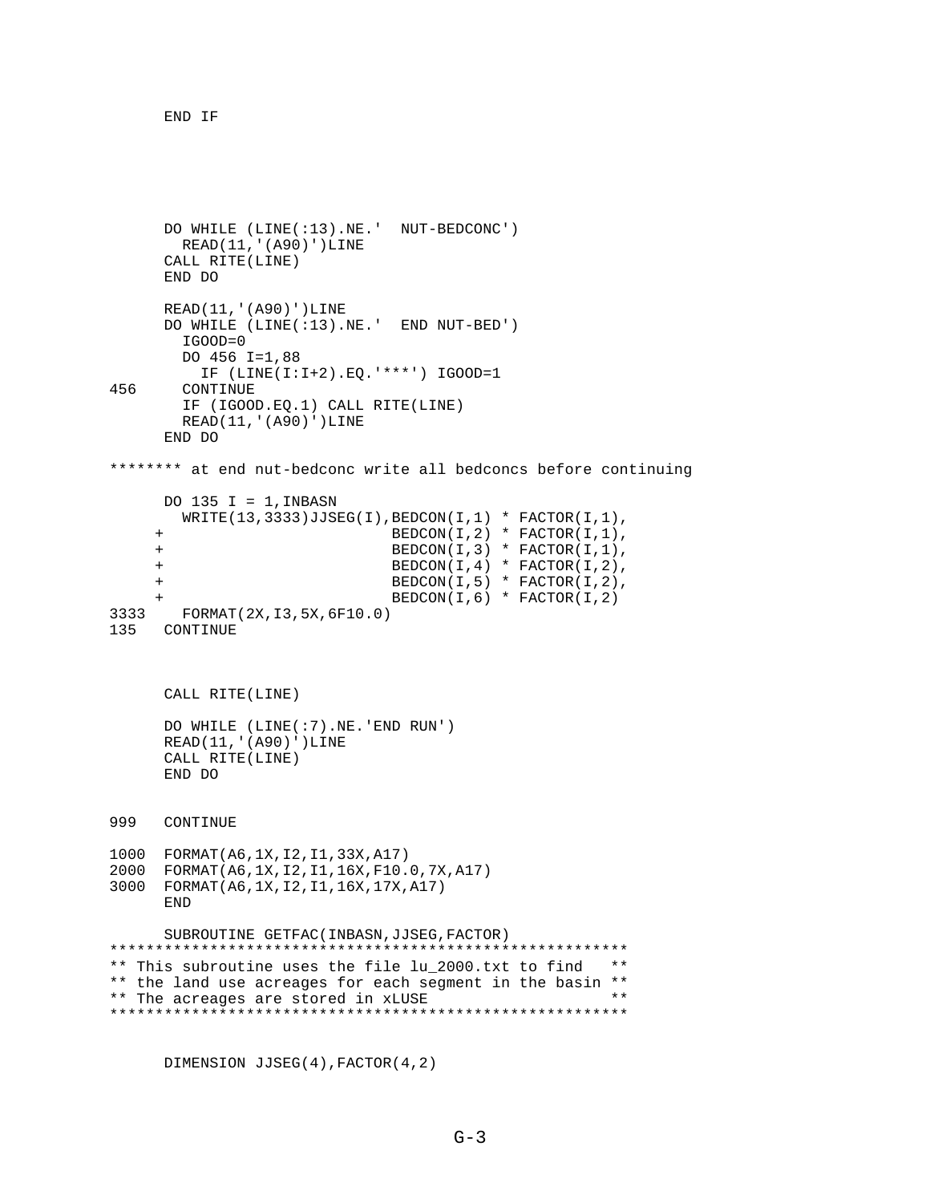```
      END IF




      DO WHILE (LINE(:13).NE.'  NUT-BEDCONC')
        READ(11,'(A90)')LINE
      CALL RITE(LINE)
      END DO

      READ(11,'(A90)')LINE
      DO WHILE (LINE(:13).NE.'  END NUT-BED')
        IGOOD=0
        DO 456 I=1,88
          IF (LINE(I:I+2).EQ.'***') IGOOD=1
456     CONTINUE
        IF (IGOOD.EQ.1) CALL RITE(LINE)
        READ(11,'(A90)')LINE
      END DO

******** at end nut-bedconc write all bedconcs before continuing

      DO 135 I = 1,INBASN
        WRITE(13,3333)JJSEG(I),BEDCON(I,1) * FACTOR(I,1),
     +                         BEDCON(I,2) * FACTOR(I,1),
     +                         BEDCON(I,3) * FACTOR(I,1),
     +                         BEDCON(I,4) * FACTOR(I,2),
     +                         BEDCON(I,5) * FACTOR(I,2),
     +                         BEDCON(I,6) * FACTOR(I,2)
3333    FORMAT(2X,I3,5X,6F10.0)
135   CONTINUE



      CALL RITE(LINE)

      DO WHILE (LINE(:7).NE.'END RUN')
      READ(11,'(A90)')LINE
      CALL RITE(LINE)
      END DO


999   CONTINUE

1000  FORMAT(A6,1X,I2,I1,33X,A17)
2000  FORMAT(A6,1X,I2,I1,16X,F10.0,7X,A17)
3000  FORMAT(A6,1X,I2,I1,16X,17X,A17)
      END

      SUBROUTINE GETFAC(INBASN,JJSEG,FACTOR)
*********************************************************
** This subroutine uses the file lu_2000.txt to find   **
** the land use acreages for each segment in the basin **
** The acreages are stored in xLUSE                    **
*********************************************************


      DIMENSION JJSEG(4),FACTOR(4,2)
```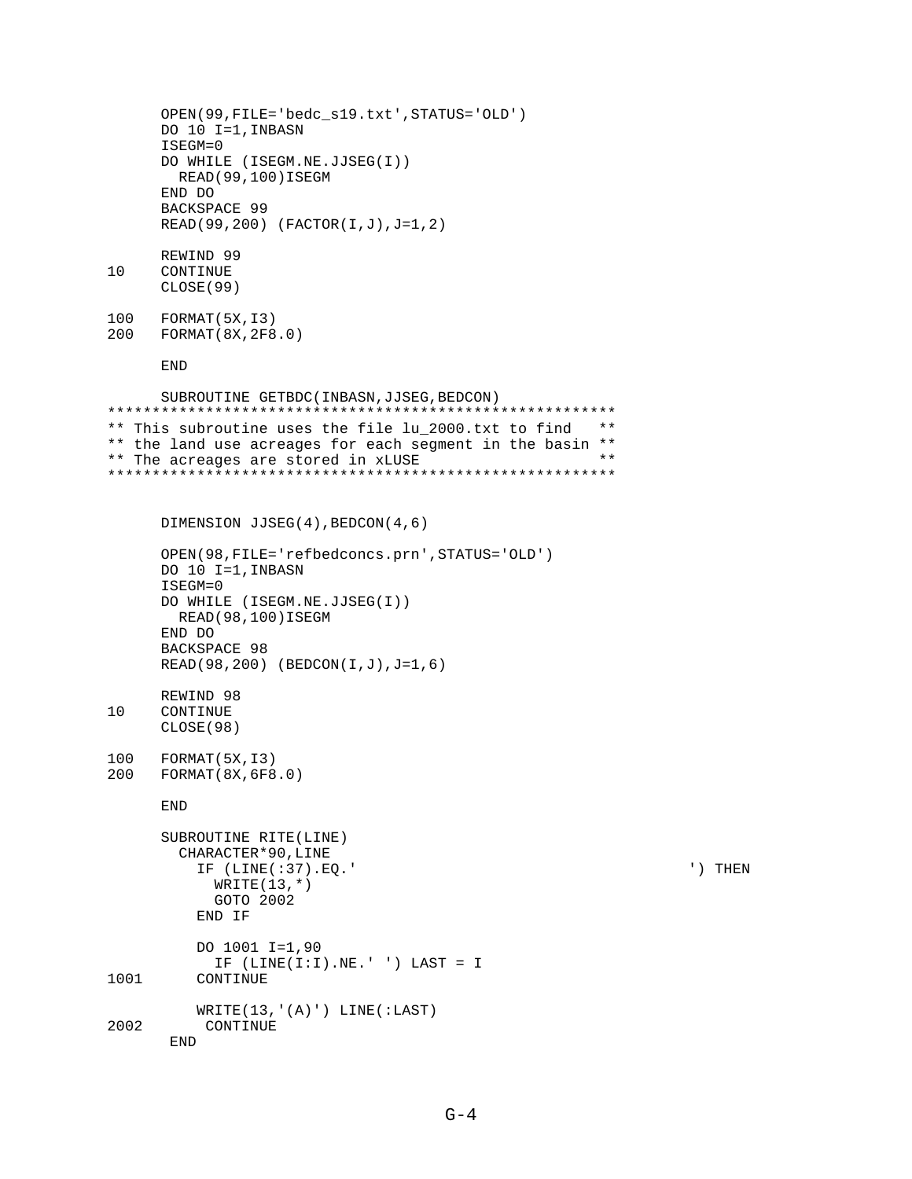```
      OPEN(99,FILE='bedc_s19.txt',STATUS='OLD')
      DO 10 I=1,INBASN
      ISEGM=0
      DO WHILE (ISEGM.NE.JJSEG(I))
        READ(99,100)ISEGM
      END DO
      BACKSPACE 99
      READ(99,200) (FACTOR(I,J),J=1,2)

      REWIND 99
10    CONTINUE
      CLOSE(99)

100   FORMAT(5X,I3)
200   FORMAT(8X,2F8.0)

      END

      SUBROUTINE GETBDC(INBASN,JJSEG,BEDCON)
*********************************************************
** This subroutine uses the file lu_2000.txt to find   **
** the land use acreages for each segment in the basin **
** The acreages are stored in xLUSE                    **
*********************************************************


      DIMENSION JJSEG(4),BEDCON(4,6)

      OPEN(98,FILE='refbedconcs.prn',STATUS='OLD')
      DO 10 I=1,INBASN
      ISEGM=0
      DO WHILE (ISEGM.NE.JJSEG(I))
        READ(98,100)ISEGM
      END DO
      BACKSPACE 98
      READ(98,200) (BEDCON(I,J),J=1,6)

      REWIND 98
10    CONTINUE
      CLOSE(98)

100   FORMAT(5X,I3)
200   FORMAT(8X,6F8.0)

      END

      SUBROUTINE RITE(LINE)
        CHARACTER*90,LINE
          IF (LINE(:37).EQ.'                                     ') THEN
            WRITE(13,*)
            GOTO 2002
          END IF

          DO 1001 I=1,90
            IF (LINE(I:I).NE.' ') LAST = I
1001      CONTINUE

          WRITE(13,'(A)') LINE(:LAST)
2002       CONTINUE
       END
```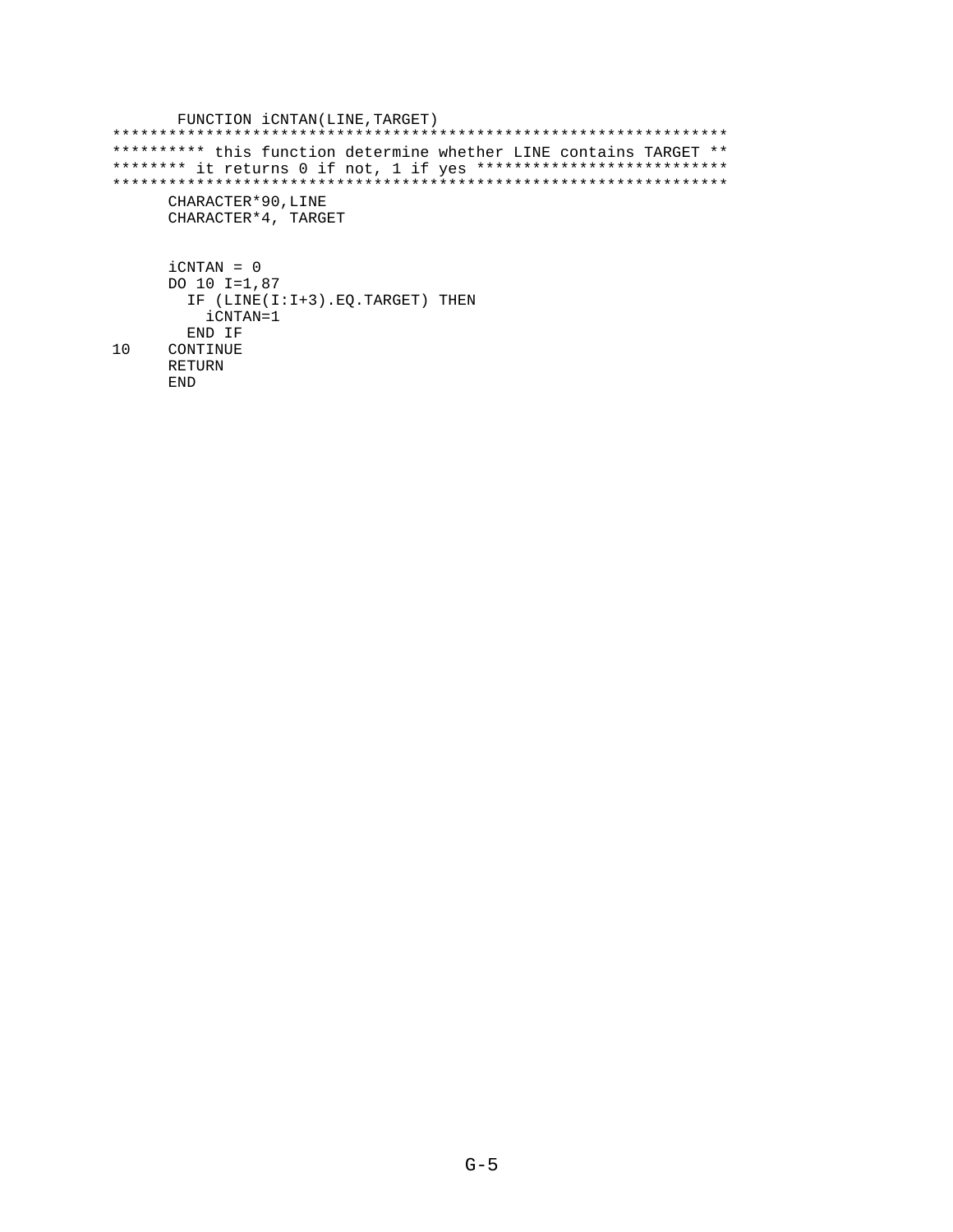```
       FUNCTION iCNTAN(LINE,TARGET)
******************************************************************
********** this function determine whether LINE contains TARGET **
******** it returns 0 if not, 1 if yes **************************
******************************************************************
      CHARACTER*90,LINE
      CHARACTER*4, TARGET


      iCNTAN = 0
      DO 10 I=1,87
        IF (LINE(I:I+3).EQ.TARGET) THEN
          iCNTAN=1
        END IF
10    CONTINUE
      RETURN
      END
```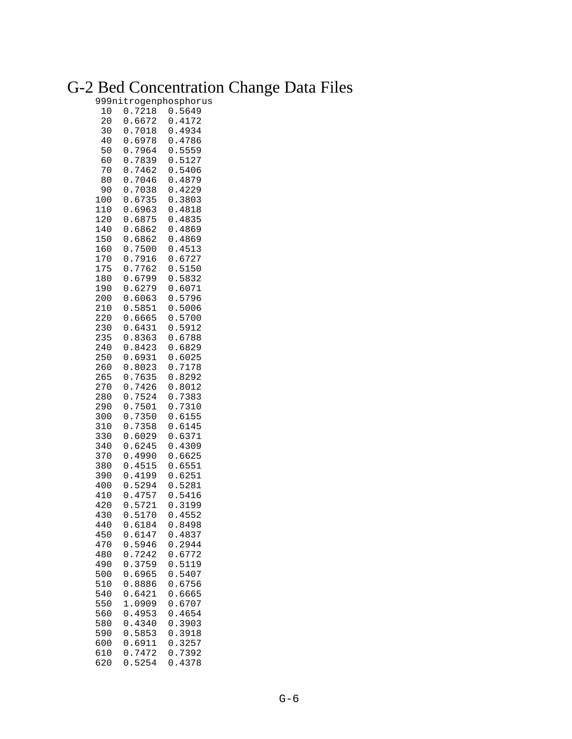# G-2 Bed Concentration Change Data Files

```
999nitrogenphosphorus
 10  0.7218  0.5649
 20  0.6672  0.4172
 30  0.7018  0.4934
 40  0.6978  0.4786
 50  0.7964  0.5559
 60  0.7839  0.5127
 70  0.7462  0.5406
 80  0.7046  0.4879
 90  0.7038  0.4229
100  0.6735  0.3803
110  0.6963  0.4818
120  0.6875  0.4835
140  0.6862  0.4869
150  0.6862  0.4869
160  0.7500  0.4513
170  0.7916  0.6727
175  0.7762  0.5150
180  0.6799  0.5832
190  0.6279  0.6071
200  0.6063  0.5796
210  0.5851  0.5006
220  0.6665  0.5700
230  0.6431  0.5912
235  0.8363  0.6788
240  0.8423  0.6829
250  0.6931  0.6025
260  0.8023  0.7178
265  0.7635  0.8292
270  0.7426  0.8012
280  0.7524  0.7383
290  0.7501  0.7310
300  0.7350  0.6155
310  0.7358  0.6145
330  0.6029  0.6371
340  0.6245  0.4309
370  0.4990  0.6625
380  0.4515  0.6551
390  0.4199  0.6251
400  0.5294  0.5281
410  0.4757  0.5416
420  0.5721  0.3199
430  0.5170  0.4552
440  0.6184  0.8498
450  0.6147  0.4837
470  0.5946  0.2944
480  0.7242  0.6772
490  0.3759  0.5119
500  0.6965  0.5407
510  0.8886  0.6756
540  0.6421  0.6665
550  1.0909  0.6707
560  0.4953  0.4654
580  0.4340  0.3903
590  0.5853  0.3918
600  0.6911  0.3257
610  0.7472  0.7392
620  0.5254  0.4378
```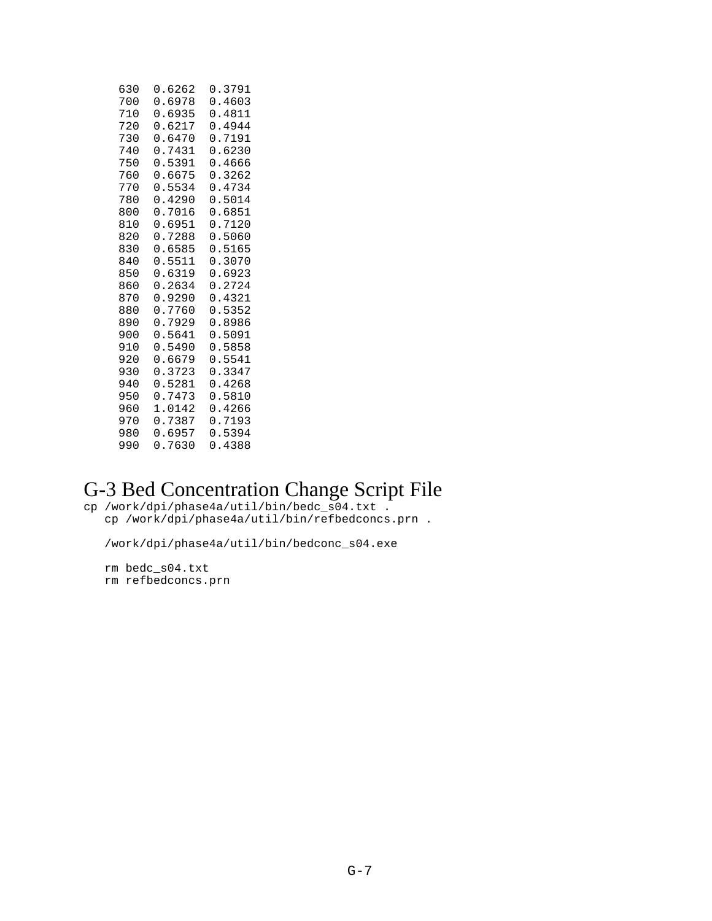```
630  0.6262  0.3791
700  0.6978  0.4603
710  0.6935  0.4811
720  0.6217  0.4944
730  0.6470  0.7191
740  0.7431  0.6230
750  0.5391  0.4666
760  0.6675  0.3262
770  0.5534  0.4734
780  0.4290  0.5014
800  0.7016  0.6851
810  0.6951  0.7120
820  0.7288  0.5060
830  0.6585  0.5165
840  0.5511  0.3070
850  0.6319  0.6923
860  0.2634  0.2724
870  0.9290  0.4321
880  0.7760  0.5352
890  0.7929  0.8986
900  0.5641  0.5091
910  0.5490  0.5858
920  0.6679  0.5541
930  0.3723  0.3347
940  0.5281  0.4268
950  0.7473  0.5810
960  1.0142  0.4266
970  0.7387  0.7193
980  0.6957  0.5394
990  0.7630  0.4388
```

# G-3 Bed Concentration Change Script File

```
cp /work/dpi/phase4a/util/bin/bedc_s04.txt .
   cp /work/dpi/phase4a/util/bin/refbedconcs.prn .

   /work/dpi/phase4a/util/bin/bedconc_s04.exe

   rm bedc_s04.txt
   rm refbedconcs.prn
```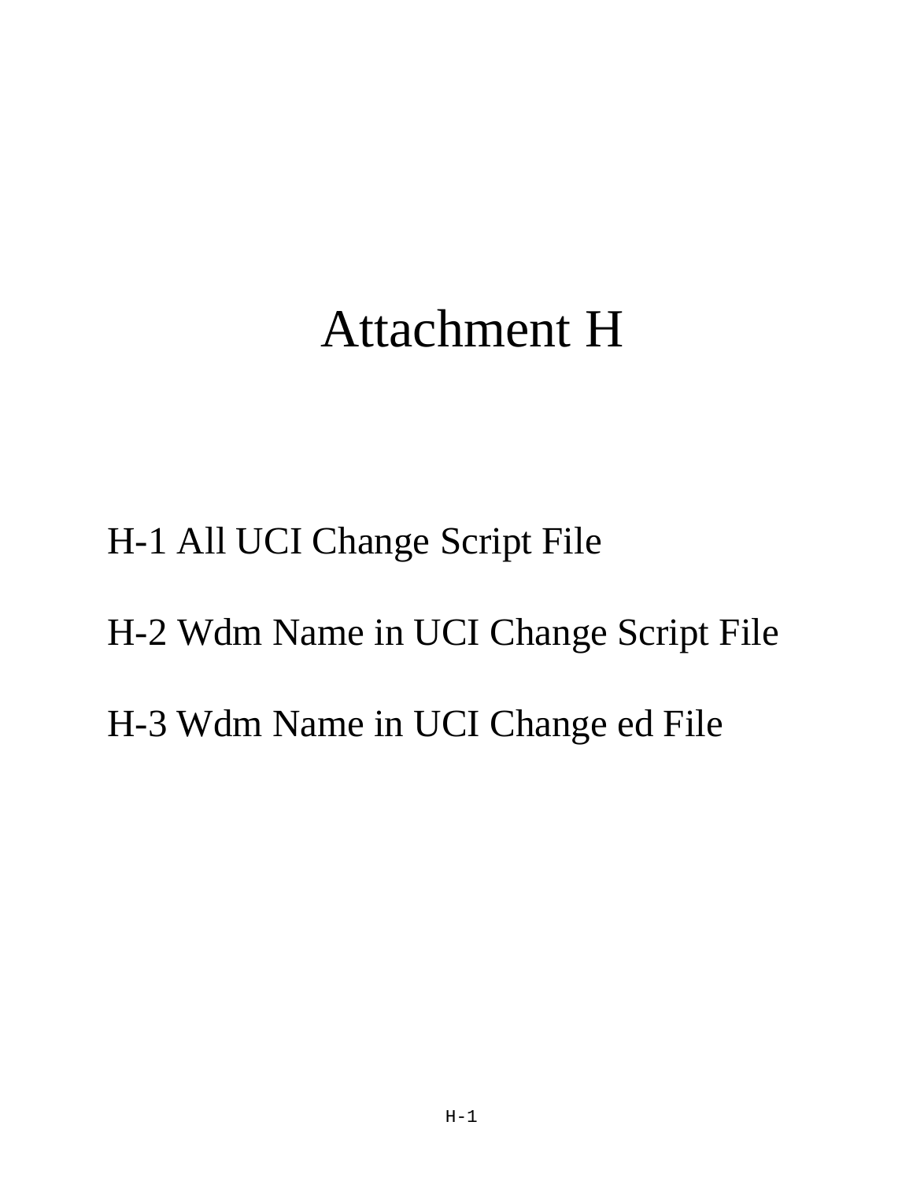# Attachment H

H-1 All UCI Change Script File

H-2 Wdm Name in UCI Change Script File

H-3 Wdm Name in UCI Change ed File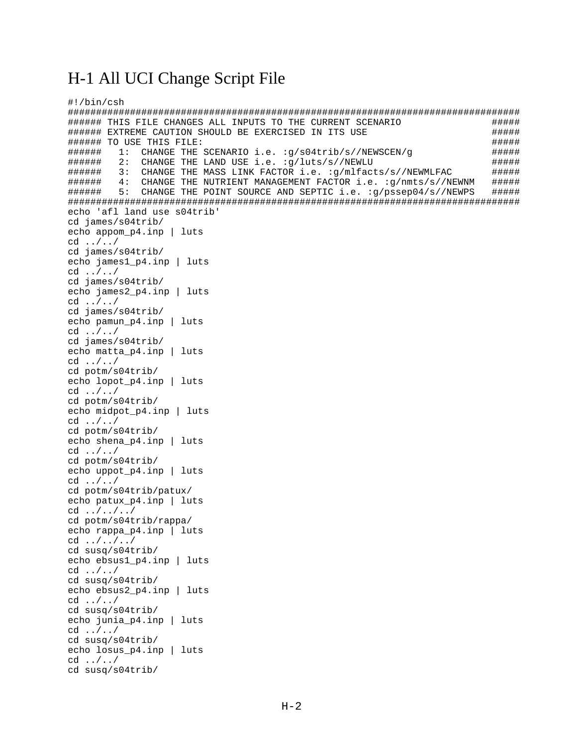# H-1 All UCI Change Script File

```
#!/bin/csh
################################################################################
###### THIS FILE CHANGES ALL INPUTS TO THE CURRENT SCENARIO                #####
###### EXTREME CAUTION SHOULD BE EXERCISED IN ITS USE                      #####
###### TO USE THIS FILE:                                                   #####
######   1:  CHANGE THE SCENARIO i.e. :g/s04trib/s//NEWSCEN/g              #####
######   2:  CHANGE THE LAND USE i.e. :g/luts/s//NEWLU                     #####
######   3:  CHANGE THE MASS LINK FACTOR i.e. :g/mlfacts/s//NEWMLFAC       #####
######   4:  CHANGE THE NUTRIENT MANAGEMENT FACTOR i.e. :g/nmts/s//NEWNM   #####
######   5:  CHANGE THE POINT SOURCE AND SEPTIC i.e. :g/pssep04/s//NEWPS   #####
################################################################################
echo 'afl land use s04trib'
cd james/s04trib/
echo appom_p4.inp | luts
cd ../../
cd james/s04trib/
echo james1_p4.inp | luts
cd ../../
cd james/s04trib/
echo james2_p4.inp | luts
cd ../../
cd james/s04trib/
echo pamun_p4.inp | luts
cd ../../
cd james/s04trib/
echo matta_p4.inp | luts
cd ../../
cd potm/s04trib/
echo lopot_p4.inp | luts
cd ../../
cd potm/s04trib/
echo midpot_p4.inp | luts
cd ../../
cd potm/s04trib/
echo shena_p4.inp | luts
cd ../../
cd potm/s04trib/
echo uppot_p4.inp | luts
cd ../../
cd potm/s04trib/patux/
echo patux_p4.inp | luts
cd ../../../
cd potm/s04trib/rappa/
echo rappa_p4.inp | luts
cd ../../../
cd susq/s04trib/
echo ebsus1_p4.inp | luts
cd ../../
cd susq/s04trib/
echo ebsus2_p4.inp | luts
cd ../../
cd susq/s04trib/
echo junia_p4.inp | luts
cd ../../
cd susq/s04trib/
echo losus_p4.inp | luts
cd ../../
cd susq/s04trib/
```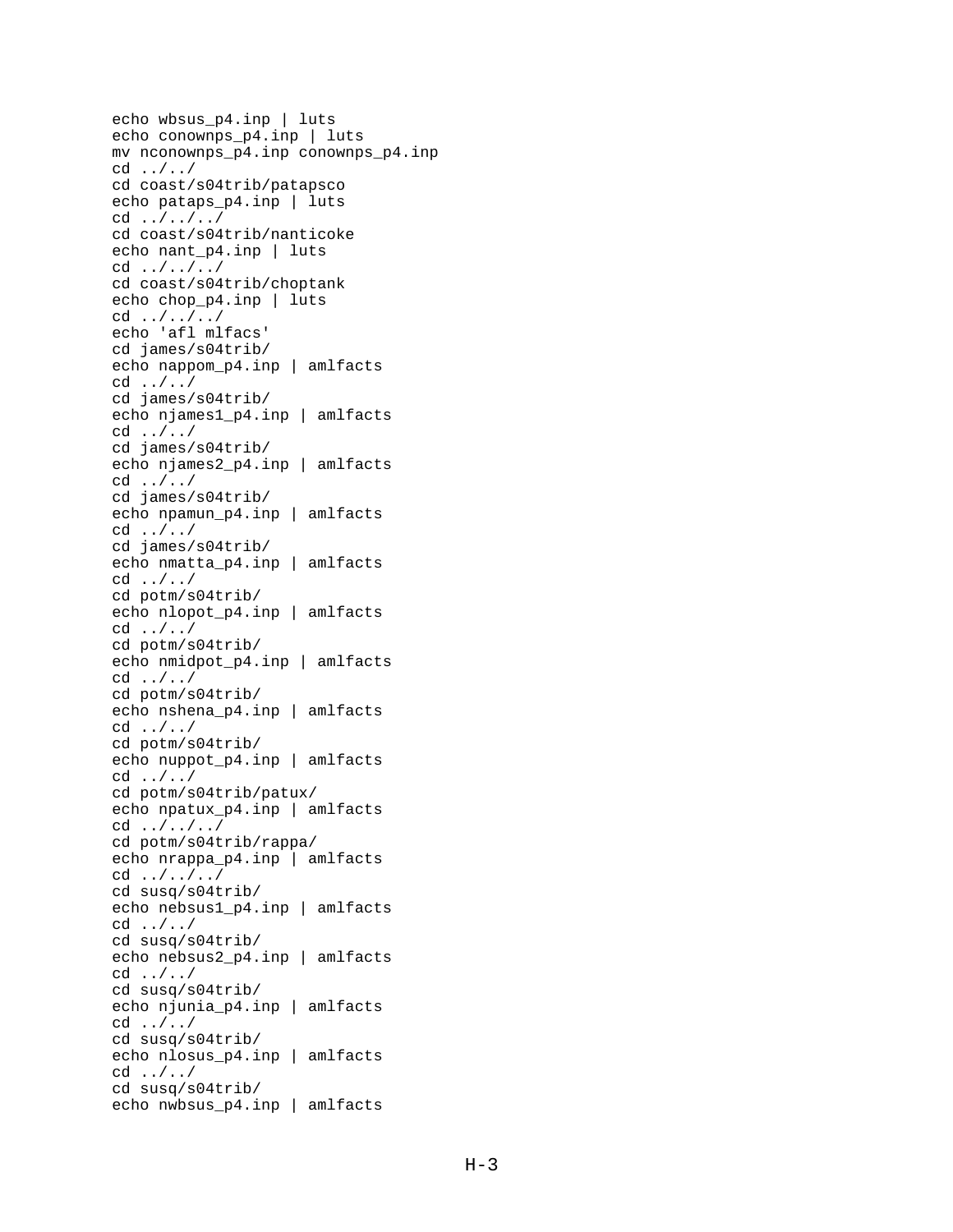```
echo wbsus_p4.inp | luts
echo conownps_p4.inp | luts
mv nconownps_p4.inp conownps_p4.inp
cd ../../
cd coast/s04trib/patapsco
echo pataps_p4.inp | luts
cd ../../../
cd coast/s04trib/nanticoke
echo nant_p4.inp | luts
cd ../../../
cd coast/s04trib/choptank
echo chop_p4.inp | luts
cd ../../../
echo 'afl mlfacs'
cd james/s04trib/
echo nappom_p4.inp | amlfacts
cd ../../
cd james/s04trib/
echo njames1_p4.inp | amlfacts
cd ../../
cd james/s04trib/
echo njames2_p4.inp | amlfacts
cd ../../
cd james/s04trib/
echo npamun_p4.inp | amlfacts
cd ../../
cd james/s04trib/
echo nmatta_p4.inp | amlfacts
cd ../../
cd potm/s04trib/
echo nlopot_p4.inp | amlfacts
cd ../../
cd potm/s04trib/
echo nmidpot_p4.inp | amlfacts
cd ../../
cd potm/s04trib/
echo nshena_p4.inp | amlfacts
cd ../../
cd potm/s04trib/
echo nuppot_p4.inp | amlfacts
cd ../../
cd potm/s04trib/patux/
echo npatux_p4.inp | amlfacts
cd ../../../
cd potm/s04trib/rappa/
echo nrappa_p4.inp | amlfacts
cd ../../../
cd susq/s04trib/
echo nebsus1_p4.inp | amlfacts
cd ../../
cd susq/s04trib/
echo nebsus2_p4.inp | amlfacts
cd ../../
cd susq/s04trib/
echo njunia_p4.inp | amlfacts
cd ../../
cd susq/s04trib/
echo nlosus_p4.inp | amlfacts
cd ../../
cd susq/s04trib/
echo nwbsus_p4.inp | amlfacts
```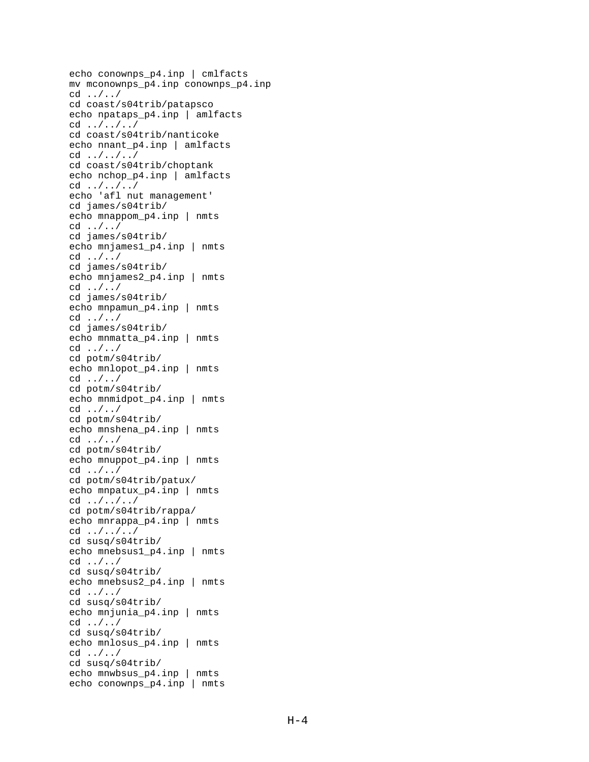```
echo conownps_p4.inp | cmlfacts
mv mconownps_p4.inp conownps_p4.inp
cd ../../
cd coast/s04trib/patapsco
echo npataps_p4.inp | amlfacts
cd ../../../
cd coast/s04trib/nanticoke
echo nnant_p4.inp | amlfacts
cd ../../../
cd coast/s04trib/choptank
echo nchop_p4.inp | amlfacts
cd ../../../
echo 'afl nut management'
cd james/s04trib/
echo mnappom_p4.inp | nmts
cd ../../
cd james/s04trib/
echo mnjames1_p4.inp | nmts
cd ../../
cd james/s04trib/
echo mnjames2_p4.inp | nmts
cd ../../
cd james/s04trib/
echo mnpamun_p4.inp | nmts
cd ../../
cd james/s04trib/
echo mnmatta_p4.inp | nmts
cd ../../
cd potm/s04trib/
echo mnlopot_p4.inp | nmts
cd ../../
cd potm/s04trib/
echo mnmidpot_p4.inp | nmts
cd ../../
cd potm/s04trib/
echo mnshena_p4.inp | nmts
cd ../../
cd potm/s04trib/
echo mnuppot_p4.inp | nmts
cd ../../
cd potm/s04trib/patux/
echo mnpatux_p4.inp | nmts
cd ../../../
cd potm/s04trib/rappa/
echo mnrappa_p4.inp | nmts
cd ../../../
cd susq/s04trib/
echo mnebsus1_p4.inp | nmts
cd ../../
cd susq/s04trib/
echo mnebsus2_p4.inp | nmts
cd ../../
cd susq/s04trib/
echo mnjunia_p4.inp | nmts
cd ../../
cd susq/s04trib/
echo mnlosus_p4.inp | nmts
cd ../../
cd susq/s04trib/
echo mnwbsus_p4.inp | nmts
echo conownps_p4.inp | nmts
```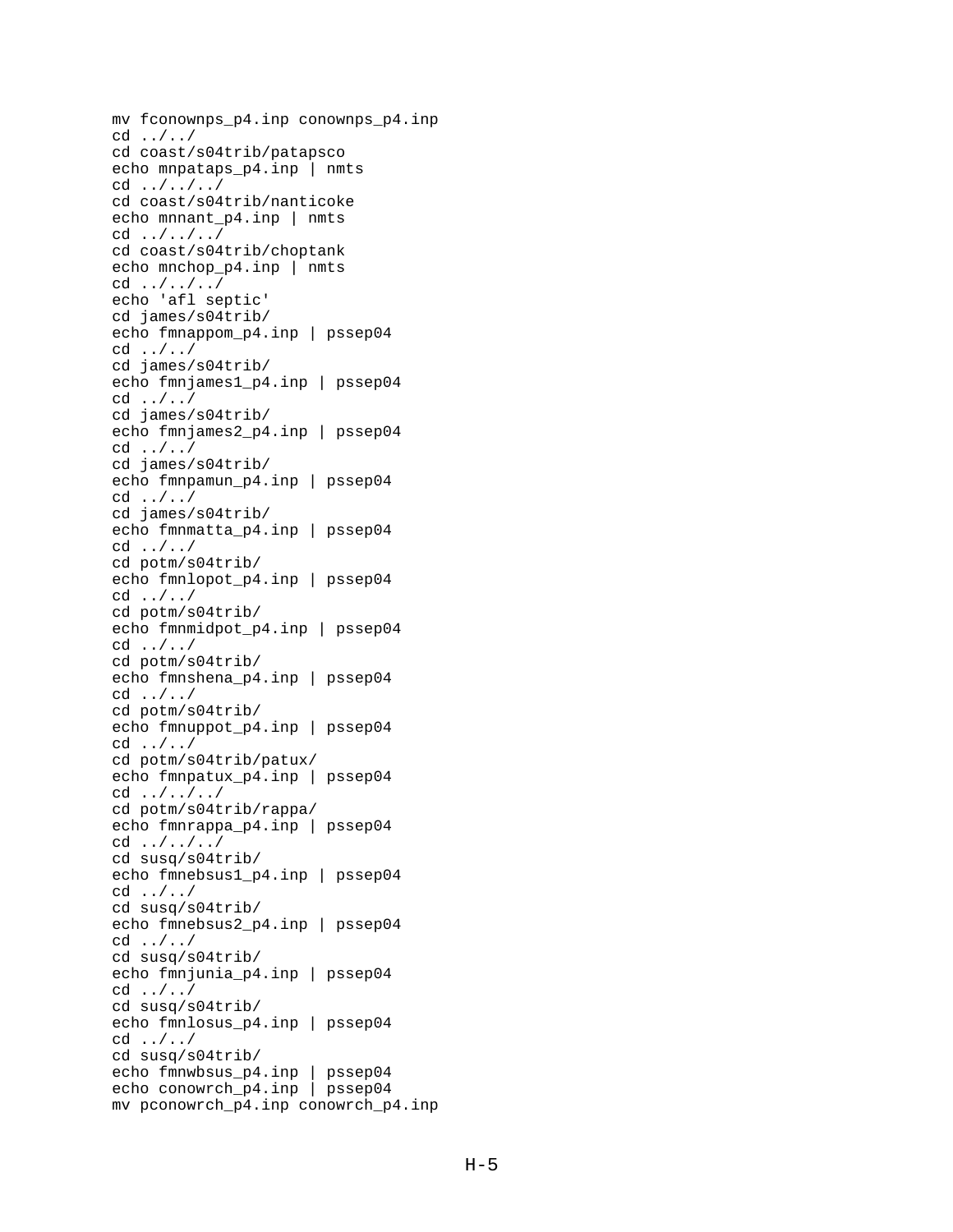```
mv fconownps_p4.inp conownps_p4.inp
cd ../../
cd coast/s04trib/patapsco
echo mnpataps_p4.inp | nmts
cd ../../../
cd coast/s04trib/nanticoke
echo mnnant_p4.inp | nmts
cd ../../../
cd coast/s04trib/choptank
echo mnchop_p4.inp | nmts
cd ../../../
echo 'afl septic'
cd james/s04trib/
echo fmnappom_p4.inp | pssep04
cd ../../
cd james/s04trib/
echo fmnjames1_p4.inp | pssep04
cd ../../
cd james/s04trib/
echo fmnjames2_p4.inp | pssep04
cd ../../
cd james/s04trib/
echo fmnpamun_p4.inp | pssep04
cd ../../
cd james/s04trib/
echo fmnmatta_p4.inp | pssep04
cd ../../
cd potm/s04trib/
echo fmnlopot_p4.inp | pssep04
cd ../../
cd potm/s04trib/
echo fmnmidpot_p4.inp | pssep04
cd ../../
cd potm/s04trib/
echo fmnshena_p4.inp | pssep04
cd ../../
cd potm/s04trib/
echo fmnuppot_p4.inp | pssep04
cd ../../
cd potm/s04trib/patux/
echo fmnpatux_p4.inp | pssep04
cd ../../../
cd potm/s04trib/rappa/
echo fmnrappa_p4.inp | pssep04
cd ../../../
cd susq/s04trib/
echo fmnebsus1_p4.inp | pssep04
cd ../../
cd susq/s04trib/
echo fmnebsus2_p4.inp | pssep04
cd ../../
cd susq/s04trib/
echo fmnjunia_p4.inp | pssep04
cd ../../
cd susq/s04trib/
echo fmnlosus_p4.inp | pssep04
cd ../../
cd susq/s04trib/
echo fmnwbsus_p4.inp | pssep04
echo conowrch_p4.inp | pssep04
mv pconowrch_p4.inp conowrch_p4.inp
```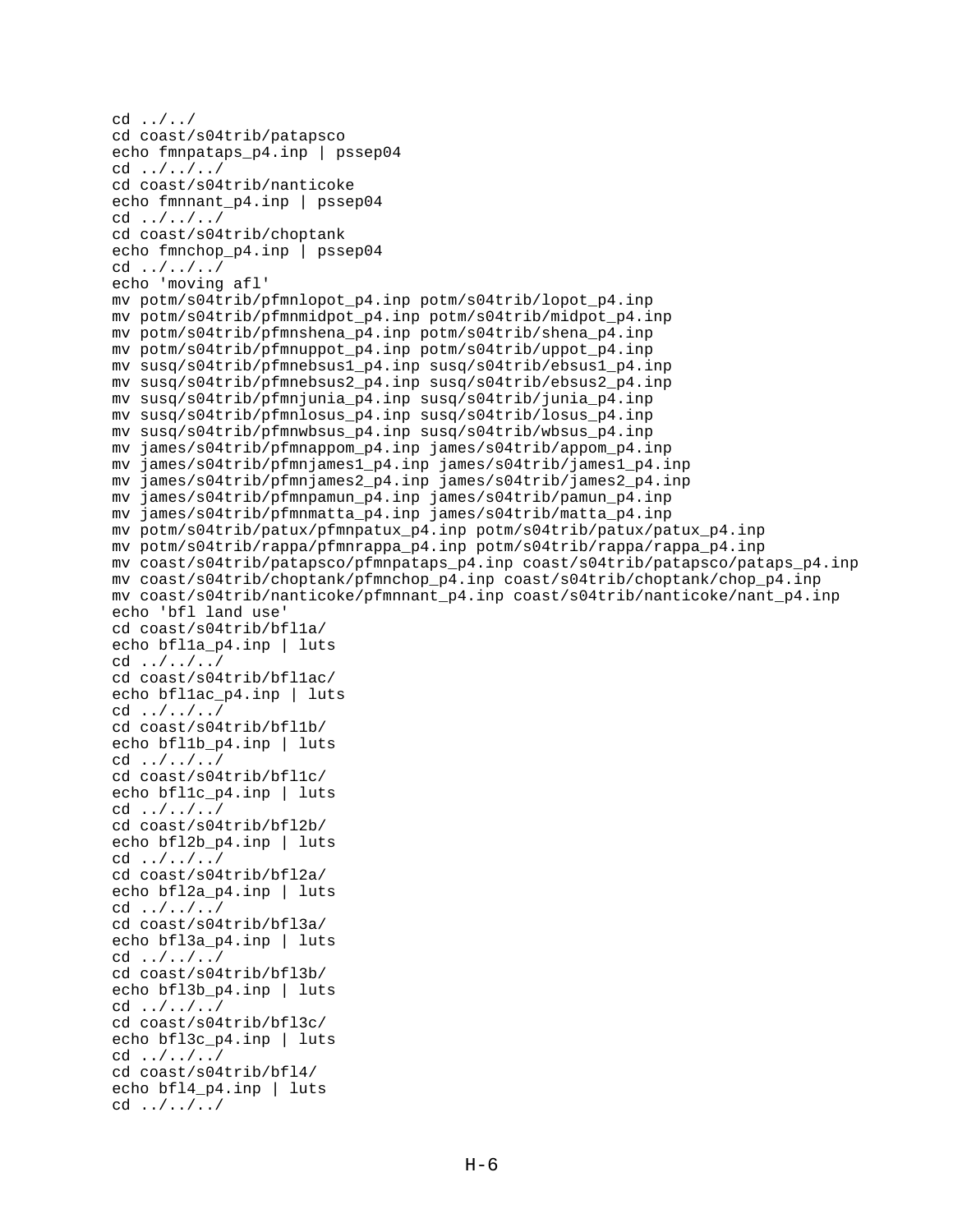```
cd ../../
cd coast/s04trib/patapsco
echo fmnpataps_p4.inp | pssep04
cd ../../../
cd coast/s04trib/nanticoke
echo fmnnant_p4.inp | pssep04
cd ../../../
cd coast/s04trib/choptank
echo fmnchop_p4.inp | pssep04
cd ../../../
echo 'moving afl'
mv potm/s04trib/pfmnlopot_p4.inp potm/s04trib/lopot_p4.inp
mv potm/s04trib/pfmnmidpot_p4.inp potm/s04trib/midpot_p4.inp
mv potm/s04trib/pfmnshena_p4.inp potm/s04trib/shena_p4.inp
mv potm/s04trib/pfmnuppot_p4.inp potm/s04trib/uppot_p4.inp
mv susq/s04trib/pfmnebsus1_p4.inp susq/s04trib/ebsus1_p4.inp
mv susq/s04trib/pfmnebsus2_p4.inp susq/s04trib/ebsus2_p4.inp
mv susq/s04trib/pfmnjunia_p4.inp susq/s04trib/junia_p4.inp
mv susq/s04trib/pfmnlosus_p4.inp susq/s04trib/losus_p4.inp
mv susq/s04trib/pfmnwbsus_p4.inp susq/s04trib/wbsus_p4.inp
mv james/s04trib/pfmnappom_p4.inp james/s04trib/appom_p4.inp
mv james/s04trib/pfmnjames1_p4.inp james/s04trib/james1_p4.inp
mv james/s04trib/pfmnjames2_p4.inp james/s04trib/james2_p4.inp
mv james/s04trib/pfmnpamun_p4.inp james/s04trib/pamun_p4.inp
mv james/s04trib/pfmnmatta_p4.inp james/s04trib/matta_p4.inp
mv potm/s04trib/patux/pfmnpatux_p4.inp potm/s04trib/patux/patux_p4.inp
mv potm/s04trib/rappa/pfmnrappa_p4.inp potm/s04trib/rappa/rappa_p4.inp
mv coast/s04trib/patapsco/pfmnpataps_p4.inp coast/s04trib/patapsco/pataps_p4.inp
mv coast/s04trib/choptank/pfmnchop_p4.inp coast/s04trib/choptank/chop_p4.inp
mv coast/s04trib/nanticoke/pfmnnant_p4.inp coast/s04trib/nanticoke/nant_p4.inp
echo 'bfl land use'
cd coast/s04trib/bfl1a/
echo bfl1a_p4.inp | luts
cd ../../../
cd coast/s04trib/bfl1ac/
echo bfl1ac_p4.inp | luts
cd ../../../
cd coast/s04trib/bfl1b/
echo bfl1b_p4.inp | luts
cd ../../../
cd coast/s04trib/bfl1c/
echo bfl1c_p4.inp | luts
cd ../../../
cd coast/s04trib/bfl2b/
echo bfl2b_p4.inp | luts
cd ../../../
cd coast/s04trib/bfl2a/
echo bfl2a_p4.inp | luts
cd ../../../
cd coast/s04trib/bfl3a/
echo bfl3a_p4.inp | luts
cd ../../../
cd coast/s04trib/bfl3b/
echo bfl3b_p4.inp | luts
cd ../../../
cd coast/s04trib/bfl3c/
echo bfl3c_p4.inp | luts
cd ../../../
cd coast/s04trib/bfl4/
echo bfl4_p4.inp | luts
cd ../../../
```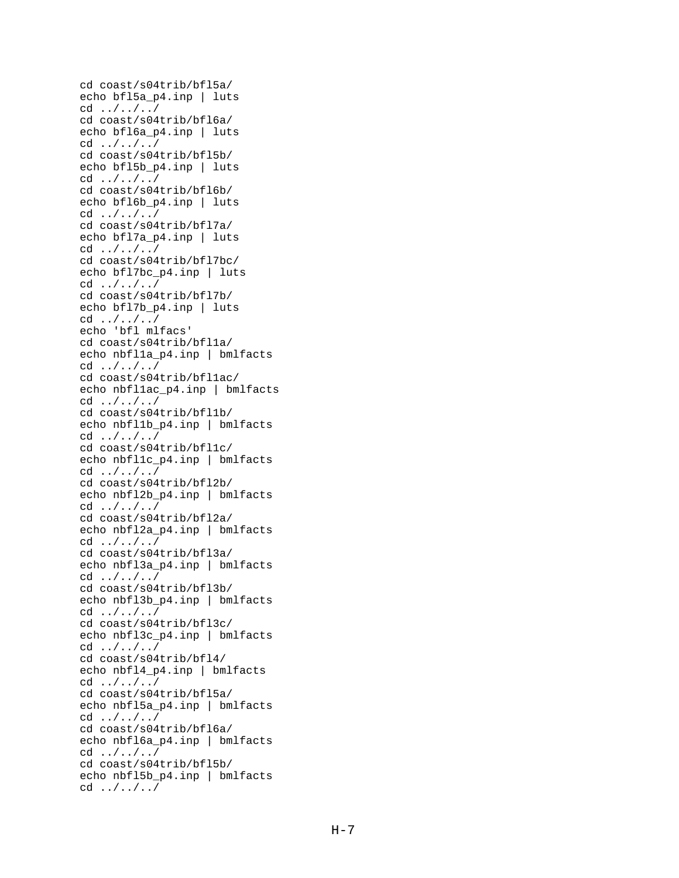```
cd coast/s04trib/bfl5a/
echo bfl5a_p4.inp | luts
cd ../../../
cd coast/s04trib/bfl6a/
echo bfl6a_p4.inp | luts
cd ../../../
cd coast/s04trib/bfl5b/
echo bfl5b_p4.inp | luts
cd ../../../
cd coast/s04trib/bfl6b/
echo bfl6b_p4.inp | luts
cd ../../../
cd coast/s04trib/bfl7a/
echo bfl7a_p4.inp | luts
cd ../../../
cd coast/s04trib/bfl7bc/
echo bfl7bc_p4.inp | luts
cd ../../../
cd coast/s04trib/bfl7b/
echo bfl7b_p4.inp | luts
cd ../../../
echo 'bfl mlfacs'
cd coast/s04trib/bfl1a/
echo nbfl1a_p4.inp | bmlfacts
cd ../../../
cd coast/s04trib/bfl1ac/
echo nbfl1ac_p4.inp | bmlfacts
cd ../../../
cd coast/s04trib/bfl1b/
echo nbfl1b_p4.inp | bmlfacts
cd ../../../
cd coast/s04trib/bfl1c/
echo nbfl1c_p4.inp | bmlfacts
cd ../../../
cd coast/s04trib/bfl2b/
echo nbfl2b_p4.inp | bmlfacts
cd ../../../
cd coast/s04trib/bfl2a/
echo nbfl2a_p4.inp | bmlfacts
cd ../../../
cd coast/s04trib/bfl3a/
echo nbfl3a_p4.inp | bmlfacts
cd ../../../
cd coast/s04trib/bfl3b/
echo nbfl3b_p4.inp | bmlfacts
cd ../../../
cd coast/s04trib/bfl3c/
echo nbfl3c_p4.inp | bmlfacts
cd ../../../
cd coast/s04trib/bfl4/
echo nbfl4_p4.inp | bmlfacts
cd ../../../
cd coast/s04trib/bfl5a/
echo nbfl5a_p4.inp | bmlfacts
cd ../../../
cd coast/s04trib/bfl6a/
echo nbfl6a_p4.inp | bmlfacts
cd ../../../
cd coast/s04trib/bfl5b/
echo nbfl5b_p4.inp | bmlfacts
cd ../../../
```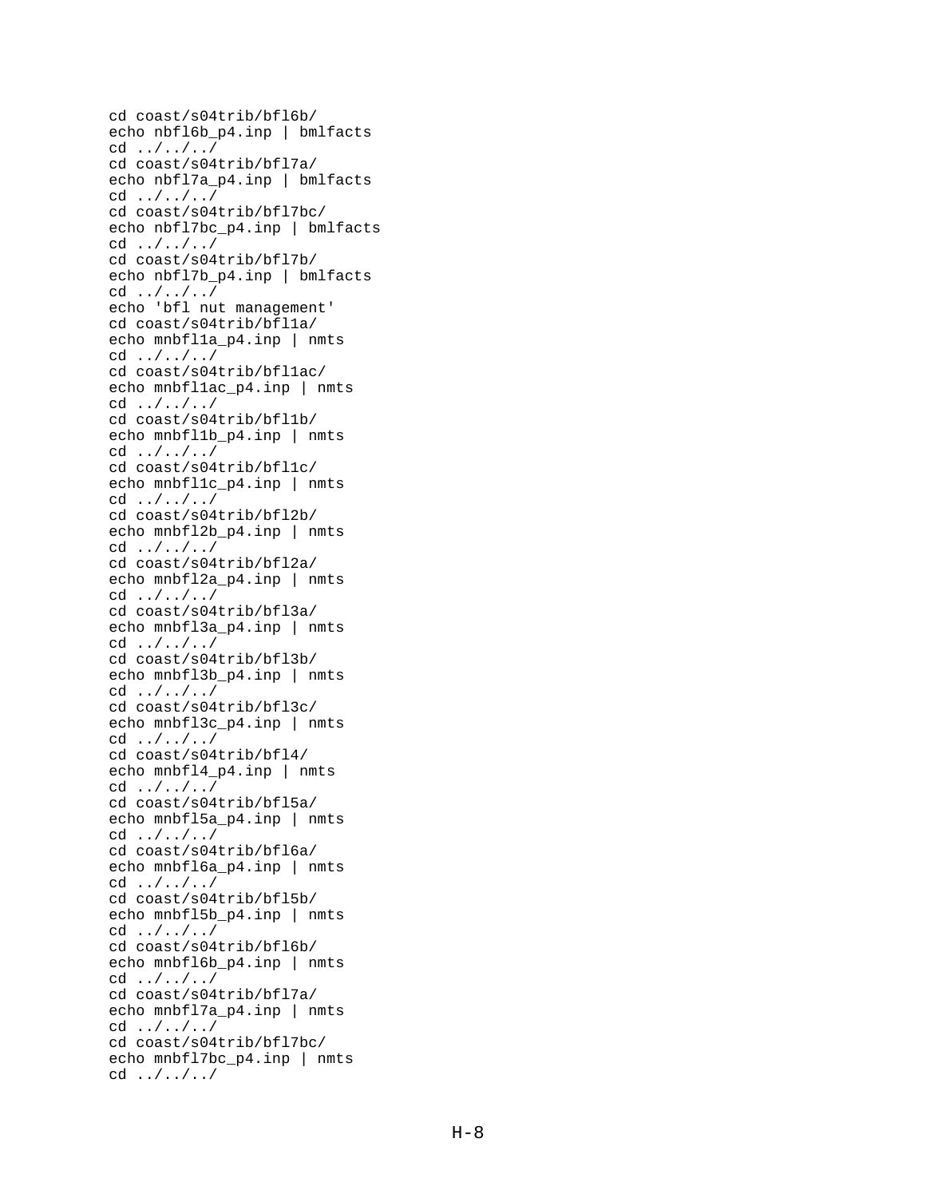```
cd coast/s04trib/bfl6b/
echo nbfl6b_p4.inp | bmlfacts
cd ../../../
cd coast/s04trib/bfl7a/
echo nbfl7a_p4.inp | bmlfacts
cd ../../../
cd coast/s04trib/bfl7bc/
echo nbfl7bc_p4.inp | bmlfacts
cd ../../../
cd coast/s04trib/bfl7b/
echo nbfl7b_p4.inp | bmlfacts
cd ../../../
echo 'bfl nut management'
cd coast/s04trib/bfl1a/
echo mnbfl1a_p4.inp | nmts
cd ../../../
cd coast/s04trib/bfl1ac/
echo mnbfl1ac_p4.inp | nmts
cd ../../../
cd coast/s04trib/bfl1b/
echo mnbfl1b_p4.inp | nmts
cd ../../../
cd coast/s04trib/bfl1c/
echo mnbfl1c_p4.inp | nmts
cd ../../../
cd coast/s04trib/bfl2b/
echo mnbfl2b_p4.inp | nmts
cd ../../../
cd coast/s04trib/bfl2a/
echo mnbfl2a_p4.inp | nmts
cd ../../../
cd coast/s04trib/bfl3a/
echo mnbfl3a_p4.inp | nmts
cd ../../../
cd coast/s04trib/bfl3b/
echo mnbfl3b_p4.inp | nmts
cd ../../../
cd coast/s04trib/bfl3c/
echo mnbfl3c_p4.inp | nmts
cd ../../../
cd coast/s04trib/bfl4/
echo mnbfl4_p4.inp | nmts
cd ../../../
cd coast/s04trib/bfl5a/
echo mnbfl5a_p4.inp | nmts
cd ../../../
cd coast/s04trib/bfl6a/
echo mnbfl6a_p4.inp | nmts
cd ../../../
cd coast/s04trib/bfl5b/
echo mnbfl5b_p4.inp | nmts
cd ../../../
cd coast/s04trib/bfl6b/
echo mnbfl6b_p4.inp | nmts
cd ../../../
cd coast/s04trib/bfl7a/
echo mnbfl7a_p4.inp | nmts
cd ../../../
cd coast/s04trib/bfl7bc/
echo mnbfl7bc_p4.inp | nmts
cd ../../../
```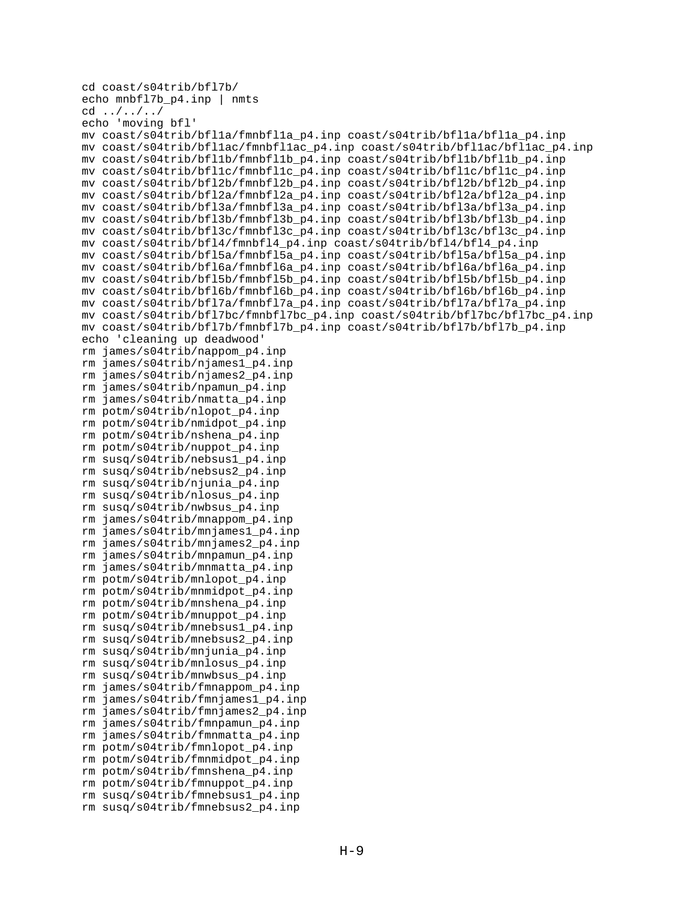```
cd coast/s04trib/bfl7b/
echo mnbfl7b_p4.inp | nmts
cd ../../../
echo 'moving bfl'
mv coast/s04trib/bfl1a/fmnbfl1a_p4.inp coast/s04trib/bfl1a/bfl1a_p4.inp
mv coast/s04trib/bfl1ac/fmnbfl1ac_p4.inp coast/s04trib/bfl1ac/bfl1ac_p4.inp
mv coast/s04trib/bfl1b/fmnbfl1b_p4.inp coast/s04trib/bfl1b/bfl1b_p4.inp
mv coast/s04trib/bfl1c/fmnbfl1c_p4.inp coast/s04trib/bfl1c/bfl1c_p4.inp
mv coast/s04trib/bfl2b/fmnbfl2b_p4.inp coast/s04trib/bfl2b/bfl2b_p4.inp
mv coast/s04trib/bfl2a/fmnbfl2a_p4.inp coast/s04trib/bfl2a/bfl2a_p4.inp
mv coast/s04trib/bfl3a/fmnbfl3a_p4.inp coast/s04trib/bfl3a/bfl3a_p4.inp
mv coast/s04trib/bfl3b/fmnbfl3b_p4.inp coast/s04trib/bfl3b/bfl3b_p4.inp
mv coast/s04trib/bfl3c/fmnbfl3c_p4.inp coast/s04trib/bfl3c/bfl3c_p4.inp
mv coast/s04trib/bfl4/fmnbfl4_p4.inp coast/s04trib/bfl4/bfl4_p4.inp
mv coast/s04trib/bfl5a/fmnbfl5a_p4.inp coast/s04trib/bfl5a/bfl5a_p4.inp
mv coast/s04trib/bfl6a/fmnbfl6a_p4.inp coast/s04trib/bfl6a/bfl6a_p4.inp
mv coast/s04trib/bfl5b/fmnbfl5b_p4.inp coast/s04trib/bfl5b/bfl5b_p4.inp
mv coast/s04trib/bfl6b/fmnbfl6b_p4.inp coast/s04trib/bfl6b/bfl6b_p4.inp
mv coast/s04trib/bfl7a/fmnbfl7a_p4.inp coast/s04trib/bfl7a/bfl7a_p4.inp
mv coast/s04trib/bfl7bc/fmnbfl7bc_p4.inp coast/s04trib/bfl7bc/bfl7bc_p4.inp
mv coast/s04trib/bfl7b/fmnbfl7b_p4.inp coast/s04trib/bfl7b/bfl7b_p4.inp
echo 'cleaning up deadwood'
rm james/s04trib/nappom_p4.inp
rm james/s04trib/njames1_p4.inp
rm james/s04trib/njames2_p4.inp
rm james/s04trib/npamun_p4.inp
rm james/s04trib/nmatta_p4.inp
rm potm/s04trib/nlopot_p4.inp
rm potm/s04trib/nmidpot_p4.inp
rm potm/s04trib/nshena_p4.inp
rm potm/s04trib/nuppot_p4.inp
rm susq/s04trib/nebsus1_p4.inp
rm susq/s04trib/nebsus2_p4.inp
rm susq/s04trib/njunia_p4.inp
rm susq/s04trib/nlosus_p4.inp
rm susq/s04trib/nwbsus_p4.inp
rm james/s04trib/mnappom_p4.inp
rm james/s04trib/mnjames1_p4.inp
rm james/s04trib/mnjames2_p4.inp
rm james/s04trib/mnpamun_p4.inp
rm james/s04trib/mnmatta_p4.inp
rm potm/s04trib/mnlopot_p4.inp
rm potm/s04trib/mnmidpot_p4.inp
rm potm/s04trib/mnshena_p4.inp
rm potm/s04trib/mnuppot_p4.inp
rm susq/s04trib/mnebsus1_p4.inp
rm susq/s04trib/mnebsus2_p4.inp
rm susq/s04trib/mnjunia_p4.inp
rm susq/s04trib/mnlosus_p4.inp
rm susq/s04trib/mnwbsus_p4.inp
rm james/s04trib/fmnappom_p4.inp
rm james/s04trib/fmnjames1_p4.inp
rm james/s04trib/fmnjames2_p4.inp
rm james/s04trib/fmnpamun_p4.inp
rm james/s04trib/fmnmatta_p4.inp
rm potm/s04trib/fmnlopot_p4.inp
rm potm/s04trib/fmnmidpot_p4.inp
rm potm/s04trib/fmnshena_p4.inp
rm potm/s04trib/fmnuppot_p4.inp
rm susq/s04trib/fmnebsus1_p4.inp
rm susq/s04trib/fmnebsus2_p4.inp
```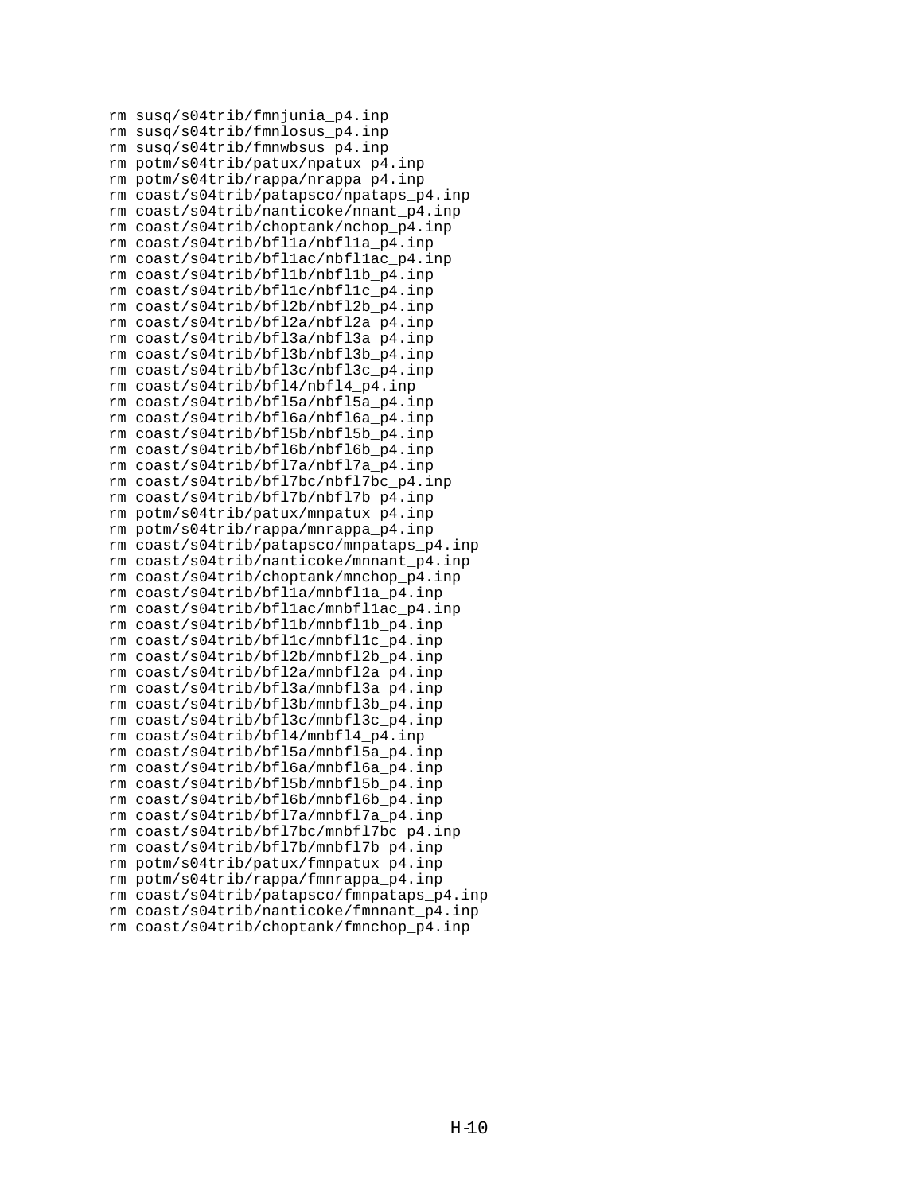```
rm susq/s04trib/fmnjunia_p4.inp
rm susq/s04trib/fmnlosus_p4.inp
rm susq/s04trib/fmnwbsus_p4.inp
rm potm/s04trib/patux/npatux_p4.inp
rm potm/s04trib/rappa/nrappa_p4.inp
rm coast/s04trib/patapsco/npataps_p4.inp
rm coast/s04trib/nanticoke/nnant_p4.inp
rm coast/s04trib/choptank/nchop_p4.inp
rm coast/s04trib/bfl1a/nbfl1a_p4.inp
rm coast/s04trib/bfl1ac/nbfl1ac_p4.inp
rm coast/s04trib/bfl1b/nbfl1b_p4.inp
rm coast/s04trib/bfl1c/nbfl1c_p4.inp
rm coast/s04trib/bfl2b/nbfl2b_p4.inp
rm coast/s04trib/bfl2a/nbfl2a_p4.inp
rm coast/s04trib/bfl3a/nbfl3a_p4.inp
rm coast/s04trib/bfl3b/nbfl3b_p4.inp
rm coast/s04trib/bfl3c/nbfl3c_p4.inp
rm coast/s04trib/bfl4/nbfl4_p4.inp
rm coast/s04trib/bfl5a/nbfl5a_p4.inp
rm coast/s04trib/bfl6a/nbfl6a_p4.inp
rm coast/s04trib/bfl5b/nbfl5b_p4.inp
rm coast/s04trib/bfl6b/nbfl6b_p4.inp
rm coast/s04trib/bfl7a/nbfl7a_p4.inp
rm coast/s04trib/bfl7bc/nbfl7bc_p4.inp
rm coast/s04trib/bfl7b/nbfl7b_p4.inp
rm potm/s04trib/patux/mnpatux_p4.inp
rm potm/s04trib/rappa/mnrappa_p4.inp
rm coast/s04trib/patapsco/mnpataps_p4.inp
rm coast/s04trib/nanticoke/mnnant_p4.inp
rm coast/s04trib/choptank/mnchop_p4.inp
rm coast/s04trib/bfl1a/mnbfl1a_p4.inp
rm coast/s04trib/bfl1ac/mnbfl1ac_p4.inp
rm coast/s04trib/bfl1b/mnbfl1b_p4.inp
rm coast/s04trib/bfl1c/mnbfl1c_p4.inp
rm coast/s04trib/bfl2b/mnbfl2b_p4.inp
rm coast/s04trib/bfl2a/mnbfl2a_p4.inp
rm coast/s04trib/bfl3a/mnbfl3a_p4.inp
rm coast/s04trib/bfl3b/mnbfl3b_p4.inp
rm coast/s04trib/bfl3c/mnbfl3c_p4.inp
rm coast/s04trib/bfl4/mnbfl4_p4.inp
rm coast/s04trib/bfl5a/mnbfl5a_p4.inp
rm coast/s04trib/bfl6a/mnbfl6a_p4.inp
rm coast/s04trib/bfl5b/mnbfl5b_p4.inp
rm coast/s04trib/bfl6b/mnbfl6b_p4.inp
rm coast/s04trib/bfl7a/mnbfl7a_p4.inp
rm coast/s04trib/bfl7bc/mnbfl7bc_p4.inp
rm coast/s04trib/bfl7b/mnbfl7b_p4.inp
rm potm/s04trib/patux/fmnpatux_p4.inp
rm potm/s04trib/rappa/fmnrappa_p4.inp
rm coast/s04trib/patapsco/fmnpataps_p4.inp
rm coast/s04trib/nanticoke/fmnnant_p4.inp
rm coast/s04trib/choptank/fmnchop_p4.inp
```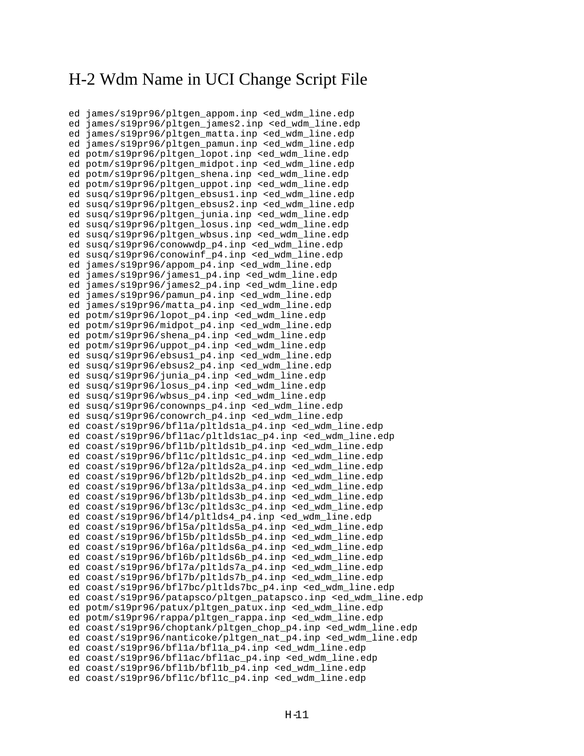# H-2 Wdm Name in UCI Change Script File

```
ed james/s19pr96/pltgen_appom.inp <ed_wdm_line.edp
ed james/s19pr96/pltgen_james2.inp <ed_wdm_line.edp
ed james/s19pr96/pltgen_matta.inp <ed_wdm_line.edp
ed james/s19pr96/pltgen_pamun.inp <ed_wdm_line.edp
ed potm/s19pr96/pltgen_lopot.inp <ed_wdm_line.edp
ed potm/s19pr96/pltgen_midpot.inp <ed_wdm_line.edp
ed potm/s19pr96/pltgen_shena.inp <ed_wdm_line.edp
ed potm/s19pr96/pltgen_uppot.inp <ed_wdm_line.edp
ed susq/s19pr96/pltgen_ebsus1.inp <ed_wdm_line.edp
ed susq/s19pr96/pltgen_ebsus2.inp <ed_wdm_line.edp
ed susq/s19pr96/pltgen_junia.inp <ed_wdm_line.edp
ed susq/s19pr96/pltgen_losus.inp <ed_wdm_line.edp
ed susq/s19pr96/pltgen_wbsus.inp <ed_wdm_line.edp
ed susq/s19pr96/conowwdp_p4.inp <ed_wdm_line.edp
ed susq/s19pr96/conowinf_p4.inp <ed_wdm_line.edp
ed james/s19pr96/appom_p4.inp <ed_wdm_line.edp
ed james/s19pr96/james1_p4.inp <ed_wdm_line.edp
ed james/s19pr96/james2_p4.inp <ed_wdm_line.edp
ed james/s19pr96/pamun_p4.inp <ed_wdm_line.edp
ed james/s19pr96/matta_p4.inp <ed_wdm_line.edp
ed potm/s19pr96/lopot_p4.inp <ed_wdm_line.edp
ed potm/s19pr96/midpot_p4.inp <ed_wdm_line.edp
ed potm/s19pr96/shena_p4.inp <ed_wdm_line.edp
ed potm/s19pr96/uppot_p4.inp <ed_wdm_line.edp
ed susq/s19pr96/ebsus1_p4.inp <ed_wdm_line.edp
ed susq/s19pr96/ebsus2_p4.inp <ed_wdm_line.edp
ed susq/s19pr96/junia_p4.inp <ed_wdm_line.edp
ed susq/s19pr96/losus_p4.inp <ed_wdm_line.edp
ed susq/s19pr96/wbsus_p4.inp <ed_wdm_line.edp
ed susq/s19pr96/conownps_p4.inp <ed_wdm_line.edp
ed susq/s19pr96/conowrch_p4.inp <ed_wdm_line.edp
ed coast/s19pr96/bfl1a/pltlds1a_p4.inp <ed_wdm_line.edp
ed coast/s19pr96/bfl1ac/pltlds1ac_p4.inp <ed_wdm_line.edp
ed coast/s19pr96/bfl1b/pltlds1b_p4.inp <ed_wdm_line.edp
ed coast/s19pr96/bfl1c/pltlds1c_p4.inp <ed_wdm_line.edp
ed coast/s19pr96/bfl2a/pltlds2a_p4.inp <ed_wdm_line.edp
ed coast/s19pr96/bfl2b/pltlds2b_p4.inp <ed_wdm_line.edp
ed coast/s19pr96/bfl3a/pltlds3a_p4.inp <ed_wdm_line.edp
ed coast/s19pr96/bfl3b/pltlds3b_p4.inp <ed_wdm_line.edp
ed coast/s19pr96/bfl3c/pltlds3c_p4.inp <ed_wdm_line.edp
ed coast/s19pr96/bfl4/pltlds4_p4.inp <ed_wdm_line.edp
ed coast/s19pr96/bfl5a/pltlds5a_p4.inp <ed_wdm_line.edp
ed coast/s19pr96/bfl5b/pltlds5b_p4.inp <ed_wdm_line.edp
ed coast/s19pr96/bfl6a/pltlds6a_p4.inp <ed_wdm_line.edp
ed coast/s19pr96/bfl6b/pltlds6b_p4.inp <ed_wdm_line.edp
ed coast/s19pr96/bfl7a/pltlds7a_p4.inp <ed_wdm_line.edp
ed coast/s19pr96/bfl7b/pltlds7b_p4.inp <ed_wdm_line.edp
ed coast/s19pr96/bfl7bc/pltlds7bc_p4.inp <ed_wdm_line.edp
ed coast/s19pr96/patapsco/pltgen_patapsco.inp <ed_wdm_line.edp
ed potm/s19pr96/patux/pltgen_patux.inp <ed_wdm_line.edp
ed potm/s19pr96/rappa/pltgen_rappa.inp <ed_wdm_line.edp
ed coast/s19pr96/choptank/pltgen_chop_p4.inp <ed_wdm_line.edp
ed coast/s19pr96/nanticoke/pltgen_nat_p4.inp <ed_wdm_line.edp
ed coast/s19pr96/bfl1a/bfl1a_p4.inp <ed_wdm_line.edp
ed coast/s19pr96/bfl1ac/bfl1ac_p4.inp <ed_wdm_line.edp
ed coast/s19pr96/bfl1b/bfl1b_p4.inp <ed_wdm_line.edp
ed coast/s19pr96/bfl1c/bfl1c_p4.inp <ed_wdm_line.edp
```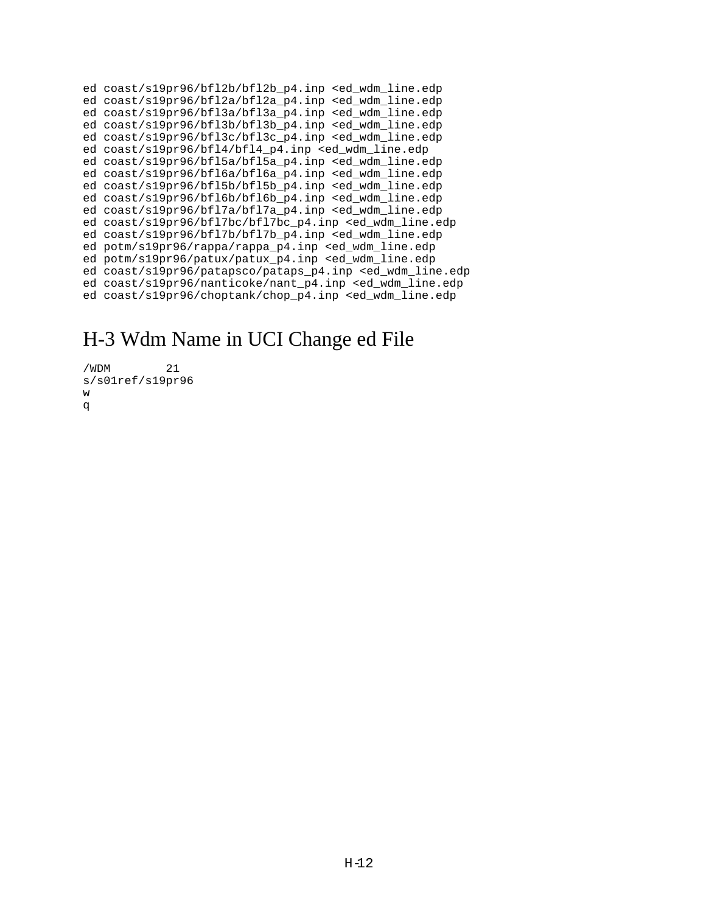```
ed coast/s19pr96/bfl2b/bfl2b_p4.inp <ed_wdm_line.edp
ed coast/s19pr96/bfl2a/bfl2a_p4.inp <ed_wdm_line.edp
ed coast/s19pr96/bfl3a/bfl3a_p4.inp <ed_wdm_line.edp
ed coast/s19pr96/bfl3b/bfl3b_p4.inp <ed_wdm_line.edp
ed coast/s19pr96/bfl3c/bfl3c_p4.inp <ed_wdm_line.edp
ed coast/s19pr96/bfl4/bfl4_p4.inp <ed_wdm_line.edp
ed coast/s19pr96/bfl5a/bfl5a_p4.inp <ed_wdm_line.edp
ed coast/s19pr96/bfl6a/bfl6a_p4.inp <ed_wdm_line.edp
ed coast/s19pr96/bfl5b/bfl5b_p4.inp <ed_wdm_line.edp
ed coast/s19pr96/bfl6b/bfl6b_p4.inp <ed_wdm_line.edp
ed coast/s19pr96/bfl7a/bfl7a_p4.inp <ed_wdm_line.edp
ed coast/s19pr96/bfl7bc/bfl7bc_p4.inp <ed_wdm_line.edp
ed coast/s19pr96/bfl7b/bfl7b_p4.inp <ed_wdm_line.edp
ed potm/s19pr96/rappa/rappa_p4.inp <ed_wdm_line.edp
ed potm/s19pr96/patux/patux_p4.inp <ed_wdm_line.edp
ed coast/s19pr96/patapsco/pataps_p4.inp <ed_wdm_line.edp
ed coast/s19pr96/nanticoke/nant_p4.inp <ed_wdm_line.edp
ed coast/s19pr96/choptank/chop_p4.inp <ed_wdm_line.edp
```

# H-3 Wdm Name in UCI Change ed File

```
/WDM        21
s/s01ref/s19pr96
w
q
```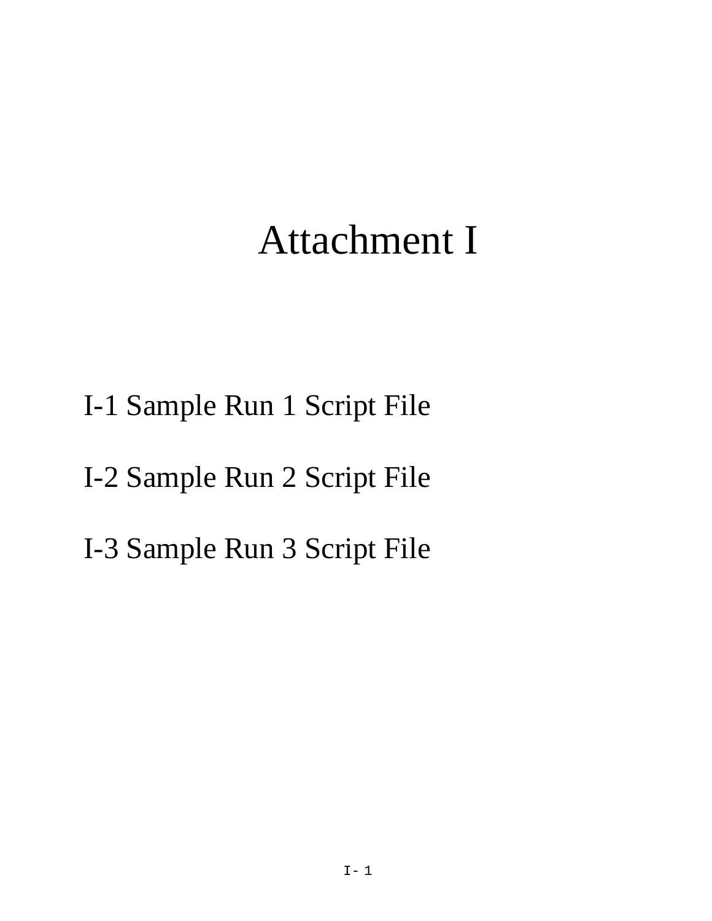# Attachment I

I-1 Sample Run 1 Script File

I-2 Sample Run 2 Script File

I-3 Sample Run 3 Script File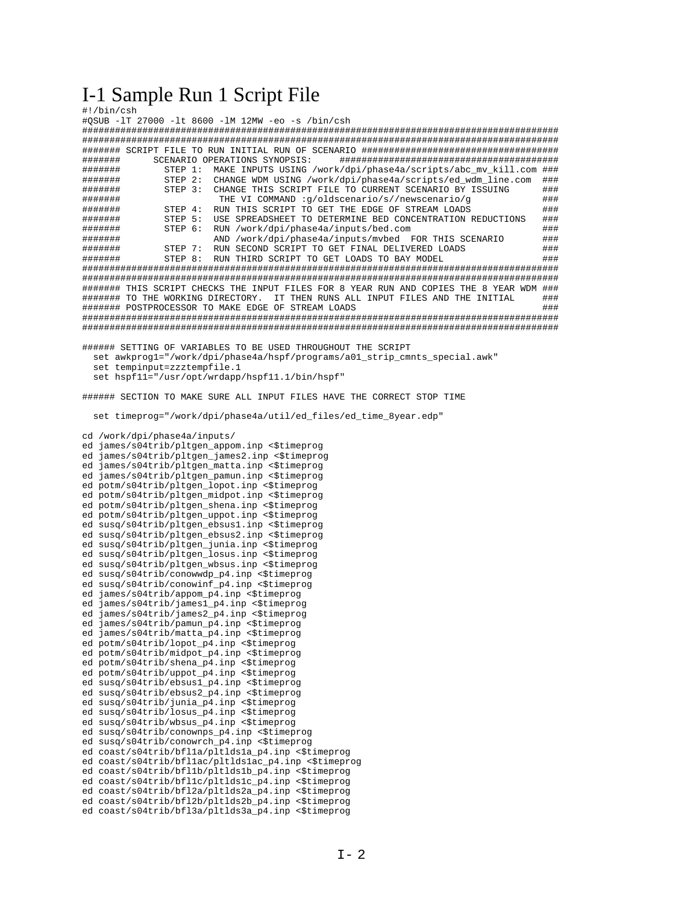# I-1 Sample Run 1 Script File

```
#!/bin/csh
#QSUB -lT 27000 -lt 8600 -lM 12MW -eo -s /bin/csh
##########################################################################################
##########################################################################################
####### SCRIPT FILE TO RUN INITIAL RUN OF SCENARIO #######################################
#######      SCENARIO OPERATIONS SYNOPSIS:     ##########################################
#######        STEP 1:  MAKE INPUTS USING /work/dpi/phase4a/scripts/abc_mv_kill.com ###
#######        STEP 2:  CHANGE WDM USING /work/dpi/phase4a/scripts/ed_wdm_line.com  ###
#######        STEP 3:  CHANGE THIS SCRIPT FILE TO CURRENT SCENARIO BY ISSUING      ###
#######                  THE VI COMMAND :g/oldscenario/s//newscenario/g             ###
#######        STEP 4:  RUN THIS SCRIPT TO GET THE EDGE OF STREAM LOADS             ###
#######        STEP 5:  USE SPREADSHEET TO DETERMINE BED CONCENTRATION REDUCTIONS   ###
#######        STEP 6:  RUN /work/dpi/phase4a/inputs/bed.com                        ###
#######                 AND /work/dpi/phase4a/inputs/mvbed  FOR THIS SCENARIO       ###
#######        STEP 7:  RUN SECOND SCRIPT TO GET FINAL DELIVERED LOADS              ###
#######        STEP 8:  RUN THIRD SCRIPT TO GET LOADS TO BAY MODEL                  ###
##########################################################################################
##########################################################################################
####### THIS SCRIPT CHECKS THE INPUT FILES FOR 8 YEAR RUN AND COPIES THE 8 YEAR WDM ###
####### TO THE WORKING DIRECTORY.  IT THEN RUNS ALL INPUT FILES AND THE INITIAL     ###
####### POSTPROCESSOR TO MAKE EDGE OF STREAM LOADS                                  ###
##########################################################################################
##########################################################################################

###### SETTING OF VARIABLES TO BE USED THROUGHOUT THE SCRIPT
  set awkprog1="/work/dpi/phase4a/hspf/programs/a01_strip_cmnts_special.awk"
  set tempinput=zzztempfile.1
  set hspf11="/usr/opt/wrdapp/hspf11.1/bin/hspf"

###### SECTION TO MAKE SURE ALL INPUT FILES HAVE THE CORRECT STOP TIME

  set timeprog="/work/dpi/phase4a/util/ed_files/ed_time_8year.edp"

cd /work/dpi/phase4a/inputs/
ed james/s04trib/pltgen_appom.inp <$timeprog
ed james/s04trib/pltgen_james2.inp <$timeprog
ed james/s04trib/pltgen_matta.inp <$timeprog
ed james/s04trib/pltgen_pamun.inp <$timeprog
ed potm/s04trib/pltgen_lopot.inp <$timeprog
ed potm/s04trib/pltgen_midpot.inp <$timeprog
ed potm/s04trib/pltgen_shena.inp <$timeprog
ed potm/s04trib/pltgen_uppot.inp <$timeprog
ed susq/s04trib/pltgen_ebsus1.inp <$timeprog
ed susq/s04trib/pltgen_ebsus2.inp <$timeprog
ed susq/s04trib/pltgen_junia.inp <$timeprog
ed susq/s04trib/pltgen_losus.inp <$timeprog
ed susq/s04trib/pltgen_wbsus.inp <$timeprog
ed susq/s04trib/conowwdp_p4.inp <$timeprog
ed susq/s04trib/conowinf_p4.inp <$timeprog
ed james/s04trib/appom_p4.inp <$timeprog
ed james/s04trib/james1_p4.inp <$timeprog
ed james/s04trib/james2_p4.inp <$timeprog
ed james/s04trib/pamun_p4.inp <$timeprog
ed james/s04trib/matta_p4.inp <$timeprog
ed potm/s04trib/lopot_p4.inp <$timeprog
ed potm/s04trib/midpot_p4.inp <$timeprog
ed potm/s04trib/shena_p4.inp <$timeprog
ed potm/s04trib/uppot_p4.inp <$timeprog
ed susq/s04trib/ebsus1_p4.inp <$timeprog
ed susq/s04trib/ebsus2_p4.inp <$timeprog
ed susq/s04trib/junia_p4.inp <$timeprog
ed susq/s04trib/losus_p4.inp <$timeprog
ed susq/s04trib/wbsus_p4.inp <$timeprog
ed susq/s04trib/conownps_p4.inp <$timeprog
ed susq/s04trib/conowrch_p4.inp <$timeprog
ed coast/s04trib/bfl1a/pltlds1a_p4.inp <$timeprog
ed coast/s04trib/bfl1ac/pltlds1ac_p4.inp <$timeprog
ed coast/s04trib/bfl1b/pltlds1b_p4.inp <$timeprog
ed coast/s04trib/bfl1c/pltlds1c_p4.inp <$timeprog
ed coast/s04trib/bfl2a/pltlds2a_p4.inp <$timeprog
ed coast/s04trib/bfl2b/pltlds2b_p4.inp <$timeprog
ed coast/s04trib/bfl3a/pltlds3a_p4.inp <$timeprog
```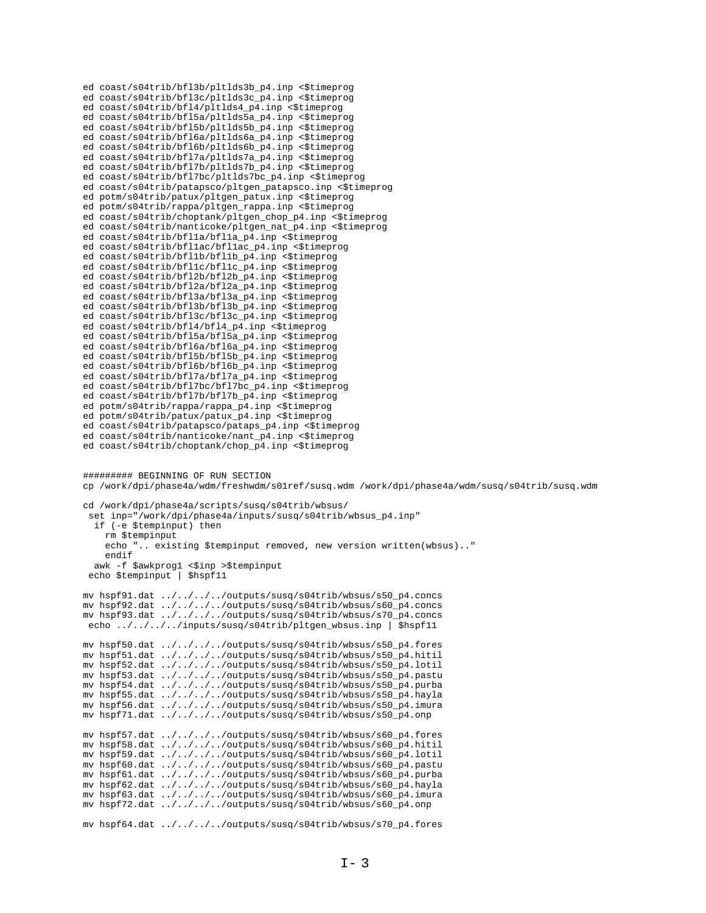```
ed coast/s04trib/bfl3b/pltlds3b_p4.inp <$timeprog
ed coast/s04trib/bfl3c/pltlds3c_p4.inp <$timeprog
ed coast/s04trib/bfl4/pltlds4_p4.inp <$timeprog
ed coast/s04trib/bfl5a/pltlds5a_p4.inp <$timeprog
ed coast/s04trib/bfl5b/pltlds5b_p4.inp <$timeprog
ed coast/s04trib/bfl6a/pltlds6a_p4.inp <$timeprog
ed coast/s04trib/bfl6b/pltlds6b_p4.inp <$timeprog
ed coast/s04trib/bfl7a/pltlds7a_p4.inp <$timeprog
ed coast/s04trib/bfl7b/pltlds7b_p4.inp <$timeprog
ed coast/s04trib/bfl7bc/pltlds7bc_p4.inp <$timeprog
ed coast/s04trib/patapsco/pltgen_patapsco.inp <$timeprog
ed potm/s04trib/patux/pltgen_patux.inp <$timeprog
ed potm/s04trib/rappa/pltgen_rappa.inp <$timeprog
ed coast/s04trib/choptank/pltgen_chop_p4.inp <$timeprog
ed coast/s04trib/nanticoke/pltgen_nat_p4.inp <$timeprog
ed coast/s04trib/bfl1a/bfl1a_p4.inp <$timeprog
ed coast/s04trib/bfl1ac/bfl1ac_p4.inp <$timeprog
ed coast/s04trib/bfl1b/bfl1b_p4.inp <$timeprog
ed coast/s04trib/bfl1c/bfl1c_p4.inp <$timeprog
ed coast/s04trib/bfl2b/bfl2b_p4.inp <$timeprog
ed coast/s04trib/bfl2a/bfl2a_p4.inp <$timeprog
ed coast/s04trib/bfl3a/bfl3a_p4.inp <$timeprog
ed coast/s04trib/bfl3b/bfl3b_p4.inp <$timeprog
ed coast/s04trib/bfl3c/bfl3c_p4.inp <$timeprog
ed coast/s04trib/bfl4/bfl4_p4.inp <$timeprog
ed coast/s04trib/bfl5a/bfl5a_p4.inp <$timeprog
ed coast/s04trib/bfl6a/bfl6a_p4.inp <$timeprog
ed coast/s04trib/bfl5b/bfl5b_p4.inp <$timeprog
ed coast/s04trib/bfl6b/bfl6b_p4.inp <$timeprog
ed coast/s04trib/bfl7a/bfl7a_p4.inp <$timeprog
ed coast/s04trib/bfl7bc/bfl7bc_p4.inp <$timeprog
ed coast/s04trib/bfl7b/bfl7b_p4.inp <$timeprog
ed potm/s04trib/rappa/rappa_p4.inp <$timeprog
ed potm/s04trib/patux/patux_p4.inp <$timeprog
ed coast/s04trib/patapsco/pataps_p4.inp <$timeprog
ed coast/s04trib/nanticoke/nant_p4.inp <$timeprog
ed coast/s04trib/choptank/chop_p4.inp <$timeprog


######### BEGINNING OF RUN SECTION
cp /work/dpi/phase4a/wdm/freshwdm/s01ref/susq.wdm /work/dpi/phase4a/wdm/susq/s04trib/susq.wdm

cd /work/dpi/phase4a/scripts/susq/s04trib/wbsus/
 set inp="/work/dpi/phase4a/inputs/susq/s04trib/wbsus_p4.inp"
  if (-e $tempinput) then
    rm $tempinput
    echo ".. existing $tempinput removed, new version written(wbsus).."
    endif
  awk -f $awkprog1 <$inp >$tempinput
 echo $tempinput | $hspf11

mv hspf91.dat ../../../../outputs/susq/s04trib/wbsus/s50_p4.concs
mv hspf92.dat ../../../../outputs/susq/s04trib/wbsus/s60_p4.concs
mv hspf93.dat ../../../../outputs/susq/s04trib/wbsus/s70_p4.concs
 echo ../../../../inputs/susq/s04trib/pltgen_wbsus.inp | $hspf11

mv hspf50.dat ../../../../outputs/susq/s04trib/wbsus/s50_p4.fores
mv hspf51.dat ../../../../outputs/susq/s04trib/wbsus/s50_p4.hitil
mv hspf52.dat ../../../../outputs/susq/s04trib/wbsus/s50_p4.lotil
mv hspf53.dat ../../../../outputs/susq/s04trib/wbsus/s50_p4.pastu
mv hspf54.dat ../../../../outputs/susq/s04trib/wbsus/s50_p4.purba
mv hspf55.dat ../../../../outputs/susq/s04trib/wbsus/s50_p4.hayla
mv hspf56.dat ../../../../outputs/susq/s04trib/wbsus/s50_p4.imura
mv hspf71.dat ../../../../outputs/susq/s04trib/wbsus/s50_p4.onp

mv hspf57.dat ../../../../outputs/susq/s04trib/wbsus/s60_p4.fores
mv hspf58.dat ../../../../outputs/susq/s04trib/wbsus/s60_p4.hitil
mv hspf59.dat ../../../../outputs/susq/s04trib/wbsus/s60_p4.lotil
mv hspf60.dat ../../../../outputs/susq/s04trib/wbsus/s60_p4.pastu
mv hspf61.dat ../../../../outputs/susq/s04trib/wbsus/s60_p4.purba
mv hspf62.dat ../../../../outputs/susq/s04trib/wbsus/s60_p4.hayla
mv hspf63.dat ../../../../outputs/susq/s04trib/wbsus/s60_p4.imura
mv hspf72.dat ../../../../outputs/susq/s04trib/wbsus/s60_p4.onp

mv hspf64.dat ../../../../outputs/susq/s04trib/wbsus/s70_p4.fores
```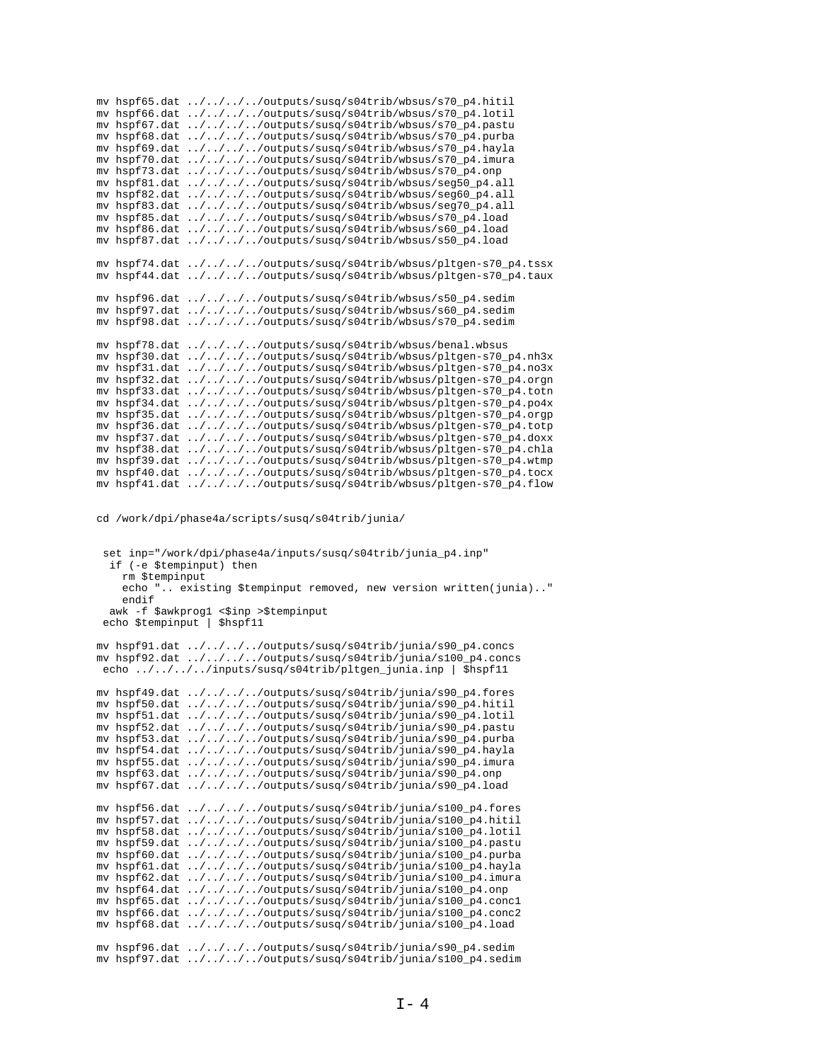```
mv hspf65.dat ../../../../outputs/susq/s04trib/wbsus/s70_p4.hitil
mv hspf66.dat ../../../../outputs/susq/s04trib/wbsus/s70_p4.lotil
mv hspf67.dat ../../../../outputs/susq/s04trib/wbsus/s70_p4.pastu
mv hspf68.dat ../../../../outputs/susq/s04trib/wbsus/s70_p4.purba
mv hspf69.dat ../../../../outputs/susq/s04trib/wbsus/s70_p4.hayla
mv hspf70.dat ../../../../outputs/susq/s04trib/wbsus/s70_p4.imura
mv hspf73.dat ../../../../outputs/susq/s04trib/wbsus/s70_p4.onp
mv hspf81.dat ../../../../outputs/susq/s04trib/wbsus/seg50_p4.all
mv hspf82.dat ../../../../outputs/susq/s04trib/wbsus/seg60_p4.all
mv hspf83.dat ../../../../outputs/susq/s04trib/wbsus/seg70_p4.all
mv hspf85.dat ../../../../outputs/susq/s04trib/wbsus/s70_p4.load
mv hspf86.dat ../../../../outputs/susq/s04trib/wbsus/s60_p4.load
mv hspf87.dat ../../../../outputs/susq/s04trib/wbsus/s50_p4.load

mv hspf74.dat ../../../../outputs/susq/s04trib/wbsus/pltgen-s70_p4.tssx
mv hspf44.dat ../../../../outputs/susq/s04trib/wbsus/pltgen-s70_p4.taux

mv hspf96.dat ../../../../outputs/susq/s04trib/wbsus/s50_p4.sedim
mv hspf97.dat ../../../../outputs/susq/s04trib/wbsus/s60_p4.sedim
mv hspf98.dat ../../../../outputs/susq/s04trib/wbsus/s70_p4.sedim

mv hspf78.dat ../../../../outputs/susq/s04trib/wbsus/benal.wbsus
mv hspf30.dat ../../../../outputs/susq/s04trib/wbsus/pltgen-s70_p4.nh3x
mv hspf31.dat ../../../../outputs/susq/s04trib/wbsus/pltgen-s70_p4.no3x
mv hspf32.dat ../../../../outputs/susq/s04trib/wbsus/pltgen-s70_p4.orgn
mv hspf33.dat ../../../../outputs/susq/s04trib/wbsus/pltgen-s70_p4.totn
mv hspf34.dat ../../../../outputs/susq/s04trib/wbsus/pltgen-s70_p4.po4x
mv hspf35.dat ../../../../outputs/susq/s04trib/wbsus/pltgen-s70_p4.orgp
mv hspf36.dat ../../../../outputs/susq/s04trib/wbsus/pltgen-s70_p4.totp
mv hspf37.dat ../../../../outputs/susq/s04trib/wbsus/pltgen-s70_p4.doxx
mv hspf38.dat ../../../../outputs/susq/s04trib/wbsus/pltgen-s70_p4.chla
mv hspf39.dat ../../../../outputs/susq/s04trib/wbsus/pltgen-s70_p4.wtmp
mv hspf40.dat ../../../../outputs/susq/s04trib/wbsus/pltgen-s70_p4.tocx
mv hspf41.dat ../../../../outputs/susq/s04trib/wbsus/pltgen-s70_p4.flow


cd /work/dpi/phase4a/scripts/susq/s04trib/junia/


 set inp="/work/dpi/phase4a/inputs/susq/s04trib/junia_p4.inp"
  if (-e $tempinput) then
    rm $tempinput
    echo ".. existing $tempinput removed, new version written(junia).."
    endif
  awk -f $awkprog1 <$inp >$tempinput
 echo $tempinput | $hspf11

mv hspf91.dat ../../../../outputs/susq/s04trib/junia/s90_p4.concs
mv hspf92.dat ../../../../outputs/susq/s04trib/junia/s100_p4.concs
 echo ../../../../inputs/susq/s04trib/pltgen_junia.inp | $hspf11

mv hspf49.dat ../../../../outputs/susq/s04trib/junia/s90_p4.fores
mv hspf50.dat ../../../../outputs/susq/s04trib/junia/s90_p4.hitil
mv hspf51.dat ../../../../outputs/susq/s04trib/junia/s90_p4.lotil
mv hspf52.dat ../../../../outputs/susq/s04trib/junia/s90_p4.pastu
mv hspf53.dat ../../../../outputs/susq/s04trib/junia/s90_p4.purba
mv hspf54.dat ../../../../outputs/susq/s04trib/junia/s90_p4.hayla
mv hspf55.dat ../../../../outputs/susq/s04trib/junia/s90_p4.imura
mv hspf63.dat ../../../../outputs/susq/s04trib/junia/s90_p4.onp
mv hspf67.dat ../../../../outputs/susq/s04trib/junia/s90_p4.load

mv hspf56.dat ../../../../outputs/susq/s04trib/junia/s100_p4.fores
mv hspf57.dat ../../../../outputs/susq/s04trib/junia/s100_p4.hitil
mv hspf58.dat ../../../../outputs/susq/s04trib/junia/s100_p4.lotil
mv hspf59.dat ../../../../outputs/susq/s04trib/junia/s100_p4.pastu
mv hspf60.dat ../../../../outputs/susq/s04trib/junia/s100_p4.purba
mv hspf61.dat ../../../../outputs/susq/s04trib/junia/s100_p4.hayla
mv hspf62.dat ../../../../outputs/susq/s04trib/junia/s100_p4.imura
mv hspf64.dat ../../../../outputs/susq/s04trib/junia/s100_p4.onp
mv hspf65.dat ../../../../outputs/susq/s04trib/junia/s100_p4.conc1
mv hspf66.dat ../../../../outputs/susq/s04trib/junia/s100_p4.conc2
mv hspf68.dat ../../../../outputs/susq/s04trib/junia/s100_p4.load

mv hspf96.dat ../../../../outputs/susq/s04trib/junia/s90_p4.sedim
mv hspf97.dat ../../../../outputs/susq/s04trib/junia/s100_p4.sedim
```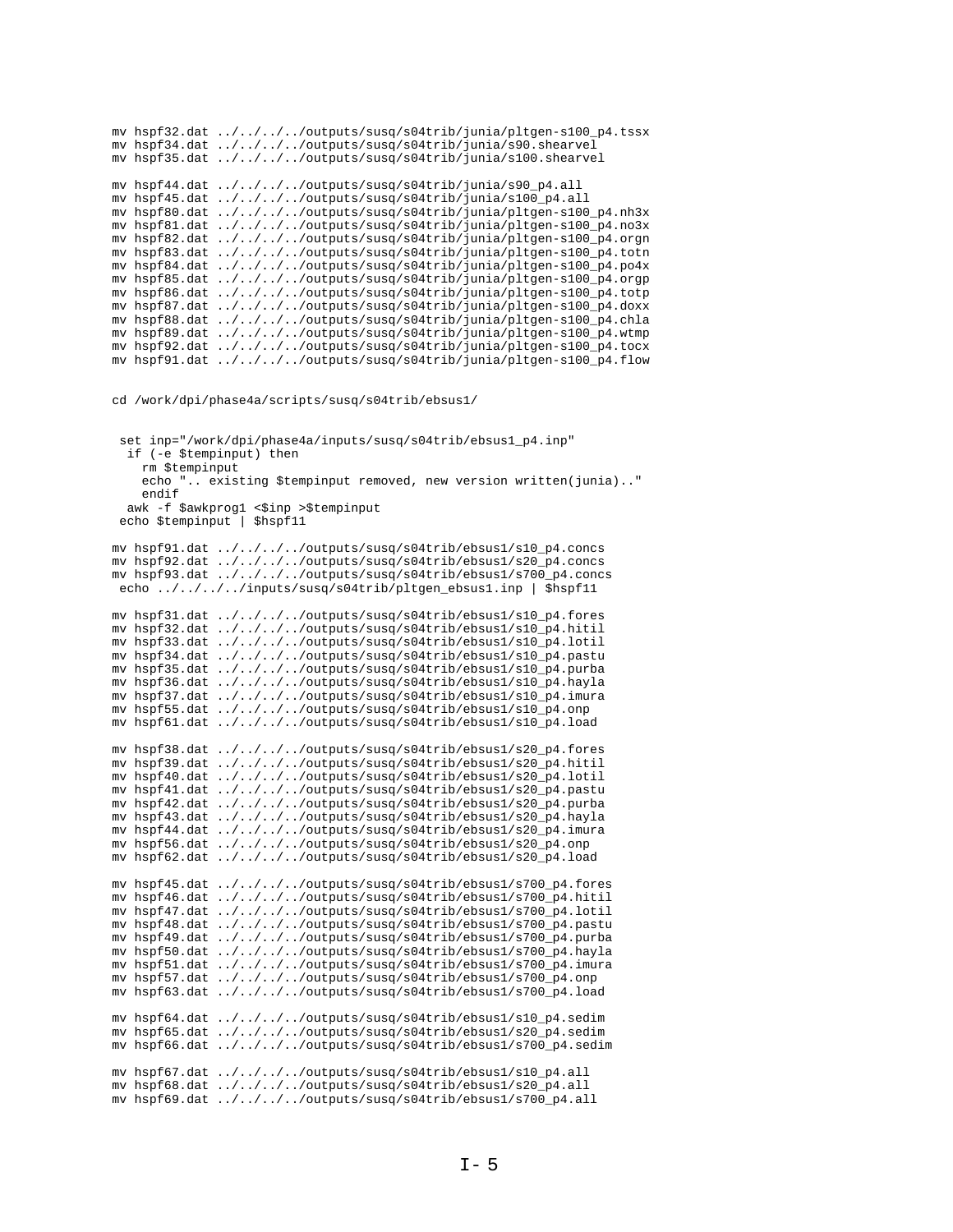```
mv hspf32.dat ../../../../outputs/susq/s04trib/junia/pltgen-s100_p4.tssx
mv hspf34.dat ../../../../outputs/susq/s04trib/junia/s90.shearvel
mv hspf35.dat ../../../../outputs/susq/s04trib/junia/s100.shearvel

mv hspf44.dat ../../../../outputs/susq/s04trib/junia/s90_p4.all
mv hspf45.dat ../../../../outputs/susq/s04trib/junia/s100_p4.all
mv hspf80.dat ../../../../outputs/susq/s04trib/junia/pltgen-s100_p4.nh3x
mv hspf81.dat ../../../../outputs/susq/s04trib/junia/pltgen-s100_p4.no3x
mv hspf82.dat ../../../../outputs/susq/s04trib/junia/pltgen-s100_p4.orgn
mv hspf83.dat ../../../../outputs/susq/s04trib/junia/pltgen-s100_p4.totn
mv hspf84.dat ../../../../outputs/susq/s04trib/junia/pltgen-s100_p4.po4x
mv hspf85.dat ../../../../outputs/susq/s04trib/junia/pltgen-s100_p4.orgp
mv hspf86.dat ../../../../outputs/susq/s04trib/junia/pltgen-s100_p4.totp
mv hspf87.dat ../../../../outputs/susq/s04trib/junia/pltgen-s100_p4.doxx
mv hspf88.dat ../../../../outputs/susq/s04trib/junia/pltgen-s100_p4.chla
mv hspf89.dat ../../../../outputs/susq/s04trib/junia/pltgen-s100_p4.wtmp
mv hspf92.dat ../../../../outputs/susq/s04trib/junia/pltgen-s100_p4.tocx
mv hspf91.dat ../../../../outputs/susq/s04trib/junia/pltgen-s100_p4.flow


cd /work/dpi/phase4a/scripts/susq/s04trib/ebsus1/


 set inp="/work/dpi/phase4a/inputs/susq/s04trib/ebsus1_p4.inp"
  if (-e $tempinput) then
    rm $tempinput
    echo ".. existing $tempinput removed, new version written(junia).."
    endif
  awk -f $awkprog1 <$inp >$tempinput
 echo $tempinput | $hspf11

mv hspf91.dat ../../../../outputs/susq/s04trib/ebsus1/s10_p4.concs
mv hspf92.dat ../../../../outputs/susq/s04trib/ebsus1/s20_p4.concs
mv hspf93.dat ../../../../outputs/susq/s04trib/ebsus1/s700_p4.concs
 echo ../../../../inputs/susq/s04trib/pltgen_ebsus1.inp | $hspf11

mv hspf31.dat ../../../../outputs/susq/s04trib/ebsus1/s10_p4.fores
mv hspf32.dat ../../../../outputs/susq/s04trib/ebsus1/s10_p4.hitil
mv hspf33.dat ../../../../outputs/susq/s04trib/ebsus1/s10_p4.lotil
mv hspf34.dat ../../../../outputs/susq/s04trib/ebsus1/s10_p4.pastu
mv hspf35.dat ../../../../outputs/susq/s04trib/ebsus1/s10_p4.purba
mv hspf36.dat ../../../../outputs/susq/s04trib/ebsus1/s10_p4.hayla
mv hspf37.dat ../../../../outputs/susq/s04trib/ebsus1/s10_p4.imura
mv hspf55.dat ../../../../outputs/susq/s04trib/ebsus1/s10_p4.onp
mv hspf61.dat ../../../../outputs/susq/s04trib/ebsus1/s10_p4.load

mv hspf38.dat ../../../../outputs/susq/s04trib/ebsus1/s20_p4.fores
mv hspf39.dat ../../../../outputs/susq/s04trib/ebsus1/s20_p4.hitil
mv hspf40.dat ../../../../outputs/susq/s04trib/ebsus1/s20_p4.lotil
mv hspf41.dat ../../../../outputs/susq/s04trib/ebsus1/s20_p4.pastu
mv hspf42.dat ../../../../outputs/susq/s04trib/ebsus1/s20_p4.purba
mv hspf43.dat ../../../../outputs/susq/s04trib/ebsus1/s20_p4.hayla
mv hspf44.dat ../../../../outputs/susq/s04trib/ebsus1/s20_p4.imura
mv hspf56.dat ../../../../outputs/susq/s04trib/ebsus1/s20_p4.onp
mv hspf62.dat ../../../../outputs/susq/s04trib/ebsus1/s20_p4.load

mv hspf45.dat ../../../../outputs/susq/s04trib/ebsus1/s700_p4.fores
mv hspf46.dat ../../../../outputs/susq/s04trib/ebsus1/s700_p4.hitil
mv hspf47.dat ../../../../outputs/susq/s04trib/ebsus1/s700_p4.lotil
mv hspf48.dat ../../../../outputs/susq/s04trib/ebsus1/s700_p4.pastu
mv hspf49.dat ../../../../outputs/susq/s04trib/ebsus1/s700_p4.purba
mv hspf50.dat ../../../../outputs/susq/s04trib/ebsus1/s700_p4.hayla
mv hspf51.dat ../../../../outputs/susq/s04trib/ebsus1/s700_p4.imura
mv hspf57.dat ../../../../outputs/susq/s04trib/ebsus1/s700_p4.onp
mv hspf63.dat ../../../../outputs/susq/s04trib/ebsus1/s700_p4.load

mv hspf64.dat ../../../../outputs/susq/s04trib/ebsus1/s10_p4.sedim
mv hspf65.dat ../../../../outputs/susq/s04trib/ebsus1/s20_p4.sedim
mv hspf66.dat ../../../../outputs/susq/s04trib/ebsus1/s700_p4.sedim

mv hspf67.dat ../../../../outputs/susq/s04trib/ebsus1/s10_p4.all
mv hspf68.dat ../../../../outputs/susq/s04trib/ebsus1/s20_p4.all
mv hspf69.dat ../../../../outputs/susq/s04trib/ebsus1/s700_p4.all
```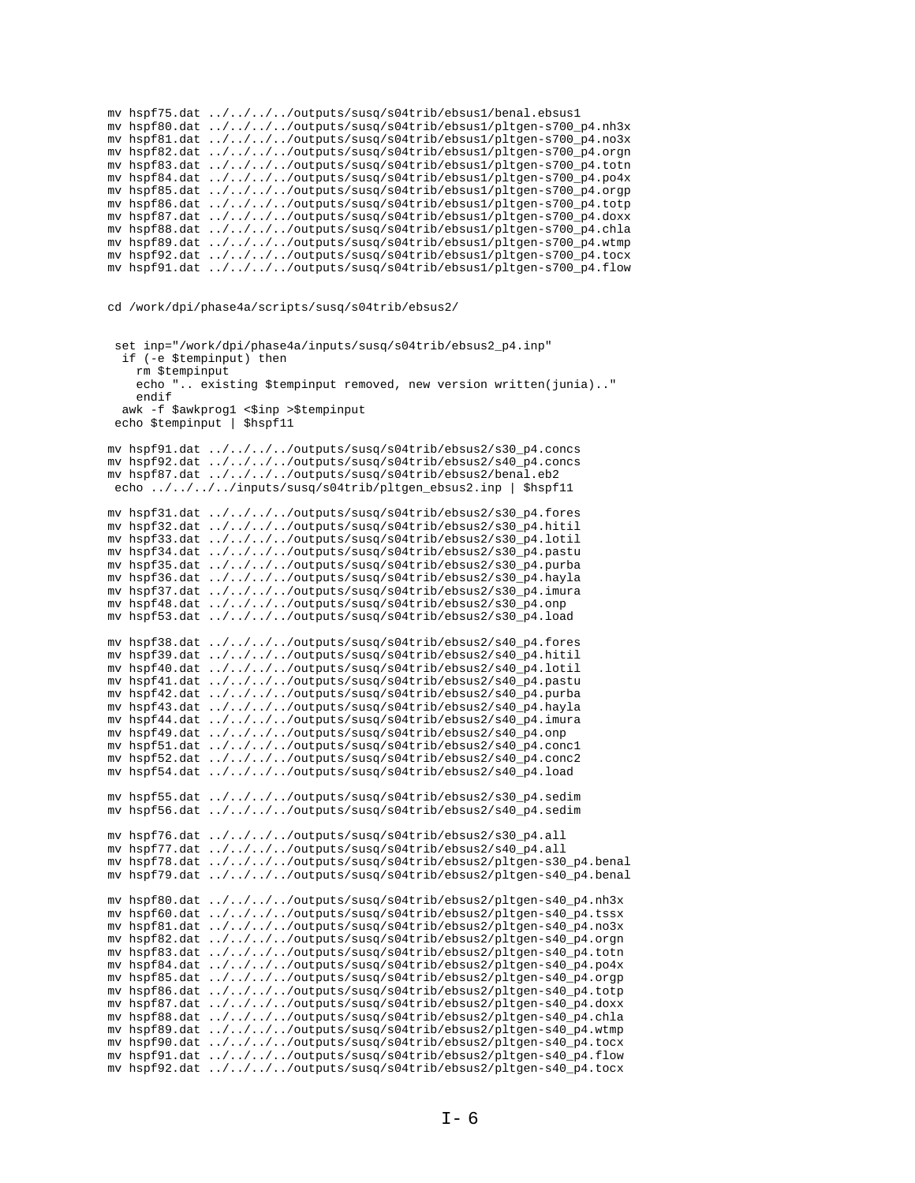```
mv hspf75.dat ../../../../outputs/susq/s04trib/ebsus1/benal.ebsus1
mv hspf80.dat ../../../../outputs/susq/s04trib/ebsus1/pltgen-s700_p4.nh3x
mv hspf81.dat ../../../../outputs/susq/s04trib/ebsus1/pltgen-s700_p4.no3x
mv hspf82.dat ../../../../outputs/susq/s04trib/ebsus1/pltgen-s700_p4.orgn
mv hspf83.dat ../../../../outputs/susq/s04trib/ebsus1/pltgen-s700_p4.totn
mv hspf84.dat ../../../../outputs/susq/s04trib/ebsus1/pltgen-s700_p4.po4x
mv hspf85.dat ../../../../outputs/susq/s04trib/ebsus1/pltgen-s700_p4.orgp
mv hspf86.dat ../../../../outputs/susq/s04trib/ebsus1/pltgen-s700_p4.totp
mv hspf87.dat ../../../../outputs/susq/s04trib/ebsus1/pltgen-s700_p4.doxx
mv hspf88.dat ../../../../outputs/susq/s04trib/ebsus1/pltgen-s700_p4.chla
mv hspf89.dat ../../../../outputs/susq/s04trib/ebsus1/pltgen-s700_p4.wtmp
mv hspf92.dat ../../../../outputs/susq/s04trib/ebsus1/pltgen-s700_p4.tocx
mv hspf91.dat ../../../../outputs/susq/s04trib/ebsus1/pltgen-s700_p4.flow


cd /work/dpi/phase4a/scripts/susq/s04trib/ebsus2/


 set inp="/work/dpi/phase4a/inputs/susq/s04trib/ebsus2_p4.inp"
  if (-e $tempinput) then
    rm $tempinput
    echo ".. existing $tempinput removed, new version written(junia).."
    endif
  awk -f $awkprog1 <$inp >$tempinput
 echo $tempinput | $hspf11

mv hspf91.dat ../../../../outputs/susq/s04trib/ebsus2/s30_p4.concs
mv hspf92.dat ../../../../outputs/susq/s04trib/ebsus2/s40_p4.concs
mv hspf87.dat ../../../../outputs/susq/s04trib/ebsus2/benal.eb2
 echo ../../../../inputs/susq/s04trib/pltgen_ebsus2.inp | $hspf11

mv hspf31.dat ../../../../outputs/susq/s04trib/ebsus2/s30_p4.fores
mv hspf32.dat ../../../../outputs/susq/s04trib/ebsus2/s30_p4.hitil
mv hspf33.dat ../../../../outputs/susq/s04trib/ebsus2/s30_p4.lotil
mv hspf34.dat ../../../../outputs/susq/s04trib/ebsus2/s30_p4.pastu
mv hspf35.dat ../../../../outputs/susq/s04trib/ebsus2/s30_p4.purba
mv hspf36.dat ../../../../outputs/susq/s04trib/ebsus2/s30_p4.hayla
mv hspf37.dat ../../../../outputs/susq/s04trib/ebsus2/s30_p4.imura
mv hspf48.dat ../../../../outputs/susq/s04trib/ebsus2/s30_p4.onp
mv hspf53.dat ../../../../outputs/susq/s04trib/ebsus2/s30_p4.load

mv hspf38.dat ../../../../outputs/susq/s04trib/ebsus2/s40_p4.fores
mv hspf39.dat ../../../../outputs/susq/s04trib/ebsus2/s40_p4.hitil
mv hspf40.dat ../../../../outputs/susq/s04trib/ebsus2/s40_p4.lotil
mv hspf41.dat ../../../../outputs/susq/s04trib/ebsus2/s40_p4.pastu
mv hspf42.dat ../../../../outputs/susq/s04trib/ebsus2/s40_p4.purba
mv hspf43.dat ../../../../outputs/susq/s04trib/ebsus2/s40_p4.hayla
mv hspf44.dat ../../../../outputs/susq/s04trib/ebsus2/s40_p4.imura
mv hspf49.dat ../../../../outputs/susq/s04trib/ebsus2/s40_p4.onp
mv hspf51.dat ../../../../outputs/susq/s04trib/ebsus2/s40_p4.conc1
mv hspf52.dat ../../../../outputs/susq/s04trib/ebsus2/s40_p4.conc2
mv hspf54.dat ../../../../outputs/susq/s04trib/ebsus2/s40_p4.load

mv hspf55.dat ../../../../outputs/susq/s04trib/ebsus2/s30_p4.sedim
mv hspf56.dat ../../../../outputs/susq/s04trib/ebsus2/s40_p4.sedim

mv hspf76.dat ../../../../outputs/susq/s04trib/ebsus2/s30_p4.all
mv hspf77.dat ../../../../outputs/susq/s04trib/ebsus2/s40_p4.all
mv hspf78.dat ../../../../outputs/susq/s04trib/ebsus2/pltgen-s30_p4.benal
mv hspf79.dat ../../../../outputs/susq/s04trib/ebsus2/pltgen-s40_p4.benal

mv hspf80.dat ../../../../outputs/susq/s04trib/ebsus2/pltgen-s40_p4.nh3x
mv hspf60.dat ../../../../outputs/susq/s04trib/ebsus2/pltgen-s40_p4.tssx
mv hspf81.dat ../../../../outputs/susq/s04trib/ebsus2/pltgen-s40_p4.no3x
mv hspf82.dat ../../../../outputs/susq/s04trib/ebsus2/pltgen-s40_p4.orgn
mv hspf83.dat ../../../../outputs/susq/s04trib/ebsus2/pltgen-s40_p4.totn
mv hspf84.dat ../../../../outputs/susq/s04trib/ebsus2/pltgen-s40_p4.po4x
mv hspf85.dat ../../../../outputs/susq/s04trib/ebsus2/pltgen-s40_p4.orgp
mv hspf86.dat ../../../../outputs/susq/s04trib/ebsus2/pltgen-s40_p4.totp
mv hspf87.dat ../../../../outputs/susq/s04trib/ebsus2/pltgen-s40_p4.doxx
mv hspf88.dat ../../../../outputs/susq/s04trib/ebsus2/pltgen-s40_p4.chla
mv hspf89.dat ../../../../outputs/susq/s04trib/ebsus2/pltgen-s40_p4.wtmp
mv hspf90.dat ../../../../outputs/susq/s04trib/ebsus2/pltgen-s40_p4.tocx
mv hspf91.dat ../../../../outputs/susq/s04trib/ebsus2/pltgen-s40_p4.flow
mv hspf92.dat ../../../../outputs/susq/s04trib/ebsus2/pltgen-s40_p4.tocx
```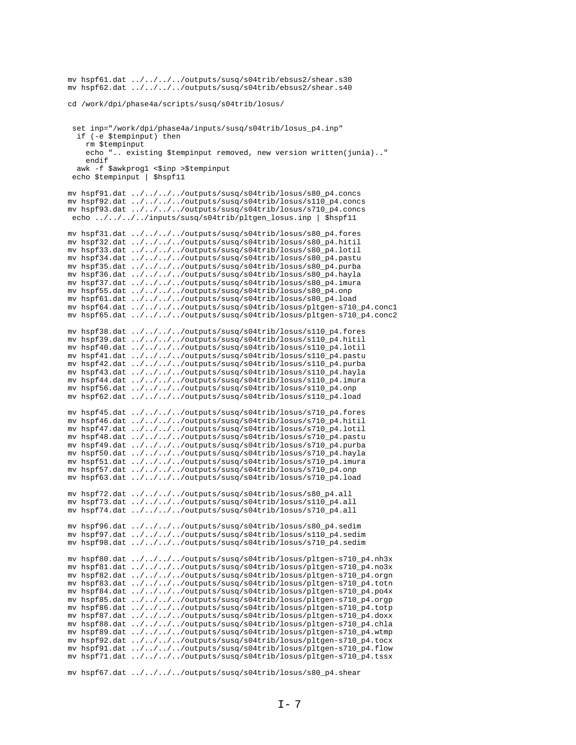```
mv hspf61.dat ../../../../outputs/susq/s04trib/ebsus2/shear.s30
mv hspf62.dat ../../../../outputs/susq/s04trib/ebsus2/shear.s40

cd /work/dpi/phase4a/scripts/susq/s04trib/losus/


  set inp="/work/dpi/phase4a/inputs/susq/s04trib/losus_p4.inp"
   if (-e $tempinput) then
     rm $tempinput
     echo ".. existing $tempinput removed, new version written(junia).."
     endif
   awk -f $awkprog1 <$inp >$tempinput
  echo $tempinput | $hspf11

mv hspf91.dat ../../../../outputs/susq/s04trib/losus/s80_p4.concs
mv hspf92.dat ../../../../outputs/susq/s04trib/losus/s110_p4.concs
mv hspf93.dat ../../../../outputs/susq/s04trib/losus/s710_p4.concs
 echo ../../../../inputs/susq/s04trib/pltgen_losus.inp | $hspf11

mv hspf31.dat ../../../../outputs/susq/s04trib/losus/s80_p4.fores
mv hspf32.dat ../../../../outputs/susq/s04trib/losus/s80_p4.hitil
mv hspf33.dat ../../../../outputs/susq/s04trib/losus/s80_p4.lotil
mv hspf34.dat ../../../../outputs/susq/s04trib/losus/s80_p4.pastu
mv hspf35.dat ../../../../outputs/susq/s04trib/losus/s80_p4.purba
mv hspf36.dat ../../../../outputs/susq/s04trib/losus/s80_p4.hayla
mv hspf37.dat ../../../../outputs/susq/s04trib/losus/s80_p4.imura
mv hspf55.dat ../../../../outputs/susq/s04trib/losus/s80_p4.onp
mv hspf61.dat ../../../../outputs/susq/s04trib/losus/s80_p4.load
mv hspf64.dat ../../../../outputs/susq/s04trib/losus/pltgen-s710_p4.conc1
mv hspf65.dat ../../../../outputs/susq/s04trib/losus/pltgen-s710_p4.conc2

mv hspf38.dat ../../../../outputs/susq/s04trib/losus/s110_p4.fores
mv hspf39.dat ../../../../outputs/susq/s04trib/losus/s110_p4.hitil
mv hspf40.dat ../../../../outputs/susq/s04trib/losus/s110_p4.lotil
mv hspf41.dat ../../../../outputs/susq/s04trib/losus/s110_p4.pastu
mv hspf42.dat ../../../../outputs/susq/s04trib/losus/s110_p4.purba
mv hspf43.dat ../../../../outputs/susq/s04trib/losus/s110_p4.hayla
mv hspf44.dat ../../../../outputs/susq/s04trib/losus/s110_p4.imura
mv hspf56.dat ../../../../outputs/susq/s04trib/losus/s110_p4.onp
mv hspf62.dat ../../../../outputs/susq/s04trib/losus/s110_p4.load

mv hspf45.dat ../../../../outputs/susq/s04trib/losus/s710_p4.fores
mv hspf46.dat ../../../../outputs/susq/s04trib/losus/s710_p4.hitil
mv hspf47.dat ../../../../outputs/susq/s04trib/losus/s710_p4.lotil
mv hspf48.dat ../../../../outputs/susq/s04trib/losus/s710_p4.pastu
mv hspf49.dat ../../../../outputs/susq/s04trib/losus/s710_p4.purba
mv hspf50.dat ../../../../outputs/susq/s04trib/losus/s710_p4.hayla
mv hspf51.dat ../../../../outputs/susq/s04trib/losus/s710_p4.imura
mv hspf57.dat ../../../../outputs/susq/s04trib/losus/s710_p4.onp
mv hspf63.dat ../../../../outputs/susq/s04trib/losus/s710_p4.load

mv hspf72.dat ../../../../outputs/susq/s04trib/losus/s80_p4.all
mv hspf73.dat ../../../../outputs/susq/s04trib/losus/s110_p4.all
mv hspf74.dat ../../../../outputs/susq/s04trib/losus/s710_p4.all

mv hspf96.dat ../../../../outputs/susq/s04trib/losus/s80_p4.sedim
mv hspf97.dat ../../../../outputs/susq/s04trib/losus/s110_p4.sedim
mv hspf98.dat ../../../../outputs/susq/s04trib/losus/s710_p4.sedim

mv hspf80.dat ../../../../outputs/susq/s04trib/losus/pltgen-s710_p4.nh3x
mv hspf81.dat ../../../../outputs/susq/s04trib/losus/pltgen-s710_p4.no3x
mv hspf82.dat ../../../../outputs/susq/s04trib/losus/pltgen-s710_p4.orgn
mv hspf83.dat ../../../../outputs/susq/s04trib/losus/pltgen-s710_p4.totn
mv hspf84.dat ../../../../outputs/susq/s04trib/losus/pltgen-s710_p4.po4x
mv hspf85.dat ../../../../outputs/susq/s04trib/losus/pltgen-s710_p4.orgp
mv hspf86.dat ../../../../outputs/susq/s04trib/losus/pltgen-s710_p4.totp
mv hspf87.dat ../../../../outputs/susq/s04trib/losus/pltgen-s710_p4.doxx
mv hspf88.dat ../../../../outputs/susq/s04trib/losus/pltgen-s710_p4.chla
mv hspf89.dat ../../../../outputs/susq/s04trib/losus/pltgen-s710_p4.wtmp
mv hspf92.dat ../../../../outputs/susq/s04trib/losus/pltgen-s710_p4.tocx
mv hspf91.dat ../../../../outputs/susq/s04trib/losus/pltgen-s710_p4.flow
mv hspf71.dat ../../../../outputs/susq/s04trib/losus/pltgen-s710_p4.tssx

mv hspf67.dat ../../../../outputs/susq/s04trib/losus/s80_p4.shear
```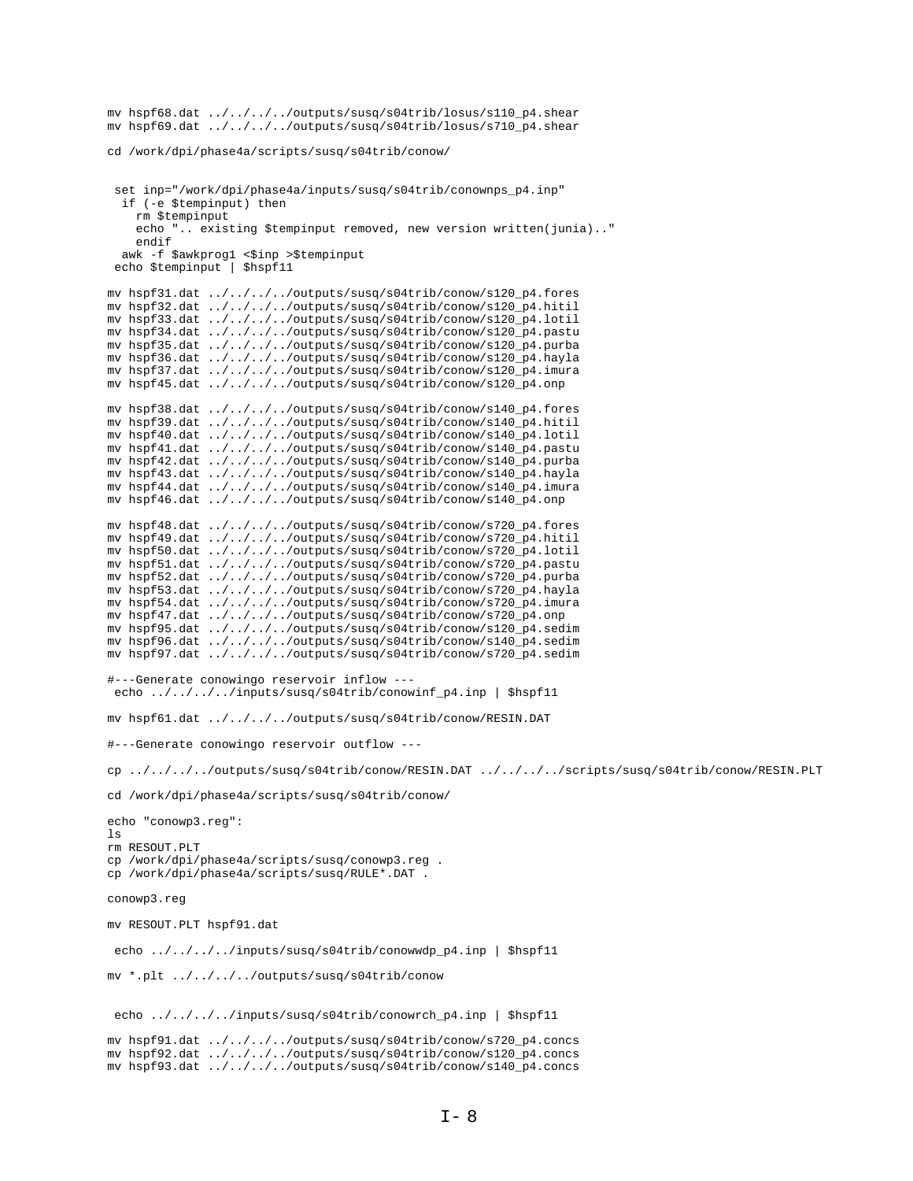```
mv hspf68.dat ../../../../outputs/susq/s04trib/losus/s110_p4.shear
mv hspf69.dat ../../../../outputs/susq/s04trib/losus/s710_p4.shear

cd /work/dpi/phase4a/scripts/susq/s04trib/conow/


 set inp="/work/dpi/phase4a/inputs/susq/s04trib/conownps_p4.inp"
  if (-e $tempinput) then
    rm $tempinput
    echo ".. existing $tempinput removed, new version written(junia).."
    endif
  awk -f $awkprog1 <$inp >$tempinput
 echo $tempinput | $hspf11

mv hspf31.dat ../../../../outputs/susq/s04trib/conow/s120_p4.fores
mv hspf32.dat ../../../../outputs/susq/s04trib/conow/s120_p4.hitil
mv hspf33.dat ../../../../outputs/susq/s04trib/conow/s120_p4.lotil
mv hspf34.dat ../../../../outputs/susq/s04trib/conow/s120_p4.pastu
mv hspf35.dat ../../../../outputs/susq/s04trib/conow/s120_p4.purba
mv hspf36.dat ../../../../outputs/susq/s04trib/conow/s120_p4.hayla
mv hspf37.dat ../../../../outputs/susq/s04trib/conow/s120_p4.imura
mv hspf45.dat ../../../../outputs/susq/s04trib/conow/s120_p4.onp

mv hspf38.dat ../../../../outputs/susq/s04trib/conow/s140_p4.fores
mv hspf39.dat ../../../../outputs/susq/s04trib/conow/s140_p4.hitil
mv hspf40.dat ../../../../outputs/susq/s04trib/conow/s140_p4.lotil
mv hspf41.dat ../../../../outputs/susq/s04trib/conow/s140_p4.pastu
mv hspf42.dat ../../../../outputs/susq/s04trib/conow/s140_p4.purba
mv hspf43.dat ../../../../outputs/susq/s04trib/conow/s140_p4.hayla
mv hspf44.dat ../../../../outputs/susq/s04trib/conow/s140_p4.imura
mv hspf46.dat ../../../../outputs/susq/s04trib/conow/s140_p4.onp

mv hspf48.dat ../../../../outputs/susq/s04trib/conow/s720_p4.fores
mv hspf49.dat ../../../../outputs/susq/s04trib/conow/s720_p4.hitil
mv hspf50.dat ../../../../outputs/susq/s04trib/conow/s720_p4.lotil
mv hspf51.dat ../../../../outputs/susq/s04trib/conow/s720_p4.pastu
mv hspf52.dat ../../../../outputs/susq/s04trib/conow/s720_p4.purba
mv hspf53.dat ../../../../outputs/susq/s04trib/conow/s720_p4.hayla
mv hspf54.dat ../../../../outputs/susq/s04trib/conow/s720_p4.imura
mv hspf47.dat ../../../../outputs/susq/s04trib/conow/s720_p4.onp
mv hspf95.dat ../../../../outputs/susq/s04trib/conow/s120_p4.sedim
mv hspf96.dat ../../../../outputs/susq/s04trib/conow/s140_p4.sedim
mv hspf97.dat ../../../../outputs/susq/s04trib/conow/s720_p4.sedim

#---Generate conowingo reservoir inflow ---
 echo ../../../../inputs/susq/s04trib/conowinf_p4.inp | $hspf11

mv hspf61.dat ../../../../outputs/susq/s04trib/conow/RESIN.DAT

#---Generate conowingo reservoir outflow ---

cp ../../../../outputs/susq/s04trib/conow/RESIN.DAT ../../../../scripts/susq/s04trib/conow/RESIN.PLT

cd /work/dpi/phase4a/scripts/susq/s04trib/conow/

echo "conowp3.reg":
ls
rm RESOUT.PLT
cp /work/dpi/phase4a/scripts/susq/conowp3.reg .
cp /work/dpi/phase4a/scripts/susq/RULE*.DAT .

conowp3.reg

mv RESOUT.PLT hspf91.dat

 echo ../../../../inputs/susq/s04trib/conowwdp_p4.inp | $hspf11

mv *.plt ../../../../outputs/susq/s04trib/conow


 echo ../../../../inputs/susq/s04trib/conowrch_p4.inp | $hspf11

mv hspf91.dat ../../../../outputs/susq/s04trib/conow/s720_p4.concs
mv hspf92.dat ../../../../outputs/susq/s04trib/conow/s120_p4.concs
mv hspf93.dat ../../../../outputs/susq/s04trib/conow/s140_p4.concs
```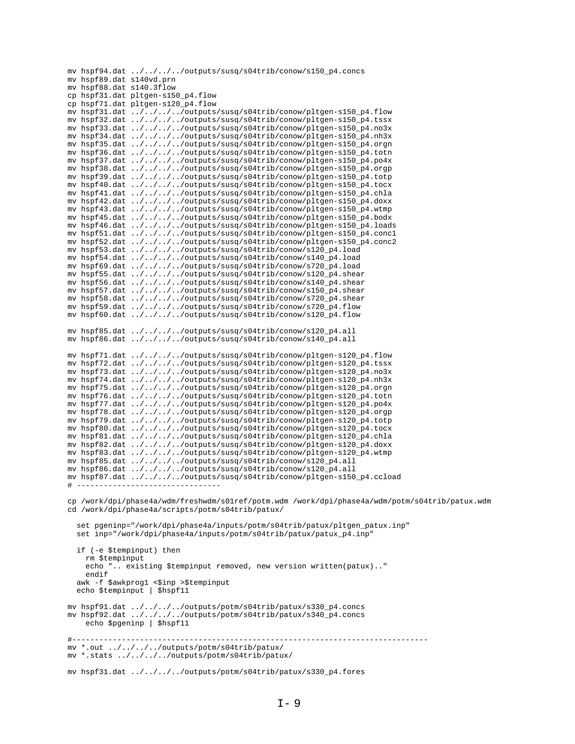```
mv hspf94.dat ../../../../outputs/susq/s04trib/conow/s150_p4.concs
mv hspf89.dat s140vd.prn
mv hspf88.dat s140.3flow
cp hspf31.dat pltgen-s150_p4.flow
cp hspf71.dat pltgen-s120_p4.flow
mv hspf31.dat ../../../../outputs/susq/s04trib/conow/pltgen-s150_p4.flow
mv hspf32.dat ../../../../outputs/susq/s04trib/conow/pltgen-s150_p4.tssx
mv hspf33.dat ../../../../outputs/susq/s04trib/conow/pltgen-s150_p4.no3x
mv hspf34.dat ../../../../outputs/susq/s04trib/conow/pltgen-s150_p4.nh3x
mv hspf35.dat ../../../../outputs/susq/s04trib/conow/pltgen-s150_p4.orgn
mv hspf36.dat ../../../../outputs/susq/s04trib/conow/pltgen-s150_p4.totn
mv hspf37.dat ../../../../outputs/susq/s04trib/conow/pltgen-s150_p4.po4x
mv hspf38.dat ../../../../outputs/susq/s04trib/conow/pltgen-s150_p4.orgp
mv hspf39.dat ../../../../outputs/susq/s04trib/conow/pltgen-s150_p4.totp
mv hspf40.dat ../../../../outputs/susq/s04trib/conow/pltgen-s150_p4.tocx
mv hspf41.dat ../../../../outputs/susq/s04trib/conow/pltgen-s150_p4.chla
mv hspf42.dat ../../../../outputs/susq/s04trib/conow/pltgen-s150_p4.doxx
mv hspf43.dat ../../../../outputs/susq/s04trib/conow/pltgen-s150_p4.wtmp
mv hspf45.dat ../../../../outputs/susq/s04trib/conow/pltgen-s150_p4.bodx
mv hspf46.dat ../../../../outputs/susq/s04trib/conow/pltgen-s150_p4.loads
mv hspf51.dat ../../../../outputs/susq/s04trib/conow/pltgen-s150_p4.conc1
mv hspf52.dat ../../../../outputs/susq/s04trib/conow/pltgen-s150_p4.conc2
mv hspf53.dat ../../../../outputs/susq/s04trib/conow/s120_p4.load
mv hspf54.dat ../../../../outputs/susq/s04trib/conow/s140_p4.load
mv hspf69.dat ../../../../outputs/susq/s04trib/conow/s720_p4.load
mv hspf55.dat ../../../../outputs/susq/s04trib/conow/s120_p4.shear
mv hspf56.dat ../../../../outputs/susq/s04trib/conow/s140_p4.shear
mv hspf57.dat ../../../../outputs/susq/s04trib/conow/s150_p4.shear
mv hspf58.dat ../../../../outputs/susq/s04trib/conow/s720_p4.shear
mv hspf59.dat ../../../../outputs/susq/s04trib/conow/s720_p4.flow
mv hspf60.dat ../../../../outputs/susq/s04trib/conow/s120_p4.flow

mv hspf85.dat ../../../../outputs/susq/s04trib/conow/s120_p4.all
mv hspf86.dat ../../../../outputs/susq/s04trib/conow/s140_p4.all

mv hspf71.dat ../../../../outputs/susq/s04trib/conow/pltgen-s120_p4.flow
mv hspf72.dat ../../../../outputs/susq/s04trib/conow/pltgen-s120_p4.tssx
mv hspf73.dat ../../../../outputs/susq/s04trib/conow/pltgen-s120_p4.no3x
mv hspf74.dat ../../../../outputs/susq/s04trib/conow/pltgen-s120_p4.nh3x
mv hspf75.dat ../../../../outputs/susq/s04trib/conow/pltgen-s120_p4.orgn
mv hspf76.dat ../../../../outputs/susq/s04trib/conow/pltgen-s120_p4.totn
mv hspf77.dat ../../../../outputs/susq/s04trib/conow/pltgen-s120_p4.po4x
mv hspf78.dat ../../../../outputs/susq/s04trib/conow/pltgen-s120_p4.orgp
mv hspf79.dat ../../../../outputs/susq/s04trib/conow/pltgen-s120_p4.totp
mv hspf80.dat ../../../../outputs/susq/s04trib/conow/pltgen-s120_p4.tocx
mv hspf81.dat ../../../../outputs/susq/s04trib/conow/pltgen-s120_p4.chla
mv hspf82.dat ../../../../outputs/susq/s04trib/conow/pltgen-s120_p4.doxx
mv hspf83.dat ../../../../outputs/susq/s04trib/conow/pltgen-s120_p4.wtmp
mv hspf85.dat ../../../../outputs/susq/s04trib/conow/s120_p4.all
mv hspf86.dat ../../../../outputs/susq/s04trib/conow/s120_p4.all
mv hspf87.dat ../../../../outputs/susq/s04trib/conow/pltgen-s150_p4.ccload
# --------------------------------

cp /work/dpi/phase4a/wdm/freshwdm/s01ref/potm.wdm /work/dpi/phase4a/wdm/potm/s04trib/patux.wdm
cd /work/dpi/phase4a/scripts/potm/s04trib/patux/

  set pgeninp="/work/dpi/phase4a/inputs/potm/s04trib/patux/pltgen_patux.inp"
  set inp="/work/dpi/phase4a/inputs/potm/s04trib/patux/patux_p4.inp"

  if (-e $tempinput) then
    rm $tempinput
    echo ".. existing $tempinput removed, new version written(patux).."
    endif
  awk -f $awkprog1 <$inp >$tempinput
  echo $tempinput | $hspf11

mv hspf91.dat ../../../../outputs/potm/s04trib/patux/s330_p4.concs
mv hspf92.dat ../../../../outputs/potm/s04trib/patux/s340_p4.concs
    echo $pgeninp | $hspf11

#------------------------------------------------------------------------------
mv *.out ../../../../outputs/potm/s04trib/patux/
mv *.stats ../../../../outputs/potm/s04trib/patux/

mv hspf31.dat ../../../../outputs/potm/s04trib/patux/s330_p4.fores
```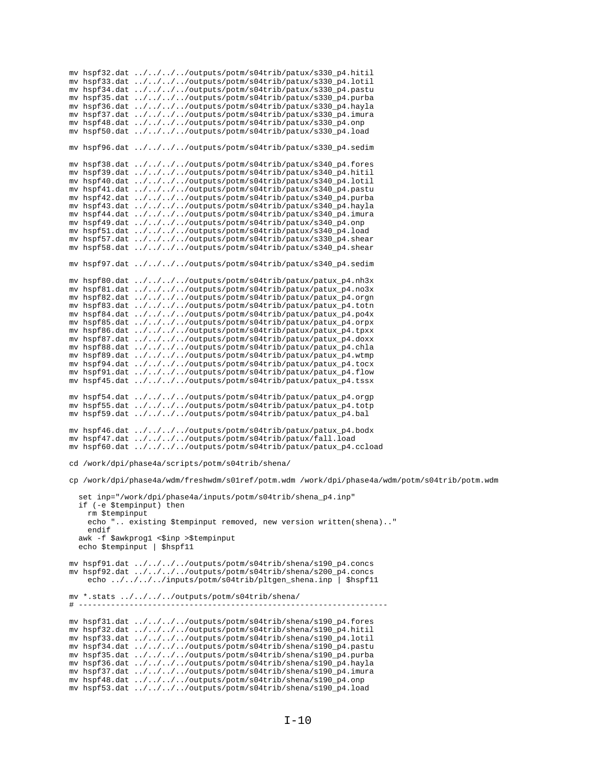```
mv hspf32.dat ../../../../outputs/potm/s04trib/patux/s330_p4.hitil
mv hspf33.dat ../../../../outputs/potm/s04trib/patux/s330_p4.lotil
mv hspf34.dat ../../../../outputs/potm/s04trib/patux/s330_p4.pastu
mv hspf35.dat ../../../../outputs/potm/s04trib/patux/s330_p4.purba
mv hspf36.dat ../../../../outputs/potm/s04trib/patux/s330_p4.hayla
mv hspf37.dat ../../../../outputs/potm/s04trib/patux/s330_p4.imura
mv hspf48.dat ../../../../outputs/potm/s04trib/patux/s330_p4.onp
mv hspf50.dat ../../../../outputs/potm/s04trib/patux/s330_p4.load

mv hspf96.dat ../../../../outputs/potm/s04trib/patux/s330_p4.sedim

mv hspf38.dat ../../../../outputs/potm/s04trib/patux/s340_p4.fores
mv hspf39.dat ../../../../outputs/potm/s04trib/patux/s340_p4.hitil
mv hspf40.dat ../../../../outputs/potm/s04trib/patux/s340_p4.lotil
mv hspf41.dat ../../../../outputs/potm/s04trib/patux/s340_p4.pastu
mv hspf42.dat ../../../../outputs/potm/s04trib/patux/s340_p4.purba
mv hspf43.dat ../../../../outputs/potm/s04trib/patux/s340_p4.hayla
mv hspf44.dat ../../../../outputs/potm/s04trib/patux/s340_p4.imura
mv hspf49.dat ../../../../outputs/potm/s04trib/patux/s340_p4.onp
mv hspf51.dat ../../../../outputs/potm/s04trib/patux/s340_p4.load
mv hspf57.dat ../../../../outputs/potm/s04trib/patux/s330_p4.shear
mv hspf58.dat ../../../../outputs/potm/s04trib/patux/s340_p4.shear

mv hspf97.dat ../../../../outputs/potm/s04trib/patux/s340_p4.sedim

mv hspf80.dat ../../../../outputs/potm/s04trib/patux/patux_p4.nh3x
mv hspf81.dat ../../../../outputs/potm/s04trib/patux/patux_p4.no3x
mv hspf82.dat ../../../../outputs/potm/s04trib/patux/patux_p4.orgn
mv hspf83.dat ../../../../outputs/potm/s04trib/patux/patux_p4.totn
mv hspf84.dat ../../../../outputs/potm/s04trib/patux/patux_p4.po4x
mv hspf85.dat ../../../../outputs/potm/s04trib/patux/patux_p4.orpx
mv hspf86.dat ../../../../outputs/potm/s04trib/patux/patux_p4.tpxx
mv hspf87.dat ../../../../outputs/potm/s04trib/patux/patux_p4.doxx
mv hspf88.dat ../../../../outputs/potm/s04trib/patux/patux_p4.chla
mv hspf89.dat ../../../../outputs/potm/s04trib/patux/patux_p4.wtmp
mv hspf94.dat ../../../../outputs/potm/s04trib/patux/patux_p4.tocx
mv hspf91.dat ../../../../outputs/potm/s04trib/patux/patux_p4.flow
mv hspf45.dat ../../../../outputs/potm/s04trib/patux/patux_p4.tssx

mv hspf54.dat ../../../../outputs/potm/s04trib/patux/patux_p4.orgp
mv hspf55.dat ../../../../outputs/potm/s04trib/patux/patux_p4.totp
mv hspf59.dat ../../../../outputs/potm/s04trib/patux/patux_p4.bal

mv hspf46.dat ../../../../outputs/potm/s04trib/patux/patux_p4.bodx
mv hspf47.dat ../../../../outputs/potm/s04trib/patux/fall.load
mv hspf60.dat ../../../../outputs/potm/s04trib/patux/patux_p4.ccload

cd /work/dpi/phase4a/scripts/potm/s04trib/shena/

cp /work/dpi/phase4a/wdm/freshwdm/s01ref/potm.wdm /work/dpi/phase4a/wdm/potm/s04trib/potm.wdm

  set inp="/work/dpi/phase4a/inputs/potm/s04trib/shena_p4.inp"
  if (-e $tempinput) then
    rm $tempinput
    echo ".. existing $tempinput removed, new version written(shena).."
    endif
  awk -f $awkprog1 <$inp >$tempinput
  echo $tempinput | $hspf11

mv hspf91.dat ../../../../outputs/potm/s04trib/shena/s190_p4.concs
mv hspf92.dat ../../../../outputs/potm/s04trib/shena/s200_p4.concs
    echo ../../../../inputs/potm/s04trib/pltgen_shena.inp | $hspf11

mv *.stats ../../../../outputs/potm/s04trib/shena/
# ------------------------------------------------------------------

mv hspf31.dat ../../../../outputs/potm/s04trib/shena/s190_p4.fores
mv hspf32.dat ../../../../outputs/potm/s04trib/shena/s190_p4.hitil
mv hspf33.dat ../../../../outputs/potm/s04trib/shena/s190_p4.lotil
mv hspf34.dat ../../../../outputs/potm/s04trib/shena/s190_p4.pastu
mv hspf35.dat ../../../../outputs/potm/s04trib/shena/s190_p4.purba
mv hspf36.dat ../../../../outputs/potm/s04trib/shena/s190_p4.hayla
mv hspf37.dat ../../../../outputs/potm/s04trib/shena/s190_p4.imura
mv hspf48.dat ../../../../outputs/potm/s04trib/shena/s190_p4.onp
mv hspf53.dat ../../../../outputs/potm/s04trib/shena/s190_p4.load
```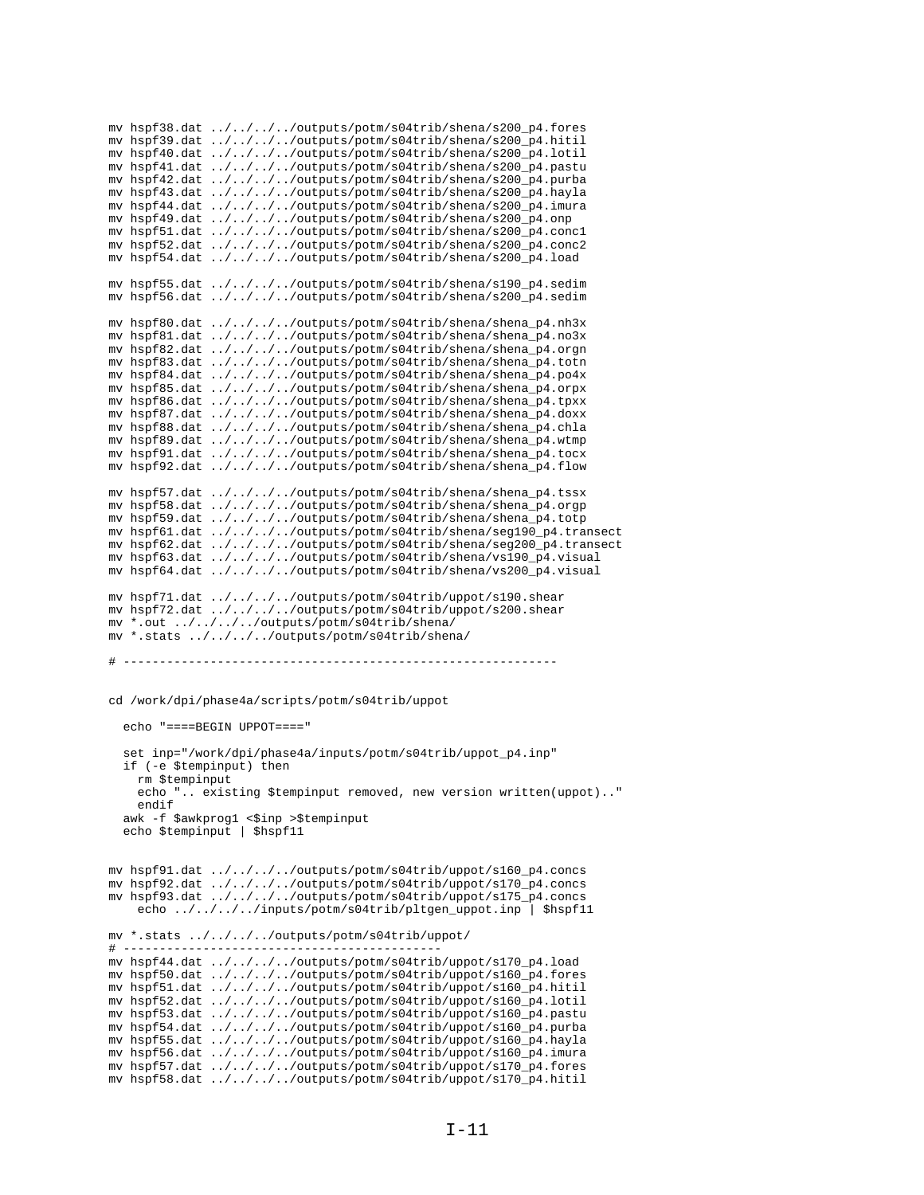```
mv hspf38.dat ../../../../outputs/potm/s04trib/shena/s200_p4.fores
mv hspf39.dat ../../../../outputs/potm/s04trib/shena/s200_p4.hitil
mv hspf40.dat ../../../../outputs/potm/s04trib/shena/s200_p4.lotil
mv hspf41.dat ../../../../outputs/potm/s04trib/shena/s200_p4.pastu
mv hspf42.dat ../../../../outputs/potm/s04trib/shena/s200_p4.purba
mv hspf43.dat ../../../../outputs/potm/s04trib/shena/s200_p4.hayla
mv hspf44.dat ../../../../outputs/potm/s04trib/shena/s200_p4.imura
mv hspf49.dat ../../../../outputs/potm/s04trib/shena/s200_p4.onp
mv hspf51.dat ../../../../outputs/potm/s04trib/shena/s200_p4.conc1
mv hspf52.dat ../../../../outputs/potm/s04trib/shena/s200_p4.conc2
mv hspf54.dat ../../../../outputs/potm/s04trib/shena/s200_p4.load

mv hspf55.dat ../../../../outputs/potm/s04trib/shena/s190_p4.sedim
mv hspf56.dat ../../../../outputs/potm/s04trib/shena/s200_p4.sedim

mv hspf80.dat ../../../../outputs/potm/s04trib/shena/shena_p4.nh3x
mv hspf81.dat ../../../../outputs/potm/s04trib/shena/shena_p4.no3x
mv hspf82.dat ../../../../outputs/potm/s04trib/shena/shena_p4.orgn
mv hspf83.dat ../../../../outputs/potm/s04trib/shena/shena_p4.totn
mv hspf84.dat ../../../../outputs/potm/s04trib/shena/shena_p4.po4x
mv hspf85.dat ../../../../outputs/potm/s04trib/shena/shena_p4.orpx
mv hspf86.dat ../../../../outputs/potm/s04trib/shena/shena_p4.tpxx
mv hspf87.dat ../../../../outputs/potm/s04trib/shena/shena_p4.doxx
mv hspf88.dat ../../../../outputs/potm/s04trib/shena/shena_p4.chla
mv hspf89.dat ../../../../outputs/potm/s04trib/shena/shena_p4.wtmp
mv hspf91.dat ../../../../outputs/potm/s04trib/shena/shena_p4.tocx
mv hspf92.dat ../../../../outputs/potm/s04trib/shena/shena_p4.flow

mv hspf57.dat ../../../../outputs/potm/s04trib/shena/shena_p4.tssx
mv hspf58.dat ../../../../outputs/potm/s04trib/shena/shena_p4.orgp
mv hspf59.dat ../../../../outputs/potm/s04trib/shena/shena_p4.totp
mv hspf61.dat ../../../../outputs/potm/s04trib/shena/seg190_p4.transect
mv hspf62.dat ../../../../outputs/potm/s04trib/shena/seg200_p4.transect
mv hspf63.dat ../../../../outputs/potm/s04trib/shena/vs190_p4.visual
mv hspf64.dat ../../../../outputs/potm/s04trib/shena/vs200_p4.visual

mv hspf71.dat ../../../../outputs/potm/s04trib/uppot/s190.shear
mv hspf72.dat ../../../../outputs/potm/s04trib/uppot/s200.shear
mv *.out ../../../../outputs/potm/s04trib/shena/
mv *.stats ../../../../outputs/potm/s04trib/shena/

# -------------------------------------------------------------


cd /work/dpi/phase4a/scripts/potm/s04trib/uppot

  echo "====BEGIN UPPOT===="

  set inp="/work/dpi/phase4a/inputs/potm/s04trib/uppot_p4.inp"
  if (-e $tempinput) then
    rm $tempinput
    echo ".. existing $tempinput removed, new version written(uppot).."
    endif
  awk -f $awkprog1 <$inp >$tempinput
  echo $tempinput | $hspf11


mv hspf91.dat ../../../../outputs/potm/s04trib/uppot/s160_p4.concs
mv hspf92.dat ../../../../outputs/potm/s04trib/uppot/s170_p4.concs
mv hspf93.dat ../../../../outputs/potm/s04trib/uppot/s175_p4.concs
    echo ../../../../inputs/potm/s04trib/pltgen_uppot.inp | $hspf11

mv *.stats ../../../../outputs/potm/s04trib/uppot/
# --------------------------------------------
mv hspf44.dat ../../../../outputs/potm/s04trib/uppot/s170_p4.load
mv hspf50.dat ../../../../outputs/potm/s04trib/uppot/s160_p4.fores
mv hspf51.dat ../../../../outputs/potm/s04trib/uppot/s160_p4.hitil
mv hspf52.dat ../../../../outputs/potm/s04trib/uppot/s160_p4.lotil
mv hspf53.dat ../../../../outputs/potm/s04trib/uppot/s160_p4.pastu
mv hspf54.dat ../../../../outputs/potm/s04trib/uppot/s160_p4.purba
mv hspf55.dat ../../../../outputs/potm/s04trib/uppot/s160_p4.hayla
mv hspf56.dat ../../../../outputs/potm/s04trib/uppot/s160_p4.imura
mv hspf57.dat ../../../../outputs/potm/s04trib/uppot/s170_p4.fores
mv hspf58.dat ../../../../outputs/potm/s04trib/uppot/s170_p4.hitil
```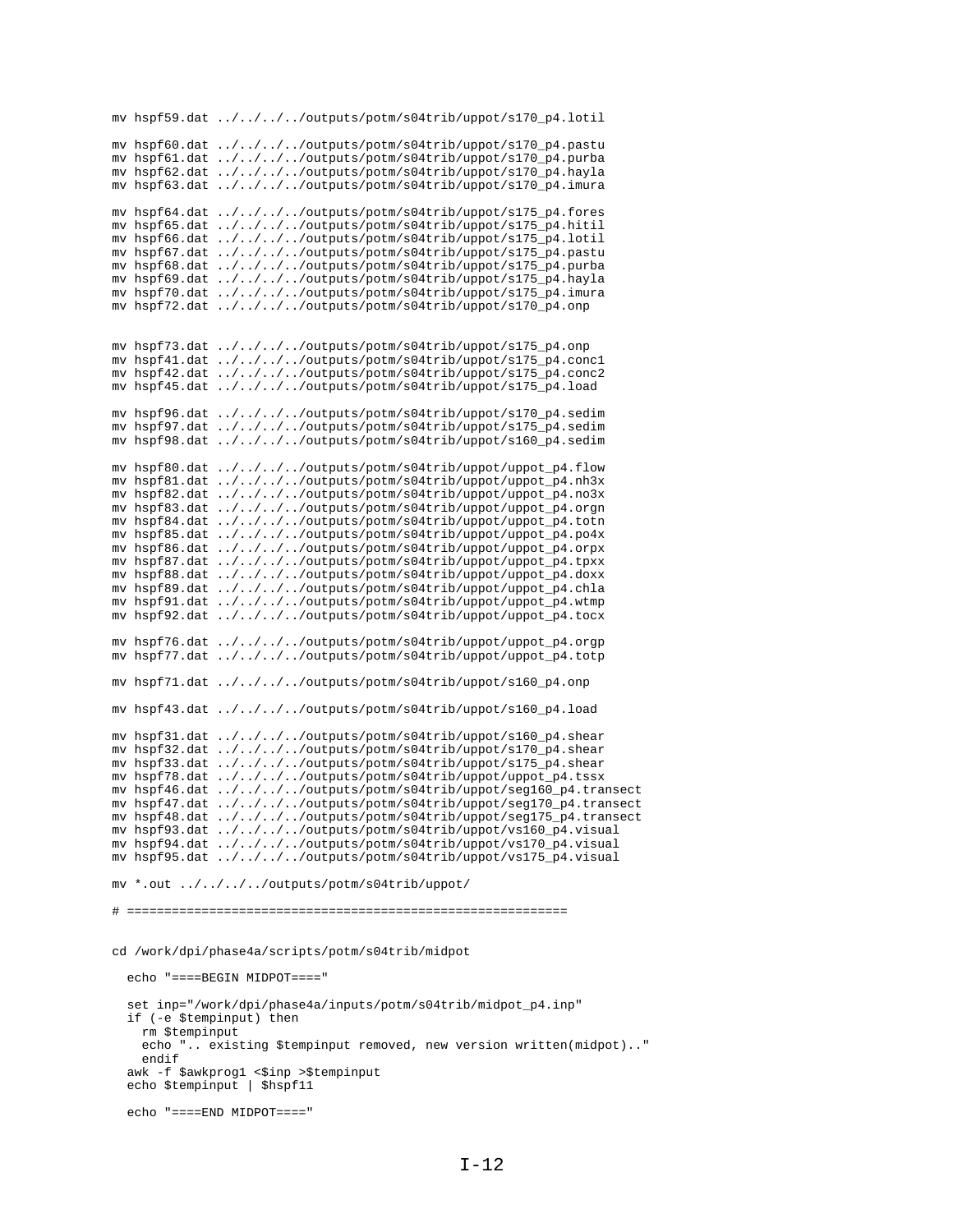```
mv hspf59.dat ../../../../outputs/potm/s04trib/uppot/s170_p4.lotil

mv hspf60.dat ../../../../outputs/potm/s04trib/uppot/s170_p4.pastu
mv hspf61.dat ../../../../outputs/potm/s04trib/uppot/s170_p4.purba
mv hspf62.dat ../../../../outputs/potm/s04trib/uppot/s170_p4.hayla
mv hspf63.dat ../../../../outputs/potm/s04trib/uppot/s170_p4.imura

mv hspf64.dat ../../../../outputs/potm/s04trib/uppot/s175_p4.fores
mv hspf65.dat ../../../../outputs/potm/s04trib/uppot/s175_p4.hitil
mv hspf66.dat ../../../../outputs/potm/s04trib/uppot/s175_p4.lotil
mv hspf67.dat ../../../../outputs/potm/s04trib/uppot/s175_p4.pastu
mv hspf68.dat ../../../../outputs/potm/s04trib/uppot/s175_p4.purba
mv hspf69.dat ../../../../outputs/potm/s04trib/uppot/s175_p4.hayla
mv hspf70.dat ../../../../outputs/potm/s04trib/uppot/s175_p4.imura
mv hspf72.dat ../../../../outputs/potm/s04trib/uppot/s170_p4.onp


mv hspf73.dat ../../../../outputs/potm/s04trib/uppot/s175_p4.onp
mv hspf41.dat ../../../../outputs/potm/s04trib/uppot/s175_p4.conc1
mv hspf42.dat ../../../../outputs/potm/s04trib/uppot/s175_p4.conc2
mv hspf45.dat ../../../../outputs/potm/s04trib/uppot/s175_p4.load

mv hspf96.dat ../../../../outputs/potm/s04trib/uppot/s170_p4.sedim
mv hspf97.dat ../../../../outputs/potm/s04trib/uppot/s175_p4.sedim
mv hspf98.dat ../../../../outputs/potm/s04trib/uppot/s160_p4.sedim

mv hspf80.dat ../../../../outputs/potm/s04trib/uppot/uppot_p4.flow
mv hspf81.dat ../../../../outputs/potm/s04trib/uppot/uppot_p4.nh3x
mv hspf82.dat ../../../../outputs/potm/s04trib/uppot/uppot_p4.no3x
mv hspf83.dat ../../../../outputs/potm/s04trib/uppot/uppot_p4.orgn
mv hspf84.dat ../../../../outputs/potm/s04trib/uppot/uppot_p4.totn
mv hspf85.dat ../../../../outputs/potm/s04trib/uppot/uppot_p4.po4x
mv hspf86.dat ../../../../outputs/potm/s04trib/uppot/uppot_p4.orpx
mv hspf87.dat ../../../../outputs/potm/s04trib/uppot/uppot_p4.tpxx
mv hspf88.dat ../../../../outputs/potm/s04trib/uppot/uppot_p4.doxx
mv hspf89.dat ../../../../outputs/potm/s04trib/uppot/uppot_p4.chla
mv hspf91.dat ../../../../outputs/potm/s04trib/uppot/uppot_p4.wtmp
mv hspf92.dat ../../../../outputs/potm/s04trib/uppot/uppot_p4.tocx

mv hspf76.dat ../../../../outputs/potm/s04trib/uppot/uppot_p4.orgp
mv hspf77.dat ../../../../outputs/potm/s04trib/uppot/uppot_p4.totp

mv hspf71.dat ../../../../outputs/potm/s04trib/uppot/s160_p4.onp

mv hspf43.dat ../../../../outputs/potm/s04trib/uppot/s160_p4.load

mv hspf31.dat ../../../../outputs/potm/s04trib/uppot/s160_p4.shear
mv hspf32.dat ../../../../outputs/potm/s04trib/uppot/s170_p4.shear
mv hspf33.dat ../../../../outputs/potm/s04trib/uppot/s175_p4.shear
mv hspf78.dat ../../../../outputs/potm/s04trib/uppot/uppot_p4.tssx
mv hspf46.dat ../../../../outputs/potm/s04trib/uppot/seg160_p4.transect
mv hspf47.dat ../../../../outputs/potm/s04trib/uppot/seg170_p4.transect
mv hspf48.dat ../../../../outputs/potm/s04trib/uppot/seg175_p4.transect
mv hspf93.dat ../../../../outputs/potm/s04trib/uppot/vs160_p4.visual
mv hspf94.dat ../../../../outputs/potm/s04trib/uppot/vs170_p4.visual
mv hspf95.dat ../../../../outputs/potm/s04trib/uppot/vs175_p4.visual

mv *.out ../../../../outputs/potm/s04trib/uppot/

# ============================================================


cd /work/dpi/phase4a/scripts/potm/s04trib/midpot

  echo "====BEGIN MIDPOT===="

  set inp="/work/dpi/phase4a/inputs/potm/s04trib/midpot_p4.inp"
  if (-e $tempinput) then
    rm $tempinput
    echo ".. existing $tempinput removed, new version written(midpot).."
    endif
  awk -f $awkprog1 <$inp >$tempinput
  echo $tempinput | $hspf11

  echo "====END MIDPOT===="
```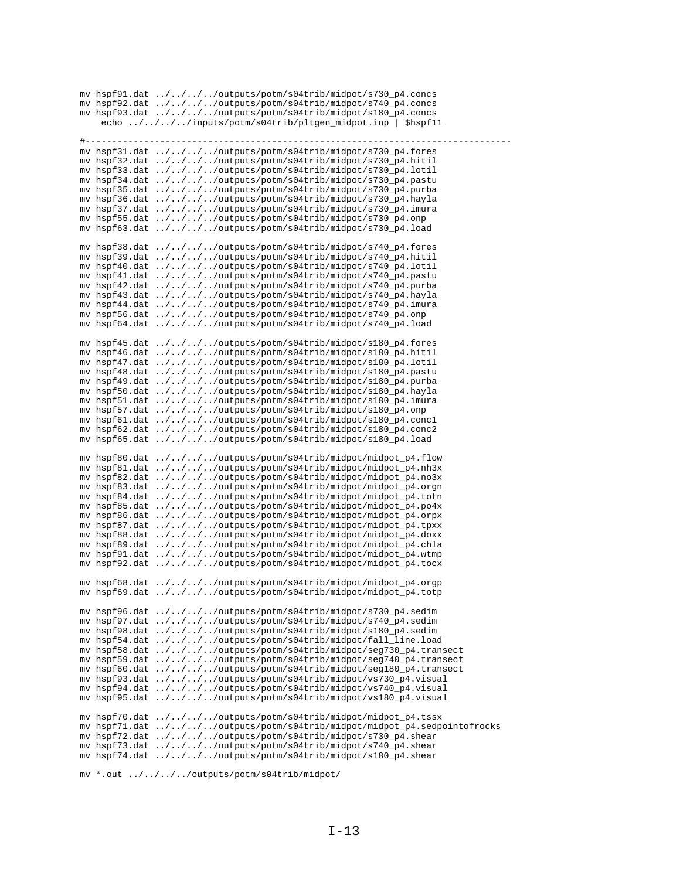```
mv hspf91.dat ../../../../outputs/potm/s04trib/midpot/s730_p4.concs
mv hspf92.dat ../../../../outputs/potm/s04trib/midpot/s740_p4.concs
mv hspf93.dat ../../../../outputs/potm/s04trib/midpot/s180_p4.concs
    echo ../../../../inputs/potm/s04trib/pltgen_midpot.inp | $hspf11

#------------------------------------------------------------------------------
mv hspf31.dat ../../../../outputs/potm/s04trib/midpot/s730_p4.fores
mv hspf32.dat ../../../../outputs/potm/s04trib/midpot/s730_p4.hitil
mv hspf33.dat ../../../../outputs/potm/s04trib/midpot/s730_p4.lotil
mv hspf34.dat ../../../../outputs/potm/s04trib/midpot/s730_p4.pastu
mv hspf35.dat ../../../../outputs/potm/s04trib/midpot/s730_p4.purba
mv hspf36.dat ../../../../outputs/potm/s04trib/midpot/s730_p4.hayla
mv hspf37.dat ../../../../outputs/potm/s04trib/midpot/s730_p4.imura
mv hspf55.dat ../../../../outputs/potm/s04trib/midpot/s730_p4.onp
mv hspf63.dat ../../../../outputs/potm/s04trib/midpot/s730_p4.load

mv hspf38.dat ../../../../outputs/potm/s04trib/midpot/s740_p4.fores
mv hspf39.dat ../../../../outputs/potm/s04trib/midpot/s740_p4.hitil
mv hspf40.dat ../../../../outputs/potm/s04trib/midpot/s740_p4.lotil
mv hspf41.dat ../../../../outputs/potm/s04trib/midpot/s740_p4.pastu
mv hspf42.dat ../../../../outputs/potm/s04trib/midpot/s740_p4.purba
mv hspf43.dat ../../../../outputs/potm/s04trib/midpot/s740_p4.hayla
mv hspf44.dat ../../../../outputs/potm/s04trib/midpot/s740_p4.imura
mv hspf56.dat ../../../../outputs/potm/s04trib/midpot/s740_p4.onp
mv hspf64.dat ../../../../outputs/potm/s04trib/midpot/s740_p4.load

mv hspf45.dat ../../../../outputs/potm/s04trib/midpot/s180_p4.fores
mv hspf46.dat ../../../../outputs/potm/s04trib/midpot/s180_p4.hitil
mv hspf47.dat ../../../../outputs/potm/s04trib/midpot/s180_p4.lotil
mv hspf48.dat ../../../../outputs/potm/s04trib/midpot/s180_p4.pastu
mv hspf49.dat ../../../../outputs/potm/s04trib/midpot/s180_p4.purba
mv hspf50.dat ../../../../outputs/potm/s04trib/midpot/s180_p4.hayla
mv hspf51.dat ../../../../outputs/potm/s04trib/midpot/s180_p4.imura
mv hspf57.dat ../../../../outputs/potm/s04trib/midpot/s180_p4.onp
mv hspf61.dat ../../../../outputs/potm/s04trib/midpot/s180_p4.conc1
mv hspf62.dat ../../../../outputs/potm/s04trib/midpot/s180_p4.conc2
mv hspf65.dat ../../../../outputs/potm/s04trib/midpot/s180_p4.load

mv hspf80.dat ../../../../outputs/potm/s04trib/midpot/midpot_p4.flow
mv hspf81.dat ../../../../outputs/potm/s04trib/midpot/midpot_p4.nh3x
mv hspf82.dat ../../../../outputs/potm/s04trib/midpot/midpot_p4.no3x
mv hspf83.dat ../../../../outputs/potm/s04trib/midpot/midpot_p4.orgn
mv hspf84.dat ../../../../outputs/potm/s04trib/midpot/midpot_p4.totn
mv hspf85.dat ../../../../outputs/potm/s04trib/midpot/midpot_p4.po4x
mv hspf86.dat ../../../../outputs/potm/s04trib/midpot/midpot_p4.orpx
mv hspf87.dat ../../../../outputs/potm/s04trib/midpot/midpot_p4.tpxx
mv hspf88.dat ../../../../outputs/potm/s04trib/midpot/midpot_p4.doxx
mv hspf89.dat ../../../../outputs/potm/s04trib/midpot/midpot_p4.chla
mv hspf91.dat ../../../../outputs/potm/s04trib/midpot/midpot_p4.wtmp
mv hspf92.dat ../../../../outputs/potm/s04trib/midpot/midpot_p4.tocx

mv hspf68.dat ../../../../outputs/potm/s04trib/midpot/midpot_p4.orgp
mv hspf69.dat ../../../../outputs/potm/s04trib/midpot/midpot_p4.totp

mv hspf96.dat ../../../../outputs/potm/s04trib/midpot/s730_p4.sedim
mv hspf97.dat ../../../../outputs/potm/s04trib/midpot/s740_p4.sedim
mv hspf98.dat ../../../../outputs/potm/s04trib/midpot/s180_p4.sedim
mv hspf54.dat ../../../../outputs/potm/s04trib/midpot/fall_line.load
mv hspf58.dat ../../../../outputs/potm/s04trib/midpot/seg730_p4.transect
mv hspf59.dat ../../../../outputs/potm/s04trib/midpot/seg740_p4.transect
mv hspf60.dat ../../../../outputs/potm/s04trib/midpot/seg180_p4.transect
mv hspf93.dat ../../../../outputs/potm/s04trib/midpot/vs730_p4.visual
mv hspf94.dat ../../../../outputs/potm/s04trib/midpot/vs740_p4.visual
mv hspf95.dat ../../../../outputs/potm/s04trib/midpot/vs180_p4.visual

mv hspf70.dat ../../../../outputs/potm/s04trib/midpot/midpot_p4.tssx
mv hspf71.dat ../../../../outputs/potm/s04trib/midpot/midpot_p4.sedpointofrocks
mv hspf72.dat ../../../../outputs/potm/s04trib/midpot/s730_p4.shear
mv hspf73.dat ../../../../outputs/potm/s04trib/midpot/s740_p4.shear
mv hspf74.dat ../../../../outputs/potm/s04trib/midpot/s180_p4.shear

mv *.out ../../../../outputs/potm/s04trib/midpot/
```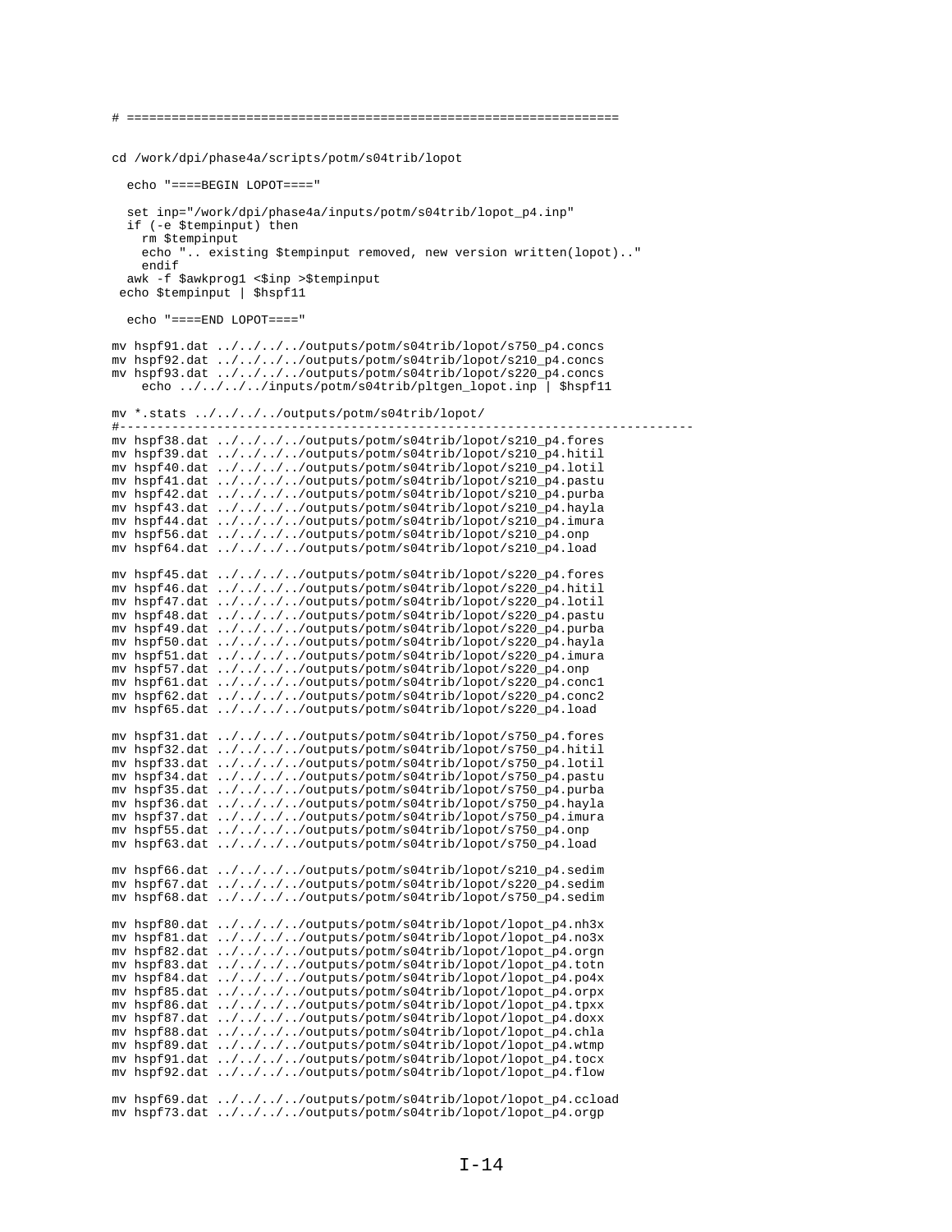```
# ================================================================

cd /work/dpi/phase4a/scripts/potm/s04trib/lopot

  echo "====BEGIN LOPOT===="

  set inp="/work/dpi/phase4a/inputs/potm/s04trib/lopot_p4.inp"
  if (-e $tempinput) then
    rm $tempinput
    echo ".. existing $tempinput removed, new version written(lopot).."
    endif
  awk -f $awkprog1 <$inp >$tempinput
 echo $tempinput | $hspf11

  echo "====END LOPOT===="

mv hspf91.dat ../../../../outputs/potm/s04trib/lopot/s750_p4.concs
mv hspf92.dat ../../../../outputs/potm/s04trib/lopot/s210_p4.concs
mv hspf93.dat ../../../../outputs/potm/s04trib/lopot/s220_p4.concs
    echo ../../../../inputs/potm/s04trib/pltgen_lopot.inp | $hspf11

mv *.stats ../../../../outputs/potm/s04trib/lopot/
#---------------------------------------------------------------------------
mv hspf38.dat ../../../../outputs/potm/s04trib/lopot/s210_p4.fores
mv hspf39.dat ../../../../outputs/potm/s04trib/lopot/s210_p4.hitil
mv hspf40.dat ../../../../outputs/potm/s04trib/lopot/s210_p4.lotil
mv hspf41.dat ../../../../outputs/potm/s04trib/lopot/s210_p4.pastu
mv hspf42.dat ../../../../outputs/potm/s04trib/lopot/s210_p4.purba
mv hspf43.dat ../../../../outputs/potm/s04trib/lopot/s210_p4.hayla
mv hspf44.dat ../../../../outputs/potm/s04trib/lopot/s210_p4.imura
mv hspf56.dat ../../../../outputs/potm/s04trib/lopot/s210_p4.onp
mv hspf64.dat ../../../../outputs/potm/s04trib/lopot/s210_p4.load

mv hspf45.dat ../../../../outputs/potm/s04trib/lopot/s220_p4.fores
mv hspf46.dat ../../../../outputs/potm/s04trib/lopot/s220_p4.hitil
mv hspf47.dat ../../../../outputs/potm/s04trib/lopot/s220_p4.lotil
mv hspf48.dat ../../../../outputs/potm/s04trib/lopot/s220_p4.pastu
mv hspf49.dat ../../../../outputs/potm/s04trib/lopot/s220_p4.purba
mv hspf50.dat ../../../../outputs/potm/s04trib/lopot/s220_p4.hayla
mv hspf51.dat ../../../../outputs/potm/s04trib/lopot/s220_p4.imura
mv hspf57.dat ../../../../outputs/potm/s04trib/lopot/s220_p4.onp
mv hspf61.dat ../../../../outputs/potm/s04trib/lopot/s220_p4.conc1
mv hspf62.dat ../../../../outputs/potm/s04trib/lopot/s220_p4.conc2
mv hspf65.dat ../../../../outputs/potm/s04trib/lopot/s220_p4.load

mv hspf31.dat ../../../../outputs/potm/s04trib/lopot/s750_p4.fores
mv hspf32.dat ../../../../outputs/potm/s04trib/lopot/s750_p4.hitil
mv hspf33.dat ../../../../outputs/potm/s04trib/lopot/s750_p4.lotil
mv hspf34.dat ../../../../outputs/potm/s04trib/lopot/s750_p4.pastu
mv hspf35.dat ../../../../outputs/potm/s04trib/lopot/s750_p4.purba
mv hspf36.dat ../../../../outputs/potm/s04trib/lopot/s750_p4.hayla
mv hspf37.dat ../../../../outputs/potm/s04trib/lopot/s750_p4.imura
mv hspf55.dat ../../../../outputs/potm/s04trib/lopot/s750_p4.onp
mv hspf63.dat ../../../../outputs/potm/s04trib/lopot/s750_p4.load

mv hspf66.dat ../../../../outputs/potm/s04trib/lopot/s210_p4.sedim
mv hspf67.dat ../../../../outputs/potm/s04trib/lopot/s220_p4.sedim
mv hspf68.dat ../../../../outputs/potm/s04trib/lopot/s750_p4.sedim

mv hspf80.dat ../../../../outputs/potm/s04trib/lopot/lopot_p4.nh3x
mv hspf81.dat ../../../../outputs/potm/s04trib/lopot/lopot_p4.no3x
mv hspf82.dat ../../../../outputs/potm/s04trib/lopot/lopot_p4.orgn
mv hspf83.dat ../../../../outputs/potm/s04trib/lopot/lopot_p4.totn
mv hspf84.dat ../../../../outputs/potm/s04trib/lopot/lopot_p4.po4x
mv hspf85.dat ../../../../outputs/potm/s04trib/lopot/lopot_p4.orpx
mv hspf86.dat ../../../../outputs/potm/s04trib/lopot/lopot_p4.tpxx
mv hspf87.dat ../../../../outputs/potm/s04trib/lopot/lopot_p4.doxx
mv hspf88.dat ../../../../outputs/potm/s04trib/lopot/lopot_p4.chla
mv hspf89.dat ../../../../outputs/potm/s04trib/lopot/lopot_p4.wtmp
mv hspf91.dat ../../../../outputs/potm/s04trib/lopot/lopot_p4.tocx
mv hspf92.dat ../../../../outputs/potm/s04trib/lopot/lopot_p4.flow

mv hspf69.dat ../../../../outputs/potm/s04trib/lopot/lopot_p4.ccload
mv hspf73.dat ../../../../outputs/potm/s04trib/lopot/lopot_p4.orgp
```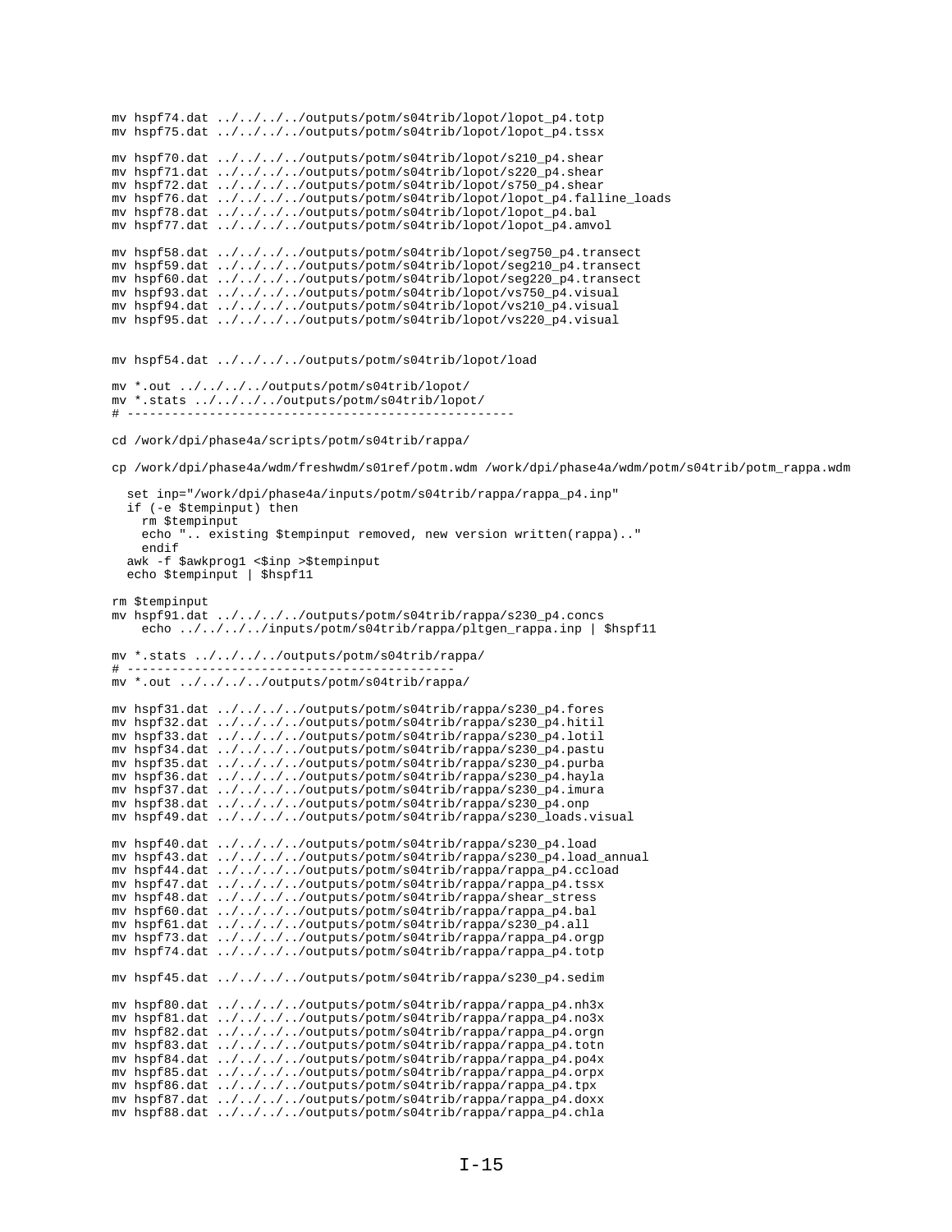```
mv hspf74.dat ../../../../outputs/potm/s04trib/lopot/lopot_p4.totp
mv hspf75.dat ../../../../outputs/potm/s04trib/lopot/lopot_p4.tssx

mv hspf70.dat ../../../../outputs/potm/s04trib/lopot/s210_p4.shear
mv hspf71.dat ../../../../outputs/potm/s04trib/lopot/s220_p4.shear
mv hspf72.dat ../../../../outputs/potm/s04trib/lopot/s750_p4.shear
mv hspf76.dat ../../../../outputs/potm/s04trib/lopot/lopot_p4.falline_loads
mv hspf78.dat ../../../../outputs/potm/s04trib/lopot/lopot_p4.bal
mv hspf77.dat ../../../../outputs/potm/s04trib/lopot/lopot_p4.amvol

mv hspf58.dat ../../../../outputs/potm/s04trib/lopot/seg750_p4.transect
mv hspf59.dat ../../../../outputs/potm/s04trib/lopot/seg210_p4.transect
mv hspf60.dat ../../../../outputs/potm/s04trib/lopot/seg220_p4.transect
mv hspf93.dat ../../../../outputs/potm/s04trib/lopot/vs750_p4.visual
mv hspf94.dat ../../../../outputs/potm/s04trib/lopot/vs210_p4.visual
mv hspf95.dat ../../../../outputs/potm/s04trib/lopot/vs220_p4.visual


mv hspf54.dat ../../../../outputs/potm/s04trib/lopot/load

mv *.out ../../../../outputs/potm/s04trib/lopot/
mv *.stats ../../../../outputs/potm/s04trib/lopot/
# ---------------------------------------------------

cd /work/dpi/phase4a/scripts/potm/s04trib/rappa/

cp /work/dpi/phase4a/wdm/freshwdm/s01ref/potm.wdm /work/dpi/phase4a/wdm/potm/s04trib/potm_rappa.wdm

  set inp="/work/dpi/phase4a/inputs/potm/s04trib/rappa/rappa_p4.inp"
  if (-e $tempinput) then
    rm $tempinput
    echo ".. existing $tempinput removed, new version written(rappa).."
    endif
  awk -f $awkprog1 <$inp >$tempinput
  echo $tempinput | $hspf11

rm $tempinput
mv hspf91.dat ../../../../outputs/potm/s04trib/rappa/s230_p4.concs
    echo ../../../../inputs/potm/s04trib/rappa/pltgen_rappa.inp | $hspf11

mv *.stats ../../../../outputs/potm/s04trib/rappa/
# -------------------------------------------
mv *.out ../../../../outputs/potm/s04trib/rappa/

mv hspf31.dat ../../../../outputs/potm/s04trib/rappa/s230_p4.fores
mv hspf32.dat ../../../../outputs/potm/s04trib/rappa/s230_p4.hitil
mv hspf33.dat ../../../../outputs/potm/s04trib/rappa/s230_p4.lotil
mv hspf34.dat ../../../../outputs/potm/s04trib/rappa/s230_p4.pastu
mv hspf35.dat ../../../../outputs/potm/s04trib/rappa/s230_p4.purba
mv hspf36.dat ../../../../outputs/potm/s04trib/rappa/s230_p4.hayla
mv hspf37.dat ../../../../outputs/potm/s04trib/rappa/s230_p4.imura
mv hspf38.dat ../../../../outputs/potm/s04trib/rappa/s230_p4.onp
mv hspf49.dat ../../../../outputs/potm/s04trib/rappa/s230_loads.visual

mv hspf40.dat ../../../../outputs/potm/s04trib/rappa/s230_p4.load
mv hspf43.dat ../../../../outputs/potm/s04trib/rappa/s230_p4.load_annual
mv hspf44.dat ../../../../outputs/potm/s04trib/rappa/rappa_p4.ccload
mv hspf47.dat ../../../../outputs/potm/s04trib/rappa/rappa_p4.tssx
mv hspf48.dat ../../../../outputs/potm/s04trib/rappa/shear_stress
mv hspf60.dat ../../../../outputs/potm/s04trib/rappa/rappa_p4.bal
mv hspf61.dat ../../../../outputs/potm/s04trib/rappa/s230_p4.all
mv hspf73.dat ../../../../outputs/potm/s04trib/rappa/rappa_p4.orgp
mv hspf74.dat ../../../../outputs/potm/s04trib/rappa/rappa_p4.totp

mv hspf45.dat ../../../../outputs/potm/s04trib/rappa/s230_p4.sedim

mv hspf80.dat ../../../../outputs/potm/s04trib/rappa/rappa_p4.nh3x
mv hspf81.dat ../../../../outputs/potm/s04trib/rappa/rappa_p4.no3x
mv hspf82.dat ../../../../outputs/potm/s04trib/rappa/rappa_p4.orgn
mv hspf83.dat ../../../../outputs/potm/s04trib/rappa/rappa_p4.totn
mv hspf84.dat ../../../../outputs/potm/s04trib/rappa/rappa_p4.po4x
mv hspf85.dat ../../../../outputs/potm/s04trib/rappa/rappa_p4.orpx
mv hspf86.dat ../../../../outputs/potm/s04trib/rappa/rappa_p4.tpx
mv hspf87.dat ../../../../outputs/potm/s04trib/rappa/rappa_p4.doxx
mv hspf88.dat ../../../../outputs/potm/s04trib/rappa/rappa_p4.chla
```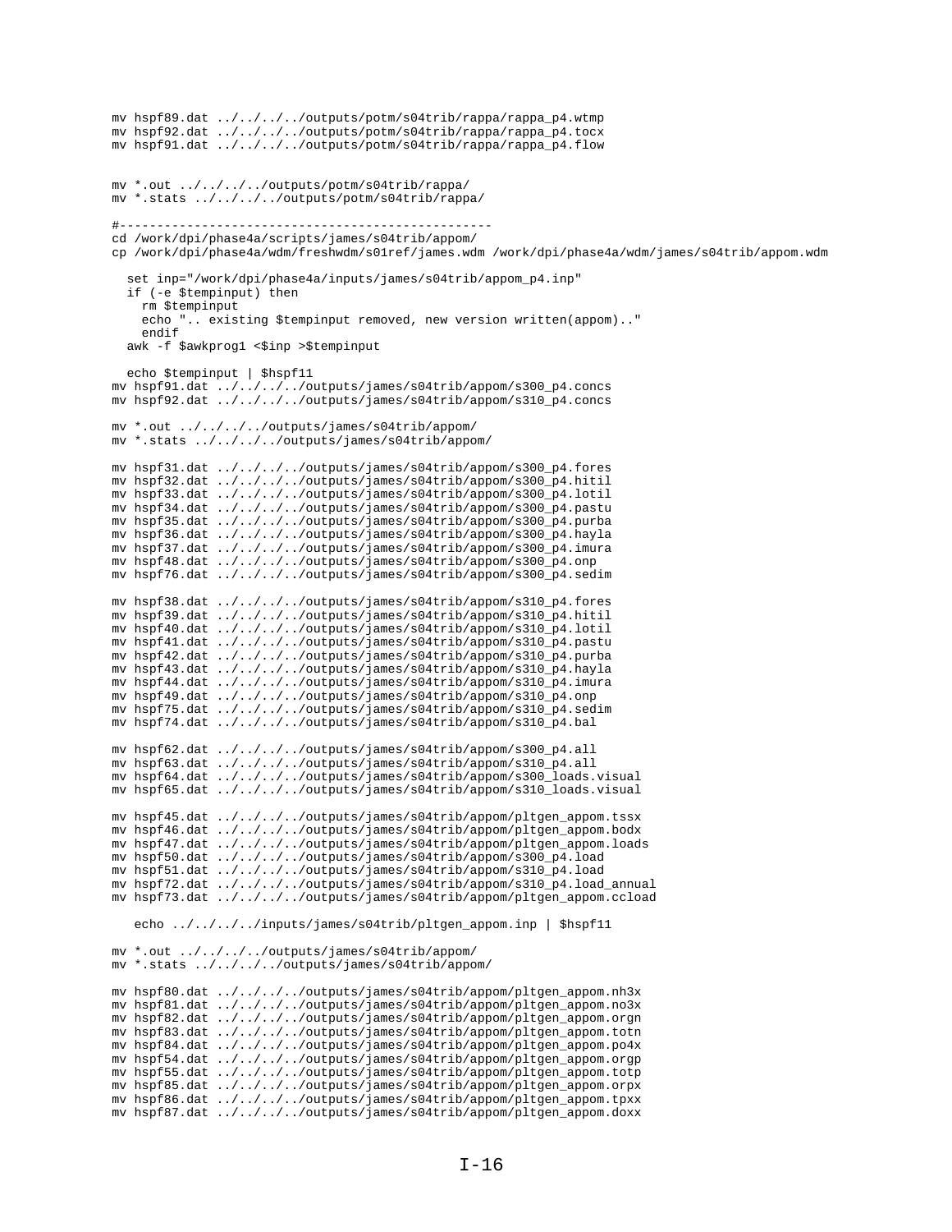```
mv hspf89.dat ../../../../outputs/potm/s04trib/rappa/rappa_p4.wtmp
mv hspf92.dat ../../../../outputs/potm/s04trib/rappa/rappa_p4.tocx
mv hspf91.dat ../../../../outputs/potm/s04trib/rappa/rappa_p4.flow


mv *.out ../../../../outputs/potm/s04trib/rappa/
mv *.stats ../../../../outputs/potm/s04trib/rappa/

#--------------------------------------------------
cd /work/dpi/phase4a/scripts/james/s04trib/appom/
cp /work/dpi/phase4a/wdm/freshwdm/s01ref/james.wdm /work/dpi/phase4a/wdm/james/s04trib/appom.wdm

  set inp="/work/dpi/phase4a/inputs/james/s04trib/appom_p4.inp"
  if (-e $tempinput) then
    rm $tempinput
    echo ".. existing $tempinput removed, new version written(appom).."
    endif
  awk -f $awkprog1 <$inp >$tempinput

  echo $tempinput | $hspf11
mv hspf91.dat ../../../../outputs/james/s04trib/appom/s300_p4.concs
mv hspf92.dat ../../../../outputs/james/s04trib/appom/s310_p4.concs

mv *.out ../../../../outputs/james/s04trib/appom/
mv *.stats ../../../../outputs/james/s04trib/appom/

mv hspf31.dat ../../../../outputs/james/s04trib/appom/s300_p4.fores
mv hspf32.dat ../../../../outputs/james/s04trib/appom/s300_p4.hitil
mv hspf33.dat ../../../../outputs/james/s04trib/appom/s300_p4.lotil
mv hspf34.dat ../../../../outputs/james/s04trib/appom/s300_p4.pastu
mv hspf35.dat ../../../../outputs/james/s04trib/appom/s300_p4.purba
mv hspf36.dat ../../../../outputs/james/s04trib/appom/s300_p4.hayla
mv hspf37.dat ../../../../outputs/james/s04trib/appom/s300_p4.imura
mv hspf48.dat ../../../../outputs/james/s04trib/appom/s300_p4.onp
mv hspf76.dat ../../../../outputs/james/s04trib/appom/s300_p4.sedim

mv hspf38.dat ../../../../outputs/james/s04trib/appom/s310_p4.fores
mv hspf39.dat ../../../../outputs/james/s04trib/appom/s310_p4.hitil
mv hspf40.dat ../../../../outputs/james/s04trib/appom/s310_p4.lotil
mv hspf41.dat ../../../../outputs/james/s04trib/appom/s310_p4.pastu
mv hspf42.dat ../../../../outputs/james/s04trib/appom/s310_p4.purba
mv hspf43.dat ../../../../outputs/james/s04trib/appom/s310_p4.hayla
mv hspf44.dat ../../../../outputs/james/s04trib/appom/s310_p4.imura
mv hspf49.dat ../../../../outputs/james/s04trib/appom/s310_p4.onp
mv hspf75.dat ../../../../outputs/james/s04trib/appom/s310_p4.sedim
mv hspf74.dat ../../../../outputs/james/s04trib/appom/s310_p4.bal

mv hspf62.dat ../../../../outputs/james/s04trib/appom/s300_p4.all
mv hspf63.dat ../../../../outputs/james/s04trib/appom/s310_p4.all
mv hspf64.dat ../../../../outputs/james/s04trib/appom/s300_loads.visual
mv hspf65.dat ../../../../outputs/james/s04trib/appom/s310_loads.visual

mv hspf45.dat ../../../../outputs/james/s04trib/appom/pltgen_appom.tssx
mv hspf46.dat ../../../../outputs/james/s04trib/appom/pltgen_appom.bodx
mv hspf47.dat ../../../../outputs/james/s04trib/appom/pltgen_appom.loads
mv hspf50.dat ../../../../outputs/james/s04trib/appom/s300_p4.load
mv hspf51.dat ../../../../outputs/james/s04trib/appom/s310_p4.load
mv hspf72.dat ../../../../outputs/james/s04trib/appom/s310_p4.load_annual
mv hspf73.dat ../../../../outputs/james/s04trib/appom/pltgen_appom.ccload

   echo ../../../../inputs/james/s04trib/pltgen_appom.inp | $hspf11

mv *.out ../../../../outputs/james/s04trib/appom/
mv *.stats ../../../../outputs/james/s04trib/appom/

mv hspf80.dat ../../../../outputs/james/s04trib/appom/pltgen_appom.nh3x
mv hspf81.dat ../../../../outputs/james/s04trib/appom/pltgen_appom.no3x
mv hspf82.dat ../../../../outputs/james/s04trib/appom/pltgen_appom.orgn
mv hspf83.dat ../../../../outputs/james/s04trib/appom/pltgen_appom.totn
mv hspf84.dat ../../../../outputs/james/s04trib/appom/pltgen_appom.po4x
mv hspf54.dat ../../../../outputs/james/s04trib/appom/pltgen_appom.orgp
mv hspf55.dat ../../../../outputs/james/s04trib/appom/pltgen_appom.totp
mv hspf85.dat ../../../../outputs/james/s04trib/appom/pltgen_appom.orpx
mv hspf86.dat ../../../../outputs/james/s04trib/appom/pltgen_appom.tpxx
mv hspf87.dat ../../../../outputs/james/s04trib/appom/pltgen_appom.doxx
```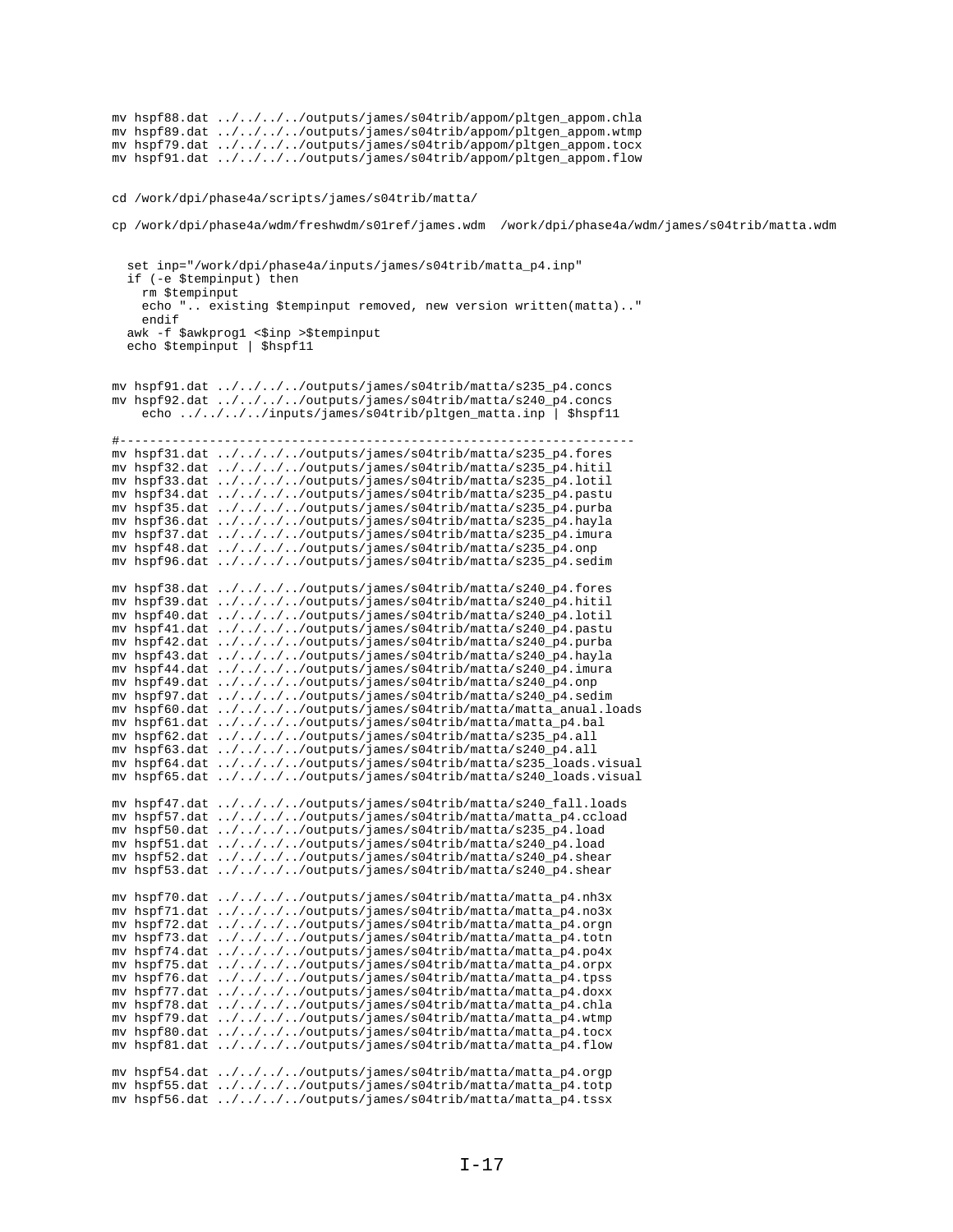```
mv hspf88.dat ../../../../outputs/james/s04trib/appom/pltgen_appom.chla
mv hspf89.dat ../../../../outputs/james/s04trib/appom/pltgen_appom.wtmp
mv hspf79.dat ../../../../outputs/james/s04trib/appom/pltgen_appom.tocx
mv hspf91.dat ../../../../outputs/james/s04trib/appom/pltgen_appom.flow


cd /work/dpi/phase4a/scripts/james/s04trib/matta/

cp /work/dpi/phase4a/wdm/freshwdm/s01ref/james.wdm  /work/dpi/phase4a/wdm/james/s04trib/matta.wdm


  set inp="/work/dpi/phase4a/inputs/james/s04trib/matta_p4.inp"
  if (-e $tempinput) then
    rm $tempinput
    echo ".. existing $tempinput removed, new version written(matta).."
    endif
  awk -f $awkprog1 <$inp >$tempinput
  echo $tempinput | $hspf11


mv hspf91.dat ../../../../outputs/james/s04trib/matta/s235_p4.concs
mv hspf92.dat ../../../../outputs/james/s04trib/matta/s240_p4.concs
    echo ../../../../inputs/james/s04trib/pltgen_matta.inp | $hspf11

#-------------------------------------------------------------------
mv hspf31.dat ../../../../outputs/james/s04trib/matta/s235_p4.fores
mv hspf32.dat ../../../../outputs/james/s04trib/matta/s235_p4.hitil
mv hspf33.dat ../../../../outputs/james/s04trib/matta/s235_p4.lotil
mv hspf34.dat ../../../../outputs/james/s04trib/matta/s235_p4.pastu
mv hspf35.dat ../../../../outputs/james/s04trib/matta/s235_p4.purba
mv hspf36.dat ../../../../outputs/james/s04trib/matta/s235_p4.hayla
mv hspf37.dat ../../../../outputs/james/s04trib/matta/s235_p4.imura
mv hspf48.dat ../../../../outputs/james/s04trib/matta/s235_p4.onp
mv hspf96.dat ../../../../outputs/james/s04trib/matta/s235_p4.sedim

mv hspf38.dat ../../../../outputs/james/s04trib/matta/s240_p4.fores
mv hspf39.dat ../../../../outputs/james/s04trib/matta/s240_p4.hitil
mv hspf40.dat ../../../../outputs/james/s04trib/matta/s240_p4.lotil
mv hspf41.dat ../../../../outputs/james/s04trib/matta/s240_p4.pastu
mv hspf42.dat ../../../../outputs/james/s04trib/matta/s240_p4.purba
mv hspf43.dat ../../../../outputs/james/s04trib/matta/s240_p4.hayla
mv hspf44.dat ../../../../outputs/james/s04trib/matta/s240_p4.imura
mv hspf49.dat ../../../../outputs/james/s04trib/matta/s240_p4.onp
mv hspf97.dat ../../../../outputs/james/s04trib/matta/s240_p4.sedim
mv hspf60.dat ../../../../outputs/james/s04trib/matta/matta_anual.loads
mv hspf61.dat ../../../../outputs/james/s04trib/matta/matta_p4.bal
mv hspf62.dat ../../../../outputs/james/s04trib/matta/s235_p4.all
mv hspf63.dat ../../../../outputs/james/s04trib/matta/s240_p4.all
mv hspf64.dat ../../../../outputs/james/s04trib/matta/s235_loads.visual
mv hspf65.dat ../../../../outputs/james/s04trib/matta/s240_loads.visual

mv hspf47.dat ../../../../outputs/james/s04trib/matta/s240_fall.loads
mv hspf57.dat ../../../../outputs/james/s04trib/matta/matta_p4.ccload
mv hspf50.dat ../../../../outputs/james/s04trib/matta/s235_p4.load
mv hspf51.dat ../../../../outputs/james/s04trib/matta/s240_p4.load
mv hspf52.dat ../../../../outputs/james/s04trib/matta/s240_p4.shear
mv hspf53.dat ../../../../outputs/james/s04trib/matta/s240_p4.shear

mv hspf70.dat ../../../../outputs/james/s04trib/matta/matta_p4.nh3x
mv hspf71.dat ../../../../outputs/james/s04trib/matta/matta_p4.no3x
mv hspf72.dat ../../../../outputs/james/s04trib/matta/matta_p4.orgn
mv hspf73.dat ../../../../outputs/james/s04trib/matta/matta_p4.totn
mv hspf74.dat ../../../../outputs/james/s04trib/matta/matta_p4.po4x
mv hspf75.dat ../../../../outputs/james/s04trib/matta/matta_p4.orpx
mv hspf76.dat ../../../../outputs/james/s04trib/matta/matta_p4.tpss
mv hspf77.dat ../../../../outputs/james/s04trib/matta/matta_p4.doxx
mv hspf78.dat ../../../../outputs/james/s04trib/matta/matta_p4.chla
mv hspf79.dat ../../../../outputs/james/s04trib/matta/matta_p4.wtmp
mv hspf80.dat ../../../../outputs/james/s04trib/matta/matta_p4.tocx
mv hspf81.dat ../../../../outputs/james/s04trib/matta/matta_p4.flow

mv hspf54.dat ../../../../outputs/james/s04trib/matta/matta_p4.orgp
mv hspf55.dat ../../../../outputs/james/s04trib/matta/matta_p4.totp
mv hspf56.dat ../../../../outputs/james/s04trib/matta/matta_p4.tssx
```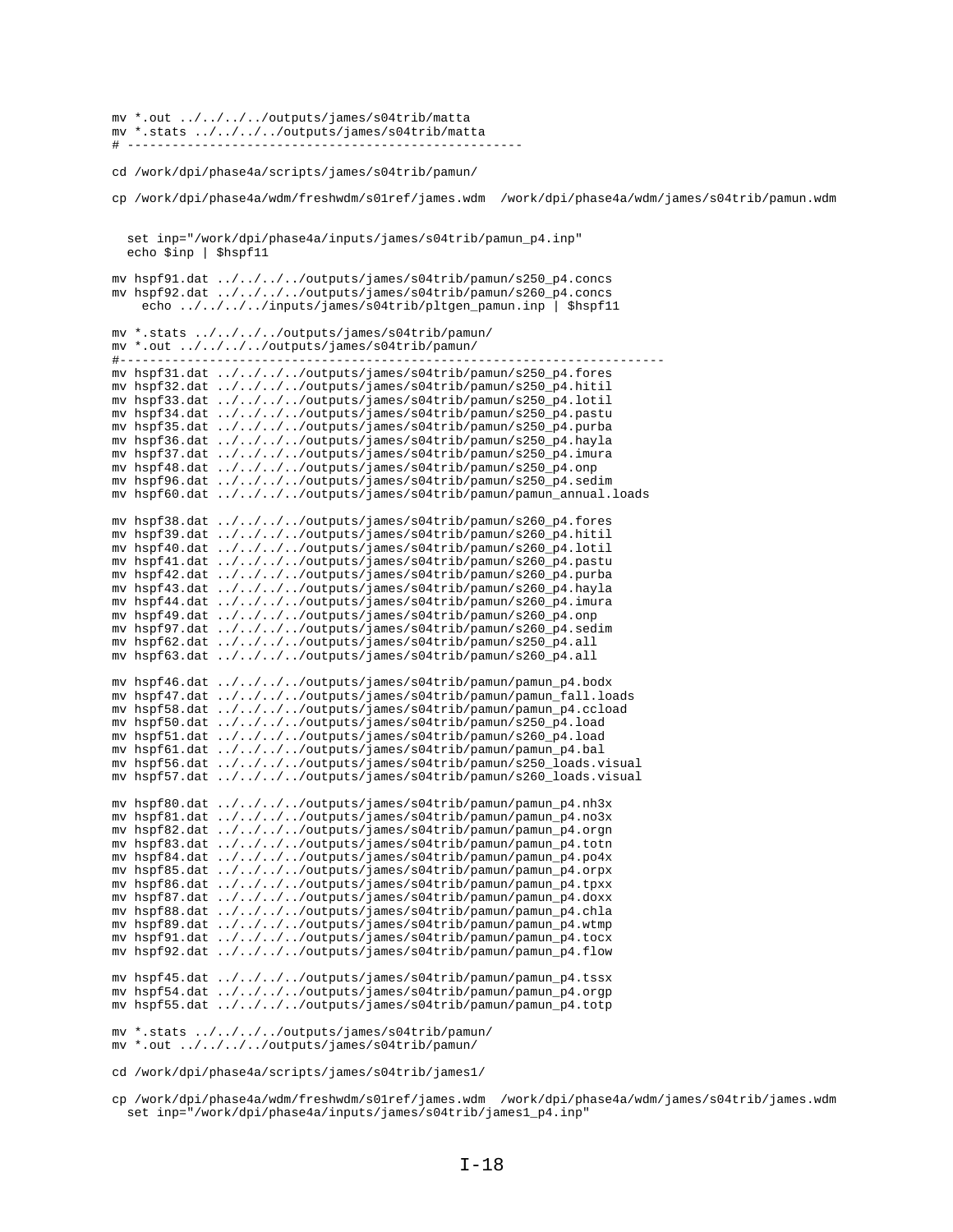```
mv *.out ../../../../outputs/james/s04trib/matta
mv *.stats ../../../../outputs/james/s04trib/matta
# ----------------------------------------------------

cd /work/dpi/phase4a/scripts/james/s04trib/pamun/

cp /work/dpi/phase4a/wdm/freshwdm/s01ref/james.wdm  /work/dpi/phase4a/wdm/james/s04trib/pamun.wdm


  set inp="/work/dpi/phase4a/inputs/james/s04trib/pamun_p4.inp"
  echo $inp | $hspf11

mv hspf91.dat ../../../../outputs/james/s04trib/pamun/s250_p4.concs
mv hspf92.dat ../../../../outputs/james/s04trib/pamun/s260_p4.concs
    echo ../../../../inputs/james/s04trib/pltgen_pamun.inp | $hspf11

mv *.stats ../../../../outputs/james/s04trib/pamun/
mv *.out ../../../../outputs/james/s04trib/pamun/
#-----------------------------------------------------------------------
mv hspf31.dat ../../../../outputs/james/s04trib/pamun/s250_p4.fores
mv hspf32.dat ../../../../outputs/james/s04trib/pamun/s250_p4.hitil
mv hspf33.dat ../../../../outputs/james/s04trib/pamun/s250_p4.lotil
mv hspf34.dat ../../../../outputs/james/s04trib/pamun/s250_p4.pastu
mv hspf35.dat ../../../../outputs/james/s04trib/pamun/s250_p4.purba
mv hspf36.dat ../../../../outputs/james/s04trib/pamun/s250_p4.hayla
mv hspf37.dat ../../../../outputs/james/s04trib/pamun/s250_p4.imura
mv hspf48.dat ../../../../outputs/james/s04trib/pamun/s250_p4.onp
mv hspf96.dat ../../../../outputs/james/s04trib/pamun/s250_p4.sedim
mv hspf60.dat ../../../../outputs/james/s04trib/pamun/pamun_annual.loads

mv hspf38.dat ../../../../outputs/james/s04trib/pamun/s260_p4.fores
mv hspf39.dat ../../../../outputs/james/s04trib/pamun/s260_p4.hitil
mv hspf40.dat ../../../../outputs/james/s04trib/pamun/s260_p4.lotil
mv hspf41.dat ../../../../outputs/james/s04trib/pamun/s260_p4.pastu
mv hspf42.dat ../../../../outputs/james/s04trib/pamun/s260_p4.purba
mv hspf43.dat ../../../../outputs/james/s04trib/pamun/s260_p4.hayla
mv hspf44.dat ../../../../outputs/james/s04trib/pamun/s260_p4.imura
mv hspf49.dat ../../../../outputs/james/s04trib/pamun/s260_p4.onp
mv hspf97.dat ../../../../outputs/james/s04trib/pamun/s260_p4.sedim
mv hspf62.dat ../../../../outputs/james/s04trib/pamun/s250_p4.all
mv hspf63.dat ../../../../outputs/james/s04trib/pamun/s260_p4.all

mv hspf46.dat ../../../../outputs/james/s04trib/pamun/pamun_p4.bodx
mv hspf47.dat ../../../../outputs/james/s04trib/pamun/pamun_fall.loads
mv hspf58.dat ../../../../outputs/james/s04trib/pamun/pamun_p4.ccload
mv hspf50.dat ../../../../outputs/james/s04trib/pamun/s250_p4.load
mv hspf51.dat ../../../../outputs/james/s04trib/pamun/s260_p4.load
mv hspf61.dat ../../../../outputs/james/s04trib/pamun/pamun_p4.bal
mv hspf56.dat ../../../../outputs/james/s04trib/pamun/s250_loads.visual
mv hspf57.dat ../../../../outputs/james/s04trib/pamun/s260_loads.visual

mv hspf80.dat ../../../../outputs/james/s04trib/pamun/pamun_p4.nh3x
mv hspf81.dat ../../../../outputs/james/s04trib/pamun/pamun_p4.no3x
mv hspf82.dat ../../../../outputs/james/s04trib/pamun/pamun_p4.orgn
mv hspf83.dat ../../../../outputs/james/s04trib/pamun/pamun_p4.totn
mv hspf84.dat ../../../../outputs/james/s04trib/pamun/pamun_p4.po4x
mv hspf85.dat ../../../../outputs/james/s04trib/pamun/pamun_p4.orpx
mv hspf86.dat ../../../../outputs/james/s04trib/pamun/pamun_p4.tpxx
mv hspf87.dat ../../../../outputs/james/s04trib/pamun/pamun_p4.doxx
mv hspf88.dat ../../../../outputs/james/s04trib/pamun/pamun_p4.chla
mv hspf89.dat ../../../../outputs/james/s04trib/pamun/pamun_p4.wtmp
mv hspf91.dat ../../../../outputs/james/s04trib/pamun/pamun_p4.tocx
mv hspf92.dat ../../../../outputs/james/s04trib/pamun/pamun_p4.flow

mv hspf45.dat ../../../../outputs/james/s04trib/pamun/pamun_p4.tssx
mv hspf54.dat ../../../../outputs/james/s04trib/pamun/pamun_p4.orgp
mv hspf55.dat ../../../../outputs/james/s04trib/pamun/pamun_p4.totp

mv *.stats ../../../../outputs/james/s04trib/pamun/
mv *.out ../../../../outputs/james/s04trib/pamun/

cd /work/dpi/phase4a/scripts/james/s04trib/james1/

cp /work/dpi/phase4a/wdm/freshwdm/s01ref/james.wdm  /work/dpi/phase4a/wdm/james/s04trib/james.wdm
  set inp="/work/dpi/phase4a/inputs/james/s04trib/james1_p4.inp"
```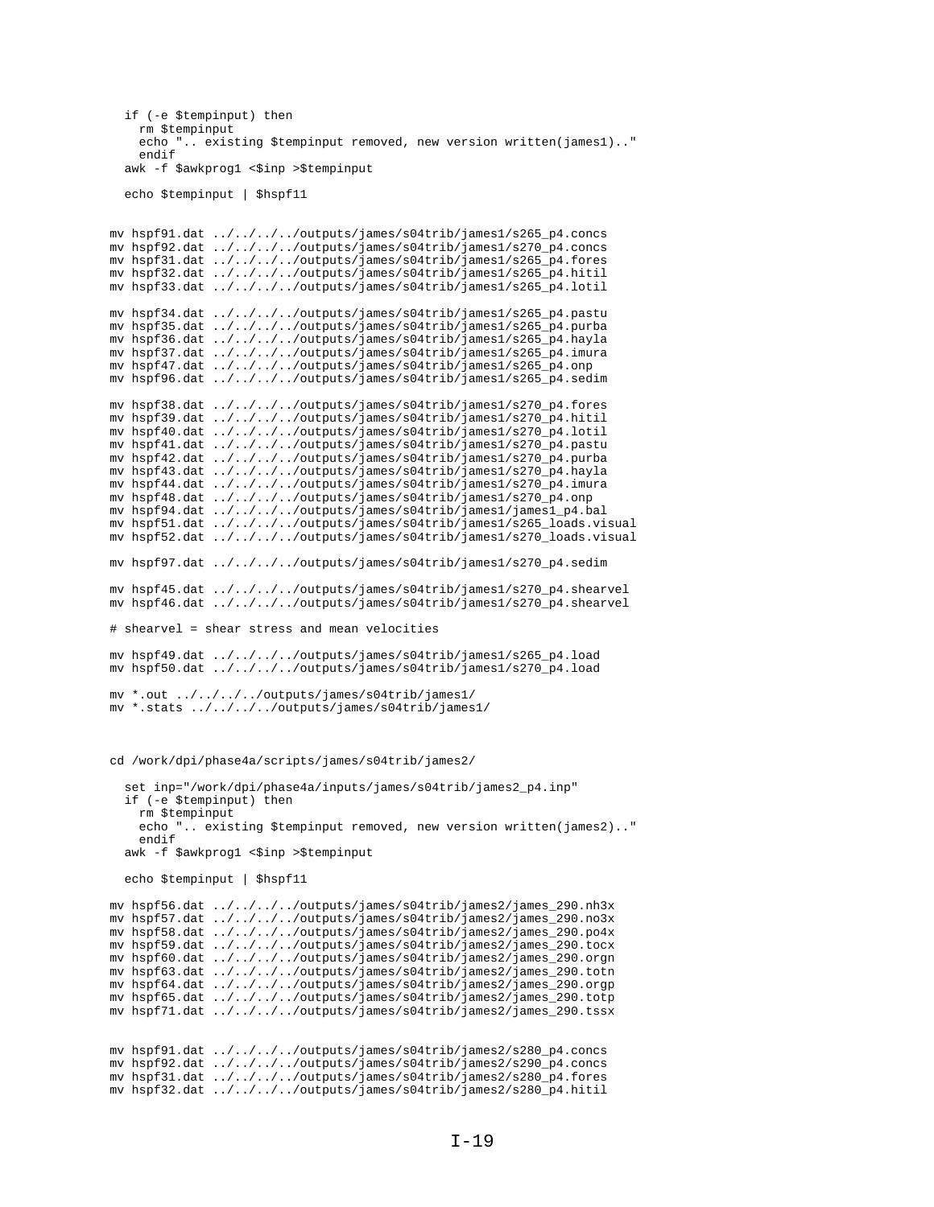```
  if (-e $tempinput) then
    rm $tempinput
    echo ".. existing $tempinput removed, new version written(james1).."
    endif
  awk -f $awkprog1 <$inp >$tempinput

  echo $tempinput | $hspf11


mv hspf91.dat ../../../../outputs/james/s04trib/james1/s265_p4.concs
mv hspf92.dat ../../../../outputs/james/s04trib/james1/s270_p4.concs
mv hspf31.dat ../../../../outputs/james/s04trib/james1/s265_p4.fores
mv hspf32.dat ../../../../outputs/james/s04trib/james1/s265_p4.hitil
mv hspf33.dat ../../../../outputs/james/s04trib/james1/s265_p4.lotil

mv hspf34.dat ../../../../outputs/james/s04trib/james1/s265_p4.pastu
mv hspf35.dat ../../../../outputs/james/s04trib/james1/s265_p4.purba
mv hspf36.dat ../../../../outputs/james/s04trib/james1/s265_p4.hayla
mv hspf37.dat ../../../../outputs/james/s04trib/james1/s265_p4.imura
mv hspf47.dat ../../../../outputs/james/s04trib/james1/s265_p4.onp
mv hspf96.dat ../../../../outputs/james/s04trib/james1/s265_p4.sedim

mv hspf38.dat ../../../../outputs/james/s04trib/james1/s270_p4.fores
mv hspf39.dat ../../../../outputs/james/s04trib/james1/s270_p4.hitil
mv hspf40.dat ../../../../outputs/james/s04trib/james1/s270_p4.lotil
mv hspf41.dat ../../../../outputs/james/s04trib/james1/s270_p4.pastu
mv hspf42.dat ../../../../outputs/james/s04trib/james1/s270_p4.purba
mv hspf43.dat ../../../../outputs/james/s04trib/james1/s270_p4.hayla
mv hspf44.dat ../../../../outputs/james/s04trib/james1/s270_p4.imura
mv hspf48.dat ../../../../outputs/james/s04trib/james1/s270_p4.onp
mv hspf94.dat ../../../../outputs/james/s04trib/james1/james1_p4.bal
mv hspf51.dat ../../../../outputs/james/s04trib/james1/s265_loads.visual
mv hspf52.dat ../../../../outputs/james/s04trib/james1/s270_loads.visual

mv hspf97.dat ../../../../outputs/james/s04trib/james1/s270_p4.sedim

mv hspf45.dat ../../../../outputs/james/s04trib/james1/s270_p4.shearvel
mv hspf46.dat ../../../../outputs/james/s04trib/james1/s270_p4.shearvel

# shearvel = shear stress and mean velocities

mv hspf49.dat ../../../../outputs/james/s04trib/james1/s265_p4.load
mv hspf50.dat ../../../../outputs/james/s04trib/james1/s270_p4.load

mv *.out ../../../../outputs/james/s04trib/james1/
mv *.stats ../../../../outputs/james/s04trib/james1/



cd /work/dpi/phase4a/scripts/james/s04trib/james2/

  set inp="/work/dpi/phase4a/inputs/james/s04trib/james2_p4.inp"
  if (-e $tempinput) then
    rm $tempinput
    echo ".. existing $tempinput removed, new version written(james2).."
    endif
  awk -f $awkprog1 <$inp >$tempinput

  echo $tempinput | $hspf11

mv hspf56.dat ../../../../outputs/james/s04trib/james2/james_290.nh3x
mv hspf57.dat ../../../../outputs/james/s04trib/james2/james_290.no3x
mv hspf58.dat ../../../../outputs/james/s04trib/james2/james_290.po4x
mv hspf59.dat ../../../../outputs/james/s04trib/james2/james_290.tocx
mv hspf60.dat ../../../../outputs/james/s04trib/james2/james_290.orgn
mv hspf63.dat ../../../../outputs/james/s04trib/james2/james_290.totn
mv hspf64.dat ../../../../outputs/james/s04trib/james2/james_290.orgp
mv hspf65.dat ../../../../outputs/james/s04trib/james2/james_290.totp
mv hspf71.dat ../../../../outputs/james/s04trib/james2/james_290.tssx


mv hspf91.dat ../../../../outputs/james/s04trib/james2/s280_p4.concs
mv hspf92.dat ../../../../outputs/james/s04trib/james2/s290_p4.concs
mv hspf31.dat ../../../../outputs/james/s04trib/james2/s280_p4.fores
mv hspf32.dat ../../../../outputs/james/s04trib/james2/s280_p4.hitil
```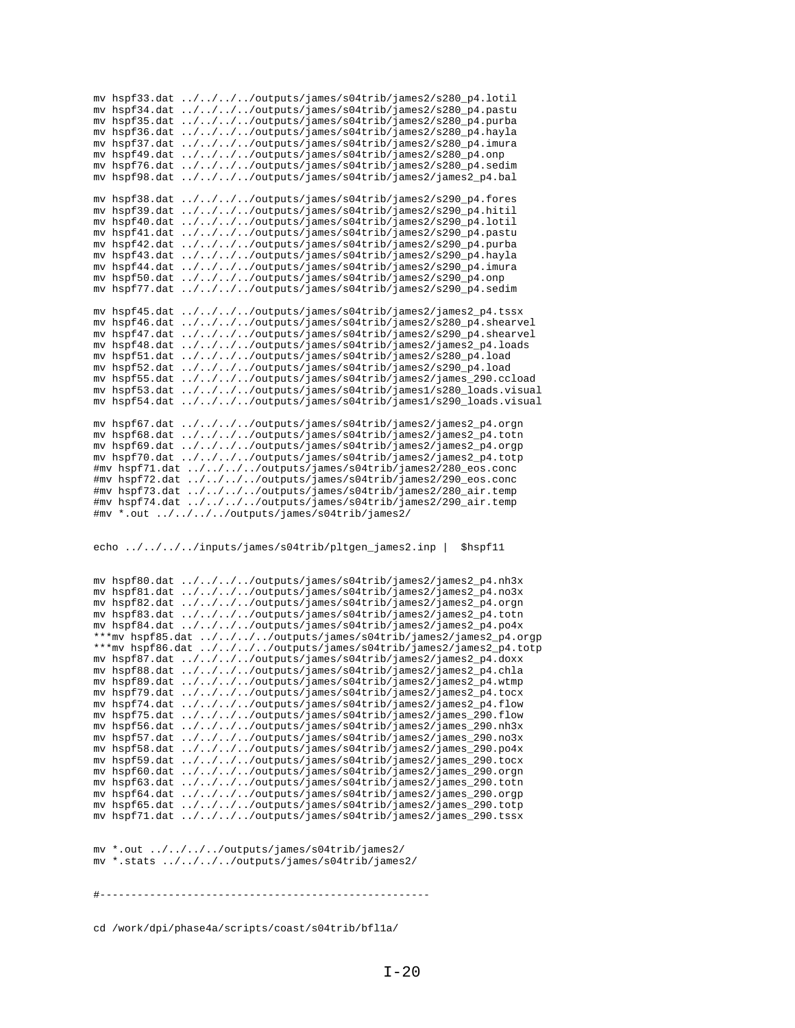```
mv hspf33.dat ../../../../outputs/james/s04trib/james2/s280_p4.lotil
mv hspf34.dat ../../../../outputs/james/s04trib/james2/s280_p4.pastu
mv hspf35.dat ../../../../outputs/james/s04trib/james2/s280_p4.purba
mv hspf36.dat ../../../../outputs/james/s04trib/james2/s280_p4.hayla
mv hspf37.dat ../../../../outputs/james/s04trib/james2/s280_p4.imura
mv hspf49.dat ../../../../outputs/james/s04trib/james2/s280_p4.onp
mv hspf76.dat ../../../../outputs/james/s04trib/james2/s280_p4.sedim
mv hspf98.dat ../../../../outputs/james/s04trib/james2/james2_p4.bal

mv hspf38.dat ../../../../outputs/james/s04trib/james2/s290_p4.fores
mv hspf39.dat ../../../../outputs/james/s04trib/james2/s290_p4.hitil
mv hspf40.dat ../../../../outputs/james/s04trib/james2/s290_p4.lotil
mv hspf41.dat ../../../../outputs/james/s04trib/james2/s290_p4.pastu
mv hspf42.dat ../../../../outputs/james/s04trib/james2/s290_p4.purba
mv hspf43.dat ../../../../outputs/james/s04trib/james2/s290_p4.hayla
mv hspf44.dat ../../../../outputs/james/s04trib/james2/s290_p4.imura
mv hspf50.dat ../../../../outputs/james/s04trib/james2/s290_p4.onp
mv hspf77.dat ../../../../outputs/james/s04trib/james2/s290_p4.sedim

mv hspf45.dat ../../../../outputs/james/s04trib/james2/james2_p4.tssx
mv hspf46.dat ../../../../outputs/james/s04trib/james2/s280_p4.shearvel
mv hspf47.dat ../../../../outputs/james/s04trib/james2/s290_p4.shearvel
mv hspf48.dat ../../../../outputs/james/s04trib/james2/james2_p4.loads
mv hspf51.dat ../../../../outputs/james/s04trib/james2/s280_p4.load
mv hspf52.dat ../../../../outputs/james/s04trib/james2/s290_p4.load
mv hspf55.dat ../../../../outputs/james/s04trib/james2/james_290.ccload
mv hspf53.dat ../../../../outputs/james/s04trib/james1/s280_loads.visual
mv hspf54.dat ../../../../outputs/james/s04trib/james1/s290_loads.visual

mv hspf67.dat ../../../../outputs/james/s04trib/james2/james2_p4.orgn
mv hspf68.dat ../../../../outputs/james/s04trib/james2/james2_p4.totn
mv hspf69.dat ../../../../outputs/james/s04trib/james2/james2_p4.orgp
mv hspf70.dat ../../../../outputs/james/s04trib/james2/james2_p4.totp
#mv hspf71.dat ../../../../outputs/james/s04trib/james2/280_eos.conc
#mv hspf72.dat ../../../../outputs/james/s04trib/james2/290_eos.conc
#mv hspf73.dat ../../../../outputs/james/s04trib/james2/280_air.temp
#mv hspf74.dat ../../../../outputs/james/s04trib/james2/290_air.temp
#mv *.out ../../../../outputs/james/s04trib/james2/


echo ../../../../inputs/james/s04trib/pltgen_james2.inp |  $hspf11


mv hspf80.dat ../../../../outputs/james/s04trib/james2/james2_p4.nh3x
mv hspf81.dat ../../../../outputs/james/s04trib/james2/james2_p4.no3x
mv hspf82.dat ../../../../outputs/james/s04trib/james2/james2_p4.orgn
mv hspf83.dat ../../../../outputs/james/s04trib/james2/james2_p4.totn
mv hspf84.dat ../../../../outputs/james/s04trib/james2/james2_p4.po4x
***mv hspf85.dat ../../../../outputs/james/s04trib/james2/james2_p4.orgp
***mv hspf86.dat ../../../../outputs/james/s04trib/james2/james2_p4.totp
mv hspf87.dat ../../../../outputs/james/s04trib/james2/james2_p4.doxx
mv hspf88.dat ../../../../outputs/james/s04trib/james2/james2_p4.chla
mv hspf89.dat ../../../../outputs/james/s04trib/james2/james2_p4.wtmp
mv hspf79.dat ../../../../outputs/james/s04trib/james2/james2_p4.tocx
mv hspf74.dat ../../../../outputs/james/s04trib/james2/james2_p4.flow
mv hspf75.dat ../../../../outputs/james/s04trib/james2/james_290.flow
mv hspf56.dat ../../../../outputs/james/s04trib/james2/james_290.nh3x
mv hspf57.dat ../../../../outputs/james/s04trib/james2/james_290.no3x
mv hspf58.dat ../../../../outputs/james/s04trib/james2/james_290.po4x
mv hspf59.dat ../../../../outputs/james/s04trib/james2/james_290.tocx
mv hspf60.dat ../../../../outputs/james/s04trib/james2/james_290.orgn
mv hspf63.dat ../../../../outputs/james/s04trib/james2/james_290.totn
mv hspf64.dat ../../../../outputs/james/s04trib/james2/james_290.orgp
mv hspf65.dat ../../../../outputs/james/s04trib/james2/james_290.totp
mv hspf71.dat ../../../../outputs/james/s04trib/james2/james_290.tssx


mv *.out ../../../../outputs/james/s04trib/james2/
mv *.stats ../../../../outputs/james/s04trib/james2/


#-----------------------------------------------------


cd /work/dpi/phase4a/scripts/coast/s04trib/bfl1a/
```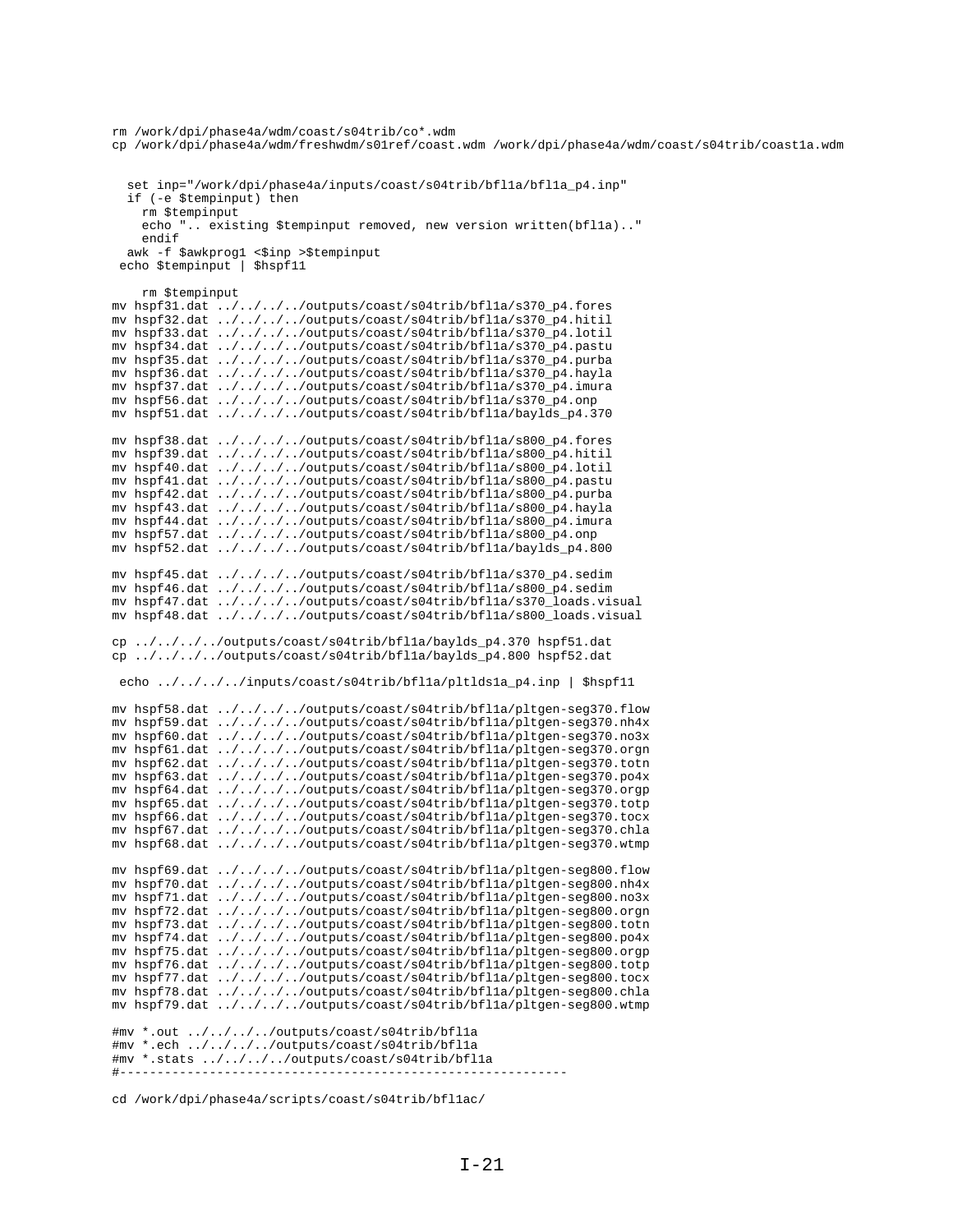```
rm /work/dpi/phase4a/wdm/coast/s04trib/co*.wdm
cp /work/dpi/phase4a/wdm/freshwdm/s01ref/coast.wdm /work/dpi/phase4a/wdm/coast/s04trib/coast1a.wdm


  set inp="/work/dpi/phase4a/inputs/coast/s04trib/bfl1a/bfl1a_p4.inp"
  if (-e $tempinput) then
    rm $tempinput
    echo ".. existing $tempinput removed, new version written(bfl1a).."
    endif
  awk -f $awkprog1 <$inp >$tempinput
 echo $tempinput | $hspf11

    rm $tempinput
mv hspf31.dat ../../../../outputs/coast/s04trib/bfl1a/s370_p4.fores
mv hspf32.dat ../../../../outputs/coast/s04trib/bfl1a/s370_p4.hitil
mv hspf33.dat ../../../../outputs/coast/s04trib/bfl1a/s370_p4.lotil
mv hspf34.dat ../../../../outputs/coast/s04trib/bfl1a/s370_p4.pastu
mv hspf35.dat ../../../../outputs/coast/s04trib/bfl1a/s370_p4.purba
mv hspf36.dat ../../../../outputs/coast/s04trib/bfl1a/s370_p4.hayla
mv hspf37.dat ../../../../outputs/coast/s04trib/bfl1a/s370_p4.imura
mv hspf56.dat ../../../../outputs/coast/s04trib/bfl1a/s370_p4.onp
mv hspf51.dat ../../../../outputs/coast/s04trib/bfl1a/baylds_p4.370

mv hspf38.dat ../../../../outputs/coast/s04trib/bfl1a/s800_p4.fores
mv hspf39.dat ../../../../outputs/coast/s04trib/bfl1a/s800_p4.hitil
mv hspf40.dat ../../../../outputs/coast/s04trib/bfl1a/s800_p4.lotil
mv hspf41.dat ../../../../outputs/coast/s04trib/bfl1a/s800_p4.pastu
mv hspf42.dat ../../../../outputs/coast/s04trib/bfl1a/s800_p4.purba
mv hspf43.dat ../../../../outputs/coast/s04trib/bfl1a/s800_p4.hayla
mv hspf44.dat ../../../../outputs/coast/s04trib/bfl1a/s800_p4.imura
mv hspf57.dat ../../../../outputs/coast/s04trib/bfl1a/s800_p4.onp
mv hspf52.dat ../../../../outputs/coast/s04trib/bfl1a/baylds_p4.800

mv hspf45.dat ../../../../outputs/coast/s04trib/bfl1a/s370_p4.sedim
mv hspf46.dat ../../../../outputs/coast/s04trib/bfl1a/s800_p4.sedim
mv hspf47.dat ../../../../outputs/coast/s04trib/bfl1a/s370_loads.visual
mv hspf48.dat ../../../../outputs/coast/s04trib/bfl1a/s800_loads.visual

cp ../../../../outputs/coast/s04trib/bfl1a/baylds_p4.370 hspf51.dat
cp ../../../../outputs/coast/s04trib/bfl1a/baylds_p4.800 hspf52.dat

 echo ../../../../inputs/coast/s04trib/bfl1a/pltlds1a_p4.inp | $hspf11

mv hspf58.dat ../../../../outputs/coast/s04trib/bfl1a/pltgen-seg370.flow
mv hspf59.dat ../../../../outputs/coast/s04trib/bfl1a/pltgen-seg370.nh4x
mv hspf60.dat ../../../../outputs/coast/s04trib/bfl1a/pltgen-seg370.no3x
mv hspf61.dat ../../../../outputs/coast/s04trib/bfl1a/pltgen-seg370.orgn
mv hspf62.dat ../../../../outputs/coast/s04trib/bfl1a/pltgen-seg370.totn
mv hspf63.dat ../../../../outputs/coast/s04trib/bfl1a/pltgen-seg370.po4x
mv hspf64.dat ../../../../outputs/coast/s04trib/bfl1a/pltgen-seg370.orgp
mv hspf65.dat ../../../../outputs/coast/s04trib/bfl1a/pltgen-seg370.totp
mv hspf66.dat ../../../../outputs/coast/s04trib/bfl1a/pltgen-seg370.tocx
mv hspf67.dat ../../../../outputs/coast/s04trib/bfl1a/pltgen-seg370.chla
mv hspf68.dat ../../../../outputs/coast/s04trib/bfl1a/pltgen-seg370.wtmp

mv hspf69.dat ../../../../outputs/coast/s04trib/bfl1a/pltgen-seg800.flow
mv hspf70.dat ../../../../outputs/coast/s04trib/bfl1a/pltgen-seg800.nh4x
mv hspf71.dat ../../../../outputs/coast/s04trib/bfl1a/pltgen-seg800.no3x
mv hspf72.dat ../../../../outputs/coast/s04trib/bfl1a/pltgen-seg800.orgn
mv hspf73.dat ../../../../outputs/coast/s04trib/bfl1a/pltgen-seg800.totn
mv hspf74.dat ../../../../outputs/coast/s04trib/bfl1a/pltgen-seg800.po4x
mv hspf75.dat ../../../../outputs/coast/s04trib/bfl1a/pltgen-seg800.orgp
mv hspf76.dat ../../../../outputs/coast/s04trib/bfl1a/pltgen-seg800.totp
mv hspf77.dat ../../../../outputs/coast/s04trib/bfl1a/pltgen-seg800.tocx
mv hspf78.dat ../../../../outputs/coast/s04trib/bfl1a/pltgen-seg800.chla
mv hspf79.dat ../../../../outputs/coast/s04trib/bfl1a/pltgen-seg800.wtmp

#mv *.out ../../../../outputs/coast/s04trib/bfl1a
#mv *.ech ../../../../outputs/coast/s04trib/bfl1a
#mv *.stats ../../../../outputs/coast/s04trib/bfl1a
#------------------------------------------------------------

cd /work/dpi/phase4a/scripts/coast/s04trib/bfl1ac/
```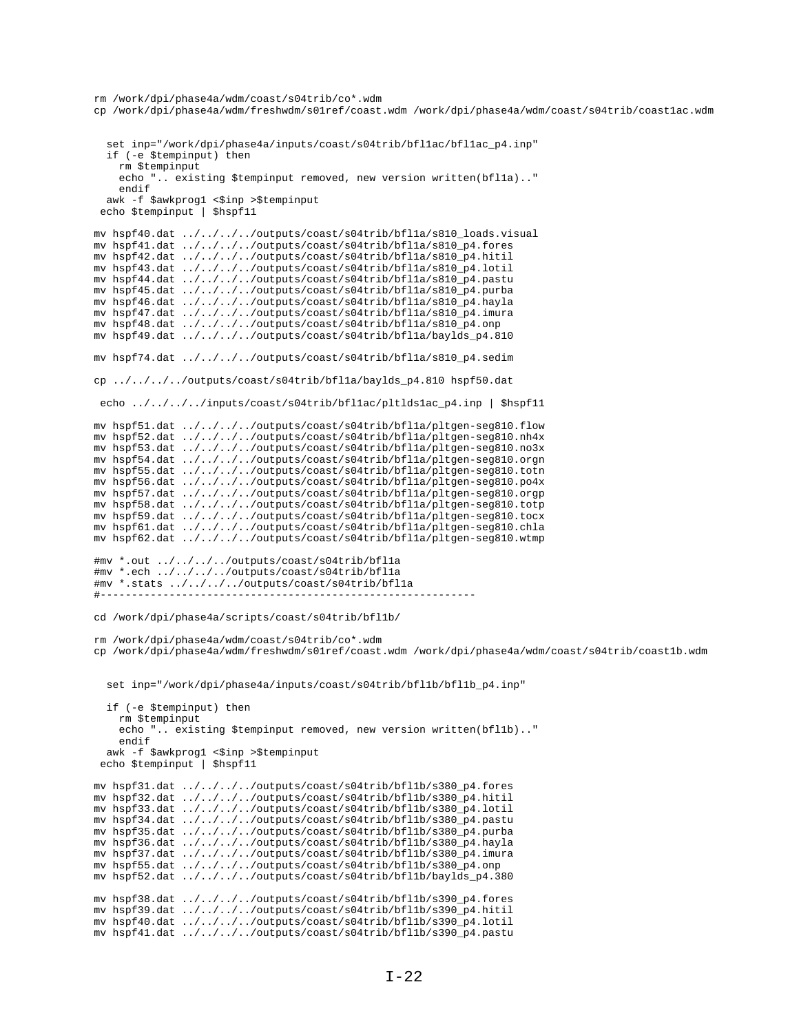```
rm /work/dpi/phase4a/wdm/coast/s04trib/co*.wdm
cp /work/dpi/phase4a/wdm/freshwdm/s01ref/coast.wdm /work/dpi/phase4a/wdm/coast/s04trib/coast1ac.wdm


  set inp="/work/dpi/phase4a/inputs/coast/s04trib/bfl1ac/bfl1ac_p4.inp"
  if (-e $tempinput) then
    rm $tempinput
    echo ".. existing $tempinput removed, new version written(bfl1a).."
    endif
  awk -f $awkprog1 <$inp >$tempinput
 echo $tempinput | $hspf11

mv hspf40.dat ../../../../outputs/coast/s04trib/bfl1a/s810_loads.visual
mv hspf41.dat ../../../../outputs/coast/s04trib/bfl1a/s810_p4.fores
mv hspf42.dat ../../../../outputs/coast/s04trib/bfl1a/s810_p4.hitil
mv hspf43.dat ../../../../outputs/coast/s04trib/bfl1a/s810_p4.lotil
mv hspf44.dat ../../../../outputs/coast/s04trib/bfl1a/s810_p4.pastu
mv hspf45.dat ../../../../outputs/coast/s04trib/bfl1a/s810_p4.purba
mv hspf46.dat ../../../../outputs/coast/s04trib/bfl1a/s810_p4.hayla
mv hspf47.dat ../../../../outputs/coast/s04trib/bfl1a/s810_p4.imura
mv hspf48.dat ../../../../outputs/coast/s04trib/bfl1a/s810_p4.onp
mv hspf49.dat ../../../../outputs/coast/s04trib/bfl1a/baylds_p4.810

mv hspf74.dat ../../../../outputs/coast/s04trib/bfl1a/s810_p4.sedim

cp ../../../../outputs/coast/s04trib/bfl1a/baylds_p4.810 hspf50.dat

 echo ../../../../inputs/coast/s04trib/bfl1ac/pltlds1ac_p4.inp | $hspf11

mv hspf51.dat ../../../../outputs/coast/s04trib/bfl1a/pltgen-seg810.flow
mv hspf52.dat ../../../../outputs/coast/s04trib/bfl1a/pltgen-seg810.nh4x
mv hspf53.dat ../../../../outputs/coast/s04trib/bfl1a/pltgen-seg810.no3x
mv hspf54.dat ../../../../outputs/coast/s04trib/bfl1a/pltgen-seg810.orgn
mv hspf55.dat ../../../../outputs/coast/s04trib/bfl1a/pltgen-seg810.totn
mv hspf56.dat ../../../../outputs/coast/s04trib/bfl1a/pltgen-seg810.po4x
mv hspf57.dat ../../../../outputs/coast/s04trib/bfl1a/pltgen-seg810.orgp
mv hspf58.dat ../../../../outputs/coast/s04trib/bfl1a/pltgen-seg810.totp
mv hspf59.dat ../../../../outputs/coast/s04trib/bfl1a/pltgen-seg810.tocx
mv hspf61.dat ../../../../outputs/coast/s04trib/bfl1a/pltgen-seg810.chla
mv hspf62.dat ../../../../outputs/coast/s04trib/bfl1a/pltgen-seg810.wtmp

#mv *.out ../../../../outputs/coast/s04trib/bfl1a
#mv *.ech ../../../../outputs/coast/s04trib/bfl1a
#mv *.stats ../../../../outputs/coast/s04trib/bfl1a
#------------------------------------------------------------

cd /work/dpi/phase4a/scripts/coast/s04trib/bfl1b/

rm /work/dpi/phase4a/wdm/coast/s04trib/co*.wdm
cp /work/dpi/phase4a/wdm/freshwdm/s01ref/coast.wdm /work/dpi/phase4a/wdm/coast/s04trib/coast1b.wdm


  set inp="/work/dpi/phase4a/inputs/coast/s04trib/bfl1b/bfl1b_p4.inp"

  if (-e $tempinput) then
    rm $tempinput
    echo ".. existing $tempinput removed, new version written(bfl1b).."
    endif
  awk -f $awkprog1 <$inp >$tempinput
 echo $tempinput | $hspf11

mv hspf31.dat ../../../../outputs/coast/s04trib/bfl1b/s380_p4.fores
mv hspf32.dat ../../../../outputs/coast/s04trib/bfl1b/s380_p4.hitil
mv hspf33.dat ../../../../outputs/coast/s04trib/bfl1b/s380_p4.lotil
mv hspf34.dat ../../../../outputs/coast/s04trib/bfl1b/s380_p4.pastu
mv hspf35.dat ../../../../outputs/coast/s04trib/bfl1b/s380_p4.purba
mv hspf36.dat ../../../../outputs/coast/s04trib/bfl1b/s380_p4.hayla
mv hspf37.dat ../../../../outputs/coast/s04trib/bfl1b/s380_p4.imura
mv hspf55.dat ../../../../outputs/coast/s04trib/bfl1b/s380_p4.onp
mv hspf52.dat ../../../../outputs/coast/s04trib/bfl1b/baylds_p4.380

mv hspf38.dat ../../../../outputs/coast/s04trib/bfl1b/s390_p4.fores
mv hspf39.dat ../../../../outputs/coast/s04trib/bfl1b/s390_p4.hitil
mv hspf40.dat ../../../../outputs/coast/s04trib/bfl1b/s390_p4.lotil
mv hspf41.dat ../../../../outputs/coast/s04trib/bfl1b/s390_p4.pastu
```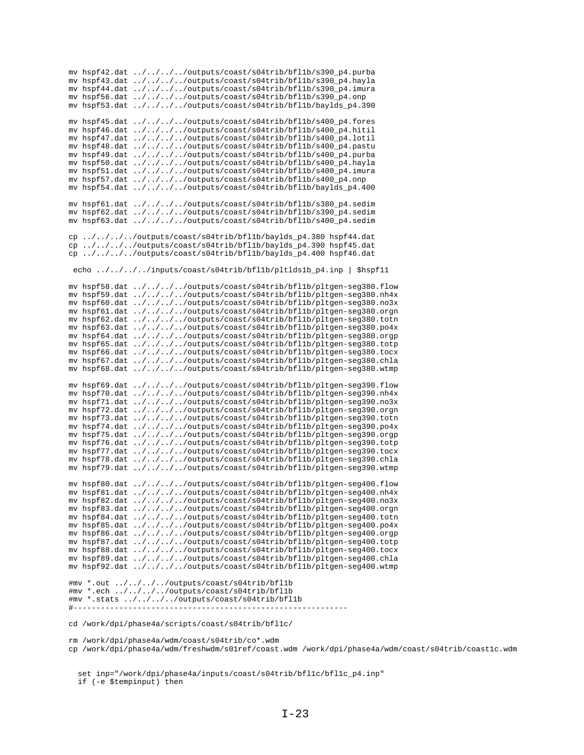```
mv hspf42.dat ../../../../outputs/coast/s04trib/bfl1b/s390_p4.purba
mv hspf43.dat ../../../../outputs/coast/s04trib/bfl1b/s390_p4.hayla
mv hspf44.dat ../../../../outputs/coast/s04trib/bfl1b/s390_p4.imura
mv hspf56.dat ../../../../outputs/coast/s04trib/bfl1b/s390_p4.onp
mv hspf53.dat ../../../../outputs/coast/s04trib/bfl1b/baylds_p4.390

mv hspf45.dat ../../../../outputs/coast/s04trib/bfl1b/s400_p4.fores
mv hspf46.dat ../../../../outputs/coast/s04trib/bfl1b/s400_p4.hitil
mv hspf47.dat ../../../../outputs/coast/s04trib/bfl1b/s400_p4.lotil
mv hspf48.dat ../../../../outputs/coast/s04trib/bfl1b/s400_p4.pastu
mv hspf49.dat ../../../../outputs/coast/s04trib/bfl1b/s400_p4.purba
mv hspf50.dat ../../../../outputs/coast/s04trib/bfl1b/s400_p4.hayla
mv hspf51.dat ../../../../outputs/coast/s04trib/bfl1b/s400_p4.imura
mv hspf57.dat ../../../../outputs/coast/s04trib/bfl1b/s400_p4.onp
mv hspf54.dat ../../../../outputs/coast/s04trib/bfl1b/baylds_p4.400

mv hspf61.dat ../../../../outputs/coast/s04trib/bfl1b/s380_p4.sedim
mv hspf62.dat ../../../../outputs/coast/s04trib/bfl1b/s390_p4.sedim
mv hspf63.dat ../../../../outputs/coast/s04trib/bfl1b/s400_p4.sedim

cp ../../../../outputs/coast/s04trib/bfl1b/baylds_p4.380 hspf44.dat
cp ../../../../outputs/coast/s04trib/bfl1b/baylds_p4.390 hspf45.dat
cp ../../../../outputs/coast/s04trib/bfl1b/baylds_p4.400 hspf46.dat

 echo ../../../../inputs/coast/s04trib/bfl1b/pltlds1b_p4.inp | $hspf11

mv hspf58.dat ../../../../outputs/coast/s04trib/bfl1b/pltgen-seg380.flow
mv hspf59.dat ../../../../outputs/coast/s04trib/bfl1b/pltgen-seg380.nh4x
mv hspf60.dat ../../../../outputs/coast/s04trib/bfl1b/pltgen-seg380.no3x
mv hspf61.dat ../../../../outputs/coast/s04trib/bfl1b/pltgen-seg380.orgn
mv hspf62.dat ../../../../outputs/coast/s04trib/bfl1b/pltgen-seg380.totn
mv hspf63.dat ../../../../outputs/coast/s04trib/bfl1b/pltgen-seg380.po4x
mv hspf64.dat ../../../../outputs/coast/s04trib/bfl1b/pltgen-seg380.orgp
mv hspf65.dat ../../../../outputs/coast/s04trib/bfl1b/pltgen-seg380.totp
mv hspf66.dat ../../../../outputs/coast/s04trib/bfl1b/pltgen-seg380.tocx
mv hspf67.dat ../../../../outputs/coast/s04trib/bfl1b/pltgen-seg380.chla
mv hspf68.dat ../../../../outputs/coast/s04trib/bfl1b/pltgen-seg380.wtmp

mv hspf69.dat ../../../../outputs/coast/s04trib/bfl1b/pltgen-seg390.flow
mv hspf70.dat ../../../../outputs/coast/s04trib/bfl1b/pltgen-seg390.nh4x
mv hspf71.dat ../../../../outputs/coast/s04trib/bfl1b/pltgen-seg390.no3x
mv hspf72.dat ../../../../outputs/coast/s04trib/bfl1b/pltgen-seg390.orgn
mv hspf73.dat ../../../../outputs/coast/s04trib/bfl1b/pltgen-seg390.totn
mv hspf74.dat ../../../../outputs/coast/s04trib/bfl1b/pltgen-seg390.po4x
mv hspf75.dat ../../../../outputs/coast/s04trib/bfl1b/pltgen-seg390.orgp
mv hspf76.dat ../../../../outputs/coast/s04trib/bfl1b/pltgen-seg390.totp
mv hspf77.dat ../../../../outputs/coast/s04trib/bfl1b/pltgen-seg390.tocx
mv hspf78.dat ../../../../outputs/coast/s04trib/bfl1b/pltgen-seg390.chla
mv hspf79.dat ../../../../outputs/coast/s04trib/bfl1b/pltgen-seg390.wtmp

mv hspf80.dat ../../../../outputs/coast/s04trib/bfl1b/pltgen-seg400.flow
mv hspf81.dat ../../../../outputs/coast/s04trib/bfl1b/pltgen-seg400.nh4x
mv hspf82.dat ../../../../outputs/coast/s04trib/bfl1b/pltgen-seg400.no3x
mv hspf83.dat ../../../../outputs/coast/s04trib/bfl1b/pltgen-seg400.orgn
mv hspf84.dat ../../../../outputs/coast/s04trib/bfl1b/pltgen-seg400.totn
mv hspf85.dat ../../../../outputs/coast/s04trib/bfl1b/pltgen-seg400.po4x
mv hspf86.dat ../../../../outputs/coast/s04trib/bfl1b/pltgen-seg400.orgp
mv hspf87.dat ../../../../outputs/coast/s04trib/bfl1b/pltgen-seg400.totp
mv hspf88.dat ../../../../outputs/coast/s04trib/bfl1b/pltgen-seg400.tocx
mv hspf89.dat ../../../../outputs/coast/s04trib/bfl1b/pltgen-seg400.chla
mv hspf92.dat ../../../../outputs/coast/s04trib/bfl1b/pltgen-seg400.wtmp

#mv *.out ../../../../outputs/coast/s04trib/bfl1b
#mv *.ech ../../../../outputs/coast/s04trib/bfl1b
#mv *.stats ../../../../outputs/coast/s04trib/bfl1b
#------------------------------------------------------------

cd /work/dpi/phase4a/scripts/coast/s04trib/bfl1c/

rm /work/dpi/phase4a/wdm/coast/s04trib/co*.wdm
cp /work/dpi/phase4a/wdm/freshwdm/s01ref/coast.wdm /work/dpi/phase4a/wdm/coast/s04trib/coast1c.wdm


  set inp="/work/dpi/phase4a/inputs/coast/s04trib/bfl1c/bfl1c_p4.inp"
  if (-e $tempinput) then
```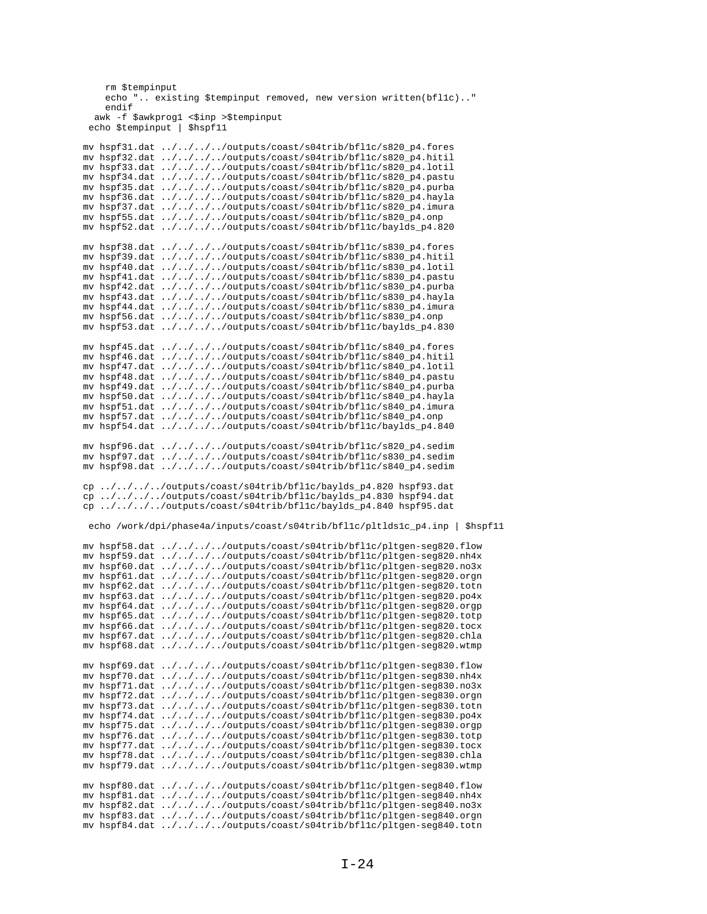```
    rm $tempinput
    echo ".. existing $tempinput removed, new version written(bfl1c).."
    endif
  awk -f $awkprog1 <$inp >$tempinput
 echo $tempinput | $hspf11

mv hspf31.dat ../../../../outputs/coast/s04trib/bfl1c/s820_p4.fores
mv hspf32.dat ../../../../outputs/coast/s04trib/bfl1c/s820_p4.hitil
mv hspf33.dat ../../../../outputs/coast/s04trib/bfl1c/s820_p4.lotil
mv hspf34.dat ../../../../outputs/coast/s04trib/bfl1c/s820_p4.pastu
mv hspf35.dat ../../../../outputs/coast/s04trib/bfl1c/s820_p4.purba
mv hspf36.dat ../../../../outputs/coast/s04trib/bfl1c/s820_p4.hayla
mv hspf37.dat ../../../../outputs/coast/s04trib/bfl1c/s820_p4.imura
mv hspf55.dat ../../../../outputs/coast/s04trib/bfl1c/s820_p4.onp
mv hspf52.dat ../../../../outputs/coast/s04trib/bfl1c/baylds_p4.820

mv hspf38.dat ../../../../outputs/coast/s04trib/bfl1c/s830_p4.fores
mv hspf39.dat ../../../../outputs/coast/s04trib/bfl1c/s830_p4.hitil
mv hspf40.dat ../../../../outputs/coast/s04trib/bfl1c/s830_p4.lotil
mv hspf41.dat ../../../../outputs/coast/s04trib/bfl1c/s830_p4.pastu
mv hspf42.dat ../../../../outputs/coast/s04trib/bfl1c/s830_p4.purba
mv hspf43.dat ../../../../outputs/coast/s04trib/bfl1c/s830_p4.hayla
mv hspf44.dat ../../../../outputs/coast/s04trib/bfl1c/s830_p4.imura
mv hspf56.dat ../../../../outputs/coast/s04trib/bfl1c/s830_p4.onp
mv hspf53.dat ../../../../outputs/coast/s04trib/bfl1c/baylds_p4.830

mv hspf45.dat ../../../../outputs/coast/s04trib/bfl1c/s840_p4.fores
mv hspf46.dat ../../../../outputs/coast/s04trib/bfl1c/s840_p4.hitil
mv hspf47.dat ../../../../outputs/coast/s04trib/bfl1c/s840_p4.lotil
mv hspf48.dat ../../../../outputs/coast/s04trib/bfl1c/s840_p4.pastu
mv hspf49.dat ../../../../outputs/coast/s04trib/bfl1c/s840_p4.purba
mv hspf50.dat ../../../../outputs/coast/s04trib/bfl1c/s840_p4.hayla
mv hspf51.dat ../../../../outputs/coast/s04trib/bfl1c/s840_p4.imura
mv hspf57.dat ../../../../outputs/coast/s04trib/bfl1c/s840_p4.onp
mv hspf54.dat ../../../../outputs/coast/s04trib/bfl1c/baylds_p4.840

mv hspf96.dat ../../../../outputs/coast/s04trib/bfl1c/s820_p4.sedim
mv hspf97.dat ../../../../outputs/coast/s04trib/bfl1c/s830_p4.sedim
mv hspf98.dat ../../../../outputs/coast/s04trib/bfl1c/s840_p4.sedim

cp ../../../../outputs/coast/s04trib/bfl1c/baylds_p4.820 hspf93.dat
cp ../../../../outputs/coast/s04trib/bfl1c/baylds_p4.830 hspf94.dat
cp ../../../../outputs/coast/s04trib/bfl1c/baylds_p4.840 hspf95.dat

 echo /work/dpi/phase4a/inputs/coast/s04trib/bfl1c/pltlds1c_p4.inp | $hspf11

mv hspf58.dat ../../../../outputs/coast/s04trib/bfl1c/pltgen-seg820.flow
mv hspf59.dat ../../../../outputs/coast/s04trib/bfl1c/pltgen-seg820.nh4x
mv hspf60.dat ../../../../outputs/coast/s04trib/bfl1c/pltgen-seg820.no3x
mv hspf61.dat ../../../../outputs/coast/s04trib/bfl1c/pltgen-seg820.orgn
mv hspf62.dat ../../../../outputs/coast/s04trib/bfl1c/pltgen-seg820.totn
mv hspf63.dat ../../../../outputs/coast/s04trib/bfl1c/pltgen-seg820.po4x
mv hspf64.dat ../../../../outputs/coast/s04trib/bfl1c/pltgen-seg820.orgp
mv hspf65.dat ../../../../outputs/coast/s04trib/bfl1c/pltgen-seg820.totp
mv hspf66.dat ../../../../outputs/coast/s04trib/bfl1c/pltgen-seg820.tocx
mv hspf67.dat ../../../../outputs/coast/s04trib/bfl1c/pltgen-seg820.chla
mv hspf68.dat ../../../../outputs/coast/s04trib/bfl1c/pltgen-seg820.wtmp

mv hspf69.dat ../../../../outputs/coast/s04trib/bfl1c/pltgen-seg830.flow
mv hspf70.dat ../../../../outputs/coast/s04trib/bfl1c/pltgen-seg830.nh4x
mv hspf71.dat ../../../../outputs/coast/s04trib/bfl1c/pltgen-seg830.no3x
mv hspf72.dat ../../../../outputs/coast/s04trib/bfl1c/pltgen-seg830.orgn
mv hspf73.dat ../../../../outputs/coast/s04trib/bfl1c/pltgen-seg830.totn
mv hspf74.dat ../../../../outputs/coast/s04trib/bfl1c/pltgen-seg830.po4x
mv hspf75.dat ../../../../outputs/coast/s04trib/bfl1c/pltgen-seg830.orgp
mv hspf76.dat ../../../../outputs/coast/s04trib/bfl1c/pltgen-seg830.totp
mv hspf77.dat ../../../../outputs/coast/s04trib/bfl1c/pltgen-seg830.tocx
mv hspf78.dat ../../../../outputs/coast/s04trib/bfl1c/pltgen-seg830.chla
mv hspf79.dat ../../../../outputs/coast/s04trib/bfl1c/pltgen-seg830.wtmp

mv hspf80.dat ../../../../outputs/coast/s04trib/bfl1c/pltgen-seg840.flow
mv hspf81.dat ../../../../outputs/coast/s04trib/bfl1c/pltgen-seg840.nh4x
mv hspf82.dat ../../../../outputs/coast/s04trib/bfl1c/pltgen-seg840.no3x
mv hspf83.dat ../../../../outputs/coast/s04trib/bfl1c/pltgen-seg840.orgn
mv hspf84.dat ../../../../outputs/coast/s04trib/bfl1c/pltgen-seg840.totn
```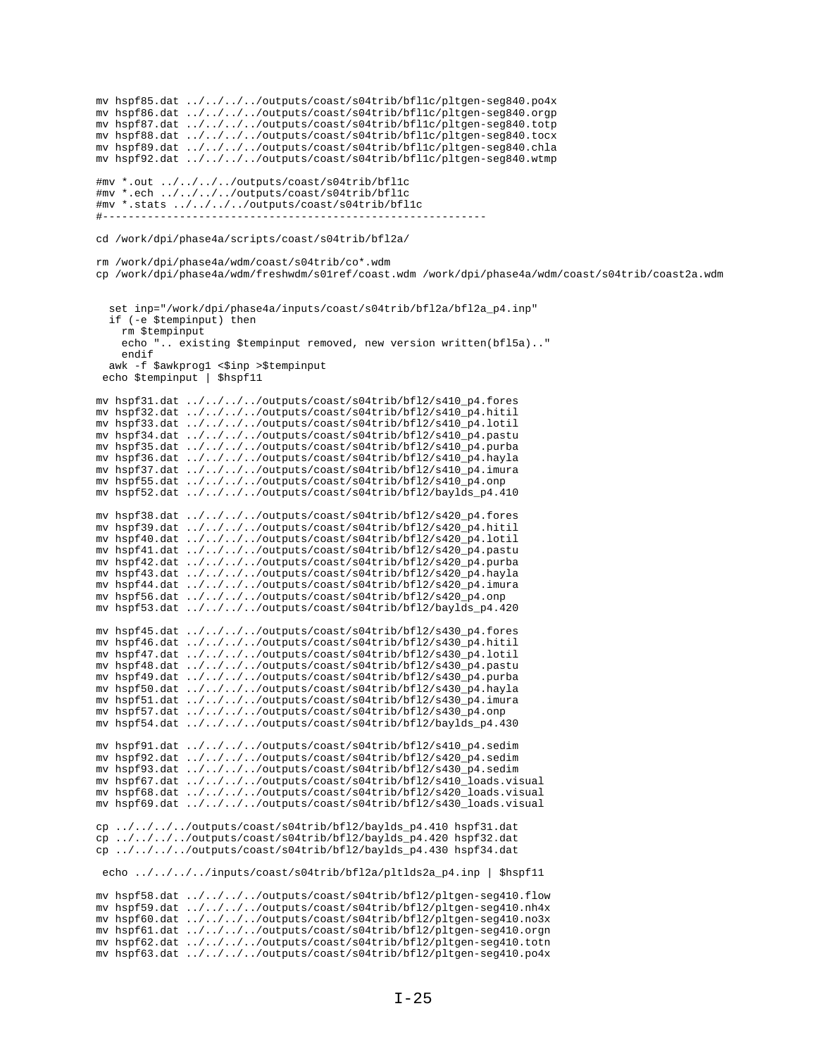```
mv hspf85.dat ../../../../outputs/coast/s04trib/bfl1c/pltgen-seg840.po4x
mv hspf86.dat ../../../../outputs/coast/s04trib/bfl1c/pltgen-seg840.orgp
mv hspf87.dat ../../../../outputs/coast/s04trib/bfl1c/pltgen-seg840.totp
mv hspf88.dat ../../../../outputs/coast/s04trib/bfl1c/pltgen-seg840.tocx
mv hspf89.dat ../../../../outputs/coast/s04trib/bfl1c/pltgen-seg840.chla
mv hspf92.dat ../../../../outputs/coast/s04trib/bfl1c/pltgen-seg840.wtmp

#mv *.out ../../../../outputs/coast/s04trib/bfl1c
#mv *.ech ../../../../outputs/coast/s04trib/bfl1c
#mv *.stats ../../../../outputs/coast/s04trib/bfl1c
#-------------------------------------------------------------

cd /work/dpi/phase4a/scripts/coast/s04trib/bfl2a/

rm /work/dpi/phase4a/wdm/coast/s04trib/co*.wdm
cp /work/dpi/phase4a/wdm/freshwdm/s01ref/coast.wdm /work/dpi/phase4a/wdm/coast/s04trib/coast2a.wdm


  set inp="/work/dpi/phase4a/inputs/coast/s04trib/bfl2a/bfl2a_p4.inp"
  if (-e $tempinput) then
    rm $tempinput
    echo ".. existing $tempinput removed, new version written(bfl5a).."
    endif
  awk -f $awkprog1 <$inp >$tempinput
 echo $tempinput | $hspf11

mv hspf31.dat ../../../../outputs/coast/s04trib/bfl2/s410_p4.fores
mv hspf32.dat ../../../../outputs/coast/s04trib/bfl2/s410_p4.hitil
mv hspf33.dat ../../../../outputs/coast/s04trib/bfl2/s410_p4.lotil
mv hspf34.dat ../../../../outputs/coast/s04trib/bfl2/s410_p4.pastu
mv hspf35.dat ../../../../outputs/coast/s04trib/bfl2/s410_p4.purba
mv hspf36.dat ../../../../outputs/coast/s04trib/bfl2/s410_p4.hayla
mv hspf37.dat ../../../../outputs/coast/s04trib/bfl2/s410_p4.imura
mv hspf55.dat ../../../../outputs/coast/s04trib/bfl2/s410_p4.onp
mv hspf52.dat ../../../../outputs/coast/s04trib/bfl2/baylds_p4.410

mv hspf38.dat ../../../../outputs/coast/s04trib/bfl2/s420_p4.fores
mv hspf39.dat ../../../../outputs/coast/s04trib/bfl2/s420_p4.hitil
mv hspf40.dat ../../../../outputs/coast/s04trib/bfl2/s420_p4.lotil
mv hspf41.dat ../../../../outputs/coast/s04trib/bfl2/s420_p4.pastu
mv hspf42.dat ../../../../outputs/coast/s04trib/bfl2/s420_p4.purba
mv hspf43.dat ../../../../outputs/coast/s04trib/bfl2/s420_p4.hayla
mv hspf44.dat ../../../../outputs/coast/s04trib/bfl2/s420_p4.imura
mv hspf56.dat ../../../../outputs/coast/s04trib/bfl2/s420_p4.onp
mv hspf53.dat ../../../../outputs/coast/s04trib/bfl2/baylds_p4.420

mv hspf45.dat ../../../../outputs/coast/s04trib/bfl2/s430_p4.fores
mv hspf46.dat ../../../../outputs/coast/s04trib/bfl2/s430_p4.hitil
mv hspf47.dat ../../../../outputs/coast/s04trib/bfl2/s430_p4.lotil
mv hspf48.dat ../../../../outputs/coast/s04trib/bfl2/s430_p4.pastu
mv hspf49.dat ../../../../outputs/coast/s04trib/bfl2/s430_p4.purba
mv hspf50.dat ../../../../outputs/coast/s04trib/bfl2/s430_p4.hayla
mv hspf51.dat ../../../../outputs/coast/s04trib/bfl2/s430_p4.imura
mv hspf57.dat ../../../../outputs/coast/s04trib/bfl2/s430_p4.onp
mv hspf54.dat ../../../../outputs/coast/s04trib/bfl2/baylds_p4.430

mv hspf91.dat ../../../../outputs/coast/s04trib/bfl2/s410_p4.sedim
mv hspf92.dat ../../../../outputs/coast/s04trib/bfl2/s420_p4.sedim
mv hspf93.dat ../../../../outputs/coast/s04trib/bfl2/s430_p4.sedim
mv hspf67.dat ../../../../outputs/coast/s04trib/bfl2/s410_loads.visual
mv hspf68.dat ../../../../outputs/coast/s04trib/bfl2/s420_loads.visual
mv hspf69.dat ../../../../outputs/coast/s04trib/bfl2/s430_loads.visual

cp ../../../../outputs/coast/s04trib/bfl2/baylds_p4.410 hspf31.dat
cp ../../../../outputs/coast/s04trib/bfl2/baylds_p4.420 hspf32.dat
cp ../../../../outputs/coast/s04trib/bfl2/baylds_p4.430 hspf34.dat

 echo ../../../../inputs/coast/s04trib/bfl2a/pltlds2a_p4.inp | $hspf11

mv hspf58.dat ../../../../outputs/coast/s04trib/bfl2/pltgen-seg410.flow
mv hspf59.dat ../../../../outputs/coast/s04trib/bfl2/pltgen-seg410.nh4x
mv hspf60.dat ../../../../outputs/coast/s04trib/bfl2/pltgen-seg410.no3x
mv hspf61.dat ../../../../outputs/coast/s04trib/bfl2/pltgen-seg410.orgn
mv hspf62.dat ../../../../outputs/coast/s04trib/bfl2/pltgen-seg410.totn
mv hspf63.dat ../../../../outputs/coast/s04trib/bfl2/pltgen-seg410.po4x
```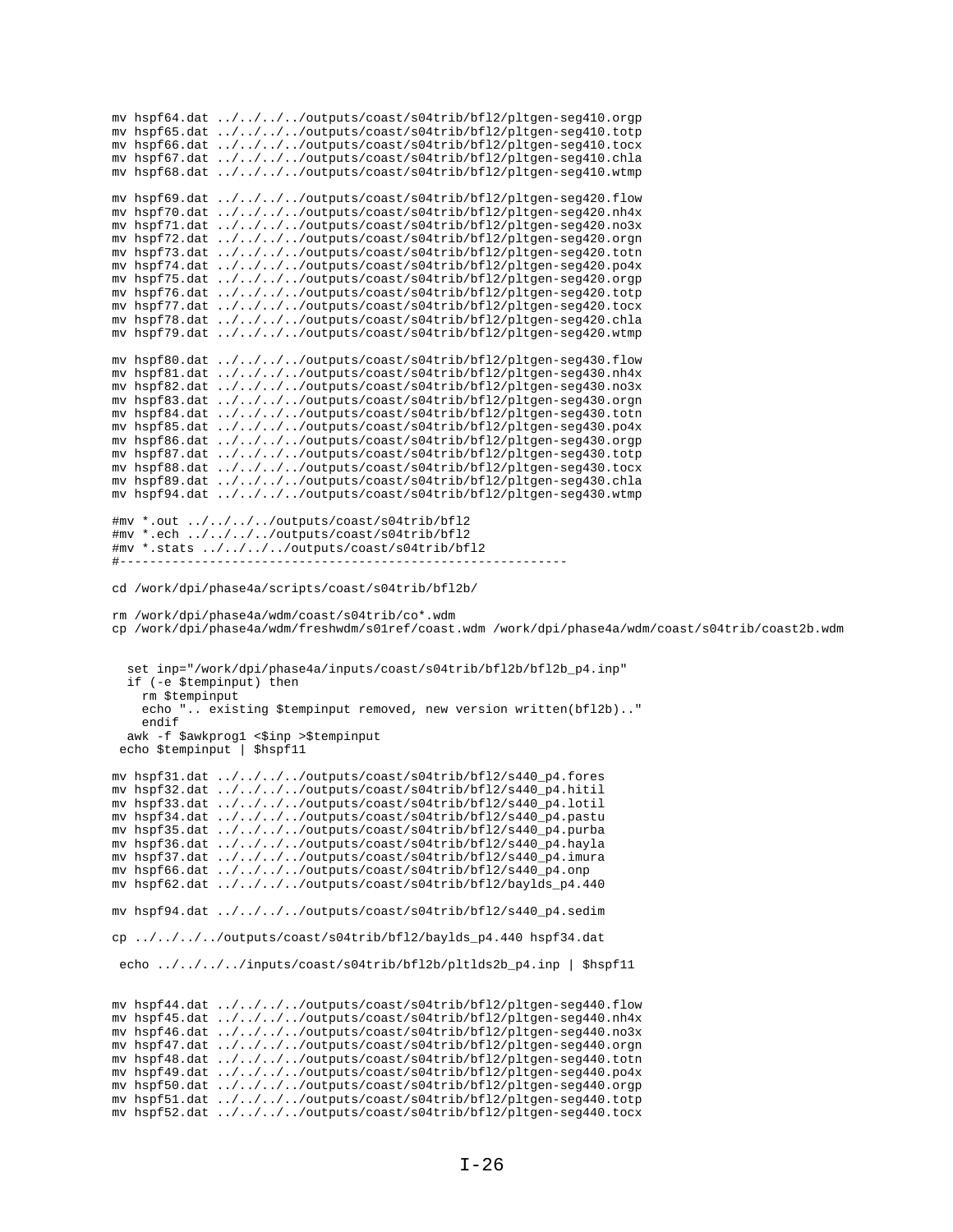```
mv hspf64.dat ../../../../outputs/coast/s04trib/bfl2/pltgen-seg410.orgp
mv hspf65.dat ../../../../outputs/coast/s04trib/bfl2/pltgen-seg410.totp
mv hspf66.dat ../../../../outputs/coast/s04trib/bfl2/pltgen-seg410.tocx
mv hspf67.dat ../../../../outputs/coast/s04trib/bfl2/pltgen-seg410.chla
mv hspf68.dat ../../../../outputs/coast/s04trib/bfl2/pltgen-seg410.wtmp

mv hspf69.dat ../../../../outputs/coast/s04trib/bfl2/pltgen-seg420.flow
mv hspf70.dat ../../../../outputs/coast/s04trib/bfl2/pltgen-seg420.nh4x
mv hspf71.dat ../../../../outputs/coast/s04trib/bfl2/pltgen-seg420.no3x
mv hspf72.dat ../../../../outputs/coast/s04trib/bfl2/pltgen-seg420.orgn
mv hspf73.dat ../../../../outputs/coast/s04trib/bfl2/pltgen-seg420.totn
mv hspf74.dat ../../../../outputs/coast/s04trib/bfl2/pltgen-seg420.po4x
mv hspf75.dat ../../../../outputs/coast/s04trib/bfl2/pltgen-seg420.orgp
mv hspf76.dat ../../../../outputs/coast/s04trib/bfl2/pltgen-seg420.totp
mv hspf77.dat ../../../../outputs/coast/s04trib/bfl2/pltgen-seg420.tocx
mv hspf78.dat ../../../../outputs/coast/s04trib/bfl2/pltgen-seg420.chla
mv hspf79.dat ../../../../outputs/coast/s04trib/bfl2/pltgen-seg420.wtmp

mv hspf80.dat ../../../../outputs/coast/s04trib/bfl2/pltgen-seg430.flow
mv hspf81.dat ../../../../outputs/coast/s04trib/bfl2/pltgen-seg430.nh4x
mv hspf82.dat ../../../../outputs/coast/s04trib/bfl2/pltgen-seg430.no3x
mv hspf83.dat ../../../../outputs/coast/s04trib/bfl2/pltgen-seg430.orgn
mv hspf84.dat ../../../../outputs/coast/s04trib/bfl2/pltgen-seg430.totn
mv hspf85.dat ../../../../outputs/coast/s04trib/bfl2/pltgen-seg430.po4x
mv hspf86.dat ../../../../outputs/coast/s04trib/bfl2/pltgen-seg430.orgp
mv hspf87.dat ../../../../outputs/coast/s04trib/bfl2/pltgen-seg430.totp
mv hspf88.dat ../../../../outputs/coast/s04trib/bfl2/pltgen-seg430.tocx
mv hspf89.dat ../../../../outputs/coast/s04trib/bfl2/pltgen-seg430.chla
mv hspf94.dat ../../../../outputs/coast/s04trib/bfl2/pltgen-seg430.wtmp

#mv *.out ../../../../outputs/coast/s04trib/bfl2
#mv *.ech ../../../../outputs/coast/s04trib/bfl2
#mv *.stats ../../../../outputs/coast/s04trib/bfl2
#-------------------------------------------------------------

cd /work/dpi/phase4a/scripts/coast/s04trib/bfl2b/

rm /work/dpi/phase4a/wdm/coast/s04trib/co*.wdm
cp /work/dpi/phase4a/wdm/freshwdm/s01ref/coast.wdm /work/dpi/phase4a/wdm/coast/s04trib/coast2b.wdm


  set inp="/work/dpi/phase4a/inputs/coast/s04trib/bfl2b/bfl2b_p4.inp"
  if (-e $tempinput) then
    rm $tempinput
    echo ".. existing $tempinput removed, new version written(bfl2b).."
    endif
  awk -f $awkprog1 <$inp >$tempinput
 echo $tempinput | $hspf11

mv hspf31.dat ../../../../outputs/coast/s04trib/bfl2/s440_p4.fores
mv hspf32.dat ../../../../outputs/coast/s04trib/bfl2/s440_p4.hitil
mv hspf33.dat ../../../../outputs/coast/s04trib/bfl2/s440_p4.lotil
mv hspf34.dat ../../../../outputs/coast/s04trib/bfl2/s440_p4.pastu
mv hspf35.dat ../../../../outputs/coast/s04trib/bfl2/s440_p4.purba
mv hspf36.dat ../../../../outputs/coast/s04trib/bfl2/s440_p4.hayla
mv hspf37.dat ../../../../outputs/coast/s04trib/bfl2/s440_p4.imura
mv hspf66.dat ../../../../outputs/coast/s04trib/bfl2/s440_p4.onp
mv hspf62.dat ../../../../outputs/coast/s04trib/bfl2/baylds_p4.440

mv hspf94.dat ../../../../outputs/coast/s04trib/bfl2/s440_p4.sedim

cp ../../../../outputs/coast/s04trib/bfl2/baylds_p4.440 hspf34.dat

 echo ../../../../inputs/coast/s04trib/bfl2b/pltlds2b_p4.inp | $hspf11


mv hspf44.dat ../../../../outputs/coast/s04trib/bfl2/pltgen-seg440.flow
mv hspf45.dat ../../../../outputs/coast/s04trib/bfl2/pltgen-seg440.nh4x
mv hspf46.dat ../../../../outputs/coast/s04trib/bfl2/pltgen-seg440.no3x
mv hspf47.dat ../../../../outputs/coast/s04trib/bfl2/pltgen-seg440.orgn
mv hspf48.dat ../../../../outputs/coast/s04trib/bfl2/pltgen-seg440.totn
mv hspf49.dat ../../../../outputs/coast/s04trib/bfl2/pltgen-seg440.po4x
mv hspf50.dat ../../../../outputs/coast/s04trib/bfl2/pltgen-seg440.orgp
mv hspf51.dat ../../../../outputs/coast/s04trib/bfl2/pltgen-seg440.totp
mv hspf52.dat ../../../../outputs/coast/s04trib/bfl2/pltgen-seg440.tocx
```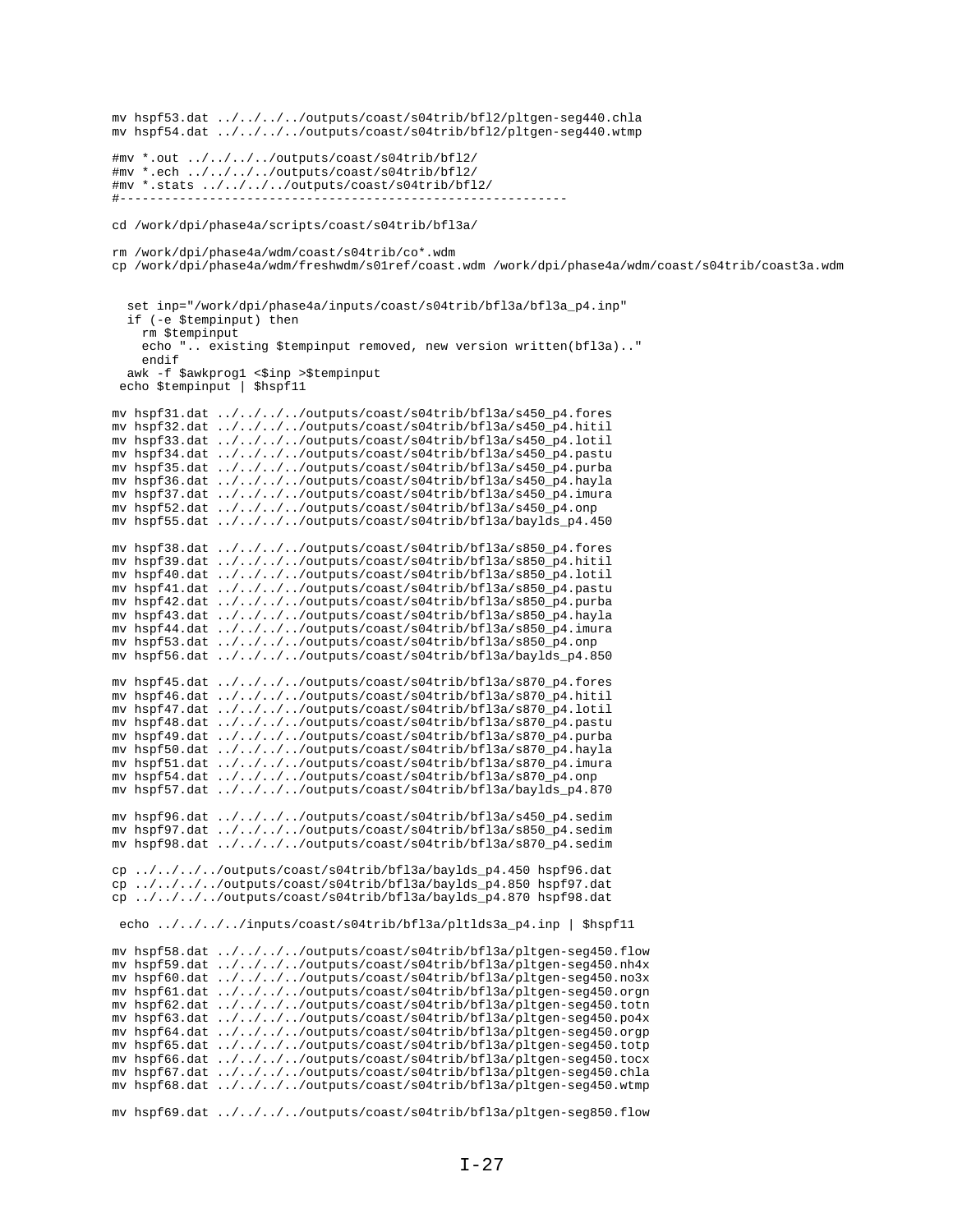```
mv hspf53.dat ../../../../outputs/coast/s04trib/bfl2/pltgen-seg440.chla
mv hspf54.dat ../../../../outputs/coast/s04trib/bfl2/pltgen-seg440.wtmp

#mv *.out ../../../../outputs/coast/s04trib/bfl2/
#mv *.ech ../../../../outputs/coast/s04trib/bfl2/
#mv *.stats ../../../../outputs/coast/s04trib/bfl2/
#------------------------------------------------------------

cd /work/dpi/phase4a/scripts/coast/s04trib/bfl3a/

rm /work/dpi/phase4a/wdm/coast/s04trib/co*.wdm
cp /work/dpi/phase4a/wdm/freshwdm/s01ref/coast.wdm /work/dpi/phase4a/wdm/coast/s04trib/coast3a.wdm


  set inp="/work/dpi/phase4a/inputs/coast/s04trib/bfl3a/bfl3a_p4.inp"
  if (-e $tempinput) then
    rm $tempinput
    echo ".. existing $tempinput removed, new version written(bfl3a).."
    endif
  awk -f $awkprog1 <$inp >$tempinput
 echo $tempinput | $hspf11

mv hspf31.dat ../../../../outputs/coast/s04trib/bfl3a/s450_p4.fores
mv hspf32.dat ../../../../outputs/coast/s04trib/bfl3a/s450_p4.hitil
mv hspf33.dat ../../../../outputs/coast/s04trib/bfl3a/s450_p4.lotil
mv hspf34.dat ../../../../outputs/coast/s04trib/bfl3a/s450_p4.pastu
mv hspf35.dat ../../../../outputs/coast/s04trib/bfl3a/s450_p4.purba
mv hspf36.dat ../../../../outputs/coast/s04trib/bfl3a/s450_p4.hayla
mv hspf37.dat ../../../../outputs/coast/s04trib/bfl3a/s450_p4.imura
mv hspf52.dat ../../../../outputs/coast/s04trib/bfl3a/s450_p4.onp
mv hspf55.dat ../../../../outputs/coast/s04trib/bfl3a/baylds_p4.450

mv hspf38.dat ../../../../outputs/coast/s04trib/bfl3a/s850_p4.fores
mv hspf39.dat ../../../../outputs/coast/s04trib/bfl3a/s850_p4.hitil
mv hspf40.dat ../../../../outputs/coast/s04trib/bfl3a/s850_p4.lotil
mv hspf41.dat ../../../../outputs/coast/s04trib/bfl3a/s850_p4.pastu
mv hspf42.dat ../../../../outputs/coast/s04trib/bfl3a/s850_p4.purba
mv hspf43.dat ../../../../outputs/coast/s04trib/bfl3a/s850_p4.hayla
mv hspf44.dat ../../../../outputs/coast/s04trib/bfl3a/s850_p4.imura
mv hspf53.dat ../../../../outputs/coast/s04trib/bfl3a/s850_p4.onp
mv hspf56.dat ../../../../outputs/coast/s04trib/bfl3a/baylds_p4.850

mv hspf45.dat ../../../../outputs/coast/s04trib/bfl3a/s870_p4.fores
mv hspf46.dat ../../../../outputs/coast/s04trib/bfl3a/s870_p4.hitil
mv hspf47.dat ../../../../outputs/coast/s04trib/bfl3a/s870_p4.lotil
mv hspf48.dat ../../../../outputs/coast/s04trib/bfl3a/s870_p4.pastu
mv hspf49.dat ../../../../outputs/coast/s04trib/bfl3a/s870_p4.purba
mv hspf50.dat ../../../../outputs/coast/s04trib/bfl3a/s870_p4.hayla
mv hspf51.dat ../../../../outputs/coast/s04trib/bfl3a/s870_p4.imura
mv hspf54.dat ../../../../outputs/coast/s04trib/bfl3a/s870_p4.onp
mv hspf57.dat ../../../../outputs/coast/s04trib/bfl3a/baylds_p4.870

mv hspf96.dat ../../../../outputs/coast/s04trib/bfl3a/s450_p4.sedim
mv hspf97.dat ../../../../outputs/coast/s04trib/bfl3a/s850_p4.sedim
mv hspf98.dat ../../../../outputs/coast/s04trib/bfl3a/s870_p4.sedim

cp ../../../../outputs/coast/s04trib/bfl3a/baylds_p4.450 hspf96.dat
cp ../../../../outputs/coast/s04trib/bfl3a/baylds_p4.850 hspf97.dat
cp ../../../../outputs/coast/s04trib/bfl3a/baylds_p4.870 hspf98.dat

 echo ../../../../inputs/coast/s04trib/bfl3a/pltlds3a_p4.inp | $hspf11

mv hspf58.dat ../../../../outputs/coast/s04trib/bfl3a/pltgen-seg450.flow
mv hspf59.dat ../../../../outputs/coast/s04trib/bfl3a/pltgen-seg450.nh4x
mv hspf60.dat ../../../../outputs/coast/s04trib/bfl3a/pltgen-seg450.no3x
mv hspf61.dat ../../../../outputs/coast/s04trib/bfl3a/pltgen-seg450.orgn
mv hspf62.dat ../../../../outputs/coast/s04trib/bfl3a/pltgen-seg450.totn
mv hspf63.dat ../../../../outputs/coast/s04trib/bfl3a/pltgen-seg450.po4x
mv hspf64.dat ../../../../outputs/coast/s04trib/bfl3a/pltgen-seg450.orgp
mv hspf65.dat ../../../../outputs/coast/s04trib/bfl3a/pltgen-seg450.totp
mv hspf66.dat ../../../../outputs/coast/s04trib/bfl3a/pltgen-seg450.tocx
mv hspf67.dat ../../../../outputs/coast/s04trib/bfl3a/pltgen-seg450.chla
mv hspf68.dat ../../../../outputs/coast/s04trib/bfl3a/pltgen-seg450.wtmp

mv hspf69.dat ../../../../outputs/coast/s04trib/bfl3a/pltgen-seg850.flow
```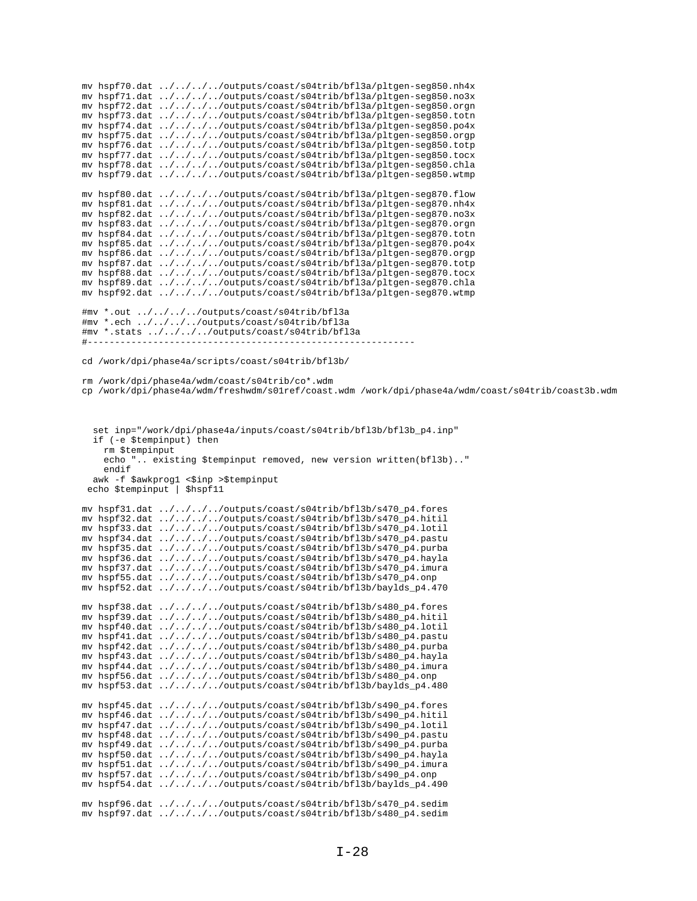```
mv hspf70.dat ../../../../outputs/coast/s04trib/bfl3a/pltgen-seg850.nh4x
mv hspf71.dat ../../../../outputs/coast/s04trib/bfl3a/pltgen-seg850.no3x
mv hspf72.dat ../../../../outputs/coast/s04trib/bfl3a/pltgen-seg850.orgn
mv hspf73.dat ../../../../outputs/coast/s04trib/bfl3a/pltgen-seg850.totn
mv hspf74.dat ../../../../outputs/coast/s04trib/bfl3a/pltgen-seg850.po4x
mv hspf75.dat ../../../../outputs/coast/s04trib/bfl3a/pltgen-seg850.orgp
mv hspf76.dat ../../../../outputs/coast/s04trib/bfl3a/pltgen-seg850.totp
mv hspf77.dat ../../../../outputs/coast/s04trib/bfl3a/pltgen-seg850.tocx
mv hspf78.dat ../../../../outputs/coast/s04trib/bfl3a/pltgen-seg850.chla
mv hspf79.dat ../../../../outputs/coast/s04trib/bfl3a/pltgen-seg850.wtmp

mv hspf80.dat ../../../../outputs/coast/s04trib/bfl3a/pltgen-seg870.flow
mv hspf81.dat ../../../../outputs/coast/s04trib/bfl3a/pltgen-seg870.nh4x
mv hspf82.dat ../../../../outputs/coast/s04trib/bfl3a/pltgen-seg870.no3x
mv hspf83.dat ../../../../outputs/coast/s04trib/bfl3a/pltgen-seg870.orgn
mv hspf84.dat ../../../../outputs/coast/s04trib/bfl3a/pltgen-seg870.totn
mv hspf85.dat ../../../../outputs/coast/s04trib/bfl3a/pltgen-seg870.po4x
mv hspf86.dat ../../../../outputs/coast/s04trib/bfl3a/pltgen-seg870.orgp
mv hspf87.dat ../../../../outputs/coast/s04trib/bfl3a/pltgen-seg870.totp
mv hspf88.dat ../../../../outputs/coast/s04trib/bfl3a/pltgen-seg870.tocx
mv hspf89.dat ../../../../outputs/coast/s04trib/bfl3a/pltgen-seg870.chla
mv hspf92.dat ../../../../outputs/coast/s04trib/bfl3a/pltgen-seg870.wtmp

#mv *.out ../../../../outputs/coast/s04trib/bfl3a
#mv *.ech ../../../../outputs/coast/s04trib/bfl3a
#mv *.stats ../../../../outputs/coast/s04trib/bfl3a
#------------------------------------------------------------

cd /work/dpi/phase4a/scripts/coast/s04trib/bfl3b/

rm /work/dpi/phase4a/wdm/coast/s04trib/co*.wdm
cp /work/dpi/phase4a/wdm/freshwdm/s01ref/coast.wdm /work/dpi/phase4a/wdm/coast/s04trib/coast3b.wdm



   set inp="/work/dpi/phase4a/inputs/coast/s04trib/bfl3b/bfl3b_p4.inp"
   if (-e $tempinput) then
     rm $tempinput
     echo ".. existing $tempinput removed, new version written(bfl3b).."
     endif
   awk -f $awkprog1 <$inp >$tempinput
  echo $tempinput | $hspf11

mv hspf31.dat ../../../../outputs/coast/s04trib/bfl3b/s470_p4.fores
mv hspf32.dat ../../../../outputs/coast/s04trib/bfl3b/s470_p4.hitil
mv hspf33.dat ../../../../outputs/coast/s04trib/bfl3b/s470_p4.lotil
mv hspf34.dat ../../../../outputs/coast/s04trib/bfl3b/s470_p4.pastu
mv hspf35.dat ../../../../outputs/coast/s04trib/bfl3b/s470_p4.purba
mv hspf36.dat ../../../../outputs/coast/s04trib/bfl3b/s470_p4.hayla
mv hspf37.dat ../../../../outputs/coast/s04trib/bfl3b/s470_p4.imura
mv hspf55.dat ../../../../outputs/coast/s04trib/bfl3b/s470_p4.onp
mv hspf52.dat ../../../../outputs/coast/s04trib/bfl3b/baylds_p4.470

mv hspf38.dat ../../../../outputs/coast/s04trib/bfl3b/s480_p4.fores
mv hspf39.dat ../../../../outputs/coast/s04trib/bfl3b/s480_p4.hitil
mv hspf40.dat ../../../../outputs/coast/s04trib/bfl3b/s480_p4.lotil
mv hspf41.dat ../../../../outputs/coast/s04trib/bfl3b/s480_p4.pastu
mv hspf42.dat ../../../../outputs/coast/s04trib/bfl3b/s480_p4.purba
mv hspf43.dat ../../../../outputs/coast/s04trib/bfl3b/s480_p4.hayla
mv hspf44.dat ../../../../outputs/coast/s04trib/bfl3b/s480_p4.imura
mv hspf56.dat ../../../../outputs/coast/s04trib/bfl3b/s480_p4.onp
mv hspf53.dat ../../../../outputs/coast/s04trib/bfl3b/baylds_p4.480

mv hspf45.dat ../../../../outputs/coast/s04trib/bfl3b/s490_p4.fores
mv hspf46.dat ../../../../outputs/coast/s04trib/bfl3b/s490_p4.hitil
mv hspf47.dat ../../../../outputs/coast/s04trib/bfl3b/s490_p4.lotil
mv hspf48.dat ../../../../outputs/coast/s04trib/bfl3b/s490_p4.pastu
mv hspf49.dat ../../../../outputs/coast/s04trib/bfl3b/s490_p4.purba
mv hspf50.dat ../../../../outputs/coast/s04trib/bfl3b/s490_p4.hayla
mv hspf51.dat ../../../../outputs/coast/s04trib/bfl3b/s490_p4.imura
mv hspf57.dat ../../../../outputs/coast/s04trib/bfl3b/s490_p4.onp
mv hspf54.dat ../../../../outputs/coast/s04trib/bfl3b/baylds_p4.490

mv hspf96.dat ../../../../outputs/coast/s04trib/bfl3b/s470_p4.sedim
mv hspf97.dat ../../../../outputs/coast/s04trib/bfl3b/s480_p4.sedim
```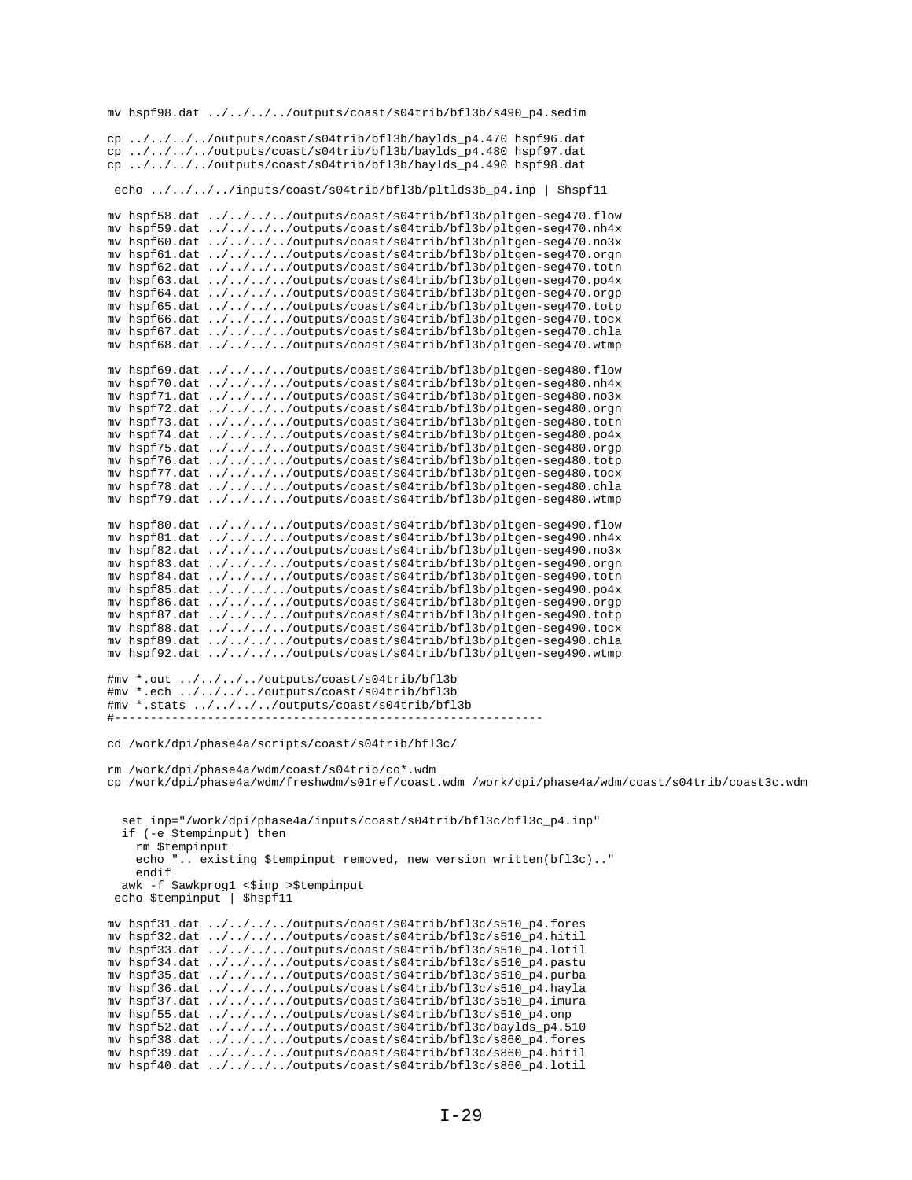```
mv hspf98.dat ../../../../outputs/coast/s04trib/bfl3b/s490_p4.sedim

cp ../../../../outputs/coast/s04trib/bfl3b/baylds_p4.470 hspf96.dat
cp ../../../../outputs/coast/s04trib/bfl3b/baylds_p4.480 hspf97.dat
cp ../../../../outputs/coast/s04trib/bfl3b/baylds_p4.490 hspf98.dat

 echo ../../../../inputs/coast/s04trib/bfl3b/pltlds3b_p4.inp | $hspf11

mv hspf58.dat ../../../../outputs/coast/s04trib/bfl3b/pltgen-seg470.flow
mv hspf59.dat ../../../../outputs/coast/s04trib/bfl3b/pltgen-seg470.nh4x
mv hspf60.dat ../../../../outputs/coast/s04trib/bfl3b/pltgen-seg470.no3x
mv hspf61.dat ../../../../outputs/coast/s04trib/bfl3b/pltgen-seg470.orgn
mv hspf62.dat ../../../../outputs/coast/s04trib/bfl3b/pltgen-seg470.totn
mv hspf63.dat ../../../../outputs/coast/s04trib/bfl3b/pltgen-seg470.po4x
mv hspf64.dat ../../../../outputs/coast/s04trib/bfl3b/pltgen-seg470.orgp
mv hspf65.dat ../../../../outputs/coast/s04trib/bfl3b/pltgen-seg470.totp
mv hspf66.dat ../../../../outputs/coast/s04trib/bfl3b/pltgen-seg470.tocx
mv hspf67.dat ../../../../outputs/coast/s04trib/bfl3b/pltgen-seg470.chla
mv hspf68.dat ../../../../outputs/coast/s04trib/bfl3b/pltgen-seg470.wtmp

mv hspf69.dat ../../../../outputs/coast/s04trib/bfl3b/pltgen-seg480.flow
mv hspf70.dat ../../../../outputs/coast/s04trib/bfl3b/pltgen-seg480.nh4x
mv hspf71.dat ../../../../outputs/coast/s04trib/bfl3b/pltgen-seg480.no3x
mv hspf72.dat ../../../../outputs/coast/s04trib/bfl3b/pltgen-seg480.orgn
mv hspf73.dat ../../../../outputs/coast/s04trib/bfl3b/pltgen-seg480.totn
mv hspf74.dat ../../../../outputs/coast/s04trib/bfl3b/pltgen-seg480.po4x
mv hspf75.dat ../../../../outputs/coast/s04trib/bfl3b/pltgen-seg480.orgp
mv hspf76.dat ../../../../outputs/coast/s04trib/bfl3b/pltgen-seg480.totp
mv hspf77.dat ../../../../outputs/coast/s04trib/bfl3b/pltgen-seg480.tocx
mv hspf78.dat ../../../../outputs/coast/s04trib/bfl3b/pltgen-seg480.chla
mv hspf79.dat ../../../../outputs/coast/s04trib/bfl3b/pltgen-seg480.wtmp

mv hspf80.dat ../../../../outputs/coast/s04trib/bfl3b/pltgen-seg490.flow
mv hspf81.dat ../../../../outputs/coast/s04trib/bfl3b/pltgen-seg490.nh4x
mv hspf82.dat ../../../../outputs/coast/s04trib/bfl3b/pltgen-seg490.no3x
mv hspf83.dat ../../../../outputs/coast/s04trib/bfl3b/pltgen-seg490.orgn
mv hspf84.dat ../../../../outputs/coast/s04trib/bfl3b/pltgen-seg490.totn
mv hspf85.dat ../../../../outputs/coast/s04trib/bfl3b/pltgen-seg490.po4x
mv hspf86.dat ../../../../outputs/coast/s04trib/bfl3b/pltgen-seg490.orgp
mv hspf87.dat ../../../../outputs/coast/s04trib/bfl3b/pltgen-seg490.totp
mv hspf88.dat ../../../../outputs/coast/s04trib/bfl3b/pltgen-seg490.tocx
mv hspf89.dat ../../../../outputs/coast/s04trib/bfl3b/pltgen-seg490.chla
mv hspf92.dat ../../../../outputs/coast/s04trib/bfl3b/pltgen-seg490.wtmp

#mv *.out ../../../../outputs/coast/s04trib/bfl3b
#mv *.ech ../../../../outputs/coast/s04trib/bfl3b
#mv *.stats ../../../../outputs/coast/s04trib/bfl3b
#-----------------------------------------------------------

cd /work/dpi/phase4a/scripts/coast/s04trib/bfl3c/

rm /work/dpi/phase4a/wdm/coast/s04trib/co*.wdm
cp /work/dpi/phase4a/wdm/freshwdm/s01ref/coast.wdm /work/dpi/phase4a/wdm/coast/s04trib/coast3c.wdm


  set inp="/work/dpi/phase4a/inputs/coast/s04trib/bfl3c/bfl3c_p4.inp"
  if (-e $tempinput) then
    rm $tempinput
    echo ".. existing $tempinput removed, new version written(bfl3c).."
    endif
  awk -f $awkprog1 <$inp >$tempinput
 echo $tempinput | $hspf11

mv hspf31.dat ../../../../outputs/coast/s04trib/bfl3c/s510_p4.fores
mv hspf32.dat ../../../../outputs/coast/s04trib/bfl3c/s510_p4.hitil
mv hspf33.dat ../../../../outputs/coast/s04trib/bfl3c/s510_p4.lotil
mv hspf34.dat ../../../../outputs/coast/s04trib/bfl3c/s510_p4.pastu
mv hspf35.dat ../../../../outputs/coast/s04trib/bfl3c/s510_p4.purba
mv hspf36.dat ../../../../outputs/coast/s04trib/bfl3c/s510_p4.hayla
mv hspf37.dat ../../../../outputs/coast/s04trib/bfl3c/s510_p4.imura
mv hspf55.dat ../../../../outputs/coast/s04trib/bfl3c/s510_p4.onp
mv hspf52.dat ../../../../outputs/coast/s04trib/bfl3c/baylds_p4.510
mv hspf38.dat ../../../../outputs/coast/s04trib/bfl3c/s860_p4.fores
mv hspf39.dat ../../../../outputs/coast/s04trib/bfl3c/s860_p4.hitil
mv hspf40.dat ../../../../outputs/coast/s04trib/bfl3c/s860_p4.lotil
```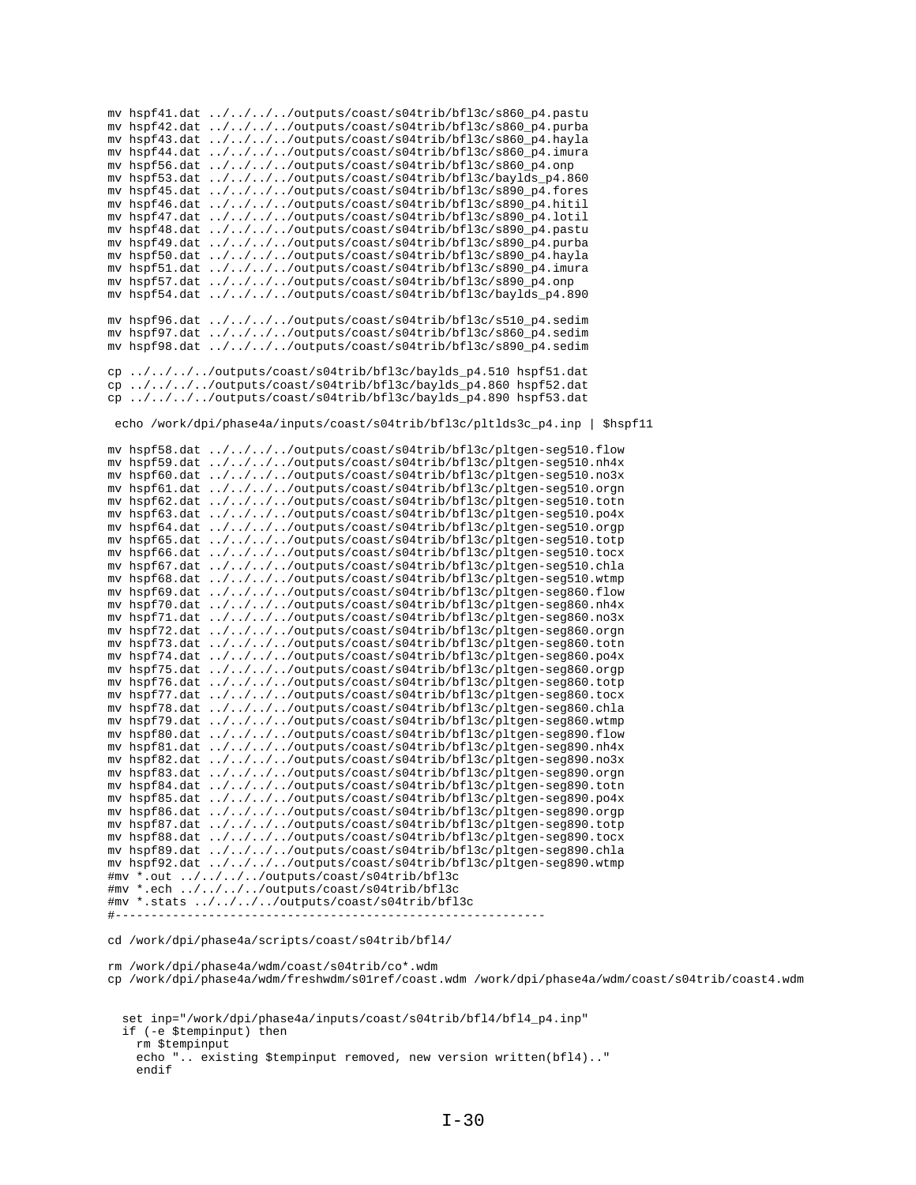```
mv hspf41.dat ../../../../outputs/coast/s04trib/bfl3c/s860_p4.pastu
mv hspf42.dat ../../../../outputs/coast/s04trib/bfl3c/s860_p4.purba
mv hspf43.dat ../../../../outputs/coast/s04trib/bfl3c/s860_p4.hayla
mv hspf44.dat ../../../../outputs/coast/s04trib/bfl3c/s860_p4.imura
mv hspf56.dat ../../../../outputs/coast/s04trib/bfl3c/s860_p4.onp
mv hspf53.dat ../../../../outputs/coast/s04trib/bfl3c/baylds_p4.860
mv hspf45.dat ../../../../outputs/coast/s04trib/bfl3c/s890_p4.fores
mv hspf46.dat ../../../../outputs/coast/s04trib/bfl3c/s890_p4.hitil
mv hspf47.dat ../../../../outputs/coast/s04trib/bfl3c/s890_p4.lotil
mv hspf48.dat ../../../../outputs/coast/s04trib/bfl3c/s890_p4.pastu
mv hspf49.dat ../../../../outputs/coast/s04trib/bfl3c/s890_p4.purba
mv hspf50.dat ../../../../outputs/coast/s04trib/bfl3c/s890_p4.hayla
mv hspf51.dat ../../../../outputs/coast/s04trib/bfl3c/s890_p4.imura
mv hspf57.dat ../../../../outputs/coast/s04trib/bfl3c/s890_p4.onp
mv hspf54.dat ../../../../outputs/coast/s04trib/bfl3c/baylds_p4.890

mv hspf96.dat ../../../../outputs/coast/s04trib/bfl3c/s510_p4.sedim
mv hspf97.dat ../../../../outputs/coast/s04trib/bfl3c/s860_p4.sedim
mv hspf98.dat ../../../../outputs/coast/s04trib/bfl3c/s890_p4.sedim

cp ../../../../outputs/coast/s04trib/bfl3c/baylds_p4.510 hspf51.dat
cp ../../../../outputs/coast/s04trib/bfl3c/baylds_p4.860 hspf52.dat
cp ../../../../outputs/coast/s04trib/bfl3c/baylds_p4.890 hspf53.dat

 echo /work/dpi/phase4a/inputs/coast/s04trib/bfl3c/pltlds3c_p4.inp | $hspf11

mv hspf58.dat ../../../../outputs/coast/s04trib/bfl3c/pltgen-seg510.flow
mv hspf59.dat ../../../../outputs/coast/s04trib/bfl3c/pltgen-seg510.nh4x
mv hspf60.dat ../../../../outputs/coast/s04trib/bfl3c/pltgen-seg510.no3x
mv hspf61.dat ../../../../outputs/coast/s04trib/bfl3c/pltgen-seg510.orgn
mv hspf62.dat ../../../../outputs/coast/s04trib/bfl3c/pltgen-seg510.totn
mv hspf63.dat ../../../../outputs/coast/s04trib/bfl3c/pltgen-seg510.po4x
mv hspf64.dat ../../../../outputs/coast/s04trib/bfl3c/pltgen-seg510.orgp
mv hspf65.dat ../../../../outputs/coast/s04trib/bfl3c/pltgen-seg510.totp
mv hspf66.dat ../../../../outputs/coast/s04trib/bfl3c/pltgen-seg510.tocx
mv hspf67.dat ../../../../outputs/coast/s04trib/bfl3c/pltgen-seg510.chla
mv hspf68.dat ../../../../outputs/coast/s04trib/bfl3c/pltgen-seg510.wtmp
mv hspf69.dat ../../../../outputs/coast/s04trib/bfl3c/pltgen-seg860.flow
mv hspf70.dat ../../../../outputs/coast/s04trib/bfl3c/pltgen-seg860.nh4x
mv hspf71.dat ../../../../outputs/coast/s04trib/bfl3c/pltgen-seg860.no3x
mv hspf72.dat ../../../../outputs/coast/s04trib/bfl3c/pltgen-seg860.orgn
mv hspf73.dat ../../../../outputs/coast/s04trib/bfl3c/pltgen-seg860.totn
mv hspf74.dat ../../../../outputs/coast/s04trib/bfl3c/pltgen-seg860.po4x
mv hspf75.dat ../../../../outputs/coast/s04trib/bfl3c/pltgen-seg860.orgp
mv hspf76.dat ../../../../outputs/coast/s04trib/bfl3c/pltgen-seg860.totp
mv hspf77.dat ../../../../outputs/coast/s04trib/bfl3c/pltgen-seg860.tocx
mv hspf78.dat ../../../../outputs/coast/s04trib/bfl3c/pltgen-seg860.chla
mv hspf79.dat ../../../../outputs/coast/s04trib/bfl3c/pltgen-seg860.wtmp
mv hspf80.dat ../../../../outputs/coast/s04trib/bfl3c/pltgen-seg890.flow
mv hspf81.dat ../../../../outputs/coast/s04trib/bfl3c/pltgen-seg890.nh4x
mv hspf82.dat ../../../../outputs/coast/s04trib/bfl3c/pltgen-seg890.no3x
mv hspf83.dat ../../../../outputs/coast/s04trib/bfl3c/pltgen-seg890.orgn
mv hspf84.dat ../../../../outputs/coast/s04trib/bfl3c/pltgen-seg890.totn
mv hspf85.dat ../../../../outputs/coast/s04trib/bfl3c/pltgen-seg890.po4x
mv hspf86.dat ../../../../outputs/coast/s04trib/bfl3c/pltgen-seg890.orgp
mv hspf87.dat ../../../../outputs/coast/s04trib/bfl3c/pltgen-seg890.totp
mv hspf88.dat ../../../../outputs/coast/s04trib/bfl3c/pltgen-seg890.tocx
mv hspf89.dat ../../../../outputs/coast/s04trib/bfl3c/pltgen-seg890.chla
mv hspf92.dat ../../../../outputs/coast/s04trib/bfl3c/pltgen-seg890.wtmp
#mv *.out ../../../../outputs/coast/s04trib/bfl3c
#mv *.ech ../../../../outputs/coast/s04trib/bfl3c
#mv *.stats ../../../../outputs/coast/s04trib/bfl3c
#------------------------------------------------------------

cd /work/dpi/phase4a/scripts/coast/s04trib/bfl4/

rm /work/dpi/phase4a/wdm/coast/s04trib/co*.wdm
cp /work/dpi/phase4a/wdm/freshwdm/s01ref/coast.wdm /work/dpi/phase4a/wdm/coast/s04trib/coast4.wdm


   set inp="/work/dpi/phase4a/inputs/coast/s04trib/bfl4/bfl4_p4.inp"
   if (-e $tempinput) then
     rm $tempinput
     echo ".. existing $tempinput removed, new version written(bfl4).."
     endif
```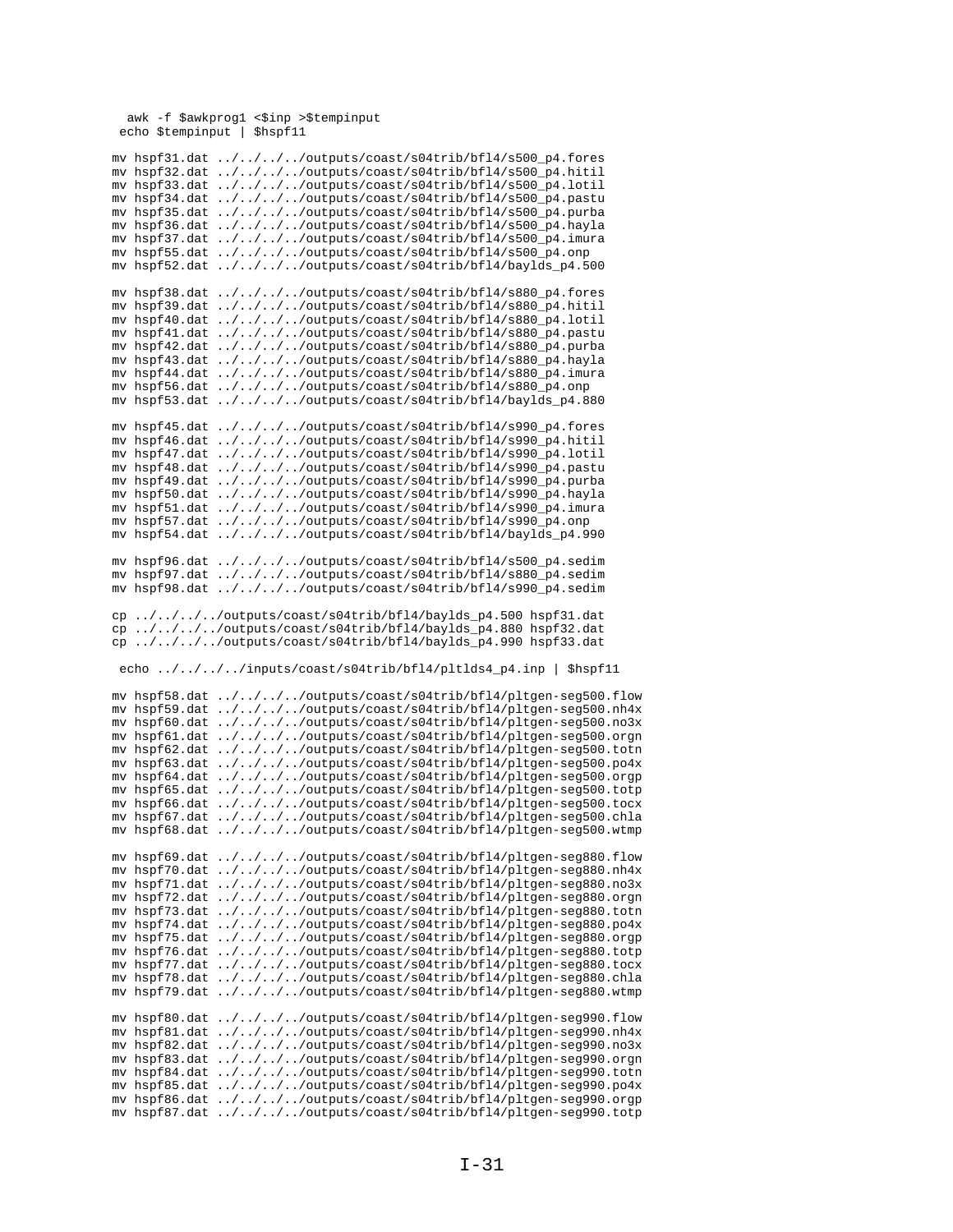```
  awk -f $awkprog1 <$inp >$tempinput
 echo $tempinput | $hspf11

mv hspf31.dat ../../../../outputs/coast/s04trib/bfl4/s500_p4.fores
mv hspf32.dat ../../../../outputs/coast/s04trib/bfl4/s500_p4.hitil
mv hspf33.dat ../../../../outputs/coast/s04trib/bfl4/s500_p4.lotil
mv hspf34.dat ../../../../outputs/coast/s04trib/bfl4/s500_p4.pastu
mv hspf35.dat ../../../../outputs/coast/s04trib/bfl4/s500_p4.purba
mv hspf36.dat ../../../../outputs/coast/s04trib/bfl4/s500_p4.hayla
mv hspf37.dat ../../../../outputs/coast/s04trib/bfl4/s500_p4.imura
mv hspf55.dat ../../../../outputs/coast/s04trib/bfl4/s500_p4.onp
mv hspf52.dat ../../../../outputs/coast/s04trib/bfl4/baylds_p4.500

mv hspf38.dat ../../../../outputs/coast/s04trib/bfl4/s880_p4.fores
mv hspf39.dat ../../../../outputs/coast/s04trib/bfl4/s880_p4.hitil
mv hspf40.dat ../../../../outputs/coast/s04trib/bfl4/s880_p4.lotil
mv hspf41.dat ../../../../outputs/coast/s04trib/bfl4/s880_p4.pastu
mv hspf42.dat ../../../../outputs/coast/s04trib/bfl4/s880_p4.purba
mv hspf43.dat ../../../../outputs/coast/s04trib/bfl4/s880_p4.hayla
mv hspf44.dat ../../../../outputs/coast/s04trib/bfl4/s880_p4.imura
mv hspf56.dat ../../../../outputs/coast/s04trib/bfl4/s880_p4.onp
mv hspf53.dat ../../../../outputs/coast/s04trib/bfl4/baylds_p4.880

mv hspf45.dat ../../../../outputs/coast/s04trib/bfl4/s990_p4.fores
mv hspf46.dat ../../../../outputs/coast/s04trib/bfl4/s990_p4.hitil
mv hspf47.dat ../../../../outputs/coast/s04trib/bfl4/s990_p4.lotil
mv hspf48.dat ../../../../outputs/coast/s04trib/bfl4/s990_p4.pastu
mv hspf49.dat ../../../../outputs/coast/s04trib/bfl4/s990_p4.purba
mv hspf50.dat ../../../../outputs/coast/s04trib/bfl4/s990_p4.hayla
mv hspf51.dat ../../../../outputs/coast/s04trib/bfl4/s990_p4.imura
mv hspf57.dat ../../../../outputs/coast/s04trib/bfl4/s990_p4.onp
mv hspf54.dat ../../../../outputs/coast/s04trib/bfl4/baylds_p4.990

mv hspf96.dat ../../../../outputs/coast/s04trib/bfl4/s500_p4.sedim
mv hspf97.dat ../../../../outputs/coast/s04trib/bfl4/s880_p4.sedim
mv hspf98.dat ../../../../outputs/coast/s04trib/bfl4/s990_p4.sedim

cp ../../../../outputs/coast/s04trib/bfl4/baylds_p4.500 hspf31.dat
cp ../../../../outputs/coast/s04trib/bfl4/baylds_p4.880 hspf32.dat
cp ../../../../outputs/coast/s04trib/bfl4/baylds_p4.990 hspf33.dat

 echo ../../../../inputs/coast/s04trib/bfl4/pltlds4_p4.inp | $hspf11

mv hspf58.dat ../../../../outputs/coast/s04trib/bfl4/pltgen-seg500.flow
mv hspf59.dat ../../../../outputs/coast/s04trib/bfl4/pltgen-seg500.nh4x
mv hspf60.dat ../../../../outputs/coast/s04trib/bfl4/pltgen-seg500.no3x
mv hspf61.dat ../../../../outputs/coast/s04trib/bfl4/pltgen-seg500.orgn
mv hspf62.dat ../../../../outputs/coast/s04trib/bfl4/pltgen-seg500.totn
mv hspf63.dat ../../../../outputs/coast/s04trib/bfl4/pltgen-seg500.po4x
mv hspf64.dat ../../../../outputs/coast/s04trib/bfl4/pltgen-seg500.orgp
mv hspf65.dat ../../../../outputs/coast/s04trib/bfl4/pltgen-seg500.totp
mv hspf66.dat ../../../../outputs/coast/s04trib/bfl4/pltgen-seg500.tocx
mv hspf67.dat ../../../../outputs/coast/s04trib/bfl4/pltgen-seg500.chla
mv hspf68.dat ../../../../outputs/coast/s04trib/bfl4/pltgen-seg500.wtmp

mv hspf69.dat ../../../../outputs/coast/s04trib/bfl4/pltgen-seg880.flow
mv hspf70.dat ../../../../outputs/coast/s04trib/bfl4/pltgen-seg880.nh4x
mv hspf71.dat ../../../../outputs/coast/s04trib/bfl4/pltgen-seg880.no3x
mv hspf72.dat ../../../../outputs/coast/s04trib/bfl4/pltgen-seg880.orgn
mv hspf73.dat ../../../../outputs/coast/s04trib/bfl4/pltgen-seg880.totn
mv hspf74.dat ../../../../outputs/coast/s04trib/bfl4/pltgen-seg880.po4x
mv hspf75.dat ../../../../outputs/coast/s04trib/bfl4/pltgen-seg880.orgp
mv hspf76.dat ../../../../outputs/coast/s04trib/bfl4/pltgen-seg880.totp
mv hspf77.dat ../../../../outputs/coast/s04trib/bfl4/pltgen-seg880.tocx
mv hspf78.dat ../../../../outputs/coast/s04trib/bfl4/pltgen-seg880.chla
mv hspf79.dat ../../../../outputs/coast/s04trib/bfl4/pltgen-seg880.wtmp

mv hspf80.dat ../../../../outputs/coast/s04trib/bfl4/pltgen-seg990.flow
mv hspf81.dat ../../../../outputs/coast/s04trib/bfl4/pltgen-seg990.nh4x
mv hspf82.dat ../../../../outputs/coast/s04trib/bfl4/pltgen-seg990.no3x
mv hspf83.dat ../../../../outputs/coast/s04trib/bfl4/pltgen-seg990.orgn
mv hspf84.dat ../../../../outputs/coast/s04trib/bfl4/pltgen-seg990.totn
mv hspf85.dat ../../../../outputs/coast/s04trib/bfl4/pltgen-seg990.po4x
mv hspf86.dat ../../../../outputs/coast/s04trib/bfl4/pltgen-seg990.orgp
mv hspf87.dat ../../../../outputs/coast/s04trib/bfl4/pltgen-seg990.totp
```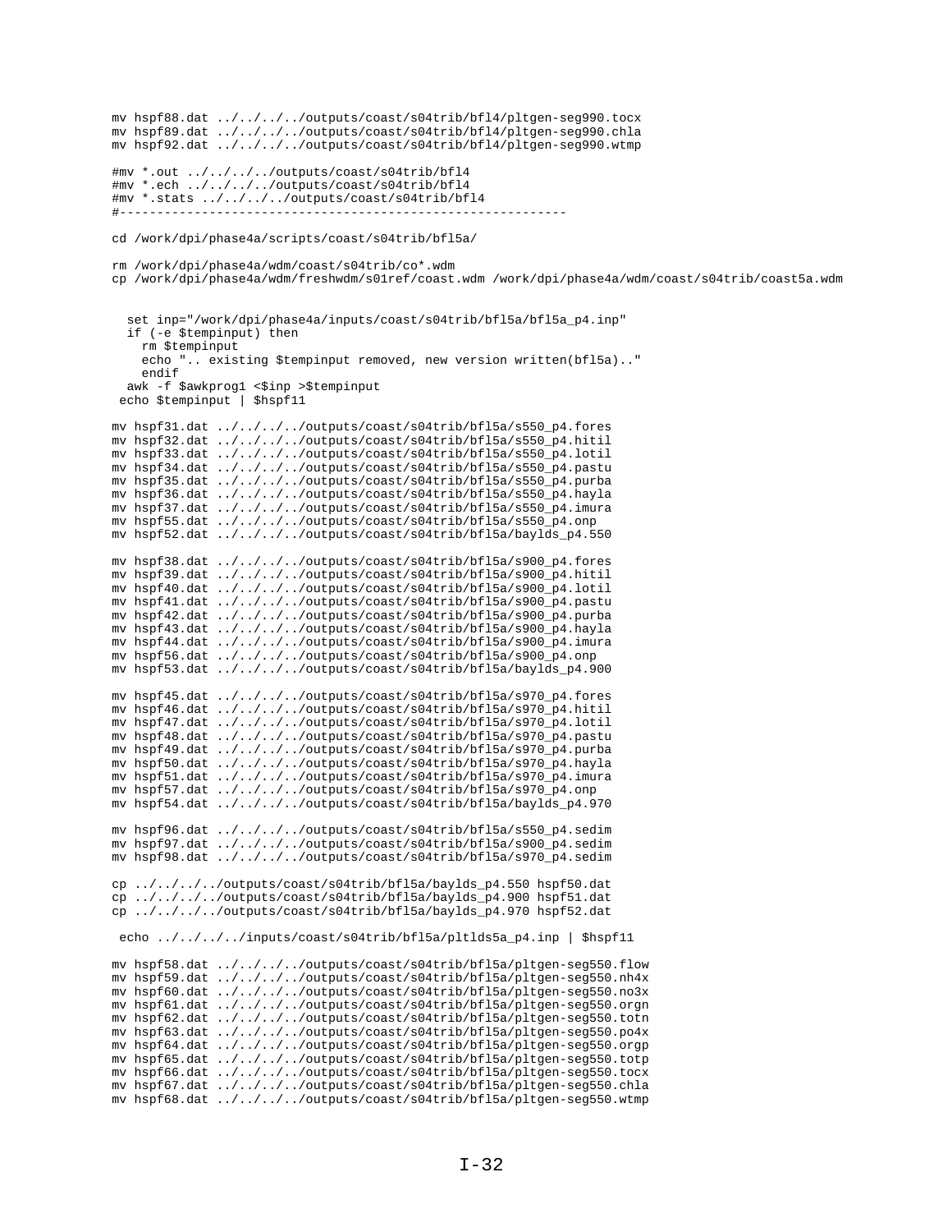```
mv hspf88.dat ../../../../outputs/coast/s04trib/bfl4/pltgen-seg990.tocx
mv hspf89.dat ../../../../outputs/coast/s04trib/bfl4/pltgen-seg990.chla
mv hspf92.dat ../../../../outputs/coast/s04trib/bfl4/pltgen-seg990.wtmp

#mv *.out ../../../../outputs/coast/s04trib/bfl4
#mv *.ech ../../../../outputs/coast/s04trib/bfl4
#mv *.stats ../../../../outputs/coast/s04trib/bfl4
#------------------------------------------------------------

cd /work/dpi/phase4a/scripts/coast/s04trib/bfl5a/

rm /work/dpi/phase4a/wdm/coast/s04trib/co*.wdm
cp /work/dpi/phase4a/wdm/freshwdm/s01ref/coast.wdm /work/dpi/phase4a/wdm/coast/s04trib/coast5a.wdm


  set inp="/work/dpi/phase4a/inputs/coast/s04trib/bfl5a/bfl5a_p4.inp"
  if (-e $tempinput) then
    rm $tempinput
    echo ".. existing $tempinput removed, new version written(bfl5a).."
    endif
  awk -f $awkprog1 <$inp >$tempinput
 echo $tempinput | $hspf11

mv hspf31.dat ../../../../outputs/coast/s04trib/bfl5a/s550_p4.fores
mv hspf32.dat ../../../../outputs/coast/s04trib/bfl5a/s550_p4.hitil
mv hspf33.dat ../../../../outputs/coast/s04trib/bfl5a/s550_p4.lotil
mv hspf34.dat ../../../../outputs/coast/s04trib/bfl5a/s550_p4.pastu
mv hspf35.dat ../../../../outputs/coast/s04trib/bfl5a/s550_p4.purba
mv hspf36.dat ../../../../outputs/coast/s04trib/bfl5a/s550_p4.hayla
mv hspf37.dat ../../../../outputs/coast/s04trib/bfl5a/s550_p4.imura
mv hspf55.dat ../../../../outputs/coast/s04trib/bfl5a/s550_p4.onp
mv hspf52.dat ../../../../outputs/coast/s04trib/bfl5a/baylds_p4.550

mv hspf38.dat ../../../../outputs/coast/s04trib/bfl5a/s900_p4.fores
mv hspf39.dat ../../../../outputs/coast/s04trib/bfl5a/s900_p4.hitil
mv hspf40.dat ../../../../outputs/coast/s04trib/bfl5a/s900_p4.lotil
mv hspf41.dat ../../../../outputs/coast/s04trib/bfl5a/s900_p4.pastu
mv hspf42.dat ../../../../outputs/coast/s04trib/bfl5a/s900_p4.purba
mv hspf43.dat ../../../../outputs/coast/s04trib/bfl5a/s900_p4.hayla
mv hspf44.dat ../../../../outputs/coast/s04trib/bfl5a/s900_p4.imura
mv hspf56.dat ../../../../outputs/coast/s04trib/bfl5a/s900_p4.onp
mv hspf53.dat ../../../../outputs/coast/s04trib/bfl5a/baylds_p4.900

mv hspf45.dat ../../../../outputs/coast/s04trib/bfl5a/s970_p4.fores
mv hspf46.dat ../../../../outputs/coast/s04trib/bfl5a/s970_p4.hitil
mv hspf47.dat ../../../../outputs/coast/s04trib/bfl5a/s970_p4.lotil
mv hspf48.dat ../../../../outputs/coast/s04trib/bfl5a/s970_p4.pastu
mv hspf49.dat ../../../../outputs/coast/s04trib/bfl5a/s970_p4.purba
mv hspf50.dat ../../../../outputs/coast/s04trib/bfl5a/s970_p4.hayla
mv hspf51.dat ../../../../outputs/coast/s04trib/bfl5a/s970_p4.imura
mv hspf57.dat ../../../../outputs/coast/s04trib/bfl5a/s970_p4.onp
mv hspf54.dat ../../../../outputs/coast/s04trib/bfl5a/baylds_p4.970

mv hspf96.dat ../../../../outputs/coast/s04trib/bfl5a/s550_p4.sedim
mv hspf97.dat ../../../../outputs/coast/s04trib/bfl5a/s900_p4.sedim
mv hspf98.dat ../../../../outputs/coast/s04trib/bfl5a/s970_p4.sedim

cp ../../../../outputs/coast/s04trib/bfl5a/baylds_p4.550 hspf50.dat
cp ../../../../outputs/coast/s04trib/bfl5a/baylds_p4.900 hspf51.dat
cp ../../../../outputs/coast/s04trib/bfl5a/baylds_p4.970 hspf52.dat

 echo ../../../../inputs/coast/s04trib/bfl5a/pltlds5a_p4.inp | $hspf11

mv hspf58.dat ../../../../outputs/coast/s04trib/bfl5a/pltgen-seg550.flow
mv hspf59.dat ../../../../outputs/coast/s04trib/bfl5a/pltgen-seg550.nh4x
mv hspf60.dat ../../../../outputs/coast/s04trib/bfl5a/pltgen-seg550.no3x
mv hspf61.dat ../../../../outputs/coast/s04trib/bfl5a/pltgen-seg550.orgn
mv hspf62.dat ../../../../outputs/coast/s04trib/bfl5a/pltgen-seg550.totn
mv hspf63.dat ../../../../outputs/coast/s04trib/bfl5a/pltgen-seg550.po4x
mv hspf64.dat ../../../../outputs/coast/s04trib/bfl5a/pltgen-seg550.orgp
mv hspf65.dat ../../../../outputs/coast/s04trib/bfl5a/pltgen-seg550.totp
mv hspf66.dat ../../../../outputs/coast/s04trib/bfl5a/pltgen-seg550.tocx
mv hspf67.dat ../../../../outputs/coast/s04trib/bfl5a/pltgen-seg550.chla
mv hspf68.dat ../../../../outputs/coast/s04trib/bfl5a/pltgen-seg550.wtmp
```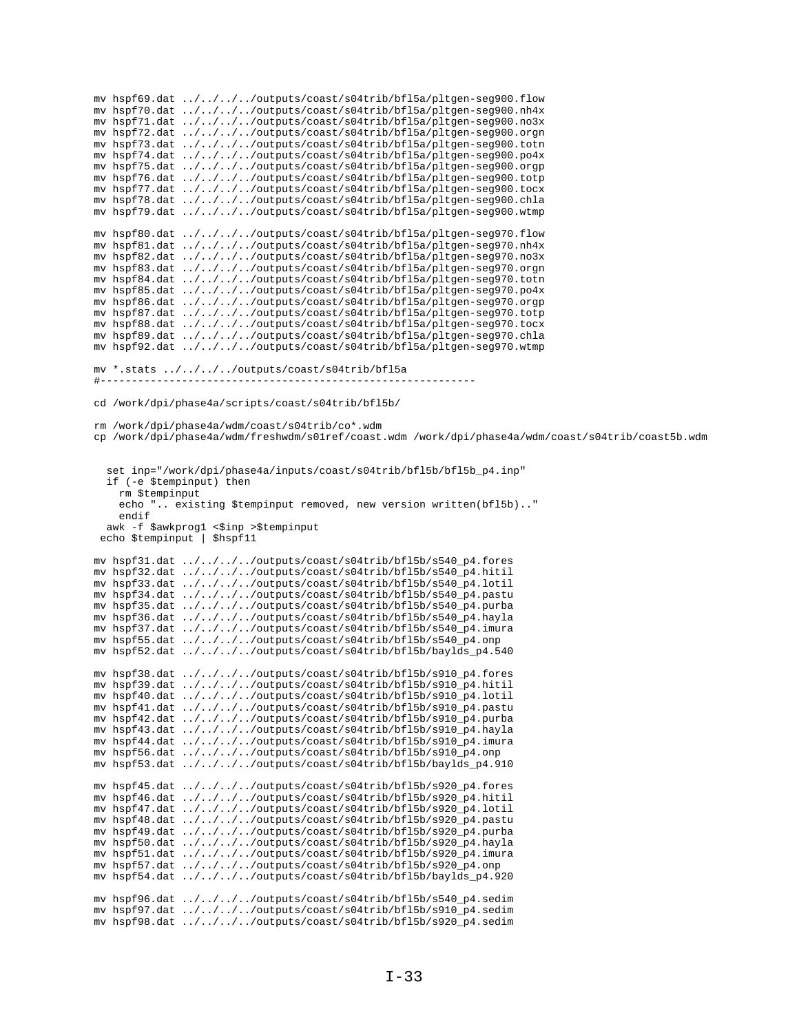```
mv hspf69.dat ../../../../outputs/coast/s04trib/bfl5a/pltgen-seg900.flow
mv hspf70.dat ../../../../outputs/coast/s04trib/bfl5a/pltgen-seg900.nh4x
mv hspf71.dat ../../../../outputs/coast/s04trib/bfl5a/pltgen-seg900.no3x
mv hspf72.dat ../../../../outputs/coast/s04trib/bfl5a/pltgen-seg900.orgn
mv hspf73.dat ../../../../outputs/coast/s04trib/bfl5a/pltgen-seg900.totn
mv hspf74.dat ../../../../outputs/coast/s04trib/bfl5a/pltgen-seg900.po4x
mv hspf75.dat ../../../../outputs/coast/s04trib/bfl5a/pltgen-seg900.orgp
mv hspf76.dat ../../../../outputs/coast/s04trib/bfl5a/pltgen-seg900.totp
mv hspf77.dat ../../../../outputs/coast/s04trib/bfl5a/pltgen-seg900.tocx
mv hspf78.dat ../../../../outputs/coast/s04trib/bfl5a/pltgen-seg900.chla
mv hspf79.dat ../../../../outputs/coast/s04trib/bfl5a/pltgen-seg900.wtmp

mv hspf80.dat ../../../../outputs/coast/s04trib/bfl5a/pltgen-seg970.flow
mv hspf81.dat ../../../../outputs/coast/s04trib/bfl5a/pltgen-seg970.nh4x
mv hspf82.dat ../../../../outputs/coast/s04trib/bfl5a/pltgen-seg970.no3x
mv hspf83.dat ../../../../outputs/coast/s04trib/bfl5a/pltgen-seg970.orgn
mv hspf84.dat ../../../../outputs/coast/s04trib/bfl5a/pltgen-seg970.totn
mv hspf85.dat ../../../../outputs/coast/s04trib/bfl5a/pltgen-seg970.po4x
mv hspf86.dat ../../../../outputs/coast/s04trib/bfl5a/pltgen-seg970.orgp
mv hspf87.dat ../../../../outputs/coast/s04trib/bfl5a/pltgen-seg970.totp
mv hspf88.dat ../../../../outputs/coast/s04trib/bfl5a/pltgen-seg970.tocx
mv hspf89.dat ../../../../outputs/coast/s04trib/bfl5a/pltgen-seg970.chla
mv hspf92.dat ../../../../outputs/coast/s04trib/bfl5a/pltgen-seg970.wtmp

mv *.stats ../../../../outputs/coast/s04trib/bfl5a
#-----------------------------------------------------------

cd /work/dpi/phase4a/scripts/coast/s04trib/bfl5b/

rm /work/dpi/phase4a/wdm/coast/s04trib/co*.wdm
cp /work/dpi/phase4a/wdm/freshwdm/s01ref/coast.wdm /work/dpi/phase4a/wdm/coast/s04trib/coast5b.wdm


   set inp="/work/dpi/phase4a/inputs/coast/s04trib/bfl5b/bfl5b_p4.inp"
   if (-e $tempinput) then
     rm $tempinput
     echo ".. existing $tempinput removed, new version written(bfl5b).."
     endif
   awk -f $awkprog1 <$inp >$tempinput
  echo $tempinput | $hspf11

mv hspf31.dat ../../../../outputs/coast/s04trib/bfl5b/s540_p4.fores
mv hspf32.dat ../../../../outputs/coast/s04trib/bfl5b/s540_p4.hitil
mv hspf33.dat ../../../../outputs/coast/s04trib/bfl5b/s540_p4.lotil
mv hspf34.dat ../../../../outputs/coast/s04trib/bfl5b/s540_p4.pastu
mv hspf35.dat ../../../../outputs/coast/s04trib/bfl5b/s540_p4.purba
mv hspf36.dat ../../../../outputs/coast/s04trib/bfl5b/s540_p4.hayla
mv hspf37.dat ../../../../outputs/coast/s04trib/bfl5b/s540_p4.imura
mv hspf55.dat ../../../../outputs/coast/s04trib/bfl5b/s540_p4.onp
mv hspf52.dat ../../../../outputs/coast/s04trib/bfl5b/baylds_p4.540

mv hspf38.dat ../../../../outputs/coast/s04trib/bfl5b/s910_p4.fores
mv hspf39.dat ../../../../outputs/coast/s04trib/bfl5b/s910_p4.hitil
mv hspf40.dat ../../../../outputs/coast/s04trib/bfl5b/s910_p4.lotil
mv hspf41.dat ../../../../outputs/coast/s04trib/bfl5b/s910_p4.pastu
mv hspf42.dat ../../../../outputs/coast/s04trib/bfl5b/s910_p4.purba
mv hspf43.dat ../../../../outputs/coast/s04trib/bfl5b/s910_p4.hayla
mv hspf44.dat ../../../../outputs/coast/s04trib/bfl5b/s910_p4.imura
mv hspf56.dat ../../../../outputs/coast/s04trib/bfl5b/s910_p4.onp
mv hspf53.dat ../../../../outputs/coast/s04trib/bfl5b/baylds_p4.910

mv hspf45.dat ../../../../outputs/coast/s04trib/bfl5b/s920_p4.fores
mv hspf46.dat ../../../../outputs/coast/s04trib/bfl5b/s920_p4.hitil
mv hspf47.dat ../../../../outputs/coast/s04trib/bfl5b/s920_p4.lotil
mv hspf48.dat ../../../../outputs/coast/s04trib/bfl5b/s920_p4.pastu
mv hspf49.dat ../../../../outputs/coast/s04trib/bfl5b/s920_p4.purba
mv hspf50.dat ../../../../outputs/coast/s04trib/bfl5b/s920_p4.hayla
mv hspf51.dat ../../../../outputs/coast/s04trib/bfl5b/s920_p4.imura
mv hspf57.dat ../../../../outputs/coast/s04trib/bfl5b/s920_p4.onp
mv hspf54.dat ../../../../outputs/coast/s04trib/bfl5b/baylds_p4.920

mv hspf96.dat ../../../../outputs/coast/s04trib/bfl5b/s540_p4.sedim
mv hspf97.dat ../../../../outputs/coast/s04trib/bfl5b/s910_p4.sedim
mv hspf98.dat ../../../../outputs/coast/s04trib/bfl5b/s920_p4.sedim
```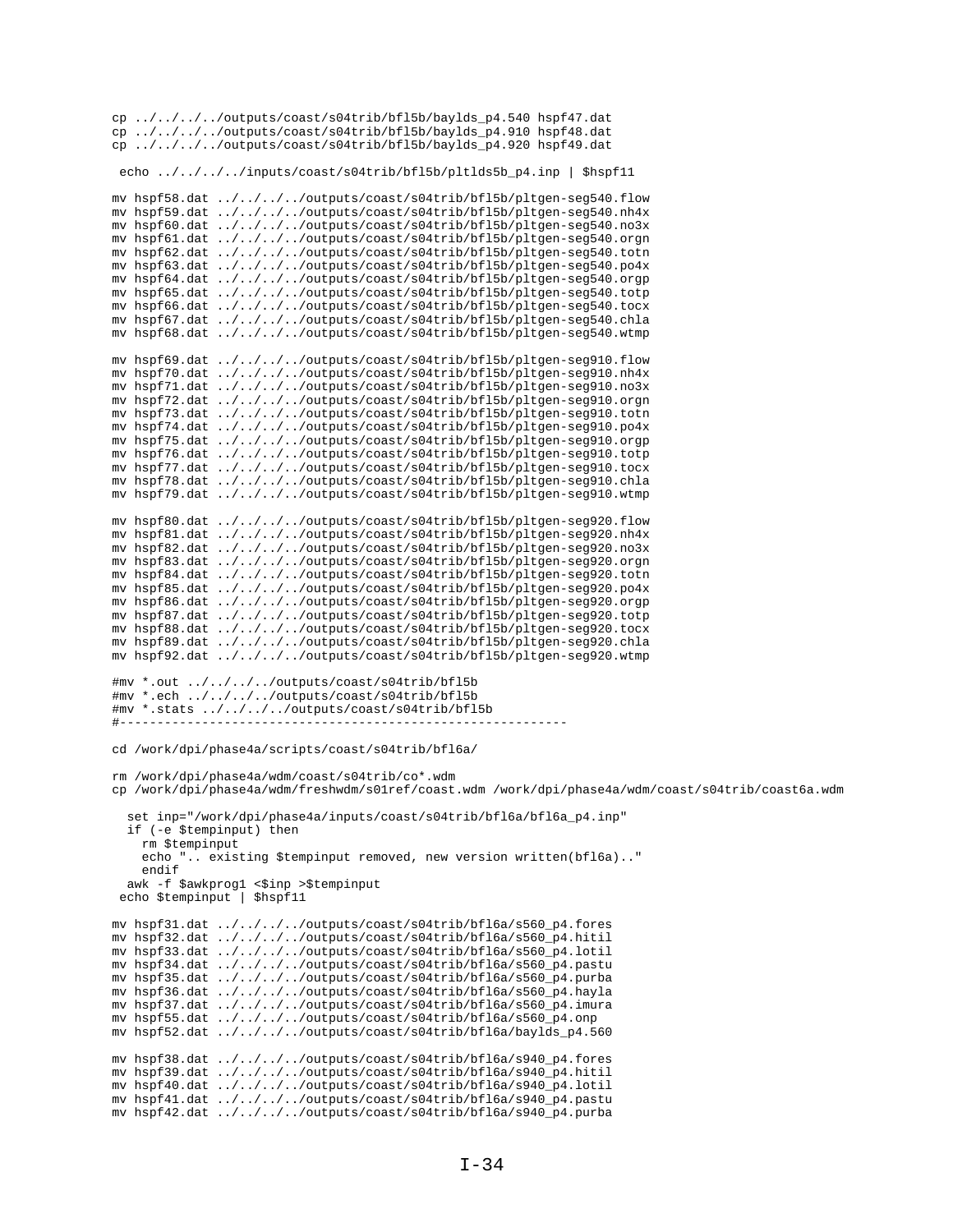```
cp ../../../../outputs/coast/s04trib/bfl5b/baylds_p4.540 hspf47.dat
cp ../../../../outputs/coast/s04trib/bfl5b/baylds_p4.910 hspf48.dat
cp ../../../../outputs/coast/s04trib/bfl5b/baylds_p4.920 hspf49.dat

 echo ../../../../inputs/coast/s04trib/bfl5b/pltlds5b_p4.inp | $hspf11

mv hspf58.dat ../../../../outputs/coast/s04trib/bfl5b/pltgen-seg540.flow
mv hspf59.dat ../../../../outputs/coast/s04trib/bfl5b/pltgen-seg540.nh4x
mv hspf60.dat ../../../../outputs/coast/s04trib/bfl5b/pltgen-seg540.no3x
mv hspf61.dat ../../../../outputs/coast/s04trib/bfl5b/pltgen-seg540.orgn
mv hspf62.dat ../../../../outputs/coast/s04trib/bfl5b/pltgen-seg540.totn
mv hspf63.dat ../../../../outputs/coast/s04trib/bfl5b/pltgen-seg540.po4x
mv hspf64.dat ../../../../outputs/coast/s04trib/bfl5b/pltgen-seg540.orgp
mv hspf65.dat ../../../../outputs/coast/s04trib/bfl5b/pltgen-seg540.totp
mv hspf66.dat ../../../../outputs/coast/s04trib/bfl5b/pltgen-seg540.tocx
mv hspf67.dat ../../../../outputs/coast/s04trib/bfl5b/pltgen-seg540.chla
mv hspf68.dat ../../../../outputs/coast/s04trib/bfl5b/pltgen-seg540.wtmp

mv hspf69.dat ../../../../outputs/coast/s04trib/bfl5b/pltgen-seg910.flow
mv hspf70.dat ../../../../outputs/coast/s04trib/bfl5b/pltgen-seg910.nh4x
mv hspf71.dat ../../../../outputs/coast/s04trib/bfl5b/pltgen-seg910.no3x
mv hspf72.dat ../../../../outputs/coast/s04trib/bfl5b/pltgen-seg910.orgn
mv hspf73.dat ../../../../outputs/coast/s04trib/bfl5b/pltgen-seg910.totn
mv hspf74.dat ../../../../outputs/coast/s04trib/bfl5b/pltgen-seg910.po4x
mv hspf75.dat ../../../../outputs/coast/s04trib/bfl5b/pltgen-seg910.orgp
mv hspf76.dat ../../../../outputs/coast/s04trib/bfl5b/pltgen-seg910.totp
mv hspf77.dat ../../../../outputs/coast/s04trib/bfl5b/pltgen-seg910.tocx
mv hspf78.dat ../../../../outputs/coast/s04trib/bfl5b/pltgen-seg910.chla
mv hspf79.dat ../../../../outputs/coast/s04trib/bfl5b/pltgen-seg910.wtmp

mv hspf80.dat ../../../../outputs/coast/s04trib/bfl5b/pltgen-seg920.flow
mv hspf81.dat ../../../../outputs/coast/s04trib/bfl5b/pltgen-seg920.nh4x
mv hspf82.dat ../../../../outputs/coast/s04trib/bfl5b/pltgen-seg920.no3x
mv hspf83.dat ../../../../outputs/coast/s04trib/bfl5b/pltgen-seg920.orgn
mv hspf84.dat ../../../../outputs/coast/s04trib/bfl5b/pltgen-seg920.totn
mv hspf85.dat ../../../../outputs/coast/s04trib/bfl5b/pltgen-seg920.po4x
mv hspf86.dat ../../../../outputs/coast/s04trib/bfl5b/pltgen-seg920.orgp
mv hspf87.dat ../../../../outputs/coast/s04trib/bfl5b/pltgen-seg920.totp
mv hspf88.dat ../../../../outputs/coast/s04trib/bfl5b/pltgen-seg920.tocx
mv hspf89.dat ../../../../outputs/coast/s04trib/bfl5b/pltgen-seg920.chla
mv hspf92.dat ../../../../outputs/coast/s04trib/bfl5b/pltgen-seg920.wtmp

#mv *.out ../../../../outputs/coast/s04trib/bfl5b
#mv *.ech ../../../../outputs/coast/s04trib/bfl5b
#mv *.stats ../../../../outputs/coast/s04trib/bfl5b
#------------------------------------------------------------

cd /work/dpi/phase4a/scripts/coast/s04trib/bfl6a/

rm /work/dpi/phase4a/wdm/coast/s04trib/co*.wdm
cp /work/dpi/phase4a/wdm/freshwdm/s01ref/coast.wdm /work/dpi/phase4a/wdm/coast/s04trib/coast6a.wdm

  set inp="/work/dpi/phase4a/inputs/coast/s04trib/bfl6a/bfl6a_p4.inp"
  if (-e $tempinput) then
    rm $tempinput
    echo ".. existing $tempinput removed, new version written(bfl6a).."
    endif
  awk -f $awkprog1 <$inp >$tempinput
 echo $tempinput | $hspf11

mv hspf31.dat ../../../../outputs/coast/s04trib/bfl6a/s560_p4.fores
mv hspf32.dat ../../../../outputs/coast/s04trib/bfl6a/s560_p4.hitil
mv hspf33.dat ../../../../outputs/coast/s04trib/bfl6a/s560_p4.lotil
mv hspf34.dat ../../../../outputs/coast/s04trib/bfl6a/s560_p4.pastu
mv hspf35.dat ../../../../outputs/coast/s04trib/bfl6a/s560_p4.purba
mv hspf36.dat ../../../../outputs/coast/s04trib/bfl6a/s560_p4.hayla
mv hspf37.dat ../../../../outputs/coast/s04trib/bfl6a/s560_p4.imura
mv hspf55.dat ../../../../outputs/coast/s04trib/bfl6a/s560_p4.onp
mv hspf52.dat ../../../../outputs/coast/s04trib/bfl6a/baylds_p4.560

mv hspf38.dat ../../../../outputs/coast/s04trib/bfl6a/s940_p4.fores
mv hspf39.dat ../../../../outputs/coast/s04trib/bfl6a/s940_p4.hitil
mv hspf40.dat ../../../../outputs/coast/s04trib/bfl6a/s940_p4.lotil
mv hspf41.dat ../../../../outputs/coast/s04trib/bfl6a/s940_p4.pastu
mv hspf42.dat ../../../../outputs/coast/s04trib/bfl6a/s940_p4.purba
```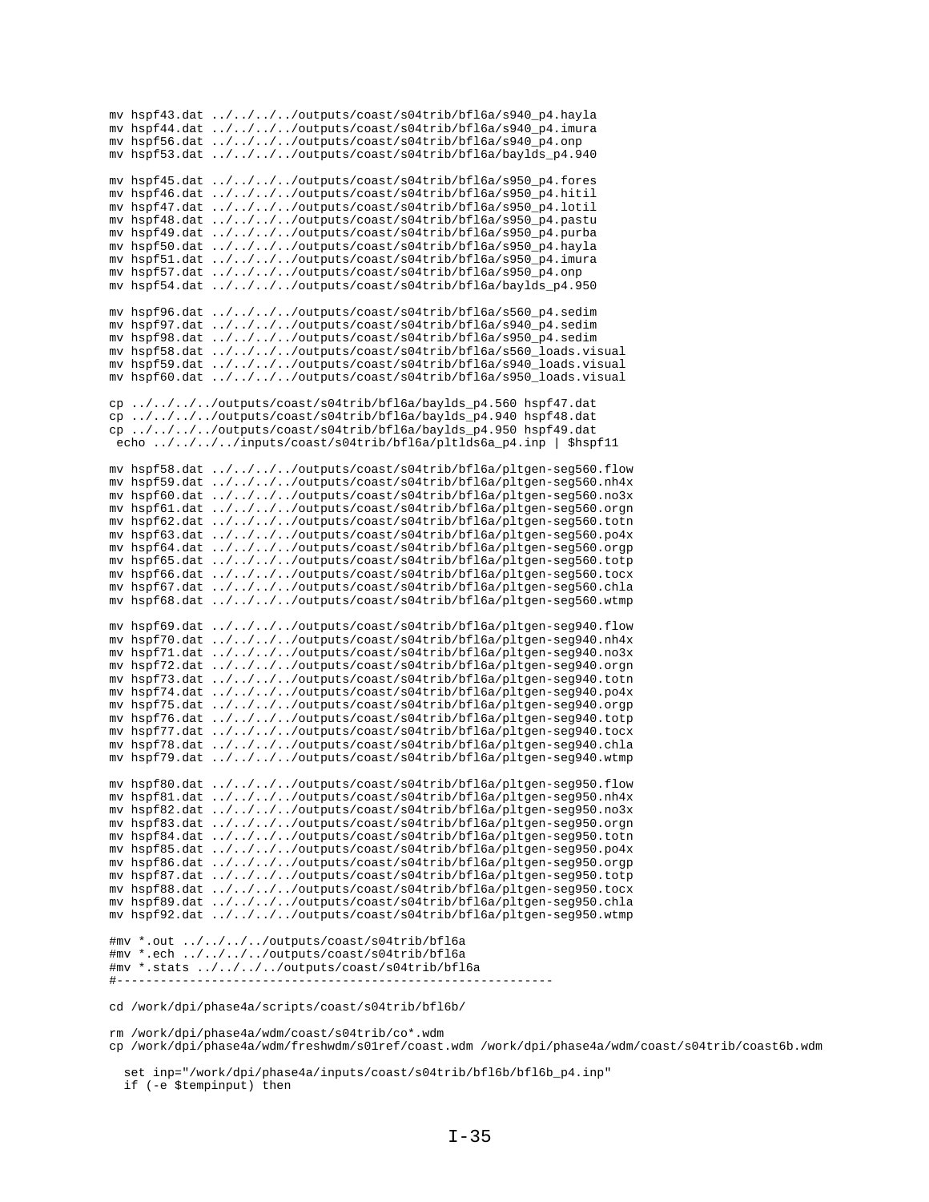```
mv hspf43.dat ../../../../outputs/coast/s04trib/bfl6a/s940_p4.hayla
mv hspf44.dat ../../../../outputs/coast/s04trib/bfl6a/s940_p4.imura
mv hspf56.dat ../../../../outputs/coast/s04trib/bfl6a/s940_p4.onp
mv hspf53.dat ../../../../outputs/coast/s04trib/bfl6a/baylds_p4.940

mv hspf45.dat ../../../../outputs/coast/s04trib/bfl6a/s950_p4.fores
mv hspf46.dat ../../../../outputs/coast/s04trib/bfl6a/s950_p4.hitil
mv hspf47.dat ../../../../outputs/coast/s04trib/bfl6a/s950_p4.lotil
mv hspf48.dat ../../../../outputs/coast/s04trib/bfl6a/s950_p4.pastu
mv hspf49.dat ../../../../outputs/coast/s04trib/bfl6a/s950_p4.purba
mv hspf50.dat ../../../../outputs/coast/s04trib/bfl6a/s950_p4.hayla
mv hspf51.dat ../../../../outputs/coast/s04trib/bfl6a/s950_p4.imura
mv hspf57.dat ../../../../outputs/coast/s04trib/bfl6a/s950_p4.onp
mv hspf54.dat ../../../../outputs/coast/s04trib/bfl6a/baylds_p4.950

mv hspf96.dat ../../../../outputs/coast/s04trib/bfl6a/s560_p4.sedim
mv hspf97.dat ../../../../outputs/coast/s04trib/bfl6a/s940_p4.sedim
mv hspf98.dat ../../../../outputs/coast/s04trib/bfl6a/s950_p4.sedim
mv hspf58.dat ../../../../outputs/coast/s04trib/bfl6a/s560_loads.visual
mv hspf59.dat ../../../../outputs/coast/s04trib/bfl6a/s940_loads.visual
mv hspf60.dat ../../../../outputs/coast/s04trib/bfl6a/s950_loads.visual

cp ../../../../outputs/coast/s04trib/bfl6a/baylds_p4.560 hspf47.dat
cp ../../../../outputs/coast/s04trib/bfl6a/baylds_p4.940 hspf48.dat
cp ../../../../outputs/coast/s04trib/bfl6a/baylds_p4.950 hspf49.dat
 echo ../../../../inputs/coast/s04trib/bfl6a/pltlds6a_p4.inp | $hspf11

mv hspf58.dat ../../../../outputs/coast/s04trib/bfl6a/pltgen-seg560.flow
mv hspf59.dat ../../../../outputs/coast/s04trib/bfl6a/pltgen-seg560.nh4x
mv hspf60.dat ../../../../outputs/coast/s04trib/bfl6a/pltgen-seg560.no3x
mv hspf61.dat ../../../../outputs/coast/s04trib/bfl6a/pltgen-seg560.orgn
mv hspf62.dat ../../../../outputs/coast/s04trib/bfl6a/pltgen-seg560.totn
mv hspf63.dat ../../../../outputs/coast/s04trib/bfl6a/pltgen-seg560.po4x
mv hspf64.dat ../../../../outputs/coast/s04trib/bfl6a/pltgen-seg560.orgp
mv hspf65.dat ../../../../outputs/coast/s04trib/bfl6a/pltgen-seg560.totp
mv hspf66.dat ../../../../outputs/coast/s04trib/bfl6a/pltgen-seg560.tocx
mv hspf67.dat ../../../../outputs/coast/s04trib/bfl6a/pltgen-seg560.chla
mv hspf68.dat ../../../../outputs/coast/s04trib/bfl6a/pltgen-seg560.wtmp

mv hspf69.dat ../../../../outputs/coast/s04trib/bfl6a/pltgen-seg940.flow
mv hspf70.dat ../../../../outputs/coast/s04trib/bfl6a/pltgen-seg940.nh4x
mv hspf71.dat ../../../../outputs/coast/s04trib/bfl6a/pltgen-seg940.no3x
mv hspf72.dat ../../../../outputs/coast/s04trib/bfl6a/pltgen-seg940.orgn
mv hspf73.dat ../../../../outputs/coast/s04trib/bfl6a/pltgen-seg940.totn
mv hspf74.dat ../../../../outputs/coast/s04trib/bfl6a/pltgen-seg940.po4x
mv hspf75.dat ../../../../outputs/coast/s04trib/bfl6a/pltgen-seg940.orgp
mv hspf76.dat ../../../../outputs/coast/s04trib/bfl6a/pltgen-seg940.totp
mv hspf77.dat ../../../../outputs/coast/s04trib/bfl6a/pltgen-seg940.tocx
mv hspf78.dat ../../../../outputs/coast/s04trib/bfl6a/pltgen-seg940.chla
mv hspf79.dat ../../../../outputs/coast/s04trib/bfl6a/pltgen-seg940.wtmp

mv hspf80.dat ../../../../outputs/coast/s04trib/bfl6a/pltgen-seg950.flow
mv hspf81.dat ../../../../outputs/coast/s04trib/bfl6a/pltgen-seg950.nh4x
mv hspf82.dat ../../../../outputs/coast/s04trib/bfl6a/pltgen-seg950.no3x
mv hspf83.dat ../../../../outputs/coast/s04trib/bfl6a/pltgen-seg950.orgn
mv hspf84.dat ../../../../outputs/coast/s04trib/bfl6a/pltgen-seg950.totn
mv hspf85.dat ../../../../outputs/coast/s04trib/bfl6a/pltgen-seg950.po4x
mv hspf86.dat ../../../../outputs/coast/s04trib/bfl6a/pltgen-seg950.orgp
mv hspf87.dat ../../../../outputs/coast/s04trib/bfl6a/pltgen-seg950.totp
mv hspf88.dat ../../../../outputs/coast/s04trib/bfl6a/pltgen-seg950.tocx
mv hspf89.dat ../../../../outputs/coast/s04trib/bfl6a/pltgen-seg950.chla
mv hspf92.dat ../../../../outputs/coast/s04trib/bfl6a/pltgen-seg950.wtmp

#mv *.out ../../../../outputs/coast/s04trib/bfl6a
#mv *.ech ../../../../outputs/coast/s04trib/bfl6a
#mv *.stats ../../../../outputs/coast/s04trib/bfl6a
#------------------------------------------------------------

cd /work/dpi/phase4a/scripts/coast/s04trib/bfl6b/

rm /work/dpi/phase4a/wdm/coast/s04trib/co*.wdm
cp /work/dpi/phase4a/wdm/freshwdm/s01ref/coast.wdm /work/dpi/phase4a/wdm/coast/s04trib/coast6b.wdm

  set inp="/work/dpi/phase4a/inputs/coast/s04trib/bfl6b/bfl6b_p4.inp"
  if (-e $tempinput) then
```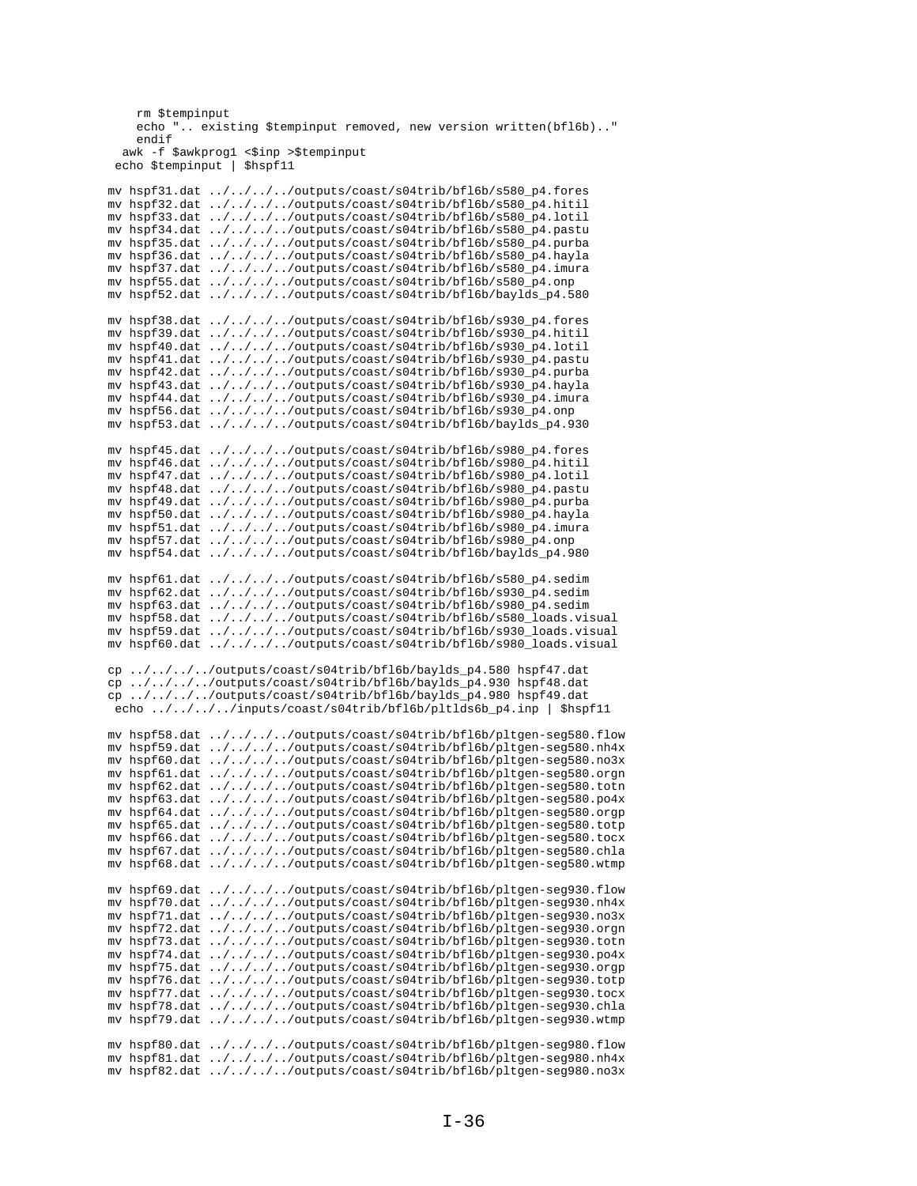```
    rm $tempinput
    echo ".. existing $tempinput removed, new version written(bfl6b).."
    endif
  awk -f $awkprog1 <$inp >$tempinput
 echo $tempinput | $hspf11

mv hspf31.dat ../../../../outputs/coast/s04trib/bfl6b/s580_p4.fores
mv hspf32.dat ../../../../outputs/coast/s04trib/bfl6b/s580_p4.hitil
mv hspf33.dat ../../../../outputs/coast/s04trib/bfl6b/s580_p4.lotil
mv hspf34.dat ../../../../outputs/coast/s04trib/bfl6b/s580_p4.pastu
mv hspf35.dat ../../../../outputs/coast/s04trib/bfl6b/s580_p4.purba
mv hspf36.dat ../../../../outputs/coast/s04trib/bfl6b/s580_p4.hayla
mv hspf37.dat ../../../../outputs/coast/s04trib/bfl6b/s580_p4.imura
mv hspf55.dat ../../../../outputs/coast/s04trib/bfl6b/s580_p4.onp
mv hspf52.dat ../../../../outputs/coast/s04trib/bfl6b/baylds_p4.580

mv hspf38.dat ../../../../outputs/coast/s04trib/bfl6b/s930_p4.fores
mv hspf39.dat ../../../../outputs/coast/s04trib/bfl6b/s930_p4.hitil
mv hspf40.dat ../../../../outputs/coast/s04trib/bfl6b/s930_p4.lotil
mv hspf41.dat ../../../../outputs/coast/s04trib/bfl6b/s930_p4.pastu
mv hspf42.dat ../../../../outputs/coast/s04trib/bfl6b/s930_p4.purba
mv hspf43.dat ../../../../outputs/coast/s04trib/bfl6b/s930_p4.hayla
mv hspf44.dat ../../../../outputs/coast/s04trib/bfl6b/s930_p4.imura
mv hspf56.dat ../../../../outputs/coast/s04trib/bfl6b/s930_p4.onp
mv hspf53.dat ../../../../outputs/coast/s04trib/bfl6b/baylds_p4.930

mv hspf45.dat ../../../../outputs/coast/s04trib/bfl6b/s980_p4.fores
mv hspf46.dat ../../../../outputs/coast/s04trib/bfl6b/s980_p4.hitil
mv hspf47.dat ../../../../outputs/coast/s04trib/bfl6b/s980_p4.lotil
mv hspf48.dat ../../../../outputs/coast/s04trib/bfl6b/s980_p4.pastu
mv hspf49.dat ../../../../outputs/coast/s04trib/bfl6b/s980_p4.purba
mv hspf50.dat ../../../../outputs/coast/s04trib/bfl6b/s980_p4.hayla
mv hspf51.dat ../../../../outputs/coast/s04trib/bfl6b/s980_p4.imura
mv hspf57.dat ../../../../outputs/coast/s04trib/bfl6b/s980_p4.onp
mv hspf54.dat ../../../../outputs/coast/s04trib/bfl6b/baylds_p4.980

mv hspf61.dat ../../../../outputs/coast/s04trib/bfl6b/s580_p4.sedim
mv hspf62.dat ../../../../outputs/coast/s04trib/bfl6b/s930_p4.sedim
mv hspf63.dat ../../../../outputs/coast/s04trib/bfl6b/s980_p4.sedim
mv hspf58.dat ../../../../outputs/coast/s04trib/bfl6b/s580_loads.visual
mv hspf59.dat ../../../../outputs/coast/s04trib/bfl6b/s930_loads.visual
mv hspf60.dat ../../../../outputs/coast/s04trib/bfl6b/s980_loads.visual

cp ../../../../outputs/coast/s04trib/bfl6b/baylds_p4.580 hspf47.dat
cp ../../../../outputs/coast/s04trib/bfl6b/baylds_p4.930 hspf48.dat
cp ../../../../outputs/coast/s04trib/bfl6b/baylds_p4.980 hspf49.dat
 echo ../../../../inputs/coast/s04trib/bfl6b/pltlds6b_p4.inp | $hspf11

mv hspf58.dat ../../../../outputs/coast/s04trib/bfl6b/pltgen-seg580.flow
mv hspf59.dat ../../../../outputs/coast/s04trib/bfl6b/pltgen-seg580.nh4x
mv hspf60.dat ../../../../outputs/coast/s04trib/bfl6b/pltgen-seg580.no3x
mv hspf61.dat ../../../../outputs/coast/s04trib/bfl6b/pltgen-seg580.orgn
mv hspf62.dat ../../../../outputs/coast/s04trib/bfl6b/pltgen-seg580.totn
mv hspf63.dat ../../../../outputs/coast/s04trib/bfl6b/pltgen-seg580.po4x
mv hspf64.dat ../../../../outputs/coast/s04trib/bfl6b/pltgen-seg580.orgp
mv hspf65.dat ../../../../outputs/coast/s04trib/bfl6b/pltgen-seg580.totp
mv hspf66.dat ../../../../outputs/coast/s04trib/bfl6b/pltgen-seg580.tocx
mv hspf67.dat ../../../../outputs/coast/s04trib/bfl6b/pltgen-seg580.chla
mv hspf68.dat ../../../../outputs/coast/s04trib/bfl6b/pltgen-seg580.wtmp

mv hspf69.dat ../../../../outputs/coast/s04trib/bfl6b/pltgen-seg930.flow
mv hspf70.dat ../../../../outputs/coast/s04trib/bfl6b/pltgen-seg930.nh4x
mv hspf71.dat ../../../../outputs/coast/s04trib/bfl6b/pltgen-seg930.no3x
mv hspf72.dat ../../../../outputs/coast/s04trib/bfl6b/pltgen-seg930.orgn
mv hspf73.dat ../../../../outputs/coast/s04trib/bfl6b/pltgen-seg930.totn
mv hspf74.dat ../../../../outputs/coast/s04trib/bfl6b/pltgen-seg930.po4x
mv hspf75.dat ../../../../outputs/coast/s04trib/bfl6b/pltgen-seg930.orgp
mv hspf76.dat ../../../../outputs/coast/s04trib/bfl6b/pltgen-seg930.totp
mv hspf77.dat ../../../../outputs/coast/s04trib/bfl6b/pltgen-seg930.tocx
mv hspf78.dat ../../../../outputs/coast/s04trib/bfl6b/pltgen-seg930.chla
mv hspf79.dat ../../../../outputs/coast/s04trib/bfl6b/pltgen-seg930.wtmp

mv hspf80.dat ../../../../outputs/coast/s04trib/bfl6b/pltgen-seg980.flow
mv hspf81.dat ../../../../outputs/coast/s04trib/bfl6b/pltgen-seg980.nh4x
mv hspf82.dat ../../../../outputs/coast/s04trib/bfl6b/pltgen-seg980.no3x
```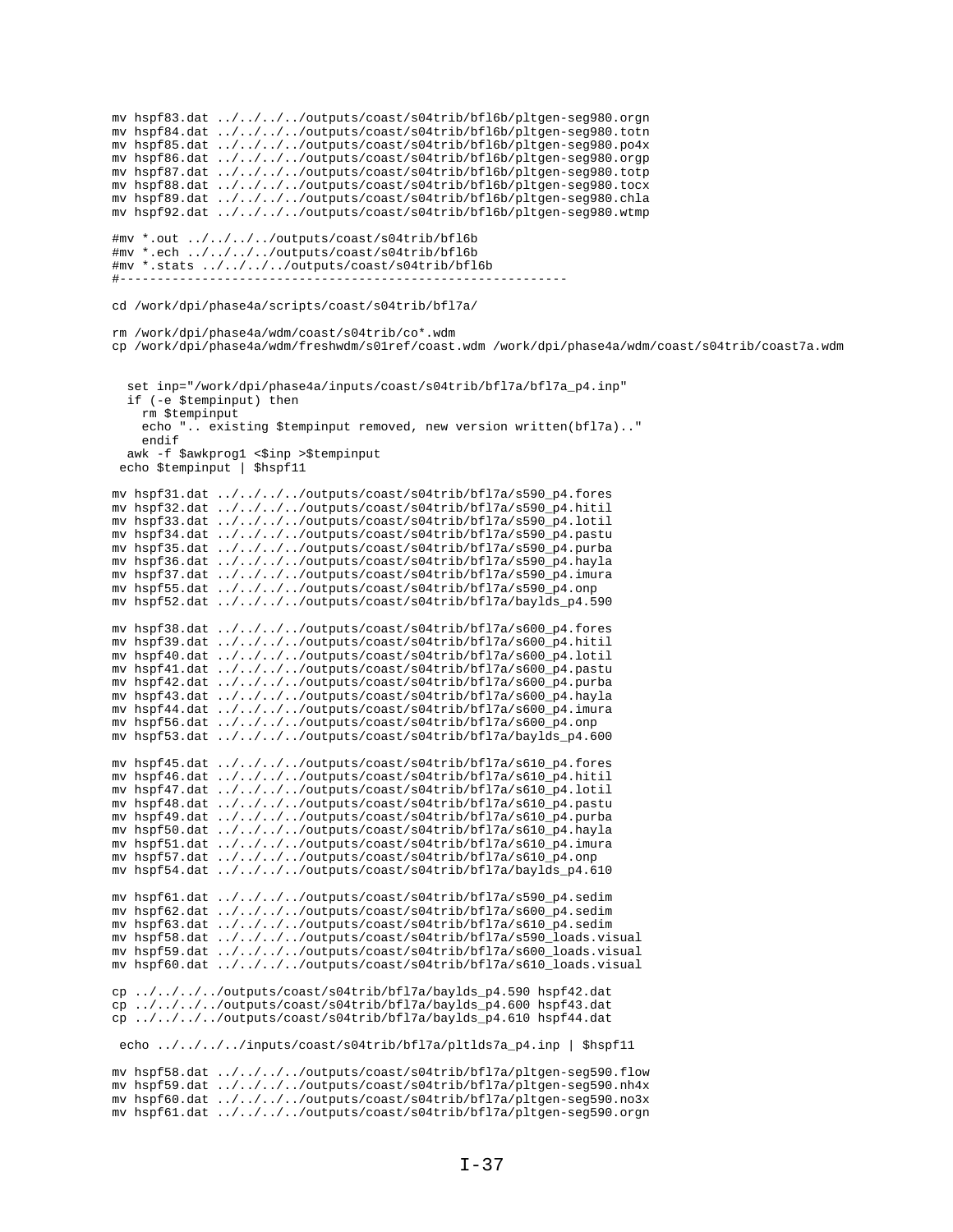```
mv hspf83.dat ../../../../outputs/coast/s04trib/bfl6b/pltgen-seg980.orgn
mv hspf84.dat ../../../../outputs/coast/s04trib/bfl6b/pltgen-seg980.totn
mv hspf85.dat ../../../../outputs/coast/s04trib/bfl6b/pltgen-seg980.po4x
mv hspf86.dat ../../../../outputs/coast/s04trib/bfl6b/pltgen-seg980.orgp
mv hspf87.dat ../../../../outputs/coast/s04trib/bfl6b/pltgen-seg980.totp
mv hspf88.dat ../../../../outputs/coast/s04trib/bfl6b/pltgen-seg980.tocx
mv hspf89.dat ../../../../outputs/coast/s04trib/bfl6b/pltgen-seg980.chla
mv hspf92.dat ../../../../outputs/coast/s04trib/bfl6b/pltgen-seg980.wtmp

#mv *.out ../../../../outputs/coast/s04trib/bfl6b
#mv *.ech ../../../../outputs/coast/s04trib/bfl6b
#mv *.stats ../../../../outputs/coast/s04trib/bfl6b
#----------------------------------------------------------

cd /work/dpi/phase4a/scripts/coast/s04trib/bfl7a/

rm /work/dpi/phase4a/wdm/coast/s04trib/co*.wdm
cp /work/dpi/phase4a/wdm/freshwdm/s01ref/coast.wdm /work/dpi/phase4a/wdm/coast/s04trib/coast7a.wdm


   set inp="/work/dpi/phase4a/inputs/coast/s04trib/bfl7a/bfl7a_p4.inp"
   if (-e $tempinput) then
     rm $tempinput
     echo ".. existing $tempinput removed, new version written(bfl7a).."
     endif
   awk -f $awkprog1 <$inp >$tempinput
  echo $tempinput | $hspf11

mv hspf31.dat ../../../../outputs/coast/s04trib/bfl7a/s590_p4.fores
mv hspf32.dat ../../../../outputs/coast/s04trib/bfl7a/s590_p4.hitil
mv hspf33.dat ../../../../outputs/coast/s04trib/bfl7a/s590_p4.lotil
mv hspf34.dat ../../../../outputs/coast/s04trib/bfl7a/s590_p4.pastu
mv hspf35.dat ../../../../outputs/coast/s04trib/bfl7a/s590_p4.purba
mv hspf36.dat ../../../../outputs/coast/s04trib/bfl7a/s590_p4.hayla
mv hspf37.dat ../../../../outputs/coast/s04trib/bfl7a/s590_p4.imura
mv hspf55.dat ../../../../outputs/coast/s04trib/bfl7a/s590_p4.onp
mv hspf52.dat ../../../../outputs/coast/s04trib/bfl7a/baylds_p4.590

mv hspf38.dat ../../../../outputs/coast/s04trib/bfl7a/s600_p4.fores
mv hspf39.dat ../../../../outputs/coast/s04trib/bfl7a/s600_p4.hitil
mv hspf40.dat ../../../../outputs/coast/s04trib/bfl7a/s600_p4.lotil
mv hspf41.dat ../../../../outputs/coast/s04trib/bfl7a/s600_p4.pastu
mv hspf42.dat ../../../../outputs/coast/s04trib/bfl7a/s600_p4.purba
mv hspf43.dat ../../../../outputs/coast/s04trib/bfl7a/s600_p4.hayla
mv hspf44.dat ../../../../outputs/coast/s04trib/bfl7a/s600_p4.imura
mv hspf56.dat ../../../../outputs/coast/s04trib/bfl7a/s600_p4.onp
mv hspf53.dat ../../../../outputs/coast/s04trib/bfl7a/baylds_p4.600

mv hspf45.dat ../../../../outputs/coast/s04trib/bfl7a/s610_p4.fores
mv hspf46.dat ../../../../outputs/coast/s04trib/bfl7a/s610_p4.hitil
mv hspf47.dat ../../../../outputs/coast/s04trib/bfl7a/s610_p4.lotil
mv hspf48.dat ../../../../outputs/coast/s04trib/bfl7a/s610_p4.pastu
mv hspf49.dat ../../../../outputs/coast/s04trib/bfl7a/s610_p4.purba
mv hspf50.dat ../../../../outputs/coast/s04trib/bfl7a/s610_p4.hayla
mv hspf51.dat ../../../../outputs/coast/s04trib/bfl7a/s610_p4.imura
mv hspf57.dat ../../../../outputs/coast/s04trib/bfl7a/s610_p4.onp
mv hspf54.dat ../../../../outputs/coast/s04trib/bfl7a/baylds_p4.610

mv hspf61.dat ../../../../outputs/coast/s04trib/bfl7a/s590_p4.sedim
mv hspf62.dat ../../../../outputs/coast/s04trib/bfl7a/s600_p4.sedim
mv hspf63.dat ../../../../outputs/coast/s04trib/bfl7a/s610_p4.sedim
mv hspf58.dat ../../../../outputs/coast/s04trib/bfl7a/s590_loads.visual
mv hspf59.dat ../../../../outputs/coast/s04trib/bfl7a/s600_loads.visual
mv hspf60.dat ../../../../outputs/coast/s04trib/bfl7a/s610_loads.visual

cp ../../../../outputs/coast/s04trib/bfl7a/baylds_p4.590 hspf42.dat
cp ../../../../outputs/coast/s04trib/bfl7a/baylds_p4.600 hspf43.dat
cp ../../../../outputs/coast/s04trib/bfl7a/baylds_p4.610 hspf44.dat

 echo ../../../../inputs/coast/s04trib/bfl7a/pltlds7a_p4.inp | $hspf11

mv hspf58.dat ../../../../outputs/coast/s04trib/bfl7a/pltgen-seg590.flow
mv hspf59.dat ../../../../outputs/coast/s04trib/bfl7a/pltgen-seg590.nh4x
mv hspf60.dat ../../../../outputs/coast/s04trib/bfl7a/pltgen-seg590.no3x
mv hspf61.dat ../../../../outputs/coast/s04trib/bfl7a/pltgen-seg590.orgn
```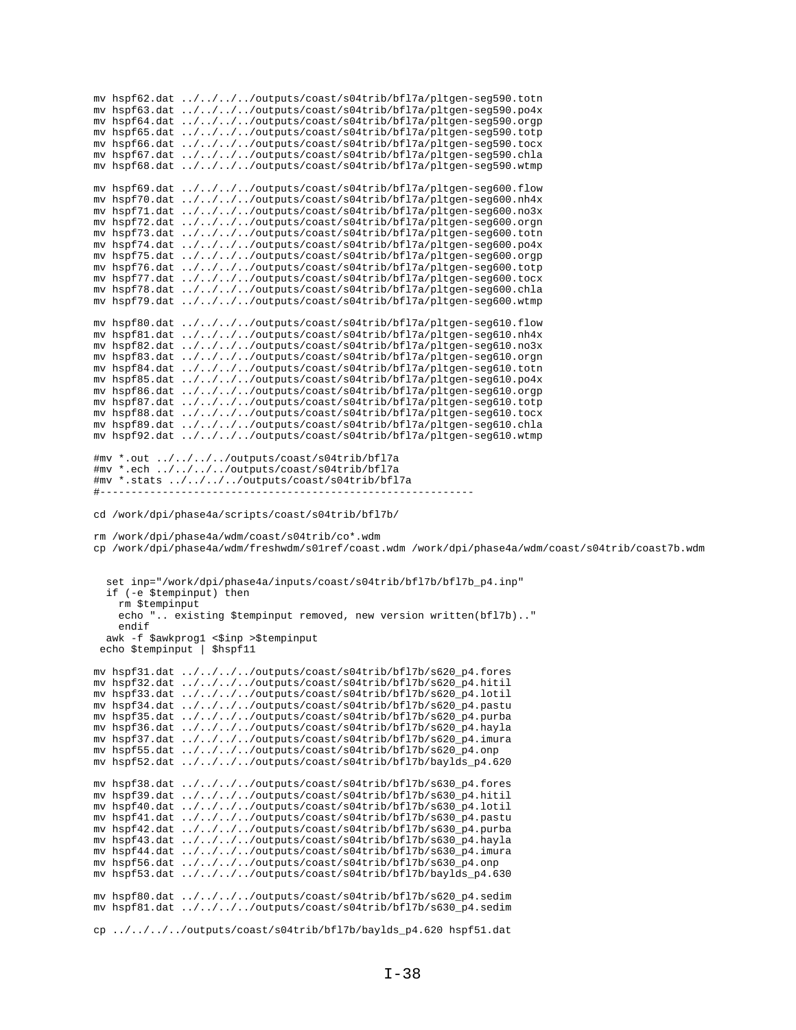```
mv hspf62.dat ../../../../outputs/coast/s04trib/bfl7a/pltgen-seg590.totn
mv hspf63.dat ../../../../outputs/coast/s04trib/bfl7a/pltgen-seg590.po4x
mv hspf64.dat ../../../../outputs/coast/s04trib/bfl7a/pltgen-seg590.orgp
mv hspf65.dat ../../../../outputs/coast/s04trib/bfl7a/pltgen-seg590.totp
mv hspf66.dat ../../../../outputs/coast/s04trib/bfl7a/pltgen-seg590.tocx
mv hspf67.dat ../../../../outputs/coast/s04trib/bfl7a/pltgen-seg590.chla
mv hspf68.dat ../../../../outputs/coast/s04trib/bfl7a/pltgen-seg590.wtmp

mv hspf69.dat ../../../../outputs/coast/s04trib/bfl7a/pltgen-seg600.flow
mv hspf70.dat ../../../../outputs/coast/s04trib/bfl7a/pltgen-seg600.nh4x
mv hspf71.dat ../../../../outputs/coast/s04trib/bfl7a/pltgen-seg600.no3x
mv hspf72.dat ../../../../outputs/coast/s04trib/bfl7a/pltgen-seg600.orgn
mv hspf73.dat ../../../../outputs/coast/s04trib/bfl7a/pltgen-seg600.totn
mv hspf74.dat ../../../../outputs/coast/s04trib/bfl7a/pltgen-seg600.po4x
mv hspf75.dat ../../../../outputs/coast/s04trib/bfl7a/pltgen-seg600.orgp
mv hspf76.dat ../../../../outputs/coast/s04trib/bfl7a/pltgen-seg600.totp
mv hspf77.dat ../../../../outputs/coast/s04trib/bfl7a/pltgen-seg600.tocx
mv hspf78.dat ../../../../outputs/coast/s04trib/bfl7a/pltgen-seg600.chla
mv hspf79.dat ../../../../outputs/coast/s04trib/bfl7a/pltgen-seg600.wtmp

mv hspf80.dat ../../../../outputs/coast/s04trib/bfl7a/pltgen-seg610.flow
mv hspf81.dat ../../../../outputs/coast/s04trib/bfl7a/pltgen-seg610.nh4x
mv hspf82.dat ../../../../outputs/coast/s04trib/bfl7a/pltgen-seg610.no3x
mv hspf83.dat ../../../../outputs/coast/s04trib/bfl7a/pltgen-seg610.orgn
mv hspf84.dat ../../../../outputs/coast/s04trib/bfl7a/pltgen-seg610.totn
mv hspf85.dat ../../../../outputs/coast/s04trib/bfl7a/pltgen-seg610.po4x
mv hspf86.dat ../../../../outputs/coast/s04trib/bfl7a/pltgen-seg610.orgp
mv hspf87.dat ../../../../outputs/coast/s04trib/bfl7a/pltgen-seg610.totp
mv hspf88.dat ../../../../outputs/coast/s04trib/bfl7a/pltgen-seg610.tocx
mv hspf89.dat ../../../../outputs/coast/s04trib/bfl7a/pltgen-seg610.chla
mv hspf92.dat ../../../../outputs/coast/s04trib/bfl7a/pltgen-seg610.wtmp

#mv *.out ../../../../outputs/coast/s04trib/bfl7a
#mv *.ech ../../../../outputs/coast/s04trib/bfl7a
#mv *.stats ../../../../outputs/coast/s04trib/bfl7a
#------------------------------------------------------------

cd /work/dpi/phase4a/scripts/coast/s04trib/bfl7b/

rm /work/dpi/phase4a/wdm/coast/s04trib/co*.wdm
cp /work/dpi/phase4a/wdm/freshwdm/s01ref/coast.wdm /work/dpi/phase4a/wdm/coast/s04trib/coast7b.wdm


  set inp="/work/dpi/phase4a/inputs/coast/s04trib/bfl7b/bfl7b_p4.inp"
  if (-e $tempinput) then
    rm $tempinput
    echo ".. existing $tempinput removed, new version written(bfl7b).."
    endif
  awk -f $awkprog1 <$inp >$tempinput
 echo $tempinput | $hspf11

mv hspf31.dat ../../../../outputs/coast/s04trib/bfl7b/s620_p4.fores
mv hspf32.dat ../../../../outputs/coast/s04trib/bfl7b/s620_p4.hitil
mv hspf33.dat ../../../../outputs/coast/s04trib/bfl7b/s620_p4.lotil
mv hspf34.dat ../../../../outputs/coast/s04trib/bfl7b/s620_p4.pastu
mv hspf35.dat ../../../../outputs/coast/s04trib/bfl7b/s620_p4.purba
mv hspf36.dat ../../../../outputs/coast/s04trib/bfl7b/s620_p4.hayla
mv hspf37.dat ../../../../outputs/coast/s04trib/bfl7b/s620_p4.imura
mv hspf55.dat ../../../../outputs/coast/s04trib/bfl7b/s620_p4.onp
mv hspf52.dat ../../../../outputs/coast/s04trib/bfl7b/baylds_p4.620

mv hspf38.dat ../../../../outputs/coast/s04trib/bfl7b/s630_p4.fores
mv hspf39.dat ../../../../outputs/coast/s04trib/bfl7b/s630_p4.hitil
mv hspf40.dat ../../../../outputs/coast/s04trib/bfl7b/s630_p4.lotil
mv hspf41.dat ../../../../outputs/coast/s04trib/bfl7b/s630_p4.pastu
mv hspf42.dat ../../../../outputs/coast/s04trib/bfl7b/s630_p4.purba
mv hspf43.dat ../../../../outputs/coast/s04trib/bfl7b/s630_p4.hayla
mv hspf44.dat ../../../../outputs/coast/s04trib/bfl7b/s630_p4.imura
mv hspf56.dat ../../../../outputs/coast/s04trib/bfl7b/s630_p4.onp
mv hspf53.dat ../../../../outputs/coast/s04trib/bfl7b/baylds_p4.630

mv hspf80.dat ../../../../outputs/coast/s04trib/bfl7b/s620_p4.sedim
mv hspf81.dat ../../../../outputs/coast/s04trib/bfl7b/s630_p4.sedim

cp ../../../../outputs/coast/s04trib/bfl7b/baylds_p4.620 hspf51.dat
```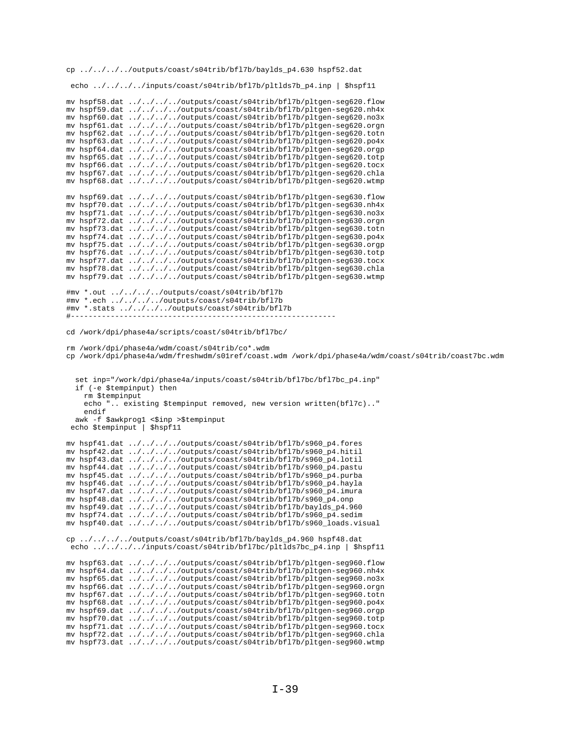```
cp ../../../../outputs/coast/s04trib/bfl7b/baylds_p4.630 hspf52.dat

 echo ../../../../inputs/coast/s04trib/bfl7b/pltlds7b_p4.inp | $hspf11

mv hspf58.dat ../../../../outputs/coast/s04trib/bfl7b/pltgen-seg620.flow
mv hspf59.dat ../../../../outputs/coast/s04trib/bfl7b/pltgen-seg620.nh4x
mv hspf60.dat ../../../../outputs/coast/s04trib/bfl7b/pltgen-seg620.no3x
mv hspf61.dat ../../../../outputs/coast/s04trib/bfl7b/pltgen-seg620.orgn
mv hspf62.dat ../../../../outputs/coast/s04trib/bfl7b/pltgen-seg620.totn
mv hspf63.dat ../../../../outputs/coast/s04trib/bfl7b/pltgen-seg620.po4x
mv hspf64.dat ../../../../outputs/coast/s04trib/bfl7b/pltgen-seg620.orgp
mv hspf65.dat ../../../../outputs/coast/s04trib/bfl7b/pltgen-seg620.totp
mv hspf66.dat ../../../../outputs/coast/s04trib/bfl7b/pltgen-seg620.tocx
mv hspf67.dat ../../../../outputs/coast/s04trib/bfl7b/pltgen-seg620.chla
mv hspf68.dat ../../../../outputs/coast/s04trib/bfl7b/pltgen-seg620.wtmp

mv hspf69.dat ../../../../outputs/coast/s04trib/bfl7b/pltgen-seg630.flow
mv hspf70.dat ../../../../outputs/coast/s04trib/bfl7b/pltgen-seg630.nh4x
mv hspf71.dat ../../../../outputs/coast/s04trib/bfl7b/pltgen-seg630.no3x
mv hspf72.dat ../../../../outputs/coast/s04trib/bfl7b/pltgen-seg630.orgn
mv hspf73.dat ../../../../outputs/coast/s04trib/bfl7b/pltgen-seg630.totn
mv hspf74.dat ../../../../outputs/coast/s04trib/bfl7b/pltgen-seg630.po4x
mv hspf75.dat ../../../../outputs/coast/s04trib/bfl7b/pltgen-seg630.orgp
mv hspf76.dat ../../../../outputs/coast/s04trib/bfl7b/pltgen-seg630.totp
mv hspf77.dat ../../../../outputs/coast/s04trib/bfl7b/pltgen-seg630.tocx
mv hspf78.dat ../../../../outputs/coast/s04trib/bfl7b/pltgen-seg630.chla
mv hspf79.dat ../../../../outputs/coast/s04trib/bfl7b/pltgen-seg630.wtmp

#mv *.out ../../../../outputs/coast/s04trib/bfl7b
#mv *.ech ../../../../outputs/coast/s04trib/bfl7b
#mv *.stats ../../../../outputs/coast/s04trib/bfl7b
#------------------------------------------------------------

cd /work/dpi/phase4a/scripts/coast/s04trib/bfl7bc/

rm /work/dpi/phase4a/wdm/coast/s04trib/co*.wdm
cp /work/dpi/phase4a/wdm/freshwdm/s01ref/coast.wdm /work/dpi/phase4a/wdm/coast/s04trib/coast7bc.wdm


   set inp="/work/dpi/phase4a/inputs/coast/s04trib/bfl7bc/bfl7bc_p4.inp"
   if (-e $tempinput) then
     rm $tempinput
     echo ".. existing $tempinput removed, new version written(bfl7c).."
     endif
   awk -f $awkprog1 <$inp >$tempinput
 echo $tempinput | $hspf11

mv hspf41.dat ../../../../outputs/coast/s04trib/bfl7b/s960_p4.fores
mv hspf42.dat ../../../../outputs/coast/s04trib/bfl7b/s960_p4.hitil
mv hspf43.dat ../../../../outputs/coast/s04trib/bfl7b/s960_p4.lotil
mv hspf44.dat ../../../../outputs/coast/s04trib/bfl7b/s960_p4.pastu
mv hspf45.dat ../../../../outputs/coast/s04trib/bfl7b/s960_p4.purba
mv hspf46.dat ../../../../outputs/coast/s04trib/bfl7b/s960_p4.hayla
mv hspf47.dat ../../../../outputs/coast/s04trib/bfl7b/s960_p4.imura
mv hspf48.dat ../../../../outputs/coast/s04trib/bfl7b/s960_p4.onp
mv hspf49.dat ../../../../outputs/coast/s04trib/bfl7b/baylds_p4.960
mv hspf74.dat ../../../../outputs/coast/s04trib/bfl7b/s960_p4.sedim
mv hspf40.dat ../../../../outputs/coast/s04trib/bfl7b/s960_loads.visual

cp ../../../../outputs/coast/s04trib/bfl7b/baylds_p4.960 hspf48.dat
 echo ../../../../inputs/coast/s04trib/bfl7bc/pltlds7bc_p4.inp | $hspf11

mv hspf63.dat ../../../../outputs/coast/s04trib/bfl7b/pltgen-seg960.flow
mv hspf64.dat ../../../../outputs/coast/s04trib/bfl7b/pltgen-seg960.nh4x
mv hspf65.dat ../../../../outputs/coast/s04trib/bfl7b/pltgen-seg960.no3x
mv hspf66.dat ../../../../outputs/coast/s04trib/bfl7b/pltgen-seg960.orgn
mv hspf67.dat ../../../../outputs/coast/s04trib/bfl7b/pltgen-seg960.totn
mv hspf68.dat ../../../../outputs/coast/s04trib/bfl7b/pltgen-seg960.po4x
mv hspf69.dat ../../../../outputs/coast/s04trib/bfl7b/pltgen-seg960.orgp
mv hspf70.dat ../../../../outputs/coast/s04trib/bfl7b/pltgen-seg960.totp
mv hspf71.dat ../../../../outputs/coast/s04trib/bfl7b/pltgen-seg960.tocx
mv hspf72.dat ../../../../outputs/coast/s04trib/bfl7b/pltgen-seg960.chla
mv hspf73.dat ../../../../outputs/coast/s04trib/bfl7b/pltgen-seg960.wtmp
```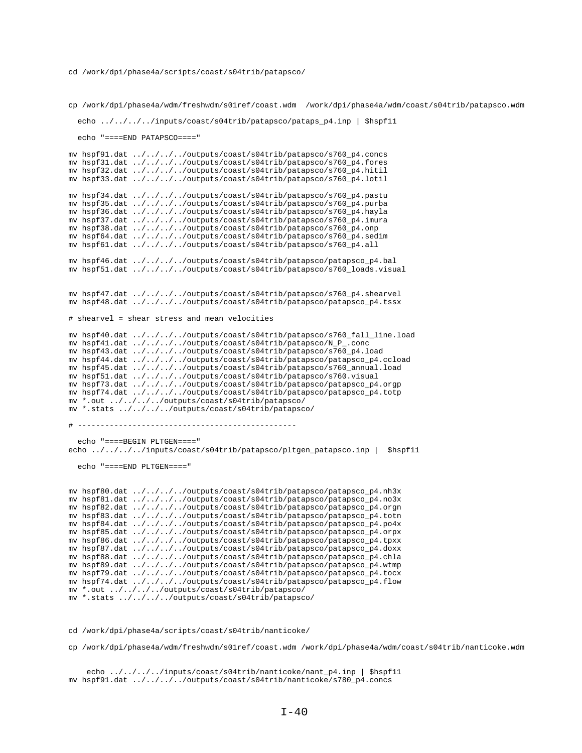```
cd /work/dpi/phase4a/scripts/coast/s04trib/patapsco/



cp /work/dpi/phase4a/wdm/freshwdm/s01ref/coast.wdm  /work/dpi/phase4a/wdm/coast/s04trib/patapsco.wdm

  echo ../../../../inputs/coast/s04trib/patapsco/pataps_p4.inp | $hspf11

  echo "====END PATAPSCO===="

mv hspf91.dat ../../../../outputs/coast/s04trib/patapsco/s760_p4.concs
mv hspf31.dat ../../../../outputs/coast/s04trib/patapsco/s760_p4.fores
mv hspf32.dat ../../../../outputs/coast/s04trib/patapsco/s760_p4.hitil
mv hspf33.dat ../../../../outputs/coast/s04trib/patapsco/s760_p4.lotil

mv hspf34.dat ../../../../outputs/coast/s04trib/patapsco/s760_p4.pastu
mv hspf35.dat ../../../../outputs/coast/s04trib/patapsco/s760_p4.purba
mv hspf36.dat ../../../../outputs/coast/s04trib/patapsco/s760_p4.hayla
mv hspf37.dat ../../../../outputs/coast/s04trib/patapsco/s760_p4.imura
mv hspf38.dat ../../../../outputs/coast/s04trib/patapsco/s760_p4.onp
mv hspf64.dat ../../../../outputs/coast/s04trib/patapsco/s760_p4.sedim
mv hspf61.dat ../../../../outputs/coast/s04trib/patapsco/s760_p4.all

mv hspf46.dat ../../../../outputs/coast/s04trib/patapsco/patapsco_p4.bal
mv hspf51.dat ../../../../outputs/coast/s04trib/patapsco/s760_loads.visual


mv hspf47.dat ../../../../outputs/coast/s04trib/patapsco/s760_p4.shearvel
mv hspf48.dat ../../../../outputs/coast/s04trib/patapsco/patapsco_p4.tssx

# shearvel = shear stress and mean velocities

mv hspf40.dat ../../../../outputs/coast/s04trib/patapsco/s760_fall_line.load
mv hspf41.dat ../../../../outputs/coast/s04trib/patapsco/N_P_.conc
mv hspf43.dat ../../../../outputs/coast/s04trib/patapsco/s760_p4.load
mv hspf44.dat ../../../../outputs/coast/s04trib/patapsco/patapsco_p4.ccload
mv hspf45.dat ../../../../outputs/coast/s04trib/patapsco/s760_annual.load
mv hspf51.dat ../../../../outputs/coast/s04trib/patapsco/s760.visual
mv hspf73.dat ../../../../outputs/coast/s04trib/patapsco/patapsco_p4.orgp
mv hspf74.dat ../../../../outputs/coast/s04trib/patapsco/patapsco_p4.totp
mv *.out ../../../../outputs/coast/s04trib/patapsco/
mv *.stats ../../../../outputs/coast/s04trib/patapsco/

# -----------------------------------------------

  echo "====BEGIN PLTGEN===="
echo ../../../../inputs/coast/s04trib/patapsco/pltgen_patapsco.inp |  $hspf11

  echo "====END PLTGEN===="


mv hspf80.dat ../../../../outputs/coast/s04trib/patapsco/patapsco_p4.nh3x
mv hspf81.dat ../../../../outputs/coast/s04trib/patapsco/patapsco_p4.no3x
mv hspf82.dat ../../../../outputs/coast/s04trib/patapsco/patapsco_p4.orgn
mv hspf83.dat ../../../../outputs/coast/s04trib/patapsco/patapsco_p4.totn
mv hspf84.dat ../../../../outputs/coast/s04trib/patapsco/patapsco_p4.po4x
mv hspf85.dat ../../../../outputs/coast/s04trib/patapsco/patapsco_p4.orpx
mv hspf86.dat ../../../../outputs/coast/s04trib/patapsco/patapsco_p4.tpxx
mv hspf87.dat ../../../../outputs/coast/s04trib/patapsco/patapsco_p4.doxx
mv hspf88.dat ../../../../outputs/coast/s04trib/patapsco/patapsco_p4.chla
mv hspf89.dat ../../../../outputs/coast/s04trib/patapsco/patapsco_p4.wtmp
mv hspf79.dat ../../../../outputs/coast/s04trib/patapsco/patapsco_p4.tocx
mv hspf74.dat ../../../../outputs/coast/s04trib/patapsco/patapsco_p4.flow
mv *.out ../../../../outputs/coast/s04trib/patapsco/
mv *.stats ../../../../outputs/coast/s04trib/patapsco/



cd /work/dpi/phase4a/scripts/coast/s04trib/nanticoke/

cp /work/dpi/phase4a/wdm/freshwdm/s01ref/coast.wdm /work/dpi/phase4a/wdm/coast/s04trib/nanticoke.wdm


    echo ../../../../inputs/coast/s04trib/nanticoke/nant_p4.inp | $hspf11
mv hspf91.dat ../../../../outputs/coast/s04trib/nanticoke/s780_p4.concs
```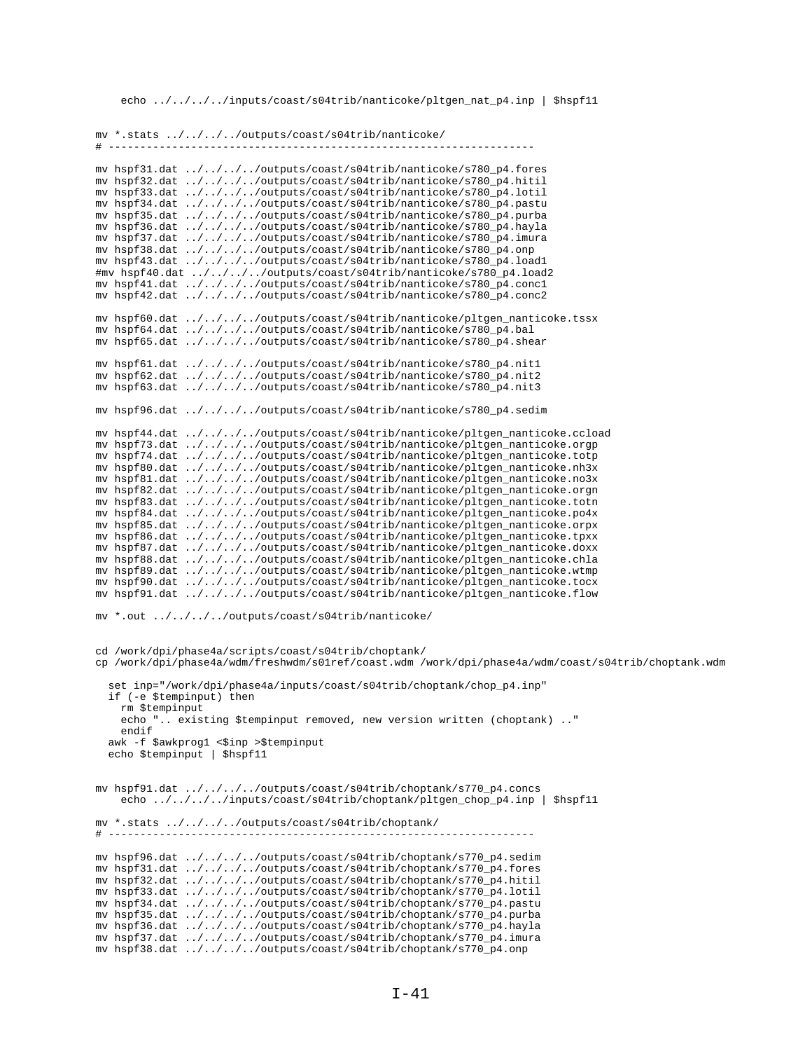```
    echo ../../../../inputs/coast/s04trib/nanticoke/pltgen_nat_p4.inp | $hspf11


mv *.stats ../../../../outputs/coast/s04trib/nanticoke/
# -------------------------------------------------------------------

mv hspf31.dat ../../../../outputs/coast/s04trib/nanticoke/s780_p4.fores
mv hspf32.dat ../../../../outputs/coast/s04trib/nanticoke/s780_p4.hitil
mv hspf33.dat ../../../../outputs/coast/s04trib/nanticoke/s780_p4.lotil
mv hspf34.dat ../../../../outputs/coast/s04trib/nanticoke/s780_p4.pastu
mv hspf35.dat ../../../../outputs/coast/s04trib/nanticoke/s780_p4.purba
mv hspf36.dat ../../../../outputs/coast/s04trib/nanticoke/s780_p4.hayla
mv hspf37.dat ../../../../outputs/coast/s04trib/nanticoke/s780_p4.imura
mv hspf38.dat ../../../../outputs/coast/s04trib/nanticoke/s780_p4.onp
mv hspf43.dat ../../../../outputs/coast/s04trib/nanticoke/s780_p4.load1
#mv hspf40.dat ../../../../outputs/coast/s04trib/nanticoke/s780_p4.load2
mv hspf41.dat ../../../../outputs/coast/s04trib/nanticoke/s780_p4.conc1
mv hspf42.dat ../../../../outputs/coast/s04trib/nanticoke/s780_p4.conc2

mv hspf60.dat ../../../../outputs/coast/s04trib/nanticoke/pltgen_nanticoke.tssx
mv hspf64.dat ../../../../outputs/coast/s04trib/nanticoke/s780_p4.bal
mv hspf65.dat ../../../../outputs/coast/s04trib/nanticoke/s780_p4.shear

mv hspf61.dat ../../../../outputs/coast/s04trib/nanticoke/s780_p4.nit1
mv hspf62.dat ../../../../outputs/coast/s04trib/nanticoke/s780_p4.nit2
mv hspf63.dat ../../../../outputs/coast/s04trib/nanticoke/s780_p4.nit3

mv hspf96.dat ../../../../outputs/coast/s04trib/nanticoke/s780_p4.sedim

mv hspf44.dat ../../../../outputs/coast/s04trib/nanticoke/pltgen_nanticoke.ccload
mv hspf73.dat ../../../../outputs/coast/s04trib/nanticoke/pltgen_nanticoke.orgp
mv hspf74.dat ../../../../outputs/coast/s04trib/nanticoke/pltgen_nanticoke.totp
mv hspf80.dat ../../../../outputs/coast/s04trib/nanticoke/pltgen_nanticoke.nh3x
mv hspf81.dat ../../../../outputs/coast/s04trib/nanticoke/pltgen_nanticoke.no3x
mv hspf82.dat ../../../../outputs/coast/s04trib/nanticoke/pltgen_nanticoke.orgn
mv hspf83.dat ../../../../outputs/coast/s04trib/nanticoke/pltgen_nanticoke.totn
mv hspf84.dat ../../../../outputs/coast/s04trib/nanticoke/pltgen_nanticoke.po4x
mv hspf85.dat ../../../../outputs/coast/s04trib/nanticoke/pltgen_nanticoke.orpx
mv hspf86.dat ../../../../outputs/coast/s04trib/nanticoke/pltgen_nanticoke.tpxx
mv hspf87.dat ../../../../outputs/coast/s04trib/nanticoke/pltgen_nanticoke.doxx
mv hspf88.dat ../../../../outputs/coast/s04trib/nanticoke/pltgen_nanticoke.chla
mv hspf89.dat ../../../../outputs/coast/s04trib/nanticoke/pltgen_nanticoke.wtmp
mv hspf90.dat ../../../../outputs/coast/s04trib/nanticoke/pltgen_nanticoke.tocx
mv hspf91.dat ../../../../outputs/coast/s04trib/nanticoke/pltgen_nanticoke.flow

mv *.out ../../../../outputs/coast/s04trib/nanticoke/


cd /work/dpi/phase4a/scripts/coast/s04trib/choptank/
cp /work/dpi/phase4a/wdm/freshwdm/s01ref/coast.wdm /work/dpi/phase4a/wdm/coast/s04trib/choptank.wdm

  set inp="/work/dpi/phase4a/inputs/coast/s04trib/choptank/chop_p4.inp"
  if (-e $tempinput) then
    rm $tempinput
    echo ".. existing $tempinput removed, new version written (choptank) .."
    endif
  awk -f $awkprog1 <$inp >$tempinput
  echo $tempinput | $hspf11


mv hspf91.dat ../../../../outputs/coast/s04trib/choptank/s770_p4.concs
    echo ../../../../inputs/coast/s04trib/choptank/pltgen_chop_p4.inp | $hspf11

mv *.stats ../../../../outputs/coast/s04trib/choptank/
# -------------------------------------------------------------------

mv hspf96.dat ../../../../outputs/coast/s04trib/choptank/s770_p4.sedim
mv hspf31.dat ../../../../outputs/coast/s04trib/choptank/s770_p4.fores
mv hspf32.dat ../../../../outputs/coast/s04trib/choptank/s770_p4.hitil
mv hspf33.dat ../../../../outputs/coast/s04trib/choptank/s770_p4.lotil
mv hspf34.dat ../../../../outputs/coast/s04trib/choptank/s770_p4.pastu
mv hspf35.dat ../../../../outputs/coast/s04trib/choptank/s770_p4.purba
mv hspf36.dat ../../../../outputs/coast/s04trib/choptank/s770_p4.hayla
mv hspf37.dat ../../../../outputs/coast/s04trib/choptank/s770_p4.imura
mv hspf38.dat ../../../../outputs/coast/s04trib/choptank/s770_p4.onp
```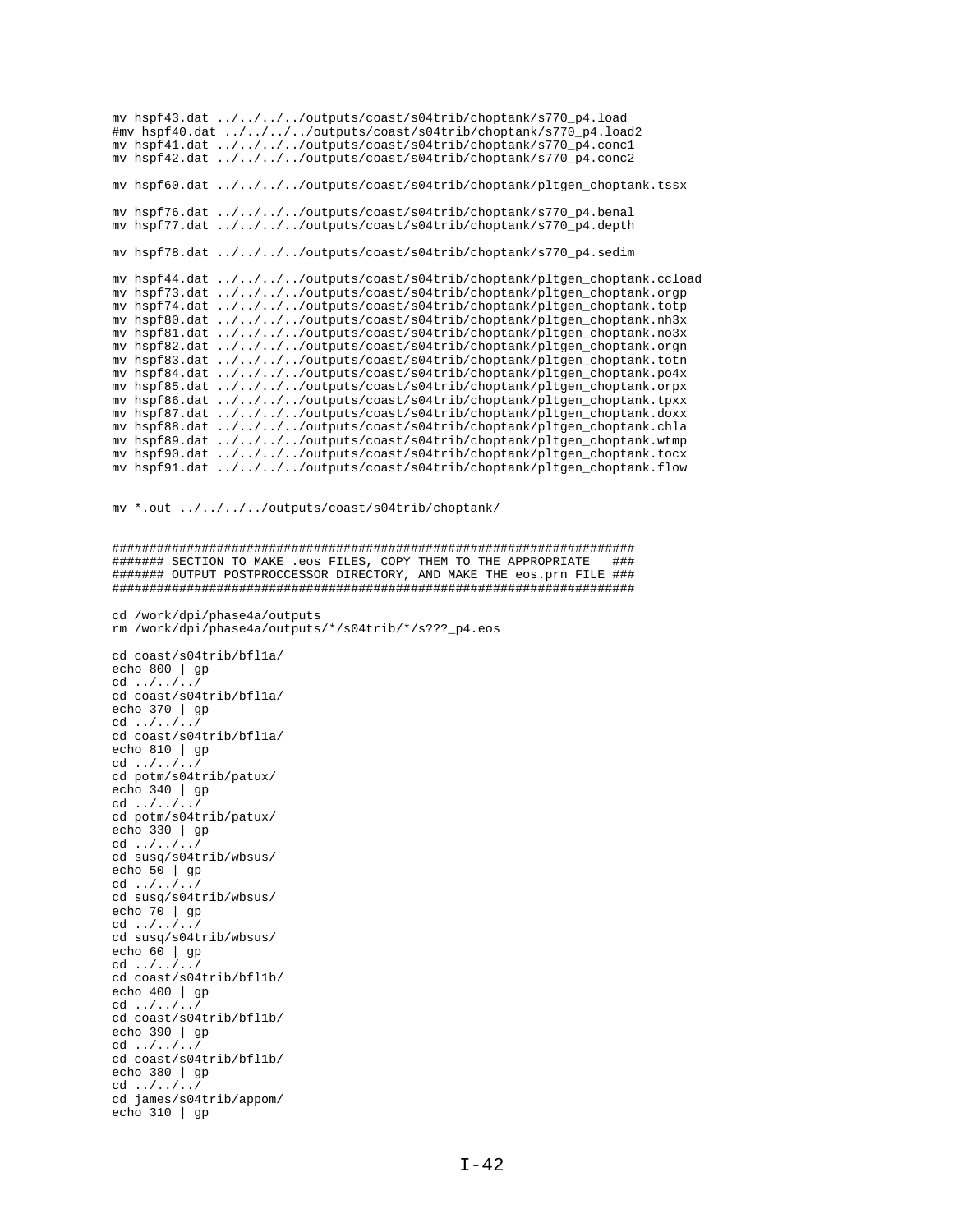```
mv hspf43.dat ../../../../outputs/coast/s04trib/choptank/s770_p4.load
#mv hspf40.dat ../../../../outputs/coast/s04trib/choptank/s770_p4.load2
mv hspf41.dat ../../../../outputs/coast/s04trib/choptank/s770_p4.conc1
mv hspf42.dat ../../../../outputs/coast/s04trib/choptank/s770_p4.conc2

mv hspf60.dat ../../../../outputs/coast/s04trib/choptank/pltgen_choptank.tssx

mv hspf76.dat ../../../../outputs/coast/s04trib/choptank/s770_p4.benal
mv hspf77.dat ../../../../outputs/coast/s04trib/choptank/s770_p4.depth

mv hspf78.dat ../../../../outputs/coast/s04trib/choptank/s770_p4.sedim

mv hspf44.dat ../../../../outputs/coast/s04trib/choptank/pltgen_choptank.ccload
mv hspf73.dat ../../../../outputs/coast/s04trib/choptank/pltgen_choptank.orgp
mv hspf74.dat ../../../../outputs/coast/s04trib/choptank/pltgen_choptank.totp
mv hspf80.dat ../../../../outputs/coast/s04trib/choptank/pltgen_choptank.nh3x
mv hspf81.dat ../../../../outputs/coast/s04trib/choptank/pltgen_choptank.no3x
mv hspf82.dat ../../../../outputs/coast/s04trib/choptank/pltgen_choptank.orgn
mv hspf83.dat ../../../../outputs/coast/s04trib/choptank/pltgen_choptank.totn
mv hspf84.dat ../../../../outputs/coast/s04trib/choptank/pltgen_choptank.po4x
mv hspf85.dat ../../../../outputs/coast/s04trib/choptank/pltgen_choptank.orpx
mv hspf86.dat ../../../../outputs/coast/s04trib/choptank/pltgen_choptank.tpxx
mv hspf87.dat ../../../../outputs/coast/s04trib/choptank/pltgen_choptank.doxx
mv hspf88.dat ../../../../outputs/coast/s04trib/choptank/pltgen_choptank.chla
mv hspf89.dat ../../../../outputs/coast/s04trib/choptank/pltgen_choptank.wtmp
mv hspf90.dat ../../../../outputs/coast/s04trib/choptank/pltgen_choptank.tocx
mv hspf91.dat ../../../../outputs/coast/s04trib/choptank/pltgen_choptank.flow


mv *.out ../../../../outputs/coast/s04trib/choptank/


######################################################################
####### SECTION TO MAKE .eos FILES, COPY THEM TO THE APPROPRIATE   ###
####### OUTPUT POSTPROCCESSOR DIRECTORY, AND MAKE THE eos.prn FILE ###
######################################################################

cd /work/dpi/phase4a/outputs
rm /work/dpi/phase4a/outputs/*/s04trib/*/s???_p4.eos

cd coast/s04trib/bfl1a/
echo 800 | gp
cd ../../../
cd coast/s04trib/bfl1a/
echo 370 | gp
cd ../../../
cd coast/s04trib/bfl1a/
echo 810 | gp
cd ../../../
cd potm/s04trib/patux/
echo 340 | gp
cd ../../../
cd potm/s04trib/patux/
echo 330 | gp
cd ../../../
cd susq/s04trib/wbsus/
echo 50 | gp
cd ../../../
cd susq/s04trib/wbsus/
echo 70 | gp
cd ../../../
cd susq/s04trib/wbsus/
echo 60 | gp
cd ../../../
cd coast/s04trib/bfl1b/
echo 400 | gp
cd ../../../
cd coast/s04trib/bfl1b/
echo 390 | gp
cd ../../../
cd coast/s04trib/bfl1b/
echo 380 | gp
cd ../../../
cd james/s04trib/appom/
echo 310 | gp
```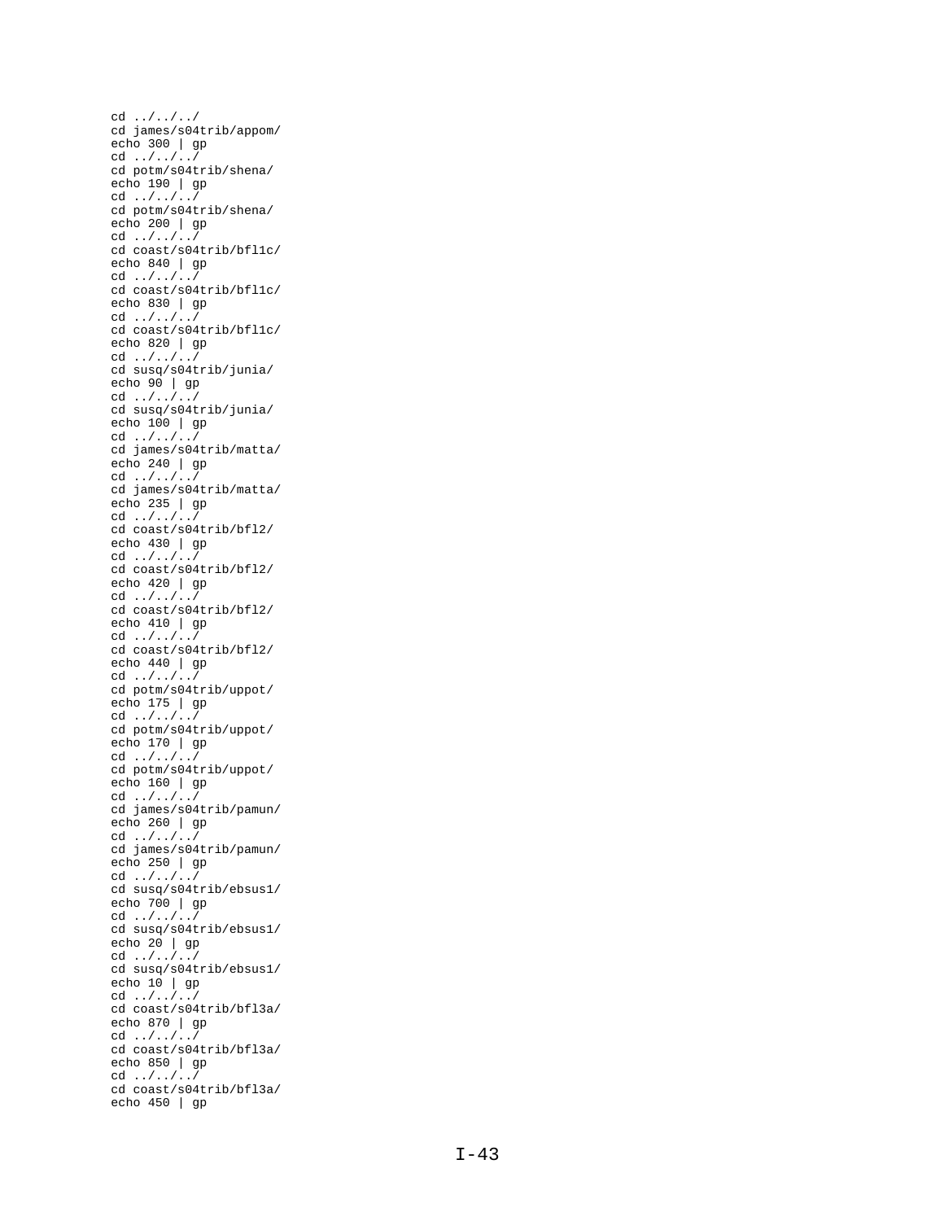```
cd ../../../
cd james/s04trib/appom/
echo 300 | gp
cd ../../../
cd potm/s04trib/shena/
echo 190 | gp
cd ../../../
cd potm/s04trib/shena/
echo 200 | gp
cd ../../../
cd coast/s04trib/bfl1c/
echo 840 | gp
cd ../../../
cd coast/s04trib/bfl1c/
echo 830 | gp
cd ../../../
cd coast/s04trib/bfl1c/
echo 820 | gp
cd ../../../
cd susq/s04trib/junia/
echo 90 | gp
cd ../../../
cd susq/s04trib/junia/
echo 100 | gp
cd ../../../
cd james/s04trib/matta/
echo 240 | gp
cd ../../../
cd james/s04trib/matta/
echo 235 | gp
cd ../../../
cd coast/s04trib/bfl2/
echo 430 | gp
cd ../../../
cd coast/s04trib/bfl2/
echo 420 | gp
cd ../../../
cd coast/s04trib/bfl2/
echo 410 | gp
cd ../../../
cd coast/s04trib/bfl2/
echo 440 | gp
cd ../../../
cd potm/s04trib/uppot/
echo 175 | gp
cd ../../../
cd potm/s04trib/uppot/
echo 170 | gp
cd ../../../
cd potm/s04trib/uppot/
echo 160 | gp
cd ../../../
cd james/s04trib/pamun/
echo 260 | gp
cd ../../../
cd james/s04trib/pamun/
echo 250 | gp
cd ../../../
cd susq/s04trib/ebsus1/
echo 700 | gp
cd ../../../
cd susq/s04trib/ebsus1/
echo 20 | gp
cd ../../../
cd susq/s04trib/ebsus1/
echo 10 | gp
cd ../../../
cd coast/s04trib/bfl3a/
echo 870 | gp
cd ../../../
cd coast/s04trib/bfl3a/
echo 850 | gp
cd ../../../
cd coast/s04trib/bfl3a/
echo 450 | gp
```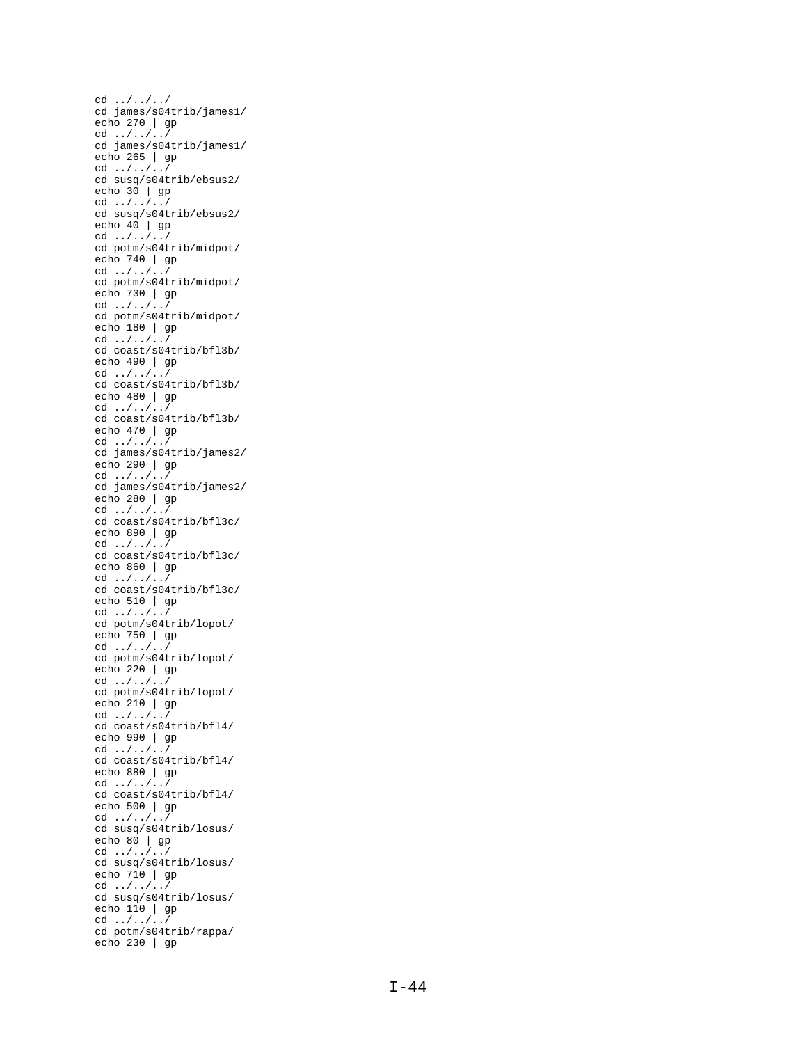```
cd ../../../
cd james/s04trib/james1/
echo 270 | gp
cd ../../../
cd james/s04trib/james1/
echo 265 | gp
cd ../../../
cd susq/s04trib/ebsus2/
echo 30 | gp
cd ../../../
cd susq/s04trib/ebsus2/
echo 40 | gp
cd ../../../
cd potm/s04trib/midpot/
echo 740 | gp
cd ../../../
cd potm/s04trib/midpot/
echo 730 | gp
cd ../../../
cd potm/s04trib/midpot/
echo 180 | gp
cd ../../../
cd coast/s04trib/bfl3b/
echo 490 | gp
cd ../../../
cd coast/s04trib/bfl3b/
echo 480 | gp
cd ../../../
cd coast/s04trib/bfl3b/
echo 470 | gp
cd ../../../
cd james/s04trib/james2/
echo 290 | gp
cd ../../../
cd james/s04trib/james2/
echo 280 | gp
cd ../../../
cd coast/s04trib/bfl3c/
echo 890 | gp
cd ../../../
cd coast/s04trib/bfl3c/
echo 860 | gp
cd ../../../
cd coast/s04trib/bfl3c/
echo 510 | gp
cd ../../../
cd potm/s04trib/lopot/
echo 750 | gp
cd ../../../
cd potm/s04trib/lopot/
echo 220 | gp
cd ../../../
cd potm/s04trib/lopot/
echo 210 | gp
cd ../../../
cd coast/s04trib/bfl4/
echo 990 | gp
cd ../../../
cd coast/s04trib/bfl4/
echo 880 | gp
cd ../../../
cd coast/s04trib/bfl4/
echo 500 | gp
cd ../../../
cd susq/s04trib/losus/
echo 80 | gp
cd ../../../
cd susq/s04trib/losus/
echo 710 | gp
cd ../../../
cd susq/s04trib/losus/
echo 110 | gp
cd ../../../
cd potm/s04trib/rappa/
echo 230 | gp
```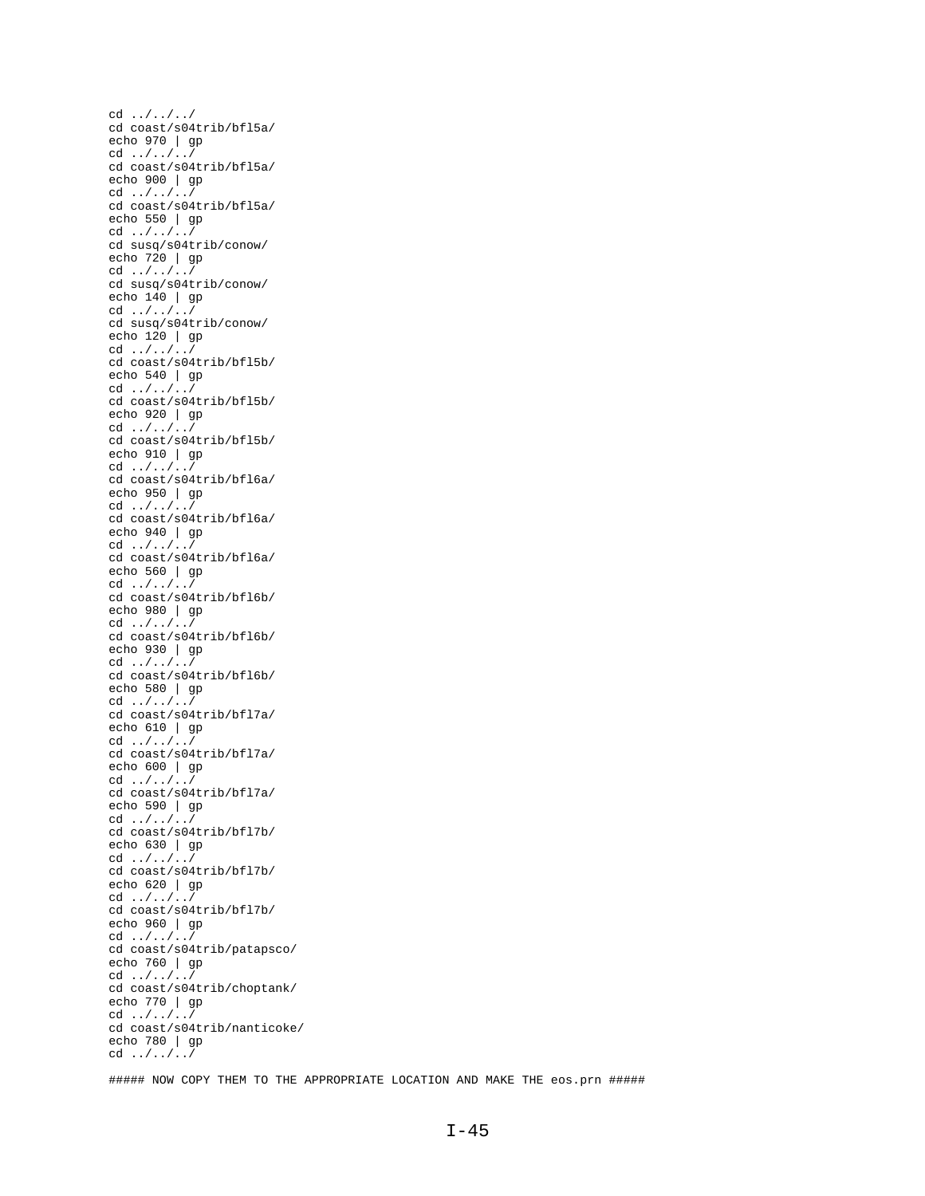```
cd ../../../
cd coast/s04trib/bfl5a/
echo 970 | gp
cd ../../../
cd coast/s04trib/bfl5a/
echo 900 | gp
cd ../../../
cd coast/s04trib/bfl5a/
echo 550 | gp
cd ../../../
cd susq/s04trib/conow/
echo 720 | gp
cd ../../../
cd susq/s04trib/conow/
echo 140 | gp
cd ../../../
cd susq/s04trib/conow/
echo 120 | gp
cd ../../../
cd coast/s04trib/bfl5b/
echo 540 | gp
cd ../../../
cd coast/s04trib/bfl5b/
echo 920 | gp
cd ../../../
cd coast/s04trib/bfl5b/
echo 910 | gp
cd ../../../
cd coast/s04trib/bfl6a/
echo 950 | gp
cd ../../../
cd coast/s04trib/bfl6a/
echo 940 | gp
cd ../../../
cd coast/s04trib/bfl6a/
echo 560 | gp
cd ../../../
cd coast/s04trib/bfl6b/
echo 980 | gp
cd ../../../
cd coast/s04trib/bfl6b/
echo 930 | gp
cd ../../../
cd coast/s04trib/bfl6b/
echo 580 | gp
cd ../../../
cd coast/s04trib/bfl7a/
echo 610 | gp
cd ../../../
cd coast/s04trib/bfl7a/
echo 600 | gp
cd ../../../
cd coast/s04trib/bfl7a/
echo 590 | gp
cd ../../../
cd coast/s04trib/bfl7b/
echo 630 | gp
cd ../../../
cd coast/s04trib/bfl7b/
echo 620 | gp
cd ../../../
cd coast/s04trib/bfl7b/
echo 960 | gp
cd ../../../
cd coast/s04trib/patapsco/
echo 760 | gp
cd ../../../
cd coast/s04trib/choptank/
echo 770 | gp
cd ../../../
cd coast/s04trib/nanticoke/
echo 780 | gp
cd ../../../

##### NOW COPY THEM TO THE APPROPRIATE LOCATION AND MAKE THE eos.prn #####
```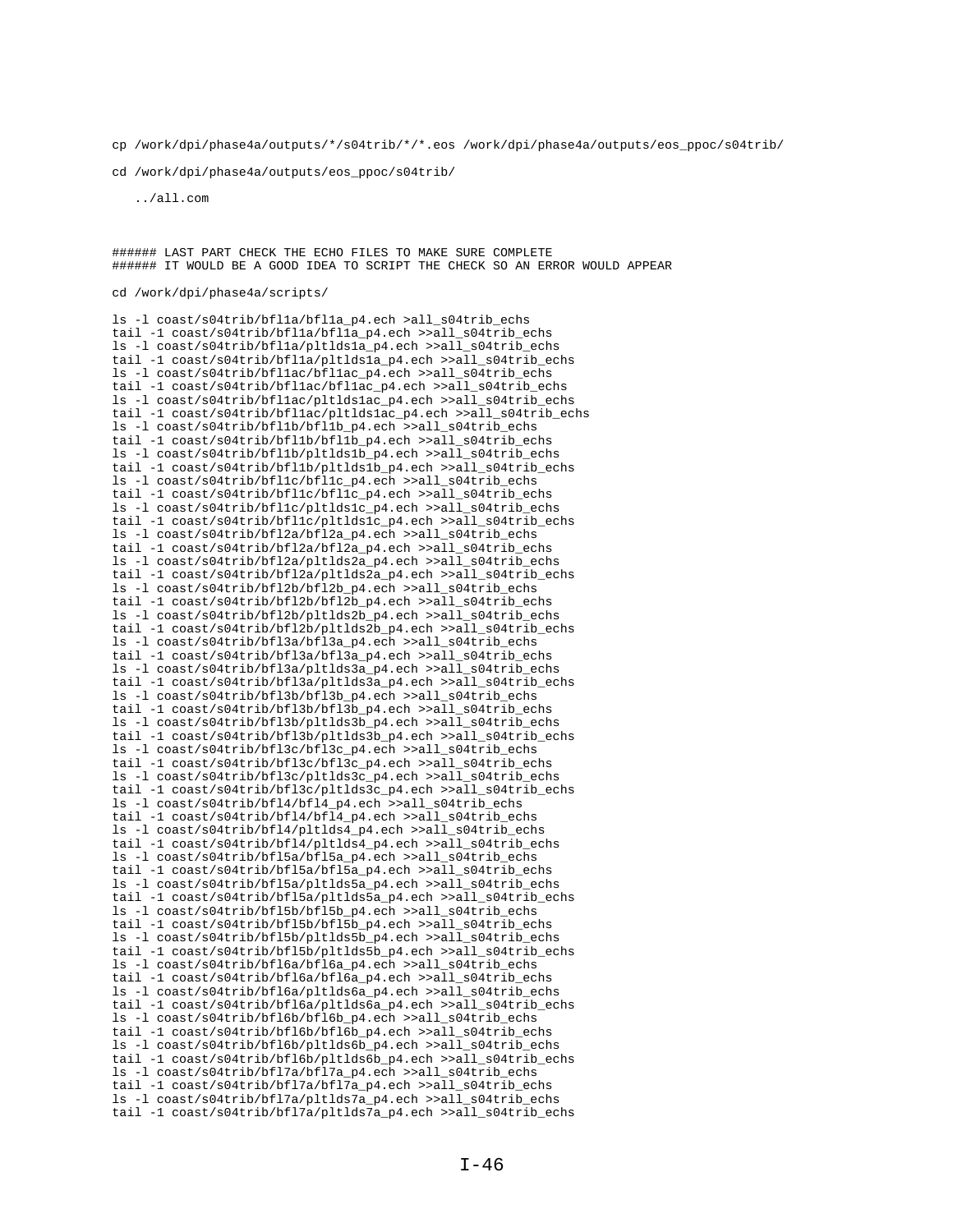```
cp /work/dpi/phase4a/outputs/*/s04trib/*/*.eos /work/dpi/phase4a/outputs/eos_ppoc/s04trib/

cd /work/dpi/phase4a/outputs/eos_ppoc/s04trib/

   ../all.com



###### LAST PART CHECK THE ECHO FILES TO MAKE SURE COMPLETE
###### IT WOULD BE A GOOD IDEA TO SCRIPT THE CHECK SO AN ERROR WOULD APPEAR

cd /work/dpi/phase4a/scripts/

ls -l coast/s04trib/bfl1a/bfl1a_p4.ech >all_s04trib_echs
tail -1 coast/s04trib/bfl1a/bfl1a_p4.ech >>all_s04trib_echs
ls -l coast/s04trib/bfl1a/pltlds1a_p4.ech >>all_s04trib_echs
tail -1 coast/s04trib/bfl1a/pltlds1a_p4.ech >>all_s04trib_echs
ls -l coast/s04trib/bfl1ac/bfl1ac_p4.ech >>all_s04trib_echs
tail -1 coast/s04trib/bfl1ac/bfl1ac_p4.ech >>all_s04trib_echs
ls -l coast/s04trib/bfl1ac/pltlds1ac_p4.ech >>all_s04trib_echs
tail -1 coast/s04trib/bfl1ac/pltlds1ac_p4.ech >>all_s04trib_echs
ls -l coast/s04trib/bfl1b/bfl1b_p4.ech >>all_s04trib_echs
tail -1 coast/s04trib/bfl1b/bfl1b_p4.ech >>all_s04trib_echs
ls -l coast/s04trib/bfl1b/pltlds1b_p4.ech >>all_s04trib_echs
tail -1 coast/s04trib/bfl1b/pltlds1b_p4.ech >>all_s04trib_echs
ls -l coast/s04trib/bfl1c/bfl1c_p4.ech >>all_s04trib_echs
tail -1 coast/s04trib/bfl1c/bfl1c_p4.ech >>all_s04trib_echs
ls -l coast/s04trib/bfl1c/pltlds1c_p4.ech >>all_s04trib_echs
tail -1 coast/s04trib/bfl1c/pltlds1c_p4.ech >>all_s04trib_echs
ls -l coast/s04trib/bfl2a/bfl2a_p4.ech >>all_s04trib_echs
tail -1 coast/s04trib/bfl2a/bfl2a_p4.ech >>all_s04trib_echs
ls -l coast/s04trib/bfl2a/pltlds2a_p4.ech >>all_s04trib_echs
tail -1 coast/s04trib/bfl2a/pltlds2a_p4.ech >>all_s04trib_echs
ls -l coast/s04trib/bfl2b/bfl2b_p4.ech >>all_s04trib_echs
tail -1 coast/s04trib/bfl2b/bfl2b_p4.ech >>all_s04trib_echs
ls -l coast/s04trib/bfl2b/pltlds2b_p4.ech >>all_s04trib_echs
tail -1 coast/s04trib/bfl2b/pltlds2b_p4.ech >>all_s04trib_echs
ls -l coast/s04trib/bfl3a/bfl3a_p4.ech >>all_s04trib_echs
tail -1 coast/s04trib/bfl3a/bfl3a_p4.ech >>all_s04trib_echs
ls -l coast/s04trib/bfl3a/pltlds3a_p4.ech >>all_s04trib_echs
tail -1 coast/s04trib/bfl3a/pltlds3a_p4.ech >>all_s04trib_echs
ls -l coast/s04trib/bfl3b/bfl3b_p4.ech >>all_s04trib_echs
tail -1 coast/s04trib/bfl3b/bfl3b_p4.ech >>all_s04trib_echs
ls -l coast/s04trib/bfl3b/pltlds3b_p4.ech >>all_s04trib_echs
tail -1 coast/s04trib/bfl3b/pltlds3b_p4.ech >>all_s04trib_echs
ls -l coast/s04trib/bfl3c/bfl3c_p4.ech >>all_s04trib_echs
tail -1 coast/s04trib/bfl3c/bfl3c_p4.ech >>all_s04trib_echs
ls -l coast/s04trib/bfl3c/pltlds3c_p4.ech >>all_s04trib_echs
tail -1 coast/s04trib/bfl3c/pltlds3c_p4.ech >>all_s04trib_echs
ls -l coast/s04trib/bfl4/bfl4_p4.ech >>all_s04trib_echs
tail -1 coast/s04trib/bfl4/bfl4_p4.ech >>all_s04trib_echs
ls -l coast/s04trib/bfl4/pltlds4_p4.ech >>all_s04trib_echs
tail -1 coast/s04trib/bfl4/pltlds4_p4.ech >>all_s04trib_echs
ls -l coast/s04trib/bfl5a/bfl5a_p4.ech >>all_s04trib_echs
tail -1 coast/s04trib/bfl5a/bfl5a_p4.ech >>all_s04trib_echs
ls -l coast/s04trib/bfl5a/pltlds5a_p4.ech >>all_s04trib_echs
tail -1 coast/s04trib/bfl5a/pltlds5a_p4.ech >>all_s04trib_echs
ls -l coast/s04trib/bfl5b/bfl5b_p4.ech >>all_s04trib_echs
tail -1 coast/s04trib/bfl5b/bfl5b_p4.ech >>all_s04trib_echs
ls -l coast/s04trib/bfl5b/pltlds5b_p4.ech >>all_s04trib_echs
tail -1 coast/s04trib/bfl5b/pltlds5b_p4.ech >>all_s04trib_echs
ls -l coast/s04trib/bfl6a/bfl6a_p4.ech >>all_s04trib_echs
tail -1 coast/s04trib/bfl6a/bfl6a_p4.ech >>all_s04trib_echs
ls -l coast/s04trib/bfl6a/pltlds6a_p4.ech >>all_s04trib_echs
tail -1 coast/s04trib/bfl6a/pltlds6a_p4.ech >>all_s04trib_echs
ls -l coast/s04trib/bfl6b/bfl6b_p4.ech >>all_s04trib_echs
tail -1 coast/s04trib/bfl6b/bfl6b_p4.ech >>all_s04trib_echs
ls -l coast/s04trib/bfl6b/pltlds6b_p4.ech >>all_s04trib_echs
tail -1 coast/s04trib/bfl6b/pltlds6b_p4.ech >>all_s04trib_echs
ls -l coast/s04trib/bfl7a/bfl7a_p4.ech >>all_s04trib_echs
tail -1 coast/s04trib/bfl7a/bfl7a_p4.ech >>all_s04trib_echs
ls -l coast/s04trib/bfl7a/pltlds7a_p4.ech >>all_s04trib_echs
tail -1 coast/s04trib/bfl7a/pltlds7a_p4.ech >>all_s04trib_echs
```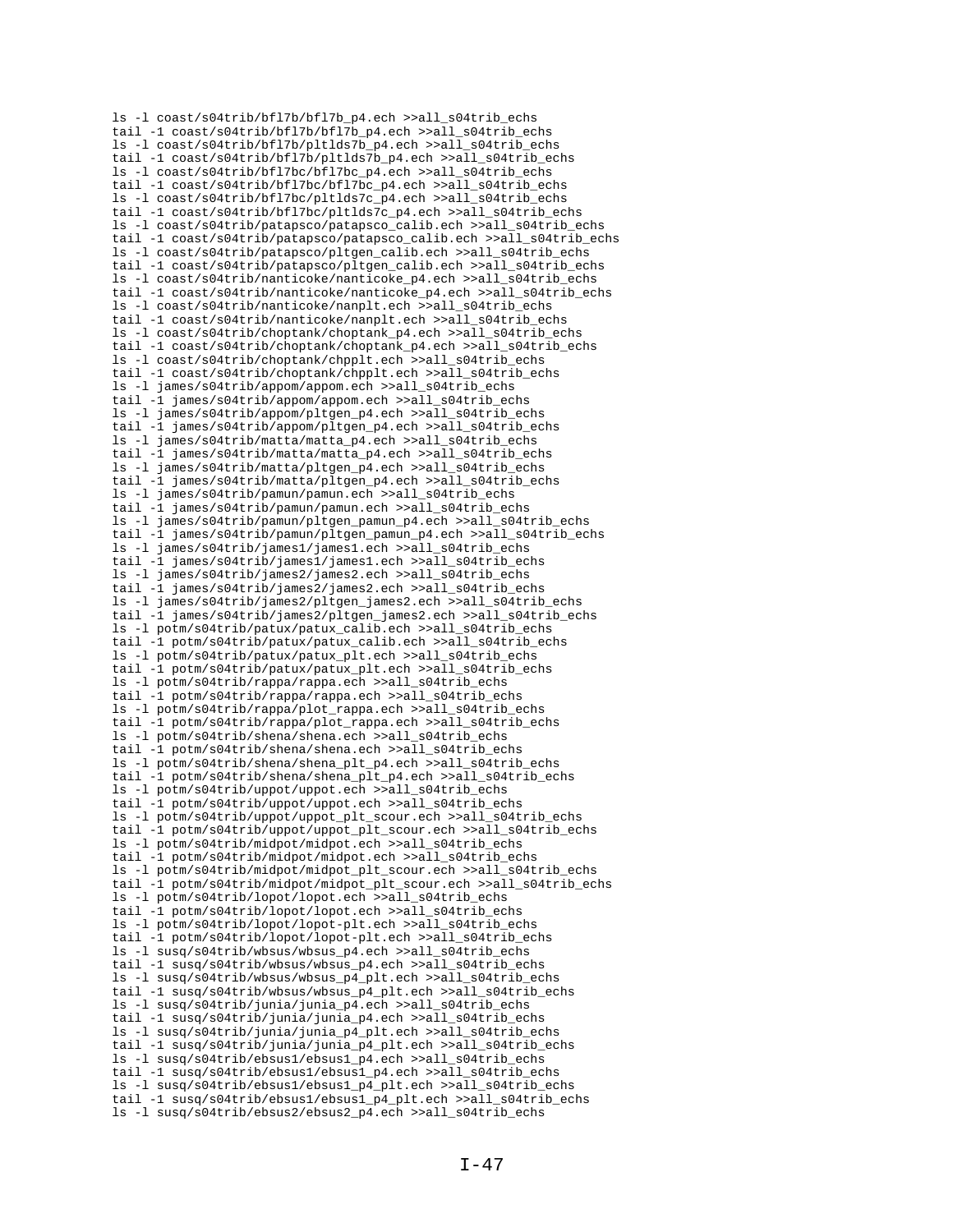```
ls -l coast/s04trib/bfl7b/bfl7b_p4.ech >>all_s04trib_echs
tail -1 coast/s04trib/bfl7b/bfl7b_p4.ech >>all_s04trib_echs
ls -l coast/s04trib/bfl7b/pltlds7b_p4.ech >>all_s04trib_echs
tail -1 coast/s04trib/bfl7b/pltlds7b_p4.ech >>all_s04trib_echs
ls -l coast/s04trib/bfl7bc/bfl7bc_p4.ech >>all_s04trib_echs
tail -1 coast/s04trib/bfl7bc/bfl7bc_p4.ech >>all_s04trib_echs
ls -l coast/s04trib/bfl7bc/pltlds7c_p4.ech >>all_s04trib_echs
tail -1 coast/s04trib/bfl7bc/pltlds7c_p4.ech >>all_s04trib_echs
ls -l coast/s04trib/patapsco/patapsco_calib.ech >>all_s04trib_echs
tail -1 coast/s04trib/patapsco/patapsco_calib.ech >>all_s04trib_echs
ls -l coast/s04trib/patapsco/pltgen_calib.ech >>all_s04trib_echs
tail -1 coast/s04trib/patapsco/pltgen_calib.ech >>all_s04trib_echs
ls -l coast/s04trib/nanticoke/nanticoke_p4.ech >>all_s04trib_echs
tail -1 coast/s04trib/nanticoke/nanticoke_p4.ech >>all_s04trib_echs
ls -l coast/s04trib/nanticoke/nanplt.ech >>all_s04trib_echs
tail -1 coast/s04trib/nanticoke/nanplt.ech >>all_s04trib_echs
ls -l coast/s04trib/choptank/choptank_p4.ech >>all_s04trib_echs
tail -1 coast/s04trib/choptank/choptank_p4.ech >>all_s04trib_echs
ls -l coast/s04trib/choptank/chpplt.ech >>all_s04trib_echs
tail -1 coast/s04trib/choptank/chpplt.ech >>all_s04trib_echs
ls -l james/s04trib/appom/appom.ech >>all_s04trib_echs
tail -1 james/s04trib/appom/appom.ech >>all_s04trib_echs
ls -l james/s04trib/appom/pltgen_p4.ech >>all_s04trib_echs
tail -1 james/s04trib/appom/pltgen_p4.ech >>all_s04trib_echs
ls -l james/s04trib/matta/matta_p4.ech >>all_s04trib_echs
tail -1 james/s04trib/matta/matta_p4.ech >>all_s04trib_echs
ls -l james/s04trib/matta/pltgen_p4.ech >>all_s04trib_echs
tail -1 james/s04trib/matta/pltgen_p4.ech >>all_s04trib_echs
ls -l james/s04trib/pamun/pamun.ech >>all_s04trib_echs
tail -1 james/s04trib/pamun/pamun.ech >>all_s04trib_echs
ls -l james/s04trib/pamun/pltgen_pamun_p4.ech >>all_s04trib_echs
tail -1 james/s04trib/pamun/pltgen_pamun_p4.ech >>all_s04trib_echs
ls -l james/s04trib/james1/james1.ech >>all_s04trib_echs
tail -1 james/s04trib/james1/james1.ech >>all_s04trib_echs
ls -l james/s04trib/james2/james2.ech >>all_s04trib_echs
tail -1 james/s04trib/james2/james2.ech >>all_s04trib_echs
ls -l james/s04trib/james2/pltgen_james2.ech >>all_s04trib_echs
tail -1 james/s04trib/james2/pltgen_james2.ech >>all_s04trib_echs
ls -l potm/s04trib/patux/patux_calib.ech >>all_s04trib_echs
tail -1 potm/s04trib/patux/patux_calib.ech >>all_s04trib_echs
ls -l potm/s04trib/patux/patux_plt.ech >>all_s04trib_echs
tail -1 potm/s04trib/patux/patux_plt.ech >>all_s04trib_echs
ls -l potm/s04trib/rappa/rappa.ech >>all_s04trib_echs
tail -1 potm/s04trib/rappa/rappa.ech >>all_s04trib_echs
ls -l potm/s04trib/rappa/plot_rappa.ech >>all_s04trib_echs
tail -1 potm/s04trib/rappa/plot_rappa.ech >>all_s04trib_echs
ls -l potm/s04trib/shena/shena.ech >>all_s04trib_echs
tail -1 potm/s04trib/shena/shena.ech >>all_s04trib_echs
ls -l potm/s04trib/shena/shena_plt_p4.ech >>all_s04trib_echs
tail -1 potm/s04trib/shena/shena_plt_p4.ech >>all_s04trib_echs
ls -l potm/s04trib/uppot/uppot.ech >>all_s04trib_echs
tail -1 potm/s04trib/uppot/uppot.ech >>all_s04trib_echs
ls -l potm/s04trib/uppot/uppot_plt_scour.ech >>all_s04trib_echs
tail -1 potm/s04trib/uppot/uppot_plt_scour.ech >>all_s04trib_echs
ls -l potm/s04trib/midpot/midpot.ech >>all_s04trib_echs
tail -1 potm/s04trib/midpot/midpot.ech >>all_s04trib_echs
ls -l potm/s04trib/midpot/midpot_plt_scour.ech >>all_s04trib_echs
tail -1 potm/s04trib/midpot/midpot_plt_scour.ech >>all_s04trib_echs
ls -l potm/s04trib/lopot/lopot.ech >>all_s04trib_echs
tail -1 potm/s04trib/lopot/lopot.ech >>all_s04trib_echs
ls -l potm/s04trib/lopot/lopot-plt.ech >>all_s04trib_echs
tail -1 potm/s04trib/lopot/lopot-plt.ech >>all_s04trib_echs
ls -l susq/s04trib/wbsus/wbsus_p4.ech >>all_s04trib_echs
tail -1 susq/s04trib/wbsus/wbsus_p4.ech >>all_s04trib_echs
ls -l susq/s04trib/wbsus/wbsus_p4_plt.ech >>all_s04trib_echs
tail -1 susq/s04trib/wbsus/wbsus_p4_plt.ech >>all_s04trib_echs
ls -l susq/s04trib/junia/junia_p4.ech >>all_s04trib_echs
tail -1 susq/s04trib/junia/junia_p4.ech >>all_s04trib_echs
ls -l susq/s04trib/junia/junia_p4_plt.ech >>all_s04trib_echs
tail -1 susq/s04trib/junia/junia_p4_plt.ech >>all_s04trib_echs
ls -l susq/s04trib/ebsus1/ebsus1_p4.ech >>all_s04trib_echs
tail -1 susq/s04trib/ebsus1/ebsus1_p4.ech >>all_s04trib_echs
ls -l susq/s04trib/ebsus1/ebsus1_p4_plt.ech >>all_s04trib_echs
tail -1 susq/s04trib/ebsus1/ebsus1_p4_plt.ech >>all_s04trib_echs
ls -l susq/s04trib/ebsus2/ebsus2_p4.ech >>all_s04trib_echs
```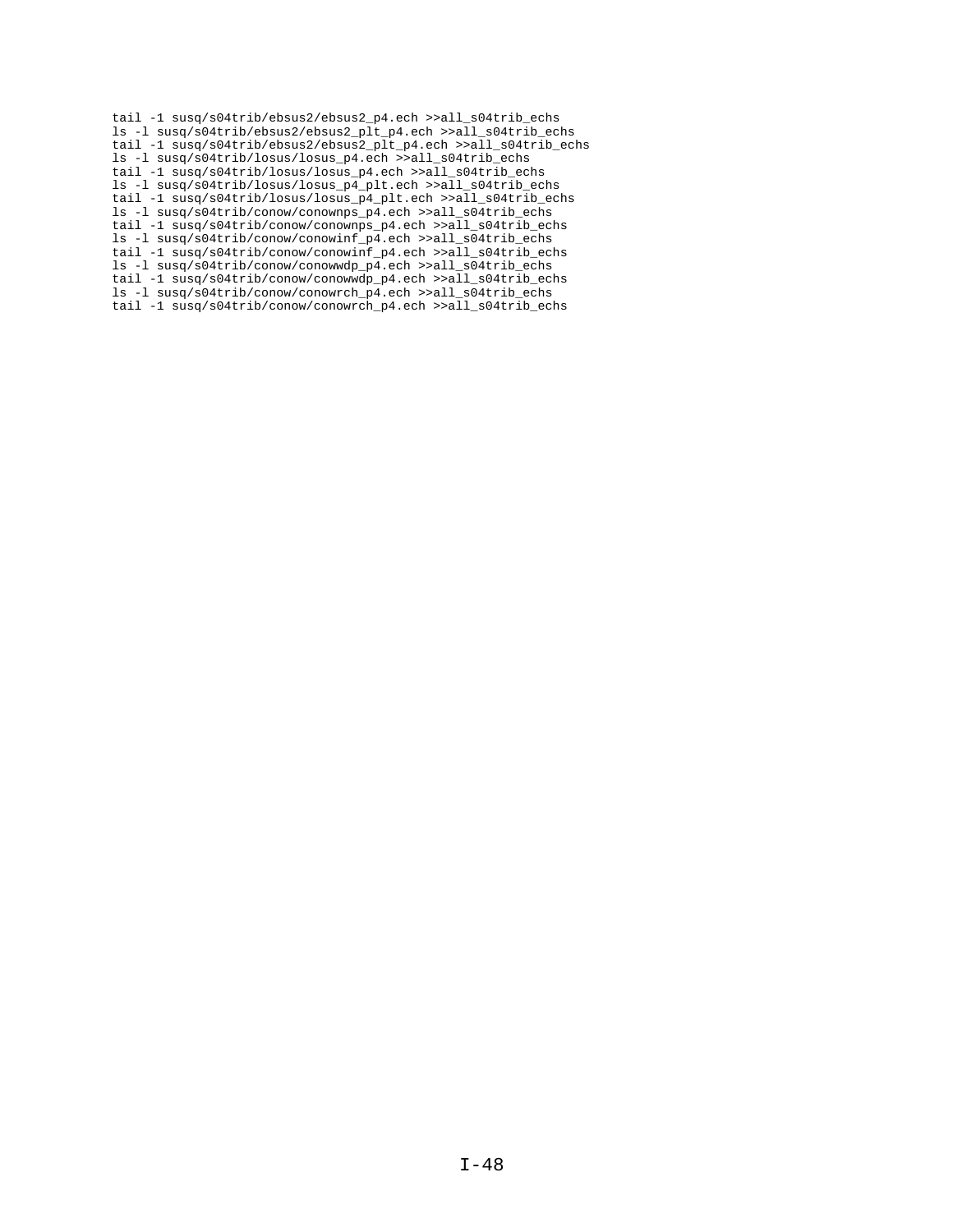```
tail -1 susq/s04trib/ebsus2/ebsus2_p4.ech >>all_s04trib_echs
ls -l susq/s04trib/ebsus2/ebsus2_plt_p4.ech >>all_s04trib_echs
tail -1 susq/s04trib/ebsus2/ebsus2_plt_p4.ech >>all_s04trib_echs
ls -l susq/s04trib/losus/losus_p4.ech >>all_s04trib_echs
tail -1 susq/s04trib/losus/losus_p4.ech >>all_s04trib_echs
ls -l susq/s04trib/losus/losus_p4_plt.ech >>all_s04trib_echs
tail -1 susq/s04trib/losus/losus_p4_plt.ech >>all_s04trib_echs
ls -l susq/s04trib/conow/conownps_p4.ech >>all_s04trib_echs
tail -1 susq/s04trib/conow/conownps_p4.ech >>all_s04trib_echs
ls -l susq/s04trib/conow/conowinf_p4.ech >>all_s04trib_echs
tail -1 susq/s04trib/conow/conowinf_p4.ech >>all_s04trib_echs
ls -l susq/s04trib/conow/conowwdp_p4.ech >>all_s04trib_echs
tail -1 susq/s04trib/conow/conowwdp_p4.ech >>all_s04trib_echs
ls -l susq/s04trib/conow/conowrch_p4.ech >>all_s04trib_echs
tail -1 susq/s04trib/conow/conowrch_p4.ech >>all_s04trib_echs
```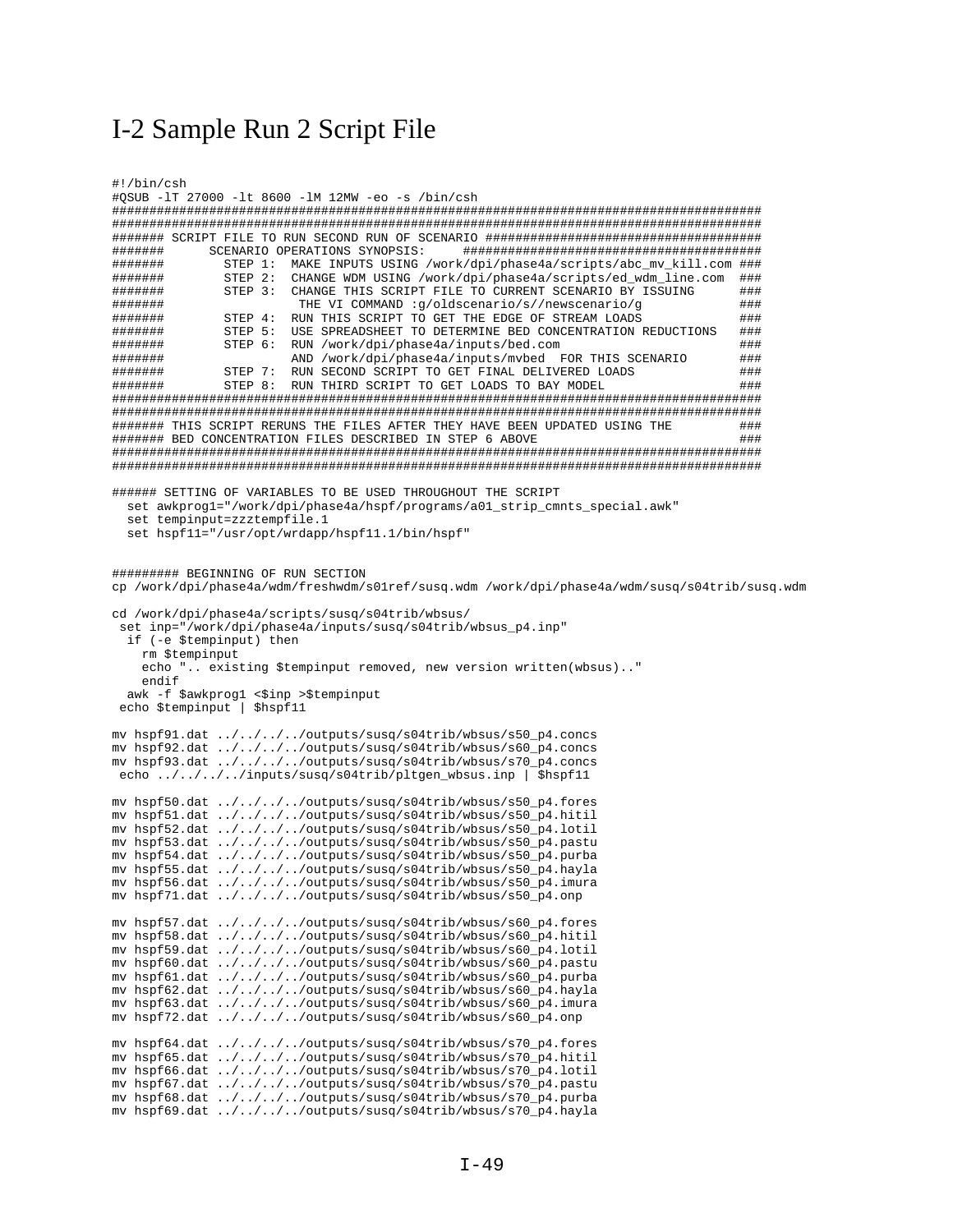# I-2 Sample Run 2 Script File

```
#!/bin/csh
#QSUB -lT 27000 -lt 8600 -lM 12MW -eo -s /bin/csh
#######################################################################################
#######################################################################################
####### SCRIPT FILE TO RUN SECOND RUN OF SCENARIO ######################################
#######      SCENARIO OPERATIONS SYNOPSIS:     ########################################
#######        STEP 1:  MAKE INPUTS USING /work/dpi/phase4a/scripts/abc_mv_kill.com ###
#######        STEP 2:  CHANGE WDM USING /work/dpi/phase4a/scripts/ed_wdm_line.com  ###
#######        STEP 3:  CHANGE THIS SCRIPT FILE TO CURRENT SCENARIO BY ISSUING      ###
#######                  THE VI COMMAND :g/oldscenario/s//newscenario/g             ###
#######        STEP 4:  RUN THIS SCRIPT TO GET THE EDGE OF STREAM LOADS             ###
#######        STEP 5:  USE SPREADSHEET TO DETERMINE BED CONCENTRATION REDUCTIONS   ###
#######        STEP 6:  RUN /work/dpi/phase4a/inputs/bed.com                        ###
#######                 AND /work/dpi/phase4a/inputs/mvbed  FOR THIS SCENARIO       ###
#######        STEP 7:  RUN SECOND SCRIPT TO GET FINAL DELIVERED LOADS              ###
#######        STEP 8:  RUN THIRD SCRIPT TO GET LOADS TO BAY MODEL                  ###
#######################################################################################
#######################################################################################
####### THIS SCRIPT RERUNS THE FILES AFTER THEY HAVE BEEN UPDATED USING THE         ###
####### BED CONCENTRATION FILES DESCRIBED IN STEP 6 ABOVE                           ###
#######################################################################################
#######################################################################################

###### SETTING OF VARIABLES TO BE USED THROUGHOUT THE SCRIPT
  set awkprog1="/work/dpi/phase4a/hspf/programs/a01_strip_cmnts_special.awk"
  set tempinput=zzztempfile.1
  set hspf11="/usr/opt/wrdapp/hspf11.1/bin/hspf"


######### BEGINNING OF RUN SECTION
cp /work/dpi/phase4a/wdm/freshwdm/s01ref/susq.wdm /work/dpi/phase4a/wdm/susq/s04trib/susq.wdm

cd /work/dpi/phase4a/scripts/susq/s04trib/wbsus/
 set inp="/work/dpi/phase4a/inputs/susq/s04trib/wbsus_p4.inp"
  if (-e $tempinput) then
    rm $tempinput
    echo ".. existing $tempinput removed, new version written(wbsus).."
    endif
  awk -f $awkprog1 <$inp >$tempinput
 echo $tempinput | $hspf11

mv hspf91.dat ../../../../outputs/susq/s04trib/wbsus/s50_p4.concs
mv hspf92.dat ../../../../outputs/susq/s04trib/wbsus/s60_p4.concs
mv hspf93.dat ../../../../outputs/susq/s04trib/wbsus/s70_p4.concs
 echo ../../../../inputs/susq/s04trib/pltgen_wbsus.inp | $hspf11

mv hspf50.dat ../../../../outputs/susq/s04trib/wbsus/s50_p4.fores
mv hspf51.dat ../../../../outputs/susq/s04trib/wbsus/s50_p4.hitil
mv hspf52.dat ../../../../outputs/susq/s04trib/wbsus/s50_p4.lotil
mv hspf53.dat ../../../../outputs/susq/s04trib/wbsus/s50_p4.pastu
mv hspf54.dat ../../../../outputs/susq/s04trib/wbsus/s50_p4.purba
mv hspf55.dat ../../../../outputs/susq/s04trib/wbsus/s50_p4.hayla
mv hspf56.dat ../../../../outputs/susq/s04trib/wbsus/s50_p4.imura
mv hspf71.dat ../../../../outputs/susq/s04trib/wbsus/s50_p4.onp

mv hspf57.dat ../../../../outputs/susq/s04trib/wbsus/s60_p4.fores
mv hspf58.dat ../../../../outputs/susq/s04trib/wbsus/s60_p4.hitil
mv hspf59.dat ../../../../outputs/susq/s04trib/wbsus/s60_p4.lotil
mv hspf60.dat ../../../../outputs/susq/s04trib/wbsus/s60_p4.pastu
mv hspf61.dat ../../../../outputs/susq/s04trib/wbsus/s60_p4.purba
mv hspf62.dat ../../../../outputs/susq/s04trib/wbsus/s60_p4.hayla
mv hspf63.dat ../../../../outputs/susq/s04trib/wbsus/s60_p4.imura
mv hspf72.dat ../../../../outputs/susq/s04trib/wbsus/s60_p4.onp

mv hspf64.dat ../../../../outputs/susq/s04trib/wbsus/s70_p4.fores
mv hspf65.dat ../../../../outputs/susq/s04trib/wbsus/s70_p4.hitil
mv hspf66.dat ../../../../outputs/susq/s04trib/wbsus/s70_p4.lotil
mv hspf67.dat ../../../../outputs/susq/s04trib/wbsus/s70_p4.pastu
mv hspf68.dat ../../../../outputs/susq/s04trib/wbsus/s70_p4.purba
mv hspf69.dat ../../../../outputs/susq/s04trib/wbsus/s70_p4.hayla
```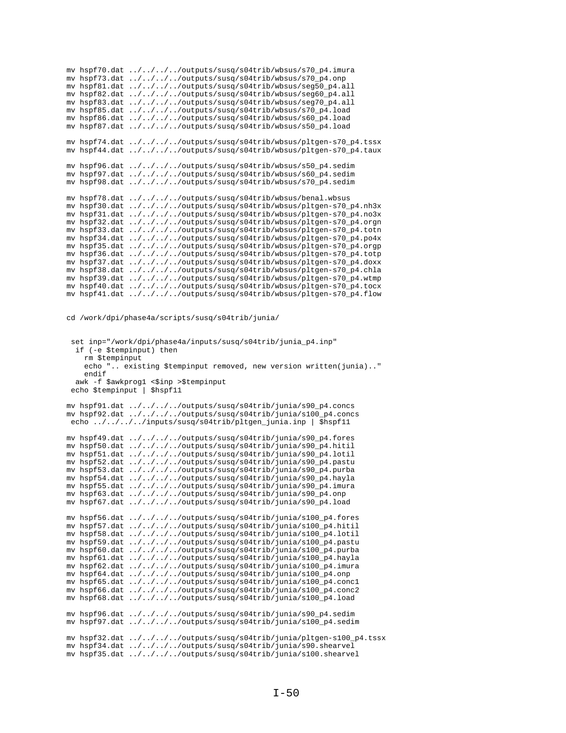```
mv hspf70.dat ../../../../outputs/susq/s04trib/wbsus/s70_p4.imura
mv hspf73.dat ../../../../outputs/susq/s04trib/wbsus/s70_p4.onp
mv hspf81.dat ../../../../outputs/susq/s04trib/wbsus/seg50_p4.all
mv hspf82.dat ../../../../outputs/susq/s04trib/wbsus/seg60_p4.all
mv hspf83.dat ../../../../outputs/susq/s04trib/wbsus/seg70_p4.all
mv hspf85.dat ../../../../outputs/susq/s04trib/wbsus/s70_p4.load
mv hspf86.dat ../../../../outputs/susq/s04trib/wbsus/s60_p4.load
mv hspf87.dat ../../../../outputs/susq/s04trib/wbsus/s50_p4.load

mv hspf74.dat ../../../../outputs/susq/s04trib/wbsus/pltgen-s70_p4.tssx
mv hspf44.dat ../../../../outputs/susq/s04trib/wbsus/pltgen-s70_p4.taux

mv hspf96.dat ../../../../outputs/susq/s04trib/wbsus/s50_p4.sedim
mv hspf97.dat ../../../../outputs/susq/s04trib/wbsus/s60_p4.sedim
mv hspf98.dat ../../../../outputs/susq/s04trib/wbsus/s70_p4.sedim

mv hspf78.dat ../../../../outputs/susq/s04trib/wbsus/benal.wbsus
mv hspf30.dat ../../../../outputs/susq/s04trib/wbsus/pltgen-s70_p4.nh3x
mv hspf31.dat ../../../../outputs/susq/s04trib/wbsus/pltgen-s70_p4.no3x
mv hspf32.dat ../../../../outputs/susq/s04trib/wbsus/pltgen-s70_p4.orgn
mv hspf33.dat ../../../../outputs/susq/s04trib/wbsus/pltgen-s70_p4.totn
mv hspf34.dat ../../../../outputs/susq/s04trib/wbsus/pltgen-s70_p4.po4x
mv hspf35.dat ../../../../outputs/susq/s04trib/wbsus/pltgen-s70_p4.orgp
mv hspf36.dat ../../../../outputs/susq/s04trib/wbsus/pltgen-s70_p4.totp
mv hspf37.dat ../../../../outputs/susq/s04trib/wbsus/pltgen-s70_p4.doxx
mv hspf38.dat ../../../../outputs/susq/s04trib/wbsus/pltgen-s70_p4.chla
mv hspf39.dat ../../../../outputs/susq/s04trib/wbsus/pltgen-s70_p4.wtmp
mv hspf40.dat ../../../../outputs/susq/s04trib/wbsus/pltgen-s70_p4.tocx
mv hspf41.dat ../../../../outputs/susq/s04trib/wbsus/pltgen-s70_p4.flow


cd /work/dpi/phase4a/scripts/susq/s04trib/junia/


 set inp="/work/dpi/phase4a/inputs/susq/s04trib/junia_p4.inp"
  if (-e $tempinput) then
    rm $tempinput
    echo ".. existing $tempinput removed, new version written(junia).."
    endif
  awk -f $awkprog1 <$inp >$tempinput
 echo $tempinput | $hspf11

mv hspf91.dat ../../../../outputs/susq/s04trib/junia/s90_p4.concs
mv hspf92.dat ../../../../outputs/susq/s04trib/junia/s100_p4.concs
 echo ../../../../inputs/susq/s04trib/pltgen_junia.inp | $hspf11

mv hspf49.dat ../../../../outputs/susq/s04trib/junia/s90_p4.fores
mv hspf50.dat ../../../../outputs/susq/s04trib/junia/s90_p4.hitil
mv hspf51.dat ../../../../outputs/susq/s04trib/junia/s90_p4.lotil
mv hspf52.dat ../../../../outputs/susq/s04trib/junia/s90_p4.pastu
mv hspf53.dat ../../../../outputs/susq/s04trib/junia/s90_p4.purba
mv hspf54.dat ../../../../outputs/susq/s04trib/junia/s90_p4.hayla
mv hspf55.dat ../../../../outputs/susq/s04trib/junia/s90_p4.imura
mv hspf63.dat ../../../../outputs/susq/s04trib/junia/s90_p4.onp
mv hspf67.dat ../../../../outputs/susq/s04trib/junia/s90_p4.load

mv hspf56.dat ../../../../outputs/susq/s04trib/junia/s100_p4.fores
mv hspf57.dat ../../../../outputs/susq/s04trib/junia/s100_p4.hitil
mv hspf58.dat ../../../../outputs/susq/s04trib/junia/s100_p4.lotil
mv hspf59.dat ../../../../outputs/susq/s04trib/junia/s100_p4.pastu
mv hspf60.dat ../../../../outputs/susq/s04trib/junia/s100_p4.purba
mv hspf61.dat ../../../../outputs/susq/s04trib/junia/s100_p4.hayla
mv hspf62.dat ../../../../outputs/susq/s04trib/junia/s100_p4.imura
mv hspf64.dat ../../../../outputs/susq/s04trib/junia/s100_p4.onp
mv hspf65.dat ../../../../outputs/susq/s04trib/junia/s100_p4.conc1
mv hspf66.dat ../../../../outputs/susq/s04trib/junia/s100_p4.conc2
mv hspf68.dat ../../../../outputs/susq/s04trib/junia/s100_p4.load

mv hspf96.dat ../../../../outputs/susq/s04trib/junia/s90_p4.sedim
mv hspf97.dat ../../../../outputs/susq/s04trib/junia/s100_p4.sedim

mv hspf32.dat ../../../../outputs/susq/s04trib/junia/pltgen-s100_p4.tssx
mv hspf34.dat ../../../../outputs/susq/s04trib/junia/s90.shearvel
mv hspf35.dat ../../../../outputs/susq/s04trib/junia/s100.shearvel
```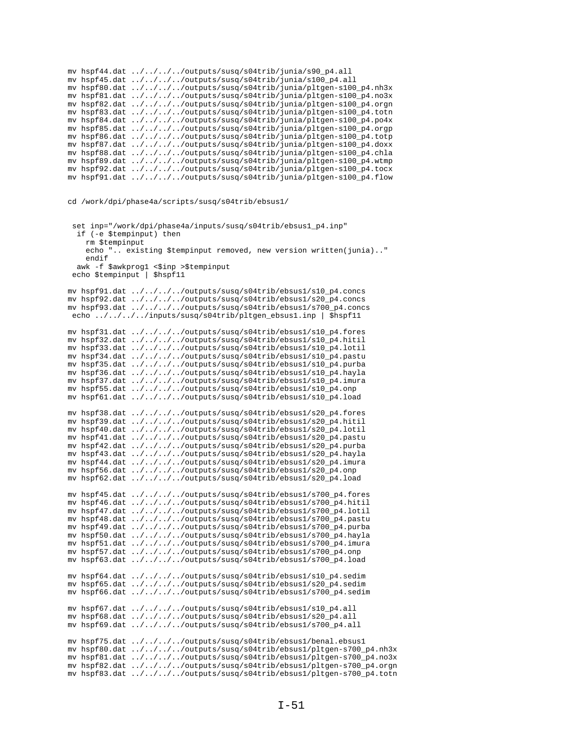```
mv hspf44.dat ../../../../outputs/susq/s04trib/junia/s90_p4.all
mv hspf45.dat ../../../../outputs/susq/s04trib/junia/s100_p4.all
mv hspf80.dat ../../../../outputs/susq/s04trib/junia/pltgen-s100_p4.nh3x
mv hspf81.dat ../../../../outputs/susq/s04trib/junia/pltgen-s100_p4.no3x
mv hspf82.dat ../../../../outputs/susq/s04trib/junia/pltgen-s100_p4.orgn
mv hspf83.dat ../../../../outputs/susq/s04trib/junia/pltgen-s100_p4.totn
mv hspf84.dat ../../../../outputs/susq/s04trib/junia/pltgen-s100_p4.po4x
mv hspf85.dat ../../../../outputs/susq/s04trib/junia/pltgen-s100_p4.orgp
mv hspf86.dat ../../../../outputs/susq/s04trib/junia/pltgen-s100_p4.totp
mv hspf87.dat ../../../../outputs/susq/s04trib/junia/pltgen-s100_p4.doxx
mv hspf88.dat ../../../../outputs/susq/s04trib/junia/pltgen-s100_p4.chla
mv hspf89.dat ../../../../outputs/susq/s04trib/junia/pltgen-s100_p4.wtmp
mv hspf92.dat ../../../../outputs/susq/s04trib/junia/pltgen-s100_p4.tocx
mv hspf91.dat ../../../../outputs/susq/s04trib/junia/pltgen-s100_p4.flow


cd /work/dpi/phase4a/scripts/susq/s04trib/ebsus1/


  set inp="/work/dpi/phase4a/inputs/susq/s04trib/ebsus1_p4.inp"
   if (-e $tempinput) then
     rm $tempinput
     echo ".. existing $tempinput removed, new version written(junia).."
     endif
   awk -f $awkprog1 <$inp >$tempinput
  echo $tempinput | $hspf11

mv hspf91.dat ../../../../outputs/susq/s04trib/ebsus1/s10_p4.concs
mv hspf92.dat ../../../../outputs/susq/s04trib/ebsus1/s20_p4.concs
mv hspf93.dat ../../../../outputs/susq/s04trib/ebsus1/s700_p4.concs
 echo ../../../../inputs/susq/s04trib/pltgen_ebsus1.inp | $hspf11

mv hspf31.dat ../../../../outputs/susq/s04trib/ebsus1/s10_p4.fores
mv hspf32.dat ../../../../outputs/susq/s04trib/ebsus1/s10_p4.hitil
mv hspf33.dat ../../../../outputs/susq/s04trib/ebsus1/s10_p4.lotil
mv hspf34.dat ../../../../outputs/susq/s04trib/ebsus1/s10_p4.pastu
mv hspf35.dat ../../../../outputs/susq/s04trib/ebsus1/s10_p4.purba
mv hspf36.dat ../../../../outputs/susq/s04trib/ebsus1/s10_p4.hayla
mv hspf37.dat ../../../../outputs/susq/s04trib/ebsus1/s10_p4.imura
mv hspf55.dat ../../../../outputs/susq/s04trib/ebsus1/s10_p4.onp
mv hspf61.dat ../../../../outputs/susq/s04trib/ebsus1/s10_p4.load

mv hspf38.dat ../../../../outputs/susq/s04trib/ebsus1/s20_p4.fores
mv hspf39.dat ../../../../outputs/susq/s04trib/ebsus1/s20_p4.hitil
mv hspf40.dat ../../../../outputs/susq/s04trib/ebsus1/s20_p4.lotil
mv hspf41.dat ../../../../outputs/susq/s04trib/ebsus1/s20_p4.pastu
mv hspf42.dat ../../../../outputs/susq/s04trib/ebsus1/s20_p4.purba
mv hspf43.dat ../../../../outputs/susq/s04trib/ebsus1/s20_p4.hayla
mv hspf44.dat ../../../../outputs/susq/s04trib/ebsus1/s20_p4.imura
mv hspf56.dat ../../../../outputs/susq/s04trib/ebsus1/s20_p4.onp
mv hspf62.dat ../../../../outputs/susq/s04trib/ebsus1/s20_p4.load

mv hspf45.dat ../../../../outputs/susq/s04trib/ebsus1/s700_p4.fores
mv hspf46.dat ../../../../outputs/susq/s04trib/ebsus1/s700_p4.hitil
mv hspf47.dat ../../../../outputs/susq/s04trib/ebsus1/s700_p4.lotil
mv hspf48.dat ../../../../outputs/susq/s04trib/ebsus1/s700_p4.pastu
mv hspf49.dat ../../../../outputs/susq/s04trib/ebsus1/s700_p4.purba
mv hspf50.dat ../../../../outputs/susq/s04trib/ebsus1/s700_p4.hayla
mv hspf51.dat ../../../../outputs/susq/s04trib/ebsus1/s700_p4.imura
mv hspf57.dat ../../../../outputs/susq/s04trib/ebsus1/s700_p4.onp
mv hspf63.dat ../../../../outputs/susq/s04trib/ebsus1/s700_p4.load

mv hspf64.dat ../../../../outputs/susq/s04trib/ebsus1/s10_p4.sedim
mv hspf65.dat ../../../../outputs/susq/s04trib/ebsus1/s20_p4.sedim
mv hspf66.dat ../../../../outputs/susq/s04trib/ebsus1/s700_p4.sedim

mv hspf67.dat ../../../../outputs/susq/s04trib/ebsus1/s10_p4.all
mv hspf68.dat ../../../../outputs/susq/s04trib/ebsus1/s20_p4.all
mv hspf69.dat ../../../../outputs/susq/s04trib/ebsus1/s700_p4.all

mv hspf75.dat ../../../../outputs/susq/s04trib/ebsus1/benal.ebsus1
mv hspf80.dat ../../../../outputs/susq/s04trib/ebsus1/pltgen-s700_p4.nh3x
mv hspf81.dat ../../../../outputs/susq/s04trib/ebsus1/pltgen-s700_p4.no3x
mv hspf82.dat ../../../../outputs/susq/s04trib/ebsus1/pltgen-s700_p4.orgn
mv hspf83.dat ../../../../outputs/susq/s04trib/ebsus1/pltgen-s700_p4.totn
```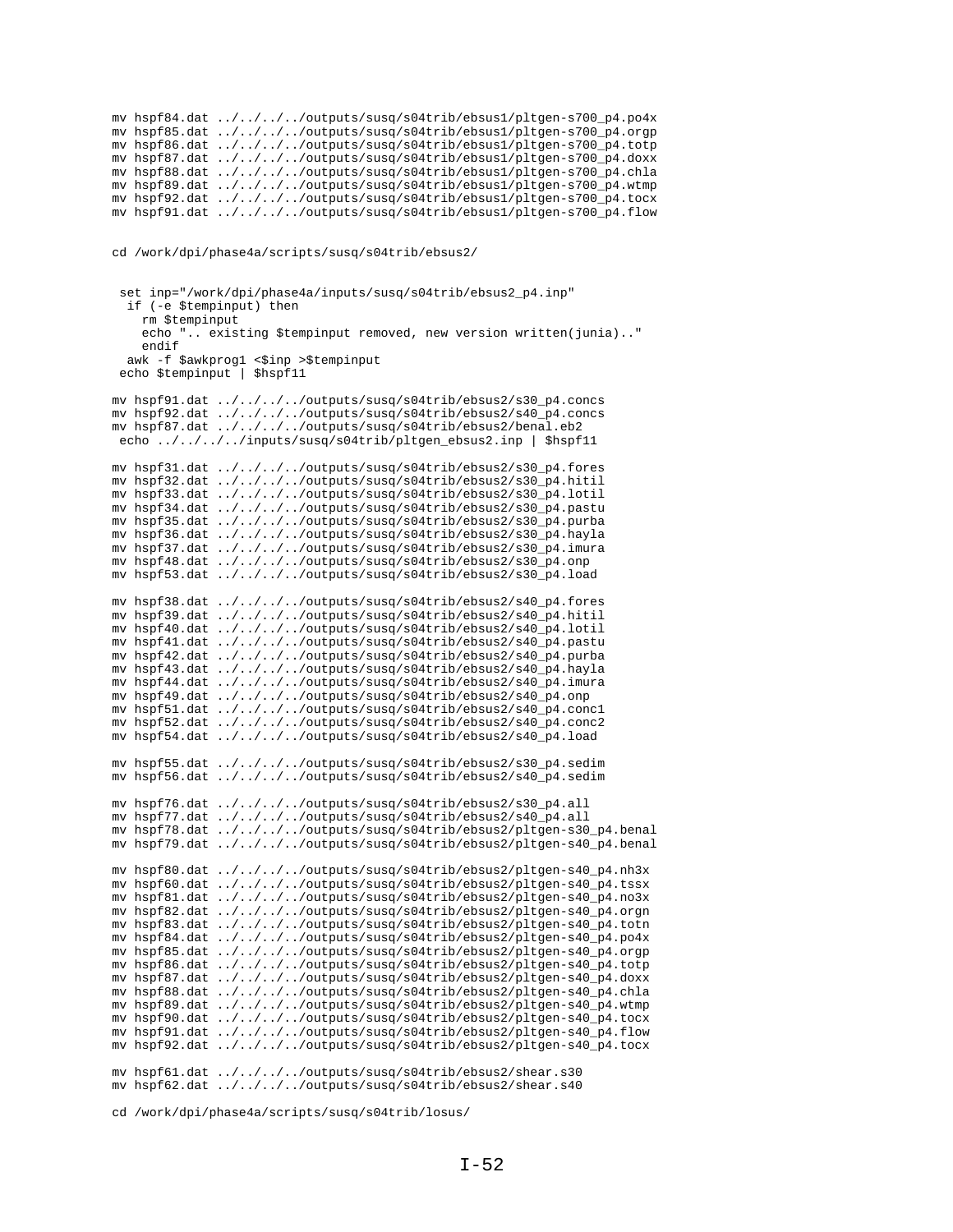```
mv hspf84.dat ../../../../outputs/susq/s04trib/ebsus1/pltgen-s700_p4.po4x
mv hspf85.dat ../../../../outputs/susq/s04trib/ebsus1/pltgen-s700_p4.orgp
mv hspf86.dat ../../../../outputs/susq/s04trib/ebsus1/pltgen-s700_p4.totp
mv hspf87.dat ../../../../outputs/susq/s04trib/ebsus1/pltgen-s700_p4.doxx
mv hspf88.dat ../../../../outputs/susq/s04trib/ebsus1/pltgen-s700_p4.chla
mv hspf89.dat ../../../../outputs/susq/s04trib/ebsus1/pltgen-s700_p4.wtmp
mv hspf92.dat ../../../../outputs/susq/s04trib/ebsus1/pltgen-s700_p4.tocx
mv hspf91.dat ../../../../outputs/susq/s04trib/ebsus1/pltgen-s700_p4.flow


cd /work/dpi/phase4a/scripts/susq/s04trib/ebsus2/


  set inp="/work/dpi/phase4a/inputs/susq/s04trib/ebsus2_p4.inp"
   if (-e $tempinput) then
     rm $tempinput
     echo ".. existing $tempinput removed, new version written(junia).."
     endif
   awk -f $awkprog1 <$inp >$tempinput
  echo $tempinput | $hspf11

mv hspf91.dat ../../../../outputs/susq/s04trib/ebsus2/s30_p4.concs
mv hspf92.dat ../../../../outputs/susq/s04trib/ebsus2/s40_p4.concs
mv hspf87.dat ../../../../outputs/susq/s04trib/ebsus2/benal.eb2
 echo ../../../../inputs/susq/s04trib/pltgen_ebsus2.inp | $hspf11

mv hspf31.dat ../../../../outputs/susq/s04trib/ebsus2/s30_p4.fores
mv hspf32.dat ../../../../outputs/susq/s04trib/ebsus2/s30_p4.hitil
mv hspf33.dat ../../../../outputs/susq/s04trib/ebsus2/s30_p4.lotil
mv hspf34.dat ../../../../outputs/susq/s04trib/ebsus2/s30_p4.pastu
mv hspf35.dat ../../../../outputs/susq/s04trib/ebsus2/s30_p4.purba
mv hspf36.dat ../../../../outputs/susq/s04trib/ebsus2/s30_p4.hayla
mv hspf37.dat ../../../../outputs/susq/s04trib/ebsus2/s30_p4.imura
mv hspf48.dat ../../../../outputs/susq/s04trib/ebsus2/s30_p4.onp
mv hspf53.dat ../../../../outputs/susq/s04trib/ebsus2/s30_p4.load

mv hspf38.dat ../../../../outputs/susq/s04trib/ebsus2/s40_p4.fores
mv hspf39.dat ../../../../outputs/susq/s04trib/ebsus2/s40_p4.hitil
mv hspf40.dat ../../../../outputs/susq/s04trib/ebsus2/s40_p4.lotil
mv hspf41.dat ../../../../outputs/susq/s04trib/ebsus2/s40_p4.pastu
mv hspf42.dat ../../../../outputs/susq/s04trib/ebsus2/s40_p4.purba
mv hspf43.dat ../../../../outputs/susq/s04trib/ebsus2/s40_p4.hayla
mv hspf44.dat ../../../../outputs/susq/s04trib/ebsus2/s40_p4.imura
mv hspf49.dat ../../../../outputs/susq/s04trib/ebsus2/s40_p4.onp
mv hspf51.dat ../../../../outputs/susq/s04trib/ebsus2/s40_p4.conc1
mv hspf52.dat ../../../../outputs/susq/s04trib/ebsus2/s40_p4.conc2
mv hspf54.dat ../../../../outputs/susq/s04trib/ebsus2/s40_p4.load

mv hspf55.dat ../../../../outputs/susq/s04trib/ebsus2/s30_p4.sedim
mv hspf56.dat ../../../../outputs/susq/s04trib/ebsus2/s40_p4.sedim

mv hspf76.dat ../../../../outputs/susq/s04trib/ebsus2/s30_p4.all
mv hspf77.dat ../../../../outputs/susq/s04trib/ebsus2/s40_p4.all
mv hspf78.dat ../../../../outputs/susq/s04trib/ebsus2/pltgen-s30_p4.benal
mv hspf79.dat ../../../../outputs/susq/s04trib/ebsus2/pltgen-s40_p4.benal

mv hspf80.dat ../../../../outputs/susq/s04trib/ebsus2/pltgen-s40_p4.nh3x
mv hspf60.dat ../../../../outputs/susq/s04trib/ebsus2/pltgen-s40_p4.tssx
mv hspf81.dat ../../../../outputs/susq/s04trib/ebsus2/pltgen-s40_p4.no3x
mv hspf82.dat ../../../../outputs/susq/s04trib/ebsus2/pltgen-s40_p4.orgn
mv hspf83.dat ../../../../outputs/susq/s04trib/ebsus2/pltgen-s40_p4.totn
mv hspf84.dat ../../../../outputs/susq/s04trib/ebsus2/pltgen-s40_p4.po4x
mv hspf85.dat ../../../../outputs/susq/s04trib/ebsus2/pltgen-s40_p4.orgp
mv hspf86.dat ../../../../outputs/susq/s04trib/ebsus2/pltgen-s40_p4.totp
mv hspf87.dat ../../../../outputs/susq/s04trib/ebsus2/pltgen-s40_p4.doxx
mv hspf88.dat ../../../../outputs/susq/s04trib/ebsus2/pltgen-s40_p4.chla
mv hspf89.dat ../../../../outputs/susq/s04trib/ebsus2/pltgen-s40_p4.wtmp
mv hspf90.dat ../../../../outputs/susq/s04trib/ebsus2/pltgen-s40_p4.tocx
mv hspf91.dat ../../../../outputs/susq/s04trib/ebsus2/pltgen-s40_p4.flow
mv hspf92.dat ../../../../outputs/susq/s04trib/ebsus2/pltgen-s40_p4.tocx

mv hspf61.dat ../../../../outputs/susq/s04trib/ebsus2/shear.s30
mv hspf62.dat ../../../../outputs/susq/s04trib/ebsus2/shear.s40

cd /work/dpi/phase4a/scripts/susq/s04trib/losus/
```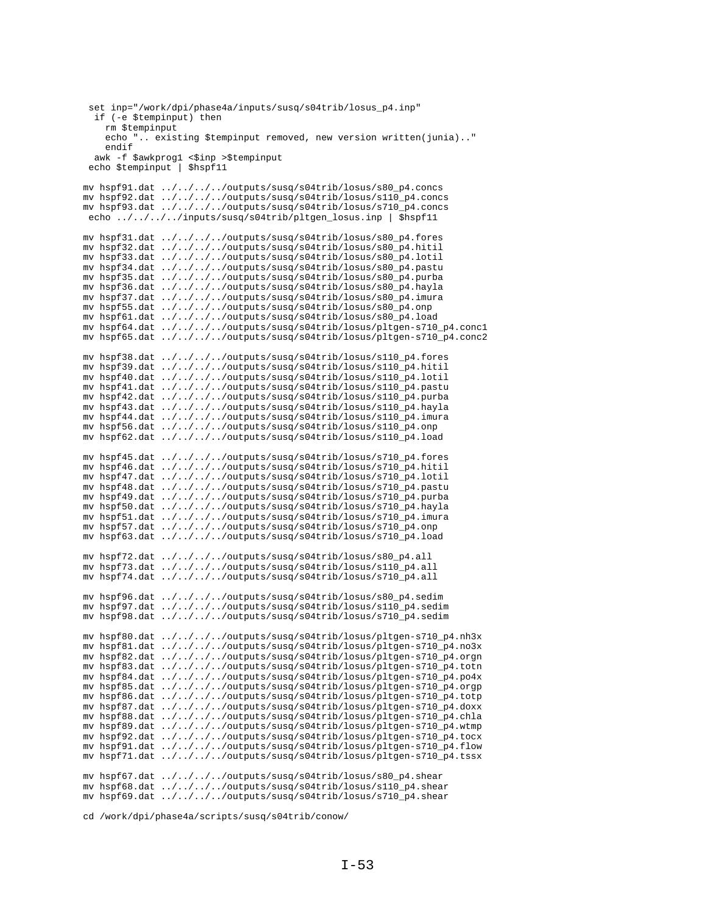```
  set inp="/work/dpi/phase4a/inputs/susq/s04trib/losus_p4.inp"
   if (-e $tempinput) then
     rm $tempinput
     echo ".. existing $tempinput removed, new version written(junia).."
     endif
   awk -f $awkprog1 <$inp >$tempinput
  echo $tempinput | $hspf11

mv hspf91.dat ../../../../outputs/susq/s04trib/losus/s80_p4.concs
mv hspf92.dat ../../../../outputs/susq/s04trib/losus/s110_p4.concs
mv hspf93.dat ../../../../outputs/susq/s04trib/losus/s710_p4.concs
 echo ../../../../inputs/susq/s04trib/pltgen_losus.inp | $hspf11

mv hspf31.dat ../../../../outputs/susq/s04trib/losus/s80_p4.fores
mv hspf32.dat ../../../../outputs/susq/s04trib/losus/s80_p4.hitil
mv hspf33.dat ../../../../outputs/susq/s04trib/losus/s80_p4.lotil
mv hspf34.dat ../../../../outputs/susq/s04trib/losus/s80_p4.pastu
mv hspf35.dat ../../../../outputs/susq/s04trib/losus/s80_p4.purba
mv hspf36.dat ../../../../outputs/susq/s04trib/losus/s80_p4.hayla
mv hspf37.dat ../../../../outputs/susq/s04trib/losus/s80_p4.imura
mv hspf55.dat ../../../../outputs/susq/s04trib/losus/s80_p4.onp
mv hspf61.dat ../../../../outputs/susq/s04trib/losus/s80_p4.load
mv hspf64.dat ../../../../outputs/susq/s04trib/losus/pltgen-s710_p4.conc1
mv hspf65.dat ../../../../outputs/susq/s04trib/losus/pltgen-s710_p4.conc2

mv hspf38.dat ../../../../outputs/susq/s04trib/losus/s110_p4.fores
mv hspf39.dat ../../../../outputs/susq/s04trib/losus/s110_p4.hitil
mv hspf40.dat ../../../../outputs/susq/s04trib/losus/s110_p4.lotil
mv hspf41.dat ../../../../outputs/susq/s04trib/losus/s110_p4.pastu
mv hspf42.dat ../../../../outputs/susq/s04trib/losus/s110_p4.purba
mv hspf43.dat ../../../../outputs/susq/s04trib/losus/s110_p4.hayla
mv hspf44.dat ../../../../outputs/susq/s04trib/losus/s110_p4.imura
mv hspf56.dat ../../../../outputs/susq/s04trib/losus/s110_p4.onp
mv hspf62.dat ../../../../outputs/susq/s04trib/losus/s110_p4.load

mv hspf45.dat ../../../../outputs/susq/s04trib/losus/s710_p4.fores
mv hspf46.dat ../../../../outputs/susq/s04trib/losus/s710_p4.hitil
mv hspf47.dat ../../../../outputs/susq/s04trib/losus/s710_p4.lotil
mv hspf48.dat ../../../../outputs/susq/s04trib/losus/s710_p4.pastu
mv hspf49.dat ../../../../outputs/susq/s04trib/losus/s710_p4.purba
mv hspf50.dat ../../../../outputs/susq/s04trib/losus/s710_p4.hayla
mv hspf51.dat ../../../../outputs/susq/s04trib/losus/s710_p4.imura
mv hspf57.dat ../../../../outputs/susq/s04trib/losus/s710_p4.onp
mv hspf63.dat ../../../../outputs/susq/s04trib/losus/s710_p4.load

mv hspf72.dat ../../../../outputs/susq/s04trib/losus/s80_p4.all
mv hspf73.dat ../../../../outputs/susq/s04trib/losus/s110_p4.all
mv hspf74.dat ../../../../outputs/susq/s04trib/losus/s710_p4.all

mv hspf96.dat ../../../../outputs/susq/s04trib/losus/s80_p4.sedim
mv hspf97.dat ../../../../outputs/susq/s04trib/losus/s110_p4.sedim
mv hspf98.dat ../../../../outputs/susq/s04trib/losus/s710_p4.sedim

mv hspf80.dat ../../../../outputs/susq/s04trib/losus/pltgen-s710_p4.nh3x
mv hspf81.dat ../../../../outputs/susq/s04trib/losus/pltgen-s710_p4.no3x
mv hspf82.dat ../../../../outputs/susq/s04trib/losus/pltgen-s710_p4.orgn
mv hspf83.dat ../../../../outputs/susq/s04trib/losus/pltgen-s710_p4.totn
mv hspf84.dat ../../../../outputs/susq/s04trib/losus/pltgen-s710_p4.po4x
mv hspf85.dat ../../../../outputs/susq/s04trib/losus/pltgen-s710_p4.orgp
mv hspf86.dat ../../../../outputs/susq/s04trib/losus/pltgen-s710_p4.totp
mv hspf87.dat ../../../../outputs/susq/s04trib/losus/pltgen-s710_p4.doxx
mv hspf88.dat ../../../../outputs/susq/s04trib/losus/pltgen-s710_p4.chla
mv hspf89.dat ../../../../outputs/susq/s04trib/losus/pltgen-s710_p4.wtmp
mv hspf92.dat ../../../../outputs/susq/s04trib/losus/pltgen-s710_p4.tocx
mv hspf91.dat ../../../../outputs/susq/s04trib/losus/pltgen-s710_p4.flow
mv hspf71.dat ../../../../outputs/susq/s04trib/losus/pltgen-s710_p4.tssx

mv hspf67.dat ../../../../outputs/susq/s04trib/losus/s80_p4.shear
mv hspf68.dat ../../../../outputs/susq/s04trib/losus/s110_p4.shear
mv hspf69.dat ../../../../outputs/susq/s04trib/losus/s710_p4.shear

cd /work/dpi/phase4a/scripts/susq/s04trib/conow/
```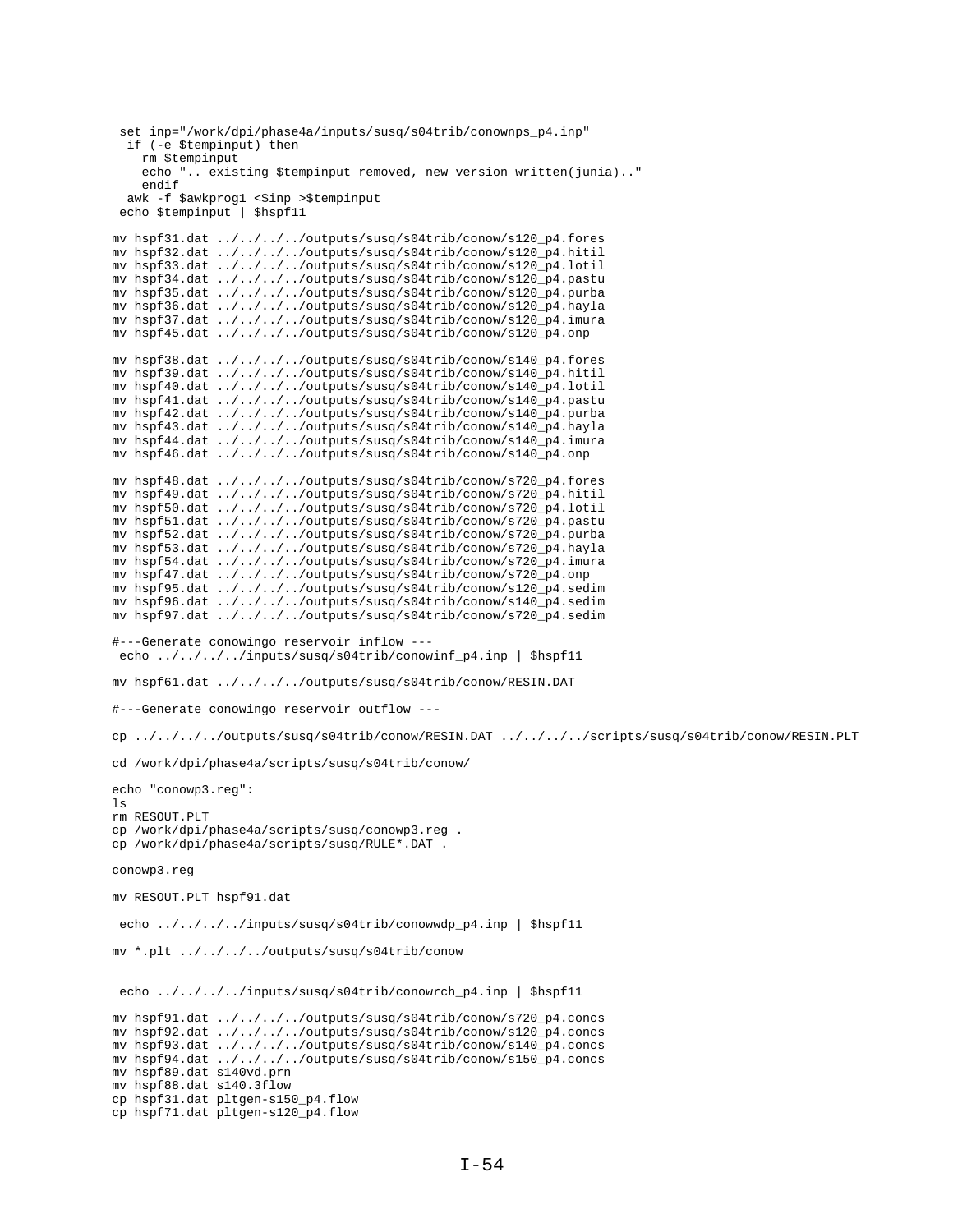```
  set inp="/work/dpi/phase4a/inputs/susq/s04trib/conownps_p4.inp"
   if (-e $tempinput) then
     rm $tempinput
     echo ".. existing $tempinput removed, new version written(junia).."
     endif
   awk -f $awkprog1 <$inp >$tempinput
  echo $tempinput | $hspf11

mv hspf31.dat ../../../../outputs/susq/s04trib/conow/s120_p4.fores
mv hspf32.dat ../../../../outputs/susq/s04trib/conow/s120_p4.hitil
mv hspf33.dat ../../../../outputs/susq/s04trib/conow/s120_p4.lotil
mv hspf34.dat ../../../../outputs/susq/s04trib/conow/s120_p4.pastu
mv hspf35.dat ../../../../outputs/susq/s04trib/conow/s120_p4.purba
mv hspf36.dat ../../../../outputs/susq/s04trib/conow/s120_p4.hayla
mv hspf37.dat ../../../../outputs/susq/s04trib/conow/s120_p4.imura
mv hspf45.dat ../../../../outputs/susq/s04trib/conow/s120_p4.onp

mv hspf38.dat ../../../../outputs/susq/s04trib/conow/s140_p4.fores
mv hspf39.dat ../../../../outputs/susq/s04trib/conow/s140_p4.hitil
mv hspf40.dat ../../../../outputs/susq/s04trib/conow/s140_p4.lotil
mv hspf41.dat ../../../../outputs/susq/s04trib/conow/s140_p4.pastu
mv hspf42.dat ../../../../outputs/susq/s04trib/conow/s140_p4.purba
mv hspf43.dat ../../../../outputs/susq/s04trib/conow/s140_p4.hayla
mv hspf44.dat ../../../../outputs/susq/s04trib/conow/s140_p4.imura
mv hspf46.dat ../../../../outputs/susq/s04trib/conow/s140_p4.onp

mv hspf48.dat ../../../../outputs/susq/s04trib/conow/s720_p4.fores
mv hspf49.dat ../../../../outputs/susq/s04trib/conow/s720_p4.hitil
mv hspf50.dat ../../../../outputs/susq/s04trib/conow/s720_p4.lotil
mv hspf51.dat ../../../../outputs/susq/s04trib/conow/s720_p4.pastu
mv hspf52.dat ../../../../outputs/susq/s04trib/conow/s720_p4.purba
mv hspf53.dat ../../../../outputs/susq/s04trib/conow/s720_p4.hayla
mv hspf54.dat ../../../../outputs/susq/s04trib/conow/s720_p4.imura
mv hspf47.dat ../../../../outputs/susq/s04trib/conow/s720_p4.onp
mv hspf95.dat ../../../../outputs/susq/s04trib/conow/s120_p4.sedim
mv hspf96.dat ../../../../outputs/susq/s04trib/conow/s140_p4.sedim
mv hspf97.dat ../../../../outputs/susq/s04trib/conow/s720_p4.sedim

#---Generate conowingo reservoir inflow ---
 echo ../../../../inputs/susq/s04trib/conowinf_p4.inp | $hspf11

mv hspf61.dat ../../../../outputs/susq/s04trib/conow/RESIN.DAT

#---Generate conowingo reservoir outflow ---

cp ../../../../outputs/susq/s04trib/conow/RESIN.DAT ../../../../scripts/susq/s04trib/conow/RESIN.PLT

cd /work/dpi/phase4a/scripts/susq/s04trib/conow/

echo "conowp3.reg":
ls
rm RESOUT.PLT
cp /work/dpi/phase4a/scripts/susq/conowp3.reg .
cp /work/dpi/phase4a/scripts/susq/RULE*.DAT .

conowp3.reg

mv RESOUT.PLT hspf91.dat

 echo ../../../../inputs/susq/s04trib/conowwdp_p4.inp | $hspf11

mv *.plt ../../../../outputs/susq/s04trib/conow


 echo ../../../../inputs/susq/s04trib/conowrch_p4.inp | $hspf11

mv hspf91.dat ../../../../outputs/susq/s04trib/conow/s720_p4.concs
mv hspf92.dat ../../../../outputs/susq/s04trib/conow/s120_p4.concs
mv hspf93.dat ../../../../outputs/susq/s04trib/conow/s140_p4.concs
mv hspf94.dat ../../../../outputs/susq/s04trib/conow/s150_p4.concs
mv hspf89.dat s140vd.prn
mv hspf88.dat s140.3flow
cp hspf31.dat pltgen-s150_p4.flow
cp hspf71.dat pltgen-s120_p4.flow
```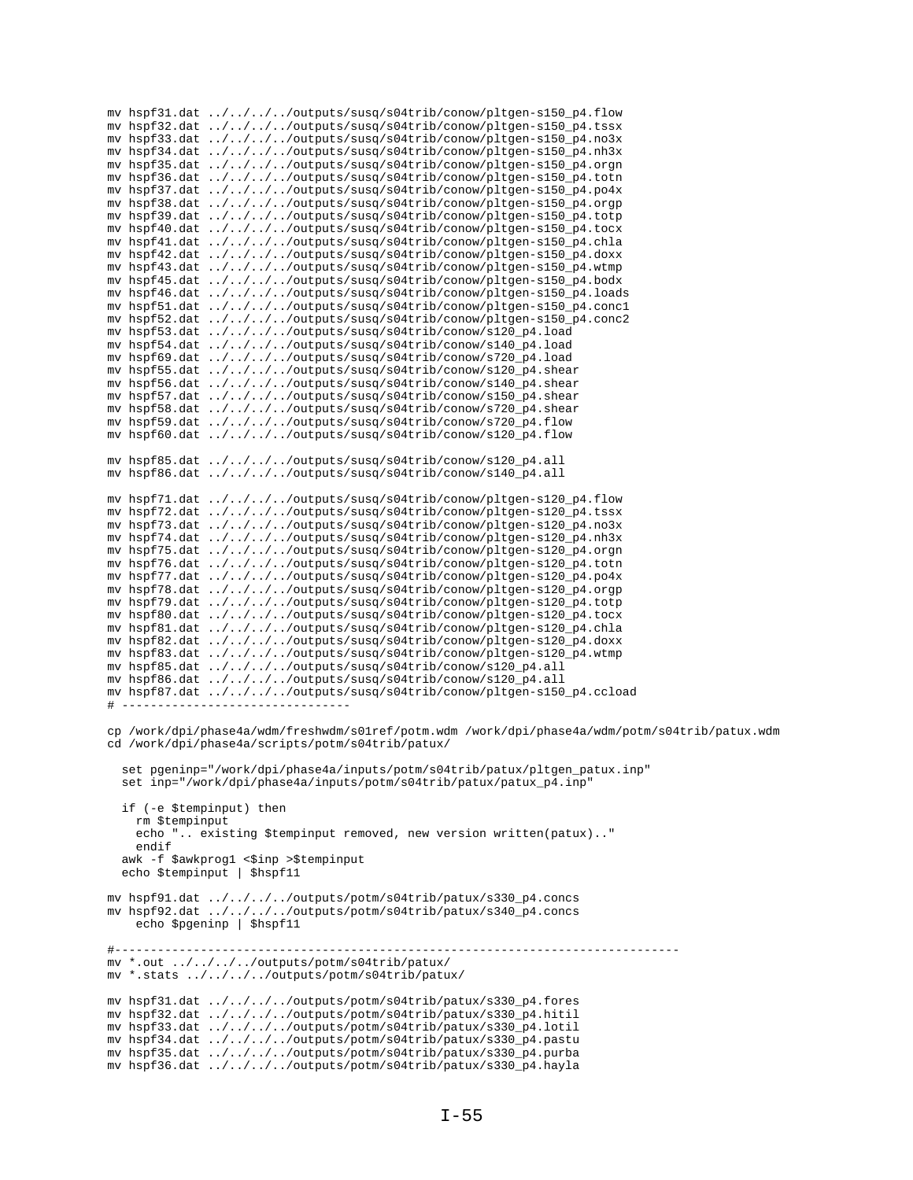```
mv hspf31.dat ../../../../outputs/susq/s04trib/conow/pltgen-s150_p4.flow
mv hspf32.dat ../../../../outputs/susq/s04trib/conow/pltgen-s150_p4.tssx
mv hspf33.dat ../../../../outputs/susq/s04trib/conow/pltgen-s150_p4.no3x
mv hspf34.dat ../../../../outputs/susq/s04trib/conow/pltgen-s150_p4.nh3x
mv hspf35.dat ../../../../outputs/susq/s04trib/conow/pltgen-s150_p4.orgn
mv hspf36.dat ../../../../outputs/susq/s04trib/conow/pltgen-s150_p4.totn
mv hspf37.dat ../../../../outputs/susq/s04trib/conow/pltgen-s150_p4.po4x
mv hspf38.dat ../../../../outputs/susq/s04trib/conow/pltgen-s150_p4.orgp
mv hspf39.dat ../../../../outputs/susq/s04trib/conow/pltgen-s150_p4.totp
mv hspf40.dat ../../../../outputs/susq/s04trib/conow/pltgen-s150_p4.tocx
mv hspf41.dat ../../../../outputs/susq/s04trib/conow/pltgen-s150_p4.chla
mv hspf42.dat ../../../../outputs/susq/s04trib/conow/pltgen-s150_p4.doxx
mv hspf43.dat ../../../../outputs/susq/s04trib/conow/pltgen-s150_p4.wtmp
mv hspf45.dat ../../../../outputs/susq/s04trib/conow/pltgen-s150_p4.bodx
mv hspf46.dat ../../../../outputs/susq/s04trib/conow/pltgen-s150_p4.loads
mv hspf51.dat ../../../../outputs/susq/s04trib/conow/pltgen-s150_p4.conc1
mv hspf52.dat ../../../../outputs/susq/s04trib/conow/pltgen-s150_p4.conc2
mv hspf53.dat ../../../../outputs/susq/s04trib/conow/s120_p4.load
mv hspf54.dat ../../../../outputs/susq/s04trib/conow/s140_p4.load
mv hspf69.dat ../../../../outputs/susq/s04trib/conow/s720_p4.load
mv hspf55.dat ../../../../outputs/susq/s04trib/conow/s120_p4.shear
mv hspf56.dat ../../../../outputs/susq/s04trib/conow/s140_p4.shear
mv hspf57.dat ../../../../outputs/susq/s04trib/conow/s150_p4.shear
mv hspf58.dat ../../../../outputs/susq/s04trib/conow/s720_p4.shear
mv hspf59.dat ../../../../outputs/susq/s04trib/conow/s720_p4.flow
mv hspf60.dat ../../../../outputs/susq/s04trib/conow/s120_p4.flow

mv hspf85.dat ../../../../outputs/susq/s04trib/conow/s120_p4.all
mv hspf86.dat ../../../../outputs/susq/s04trib/conow/s140_p4.all

mv hspf71.dat ../../../../outputs/susq/s04trib/conow/pltgen-s120_p4.flow
mv hspf72.dat ../../../../outputs/susq/s04trib/conow/pltgen-s120_p4.tssx
mv hspf73.dat ../../../../outputs/susq/s04trib/conow/pltgen-s120_p4.no3x
mv hspf74.dat ../../../../outputs/susq/s04trib/conow/pltgen-s120_p4.nh3x
mv hspf75.dat ../../../../outputs/susq/s04trib/conow/pltgen-s120_p4.orgn
mv hspf76.dat ../../../../outputs/susq/s04trib/conow/pltgen-s120_p4.totn
mv hspf77.dat ../../../../outputs/susq/s04trib/conow/pltgen-s120_p4.po4x
mv hspf78.dat ../../../../outputs/susq/s04trib/conow/pltgen-s120_p4.orgp
mv hspf79.dat ../../../../outputs/susq/s04trib/conow/pltgen-s120_p4.totp
mv hspf80.dat ../../../../outputs/susq/s04trib/conow/pltgen-s120_p4.tocx
mv hspf81.dat ../../../../outputs/susq/s04trib/conow/pltgen-s120_p4.chla
mv hspf82.dat ../../../../outputs/susq/s04trib/conow/pltgen-s120_p4.doxx
mv hspf83.dat ../../../../outputs/susq/s04trib/conow/pltgen-s120_p4.wtmp
mv hspf85.dat ../../../../outputs/susq/s04trib/conow/s120_p4.all
mv hspf86.dat ../../../../outputs/susq/s04trib/conow/s120_p4.all
mv hspf87.dat ../../../../outputs/susq/s04trib/conow/pltgen-s150_p4.ccload
# --------------------------------

cp /work/dpi/phase4a/wdm/freshwdm/s01ref/potm.wdm /work/dpi/phase4a/wdm/potm/s04trib/patux.wdm
cd /work/dpi/phase4a/scripts/potm/s04trib/patux/

  set pgeninp="/work/dpi/phase4a/inputs/potm/s04trib/patux/pltgen_patux.inp"
  set inp="/work/dpi/phase4a/inputs/potm/s04trib/patux/patux_p4.inp"

  if (-e $tempinput) then
    rm $tempinput
    echo ".. existing $tempinput removed, new version written(patux).."
    endif
  awk -f $awkprog1 <$inp >$tempinput
  echo $tempinput | $hspf11

mv hspf91.dat ../../../../outputs/potm/s04trib/patux/s330_p4.concs
mv hspf92.dat ../../../../outputs/potm/s04trib/patux/s340_p4.concs
    echo $pgeninp | $hspf11

#------------------------------------------------------------------------------
mv *.out ../../../../outputs/potm/s04trib/patux/
mv *.stats ../../../../outputs/potm/s04trib/patux/

mv hspf31.dat ../../../../outputs/potm/s04trib/patux/s330_p4.fores
mv hspf32.dat ../../../../outputs/potm/s04trib/patux/s330_p4.hitil
mv hspf33.dat ../../../../outputs/potm/s04trib/patux/s330_p4.lotil
mv hspf34.dat ../../../../outputs/potm/s04trib/patux/s330_p4.pastu
mv hspf35.dat ../../../../outputs/potm/s04trib/patux/s330_p4.purba
mv hspf36.dat ../../../../outputs/potm/s04trib/patux/s330_p4.hayla
```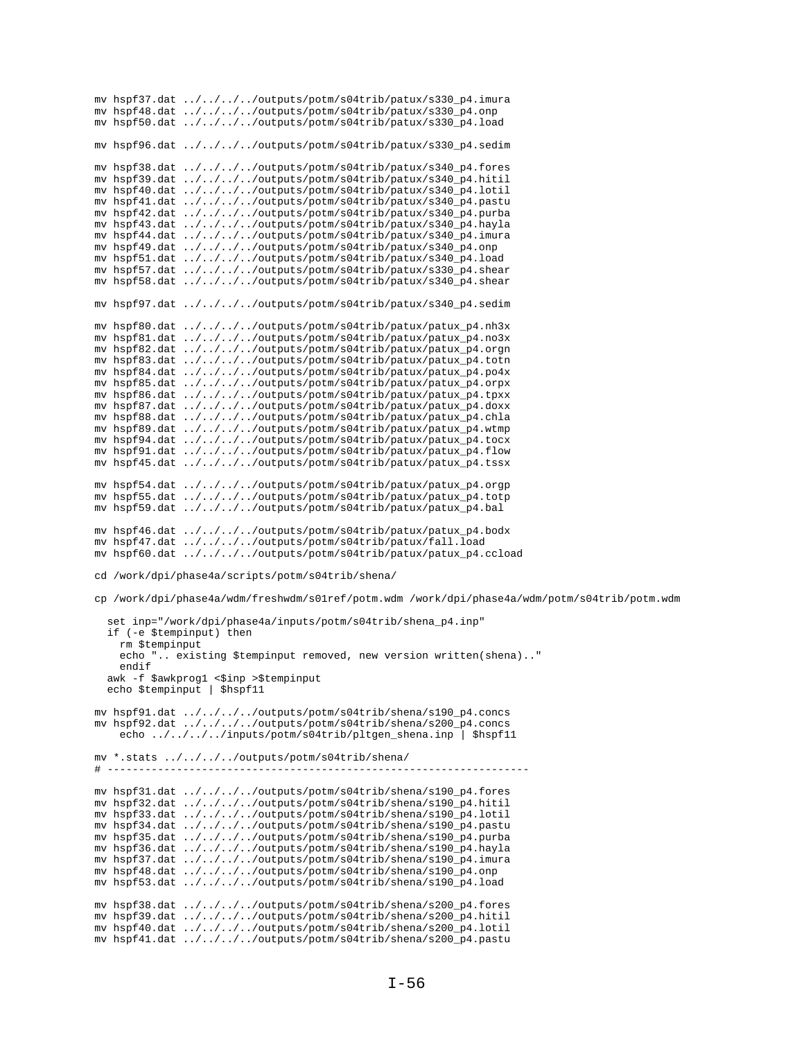```
mv hspf37.dat ../../../../outputs/potm/s04trib/patux/s330_p4.imura
mv hspf48.dat ../../../../outputs/potm/s04trib/patux/s330_p4.onp
mv hspf50.dat ../../../../outputs/potm/s04trib/patux/s330_p4.load

mv hspf96.dat ../../../../outputs/potm/s04trib/patux/s330_p4.sedim

mv hspf38.dat ../../../../outputs/potm/s04trib/patux/s340_p4.fores
mv hspf39.dat ../../../../outputs/potm/s04trib/patux/s340_p4.hitil
mv hspf40.dat ../../../../outputs/potm/s04trib/patux/s340_p4.lotil
mv hspf41.dat ../../../../outputs/potm/s04trib/patux/s340_p4.pastu
mv hspf42.dat ../../../../outputs/potm/s04trib/patux/s340_p4.purba
mv hspf43.dat ../../../../outputs/potm/s04trib/patux/s340_p4.hayla
mv hspf44.dat ../../../../outputs/potm/s04trib/patux/s340_p4.imura
mv hspf49.dat ../../../../outputs/potm/s04trib/patux/s340_p4.onp
mv hspf51.dat ../../../../outputs/potm/s04trib/patux/s340_p4.load
mv hspf57.dat ../../../../outputs/potm/s04trib/patux/s330_p4.shear
mv hspf58.dat ../../../../outputs/potm/s04trib/patux/s340_p4.shear

mv hspf97.dat ../../../../outputs/potm/s04trib/patux/s340_p4.sedim

mv hspf80.dat ../../../../outputs/potm/s04trib/patux/patux_p4.nh3x
mv hspf81.dat ../../../../outputs/potm/s04trib/patux/patux_p4.no3x
mv hspf82.dat ../../../../outputs/potm/s04trib/patux/patux_p4.orgn
mv hspf83.dat ../../../../outputs/potm/s04trib/patux/patux_p4.totn
mv hspf84.dat ../../../../outputs/potm/s04trib/patux/patux_p4.po4x
mv hspf85.dat ../../../../outputs/potm/s04trib/patux/patux_p4.orpx
mv hspf86.dat ../../../../outputs/potm/s04trib/patux/patux_p4.tpxx
mv hspf87.dat ../../../../outputs/potm/s04trib/patux/patux_p4.doxx
mv hspf88.dat ../../../../outputs/potm/s04trib/patux/patux_p4.chla
mv hspf89.dat ../../../../outputs/potm/s04trib/patux/patux_p4.wtmp
mv hspf94.dat ../../../../outputs/potm/s04trib/patux/patux_p4.tocx
mv hspf91.dat ../../../../outputs/potm/s04trib/patux/patux_p4.flow
mv hspf45.dat ../../../../outputs/potm/s04trib/patux/patux_p4.tssx

mv hspf54.dat ../../../../outputs/potm/s04trib/patux/patux_p4.orgp
mv hspf55.dat ../../../../outputs/potm/s04trib/patux/patux_p4.totp
mv hspf59.dat ../../../../outputs/potm/s04trib/patux/patux_p4.bal

mv hspf46.dat ../../../../outputs/potm/s04trib/patux/patux_p4.bodx
mv hspf47.dat ../../../../outputs/potm/s04trib/patux/fall.load
mv hspf60.dat ../../../../outputs/potm/s04trib/patux/patux_p4.ccload

cd /work/dpi/phase4a/scripts/potm/s04trib/shena/

cp /work/dpi/phase4a/wdm/freshwdm/s01ref/potm.wdm /work/dpi/phase4a/wdm/potm/s04trib/potm.wdm

  set inp="/work/dpi/phase4a/inputs/potm/s04trib/shena_p4.inp"
  if (-e $tempinput) then
    rm $tempinput
    echo ".. existing $tempinput removed, new version written(shena).."
    endif
  awk -f $awkprog1 <$inp >$tempinput
  echo $tempinput | $hspf11

mv hspf91.dat ../../../../outputs/potm/s04trib/shena/s190_p4.concs
mv hspf92.dat ../../../../outputs/potm/s04trib/shena/s200_p4.concs
    echo ../../../../inputs/potm/s04trib/pltgen_shena.inp | $hspf11

mv *.stats ../../../../outputs/potm/s04trib/shena/
# ------------------------------------------------------------------

mv hspf31.dat ../../../../outputs/potm/s04trib/shena/s190_p4.fores
mv hspf32.dat ../../../../outputs/potm/s04trib/shena/s190_p4.hitil
mv hspf33.dat ../../../../outputs/potm/s04trib/shena/s190_p4.lotil
mv hspf34.dat ../../../../outputs/potm/s04trib/shena/s190_p4.pastu
mv hspf35.dat ../../../../outputs/potm/s04trib/shena/s190_p4.purba
mv hspf36.dat ../../../../outputs/potm/s04trib/shena/s190_p4.hayla
mv hspf37.dat ../../../../outputs/potm/s04trib/shena/s190_p4.imura
mv hspf48.dat ../../../../outputs/potm/s04trib/shena/s190_p4.onp
mv hspf53.dat ../../../../outputs/potm/s04trib/shena/s190_p4.load

mv hspf38.dat ../../../../outputs/potm/s04trib/shena/s200_p4.fores
mv hspf39.dat ../../../../outputs/potm/s04trib/shena/s200_p4.hitil
mv hspf40.dat ../../../../outputs/potm/s04trib/shena/s200_p4.lotil
mv hspf41.dat ../../../../outputs/potm/s04trib/shena/s200_p4.pastu
```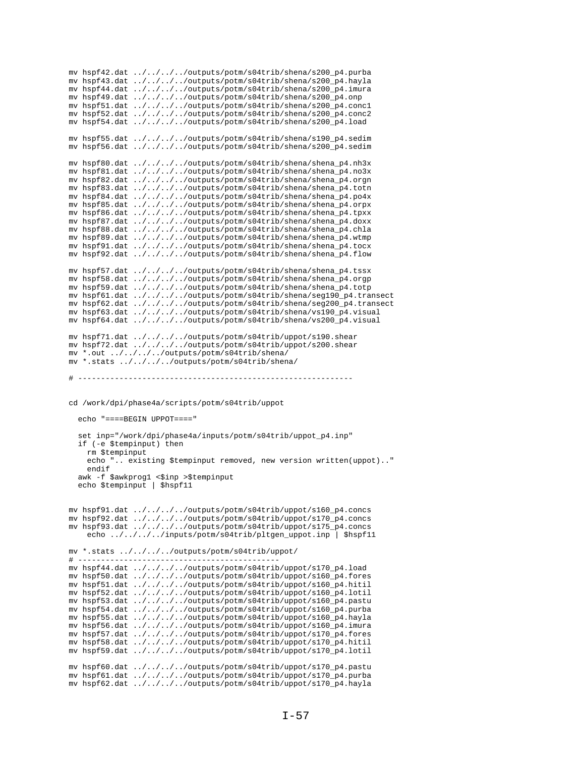```
mv hspf42.dat ../../../../outputs/potm/s04trib/shena/s200_p4.purba
mv hspf43.dat ../../../../outputs/potm/s04trib/shena/s200_p4.hayla
mv hspf44.dat ../../../../outputs/potm/s04trib/shena/s200_p4.imura
mv hspf49.dat ../../../../outputs/potm/s04trib/shena/s200_p4.onp
mv hspf51.dat ../../../../outputs/potm/s04trib/shena/s200_p4.conc1
mv hspf52.dat ../../../../outputs/potm/s04trib/shena/s200_p4.conc2
mv hspf54.dat ../../../../outputs/potm/s04trib/shena/s200_p4.load

mv hspf55.dat ../../../../outputs/potm/s04trib/shena/s190_p4.sedim
mv hspf56.dat ../../../../outputs/potm/s04trib/shena/s200_p4.sedim

mv hspf80.dat ../../../../outputs/potm/s04trib/shena/shena_p4.nh3x
mv hspf81.dat ../../../../outputs/potm/s04trib/shena/shena_p4.no3x
mv hspf82.dat ../../../../outputs/potm/s04trib/shena/shena_p4.orgn
mv hspf83.dat ../../../../outputs/potm/s04trib/shena/shena_p4.totn
mv hspf84.dat ../../../../outputs/potm/s04trib/shena/shena_p4.po4x
mv hspf85.dat ../../../../outputs/potm/s04trib/shena/shena_p4.orpx
mv hspf86.dat ../../../../outputs/potm/s04trib/shena/shena_p4.tpxx
mv hspf87.dat ../../../../outputs/potm/s04trib/shena/shena_p4.doxx
mv hspf88.dat ../../../../outputs/potm/s04trib/shena/shena_p4.chla
mv hspf89.dat ../../../../outputs/potm/s04trib/shena/shena_p4.wtmp
mv hspf91.dat ../../../../outputs/potm/s04trib/shena/shena_p4.tocx
mv hspf92.dat ../../../../outputs/potm/s04trib/shena/shena_p4.flow

mv hspf57.dat ../../../../outputs/potm/s04trib/shena/shena_p4.tssx
mv hspf58.dat ../../../../outputs/potm/s04trib/shena/shena_p4.orgp
mv hspf59.dat ../../../../outputs/potm/s04trib/shena/shena_p4.totp
mv hspf61.dat ../../../../outputs/potm/s04trib/shena/seg190_p4.transect
mv hspf62.dat ../../../../outputs/potm/s04trib/shena/seg200_p4.transect
mv hspf63.dat ../../../../outputs/potm/s04trib/shena/vs190_p4.visual
mv hspf64.dat ../../../../outputs/potm/s04trib/shena/vs200_p4.visual

mv hspf71.dat ../../../../outputs/potm/s04trib/uppot/s190.shear
mv hspf72.dat ../../../../outputs/potm/s04trib/uppot/s200.shear
mv *.out ../../../../outputs/potm/s04trib/shena/
mv *.stats ../../../../outputs/potm/s04trib/shena/

# -------------------------------------------------------------


cd /work/dpi/phase4a/scripts/potm/s04trib/uppot

  echo "====BEGIN UPPOT===="

  set inp="/work/dpi/phase4a/inputs/potm/s04trib/uppot_p4.inp"
  if (-e $tempinput) then
    rm $tempinput
    echo ".. existing $tempinput removed, new version written(uppot).."
    endif
  awk -f $awkprog1 <$inp >$tempinput
  echo $tempinput | $hspf11


mv hspf91.dat ../../../../outputs/potm/s04trib/uppot/s160_p4.concs
mv hspf92.dat ../../../../outputs/potm/s04trib/uppot/s170_p4.concs
mv hspf93.dat ../../../../outputs/potm/s04trib/uppot/s175_p4.concs
    echo ../../../../inputs/potm/s04trib/pltgen_uppot.inp | $hspf11

mv *.stats ../../../../outputs/potm/s04trib/uppot/
# --------------------------------------------
mv hspf44.dat ../../../../outputs/potm/s04trib/uppot/s170_p4.load
mv hspf50.dat ../../../../outputs/potm/s04trib/uppot/s160_p4.fores
mv hspf51.dat ../../../../outputs/potm/s04trib/uppot/s160_p4.hitil
mv hspf52.dat ../../../../outputs/potm/s04trib/uppot/s160_p4.lotil
mv hspf53.dat ../../../../outputs/potm/s04trib/uppot/s160_p4.pastu
mv hspf54.dat ../../../../outputs/potm/s04trib/uppot/s160_p4.purba
mv hspf55.dat ../../../../outputs/potm/s04trib/uppot/s160_p4.hayla
mv hspf56.dat ../../../../outputs/potm/s04trib/uppot/s160_p4.imura
mv hspf57.dat ../../../../outputs/potm/s04trib/uppot/s170_p4.fores
mv hspf58.dat ../../../../outputs/potm/s04trib/uppot/s170_p4.hitil
mv hspf59.dat ../../../../outputs/potm/s04trib/uppot/s170_p4.lotil

mv hspf60.dat ../../../../outputs/potm/s04trib/uppot/s170_p4.pastu
mv hspf61.dat ../../../../outputs/potm/s04trib/uppot/s170_p4.purba
mv hspf62.dat ../../../../outputs/potm/s04trib/uppot/s170_p4.hayla
```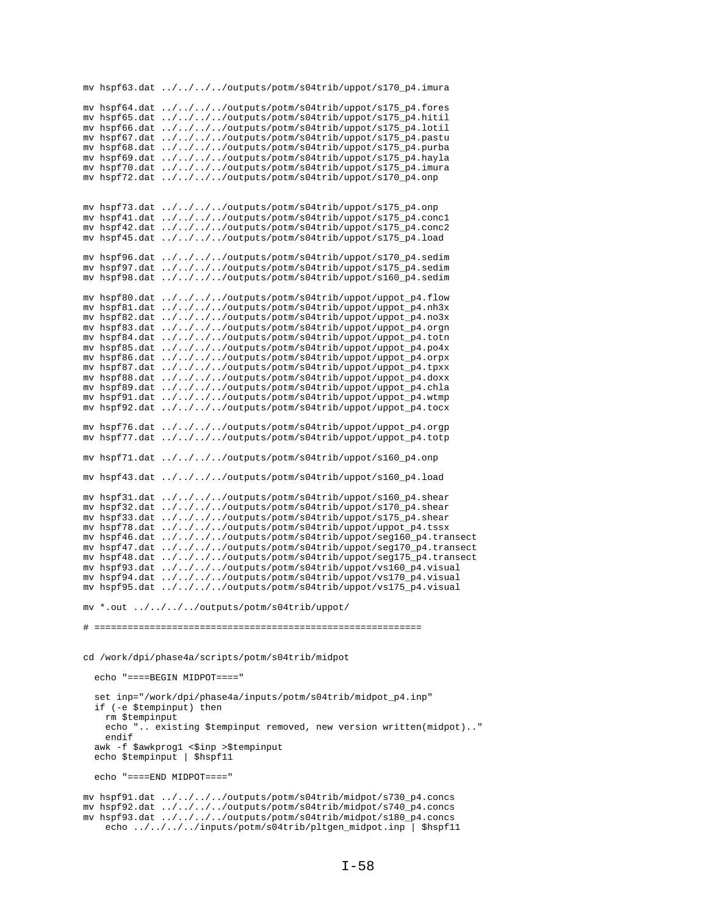```
mv hspf63.dat ../../../../outputs/potm/s04trib/uppot/s170_p4.imura

mv hspf64.dat ../../../../outputs/potm/s04trib/uppot/s175_p4.fores
mv hspf65.dat ../../../../outputs/potm/s04trib/uppot/s175_p4.hitil
mv hspf66.dat ../../../../outputs/potm/s04trib/uppot/s175_p4.lotil
mv hspf67.dat ../../../../outputs/potm/s04trib/uppot/s175_p4.pastu
mv hspf68.dat ../../../../outputs/potm/s04trib/uppot/s175_p4.purba
mv hspf69.dat ../../../../outputs/potm/s04trib/uppot/s175_p4.hayla
mv hspf70.dat ../../../../outputs/potm/s04trib/uppot/s175_p4.imura
mv hspf72.dat ../../../../outputs/potm/s04trib/uppot/s170_p4.onp


mv hspf73.dat ../../../../outputs/potm/s04trib/uppot/s175_p4.onp
mv hspf41.dat ../../../../outputs/potm/s04trib/uppot/s175_p4.conc1
mv hspf42.dat ../../../../outputs/potm/s04trib/uppot/s175_p4.conc2
mv hspf45.dat ../../../../outputs/potm/s04trib/uppot/s175_p4.load

mv hspf96.dat ../../../../outputs/potm/s04trib/uppot/s170_p4.sedim
mv hspf97.dat ../../../../outputs/potm/s04trib/uppot/s175_p4.sedim
mv hspf98.dat ../../../../outputs/potm/s04trib/uppot/s160_p4.sedim

mv hspf80.dat ../../../../outputs/potm/s04trib/uppot/uppot_p4.flow
mv hspf81.dat ../../../../outputs/potm/s04trib/uppot/uppot_p4.nh3x
mv hspf82.dat ../../../../outputs/potm/s04trib/uppot/uppot_p4.no3x
mv hspf83.dat ../../../../outputs/potm/s04trib/uppot/uppot_p4.orgn
mv hspf84.dat ../../../../outputs/potm/s04trib/uppot/uppot_p4.totn
mv hspf85.dat ../../../../outputs/potm/s04trib/uppot/uppot_p4.po4x
mv hspf86.dat ../../../../outputs/potm/s04trib/uppot/uppot_p4.orpx
mv hspf87.dat ../../../../outputs/potm/s04trib/uppot/uppot_p4.tpxx
mv hspf88.dat ../../../../outputs/potm/s04trib/uppot/uppot_p4.doxx
mv hspf89.dat ../../../../outputs/potm/s04trib/uppot/uppot_p4.chla
mv hspf91.dat ../../../../outputs/potm/s04trib/uppot/uppot_p4.wtmp
mv hspf92.dat ../../../../outputs/potm/s04trib/uppot/uppot_p4.tocx

mv hspf76.dat ../../../../outputs/potm/s04trib/uppot/uppot_p4.orgp
mv hspf77.dat ../../../../outputs/potm/s04trib/uppot/uppot_p4.totp

mv hspf71.dat ../../../../outputs/potm/s04trib/uppot/s160_p4.onp

mv hspf43.dat ../../../../outputs/potm/s04trib/uppot/s160_p4.load

mv hspf31.dat ../../../../outputs/potm/s04trib/uppot/s160_p4.shear
mv hspf32.dat ../../../../outputs/potm/s04trib/uppot/s170_p4.shear
mv hspf33.dat ../../../../outputs/potm/s04trib/uppot/s175_p4.shear
mv hspf78.dat ../../../../outputs/potm/s04trib/uppot/uppot_p4.tssx
mv hspf46.dat ../../../../outputs/potm/s04trib/uppot/seg160_p4.transect
mv hspf47.dat ../../../../outputs/potm/s04trib/uppot/seg170_p4.transect
mv hspf48.dat ../../../../outputs/potm/s04trib/uppot/seg175_p4.transect
mv hspf93.dat ../../../../outputs/potm/s04trib/uppot/vs160_p4.visual
mv hspf94.dat ../../../../outputs/potm/s04trib/uppot/vs170_p4.visual
mv hspf95.dat ../../../../outputs/potm/s04trib/uppot/vs175_p4.visual

mv *.out ../../../../outputs/potm/s04trib/uppot/

# ==========================================================


cd /work/dpi/phase4a/scripts/potm/s04trib/midpot

  echo "====BEGIN MIDPOT===="

  set inp="/work/dpi/phase4a/inputs/potm/s04trib/midpot_p4.inp"
  if (-e $tempinput) then
    rm $tempinput
    echo ".. existing $tempinput removed, new version written(midpot).."
    endif
  awk -f $awkprog1 <$inp >$tempinput
  echo $tempinput | $hspf11

  echo "====END MIDPOT===="

mv hspf91.dat ../../../../outputs/potm/s04trib/midpot/s730_p4.concs
mv hspf92.dat ../../../../outputs/potm/s04trib/midpot/s740_p4.concs
mv hspf93.dat ../../../../outputs/potm/s04trib/midpot/s180_p4.concs
    echo ../../../../inputs/potm/s04trib/pltgen_midpot.inp | $hspf11
```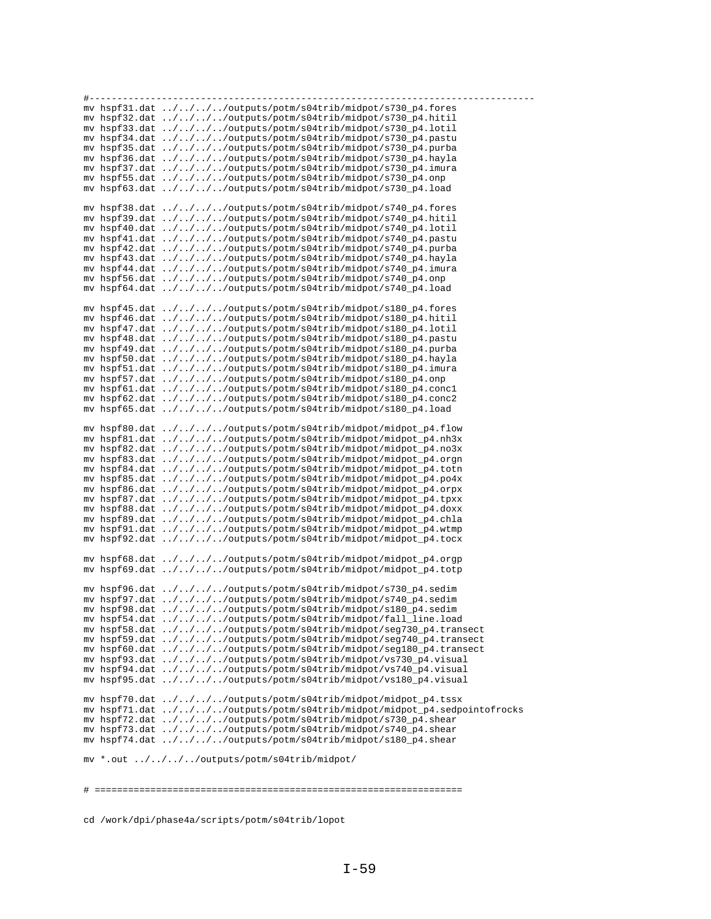```
#-----------------------------------------------------------------------------
mv hspf31.dat ../../../../outputs/potm/s04trib/midpot/s730_p4.fores
mv hspf32.dat ../../../../outputs/potm/s04trib/midpot/s730_p4.hitil
mv hspf33.dat ../../../../outputs/potm/s04trib/midpot/s730_p4.lotil
mv hspf34.dat ../../../../outputs/potm/s04trib/midpot/s730_p4.pastu
mv hspf35.dat ../../../../outputs/potm/s04trib/midpot/s730_p4.purba
mv hspf36.dat ../../../../outputs/potm/s04trib/midpot/s730_p4.hayla
mv hspf37.dat ../../../../outputs/potm/s04trib/midpot/s730_p4.imura
mv hspf55.dat ../../../../outputs/potm/s04trib/midpot/s730_p4.onp
mv hspf63.dat ../../../../outputs/potm/s04trib/midpot/s730_p4.load

mv hspf38.dat ../../../../outputs/potm/s04trib/midpot/s740_p4.fores
mv hspf39.dat ../../../../outputs/potm/s04trib/midpot/s740_p4.hitil
mv hspf40.dat ../../../../outputs/potm/s04trib/midpot/s740_p4.lotil
mv hspf41.dat ../../../../outputs/potm/s04trib/midpot/s740_p4.pastu
mv hspf42.dat ../../../../outputs/potm/s04trib/midpot/s740_p4.purba
mv hspf43.dat ../../../../outputs/potm/s04trib/midpot/s740_p4.hayla
mv hspf44.dat ../../../../outputs/potm/s04trib/midpot/s740_p4.imura
mv hspf56.dat ../../../../outputs/potm/s04trib/midpot/s740_p4.onp
mv hspf64.dat ../../../../outputs/potm/s04trib/midpot/s740_p4.load

mv hspf45.dat ../../../../outputs/potm/s04trib/midpot/s180_p4.fores
mv hspf46.dat ../../../../outputs/potm/s04trib/midpot/s180_p4.hitil
mv hspf47.dat ../../../../outputs/potm/s04trib/midpot/s180_p4.lotil
mv hspf48.dat ../../../../outputs/potm/s04trib/midpot/s180_p4.pastu
mv hspf49.dat ../../../../outputs/potm/s04trib/midpot/s180_p4.purba
mv hspf50.dat ../../../../outputs/potm/s04trib/midpot/s180_p4.hayla
mv hspf51.dat ../../../../outputs/potm/s04trib/midpot/s180_p4.imura
mv hspf57.dat ../../../../outputs/potm/s04trib/midpot/s180_p4.onp
mv hspf61.dat ../../../../outputs/potm/s04trib/midpot/s180_p4.conc1
mv hspf62.dat ../../../../outputs/potm/s04trib/midpot/s180_p4.conc2
mv hspf65.dat ../../../../outputs/potm/s04trib/midpot/s180_p4.load

mv hspf80.dat ../../../../outputs/potm/s04trib/midpot/midpot_p4.flow
mv hspf81.dat ../../../../outputs/potm/s04trib/midpot/midpot_p4.nh3x
mv hspf82.dat ../../../../outputs/potm/s04trib/midpot/midpot_p4.no3x
mv hspf83.dat ../../../../outputs/potm/s04trib/midpot/midpot_p4.orgn
mv hspf84.dat ../../../../outputs/potm/s04trib/midpot/midpot_p4.totn
mv hspf85.dat ../../../../outputs/potm/s04trib/midpot/midpot_p4.po4x
mv hspf86.dat ../../../../outputs/potm/s04trib/midpot/midpot_p4.orpx
mv hspf87.dat ../../../../outputs/potm/s04trib/midpot/midpot_p4.tpxx
mv hspf88.dat ../../../../outputs/potm/s04trib/midpot/midpot_p4.doxx
mv hspf89.dat ../../../../outputs/potm/s04trib/midpot/midpot_p4.chla
mv hspf91.dat ../../../../outputs/potm/s04trib/midpot/midpot_p4.wtmp
mv hspf92.dat ../../../../outputs/potm/s04trib/midpot/midpot_p4.tocx

mv hspf68.dat ../../../../outputs/potm/s04trib/midpot/midpot_p4.orgp
mv hspf69.dat ../../../../outputs/potm/s04trib/midpot/midpot_p4.totp

mv hspf96.dat ../../../../outputs/potm/s04trib/midpot/s730_p4.sedim
mv hspf97.dat ../../../../outputs/potm/s04trib/midpot/s740_p4.sedim
mv hspf98.dat ../../../../outputs/potm/s04trib/midpot/s180_p4.sedim
mv hspf54.dat ../../../../outputs/potm/s04trib/midpot/fall_line.load
mv hspf58.dat ../../../../outputs/potm/s04trib/midpot/seg730_p4.transect
mv hspf59.dat ../../../../outputs/potm/s04trib/midpot/seg740_p4.transect
mv hspf60.dat ../../../../outputs/potm/s04trib/midpot/seg180_p4.transect
mv hspf93.dat ../../../../outputs/potm/s04trib/midpot/vs730_p4.visual
mv hspf94.dat ../../../../outputs/potm/s04trib/midpot/vs740_p4.visual
mv hspf95.dat ../../../../outputs/potm/s04trib/midpot/vs180_p4.visual

mv hspf70.dat ../../../../outputs/potm/s04trib/midpot/midpot_p4.tssx
mv hspf71.dat ../../../../outputs/potm/s04trib/midpot/midpot_p4.sedpointofrocks
mv hspf72.dat ../../../../outputs/potm/s04trib/midpot/s730_p4.shear
mv hspf73.dat ../../../../outputs/potm/s04trib/midpot/s740_p4.shear
mv hspf74.dat ../../../../outputs/potm/s04trib/midpot/s180_p4.shear

mv *.out ../../../../outputs/potm/s04trib/midpot/


# ===================================================================


cd /work/dpi/phase4a/scripts/potm/s04trib/lopot
```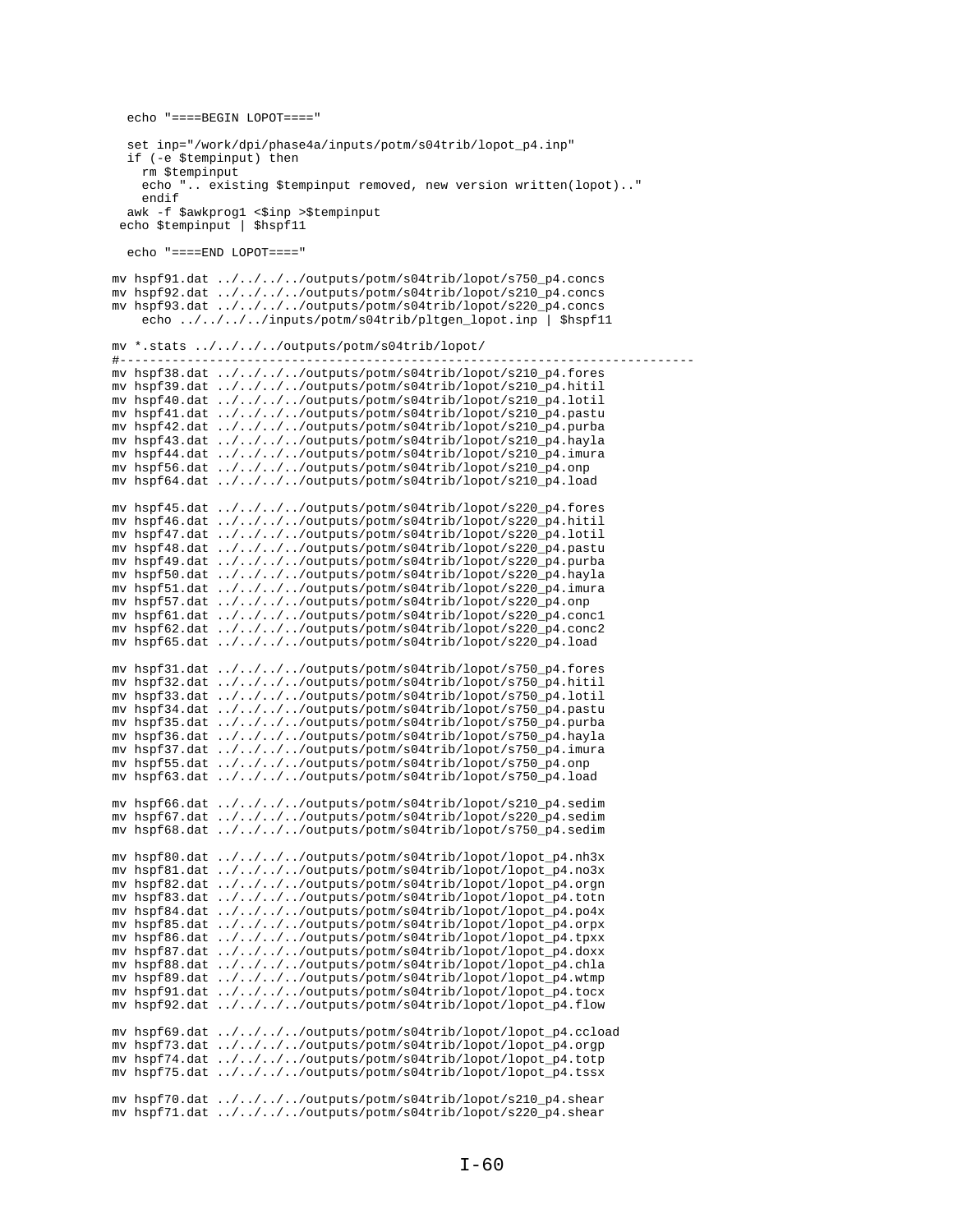```
   echo "====BEGIN LOPOT===="

   set inp="/work/dpi/phase4a/inputs/potm/s04trib/lopot_p4.inp"
   if (-e $tempinput) then
     rm $tempinput
     echo ".. existing $tempinput removed, new version written(lopot).."
     endif
   awk -f $awkprog1 <$inp >$tempinput
  echo $tempinput | $hspf11

   echo "====END LOPOT===="

mv hspf91.dat ../../../../outputs/potm/s04trib/lopot/s750_p4.concs
mv hspf92.dat ../../../../outputs/potm/s04trib/lopot/s210_p4.concs
mv hspf93.dat ../../../../outputs/potm/s04trib/lopot/s220_p4.concs
     echo ../../../../inputs/potm/s04trib/pltgen_lopot.inp | $hspf11

mv *.stats ../../../../outputs/potm/s04trib/lopot/
#---------------------------------------------------------------------------
mv hspf38.dat ../../../../outputs/potm/s04trib/lopot/s210_p4.fores
mv hspf39.dat ../../../../outputs/potm/s04trib/lopot/s210_p4.hitil
mv hspf40.dat ../../../../outputs/potm/s04trib/lopot/s210_p4.lotil
mv hspf41.dat ../../../../outputs/potm/s04trib/lopot/s210_p4.pastu
mv hspf42.dat ../../../../outputs/potm/s04trib/lopot/s210_p4.purba
mv hspf43.dat ../../../../outputs/potm/s04trib/lopot/s210_p4.hayla
mv hspf44.dat ../../../../outputs/potm/s04trib/lopot/s210_p4.imura
mv hspf56.dat ../../../../outputs/potm/s04trib/lopot/s210_p4.onp
mv hspf64.dat ../../../../outputs/potm/s04trib/lopot/s210_p4.load

mv hspf45.dat ../../../../outputs/potm/s04trib/lopot/s220_p4.fores
mv hspf46.dat ../../../../outputs/potm/s04trib/lopot/s220_p4.hitil
mv hspf47.dat ../../../../outputs/potm/s04trib/lopot/s220_p4.lotil
mv hspf48.dat ../../../../outputs/potm/s04trib/lopot/s220_p4.pastu
mv hspf49.dat ../../../../outputs/potm/s04trib/lopot/s220_p4.purba
mv hspf50.dat ../../../../outputs/potm/s04trib/lopot/s220_p4.hayla
mv hspf51.dat ../../../../outputs/potm/s04trib/lopot/s220_p4.imura
mv hspf57.dat ../../../../outputs/potm/s04trib/lopot/s220_p4.onp
mv hspf61.dat ../../../../outputs/potm/s04trib/lopot/s220_p4.conc1
mv hspf62.dat ../../../../outputs/potm/s04trib/lopot/s220_p4.conc2
mv hspf65.dat ../../../../outputs/potm/s04trib/lopot/s220_p4.load

mv hspf31.dat ../../../../outputs/potm/s04trib/lopot/s750_p4.fores
mv hspf32.dat ../../../../outputs/potm/s04trib/lopot/s750_p4.hitil
mv hspf33.dat ../../../../outputs/potm/s04trib/lopot/s750_p4.lotil
mv hspf34.dat ../../../../outputs/potm/s04trib/lopot/s750_p4.pastu
mv hspf35.dat ../../../../outputs/potm/s04trib/lopot/s750_p4.purba
mv hspf36.dat ../../../../outputs/potm/s04trib/lopot/s750_p4.hayla
mv hspf37.dat ../../../../outputs/potm/s04trib/lopot/s750_p4.imura
mv hspf55.dat ../../../../outputs/potm/s04trib/lopot/s750_p4.onp
mv hspf63.dat ../../../../outputs/potm/s04trib/lopot/s750_p4.load

mv hspf66.dat ../../../../outputs/potm/s04trib/lopot/s210_p4.sedim
mv hspf67.dat ../../../../outputs/potm/s04trib/lopot/s220_p4.sedim
mv hspf68.dat ../../../../outputs/potm/s04trib/lopot/s750_p4.sedim

mv hspf80.dat ../../../../outputs/potm/s04trib/lopot/lopot_p4.nh3x
mv hspf81.dat ../../../../outputs/potm/s04trib/lopot/lopot_p4.no3x
mv hspf82.dat ../../../../outputs/potm/s04trib/lopot/lopot_p4.orgn
mv hspf83.dat ../../../../outputs/potm/s04trib/lopot/lopot_p4.totn
mv hspf84.dat ../../../../outputs/potm/s04trib/lopot/lopot_p4.po4x
mv hspf85.dat ../../../../outputs/potm/s04trib/lopot/lopot_p4.orpx
mv hspf86.dat ../../../../outputs/potm/s04trib/lopot/lopot_p4.tpxx
mv hspf87.dat ../../../../outputs/potm/s04trib/lopot/lopot_p4.doxx
mv hspf88.dat ../../../../outputs/potm/s04trib/lopot/lopot_p4.chla
mv hspf89.dat ../../../../outputs/potm/s04trib/lopot/lopot_p4.wtmp
mv hspf91.dat ../../../../outputs/potm/s04trib/lopot/lopot_p4.tocx
mv hspf92.dat ../../../../outputs/potm/s04trib/lopot/lopot_p4.flow

mv hspf69.dat ../../../../outputs/potm/s04trib/lopot/lopot_p4.ccload
mv hspf73.dat ../../../../outputs/potm/s04trib/lopot/lopot_p4.orgp
mv hspf74.dat ../../../../outputs/potm/s04trib/lopot/lopot_p4.totp
mv hspf75.dat ../../../../outputs/potm/s04trib/lopot/lopot_p4.tssx

mv hspf70.dat ../../../../outputs/potm/s04trib/lopot/s210_p4.shear
mv hspf71.dat ../../../../outputs/potm/s04trib/lopot/s220_p4.shear
```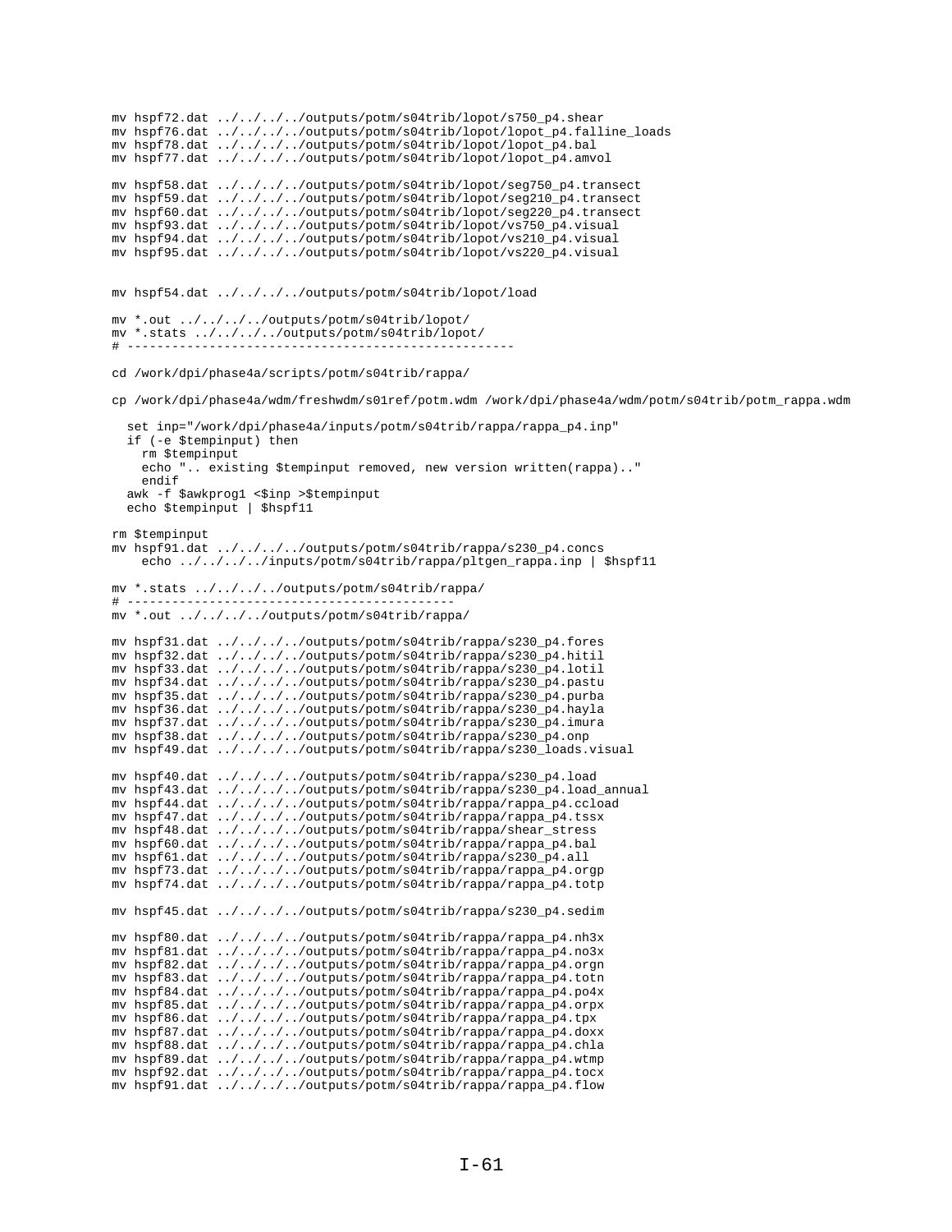```
mv hspf72.dat ../../../../outputs/potm/s04trib/lopot/s750_p4.shear
mv hspf76.dat ../../../../outputs/potm/s04trib/lopot/lopot_p4.falline_loads
mv hspf78.dat ../../../../outputs/potm/s04trib/lopot/lopot_p4.bal
mv hspf77.dat ../../../../outputs/potm/s04trib/lopot/lopot_p4.amvol

mv hspf58.dat ../../../../outputs/potm/s04trib/lopot/seg750_p4.transect
mv hspf59.dat ../../../../outputs/potm/s04trib/lopot/seg210_p4.transect
mv hspf60.dat ../../../../outputs/potm/s04trib/lopot/seg220_p4.transect
mv hspf93.dat ../../../../outputs/potm/s04trib/lopot/vs750_p4.visual
mv hspf94.dat ../../../../outputs/potm/s04trib/lopot/vs210_p4.visual
mv hspf95.dat ../../../../outputs/potm/s04trib/lopot/vs220_p4.visual


mv hspf54.dat ../../../../outputs/potm/s04trib/lopot/load

mv *.out ../../../../outputs/potm/s04trib/lopot/
mv *.stats ../../../../outputs/potm/s04trib/lopot/
# ----------------------------------------------------

cd /work/dpi/phase4a/scripts/potm/s04trib/rappa/

cp /work/dpi/phase4a/wdm/freshwdm/s01ref/potm.wdm /work/dpi/phase4a/wdm/potm/s04trib/potm_rappa.wdm

  set inp="/work/dpi/phase4a/inputs/potm/s04trib/rappa/rappa_p4.inp"
  if (-e $tempinput) then
    rm $tempinput
    echo ".. existing $tempinput removed, new version written(rappa).."
    endif
  awk -f $awkprog1 <$inp >$tempinput
  echo $tempinput | $hspf11

rm $tempinput
mv hspf91.dat ../../../../outputs/potm/s04trib/rappa/s230_p4.concs
    echo ../../../../inputs/potm/s04trib/rappa/pltgen_rappa.inp | $hspf11

mv *.stats ../../../../outputs/potm/s04trib/rappa/
# ------------------------------------------
mv *.out ../../../../outputs/potm/s04trib/rappa/

mv hspf31.dat ../../../../outputs/potm/s04trib/rappa/s230_p4.fores
mv hspf32.dat ../../../../outputs/potm/s04trib/rappa/s230_p4.hitil
mv hspf33.dat ../../../../outputs/potm/s04trib/rappa/s230_p4.lotil
mv hspf34.dat ../../../../outputs/potm/s04trib/rappa/s230_p4.pastu
mv hspf35.dat ../../../../outputs/potm/s04trib/rappa/s230_p4.purba
mv hspf36.dat ../../../../outputs/potm/s04trib/rappa/s230_p4.hayla
mv hspf37.dat ../../../../outputs/potm/s04trib/rappa/s230_p4.imura
mv hspf38.dat ../../../../outputs/potm/s04trib/rappa/s230_p4.onp
mv hspf49.dat ../../../../outputs/potm/s04trib/rappa/s230_loads.visual

mv hspf40.dat ../../../../outputs/potm/s04trib/rappa/s230_p4.load
mv hspf43.dat ../../../../outputs/potm/s04trib/rappa/s230_p4.load_annual
mv hspf44.dat ../../../../outputs/potm/s04trib/rappa/rappa_p4.ccload
mv hspf47.dat ../../../../outputs/potm/s04trib/rappa/rappa_p4.tssx
mv hspf48.dat ../../../../outputs/potm/s04trib/rappa/shear_stress
mv hspf60.dat ../../../../outputs/potm/s04trib/rappa/rappa_p4.bal
mv hspf61.dat ../../../../outputs/potm/s04trib/rappa/s230_p4.all
mv hspf73.dat ../../../../outputs/potm/s04trib/rappa/rappa_p4.orgp
mv hspf74.dat ../../../../outputs/potm/s04trib/rappa/rappa_p4.totp

mv hspf45.dat ../../../../outputs/potm/s04trib/rappa/s230_p4.sedim

mv hspf80.dat ../../../../outputs/potm/s04trib/rappa/rappa_p4.nh3x
mv hspf81.dat ../../../../outputs/potm/s04trib/rappa/rappa_p4.no3x
mv hspf82.dat ../../../../outputs/potm/s04trib/rappa/rappa_p4.orgn
mv hspf83.dat ../../../../outputs/potm/s04trib/rappa/rappa_p4.totn
mv hspf84.dat ../../../../outputs/potm/s04trib/rappa/rappa_p4.po4x
mv hspf85.dat ../../../../outputs/potm/s04trib/rappa/rappa_p4.orpx
mv hspf86.dat ../../../../outputs/potm/s04trib/rappa/rappa_p4.tpx
mv hspf87.dat ../../../../outputs/potm/s04trib/rappa/rappa_p4.doxx
mv hspf88.dat ../../../../outputs/potm/s04trib/rappa/rappa_p4.chla
mv hspf89.dat ../../../../outputs/potm/s04trib/rappa/rappa_p4.wtmp
mv hspf92.dat ../../../../outputs/potm/s04trib/rappa/rappa_p4.tocx
mv hspf91.dat ../../../../outputs/potm/s04trib/rappa/rappa_p4.flow
```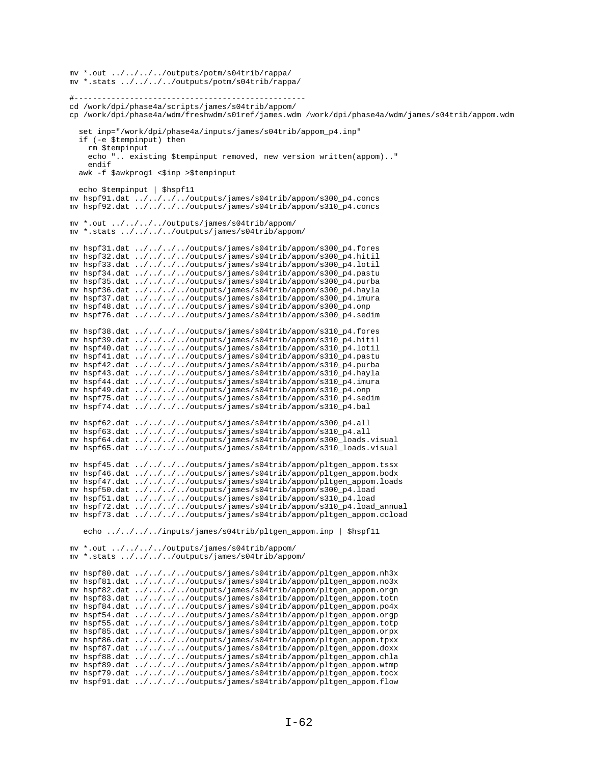```
mv *.out ../../../../outputs/potm/s04trib/rappa/
mv *.stats ../../../../outputs/potm/s04trib/rappa/

#--------------------------------------------------
cd /work/dpi/phase4a/scripts/james/s04trib/appom/
cp /work/dpi/phase4a/wdm/freshwdm/s01ref/james.wdm /work/dpi/phase4a/wdm/james/s04trib/appom.wdm

  set inp="/work/dpi/phase4a/inputs/james/s04trib/appom_p4.inp"
  if (-e $tempinput) then
    rm $tempinput
    echo ".. existing $tempinput removed, new version written(appom).."
    endif
  awk -f $awkprog1 <$inp >$tempinput

  echo $tempinput | $hspf11
mv hspf91.dat ../../../../outputs/james/s04trib/appom/s300_p4.concs
mv hspf92.dat ../../../../outputs/james/s04trib/appom/s310_p4.concs

mv *.out ../../../../outputs/james/s04trib/appom/
mv *.stats ../../../../outputs/james/s04trib/appom/

mv hspf31.dat ../../../../outputs/james/s04trib/appom/s300_p4.fores
mv hspf32.dat ../../../../outputs/james/s04trib/appom/s300_p4.hitil
mv hspf33.dat ../../../../outputs/james/s04trib/appom/s300_p4.lotil
mv hspf34.dat ../../../../outputs/james/s04trib/appom/s300_p4.pastu
mv hspf35.dat ../../../../outputs/james/s04trib/appom/s300_p4.purba
mv hspf36.dat ../../../../outputs/james/s04trib/appom/s300_p4.hayla
mv hspf37.dat ../../../../outputs/james/s04trib/appom/s300_p4.imura
mv hspf48.dat ../../../../outputs/james/s04trib/appom/s300_p4.onp
mv hspf76.dat ../../../../outputs/james/s04trib/appom/s300_p4.sedim

mv hspf38.dat ../../../../outputs/james/s04trib/appom/s310_p4.fores
mv hspf39.dat ../../../../outputs/james/s04trib/appom/s310_p4.hitil
mv hspf40.dat ../../../../outputs/james/s04trib/appom/s310_p4.lotil
mv hspf41.dat ../../../../outputs/james/s04trib/appom/s310_p4.pastu
mv hspf42.dat ../../../../outputs/james/s04trib/appom/s310_p4.purba
mv hspf43.dat ../../../../outputs/james/s04trib/appom/s310_p4.hayla
mv hspf44.dat ../../../../outputs/james/s04trib/appom/s310_p4.imura
mv hspf49.dat ../../../../outputs/james/s04trib/appom/s310_p4.onp
mv hspf75.dat ../../../../outputs/james/s04trib/appom/s310_p4.sedim
mv hspf74.dat ../../../../outputs/james/s04trib/appom/s310_p4.bal

mv hspf62.dat ../../../../outputs/james/s04trib/appom/s300_p4.all
mv hspf63.dat ../../../../outputs/james/s04trib/appom/s310_p4.all
mv hspf64.dat ../../../../outputs/james/s04trib/appom/s300_loads.visual
mv hspf65.dat ../../../../outputs/james/s04trib/appom/s310_loads.visual

mv hspf45.dat ../../../../outputs/james/s04trib/appom/pltgen_appom.tssx
mv hspf46.dat ../../../../outputs/james/s04trib/appom/pltgen_appom.bodx
mv hspf47.dat ../../../../outputs/james/s04trib/appom/pltgen_appom.loads
mv hspf50.dat ../../../../outputs/james/s04trib/appom/s300_p4.load
mv hspf51.dat ../../../../outputs/james/s04trib/appom/s310_p4.load
mv hspf72.dat ../../../../outputs/james/s04trib/appom/s310_p4.load_annual
mv hspf73.dat ../../../../outputs/james/s04trib/appom/pltgen_appom.ccload

   echo ../../../../inputs/james/s04trib/pltgen_appom.inp | $hspf11

mv *.out ../../../../outputs/james/s04trib/appom/
mv *.stats ../../../../outputs/james/s04trib/appom/

mv hspf80.dat ../../../../outputs/james/s04trib/appom/pltgen_appom.nh3x
mv hspf81.dat ../../../../outputs/james/s04trib/appom/pltgen_appom.no3x
mv hspf82.dat ../../../../outputs/james/s04trib/appom/pltgen_appom.orgn
mv hspf83.dat ../../../../outputs/james/s04trib/appom/pltgen_appom.totn
mv hspf84.dat ../../../../outputs/james/s04trib/appom/pltgen_appom.po4x
mv hspf54.dat ../../../../outputs/james/s04trib/appom/pltgen_appom.orgp
mv hspf55.dat ../../../../outputs/james/s04trib/appom/pltgen_appom.totp
mv hspf85.dat ../../../../outputs/james/s04trib/appom/pltgen_appom.orpx
mv hspf86.dat ../../../../outputs/james/s04trib/appom/pltgen_appom.tpxx
mv hspf87.dat ../../../../outputs/james/s04trib/appom/pltgen_appom.doxx
mv hspf88.dat ../../../../outputs/james/s04trib/appom/pltgen_appom.chla
mv hspf89.dat ../../../../outputs/james/s04trib/appom/pltgen_appom.wtmp
mv hspf79.dat ../../../../outputs/james/s04trib/appom/pltgen_appom.tocx
mv hspf91.dat ../../../../outputs/james/s04trib/appom/pltgen_appom.flow
```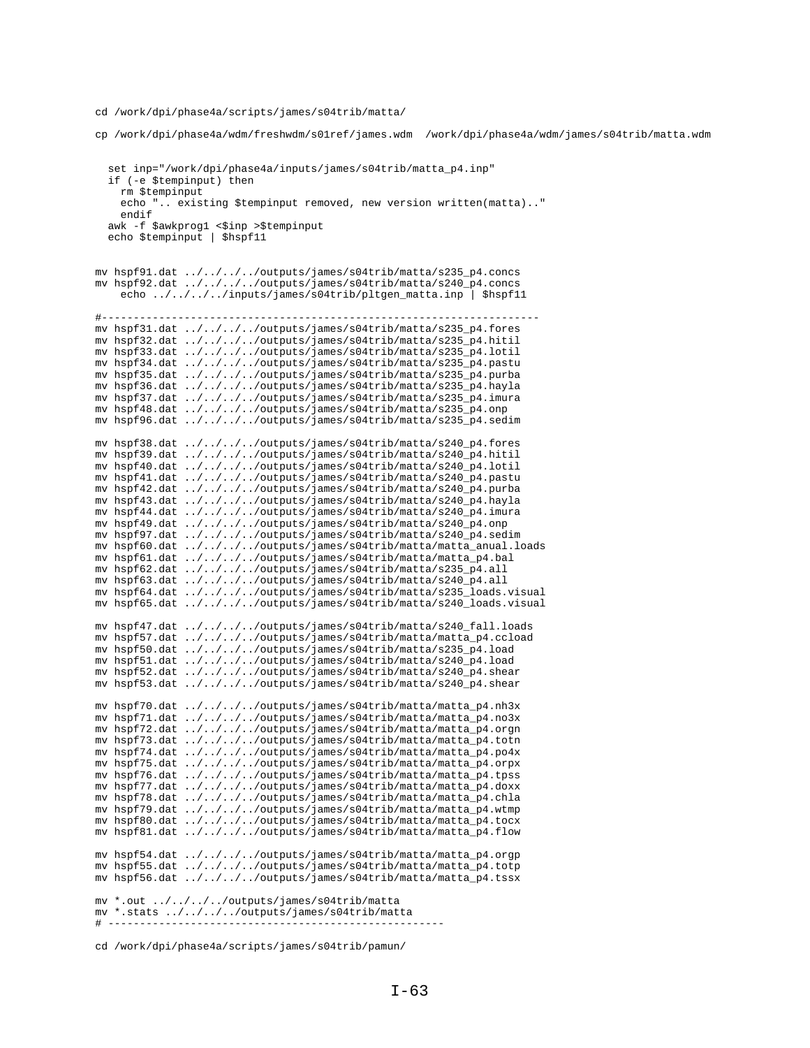```
cd /work/dpi/phase4a/scripts/james/s04trib/matta/

cp /work/dpi/phase4a/wdm/freshwdm/s01ref/james.wdm  /work/dpi/phase4a/wdm/james/s04trib/matta.wdm


  set inp="/work/dpi/phase4a/inputs/james/s04trib/matta_p4.inp"
  if (-e $tempinput) then
    rm $tempinput
    echo ".. existing $tempinput removed, new version written(matta).."
    endif
  awk -f $awkprog1 <$inp >$tempinput
  echo $tempinput | $hspf11


mv hspf91.dat ../../../../outputs/james/s04trib/matta/s235_p4.concs
mv hspf92.dat ../../../../outputs/james/s04trib/matta/s240_p4.concs
    echo ../../../../inputs/james/s04trib/pltgen_matta.inp | $hspf11

#-------------------------------------------------------------------
mv hspf31.dat ../../../../outputs/james/s04trib/matta/s235_p4.fores
mv hspf32.dat ../../../../outputs/james/s04trib/matta/s235_p4.hitil
mv hspf33.dat ../../../../outputs/james/s04trib/matta/s235_p4.lotil
mv hspf34.dat ../../../../outputs/james/s04trib/matta/s235_p4.pastu
mv hspf35.dat ../../../../outputs/james/s04trib/matta/s235_p4.purba
mv hspf36.dat ../../../../outputs/james/s04trib/matta/s235_p4.hayla
mv hspf37.dat ../../../../outputs/james/s04trib/matta/s235_p4.imura
mv hspf48.dat ../../../../outputs/james/s04trib/matta/s235_p4.onp
mv hspf96.dat ../../../../outputs/james/s04trib/matta/s235_p4.sedim

mv hspf38.dat ../../../../outputs/james/s04trib/matta/s240_p4.fores
mv hspf39.dat ../../../../outputs/james/s04trib/matta/s240_p4.hitil
mv hspf40.dat ../../../../outputs/james/s04trib/matta/s240_p4.lotil
mv hspf41.dat ../../../../outputs/james/s04trib/matta/s240_p4.pastu
mv hspf42.dat ../../../../outputs/james/s04trib/matta/s240_p4.purba
mv hspf43.dat ../../../../outputs/james/s04trib/matta/s240_p4.hayla
mv hspf44.dat ../../../../outputs/james/s04trib/matta/s240_p4.imura
mv hspf49.dat ../../../../outputs/james/s04trib/matta/s240_p4.onp
mv hspf97.dat ../../../../outputs/james/s04trib/matta/s240_p4.sedim
mv hspf60.dat ../../../../outputs/james/s04trib/matta/matta_anual.loads
mv hspf61.dat ../../../../outputs/james/s04trib/matta/matta_p4.bal
mv hspf62.dat ../../../../outputs/james/s04trib/matta/s235_p4.all
mv hspf63.dat ../../../../outputs/james/s04trib/matta/s240_p4.all
mv hspf64.dat ../../../../outputs/james/s04trib/matta/s235_loads.visual
mv hspf65.dat ../../../../outputs/james/s04trib/matta/s240_loads.visual

mv hspf47.dat ../../../../outputs/james/s04trib/matta/s240_fall.loads
mv hspf57.dat ../../../../outputs/james/s04trib/matta/matta_p4.ccload
mv hspf50.dat ../../../../outputs/james/s04trib/matta/s235_p4.load
mv hspf51.dat ../../../../outputs/james/s04trib/matta/s240_p4.load
mv hspf52.dat ../../../../outputs/james/s04trib/matta/s240_p4.shear
mv hspf53.dat ../../../../outputs/james/s04trib/matta/s240_p4.shear

mv hspf70.dat ../../../../outputs/james/s04trib/matta/matta_p4.nh3x
mv hspf71.dat ../../../../outputs/james/s04trib/matta/matta_p4.no3x
mv hspf72.dat ../../../../outputs/james/s04trib/matta/matta_p4.orgn
mv hspf73.dat ../../../../outputs/james/s04trib/matta/matta_p4.totn
mv hspf74.dat ../../../../outputs/james/s04trib/matta/matta_p4.po4x
mv hspf75.dat ../../../../outputs/james/s04trib/matta/matta_p4.orpx
mv hspf76.dat ../../../../outputs/james/s04trib/matta/matta_p4.tpss
mv hspf77.dat ../../../../outputs/james/s04trib/matta/matta_p4.doxx
mv hspf78.dat ../../../../outputs/james/s04trib/matta/matta_p4.chla
mv hspf79.dat ../../../../outputs/james/s04trib/matta/matta_p4.wtmp
mv hspf80.dat ../../../../outputs/james/s04trib/matta/matta_p4.tocx
mv hspf81.dat ../../../../outputs/james/s04trib/matta/matta_p4.flow

mv hspf54.dat ../../../../outputs/james/s04trib/matta/matta_p4.orgp
mv hspf55.dat ../../../../outputs/james/s04trib/matta/matta_p4.totp
mv hspf56.dat ../../../../outputs/james/s04trib/matta/matta_p4.tssx

mv *.out ../../../../outputs/james/s04trib/matta
mv *.stats ../../../../outputs/james/s04trib/matta
# ----------------------------------------------------

cd /work/dpi/phase4a/scripts/james/s04trib/pamun/
```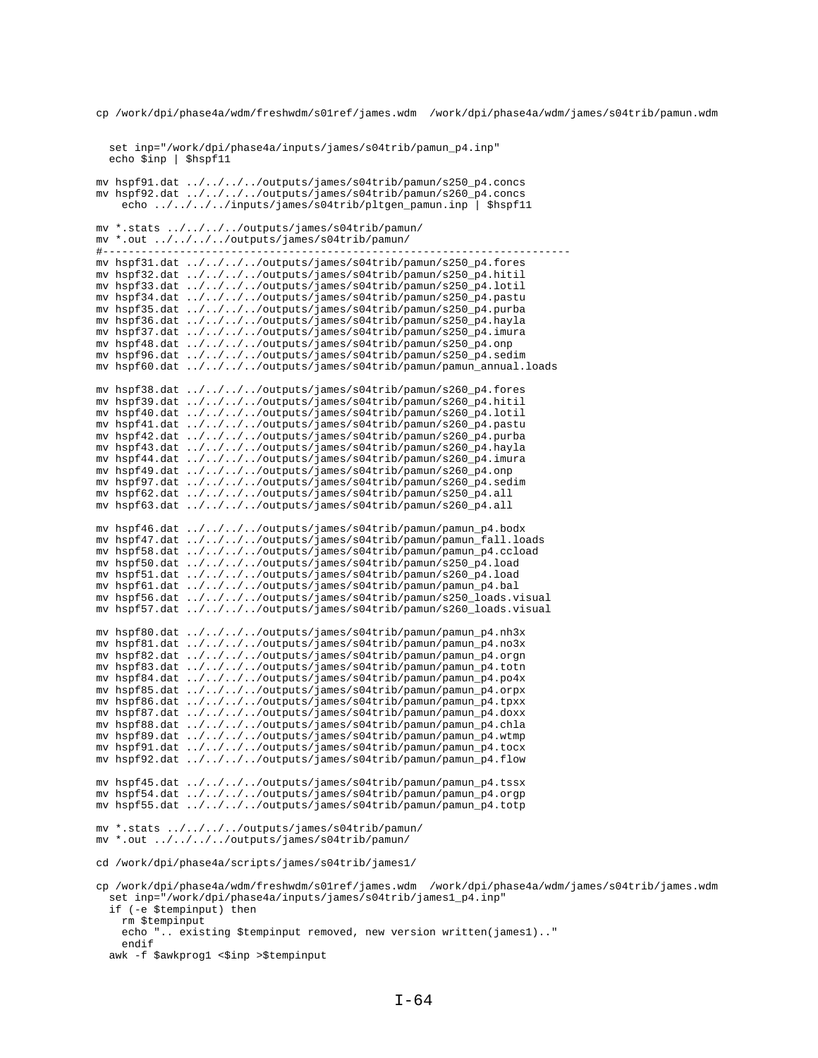```
cp /work/dpi/phase4a/wdm/freshwdm/s01ref/james.wdm  /work/dpi/phase4a/wdm/james/s04trib/pamun.wdm


  set inp="/work/dpi/phase4a/inputs/james/s04trib/pamun_p4.inp"
  echo $inp | $hspf11

mv hspf91.dat ../../../../outputs/james/s04trib/pamun/s250_p4.concs
mv hspf92.dat ../../../../outputs/james/s04trib/pamun/s260_p4.concs
    echo ../../../../inputs/james/s04trib/pltgen_pamun.inp | $hspf11

mv *.stats ../../../../outputs/james/s04trib/pamun/
mv *.out ../../../../outputs/james/s04trib/pamun/
#-----------------------------------------------------------------------
mv hspf31.dat ../../../../outputs/james/s04trib/pamun/s250_p4.fores
mv hspf32.dat ../../../../outputs/james/s04trib/pamun/s250_p4.hitil
mv hspf33.dat ../../../../outputs/james/s04trib/pamun/s250_p4.lotil
mv hspf34.dat ../../../../outputs/james/s04trib/pamun/s250_p4.pastu
mv hspf35.dat ../../../../outputs/james/s04trib/pamun/s250_p4.purba
mv hspf36.dat ../../../../outputs/james/s04trib/pamun/s250_p4.hayla
mv hspf37.dat ../../../../outputs/james/s04trib/pamun/s250_p4.imura
mv hspf48.dat ../../../../outputs/james/s04trib/pamun/s250_p4.onp
mv hspf96.dat ../../../../outputs/james/s04trib/pamun/s250_p4.sedim
mv hspf60.dat ../../../../outputs/james/s04trib/pamun/pamun_annual.loads

mv hspf38.dat ../../../../outputs/james/s04trib/pamun/s260_p4.fores
mv hspf39.dat ../../../../outputs/james/s04trib/pamun/s260_p4.hitil
mv hspf40.dat ../../../../outputs/james/s04trib/pamun/s260_p4.lotil
mv hspf41.dat ../../../../outputs/james/s04trib/pamun/s260_p4.pastu
mv hspf42.dat ../../../../outputs/james/s04trib/pamun/s260_p4.purba
mv hspf43.dat ../../../../outputs/james/s04trib/pamun/s260_p4.hayla
mv hspf44.dat ../../../../outputs/james/s04trib/pamun/s260_p4.imura
mv hspf49.dat ../../../../outputs/james/s04trib/pamun/s260_p4.onp
mv hspf97.dat ../../../../outputs/james/s04trib/pamun/s260_p4.sedim
mv hspf62.dat ../../../../outputs/james/s04trib/pamun/s250_p4.all
mv hspf63.dat ../../../../outputs/james/s04trib/pamun/s260_p4.all

mv hspf46.dat ../../../../outputs/james/s04trib/pamun/pamun_p4.bodx
mv hspf47.dat ../../../../outputs/james/s04trib/pamun/pamun_fall.loads
mv hspf58.dat ../../../../outputs/james/s04trib/pamun/pamun_p4.ccload
mv hspf50.dat ../../../../outputs/james/s04trib/pamun/s250_p4.load
mv hspf51.dat ../../../../outputs/james/s04trib/pamun/s260_p4.load
mv hspf61.dat ../../../../outputs/james/s04trib/pamun/pamun_p4.bal
mv hspf56.dat ../../../../outputs/james/s04trib/pamun/s250_loads.visual
mv hspf57.dat ../../../../outputs/james/s04trib/pamun/s260_loads.visual

mv hspf80.dat ../../../../outputs/james/s04trib/pamun/pamun_p4.nh3x
mv hspf81.dat ../../../../outputs/james/s04trib/pamun/pamun_p4.no3x
mv hspf82.dat ../../../../outputs/james/s04trib/pamun/pamun_p4.orgn
mv hspf83.dat ../../../../outputs/james/s04trib/pamun/pamun_p4.totn
mv hspf84.dat ../../../../outputs/james/s04trib/pamun/pamun_p4.po4x
mv hspf85.dat ../../../../outputs/james/s04trib/pamun/pamun_p4.orpx
mv hspf86.dat ../../../../outputs/james/s04trib/pamun/pamun_p4.tpxx
mv hspf87.dat ../../../../outputs/james/s04trib/pamun/pamun_p4.doxx
mv hspf88.dat ../../../../outputs/james/s04trib/pamun/pamun_p4.chla
mv hspf89.dat ../../../../outputs/james/s04trib/pamun/pamun_p4.wtmp
mv hspf91.dat ../../../../outputs/james/s04trib/pamun/pamun_p4.tocx
mv hspf92.dat ../../../../outputs/james/s04trib/pamun/pamun_p4.flow

mv hspf45.dat ../../../../outputs/james/s04trib/pamun/pamun_p4.tssx
mv hspf54.dat ../../../../outputs/james/s04trib/pamun/pamun_p4.orgp
mv hspf55.dat ../../../../outputs/james/s04trib/pamun/pamun_p4.totp

mv *.stats ../../../../outputs/james/s04trib/pamun/
mv *.out ../../../../outputs/james/s04trib/pamun/

cd /work/dpi/phase4a/scripts/james/s04trib/james1/

cp /work/dpi/phase4a/wdm/freshwdm/s01ref/james.wdm  /work/dpi/phase4a/wdm/james/s04trib/james.wdm
  set inp="/work/dpi/phase4a/inputs/james/s04trib/james1_p4.inp"
  if (-e $tempinput) then
    rm $tempinput
    echo ".. existing $tempinput removed, new version written(james1).."
    endif
  awk -f $awkprog1 <$inp >$tempinput
```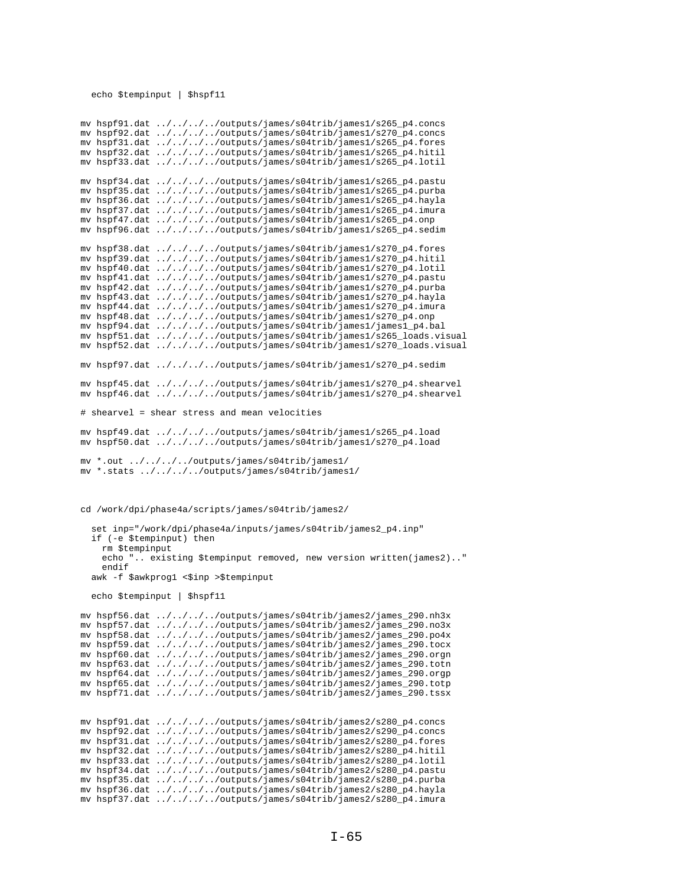```
  echo $tempinput | $hspf11


mv hspf91.dat ../../../../outputs/james/s04trib/james1/s265_p4.concs
mv hspf92.dat ../../../../outputs/james/s04trib/james1/s270_p4.concs
mv hspf31.dat ../../../../outputs/james/s04trib/james1/s265_p4.fores
mv hspf32.dat ../../../../outputs/james/s04trib/james1/s265_p4.hitil
mv hspf33.dat ../../../../outputs/james/s04trib/james1/s265_p4.lotil

mv hspf34.dat ../../../../outputs/james/s04trib/james1/s265_p4.pastu
mv hspf35.dat ../../../../outputs/james/s04trib/james1/s265_p4.purba
mv hspf36.dat ../../../../outputs/james/s04trib/james1/s265_p4.hayla
mv hspf37.dat ../../../../outputs/james/s04trib/james1/s265_p4.imura
mv hspf47.dat ../../../../outputs/james/s04trib/james1/s265_p4.onp
mv hspf96.dat ../../../../outputs/james/s04trib/james1/s265_p4.sedim

mv hspf38.dat ../../../../outputs/james/s04trib/james1/s270_p4.fores
mv hspf39.dat ../../../../outputs/james/s04trib/james1/s270_p4.hitil
mv hspf40.dat ../../../../outputs/james/s04trib/james1/s270_p4.lotil
mv hspf41.dat ../../../../outputs/james/s04trib/james1/s270_p4.pastu
mv hspf42.dat ../../../../outputs/james/s04trib/james1/s270_p4.purba
mv hspf43.dat ../../../../outputs/james/s04trib/james1/s270_p4.hayla
mv hspf44.dat ../../../../outputs/james/s04trib/james1/s270_p4.imura
mv hspf48.dat ../../../../outputs/james/s04trib/james1/s270_p4.onp
mv hspf94.dat ../../../../outputs/james/s04trib/james1/james1_p4.bal
mv hspf51.dat ../../../../outputs/james/s04trib/james1/s265_loads.visual
mv hspf52.dat ../../../../outputs/james/s04trib/james1/s270_loads.visual

mv hspf97.dat ../../../../outputs/james/s04trib/james1/s270_p4.sedim

mv hspf45.dat ../../../../outputs/james/s04trib/james1/s270_p4.shearvel
mv hspf46.dat ../../../../outputs/james/s04trib/james1/s270_p4.shearvel

# shearvel = shear stress and mean velocities

mv hspf49.dat ../../../../outputs/james/s04trib/james1/s265_p4.load
mv hspf50.dat ../../../../outputs/james/s04trib/james1/s270_p4.load

mv *.out ../../../../outputs/james/s04trib/james1/
mv *.stats ../../../../outputs/james/s04trib/james1/



cd /work/dpi/phase4a/scripts/james/s04trib/james2/

  set inp="/work/dpi/phase4a/inputs/james/s04trib/james2_p4.inp"
  if (-e $tempinput) then
    rm $tempinput
    echo ".. existing $tempinput removed, new version written(james2).."
    endif
  awk -f $awkprog1 <$inp >$tempinput

  echo $tempinput | $hspf11

mv hspf56.dat ../../../../outputs/james/s04trib/james2/james_290.nh3x
mv hspf57.dat ../../../../outputs/james/s04trib/james2/james_290.no3x
mv hspf58.dat ../../../../outputs/james/s04trib/james2/james_290.po4x
mv hspf59.dat ../../../../outputs/james/s04trib/james2/james_290.tocx
mv hspf60.dat ../../../../outputs/james/s04trib/james2/james_290.orgn
mv hspf63.dat ../../../../outputs/james/s04trib/james2/james_290.totn
mv hspf64.dat ../../../../outputs/james/s04trib/james2/james_290.orgp
mv hspf65.dat ../../../../outputs/james/s04trib/james2/james_290.totp
mv hspf71.dat ../../../../outputs/james/s04trib/james2/james_290.tssx


mv hspf91.dat ../../../../outputs/james/s04trib/james2/s280_p4.concs
mv hspf92.dat ../../../../outputs/james/s04trib/james2/s290_p4.concs
mv hspf31.dat ../../../../outputs/james/s04trib/james2/s280_p4.fores
mv hspf32.dat ../../../../outputs/james/s04trib/james2/s280_p4.hitil
mv hspf33.dat ../../../../outputs/james/s04trib/james2/s280_p4.lotil
mv hspf34.dat ../../../../outputs/james/s04trib/james2/s280_p4.pastu
mv hspf35.dat ../../../../outputs/james/s04trib/james2/s280_p4.purba
mv hspf36.dat ../../../../outputs/james/s04trib/james2/s280_p4.hayla
mv hspf37.dat ../../../../outputs/james/s04trib/james2/s280_p4.imura
```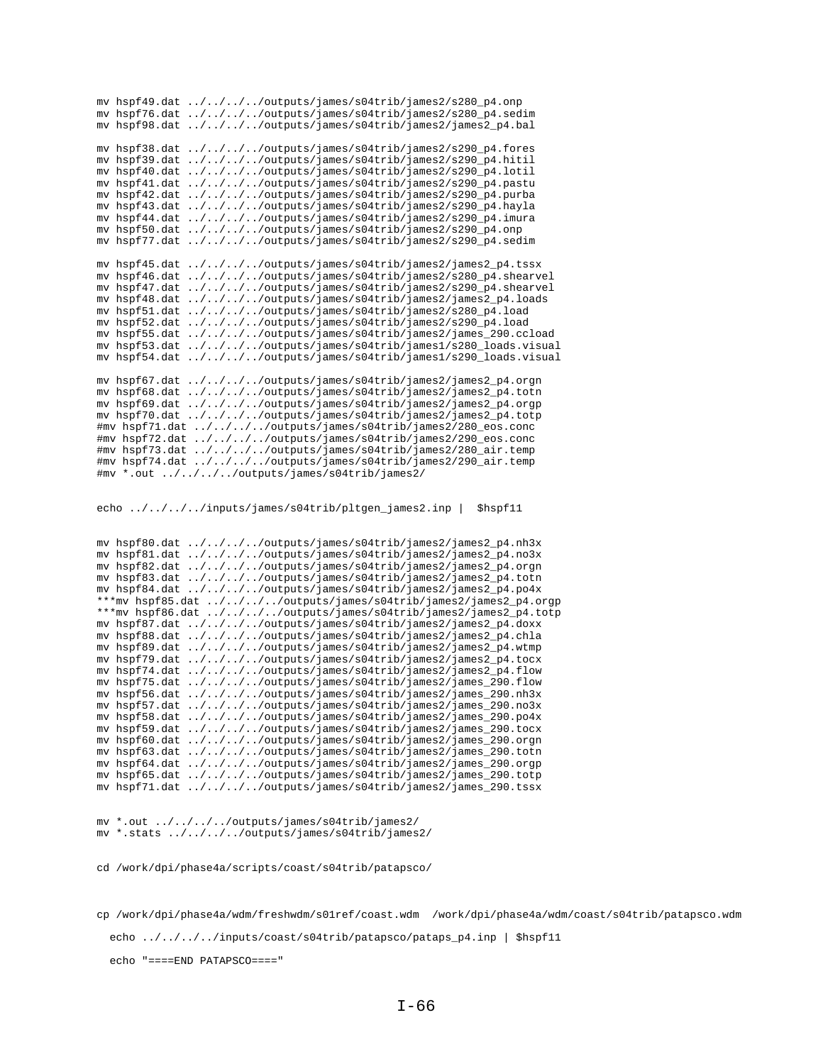```
mv hspf49.dat ../../../../outputs/james/s04trib/james2/s280_p4.onp
mv hspf76.dat ../../../../outputs/james/s04trib/james2/s280_p4.sedim
mv hspf98.dat ../../../../outputs/james/s04trib/james2/james2_p4.bal

mv hspf38.dat ../../../../outputs/james/s04trib/james2/s290_p4.fores
mv hspf39.dat ../../../../outputs/james/s04trib/james2/s290_p4.hitil
mv hspf40.dat ../../../../outputs/james/s04trib/james2/s290_p4.lotil
mv hspf41.dat ../../../../outputs/james/s04trib/james2/s290_p4.pastu
mv hspf42.dat ../../../../outputs/james/s04trib/james2/s290_p4.purba
mv hspf43.dat ../../../../outputs/james/s04trib/james2/s290_p4.hayla
mv hspf44.dat ../../../../outputs/james/s04trib/james2/s290_p4.imura
mv hspf50.dat ../../../../outputs/james/s04trib/james2/s290_p4.onp
mv hspf77.dat ../../../../outputs/james/s04trib/james2/s290_p4.sedim

mv hspf45.dat ../../../../outputs/james/s04trib/james2/james2_p4.tssx
mv hspf46.dat ../../../../outputs/james/s04trib/james2/s280_p4.shearvel
mv hspf47.dat ../../../../outputs/james/s04trib/james2/s290_p4.shearvel
mv hspf48.dat ../../../../outputs/james/s04trib/james2/james2_p4.loads
mv hspf51.dat ../../../../outputs/james/s04trib/james2/s280_p4.load
mv hspf52.dat ../../../../outputs/james/s04trib/james2/s290_p4.load
mv hspf55.dat ../../../../outputs/james/s04trib/james2/james_290.ccload
mv hspf53.dat ../../../../outputs/james/s04trib/james1/s280_loads.visual
mv hspf54.dat ../../../../outputs/james/s04trib/james1/s290_loads.visual

mv hspf67.dat ../../../../outputs/james/s04trib/james2/james2_p4.orgn
mv hspf68.dat ../../../../outputs/james/s04trib/james2/james2_p4.totn
mv hspf69.dat ../../../../outputs/james/s04trib/james2/james2_p4.orgp
mv hspf70.dat ../../../../outputs/james/s04trib/james2/james2_p4.totp
#mv hspf71.dat ../../../../outputs/james/s04trib/james2/280_eos.conc
#mv hspf72.dat ../../../../outputs/james/s04trib/james2/290_eos.conc
#mv hspf73.dat ../../../../outputs/james/s04trib/james2/280_air.temp
#mv hspf74.dat ../../../../outputs/james/s04trib/james2/290_air.temp
#mv *.out ../../../../outputs/james/s04trib/james2/


echo ../../../../inputs/james/s04trib/pltgen_james2.inp |  $hspf11


mv hspf80.dat ../../../../outputs/james/s04trib/james2/james2_p4.nh3x
mv hspf81.dat ../../../../outputs/james/s04trib/james2/james2_p4.no3x
mv hspf82.dat ../../../../outputs/james/s04trib/james2/james2_p4.orgn
mv hspf83.dat ../../../../outputs/james/s04trib/james2/james2_p4.totn
mv hspf84.dat ../../../../outputs/james/s04trib/james2/james2_p4.po4x
***mv hspf85.dat ../../../../outputs/james/s04trib/james2/james2_p4.orgp
***mv hspf86.dat ../../../../outputs/james/s04trib/james2/james2_p4.totp
mv hspf87.dat ../../../../outputs/james/s04trib/james2/james2_p4.doxx
mv hspf88.dat ../../../../outputs/james/s04trib/james2/james2_p4.chla
mv hspf89.dat ../../../../outputs/james/s04trib/james2/james2_p4.wtmp
mv hspf79.dat ../../../../outputs/james/s04trib/james2/james2_p4.tocx
mv hspf74.dat ../../../../outputs/james/s04trib/james2/james2_p4.flow
mv hspf75.dat ../../../../outputs/james/s04trib/james2/james_290.flow
mv hspf56.dat ../../../../outputs/james/s04trib/james2/james_290.nh3x
mv hspf57.dat ../../../../outputs/james/s04trib/james2/james_290.no3x
mv hspf58.dat ../../../../outputs/james/s04trib/james2/james_290.po4x
mv hspf59.dat ../../../../outputs/james/s04trib/james2/james_290.tocx
mv hspf60.dat ../../../../outputs/james/s04trib/james2/james_290.orgn
mv hspf63.dat ../../../../outputs/james/s04trib/james2/james_290.totn
mv hspf64.dat ../../../../outputs/james/s04trib/james2/james_290.orgp
mv hspf65.dat ../../../../outputs/james/s04trib/james2/james_290.totp
mv hspf71.dat ../../../../outputs/james/s04trib/james2/james_290.tssx


mv *.out ../../../../outputs/james/s04trib/james2/
mv *.stats ../../../../outputs/james/s04trib/james2/


cd /work/dpi/phase4a/scripts/coast/s04trib/patapsco/



cp /work/dpi/phase4a/wdm/freshwdm/s01ref/coast.wdm  /work/dpi/phase4a/wdm/coast/s04trib/patapsco.wdm

  echo ../../../../inputs/coast/s04trib/patapsco/pataps_p4.inp | $hspf11

  echo "====END PATAPSCO===="
```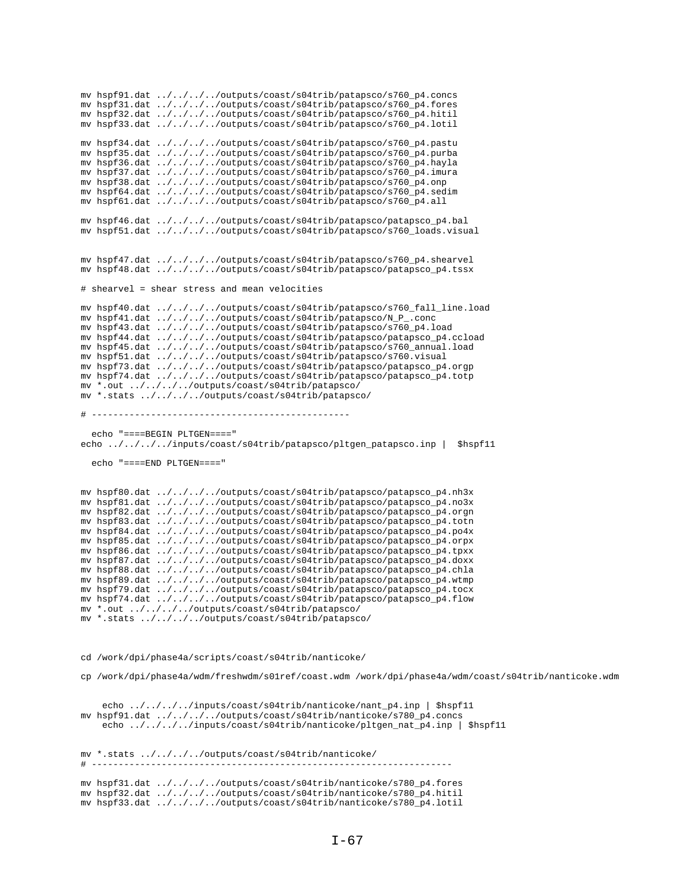```
mv hspf91.dat ../../../../outputs/coast/s04trib/patapsco/s760_p4.concs
mv hspf31.dat ../../../../outputs/coast/s04trib/patapsco/s760_p4.fores
mv hspf32.dat ../../../../outputs/coast/s04trib/patapsco/s760_p4.hitil
mv hspf33.dat ../../../../outputs/coast/s04trib/patapsco/s760_p4.lotil

mv hspf34.dat ../../../../outputs/coast/s04trib/patapsco/s760_p4.pastu
mv hspf35.dat ../../../../outputs/coast/s04trib/patapsco/s760_p4.purba
mv hspf36.dat ../../../../outputs/coast/s04trib/patapsco/s760_p4.hayla
mv hspf37.dat ../../../../outputs/coast/s04trib/patapsco/s760_p4.imura
mv hspf38.dat ../../../../outputs/coast/s04trib/patapsco/s760_p4.onp
mv hspf64.dat ../../../../outputs/coast/s04trib/patapsco/s760_p4.sedim
mv hspf61.dat ../../../../outputs/coast/s04trib/patapsco/s760_p4.all

mv hspf46.dat ../../../../outputs/coast/s04trib/patapsco/patapsco_p4.bal
mv hspf51.dat ../../../../outputs/coast/s04trib/patapsco/s760_loads.visual


mv hspf47.dat ../../../../outputs/coast/s04trib/patapsco/s760_p4.shearvel
mv hspf48.dat ../../../../outputs/coast/s04trib/patapsco/patapsco_p4.tssx

# shearvel = shear stress and mean velocities

mv hspf40.dat ../../../../outputs/coast/s04trib/patapsco/s760_fall_line.load
mv hspf41.dat ../../../../outputs/coast/s04trib/patapsco/N_P_.conc
mv hspf43.dat ../../../../outputs/coast/s04trib/patapsco/s760_p4.load
mv hspf44.dat ../../../../outputs/coast/s04trib/patapsco/patapsco_p4.ccload
mv hspf45.dat ../../../../outputs/coast/s04trib/patapsco/s760_annual.load
mv hspf51.dat ../../../../outputs/coast/s04trib/patapsco/s760.visual
mv hspf73.dat ../../../../outputs/coast/s04trib/patapsco/patapsco_p4.orgp
mv hspf74.dat ../../../../outputs/coast/s04trib/patapsco/patapsco_p4.totp
mv *.out ../../../../outputs/coast/s04trib/patapsco/
mv *.stats ../../../../outputs/coast/s04trib/patapsco/

# -------------------------------------------------

  echo "====BEGIN PLTGEN===="
echo ../../../../inputs/coast/s04trib/patapsco/pltgen_patapsco.inp |  $hspf11

  echo "====END PLTGEN===="


mv hspf80.dat ../../../../outputs/coast/s04trib/patapsco/patapsco_p4.nh3x
mv hspf81.dat ../../../../outputs/coast/s04trib/patapsco/patapsco_p4.no3x
mv hspf82.dat ../../../../outputs/coast/s04trib/patapsco/patapsco_p4.orgn
mv hspf83.dat ../../../../outputs/coast/s04trib/patapsco/patapsco_p4.totn
mv hspf84.dat ../../../../outputs/coast/s04trib/patapsco/patapsco_p4.po4x
mv hspf85.dat ../../../../outputs/coast/s04trib/patapsco/patapsco_p4.orpx
mv hspf86.dat ../../../../outputs/coast/s04trib/patapsco/patapsco_p4.tpxx
mv hspf87.dat ../../../../outputs/coast/s04trib/patapsco/patapsco_p4.doxx
mv hspf88.dat ../../../../outputs/coast/s04trib/patapsco/patapsco_p4.chla
mv hspf89.dat ../../../../outputs/coast/s04trib/patapsco/patapsco_p4.wtmp
mv hspf79.dat ../../../../outputs/coast/s04trib/patapsco/patapsco_p4.tocx
mv hspf74.dat ../../../../outputs/coast/s04trib/patapsco/patapsco_p4.flow
mv *.out ../../../../outputs/coast/s04trib/patapsco/
mv *.stats ../../../../outputs/coast/s04trib/patapsco/



cd /work/dpi/phase4a/scripts/coast/s04trib/nanticoke/

cp /work/dpi/phase4a/wdm/freshwdm/s01ref/coast.wdm /work/dpi/phase4a/wdm/coast/s04trib/nanticoke.wdm


    echo ../../../../inputs/coast/s04trib/nanticoke/nant_p4.inp | $hspf11
mv hspf91.dat ../../../../outputs/coast/s04trib/nanticoke/s780_p4.concs
    echo ../../../../inputs/coast/s04trib/nanticoke/pltgen_nat_p4.inp | $hspf11


mv *.stats ../../../../outputs/coast/s04trib/nanticoke/
# -----------------------------------------------------------------

mv hspf31.dat ../../../../outputs/coast/s04trib/nanticoke/s780_p4.fores
mv hspf32.dat ../../../../outputs/coast/s04trib/nanticoke/s780_p4.hitil
mv hspf33.dat ../../../../outputs/coast/s04trib/nanticoke/s780_p4.lotil
```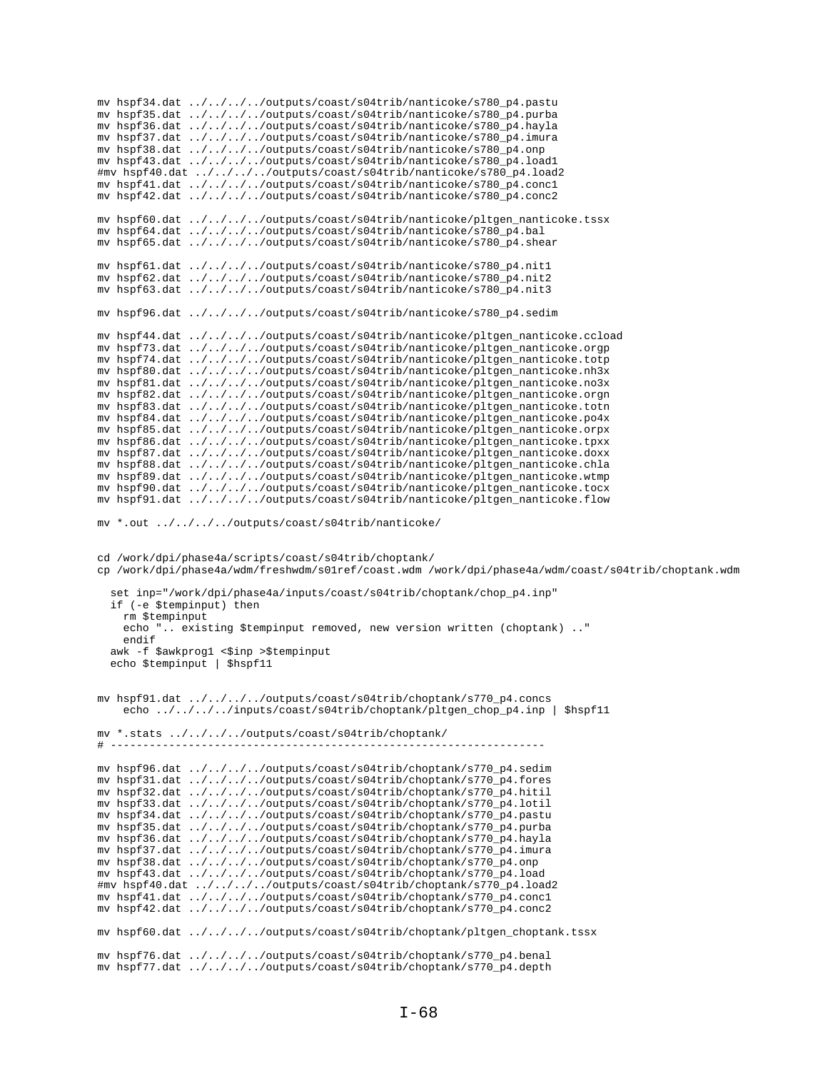```
mv hspf34.dat ../../../../outputs/coast/s04trib/nanticoke/s780_p4.pastu
mv hspf35.dat ../../../../outputs/coast/s04trib/nanticoke/s780_p4.purba
mv hspf36.dat ../../../../outputs/coast/s04trib/nanticoke/s780_p4.hayla
mv hspf37.dat ../../../../outputs/coast/s04trib/nanticoke/s780_p4.imura
mv hspf38.dat ../../../../outputs/coast/s04trib/nanticoke/s780_p4.onp
mv hspf43.dat ../../../../outputs/coast/s04trib/nanticoke/s780_p4.load1
#mv hspf40.dat ../../../../outputs/coast/s04trib/nanticoke/s780_p4.load2
mv hspf41.dat ../../../../outputs/coast/s04trib/nanticoke/s780_p4.conc1
mv hspf42.dat ../../../../outputs/coast/s04trib/nanticoke/s780_p4.conc2

mv hspf60.dat ../../../../outputs/coast/s04trib/nanticoke/pltgen_nanticoke.tssx
mv hspf64.dat ../../../../outputs/coast/s04trib/nanticoke/s780_p4.bal
mv hspf65.dat ../../../../outputs/coast/s04trib/nanticoke/s780_p4.shear

mv hspf61.dat ../../../../outputs/coast/s04trib/nanticoke/s780_p4.nit1
mv hspf62.dat ../../../../outputs/coast/s04trib/nanticoke/s780_p4.nit2
mv hspf63.dat ../../../../outputs/coast/s04trib/nanticoke/s780_p4.nit3

mv hspf96.dat ../../../../outputs/coast/s04trib/nanticoke/s780_p4.sedim

mv hspf44.dat ../../../../outputs/coast/s04trib/nanticoke/pltgen_nanticoke.ccload
mv hspf73.dat ../../../../outputs/coast/s04trib/nanticoke/pltgen_nanticoke.orgp
mv hspf74.dat ../../../../outputs/coast/s04trib/nanticoke/pltgen_nanticoke.totp
mv hspf80.dat ../../../../outputs/coast/s04trib/nanticoke/pltgen_nanticoke.nh3x
mv hspf81.dat ../../../../outputs/coast/s04trib/nanticoke/pltgen_nanticoke.no3x
mv hspf82.dat ../../../../outputs/coast/s04trib/nanticoke/pltgen_nanticoke.orgn
mv hspf83.dat ../../../../outputs/coast/s04trib/nanticoke/pltgen_nanticoke.totn
mv hspf84.dat ../../../../outputs/coast/s04trib/nanticoke/pltgen_nanticoke.po4x
mv hspf85.dat ../../../../outputs/coast/s04trib/nanticoke/pltgen_nanticoke.orpx
mv hspf86.dat ../../../../outputs/coast/s04trib/nanticoke/pltgen_nanticoke.tpxx
mv hspf87.dat ../../../../outputs/coast/s04trib/nanticoke/pltgen_nanticoke.doxx
mv hspf88.dat ../../../../outputs/coast/s04trib/nanticoke/pltgen_nanticoke.chla
mv hspf89.dat ../../../../outputs/coast/s04trib/nanticoke/pltgen_nanticoke.wtmp
mv hspf90.dat ../../../../outputs/coast/s04trib/nanticoke/pltgen_nanticoke.tocx
mv hspf91.dat ../../../../outputs/coast/s04trib/nanticoke/pltgen_nanticoke.flow

mv *.out ../../../../outputs/coast/s04trib/nanticoke/


cd /work/dpi/phase4a/scripts/coast/s04trib/choptank/
cp /work/dpi/phase4a/wdm/freshwdm/s01ref/coast.wdm /work/dpi/phase4a/wdm/coast/s04trib/choptank.wdm

  set inp="/work/dpi/phase4a/inputs/coast/s04trib/choptank/chop_p4.inp"
  if (-e $tempinput) then
    rm $tempinput
    echo ".. existing $tempinput removed, new version written (choptank) .."
    endif
  awk -f $awkprog1 <$inp >$tempinput
  echo $tempinput | $hspf11


mv hspf91.dat ../../../../outputs/coast/s04trib/choptank/s770_p4.concs
    echo ../../../../inputs/coast/s04trib/choptank/pltgen_chop_p4.inp | $hspf11

mv *.stats ../../../../outputs/coast/s04trib/choptank/
# -------------------------------------------------------------------

mv hspf96.dat ../../../../outputs/coast/s04trib/choptank/s770_p4.sedim
mv hspf31.dat ../../../../outputs/coast/s04trib/choptank/s770_p4.fores
mv hspf32.dat ../../../../outputs/coast/s04trib/choptank/s770_p4.hitil
mv hspf33.dat ../../../../outputs/coast/s04trib/choptank/s770_p4.lotil
mv hspf34.dat ../../../../outputs/coast/s04trib/choptank/s770_p4.pastu
mv hspf35.dat ../../../../outputs/coast/s04trib/choptank/s770_p4.purba
mv hspf36.dat ../../../../outputs/coast/s04trib/choptank/s770_p4.hayla
mv hspf37.dat ../../../../outputs/coast/s04trib/choptank/s770_p4.imura
mv hspf38.dat ../../../../outputs/coast/s04trib/choptank/s770_p4.onp
mv hspf43.dat ../../../../outputs/coast/s04trib/choptank/s770_p4.load
#mv hspf40.dat ../../../../outputs/coast/s04trib/choptank/s770_p4.load2
mv hspf41.dat ../../../../outputs/coast/s04trib/choptank/s770_p4.conc1
mv hspf42.dat ../../../../outputs/coast/s04trib/choptank/s770_p4.conc2

mv hspf60.dat ../../../../outputs/coast/s04trib/choptank/pltgen_choptank.tssx

mv hspf76.dat ../../../../outputs/coast/s04trib/choptank/s770_p4.benal
mv hspf77.dat ../../../../outputs/coast/s04trib/choptank/s770_p4.depth
```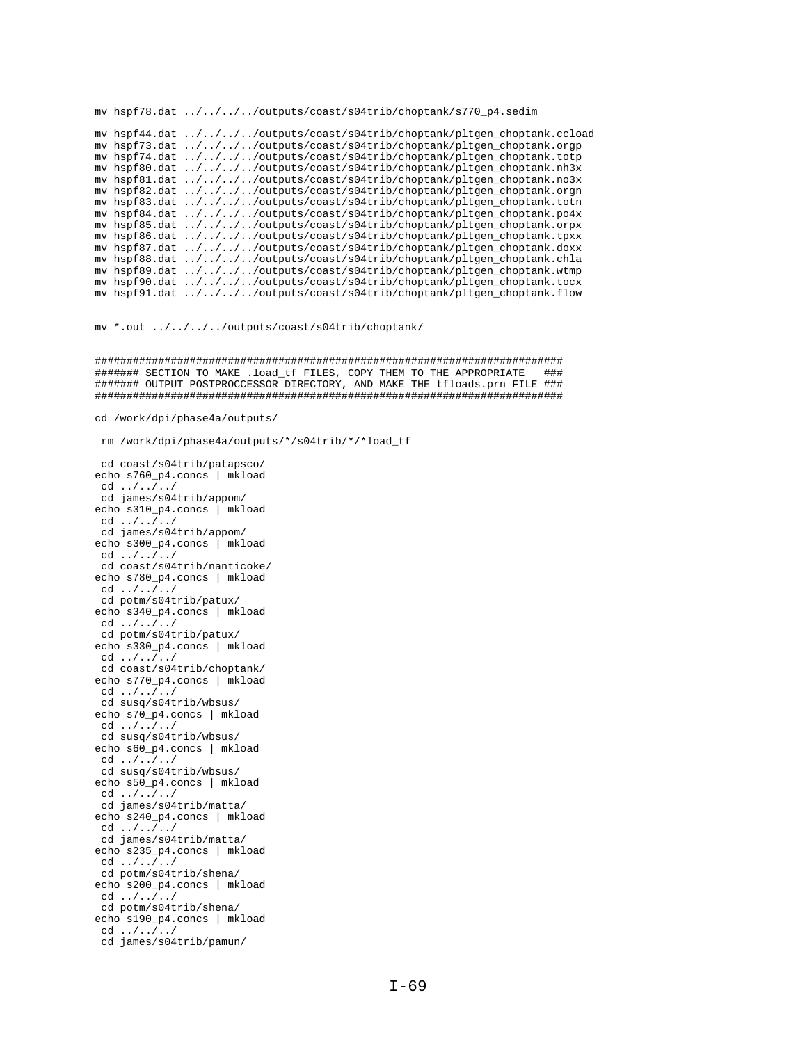```
mv hspf78.dat ../../../../outputs/coast/s04trib/choptank/s770_p4.sedim

mv hspf44.dat ../../../../outputs/coast/s04trib/choptank/pltgen_choptank.ccload
mv hspf73.dat ../../../../outputs/coast/s04trib/choptank/pltgen_choptank.orgp
mv hspf74.dat ../../../../outputs/coast/s04trib/choptank/pltgen_choptank.totp
mv hspf80.dat ../../../../outputs/coast/s04trib/choptank/pltgen_choptank.nh3x
mv hspf81.dat ../../../../outputs/coast/s04trib/choptank/pltgen_choptank.no3x
mv hspf82.dat ../../../../outputs/coast/s04trib/choptank/pltgen_choptank.orgn
mv hspf83.dat ../../../../outputs/coast/s04trib/choptank/pltgen_choptank.totn
mv hspf84.dat ../../../../outputs/coast/s04trib/choptank/pltgen_choptank.po4x
mv hspf85.dat ../../../../outputs/coast/s04trib/choptank/pltgen_choptank.orpx
mv hspf86.dat ../../../../outputs/coast/s04trib/choptank/pltgen_choptank.tpxx
mv hspf87.dat ../../../../outputs/coast/s04trib/choptank/pltgen_choptank.doxx
mv hspf88.dat ../../../../outputs/coast/s04trib/choptank/pltgen_choptank.chla
mv hspf89.dat ../../../../outputs/coast/s04trib/choptank/pltgen_choptank.wtmp
mv hspf90.dat ../../../../outputs/coast/s04trib/choptank/pltgen_choptank.tocx
mv hspf91.dat ../../../../outputs/coast/s04trib/choptank/pltgen_choptank.flow


mv *.out ../../../../outputs/coast/s04trib/choptank/


############################################################################
####### SECTION TO MAKE .load_tf FILES, COPY THEM TO THE APPROPRIATE   ###
####### OUTPUT POSTPROCCESSOR DIRECTORY, AND MAKE THE tfloads.prn FILE ###
############################################################################

cd /work/dpi/phase4a/outputs/

 rm /work/dpi/phase4a/outputs/*/s04trib/*/*load_tf

 cd coast/s04trib/patapsco/
echo s760_p4.concs | mkload
 cd ../../../
 cd james/s04trib/appom/
echo s310_p4.concs | mkload
 cd ../../../
 cd james/s04trib/appom/
echo s300_p4.concs | mkload
 cd ../../../
 cd coast/s04trib/nanticoke/
echo s780_p4.concs | mkload
 cd ../../../
 cd potm/s04trib/patux/
echo s340_p4.concs | mkload
 cd ../../../
 cd potm/s04trib/patux/
echo s330_p4.concs | mkload
 cd ../../../
 cd coast/s04trib/choptank/
echo s770_p4.concs | mkload
 cd ../../../
 cd susq/s04trib/wbsus/
echo s70_p4.concs | mkload
 cd ../../../
 cd susq/s04trib/wbsus/
echo s60_p4.concs | mkload
 cd ../../../
 cd susq/s04trib/wbsus/
echo s50_p4.concs | mkload
 cd ../../../
 cd james/s04trib/matta/
echo s240_p4.concs | mkload
 cd ../../../
 cd james/s04trib/matta/
echo s235_p4.concs | mkload
 cd ../../../
 cd potm/s04trib/shena/
echo s200_p4.concs | mkload
 cd ../../../
 cd potm/s04trib/shena/
echo s190_p4.concs | mkload
 cd ../../../
 cd james/s04trib/pamun/
```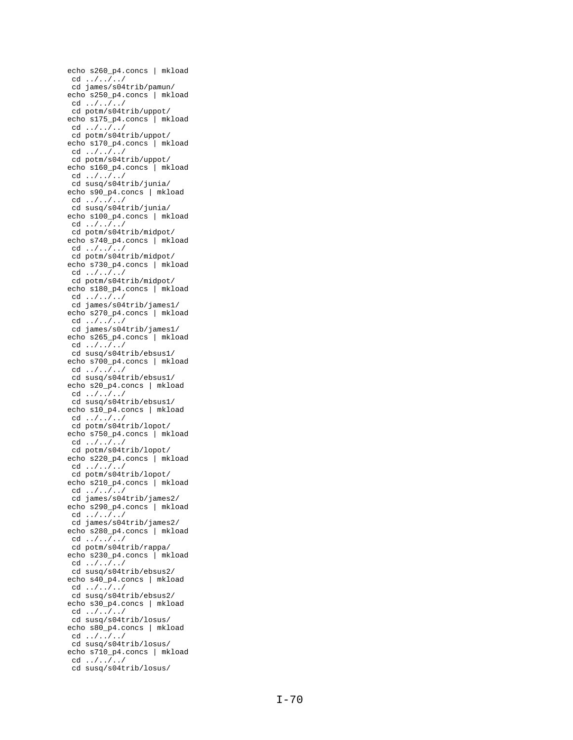```
echo s260_p4.concs | mkload
 cd ../../../
 cd james/s04trib/pamun/
echo s250_p4.concs | mkload
 cd ../../../
 cd potm/s04trib/uppot/
echo s175_p4.concs | mkload
 cd ../../../
 cd potm/s04trib/uppot/
echo s170_p4.concs | mkload
 cd ../../../
 cd potm/s04trib/uppot/
echo s160_p4.concs | mkload
 cd ../../../
 cd susq/s04trib/junia/
echo s90_p4.concs | mkload
 cd ../../../
 cd susq/s04trib/junia/
echo s100_p4.concs | mkload
 cd ../../../
 cd potm/s04trib/midpot/
echo s740_p4.concs | mkload
 cd ../../../
 cd potm/s04trib/midpot/
echo s730_p4.concs | mkload
 cd ../../../
 cd potm/s04trib/midpot/
echo s180_p4.concs | mkload
 cd ../../../
 cd james/s04trib/james1/
echo s270_p4.concs | mkload
 cd ../../../
 cd james/s04trib/james1/
echo s265_p4.concs | mkload
 cd ../../../
 cd susq/s04trib/ebsus1/
echo s700_p4.concs | mkload
 cd ../../../
 cd susq/s04trib/ebsus1/
echo s20_p4.concs | mkload
 cd ../../../
 cd susq/s04trib/ebsus1/
echo s10_p4.concs | mkload
 cd ../../../
 cd potm/s04trib/lopot/
echo s750_p4.concs | mkload
 cd ../../../
 cd potm/s04trib/lopot/
echo s220_p4.concs | mkload
 cd ../../../
 cd potm/s04trib/lopot/
echo s210_p4.concs | mkload
 cd ../../../
 cd james/s04trib/james2/
echo s290_p4.concs | mkload
 cd ../../../
 cd james/s04trib/james2/
echo s280_p4.concs | mkload
 cd ../../../
 cd potm/s04trib/rappa/
echo s230_p4.concs | mkload
 cd ../../../
 cd susq/s04trib/ebsus2/
echo s40_p4.concs | mkload
 cd ../../../
 cd susq/s04trib/ebsus2/
echo s30_p4.concs | mkload
 cd ../../../
 cd susq/s04trib/losus/
echo s80_p4.concs | mkload
 cd ../../../
 cd susq/s04trib/losus/
echo s710_p4.concs | mkload
 cd ../../../
 cd susq/s04trib/losus/
```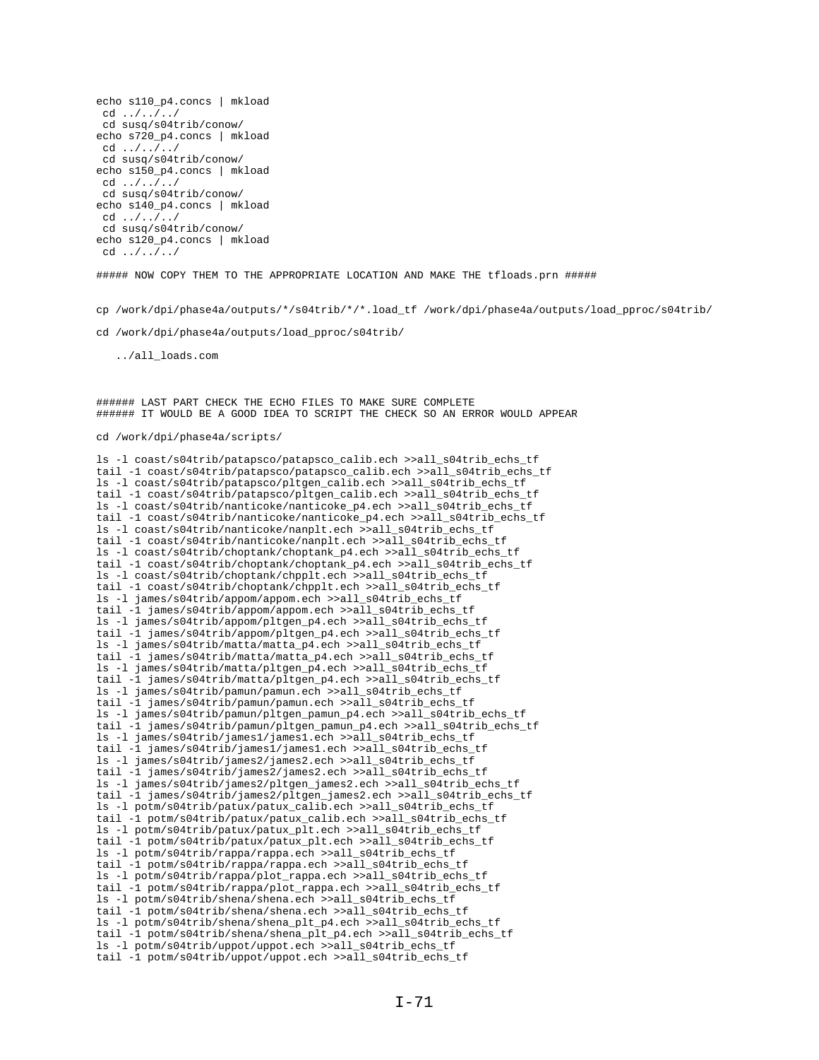```
echo s110_p4.concs | mkload
 cd ../../../
 cd susq/s04trib/conow/
echo s720_p4.concs | mkload
 cd ../../../
 cd susq/s04trib/conow/
echo s150_p4.concs | mkload
 cd ../../../
 cd susq/s04trib/conow/
echo s140_p4.concs | mkload
 cd ../../../
 cd susq/s04trib/conow/
echo s120_p4.concs | mkload
 cd ../../../

##### NOW COPY THEM TO THE APPROPRIATE LOCATION AND MAKE THE tfloads.prn #####


cp /work/dpi/phase4a/outputs/*/s04trib/*/*.load_tf /work/dpi/phase4a/outputs/load_pproc/s04trib/

cd /work/dpi/phase4a/outputs/load_pproc/s04trib/

   ../all_loads.com



###### LAST PART CHECK THE ECHO FILES TO MAKE SURE COMPLETE
###### IT WOULD BE A GOOD IDEA TO SCRIPT THE CHECK SO AN ERROR WOULD APPEAR

cd /work/dpi/phase4a/scripts/

ls -l coast/s04trib/patapsco/patapsco_calib.ech >>all_s04trib_echs_tf
tail -1 coast/s04trib/patapsco/patapsco_calib.ech >>all_s04trib_echs_tf
ls -l coast/s04trib/patapsco/pltgen_calib.ech >>all_s04trib_echs_tf
tail -1 coast/s04trib/patapsco/pltgen_calib.ech >>all_s04trib_echs_tf
ls -l coast/s04trib/nanticoke/nanticoke_p4.ech >>all_s04trib_echs_tf
tail -1 coast/s04trib/nanticoke/nanticoke_p4.ech >>all_s04trib_echs_tf
ls -l coast/s04trib/nanticoke/nanplt.ech >>all_s04trib_echs_tf
tail -1 coast/s04trib/nanticoke/nanplt.ech >>all_s04trib_echs_tf
ls -l coast/s04trib/choptank/choptank_p4.ech >>all_s04trib_echs_tf
tail -1 coast/s04trib/choptank/choptank_p4.ech >>all_s04trib_echs_tf
ls -l coast/s04trib/choptank/chpplt.ech >>all_s04trib_echs_tf
tail -1 coast/s04trib/choptank/chpplt.ech >>all_s04trib_echs_tf
ls -l james/s04trib/appom/appom.ech >>all_s04trib_echs_tf
tail -1 james/s04trib/appom/appom.ech >>all_s04trib_echs_tf
ls -l james/s04trib/appom/pltgen_p4.ech >>all_s04trib_echs_tf
tail -1 james/s04trib/appom/pltgen_p4.ech >>all_s04trib_echs_tf
ls -l james/s04trib/matta/matta_p4.ech >>all_s04trib_echs_tf
tail -1 james/s04trib/matta/matta_p4.ech >>all_s04trib_echs_tf
ls -l james/s04trib/matta/pltgen_p4.ech >>all_s04trib_echs_tf
tail -1 james/s04trib/matta/pltgen_p4.ech >>all_s04trib_echs_tf
ls -l james/s04trib/pamun/pamun.ech >>all_s04trib_echs_tf
tail -1 james/s04trib/pamun/pamun.ech >>all_s04trib_echs_tf
ls -l james/s04trib/pamun/pltgen_pamun_p4.ech >>all_s04trib_echs_tf
tail -1 james/s04trib/pamun/pltgen_pamun_p4.ech >>all_s04trib_echs_tf
ls -l james/s04trib/james1/james1.ech >>all_s04trib_echs_tf
tail -1 james/s04trib/james1/james1.ech >>all_s04trib_echs_tf
ls -l james/s04trib/james2/james2.ech >>all_s04trib_echs_tf
tail -1 james/s04trib/james2/james2.ech >>all_s04trib_echs_tf
ls -l james/s04trib/james2/pltgen_james2.ech >>all_s04trib_echs_tf
tail -1 james/s04trib/james2/pltgen_james2.ech >>all_s04trib_echs_tf
ls -l potm/s04trib/patux/patux_calib.ech >>all_s04trib_echs_tf
tail -1 potm/s04trib/patux/patux_calib.ech >>all_s04trib_echs_tf
ls -l potm/s04trib/patux/patux_plt.ech >>all_s04trib_echs_tf
tail -1 potm/s04trib/patux/patux_plt.ech >>all_s04trib_echs_tf
ls -l potm/s04trib/rappa/rappa.ech >>all_s04trib_echs_tf
tail -1 potm/s04trib/rappa/rappa.ech >>all_s04trib_echs_tf
ls -l potm/s04trib/rappa/plot_rappa.ech >>all_s04trib_echs_tf
tail -1 potm/s04trib/rappa/plot_rappa.ech >>all_s04trib_echs_tf
ls -l potm/s04trib/shena/shena.ech >>all_s04trib_echs_tf
tail -1 potm/s04trib/shena/shena.ech >>all_s04trib_echs_tf
ls -l potm/s04trib/shena/shena_plt_p4.ech >>all_s04trib_echs_tf
tail -1 potm/s04trib/shena/shena_plt_p4.ech >>all_s04trib_echs_tf
ls -l potm/s04trib/uppot/uppot.ech >>all_s04trib_echs_tf
tail -1 potm/s04trib/uppot/uppot.ech >>all_s04trib_echs_tf
```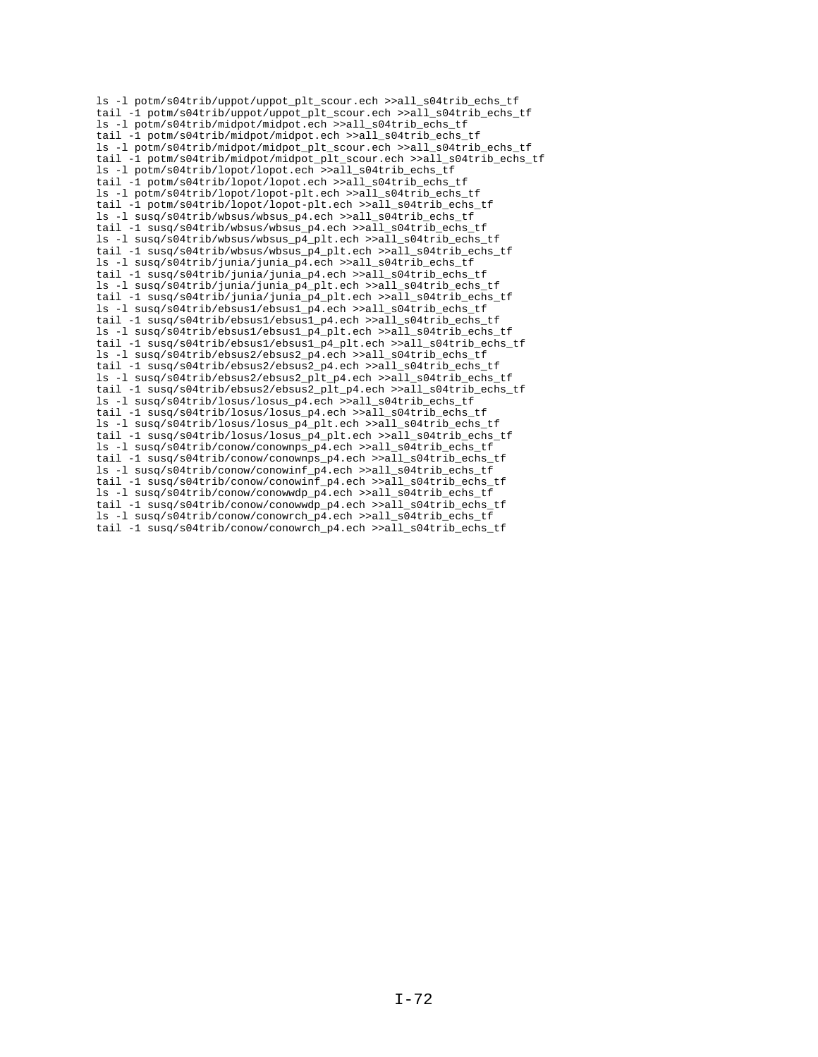```
ls -l potm/s04trib/uppot/uppot_plt_scour.ech >>all_s04trib_echs_tf
tail -1 potm/s04trib/uppot/uppot_plt_scour.ech >>all_s04trib_echs_tf
ls -l potm/s04trib/midpot/midpot.ech >>all_s04trib_echs_tf
tail -1 potm/s04trib/midpot/midpot.ech >>all_s04trib_echs_tf
ls -l potm/s04trib/midpot/midpot_plt_scour.ech >>all_s04trib_echs_tf
tail -1 potm/s04trib/midpot/midpot_plt_scour.ech >>all_s04trib_echs_tf
ls -l potm/s04trib/lopot/lopot.ech >>all_s04trib_echs_tf
tail -1 potm/s04trib/lopot/lopot.ech >>all_s04trib_echs_tf
ls -l potm/s04trib/lopot/lopot-plt.ech >>all_s04trib_echs_tf
tail -1 potm/s04trib/lopot/lopot-plt.ech >>all_s04trib_echs_tf
ls -l susq/s04trib/wbsus/wbsus_p4.ech >>all_s04trib_echs_tf
tail -1 susq/s04trib/wbsus/wbsus_p4.ech >>all_s04trib_echs_tf
ls -l susq/s04trib/wbsus/wbsus_p4_plt.ech >>all_s04trib_echs_tf
tail -1 susq/s04trib/wbsus/wbsus_p4_plt.ech >>all_s04trib_echs_tf
ls -l susq/s04trib/junia/junia_p4.ech >>all_s04trib_echs_tf
tail -1 susq/s04trib/junia/junia_p4.ech >>all_s04trib_echs_tf
ls -l susq/s04trib/junia/junia_p4_plt.ech >>all_s04trib_echs_tf
tail -1 susq/s04trib/junia/junia_p4_plt.ech >>all_s04trib_echs_tf
ls -l susq/s04trib/ebsus1/ebsus1_p4.ech >>all_s04trib_echs_tf
tail -1 susq/s04trib/ebsus1/ebsus1_p4.ech >>all_s04trib_echs_tf
ls -l susq/s04trib/ebsus1/ebsus1_p4_plt.ech >>all_s04trib_echs_tf
tail -1 susq/s04trib/ebsus1/ebsus1_p4_plt.ech >>all_s04trib_echs_tf
ls -l susq/s04trib/ebsus2/ebsus2_p4.ech >>all_s04trib_echs_tf
tail -1 susq/s04trib/ebsus2/ebsus2_p4.ech >>all_s04trib_echs_tf
ls -l susq/s04trib/ebsus2/ebsus2_plt_p4.ech >>all_s04trib_echs_tf
tail -1 susq/s04trib/ebsus2/ebsus2_plt_p4.ech >>all_s04trib_echs_tf
ls -l susq/s04trib/losus/losus_p4.ech >>all_s04trib_echs_tf
tail -1 susq/s04trib/losus/losus_p4.ech >>all_s04trib_echs_tf
ls -l susq/s04trib/losus/losus_p4_plt.ech >>all_s04trib_echs_tf
tail -1 susq/s04trib/losus/losus_p4_plt.ech >>all_s04trib_echs_tf
ls -l susq/s04trib/conow/conownps_p4.ech >>all_s04trib_echs_tf
tail -1 susq/s04trib/conow/conownps_p4.ech >>all_s04trib_echs_tf
ls -l susq/s04trib/conow/conowinf_p4.ech >>all_s04trib_echs_tf
tail -1 susq/s04trib/conow/conowinf_p4.ech >>all_s04trib_echs_tf
ls -l susq/s04trib/conow/conowwdp_p4.ech >>all_s04trib_echs_tf
tail -1 susq/s04trib/conow/conowwdp_p4.ech >>all_s04trib_echs_tf
ls -l susq/s04trib/conow/conowrch_p4.ech >>all_s04trib_echs_tf
tail -1 susq/s04trib/conow/conowrch_p4.ech >>all_s04trib_echs_tf
```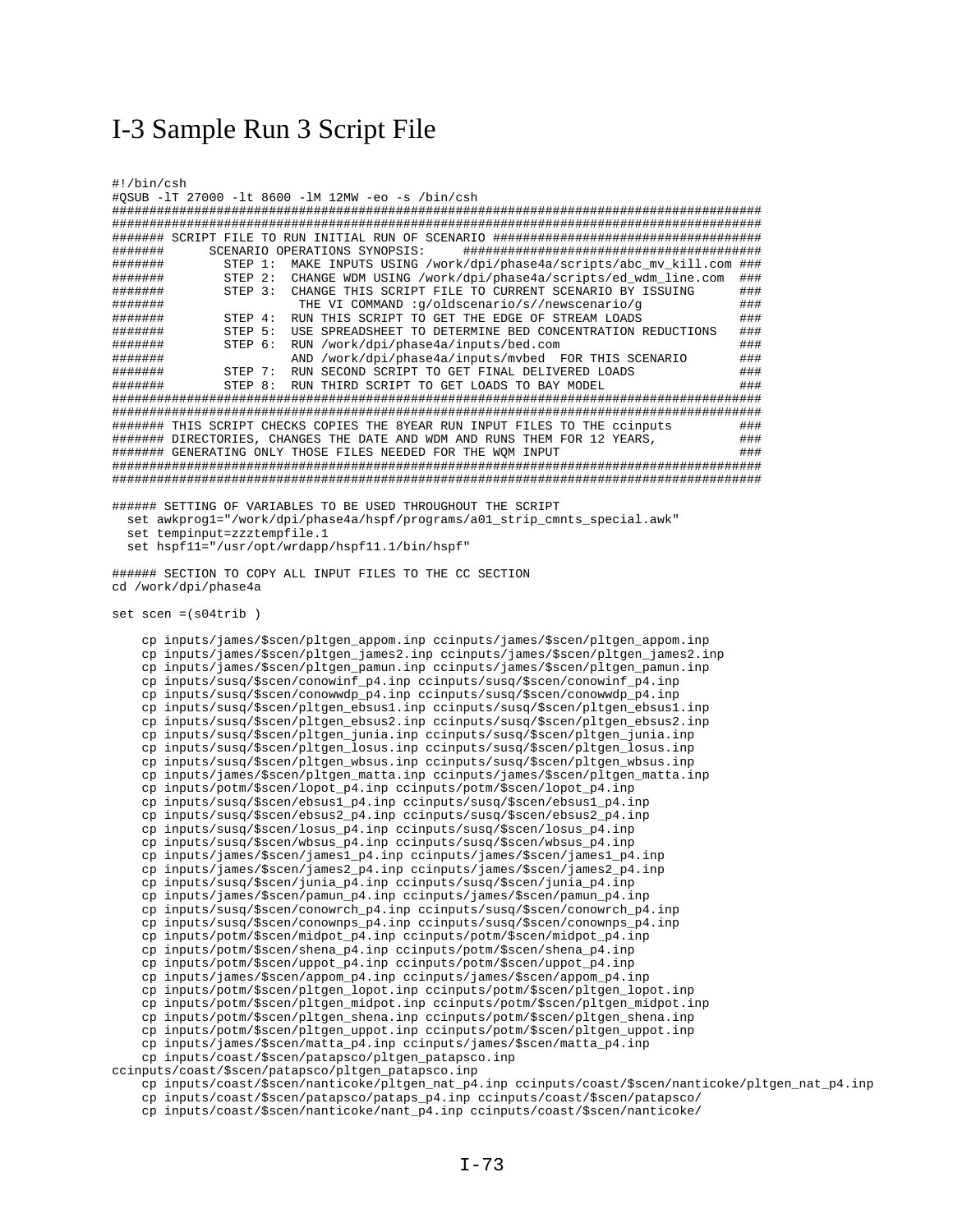# I-3 Sample Run 3 Script File

```
#!/bin/csh
#QSUB -lT 27000 -lt 8600 -lM 12MW -eo -s /bin/csh
########################################################################################
########################################################################################
####### SCRIPT FILE TO RUN INITIAL RUN OF SCENARIO #####################################
#######      SCENARIO OPERATIONS SYNOPSIS:     #########################################
#######        STEP 1:  MAKE INPUTS USING /work/dpi/phase4a/scripts/abc_mv_kill.com ###
#######        STEP 2:  CHANGE WDM USING /work/dpi/phase4a/scripts/ed_wdm_line.com  ###
#######        STEP 3:  CHANGE THIS SCRIPT FILE TO CURRENT SCENARIO BY ISSUING      ###
#######                  THE VI COMMAND :g/oldscenario/s//newscenario/g             ###
#######        STEP 4:  RUN THIS SCRIPT TO GET THE EDGE OF STREAM LOADS             ###
#######        STEP 5:  USE SPREADSHEET TO DETERMINE BED CONCENTRATION REDUCTIONS   ###
#######        STEP 6:  RUN /work/dpi/phase4a/inputs/bed.com                        ###
#######                 AND /work/dpi/phase4a/inputs/mvbed  FOR THIS SCENARIO       ###
#######        STEP 7:  RUN SECOND SCRIPT TO GET FINAL DELIVERED LOADS              ###
#######        STEP 8:  RUN THIRD SCRIPT TO GET LOADS TO BAY MODEL                  ###
########################################################################################
########################################################################################
####### THIS SCRIPT CHECKS COPIES THE 8YEAR RUN INPUT FILES TO THE ccinputs         ###
####### DIRECTORIES, CHANGES THE DATE AND WDM AND RUNS THEM FOR 12 YEARS,           ###
####### GENERATING ONLY THOSE FILES NEEDED FOR THE WQM INPUT                        ###
########################################################################################
########################################################################################

###### SETTING OF VARIABLES TO BE USED THROUGHOUT THE SCRIPT
  set awkprog1="/work/dpi/phase4a/hspf/programs/a01_strip_cmnts_special.awk"
  set tempinput=zzztempfile.1
  set hspf11="/usr/opt/wrdapp/hspf11.1/bin/hspf"

###### SECTION TO COPY ALL INPUT FILES TO THE CC SECTION
cd /work/dpi/phase4a

set scen =(s04trib )

    cp inputs/james/$scen/pltgen_appom.inp ccinputs/james/$scen/pltgen_appom.inp
    cp inputs/james/$scen/pltgen_james2.inp ccinputs/james/$scen/pltgen_james2.inp
    cp inputs/james/$scen/pltgen_pamun.inp ccinputs/james/$scen/pltgen_pamun.inp
    cp inputs/susq/$scen/conowinf_p4.inp ccinputs/susq/$scen/conowinf_p4.inp
    cp inputs/susq/$scen/conowwdp_p4.inp ccinputs/susq/$scen/conowwdp_p4.inp
    cp inputs/susq/$scen/pltgen_ebsus1.inp ccinputs/susq/$scen/pltgen_ebsus1.inp
    cp inputs/susq/$scen/pltgen_ebsus2.inp ccinputs/susq/$scen/pltgen_ebsus2.inp
    cp inputs/susq/$scen/pltgen_junia.inp ccinputs/susq/$scen/pltgen_junia.inp
    cp inputs/susq/$scen/pltgen_losus.inp ccinputs/susq/$scen/pltgen_losus.inp
    cp inputs/susq/$scen/pltgen_wbsus.inp ccinputs/susq/$scen/pltgen_wbsus.inp
    cp inputs/james/$scen/pltgen_matta.inp ccinputs/james/$scen/pltgen_matta.inp
    cp inputs/potm/$scen/lopot_p4.inp ccinputs/potm/$scen/lopot_p4.inp
    cp inputs/susq/$scen/ebsus1_p4.inp ccinputs/susq/$scen/ebsus1_p4.inp
    cp inputs/susq/$scen/ebsus2_p4.inp ccinputs/susq/$scen/ebsus2_p4.inp
    cp inputs/susq/$scen/losus_p4.inp ccinputs/susq/$scen/losus_p4.inp
    cp inputs/susq/$scen/wbsus_p4.inp ccinputs/susq/$scen/wbsus_p4.inp
    cp inputs/james/$scen/james1_p4.inp ccinputs/james/$scen/james1_p4.inp
    cp inputs/james/$scen/james2_p4.inp ccinputs/james/$scen/james2_p4.inp
    cp inputs/susq/$scen/junia_p4.inp ccinputs/susq/$scen/junia_p4.inp
    cp inputs/james/$scen/pamun_p4.inp ccinputs/james/$scen/pamun_p4.inp
    cp inputs/susq/$scen/conowrch_p4.inp ccinputs/susq/$scen/conowrch_p4.inp
    cp inputs/susq/$scen/conownps_p4.inp ccinputs/susq/$scen/conownps_p4.inp
    cp inputs/potm/$scen/midpot_p4.inp ccinputs/potm/$scen/midpot_p4.inp
    cp inputs/potm/$scen/shena_p4.inp ccinputs/potm/$scen/shena_p4.inp
    cp inputs/potm/$scen/uppot_p4.inp ccinputs/potm/$scen/uppot_p4.inp
    cp inputs/james/$scen/appom_p4.inp ccinputs/james/$scen/appom_p4.inp
    cp inputs/potm/$scen/pltgen_lopot.inp ccinputs/potm/$scen/pltgen_lopot.inp
    cp inputs/potm/$scen/pltgen_midpot.inp ccinputs/potm/$scen/pltgen_midpot.inp
    cp inputs/potm/$scen/pltgen_shena.inp ccinputs/potm/$scen/pltgen_shena.inp
    cp inputs/potm/$scen/pltgen_uppot.inp ccinputs/potm/$scen/pltgen_uppot.inp
    cp inputs/james/$scen/matta_p4.inp ccinputs/james/$scen/matta_p4.inp
    cp inputs/coast/$scen/patapsco/pltgen_patapsco.inp
ccinputs/coast/$scen/patapsco/pltgen_patapsco.inp
    cp inputs/coast/$scen/nanticoke/pltgen_nat_p4.inp ccinputs/coast/$scen/nanticoke/pltgen_nat_p4.inp
    cp inputs/coast/$scen/patapsco/pataps_p4.inp ccinputs/coast/$scen/patapsco/
    cp inputs/coast/$scen/nanticoke/nant_p4.inp ccinputs/coast/$scen/nanticoke/
```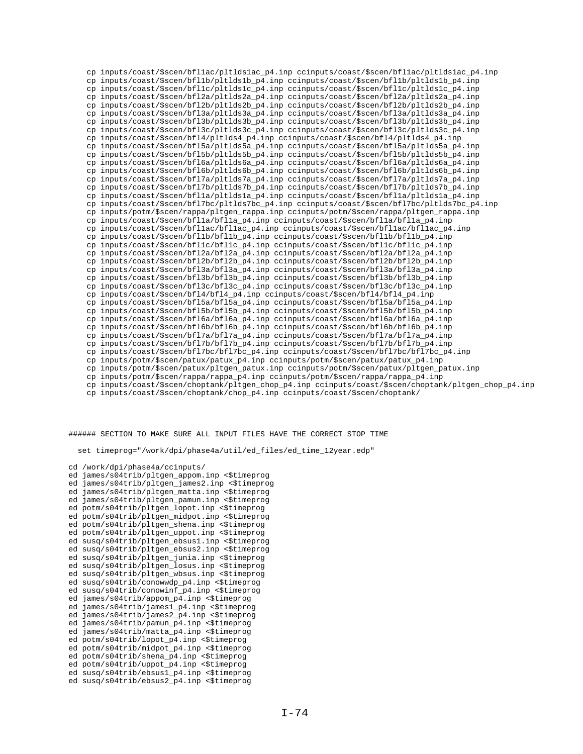```
    cp inputs/coast/$scen/bfl1ac/pltlds1ac_p4.inp ccinputs/coast/$scen/bfl1ac/pltlds1ac_p4.inp
    cp inputs/coast/$scen/bfl1b/pltlds1b_p4.inp ccinputs/coast/$scen/bfl1b/pltlds1b_p4.inp
    cp inputs/coast/$scen/bfl1c/pltlds1c_p4.inp ccinputs/coast/$scen/bfl1c/pltlds1c_p4.inp
    cp inputs/coast/$scen/bfl2a/pltlds2a_p4.inp ccinputs/coast/$scen/bfl2a/pltlds2a_p4.inp
    cp inputs/coast/$scen/bfl2b/pltlds2b_p4.inp ccinputs/coast/$scen/bfl2b/pltlds2b_p4.inp
    cp inputs/coast/$scen/bfl3a/pltlds3a_p4.inp ccinputs/coast/$scen/bfl3a/pltlds3a_p4.inp
    cp inputs/coast/$scen/bfl3b/pltlds3b_p4.inp ccinputs/coast/$scen/bfl3b/pltlds3b_p4.inp
    cp inputs/coast/$scen/bfl3c/pltlds3c_p4.inp ccinputs/coast/$scen/bfl3c/pltlds3c_p4.inp
    cp inputs/coast/$scen/bfl4/pltlds4_p4.inp ccinputs/coast/$scen/bfl4/pltlds4_p4.inp
    cp inputs/coast/$scen/bfl5a/pltlds5a_p4.inp ccinputs/coast/$scen/bfl5a/pltlds5a_p4.inp
    cp inputs/coast/$scen/bfl5b/pltlds5b_p4.inp ccinputs/coast/$scen/bfl5b/pltlds5b_p4.inp
    cp inputs/coast/$scen/bfl6a/pltlds6a_p4.inp ccinputs/coast/$scen/bfl6a/pltlds6a_p4.inp
    cp inputs/coast/$scen/bfl6b/pltlds6b_p4.inp ccinputs/coast/$scen/bfl6b/pltlds6b_p4.inp
    cp inputs/coast/$scen/bfl7a/pltlds7a_p4.inp ccinputs/coast/$scen/bfl7a/pltlds7a_p4.inp
    cp inputs/coast/$scen/bfl7b/pltlds7b_p4.inp ccinputs/coast/$scen/bfl7b/pltlds7b_p4.inp
    cp inputs/coast/$scen/bfl1a/pltlds1a_p4.inp ccinputs/coast/$scen/bfl1a/pltlds1a_p4.inp
    cp inputs/coast/$scen/bfl7bc/pltlds7bc_p4.inp ccinputs/coast/$scen/bfl7bc/pltlds7bc_p4.inp
    cp inputs/potm/$scen/rappa/pltgen_rappa.inp ccinputs/potm/$scen/rappa/pltgen_rappa.inp
    cp inputs/coast/$scen/bfl1a/bfl1a_p4.inp ccinputs/coast/$scen/bfl1a/bfl1a_p4.inp
    cp inputs/coast/$scen/bfl1ac/bfl1ac_p4.inp ccinputs/coast/$scen/bfl1ac/bfl1ac_p4.inp
    cp inputs/coast/$scen/bfl1b/bfl1b_p4.inp ccinputs/coast/$scen/bfl1b/bfl1b_p4.inp
    cp inputs/coast/$scen/bfl1c/bfl1c_p4.inp ccinputs/coast/$scen/bfl1c/bfl1c_p4.inp
    cp inputs/coast/$scen/bfl2a/bfl2a_p4.inp ccinputs/coast/$scen/bfl2a/bfl2a_p4.inp
    cp inputs/coast/$scen/bfl2b/bfl2b_p4.inp ccinputs/coast/$scen/bfl2b/bfl2b_p4.inp
    cp inputs/coast/$scen/bfl3a/bfl3a_p4.inp ccinputs/coast/$scen/bfl3a/bfl3a_p4.inp
    cp inputs/coast/$scen/bfl3b/bfl3b_p4.inp ccinputs/coast/$scen/bfl3b/bfl3b_p4.inp
    cp inputs/coast/$scen/bfl3c/bfl3c_p4.inp ccinputs/coast/$scen/bfl3c/bfl3c_p4.inp
    cp inputs/coast/$scen/bfl4/bfl4_p4.inp ccinputs/coast/$scen/bfl4/bfl4_p4.inp
    cp inputs/coast/$scen/bfl5a/bfl5a_p4.inp ccinputs/coast/$scen/bfl5a/bfl5a_p4.inp
    cp inputs/coast/$scen/bfl5b/bfl5b_p4.inp ccinputs/coast/$scen/bfl5b/bfl5b_p4.inp
    cp inputs/coast/$scen/bfl6a/bfl6a_p4.inp ccinputs/coast/$scen/bfl6a/bfl6a_p4.inp
    cp inputs/coast/$scen/bfl6b/bfl6b_p4.inp ccinputs/coast/$scen/bfl6b/bfl6b_p4.inp
    cp inputs/coast/$scen/bfl7a/bfl7a_p4.inp ccinputs/coast/$scen/bfl7a/bfl7a_p4.inp
    cp inputs/coast/$scen/bfl7b/bfl7b_p4.inp ccinputs/coast/$scen/bfl7b/bfl7b_p4.inp
    cp inputs/coast/$scen/bfl7bc/bfl7bc_p4.inp ccinputs/coast/$scen/bfl7bc/bfl7bc_p4.inp
    cp inputs/potm/$scen/patux/patux_p4.inp ccinputs/potm/$scen/patux/patux_p4.inp
    cp inputs/potm/$scen/patux/pltgen_patux.inp ccinputs/potm/$scen/patux/pltgen_patux.inp
    cp inputs/potm/$scen/rappa/rappa_p4.inp ccinputs/potm/$scen/rappa/rappa_p4.inp
    cp inputs/coast/$scen/choptank/pltgen_chop_p4.inp ccinputs/coast/$scen/choptank/pltgen_chop_p4.inp
    cp inputs/coast/$scen/choptank/chop_p4.inp ccinputs/coast/$scen/choptank/



###### SECTION TO MAKE SURE ALL INPUT FILES HAVE THE CORRECT STOP TIME

  set timeprog="/work/dpi/phase4a/util/ed_files/ed_time_12year.edp"

cd /work/dpi/phase4a/ccinputs/
ed james/s04trib/pltgen_appom.inp <$timeprog
ed james/s04trib/pltgen_james2.inp <$timeprog
ed james/s04trib/pltgen_matta.inp <$timeprog
ed james/s04trib/pltgen_pamun.inp <$timeprog
ed potm/s04trib/pltgen_lopot.inp <$timeprog
ed potm/s04trib/pltgen_midpot.inp <$timeprog
ed potm/s04trib/pltgen_shena.inp <$timeprog
ed potm/s04trib/pltgen_uppot.inp <$timeprog
ed susq/s04trib/pltgen_ebsus1.inp <$timeprog
ed susq/s04trib/pltgen_ebsus2.inp <$timeprog
ed susq/s04trib/pltgen_junia.inp <$timeprog
ed susq/s04trib/pltgen_losus.inp <$timeprog
ed susq/s04trib/pltgen_wbsus.inp <$timeprog
ed susq/s04trib/conowwdp_p4.inp <$timeprog
ed susq/s04trib/conowinf_p4.inp <$timeprog
ed james/s04trib/appom_p4.inp <$timeprog
ed james/s04trib/james1_p4.inp <$timeprog
ed james/s04trib/james2_p4.inp <$timeprog
ed james/s04trib/pamun_p4.inp <$timeprog
ed james/s04trib/matta_p4.inp <$timeprog
ed potm/s04trib/lopot_p4.inp <$timeprog
ed potm/s04trib/midpot_p4.inp <$timeprog
ed potm/s04trib/shena_p4.inp <$timeprog
ed potm/s04trib/uppot_p4.inp <$timeprog
ed susq/s04trib/ebsus1_p4.inp <$timeprog
ed susq/s04trib/ebsus2_p4.inp <$timeprog
```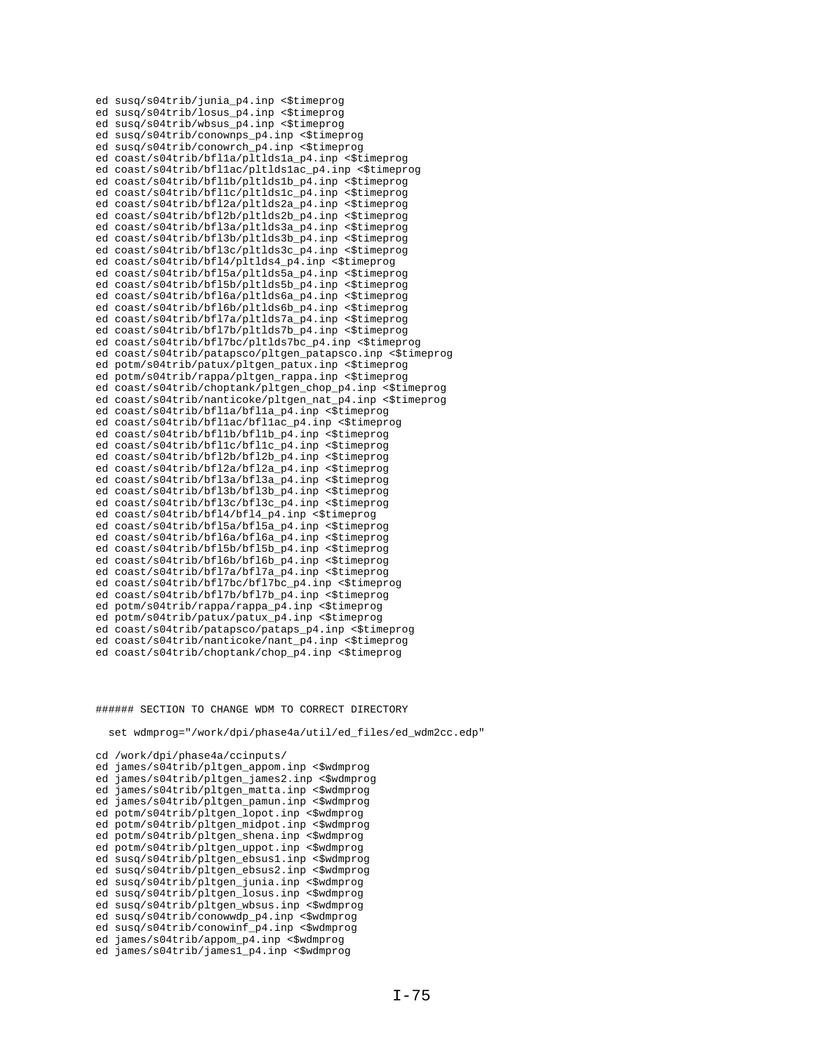```
ed susq/s04trib/junia_p4.inp <$timeprog
ed susq/s04trib/losus_p4.inp <$timeprog
ed susq/s04trib/wbsus_p4.inp <$timeprog
ed susq/s04trib/conownps_p4.inp <$timeprog
ed susq/s04trib/conowrch_p4.inp <$timeprog
ed coast/s04trib/bfl1a/pltlds1a_p4.inp <$timeprog
ed coast/s04trib/bfl1ac/pltlds1ac_p4.inp <$timeprog
ed coast/s04trib/bfl1b/pltlds1b_p4.inp <$timeprog
ed coast/s04trib/bfl1c/pltlds1c_p4.inp <$timeprog
ed coast/s04trib/bfl2a/pltlds2a_p4.inp <$timeprog
ed coast/s04trib/bfl2b/pltlds2b_p4.inp <$timeprog
ed coast/s04trib/bfl3a/pltlds3a_p4.inp <$timeprog
ed coast/s04trib/bfl3b/pltlds3b_p4.inp <$timeprog
ed coast/s04trib/bfl3c/pltlds3c_p4.inp <$timeprog
ed coast/s04trib/bfl4/pltlds4_p4.inp <$timeprog
ed coast/s04trib/bfl5a/pltlds5a_p4.inp <$timeprog
ed coast/s04trib/bfl5b/pltlds5b_p4.inp <$timeprog
ed coast/s04trib/bfl6a/pltlds6a_p4.inp <$timeprog
ed coast/s04trib/bfl6b/pltlds6b_p4.inp <$timeprog
ed coast/s04trib/bfl7a/pltlds7a_p4.inp <$timeprog
ed coast/s04trib/bfl7b/pltlds7b_p4.inp <$timeprog
ed coast/s04trib/bfl7bc/pltlds7bc_p4.inp <$timeprog
ed coast/s04trib/patapsco/pltgen_patapsco.inp <$timeprog
ed potm/s04trib/patux/pltgen_patux.inp <$timeprog
ed potm/s04trib/rappa/pltgen_rappa.inp <$timeprog
ed coast/s04trib/choptank/pltgen_chop_p4.inp <$timeprog
ed coast/s04trib/nanticoke/pltgen_nat_p4.inp <$timeprog
ed coast/s04trib/bfl1a/bfl1a_p4.inp <$timeprog
ed coast/s04trib/bfl1ac/bfl1ac_p4.inp <$timeprog
ed coast/s04trib/bfl1b/bfl1b_p4.inp <$timeprog
ed coast/s04trib/bfl1c/bfl1c_p4.inp <$timeprog
ed coast/s04trib/bfl2b/bfl2b_p4.inp <$timeprog
ed coast/s04trib/bfl2a/bfl2a_p4.inp <$timeprog
ed coast/s04trib/bfl3a/bfl3a_p4.inp <$timeprog
ed coast/s04trib/bfl3b/bfl3b_p4.inp <$timeprog
ed coast/s04trib/bfl3c/bfl3c_p4.inp <$timeprog
ed coast/s04trib/bfl4/bfl4_p4.inp <$timeprog
ed coast/s04trib/bfl5a/bfl5a_p4.inp <$timeprog
ed coast/s04trib/bfl6a/bfl6a_p4.inp <$timeprog
ed coast/s04trib/bfl5b/bfl5b_p4.inp <$timeprog
ed coast/s04trib/bfl6b/bfl6b_p4.inp <$timeprog
ed coast/s04trib/bfl7a/bfl7a_p4.inp <$timeprog
ed coast/s04trib/bfl7bc/bfl7bc_p4.inp <$timeprog
ed coast/s04trib/bfl7b/bfl7b_p4.inp <$timeprog
ed potm/s04trib/rappa/rappa_p4.inp <$timeprog
ed potm/s04trib/patux/patux_p4.inp <$timeprog
ed coast/s04trib/patapsco/pataps_p4.inp <$timeprog
ed coast/s04trib/nanticoke/nant_p4.inp <$timeprog
ed coast/s04trib/choptank/chop_p4.inp <$timeprog



###### SECTION TO CHANGE WDM TO CORRECT DIRECTORY

  set wdmprog="/work/dpi/phase4a/util/ed_files/ed_wdm2cc.edp"

cd /work/dpi/phase4a/ccinputs/
ed james/s04trib/pltgen_appom.inp <$wdmprog
ed james/s04trib/pltgen_james2.inp <$wdmprog
ed james/s04trib/pltgen_matta.inp <$wdmprog
ed james/s04trib/pltgen_pamun.inp <$wdmprog
ed potm/s04trib/pltgen_lopot.inp <$wdmprog
ed potm/s04trib/pltgen_midpot.inp <$wdmprog
ed potm/s04trib/pltgen_shena.inp <$wdmprog
ed potm/s04trib/pltgen_uppot.inp <$wdmprog
ed susq/s04trib/pltgen_ebsus1.inp <$wdmprog
ed susq/s04trib/pltgen_ebsus2.inp <$wdmprog
ed susq/s04trib/pltgen_junia.inp <$wdmprog
ed susq/s04trib/pltgen_losus.inp <$wdmprog
ed susq/s04trib/pltgen_wbsus.inp <$wdmprog
ed susq/s04trib/conowwdp_p4.inp <$wdmprog
ed susq/s04trib/conowinf_p4.inp <$wdmprog
ed james/s04trib/appom_p4.inp <$wdmprog
ed james/s04trib/james1_p4.inp <$wdmprog
```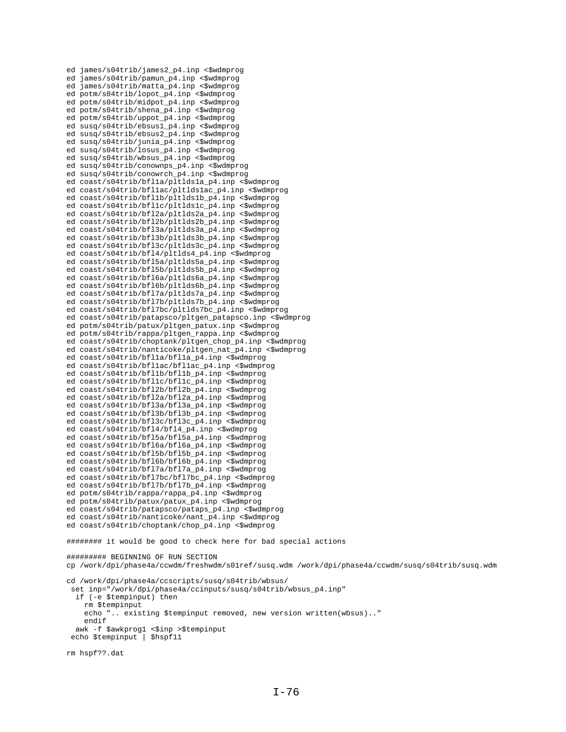```
ed james/s04trib/james2_p4.inp <$wdmprog
ed james/s04trib/pamun_p4.inp <$wdmprog
ed james/s04trib/matta_p4.inp <$wdmprog
ed potm/s04trib/lopot_p4.inp <$wdmprog
ed potm/s04trib/midpot_p4.inp <$wdmprog
ed potm/s04trib/shena_p4.inp <$wdmprog
ed potm/s04trib/uppot_p4.inp <$wdmprog
ed susq/s04trib/ebsus1_p4.inp <$wdmprog
ed susq/s04trib/ebsus2_p4.inp <$wdmprog
ed susq/s04trib/junia_p4.inp <$wdmprog
ed susq/s04trib/losus_p4.inp <$wdmprog
ed susq/s04trib/wbsus_p4.inp <$wdmprog
ed susq/s04trib/conownps_p4.inp <$wdmprog
ed susq/s04trib/conowrch_p4.inp <$wdmprog
ed coast/s04trib/bfl1a/pltlds1a_p4.inp <$wdmprog
ed coast/s04trib/bfl1ac/pltlds1ac_p4.inp <$wdmprog
ed coast/s04trib/bfl1b/pltlds1b_p4.inp <$wdmprog
ed coast/s04trib/bfl1c/pltlds1c_p4.inp <$wdmprog
ed coast/s04trib/bfl2a/pltlds2a_p4.inp <$wdmprog
ed coast/s04trib/bfl2b/pltlds2b_p4.inp <$wdmprog
ed coast/s04trib/bfl3a/pltlds3a_p4.inp <$wdmprog
ed coast/s04trib/bfl3b/pltlds3b_p4.inp <$wdmprog
ed coast/s04trib/bfl3c/pltlds3c_p4.inp <$wdmprog
ed coast/s04trib/bfl4/pltlds4_p4.inp <$wdmprog
ed coast/s04trib/bfl5a/pltlds5a_p4.inp <$wdmprog
ed coast/s04trib/bfl5b/pltlds5b_p4.inp <$wdmprog
ed coast/s04trib/bfl6a/pltlds6a_p4.inp <$wdmprog
ed coast/s04trib/bfl6b/pltlds6b_p4.inp <$wdmprog
ed coast/s04trib/bfl7a/pltlds7a_p4.inp <$wdmprog
ed coast/s04trib/bfl7b/pltlds7b_p4.inp <$wdmprog
ed coast/s04trib/bfl7bc/pltlds7bc_p4.inp <$wdmprog
ed coast/s04trib/patapsco/pltgen_patapsco.inp <$wdmprog
ed potm/s04trib/patux/pltgen_patux.inp <$wdmprog
ed potm/s04trib/rappa/pltgen_rappa.inp <$wdmprog
ed coast/s04trib/choptank/pltgen_chop_p4.inp <$wdmprog
ed coast/s04trib/nanticoke/pltgen_nat_p4.inp <$wdmprog
ed coast/s04trib/bfl1a/bfl1a_p4.inp <$wdmprog
ed coast/s04trib/bfl1ac/bfl1ac_p4.inp <$wdmprog
ed coast/s04trib/bfl1b/bfl1b_p4.inp <$wdmprog
ed coast/s04trib/bfl1c/bfl1c_p4.inp <$wdmprog
ed coast/s04trib/bfl2b/bfl2b_p4.inp <$wdmprog
ed coast/s04trib/bfl2a/bfl2a_p4.inp <$wdmprog
ed coast/s04trib/bfl3a/bfl3a_p4.inp <$wdmprog
ed coast/s04trib/bfl3b/bfl3b_p4.inp <$wdmprog
ed coast/s04trib/bfl3c/bfl3c_p4.inp <$wdmprog
ed coast/s04trib/bfl4/bfl4_p4.inp <$wdmprog
ed coast/s04trib/bfl5a/bfl5a_p4.inp <$wdmprog
ed coast/s04trib/bfl6a/bfl6a_p4.inp <$wdmprog
ed coast/s04trib/bfl5b/bfl5b_p4.inp <$wdmprog
ed coast/s04trib/bfl6b/bfl6b_p4.inp <$wdmprog
ed coast/s04trib/bfl7a/bfl7a_p4.inp <$wdmprog
ed coast/s04trib/bfl7bc/bfl7bc_p4.inp <$wdmprog
ed coast/s04trib/bfl7b/bfl7b_p4.inp <$wdmprog
ed potm/s04trib/rappa/rappa_p4.inp <$wdmprog
ed potm/s04trib/patux/patux_p4.inp <$wdmprog
ed coast/s04trib/patapsco/pataps_p4.inp <$wdmprog
ed coast/s04trib/nanticoke/nant_p4.inp <$wdmprog
ed coast/s04trib/choptank/chop_p4.inp <$wdmprog

######## it would be good to check here for bad special actions

######### BEGINNING OF RUN SECTION
cp /work/dpi/phase4a/ccwdm/freshwdm/s01ref/susq.wdm /work/dpi/phase4a/ccwdm/susq/s04trib/susq.wdm

cd /work/dpi/phase4a/ccscripts/susq/s04trib/wbsus/
 set inp="/work/dpi/phase4a/ccinputs/susq/s04trib/wbsus_p4.inp"
  if (-e $tempinput) then
    rm $tempinput
    echo ".. existing $tempinput removed, new version written(wbsus).."
    endif
  awk -f $awkprog1 <$inp >$tempinput
 echo $tempinput | $hspf11

rm hspf??.dat
```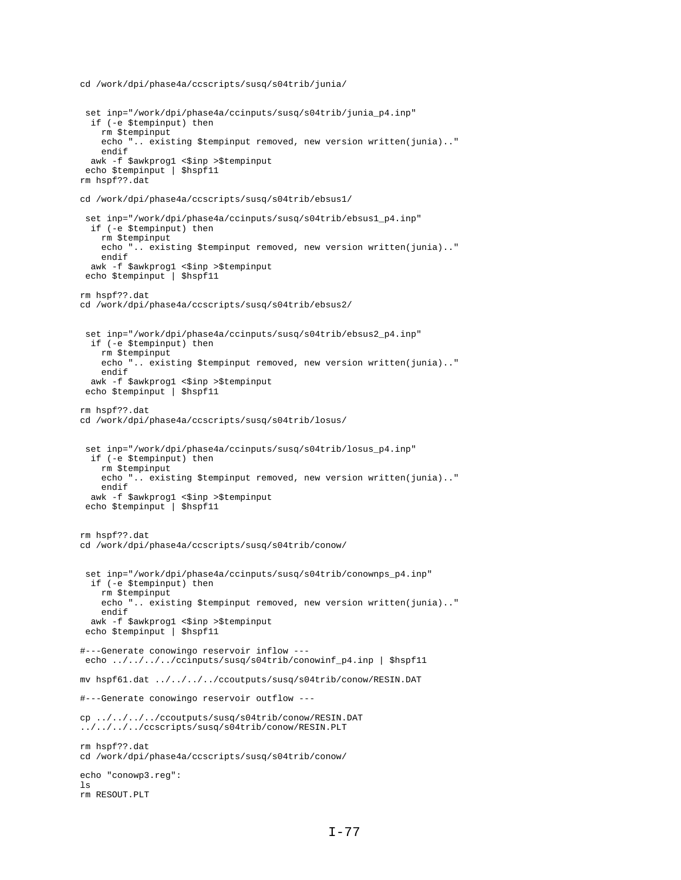```
cd /work/dpi/phase4a/ccscripts/susq/s04trib/junia/


 set inp="/work/dpi/phase4a/ccinputs/susq/s04trib/junia_p4.inp"
  if (-e $tempinput) then
    rm $tempinput
    echo ".. existing $tempinput removed, new version written(junia).."
    endif
  awk -f $awkprog1 <$inp >$tempinput
 echo $tempinput | $hspf11
rm hspf??.dat

cd /work/dpi/phase4a/ccscripts/susq/s04trib/ebsus1/

 set inp="/work/dpi/phase4a/ccinputs/susq/s04trib/ebsus1_p4.inp"
  if (-e $tempinput) then
    rm $tempinput
    echo ".. existing $tempinput removed, new version written(junia).."
    endif
  awk -f $awkprog1 <$inp >$tempinput
 echo $tempinput | $hspf11

rm hspf??.dat
cd /work/dpi/phase4a/ccscripts/susq/s04trib/ebsus2/


 set inp="/work/dpi/phase4a/ccinputs/susq/s04trib/ebsus2_p4.inp"
  if (-e $tempinput) then
    rm $tempinput
    echo ".. existing $tempinput removed, new version written(junia).."
    endif
  awk -f $awkprog1 <$inp >$tempinput
 echo $tempinput | $hspf11

rm hspf??.dat
cd /work/dpi/phase4a/ccscripts/susq/s04trib/losus/


 set inp="/work/dpi/phase4a/ccinputs/susq/s04trib/losus_p4.inp"
  if (-e $tempinput) then
    rm $tempinput
    echo ".. existing $tempinput removed, new version written(junia).."
    endif
  awk -f $awkprog1 <$inp >$tempinput
 echo $tempinput | $hspf11


rm hspf??.dat
cd /work/dpi/phase4a/ccscripts/susq/s04trib/conow/


 set inp="/work/dpi/phase4a/ccinputs/susq/s04trib/conownps_p4.inp"
  if (-e $tempinput) then
    rm $tempinput
    echo ".. existing $tempinput removed, new version written(junia).."
    endif
  awk -f $awkprog1 <$inp >$tempinput
 echo $tempinput | $hspf11

#---Generate conowingo reservoir inflow ---
 echo ../../../../ccinputs/susq/s04trib/conowinf_p4.inp | $hspf11

mv hspf61.dat ../../../../ccoutputs/susq/s04trib/conow/RESIN.DAT

#---Generate conowingo reservoir outflow ---

cp ../../../../ccoutputs/susq/s04trib/conow/RESIN.DAT
../../../../ccscripts/susq/s04trib/conow/RESIN.PLT

rm hspf??.dat
cd /work/dpi/phase4a/ccscripts/susq/s04trib/conow/

echo "conowp3.reg":
ls
rm RESOUT.PLT
```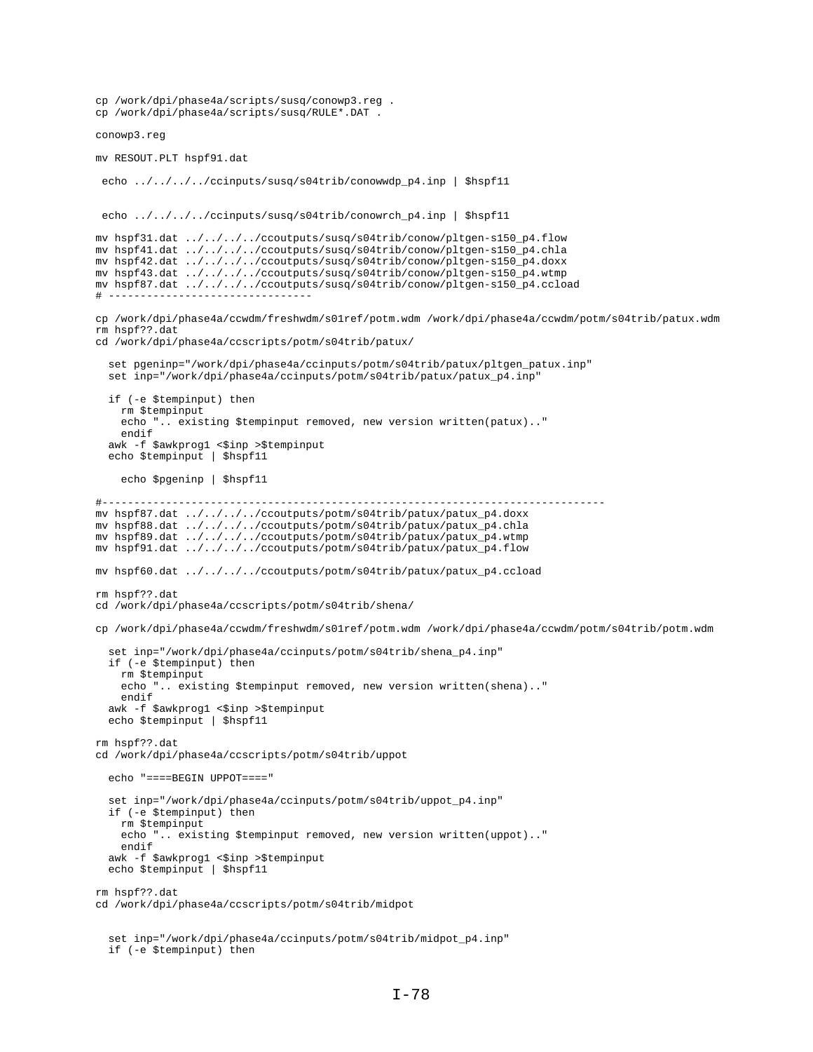```
cp /work/dpi/phase4a/scripts/susq/conowp3.reg .
cp /work/dpi/phase4a/scripts/susq/RULE*.DAT .

conowp3.reg

mv RESOUT.PLT hspf91.dat

 echo ../../../../ccinputs/susq/s04trib/conowwdp_p4.inp | $hspf11


 echo ../../../../ccinputs/susq/s04trib/conowrch_p4.inp | $hspf11

mv hspf31.dat ../../../../ccoutputs/susq/s04trib/conow/pltgen-s150_p4.flow
mv hspf41.dat ../../../../ccoutputs/susq/s04trib/conow/pltgen-s150_p4.chla
mv hspf42.dat ../../../../ccoutputs/susq/s04trib/conow/pltgen-s150_p4.doxx
mv hspf43.dat ../../../../ccoutputs/susq/s04trib/conow/pltgen-s150_p4.wtmp
mv hspf87.dat ../../../../ccoutputs/susq/s04trib/conow/pltgen-s150_p4.ccload
# --------------------------------

cp /work/dpi/phase4a/ccwdm/freshwdm/s01ref/potm.wdm /work/dpi/phase4a/ccwdm/potm/s04trib/patux.wdm
rm hspf??.dat
cd /work/dpi/phase4a/ccscripts/potm/s04trib/patux/

  set pgeninp="/work/dpi/phase4a/ccinputs/potm/s04trib/patux/pltgen_patux.inp"
  set inp="/work/dpi/phase4a/ccinputs/potm/s04trib/patux/patux_p4.inp"

  if (-e $tempinput) then
    rm $tempinput
    echo ".. existing $tempinput removed, new version written(patux).."
    endif
  awk -f $awkprog1 <$inp >$tempinput
  echo $tempinput | $hspf11

    echo $pgeninp | $hspf11

#-----------------------------------------------------------------------------
mv hspf87.dat ../../../../ccoutputs/potm/s04trib/patux/patux_p4.doxx
mv hspf88.dat ../../../../ccoutputs/potm/s04trib/patux/patux_p4.chla
mv hspf89.dat ../../../../ccoutputs/potm/s04trib/patux/patux_p4.wtmp
mv hspf91.dat ../../../../ccoutputs/potm/s04trib/patux/patux_p4.flow

mv hspf60.dat ../../../../ccoutputs/potm/s04trib/patux/patux_p4.ccload

rm hspf??.dat
cd /work/dpi/phase4a/ccscripts/potm/s04trib/shena/

cp /work/dpi/phase4a/ccwdm/freshwdm/s01ref/potm.wdm /work/dpi/phase4a/ccwdm/potm/s04trib/potm.wdm

  set inp="/work/dpi/phase4a/ccinputs/potm/s04trib/shena_p4.inp"
  if (-e $tempinput) then
    rm $tempinput
    echo ".. existing $tempinput removed, new version written(shena).."
    endif
  awk -f $awkprog1 <$inp >$tempinput
  echo $tempinput | $hspf11

rm hspf??.dat
cd /work/dpi/phase4a/ccscripts/potm/s04trib/uppot

  echo "====BEGIN UPPOT===="

  set inp="/work/dpi/phase4a/ccinputs/potm/s04trib/uppot_p4.inp"
  if (-e $tempinput) then
    rm $tempinput
    echo ".. existing $tempinput removed, new version written(uppot).."
    endif
  awk -f $awkprog1 <$inp >$tempinput
  echo $tempinput | $hspf11

rm hspf??.dat
cd /work/dpi/phase4a/ccscripts/potm/s04trib/midpot


  set inp="/work/dpi/phase4a/ccinputs/potm/s04trib/midpot_p4.inp"
  if (-e $tempinput) then
```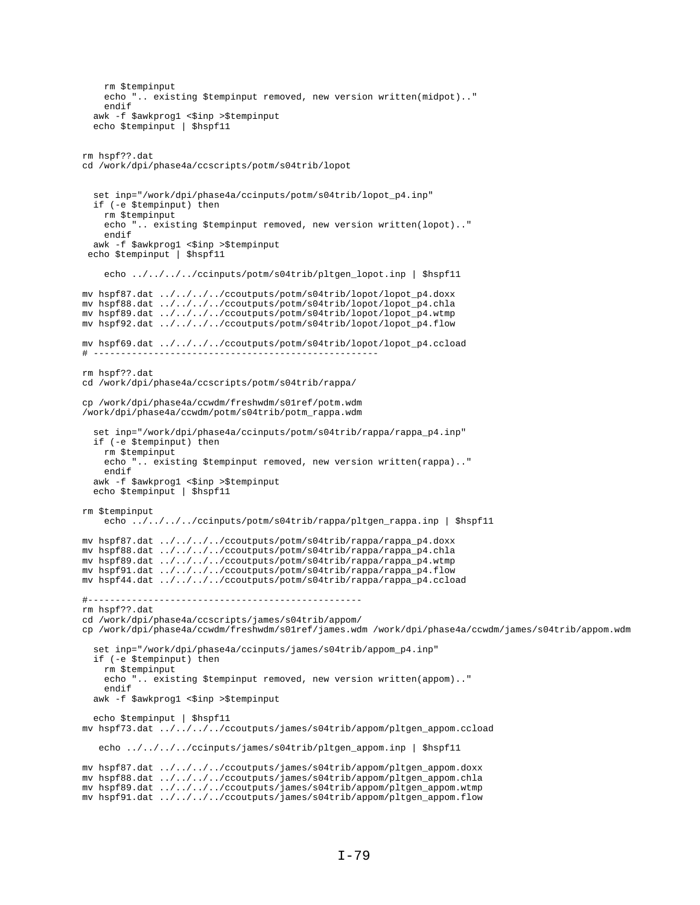```
    rm $tempinput
    echo ".. existing $tempinput removed, new version written(midpot).."
    endif
  awk -f $awkprog1 <$inp >$tempinput
  echo $tempinput | $hspf11


rm hspf??.dat
cd /work/dpi/phase4a/ccscripts/potm/s04trib/lopot


  set inp="/work/dpi/phase4a/ccinputs/potm/s04trib/lopot_p4.inp"
  if (-e $tempinput) then
    rm $tempinput
    echo ".. existing $tempinput removed, new version written(lopot).."
    endif
  awk -f $awkprog1 <$inp >$tempinput
 echo $tempinput | $hspf11

    echo ../../../../ccinputs/potm/s04trib/pltgen_lopot.inp | $hspf11

mv hspf87.dat ../../../../ccoutputs/potm/s04trib/lopot/lopot_p4.doxx
mv hspf88.dat ../../../../ccoutputs/potm/s04trib/lopot/lopot_p4.chla
mv hspf89.dat ../../../../ccoutputs/potm/s04trib/lopot/lopot_p4.wtmp
mv hspf92.dat ../../../../ccoutputs/potm/s04trib/lopot/lopot_p4.flow

mv hspf69.dat ../../../../ccoutputs/potm/s04trib/lopot/lopot_p4.ccload
# ---------------------------------------------------

rm hspf??.dat
cd /work/dpi/phase4a/ccscripts/potm/s04trib/rappa/

cp /work/dpi/phase4a/ccwdm/freshwdm/s01ref/potm.wdm
/work/dpi/phase4a/ccwdm/potm/s04trib/potm_rappa.wdm

  set inp="/work/dpi/phase4a/ccinputs/potm/s04trib/rappa/rappa_p4.inp"
  if (-e $tempinput) then
    rm $tempinput
    echo ".. existing $tempinput removed, new version written(rappa).."
    endif
  awk -f $awkprog1 <$inp >$tempinput
  echo $tempinput | $hspf11

rm $tempinput
    echo ../../../../ccinputs/potm/s04trib/rappa/pltgen_rappa.inp | $hspf11

mv hspf87.dat ../../../../ccoutputs/potm/s04trib/rappa/rappa_p4.doxx
mv hspf88.dat ../../../../ccoutputs/potm/s04trib/rappa/rappa_p4.chla
mv hspf89.dat ../../../../ccoutputs/potm/s04trib/rappa/rappa_p4.wtmp
mv hspf91.dat ../../../../ccoutputs/potm/s04trib/rappa/rappa_p4.flow
mv hspf44.dat ../../../../ccoutputs/potm/s04trib/rappa/rappa_p4.ccload

#--------------------------------------------------
rm hspf??.dat
cd /work/dpi/phase4a/ccscripts/james/s04trib/appom/
cp /work/dpi/phase4a/ccwdm/freshwdm/s01ref/james.wdm /work/dpi/phase4a/ccwdm/james/s04trib/appom.wdm

  set inp="/work/dpi/phase4a/ccinputs/james/s04trib/appom_p4.inp"
  if (-e $tempinput) then
    rm $tempinput
    echo ".. existing $tempinput removed, new version written(appom).."
    endif
  awk -f $awkprog1 <$inp >$tempinput

  echo $tempinput | $hspf11
mv hspf73.dat ../../../../ccoutputs/james/s04trib/appom/pltgen_appom.ccload

   echo ../../../../ccinputs/james/s04trib/pltgen_appom.inp | $hspf11

mv hspf87.dat ../../../../ccoutputs/james/s04trib/appom/pltgen_appom.doxx
mv hspf88.dat ../../../../ccoutputs/james/s04trib/appom/pltgen_appom.chla
mv hspf89.dat ../../../../ccoutputs/james/s04trib/appom/pltgen_appom.wtmp
mv hspf91.dat ../../../../ccoutputs/james/s04trib/appom/pltgen_appom.flow
```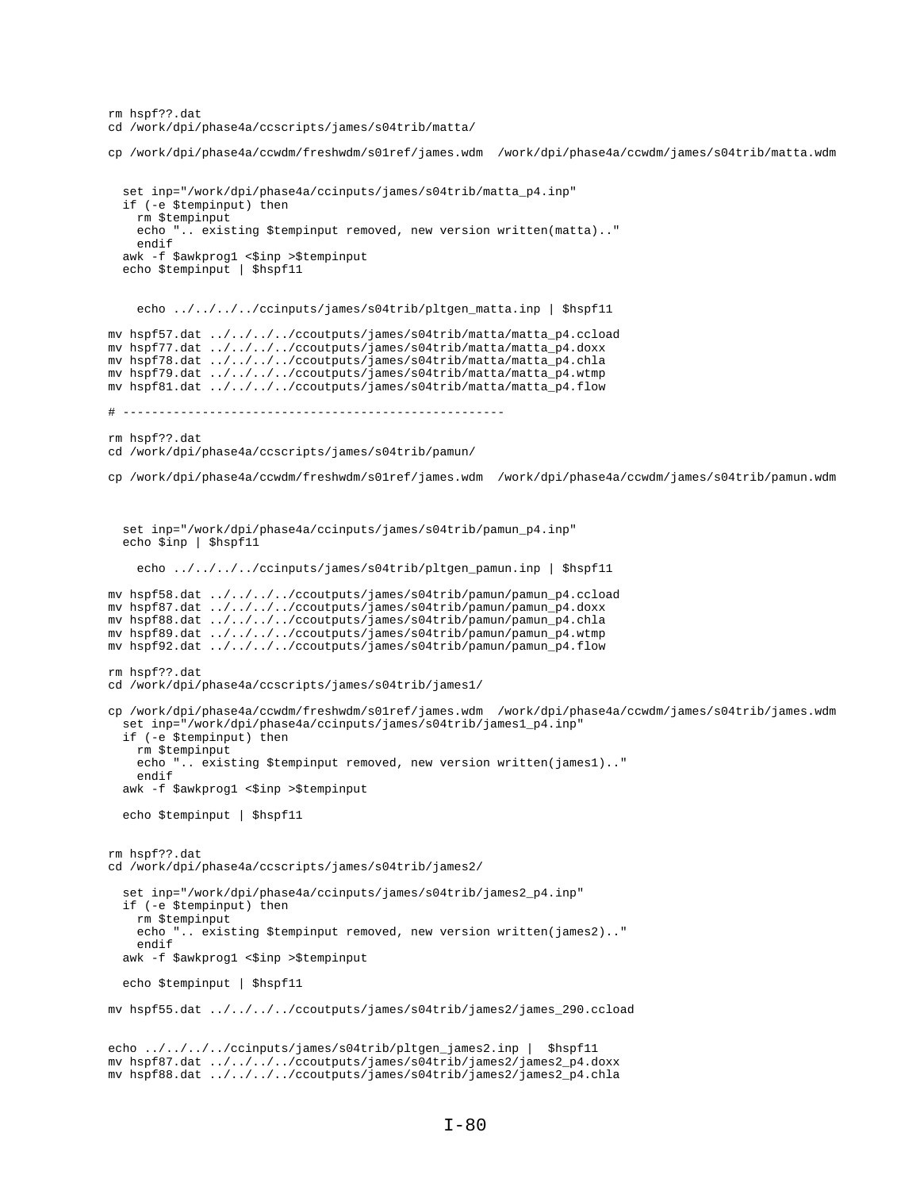```
rm hspf??.dat
cd /work/dpi/phase4a/ccscripts/james/s04trib/matta/

cp /work/dpi/phase4a/ccwdm/freshwdm/s01ref/james.wdm  /work/dpi/phase4a/ccwdm/james/s04trib/matta.wdm


  set inp="/work/dpi/phase4a/ccinputs/james/s04trib/matta_p4.inp"
  if (-e $tempinput) then
    rm $tempinput
    echo ".. existing $tempinput removed, new version written(matta).."
    endif
  awk -f $awkprog1 <$inp >$tempinput
  echo $tempinput | $hspf11


    echo ../../../../ccinputs/james/s04trib/pltgen_matta.inp | $hspf11

mv hspf57.dat ../../../../ccoutputs/james/s04trib/matta/matta_p4.ccload
mv hspf77.dat ../../../../ccoutputs/james/s04trib/matta/matta_p4.doxx
mv hspf78.dat ../../../../ccoutputs/james/s04trib/matta/matta_p4.chla
mv hspf79.dat ../../../../ccoutputs/james/s04trib/matta/matta_p4.wtmp
mv hspf81.dat ../../../../ccoutputs/james/s04trib/matta/matta_p4.flow

# -----------------------------------------------------

rm hspf??.dat
cd /work/dpi/phase4a/ccscripts/james/s04trib/pamun/

cp /work/dpi/phase4a/ccwdm/freshwdm/s01ref/james.wdm  /work/dpi/phase4a/ccwdm/james/s04trib/pamun.wdm



  set inp="/work/dpi/phase4a/ccinputs/james/s04trib/pamun_p4.inp"
  echo $inp | $hspf11

    echo ../../../../ccinputs/james/s04trib/pltgen_pamun.inp | $hspf11

mv hspf58.dat ../../../../ccoutputs/james/s04trib/pamun/pamun_p4.ccload
mv hspf87.dat ../../../../ccoutputs/james/s04trib/pamun/pamun_p4.doxx
mv hspf88.dat ../../../../ccoutputs/james/s04trib/pamun/pamun_p4.chla
mv hspf89.dat ../../../../ccoutputs/james/s04trib/pamun/pamun_p4.wtmp
mv hspf92.dat ../../../../ccoutputs/james/s04trib/pamun/pamun_p4.flow

rm hspf??.dat
cd /work/dpi/phase4a/ccscripts/james/s04trib/james1/

cp /work/dpi/phase4a/ccwdm/freshwdm/s01ref/james.wdm  /work/dpi/phase4a/ccwdm/james/s04trib/james.wdm
  set inp="/work/dpi/phase4a/ccinputs/james/s04trib/james1_p4.inp"
  if (-e $tempinput) then
    rm $tempinput
    echo ".. existing $tempinput removed, new version written(james1).."
    endif
  awk -f $awkprog1 <$inp >$tempinput

  echo $tempinput | $hspf11


rm hspf??.dat
cd /work/dpi/phase4a/ccscripts/james/s04trib/james2/

  set inp="/work/dpi/phase4a/ccinputs/james/s04trib/james2_p4.inp"
  if (-e $tempinput) then
    rm $tempinput
    echo ".. existing $tempinput removed, new version written(james2).."
    endif
  awk -f $awkprog1 <$inp >$tempinput

  echo $tempinput | $hspf11

mv hspf55.dat ../../../../ccoutputs/james/s04trib/james2/james_290.ccload


echo ../../../../ccinputs/james/s04trib/pltgen_james2.inp |  $hspf11
mv hspf87.dat ../../../../ccoutputs/james/s04trib/james2/james2_p4.doxx
mv hspf88.dat ../../../../ccoutputs/james/s04trib/james2/james2_p4.chla
```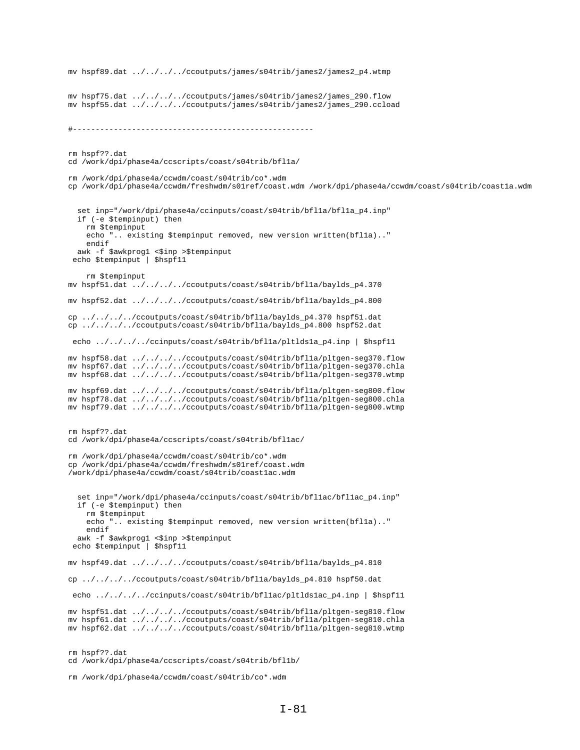```
mv hspf89.dat ../../../../ccoutputs/james/s04trib/james2/james2_p4.wtmp


mv hspf75.dat ../../../../ccoutputs/james/s04trib/james2/james_290.flow
mv hspf55.dat ../../../../ccoutputs/james/s04trib/james2/james_290.ccload


#----------------------------------------------------


rm hspf??.dat
cd /work/dpi/phase4a/ccscripts/coast/s04trib/bfl1a/

rm /work/dpi/phase4a/ccwdm/coast/s04trib/co*.wdm
cp /work/dpi/phase4a/ccwdm/freshwdm/s01ref/coast.wdm /work/dpi/phase4a/ccwdm/coast/s04trib/coast1a.wdm


  set inp="/work/dpi/phase4a/ccinputs/coast/s04trib/bfl1a/bfl1a_p4.inp"
  if (-e $tempinput) then
    rm $tempinput
    echo ".. existing $tempinput removed, new version written(bfl1a).."
    endif
  awk -f $awkprog1 <$inp >$tempinput
 echo $tempinput | $hspf11

    rm $tempinput
mv hspf51.dat ../../../../ccoutputs/coast/s04trib/bfl1a/baylds_p4.370

mv hspf52.dat ../../../../ccoutputs/coast/s04trib/bfl1a/baylds_p4.800

cp ../../../../ccoutputs/coast/s04trib/bfl1a/baylds_p4.370 hspf51.dat
cp ../../../../ccoutputs/coast/s04trib/bfl1a/baylds_p4.800 hspf52.dat

 echo ../../../../ccinputs/coast/s04trib/bfl1a/pltlds1a_p4.inp | $hspf11

mv hspf58.dat ../../../../ccoutputs/coast/s04trib/bfl1a/pltgen-seg370.flow
mv hspf67.dat ../../../../ccoutputs/coast/s04trib/bfl1a/pltgen-seg370.chla
mv hspf68.dat ../../../../ccoutputs/coast/s04trib/bfl1a/pltgen-seg370.wtmp

mv hspf69.dat ../../../../ccoutputs/coast/s04trib/bfl1a/pltgen-seg800.flow
mv hspf78.dat ../../../../ccoutputs/coast/s04trib/bfl1a/pltgen-seg800.chla
mv hspf79.dat ../../../../ccoutputs/coast/s04trib/bfl1a/pltgen-seg800.wtmp


rm hspf??.dat
cd /work/dpi/phase4a/ccscripts/coast/s04trib/bfl1ac/

rm /work/dpi/phase4a/ccwdm/coast/s04trib/co*.wdm
cp /work/dpi/phase4a/ccwdm/freshwdm/s01ref/coast.wdm
/work/dpi/phase4a/ccwdm/coast/s04trib/coast1ac.wdm


  set inp="/work/dpi/phase4a/ccinputs/coast/s04trib/bfl1ac/bfl1ac_p4.inp"
  if (-e $tempinput) then
    rm $tempinput
    echo ".. existing $tempinput removed, new version written(bfl1a).."
    endif
  awk -f $awkprog1 <$inp >$tempinput
 echo $tempinput | $hspf11

mv hspf49.dat ../../../../ccoutputs/coast/s04trib/bfl1a/baylds_p4.810

cp ../../../../ccoutputs/coast/s04trib/bfl1a/baylds_p4.810 hspf50.dat

 echo ../../../../ccinputs/coast/s04trib/bfl1ac/pltlds1ac_p4.inp | $hspf11

mv hspf51.dat ../../../../ccoutputs/coast/s04trib/bfl1a/pltgen-seg810.flow
mv hspf61.dat ../../../../ccoutputs/coast/s04trib/bfl1a/pltgen-seg810.chla
mv hspf62.dat ../../../../ccoutputs/coast/s04trib/bfl1a/pltgen-seg810.wtmp


rm hspf??.dat
cd /work/dpi/phase4a/ccscripts/coast/s04trib/bfl1b/

rm /work/dpi/phase4a/ccwdm/coast/s04trib/co*.wdm
```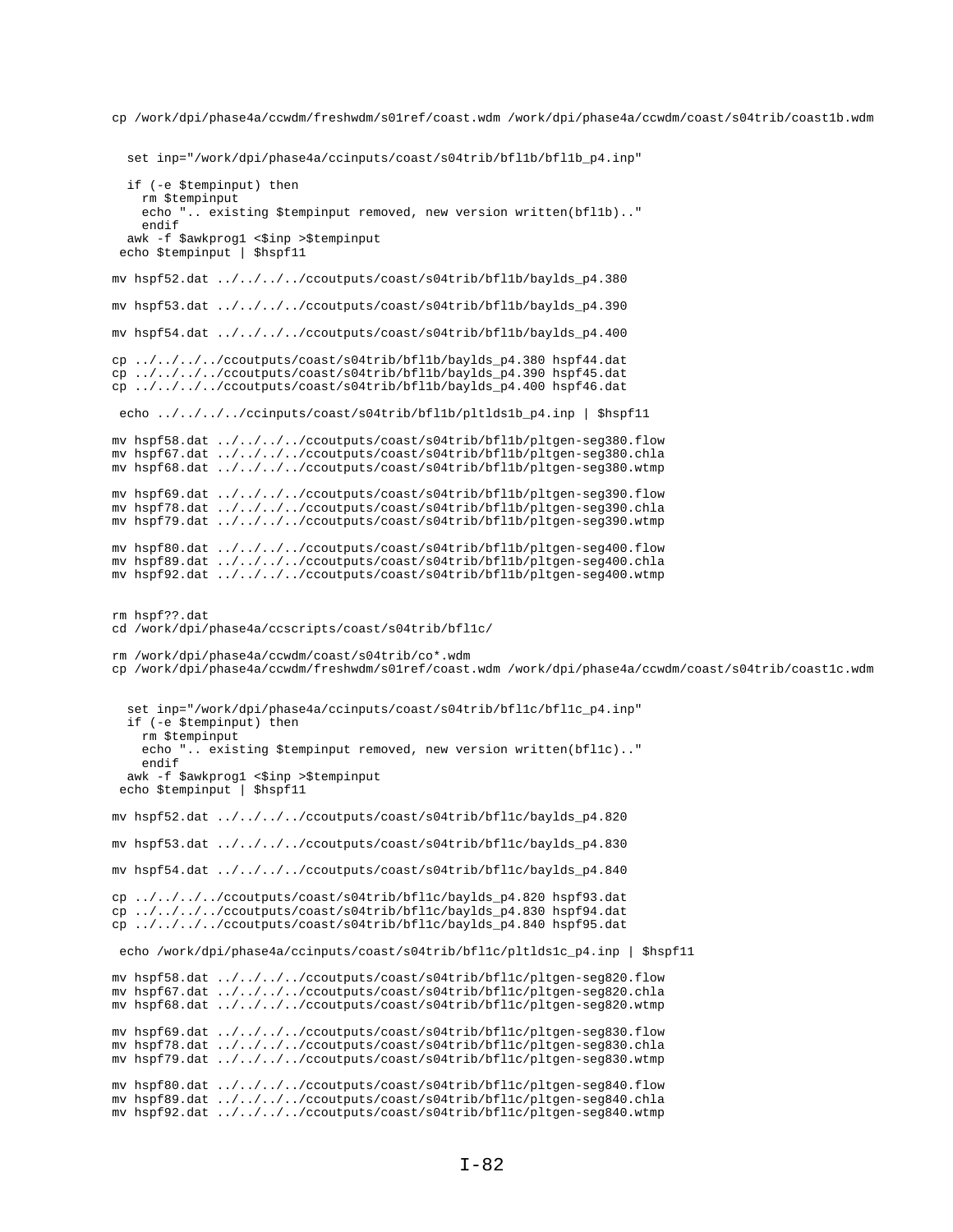```
cp /work/dpi/phase4a/ccwdm/freshwdm/s01ref/coast.wdm /work/dpi/phase4a/ccwdm/coast/s04trib/coast1b.wdm


   set inp="/work/dpi/phase4a/ccinputs/coast/s04trib/bfl1b/bfl1b_p4.inp"

   if (-e $tempinput) then
     rm $tempinput
     echo ".. existing $tempinput removed, new version written(bfl1b).."
     endif
   awk -f $awkprog1 <$inp >$tempinput
 echo $tempinput | $hspf11

mv hspf52.dat ../../../../ccoutputs/coast/s04trib/bfl1b/baylds_p4.380

mv hspf53.dat ../../../../ccoutputs/coast/s04trib/bfl1b/baylds_p4.390

mv hspf54.dat ../../../../ccoutputs/coast/s04trib/bfl1b/baylds_p4.400

cp ../../../../ccoutputs/coast/s04trib/bfl1b/baylds_p4.380 hspf44.dat
cp ../../../../ccoutputs/coast/s04trib/bfl1b/baylds_p4.390 hspf45.dat
cp ../../../../ccoutputs/coast/s04trib/bfl1b/baylds_p4.400 hspf46.dat

 echo ../../../../ccinputs/coast/s04trib/bfl1b/pltlds1b_p4.inp | $hspf11

mv hspf58.dat ../../../../ccoutputs/coast/s04trib/bfl1b/pltgen-seg380.flow
mv hspf67.dat ../../../../ccoutputs/coast/s04trib/bfl1b/pltgen-seg380.chla
mv hspf68.dat ../../../../ccoutputs/coast/s04trib/bfl1b/pltgen-seg380.wtmp

mv hspf69.dat ../../../../ccoutputs/coast/s04trib/bfl1b/pltgen-seg390.flow
mv hspf78.dat ../../../../ccoutputs/coast/s04trib/bfl1b/pltgen-seg390.chla
mv hspf79.dat ../../../../ccoutputs/coast/s04trib/bfl1b/pltgen-seg390.wtmp

mv hspf80.dat ../../../../ccoutputs/coast/s04trib/bfl1b/pltgen-seg400.flow
mv hspf89.dat ../../../../ccoutputs/coast/s04trib/bfl1b/pltgen-seg400.chla
mv hspf92.dat ../../../../ccoutputs/coast/s04trib/bfl1b/pltgen-seg400.wtmp


rm hspf??.dat
cd /work/dpi/phase4a/ccscripts/coast/s04trib/bfl1c/

rm /work/dpi/phase4a/ccwdm/coast/s04trib/co*.wdm
cp /work/dpi/phase4a/ccwdm/freshwdm/s01ref/coast.wdm /work/dpi/phase4a/ccwdm/coast/s04trib/coast1c.wdm


   set inp="/work/dpi/phase4a/ccinputs/coast/s04trib/bfl1c/bfl1c_p4.inp"
   if (-e $tempinput) then
     rm $tempinput
     echo ".. existing $tempinput removed, new version written(bfl1c).."
     endif
   awk -f $awkprog1 <$inp >$tempinput
 echo $tempinput | $hspf11

mv hspf52.dat ../../../../ccoutputs/coast/s04trib/bfl1c/baylds_p4.820

mv hspf53.dat ../../../../ccoutputs/coast/s04trib/bfl1c/baylds_p4.830

mv hspf54.dat ../../../../ccoutputs/coast/s04trib/bfl1c/baylds_p4.840

cp ../../../../ccoutputs/coast/s04trib/bfl1c/baylds_p4.820 hspf93.dat
cp ../../../../ccoutputs/coast/s04trib/bfl1c/baylds_p4.830 hspf94.dat
cp ../../../../ccoutputs/coast/s04trib/bfl1c/baylds_p4.840 hspf95.dat

 echo /work/dpi/phase4a/ccinputs/coast/s04trib/bfl1c/pltlds1c_p4.inp | $hspf11

mv hspf58.dat ../../../../ccoutputs/coast/s04trib/bfl1c/pltgen-seg820.flow
mv hspf67.dat ../../../../ccoutputs/coast/s04trib/bfl1c/pltgen-seg820.chla
mv hspf68.dat ../../../../ccoutputs/coast/s04trib/bfl1c/pltgen-seg820.wtmp

mv hspf69.dat ../../../../ccoutputs/coast/s04trib/bfl1c/pltgen-seg830.flow
mv hspf78.dat ../../../../ccoutputs/coast/s04trib/bfl1c/pltgen-seg830.chla
mv hspf79.dat ../../../../ccoutputs/coast/s04trib/bfl1c/pltgen-seg830.wtmp

mv hspf80.dat ../../../../ccoutputs/coast/s04trib/bfl1c/pltgen-seg840.flow
mv hspf89.dat ../../../../ccoutputs/coast/s04trib/bfl1c/pltgen-seg840.chla
mv hspf92.dat ../../../../ccoutputs/coast/s04trib/bfl1c/pltgen-seg840.wtmp
```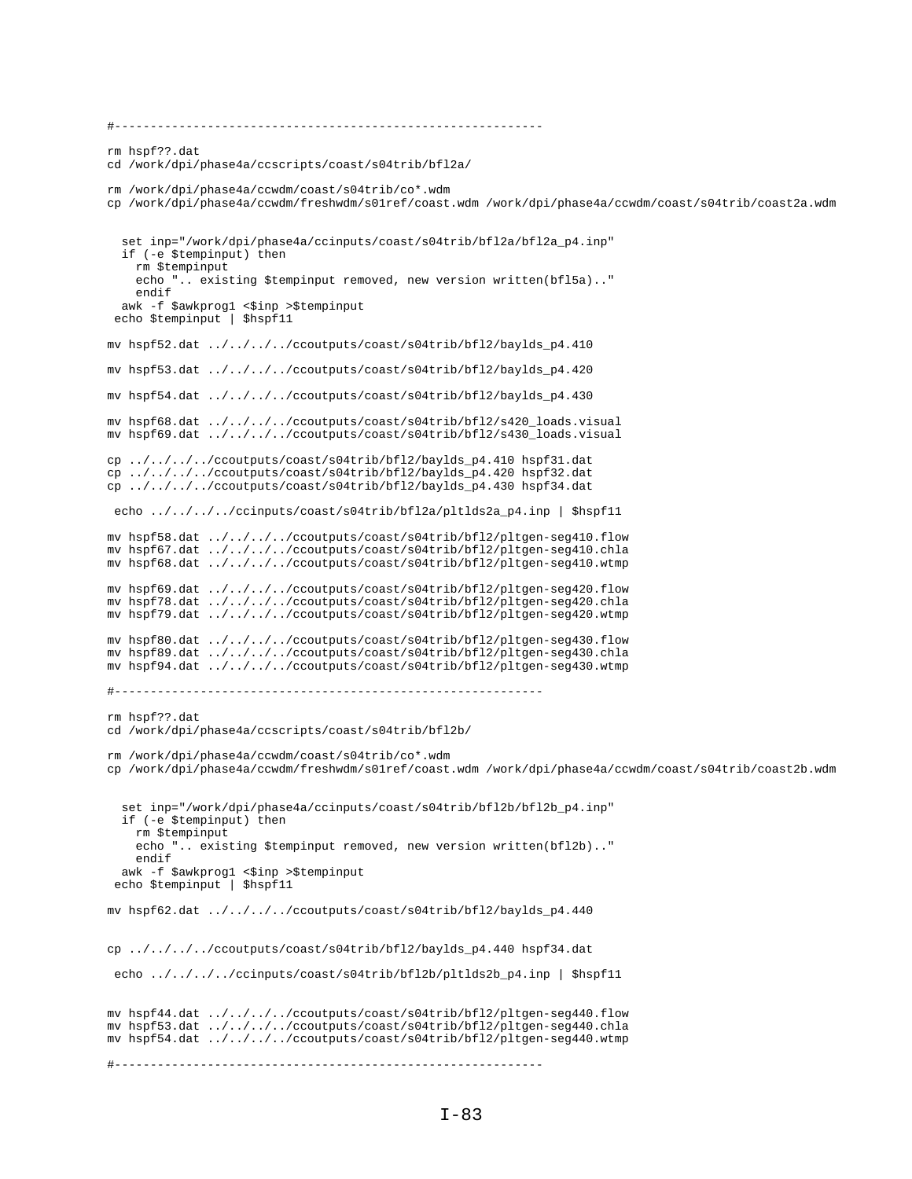```
#------------------------------------------------------------

rm hspf??.dat
cd /work/dpi/phase4a/ccscripts/coast/s04trib/bfl2a/

rm /work/dpi/phase4a/ccwdm/coast/s04trib/co*.wdm
cp /work/dpi/phase4a/ccwdm/freshwdm/s01ref/coast.wdm /work/dpi/phase4a/ccwdm/coast/s04trib/coast2a.wdm


  set inp="/work/dpi/phase4a/ccinputs/coast/s04trib/bfl2a/bfl2a_p4.inp"
  if (-e $tempinput) then
    rm $tempinput
    echo ".. existing $tempinput removed, new version written(bfl5a).."
    endif
  awk -f $awkprog1 <$inp >$tempinput
 echo $tempinput | $hspf11

mv hspf52.dat ../../../../ccoutputs/coast/s04trib/bfl2/baylds_p4.410

mv hspf53.dat ../../../../ccoutputs/coast/s04trib/bfl2/baylds_p4.420

mv hspf54.dat ../../../../ccoutputs/coast/s04trib/bfl2/baylds_p4.430

mv hspf68.dat ../../../../ccoutputs/coast/s04trib/bfl2/s420_loads.visual
mv hspf69.dat ../../../../ccoutputs/coast/s04trib/bfl2/s430_loads.visual

cp ../../../../ccoutputs/coast/s04trib/bfl2/baylds_p4.410 hspf31.dat
cp ../../../../ccoutputs/coast/s04trib/bfl2/baylds_p4.420 hspf32.dat
cp ../../../../ccoutputs/coast/s04trib/bfl2/baylds_p4.430 hspf34.dat

 echo ../../../../ccinputs/coast/s04trib/bfl2a/pltlds2a_p4.inp | $hspf11

mv hspf58.dat ../../../../ccoutputs/coast/s04trib/bfl2/pltgen-seg410.flow
mv hspf67.dat ../../../../ccoutputs/coast/s04trib/bfl2/pltgen-seg410.chla
mv hspf68.dat ../../../../ccoutputs/coast/s04trib/bfl2/pltgen-seg410.wtmp

mv hspf69.dat ../../../../ccoutputs/coast/s04trib/bfl2/pltgen-seg420.flow
mv hspf78.dat ../../../../ccoutputs/coast/s04trib/bfl2/pltgen-seg420.chla
mv hspf79.dat ../../../../ccoutputs/coast/s04trib/bfl2/pltgen-seg420.wtmp

mv hspf80.dat ../../../../ccoutputs/coast/s04trib/bfl2/pltgen-seg430.flow
mv hspf89.dat ../../../../ccoutputs/coast/s04trib/bfl2/pltgen-seg430.chla
mv hspf94.dat ../../../../ccoutputs/coast/s04trib/bfl2/pltgen-seg430.wtmp

#------------------------------------------------------------

rm hspf??.dat
cd /work/dpi/phase4a/ccscripts/coast/s04trib/bfl2b/

rm /work/dpi/phase4a/ccwdm/coast/s04trib/co*.wdm
cp /work/dpi/phase4a/ccwdm/freshwdm/s01ref/coast.wdm /work/dpi/phase4a/ccwdm/coast/s04trib/coast2b.wdm


  set inp="/work/dpi/phase4a/ccinputs/coast/s04trib/bfl2b/bfl2b_p4.inp"
  if (-e $tempinput) then
    rm $tempinput
    echo ".. existing $tempinput removed, new version written(bfl2b).."
    endif
  awk -f $awkprog1 <$inp >$tempinput
 echo $tempinput | $hspf11

mv hspf62.dat ../../../../ccoutputs/coast/s04trib/bfl2/baylds_p4.440


cp ../../../../ccoutputs/coast/s04trib/bfl2/baylds_p4.440 hspf34.dat

 echo ../../../../ccinputs/coast/s04trib/bfl2b/pltlds2b_p4.inp | $hspf11


mv hspf44.dat ../../../../ccoutputs/coast/s04trib/bfl2/pltgen-seg440.flow
mv hspf53.dat ../../../../ccoutputs/coast/s04trib/bfl2/pltgen-seg440.chla
mv hspf54.dat ../../../../ccoutputs/coast/s04trib/bfl2/pltgen-seg440.wtmp

#------------------------------------------------------------
```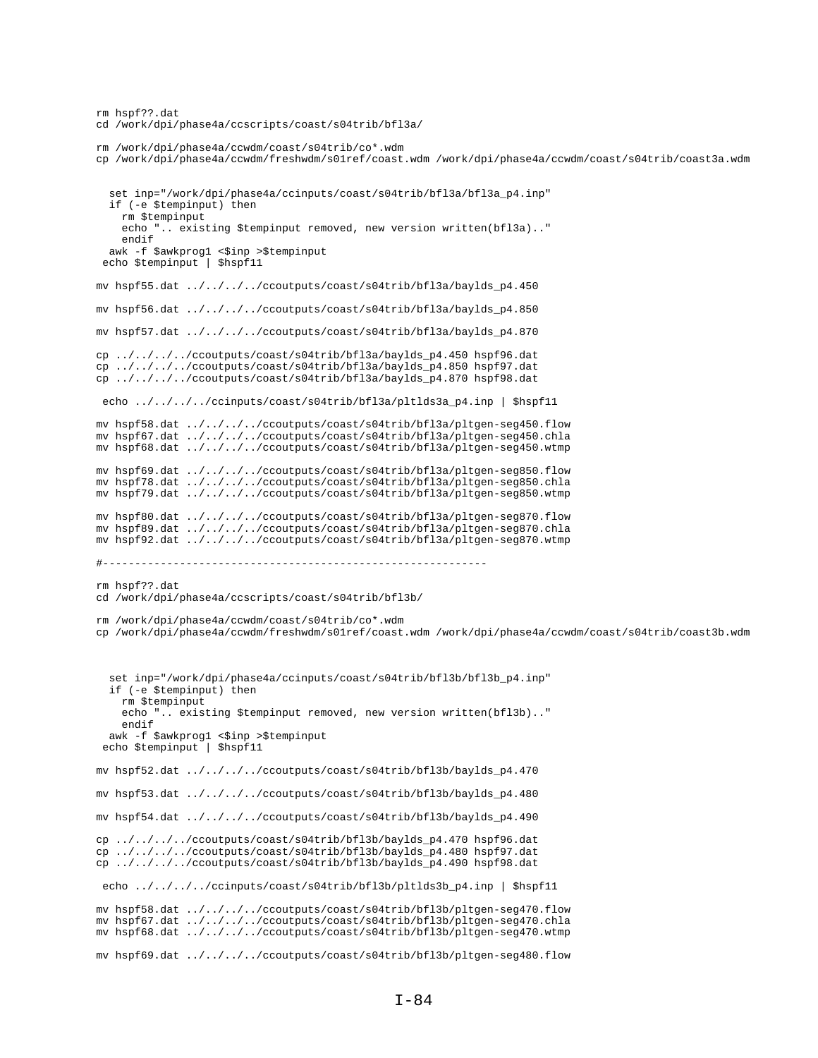```
rm hspf??.dat
cd /work/dpi/phase4a/ccscripts/coast/s04trib/bfl3a/

rm /work/dpi/phase4a/ccwdm/coast/s04trib/co*.wdm
cp /work/dpi/phase4a/ccwdm/freshwdm/s01ref/coast.wdm /work/dpi/phase4a/ccwdm/coast/s04trib/coast3a.wdm


  set inp="/work/dpi/phase4a/ccinputs/coast/s04trib/bfl3a/bfl3a_p4.inp"
  if (-e $tempinput) then
    rm $tempinput
    echo ".. existing $tempinput removed, new version written(bfl3a).."
    endif
  awk -f $awkprog1 <$inp >$tempinput
 echo $tempinput | $hspf11

mv hspf55.dat ../../../../ccoutputs/coast/s04trib/bfl3a/baylds_p4.450

mv hspf56.dat ../../../../ccoutputs/coast/s04trib/bfl3a/baylds_p4.850

mv hspf57.dat ../../../../ccoutputs/coast/s04trib/bfl3a/baylds_p4.870

cp ../../../../ccoutputs/coast/s04trib/bfl3a/baylds_p4.450 hspf96.dat
cp ../../../../ccoutputs/coast/s04trib/bfl3a/baylds_p4.850 hspf97.dat
cp ../../../../ccoutputs/coast/s04trib/bfl3a/baylds_p4.870 hspf98.dat

 echo ../../../../ccinputs/coast/s04trib/bfl3a/pltlds3a_p4.inp | $hspf11

mv hspf58.dat ../../../../ccoutputs/coast/s04trib/bfl3a/pltgen-seg450.flow
mv hspf67.dat ../../../../ccoutputs/coast/s04trib/bfl3a/pltgen-seg450.chla
mv hspf68.dat ../../../../ccoutputs/coast/s04trib/bfl3a/pltgen-seg450.wtmp

mv hspf69.dat ../../../../ccoutputs/coast/s04trib/bfl3a/pltgen-seg850.flow
mv hspf78.dat ../../../../ccoutputs/coast/s04trib/bfl3a/pltgen-seg850.chla
mv hspf79.dat ../../../../ccoutputs/coast/s04trib/bfl3a/pltgen-seg850.wtmp

mv hspf80.dat ../../../../ccoutputs/coast/s04trib/bfl3a/pltgen-seg870.flow
mv hspf89.dat ../../../../ccoutputs/coast/s04trib/bfl3a/pltgen-seg870.chla
mv hspf92.dat ../../../../ccoutputs/coast/s04trib/bfl3a/pltgen-seg870.wtmp

#------------------------------------------------------------

rm hspf??.dat
cd /work/dpi/phase4a/ccscripts/coast/s04trib/bfl3b/

rm /work/dpi/phase4a/ccwdm/coast/s04trib/co*.wdm
cp /work/dpi/phase4a/ccwdm/freshwdm/s01ref/coast.wdm /work/dpi/phase4a/ccwdm/coast/s04trib/coast3b.wdm



  set inp="/work/dpi/phase4a/ccinputs/coast/s04trib/bfl3b/bfl3b_p4.inp"
  if (-e $tempinput) then
    rm $tempinput
    echo ".. existing $tempinput removed, new version written(bfl3b).."
    endif
  awk -f $awkprog1 <$inp >$tempinput
 echo $tempinput | $hspf11

mv hspf52.dat ../../../../ccoutputs/coast/s04trib/bfl3b/baylds_p4.470

mv hspf53.dat ../../../../ccoutputs/coast/s04trib/bfl3b/baylds_p4.480

mv hspf54.dat ../../../../ccoutputs/coast/s04trib/bfl3b/baylds_p4.490

cp ../../../../ccoutputs/coast/s04trib/bfl3b/baylds_p4.470 hspf96.dat
cp ../../../../ccoutputs/coast/s04trib/bfl3b/baylds_p4.480 hspf97.dat
cp ../../../../ccoutputs/coast/s04trib/bfl3b/baylds_p4.490 hspf98.dat

 echo ../../../../ccinputs/coast/s04trib/bfl3b/pltlds3b_p4.inp | $hspf11

mv hspf58.dat ../../../../ccoutputs/coast/s04trib/bfl3b/pltgen-seg470.flow
mv hspf67.dat ../../../../ccoutputs/coast/s04trib/bfl3b/pltgen-seg470.chla
mv hspf68.dat ../../../../ccoutputs/coast/s04trib/bfl3b/pltgen-seg470.wtmp

mv hspf69.dat ../../../../ccoutputs/coast/s04trib/bfl3b/pltgen-seg480.flow
```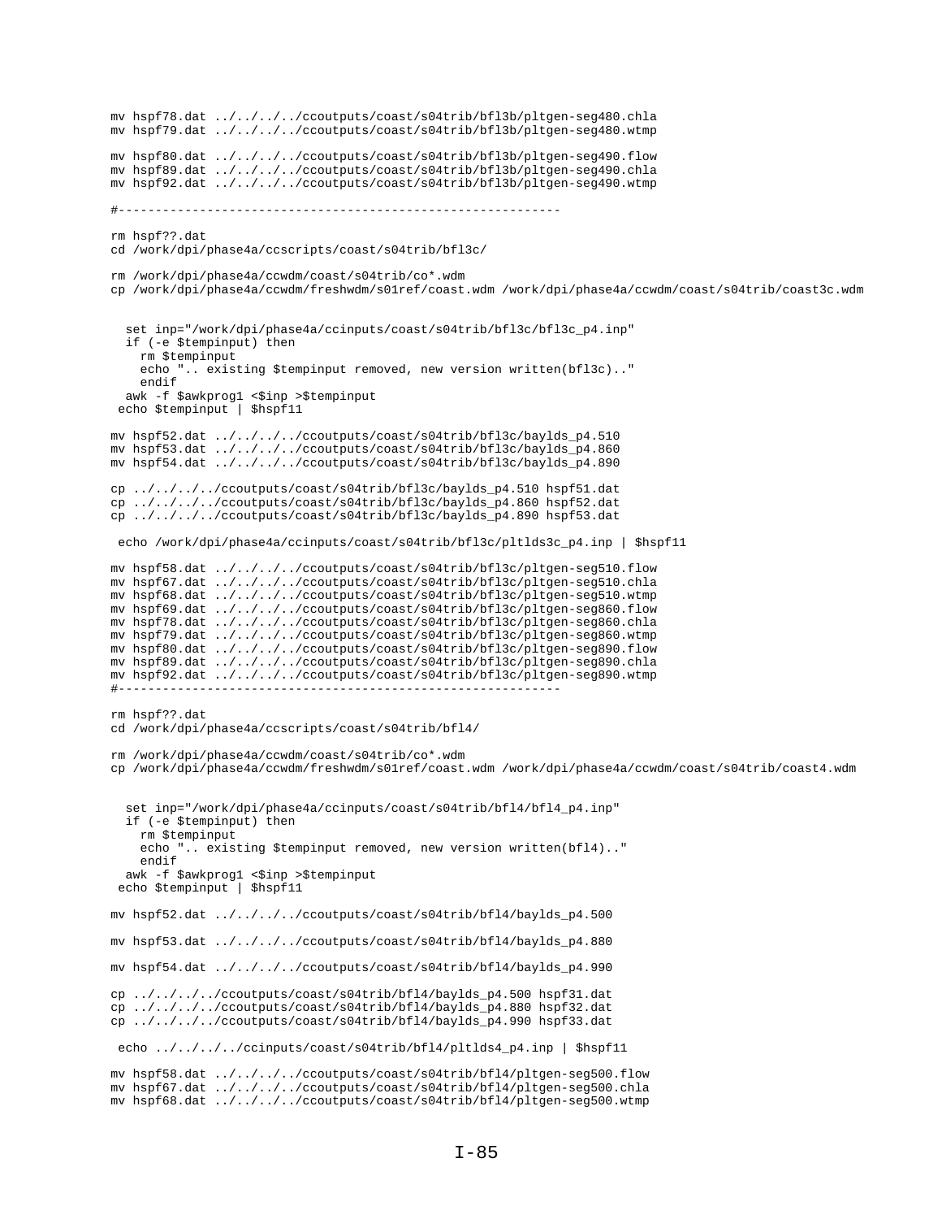```
mv hspf78.dat ../../../../ccoutputs/coast/s04trib/bfl3b/pltgen-seg480.chla
mv hspf79.dat ../../../../ccoutputs/coast/s04trib/bfl3b/pltgen-seg480.wtmp

mv hspf80.dat ../../../../ccoutputs/coast/s04trib/bfl3b/pltgen-seg490.flow
mv hspf89.dat ../../../../ccoutputs/coast/s04trib/bfl3b/pltgen-seg490.chla
mv hspf92.dat ../../../../ccoutputs/coast/s04trib/bfl3b/pltgen-seg490.wtmp

#-------------------------------------------------------------

rm hspf??.dat
cd /work/dpi/phase4a/ccscripts/coast/s04trib/bfl3c/

rm /work/dpi/phase4a/ccwdm/coast/s04trib/co*.wdm
cp /work/dpi/phase4a/ccwdm/freshwdm/s01ref/coast.wdm /work/dpi/phase4a/ccwdm/coast/s04trib/coast3c.wdm


  set inp="/work/dpi/phase4a/ccinputs/coast/s04trib/bfl3c/bfl3c_p4.inp"
  if (-e $tempinput) then
    rm $tempinput
    echo ".. existing $tempinput removed, new version written(bfl3c).."
    endif
  awk -f $awkprog1 <$inp >$tempinput
 echo $tempinput | $hspf11

mv hspf52.dat ../../../../ccoutputs/coast/s04trib/bfl3c/baylds_p4.510
mv hspf53.dat ../../../../ccoutputs/coast/s04trib/bfl3c/baylds_p4.860
mv hspf54.dat ../../../../ccoutputs/coast/s04trib/bfl3c/baylds_p4.890

cp ../../../../ccoutputs/coast/s04trib/bfl3c/baylds_p4.510 hspf51.dat
cp ../../../../ccoutputs/coast/s04trib/bfl3c/baylds_p4.860 hspf52.dat
cp ../../../../ccoutputs/coast/s04trib/bfl3c/baylds_p4.890 hspf53.dat

 echo /work/dpi/phase4a/ccinputs/coast/s04trib/bfl3c/pltlds3c_p4.inp | $hspf11

mv hspf58.dat ../../../../ccoutputs/coast/s04trib/bfl3c/pltgen-seg510.flow
mv hspf67.dat ../../../../ccoutputs/coast/s04trib/bfl3c/pltgen-seg510.chla
mv hspf68.dat ../../../../ccoutputs/coast/s04trib/bfl3c/pltgen-seg510.wtmp
mv hspf69.dat ../../../../ccoutputs/coast/s04trib/bfl3c/pltgen-seg860.flow
mv hspf78.dat ../../../../ccoutputs/coast/s04trib/bfl3c/pltgen-seg860.chla
mv hspf79.dat ../../../../ccoutputs/coast/s04trib/bfl3c/pltgen-seg860.wtmp
mv hspf80.dat ../../../../ccoutputs/coast/s04trib/bfl3c/pltgen-seg890.flow
mv hspf89.dat ../../../../ccoutputs/coast/s04trib/bfl3c/pltgen-seg890.chla
mv hspf92.dat ../../../../ccoutputs/coast/s04trib/bfl3c/pltgen-seg890.wtmp
#-------------------------------------------------------------

rm hspf??.dat
cd /work/dpi/phase4a/ccscripts/coast/s04trib/bfl4/

rm /work/dpi/phase4a/ccwdm/coast/s04trib/co*.wdm
cp /work/dpi/phase4a/ccwdm/freshwdm/s01ref/coast.wdm /work/dpi/phase4a/ccwdm/coast/s04trib/coast4.wdm


  set inp="/work/dpi/phase4a/ccinputs/coast/s04trib/bfl4/bfl4_p4.inp"
  if (-e $tempinput) then
    rm $tempinput
    echo ".. existing $tempinput removed, new version written(bfl4).."
    endif
  awk -f $awkprog1 <$inp >$tempinput
 echo $tempinput | $hspf11

mv hspf52.dat ../../../../ccoutputs/coast/s04trib/bfl4/baylds_p4.500

mv hspf53.dat ../../../../ccoutputs/coast/s04trib/bfl4/baylds_p4.880

mv hspf54.dat ../../../../ccoutputs/coast/s04trib/bfl4/baylds_p4.990

cp ../../../../ccoutputs/coast/s04trib/bfl4/baylds_p4.500 hspf31.dat
cp ../../../../ccoutputs/coast/s04trib/bfl4/baylds_p4.880 hspf32.dat
cp ../../../../ccoutputs/coast/s04trib/bfl4/baylds_p4.990 hspf33.dat

 echo ../../../../ccinputs/coast/s04trib/bfl4/pltlds4_p4.inp | $hspf11

mv hspf58.dat ../../../../ccoutputs/coast/s04trib/bfl4/pltgen-seg500.flow
mv hspf67.dat ../../../../ccoutputs/coast/s04trib/bfl4/pltgen-seg500.chla
mv hspf68.dat ../../../../ccoutputs/coast/s04trib/bfl4/pltgen-seg500.wtmp
```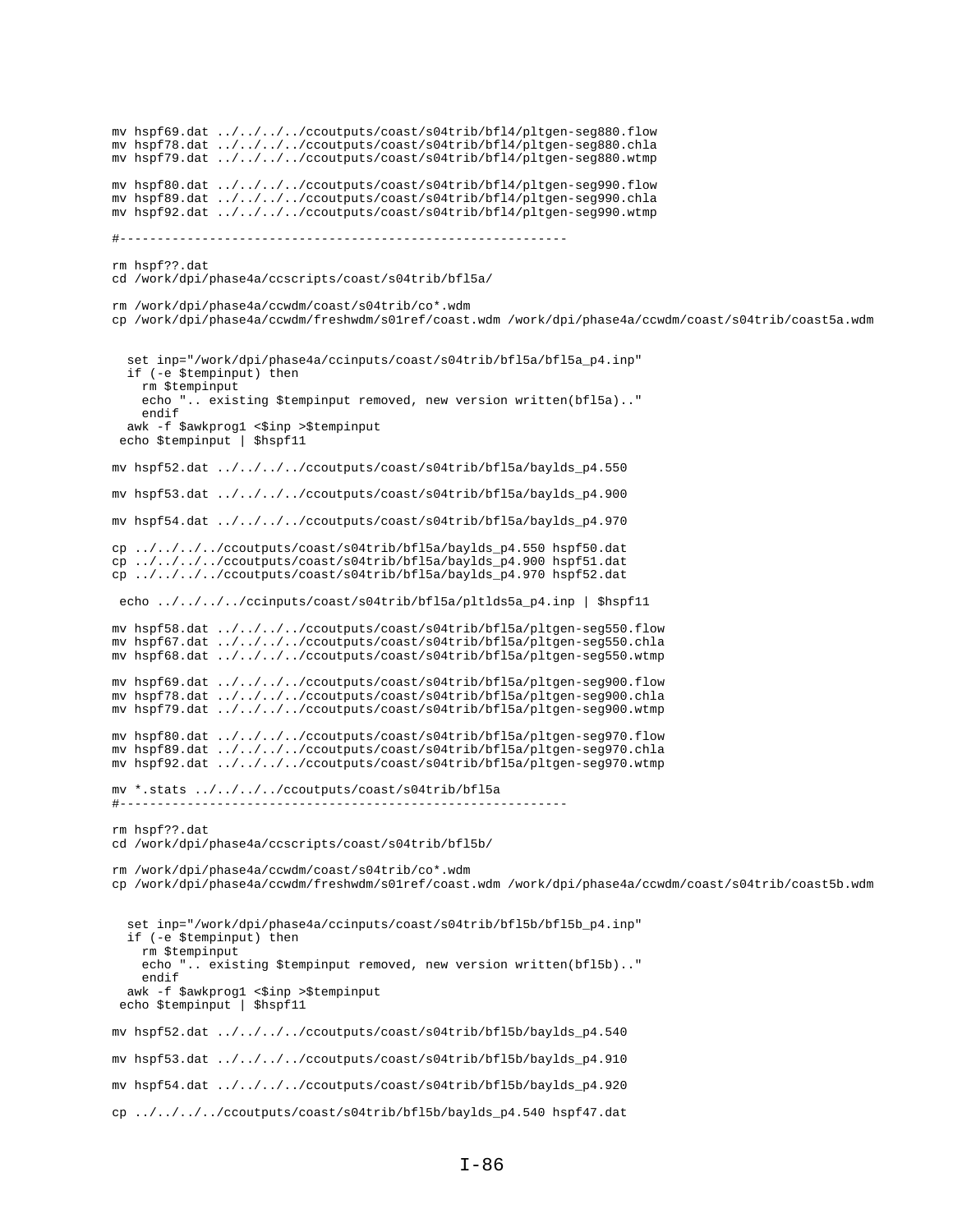```
mv hspf69.dat ../../../../ccoutputs/coast/s04trib/bfl4/pltgen-seg880.flow
mv hspf78.dat ../../../../ccoutputs/coast/s04trib/bfl4/pltgen-seg880.chla
mv hspf79.dat ../../../../ccoutputs/coast/s04trib/bfl4/pltgen-seg880.wtmp

mv hspf80.dat ../../../../ccoutputs/coast/s04trib/bfl4/pltgen-seg990.flow
mv hspf89.dat ../../../../ccoutputs/coast/s04trib/bfl4/pltgen-seg990.chla
mv hspf92.dat ../../../../ccoutputs/coast/s04trib/bfl4/pltgen-seg990.wtmp

#------------------------------------------------------------

rm hspf??.dat
cd /work/dpi/phase4a/ccscripts/coast/s04trib/bfl5a/

rm /work/dpi/phase4a/ccwdm/coast/s04trib/co*.wdm
cp /work/dpi/phase4a/ccwdm/freshwdm/s01ref/coast.wdm /work/dpi/phase4a/ccwdm/coast/s04trib/coast5a.wdm


  set inp="/work/dpi/phase4a/ccinputs/coast/s04trib/bfl5a/bfl5a_p4.inp"
  if (-e $tempinput) then
    rm $tempinput
    echo ".. existing $tempinput removed, new version written(bfl5a).."
    endif
  awk -f $awkprog1 <$inp >$tempinput
 echo $tempinput | $hspf11

mv hspf52.dat ../../../../ccoutputs/coast/s04trib/bfl5a/baylds_p4.550

mv hspf53.dat ../../../../ccoutputs/coast/s04trib/bfl5a/baylds_p4.900

mv hspf54.dat ../../../../ccoutputs/coast/s04trib/bfl5a/baylds_p4.970

cp ../../../../ccoutputs/coast/s04trib/bfl5a/baylds_p4.550 hspf50.dat
cp ../../../../ccoutputs/coast/s04trib/bfl5a/baylds_p4.900 hspf51.dat
cp ../../../../ccoutputs/coast/s04trib/bfl5a/baylds_p4.970 hspf52.dat

 echo ../../../../ccinputs/coast/s04trib/bfl5a/pltlds5a_p4.inp | $hspf11

mv hspf58.dat ../../../../ccoutputs/coast/s04trib/bfl5a/pltgen-seg550.flow
mv hspf67.dat ../../../../ccoutputs/coast/s04trib/bfl5a/pltgen-seg550.chla
mv hspf68.dat ../../../../ccoutputs/coast/s04trib/bfl5a/pltgen-seg550.wtmp

mv hspf69.dat ../../../../ccoutputs/coast/s04trib/bfl5a/pltgen-seg900.flow
mv hspf78.dat ../../../../ccoutputs/coast/s04trib/bfl5a/pltgen-seg900.chla
mv hspf79.dat ../../../../ccoutputs/coast/s04trib/bfl5a/pltgen-seg900.wtmp

mv hspf80.dat ../../../../ccoutputs/coast/s04trib/bfl5a/pltgen-seg970.flow
mv hspf89.dat ../../../../ccoutputs/coast/s04trib/bfl5a/pltgen-seg970.chla
mv hspf92.dat ../../../../ccoutputs/coast/s04trib/bfl5a/pltgen-seg970.wtmp

mv *.stats ../../../../ccoutputs/coast/s04trib/bfl5a
#------------------------------------------------------------

rm hspf??.dat
cd /work/dpi/phase4a/ccscripts/coast/s04trib/bfl5b/

rm /work/dpi/phase4a/ccwdm/coast/s04trib/co*.wdm
cp /work/dpi/phase4a/ccwdm/freshwdm/s01ref/coast.wdm /work/dpi/phase4a/ccwdm/coast/s04trib/coast5b.wdm


  set inp="/work/dpi/phase4a/ccinputs/coast/s04trib/bfl5b/bfl5b_p4.inp"
  if (-e $tempinput) then
    rm $tempinput
    echo ".. existing $tempinput removed, new version written(bfl5b).."
    endif
  awk -f $awkprog1 <$inp >$tempinput
 echo $tempinput | $hspf11

mv hspf52.dat ../../../../ccoutputs/coast/s04trib/bfl5b/baylds_p4.540

mv hspf53.dat ../../../../ccoutputs/coast/s04trib/bfl5b/baylds_p4.910

mv hspf54.dat ../../../../ccoutputs/coast/s04trib/bfl5b/baylds_p4.920

cp ../../../../ccoutputs/coast/s04trib/bfl5b/baylds_p4.540 hspf47.dat
```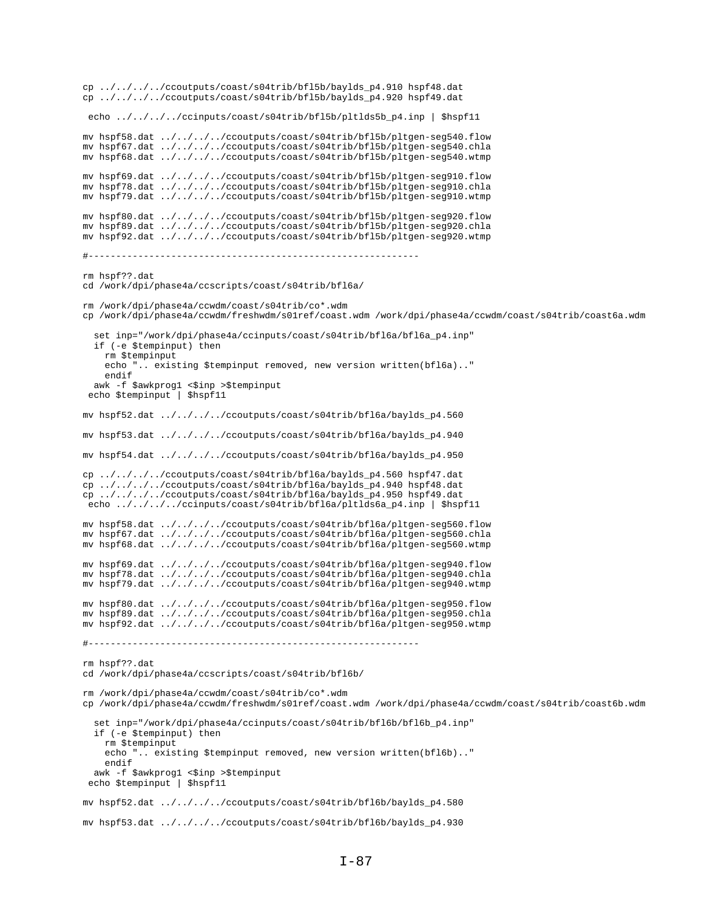```
cp ../../../../ccoutputs/coast/s04trib/bfl5b/baylds_p4.910 hspf48.dat
cp ../../../../ccoutputs/coast/s04trib/bfl5b/baylds_p4.920 hspf49.dat

 echo ../../../../ccinputs/coast/s04trib/bfl5b/pltlds5b_p4.inp | $hspf11

mv hspf58.dat ../../../../ccoutputs/coast/s04trib/bfl5b/pltgen-seg540.flow
mv hspf67.dat ../../../../ccoutputs/coast/s04trib/bfl5b/pltgen-seg540.chla
mv hspf68.dat ../../../../ccoutputs/coast/s04trib/bfl5b/pltgen-seg540.wtmp

mv hspf69.dat ../../../../ccoutputs/coast/s04trib/bfl5b/pltgen-seg910.flow
mv hspf78.dat ../../../../ccoutputs/coast/s04trib/bfl5b/pltgen-seg910.chla
mv hspf79.dat ../../../../ccoutputs/coast/s04trib/bfl5b/pltgen-seg910.wtmp

mv hspf80.dat ../../../../ccoutputs/coast/s04trib/bfl5b/pltgen-seg920.flow
mv hspf89.dat ../../../../ccoutputs/coast/s04trib/bfl5b/pltgen-seg920.chla
mv hspf92.dat ../../../../ccoutputs/coast/s04trib/bfl5b/pltgen-seg920.wtmp

#------------------------------------------------------------

rm hspf??.dat
cd /work/dpi/phase4a/ccscripts/coast/s04trib/bfl6a/

rm /work/dpi/phase4a/ccwdm/coast/s04trib/co*.wdm
cp /work/dpi/phase4a/ccwdm/freshwdm/s01ref/coast.wdm /work/dpi/phase4a/ccwdm/coast/s04trib/coast6a.wdm

   set inp="/work/dpi/phase4a/ccinputs/coast/s04trib/bfl6a/bfl6a_p4.inp"
   if (-e $tempinput) then
     rm $tempinput
     echo ".. existing $tempinput removed, new version written(bfl6a).."
     endif
   awk -f $awkprog1 <$inp >$tempinput
 echo $tempinput | $hspf11

mv hspf52.dat ../../../../ccoutputs/coast/s04trib/bfl6a/baylds_p4.560

mv hspf53.dat ../../../../ccoutputs/coast/s04trib/bfl6a/baylds_p4.940

mv hspf54.dat ../../../../ccoutputs/coast/s04trib/bfl6a/baylds_p4.950

cp ../../../../ccoutputs/coast/s04trib/bfl6a/baylds_p4.560 hspf47.dat
cp ../../../../ccoutputs/coast/s04trib/bfl6a/baylds_p4.940 hspf48.dat
cp ../../../../ccoutputs/coast/s04trib/bfl6a/baylds_p4.950 hspf49.dat
 echo ../../../../ccinputs/coast/s04trib/bfl6a/pltlds6a_p4.inp | $hspf11

mv hspf58.dat ../../../../ccoutputs/coast/s04trib/bfl6a/pltgen-seg560.flow
mv hspf67.dat ../../../../ccoutputs/coast/s04trib/bfl6a/pltgen-seg560.chla
mv hspf68.dat ../../../../ccoutputs/coast/s04trib/bfl6a/pltgen-seg560.wtmp

mv hspf69.dat ../../../../ccoutputs/coast/s04trib/bfl6a/pltgen-seg940.flow
mv hspf78.dat ../../../../ccoutputs/coast/s04trib/bfl6a/pltgen-seg940.chla
mv hspf79.dat ../../../../ccoutputs/coast/s04trib/bfl6a/pltgen-seg940.wtmp

mv hspf80.dat ../../../../ccoutputs/coast/s04trib/bfl6a/pltgen-seg950.flow
mv hspf89.dat ../../../../ccoutputs/coast/s04trib/bfl6a/pltgen-seg950.chla
mv hspf92.dat ../../../../ccoutputs/coast/s04trib/bfl6a/pltgen-seg950.wtmp

#------------------------------------------------------------

rm hspf??.dat
cd /work/dpi/phase4a/ccscripts/coast/s04trib/bfl6b/

rm /work/dpi/phase4a/ccwdm/coast/s04trib/co*.wdm
cp /work/dpi/phase4a/ccwdm/freshwdm/s01ref/coast.wdm /work/dpi/phase4a/ccwdm/coast/s04trib/coast6b.wdm

   set inp="/work/dpi/phase4a/ccinputs/coast/s04trib/bfl6b/bfl6b_p4.inp"
   if (-e $tempinput) then
     rm $tempinput
     echo ".. existing $tempinput removed, new version written(bfl6b).."
     endif
   awk -f $awkprog1 <$inp >$tempinput
 echo $tempinput | $hspf11

mv hspf52.dat ../../../../ccoutputs/coast/s04trib/bfl6b/baylds_p4.580

mv hspf53.dat ../../../../ccoutputs/coast/s04trib/bfl6b/baylds_p4.930
```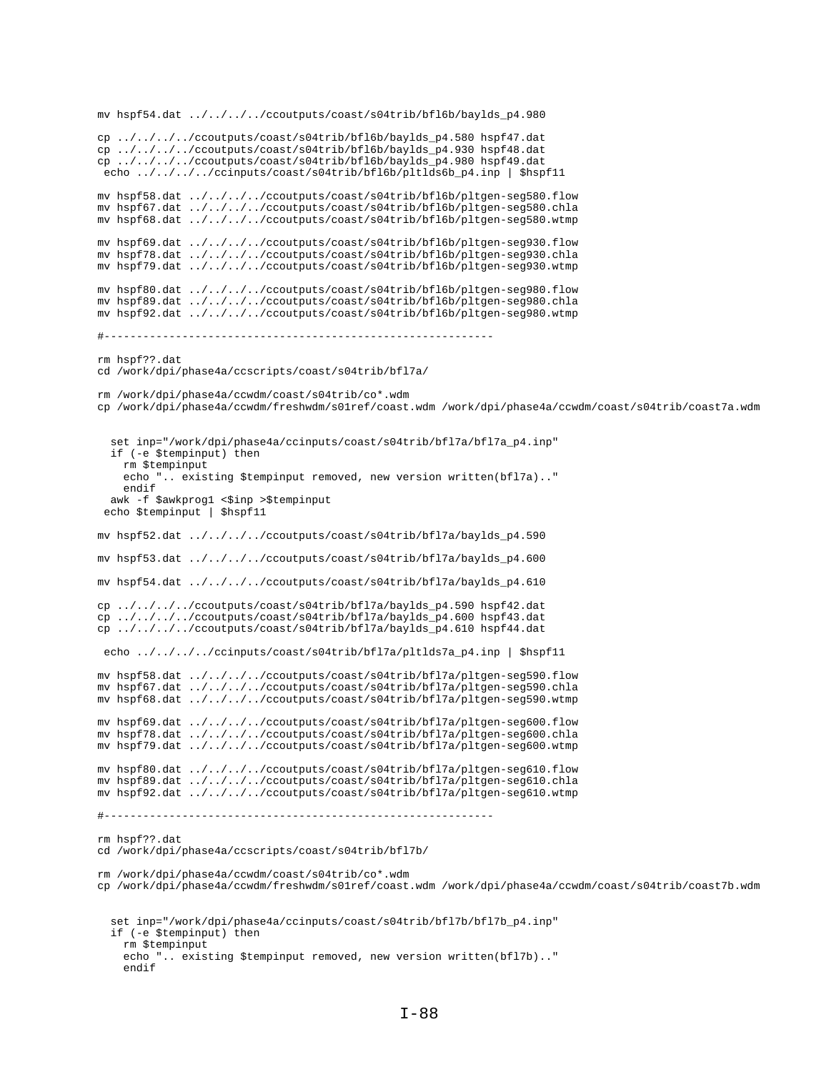```
mv hspf54.dat ../../../../ccoutputs/coast/s04trib/bfl6b/baylds_p4.980

cp ../../../../ccoutputs/coast/s04trib/bfl6b/baylds_p4.580 hspf47.dat
cp ../../../../ccoutputs/coast/s04trib/bfl6b/baylds_p4.930 hspf48.dat
cp ../../../../ccoutputs/coast/s04trib/bfl6b/baylds_p4.980 hspf49.dat
 echo ../../../../ccinputs/coast/s04trib/bfl6b/pltlds6b_p4.inp | $hspf11

mv hspf58.dat ../../../../ccoutputs/coast/s04trib/bfl6b/pltgen-seg580.flow
mv hspf67.dat ../../../../ccoutputs/coast/s04trib/bfl6b/pltgen-seg580.chla
mv hspf68.dat ../../../../ccoutputs/coast/s04trib/bfl6b/pltgen-seg580.wtmp

mv hspf69.dat ../../../../ccoutputs/coast/s04trib/bfl6b/pltgen-seg930.flow
mv hspf78.dat ../../../../ccoutputs/coast/s04trib/bfl6b/pltgen-seg930.chla
mv hspf79.dat ../../../../ccoutputs/coast/s04trib/bfl6b/pltgen-seg930.wtmp

mv hspf80.dat ../../../../ccoutputs/coast/s04trib/bfl6b/pltgen-seg980.flow
mv hspf89.dat ../../../../ccoutputs/coast/s04trib/bfl6b/pltgen-seg980.chla
mv hspf92.dat ../../../../ccoutputs/coast/s04trib/bfl6b/pltgen-seg980.wtmp

#-------------------------------------------------------------

rm hspf??.dat
cd /work/dpi/phase4a/ccscripts/coast/s04trib/bfl7a/

rm /work/dpi/phase4a/ccwdm/coast/s04trib/co*.wdm
cp /work/dpi/phase4a/ccwdm/freshwdm/s01ref/coast.wdm /work/dpi/phase4a/ccwdm/coast/s04trib/coast7a.wdm


  set inp="/work/dpi/phase4a/ccinputs/coast/s04trib/bfl7a/bfl7a_p4.inp"
  if (-e $tempinput) then
    rm $tempinput
    echo ".. existing $tempinput removed, new version written(bfl7a).."
    endif
  awk -f $awkprog1 <$inp >$tempinput
 echo $tempinput | $hspf11

mv hspf52.dat ../../../../ccoutputs/coast/s04trib/bfl7a/baylds_p4.590

mv hspf53.dat ../../../../ccoutputs/coast/s04trib/bfl7a/baylds_p4.600

mv hspf54.dat ../../../../ccoutputs/coast/s04trib/bfl7a/baylds_p4.610

cp ../../../../ccoutputs/coast/s04trib/bfl7a/baylds_p4.590 hspf42.dat
cp ../../../../ccoutputs/coast/s04trib/bfl7a/baylds_p4.600 hspf43.dat
cp ../../../../ccoutputs/coast/s04trib/bfl7a/baylds_p4.610 hspf44.dat

 echo ../../../../ccinputs/coast/s04trib/bfl7a/pltlds7a_p4.inp | $hspf11

mv hspf58.dat ../../../../ccoutputs/coast/s04trib/bfl7a/pltgen-seg590.flow
mv hspf67.dat ../../../../ccoutputs/coast/s04trib/bfl7a/pltgen-seg590.chla
mv hspf68.dat ../../../../ccoutputs/coast/s04trib/bfl7a/pltgen-seg590.wtmp

mv hspf69.dat ../../../../ccoutputs/coast/s04trib/bfl7a/pltgen-seg600.flow
mv hspf78.dat ../../../../ccoutputs/coast/s04trib/bfl7a/pltgen-seg600.chla
mv hspf79.dat ../../../../ccoutputs/coast/s04trib/bfl7a/pltgen-seg600.wtmp

mv hspf80.dat ../../../../ccoutputs/coast/s04trib/bfl7a/pltgen-seg610.flow
mv hspf89.dat ../../../../ccoutputs/coast/s04trib/bfl7a/pltgen-seg610.chla
mv hspf92.dat ../../../../ccoutputs/coast/s04trib/bfl7a/pltgen-seg610.wtmp

#-------------------------------------------------------------

rm hspf??.dat
cd /work/dpi/phase4a/ccscripts/coast/s04trib/bfl7b/

rm /work/dpi/phase4a/ccwdm/coast/s04trib/co*.wdm
cp /work/dpi/phase4a/ccwdm/freshwdm/s01ref/coast.wdm /work/dpi/phase4a/ccwdm/coast/s04trib/coast7b.wdm


  set inp="/work/dpi/phase4a/ccinputs/coast/s04trib/bfl7b/bfl7b_p4.inp"
  if (-e $tempinput) then
    rm $tempinput
    echo ".. existing $tempinput removed, new version written(bfl7b).."
    endif
```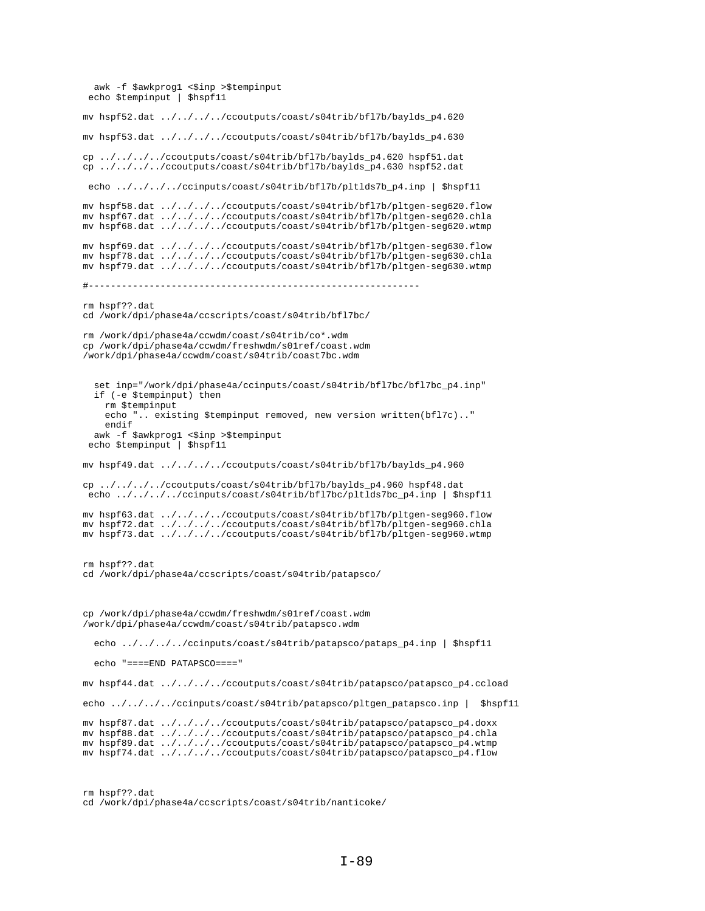```
  awk -f $awkprog1 <$inp >$tempinput
 echo $tempinput | $hspf11

mv hspf52.dat ../../../../ccoutputs/coast/s04trib/bfl7b/baylds_p4.620

mv hspf53.dat ../../../../ccoutputs/coast/s04trib/bfl7b/baylds_p4.630

cp ../../../../ccoutputs/coast/s04trib/bfl7b/baylds_p4.620 hspf51.dat
cp ../../../../ccoutputs/coast/s04trib/bfl7b/baylds_p4.630 hspf52.dat

 echo ../../../../ccinputs/coast/s04trib/bfl7b/pltlds7b_p4.inp | $hspf11

mv hspf58.dat ../../../../ccoutputs/coast/s04trib/bfl7b/pltgen-seg620.flow
mv hspf67.dat ../../../../ccoutputs/coast/s04trib/bfl7b/pltgen-seg620.chla
mv hspf68.dat ../../../../ccoutputs/coast/s04trib/bfl7b/pltgen-seg620.wtmp

mv hspf69.dat ../../../../ccoutputs/coast/s04trib/bfl7b/pltgen-seg630.flow
mv hspf78.dat ../../../../ccoutputs/coast/s04trib/bfl7b/pltgen-seg630.chla
mv hspf79.dat ../../../../ccoutputs/coast/s04trib/bfl7b/pltgen-seg630.wtmp

#------------------------------------------------------------

rm hspf??.dat
cd /work/dpi/phase4a/ccscripts/coast/s04trib/bfl7bc/

rm /work/dpi/phase4a/ccwdm/coast/s04trib/co*.wdm
cp /work/dpi/phase4a/ccwdm/freshwdm/s01ref/coast.wdm
/work/dpi/phase4a/ccwdm/coast/s04trib/coast7bc.wdm


  set inp="/work/dpi/phase4a/ccinputs/coast/s04trib/bfl7bc/bfl7bc_p4.inp"
  if (-e $tempinput) then
    rm $tempinput
    echo ".. existing $tempinput removed, new version written(bfl7c).."
    endif
  awk -f $awkprog1 <$inp >$tempinput
 echo $tempinput | $hspf11

mv hspf49.dat ../../../../ccoutputs/coast/s04trib/bfl7b/baylds_p4.960

cp ../../../../ccoutputs/coast/s04trib/bfl7b/baylds_p4.960 hspf48.dat
 echo ../../../../ccinputs/coast/s04trib/bfl7bc/pltlds7bc_p4.inp | $hspf11

mv hspf63.dat ../../../../ccoutputs/coast/s04trib/bfl7b/pltgen-seg960.flow
mv hspf72.dat ../../../../ccoutputs/coast/s04trib/bfl7b/pltgen-seg960.chla
mv hspf73.dat ../../../../ccoutputs/coast/s04trib/bfl7b/pltgen-seg960.wtmp


rm hspf??.dat
cd /work/dpi/phase4a/ccscripts/coast/s04trib/patapsco/



cp /work/dpi/phase4a/ccwdm/freshwdm/s01ref/coast.wdm
/work/dpi/phase4a/ccwdm/coast/s04trib/patapsco.wdm

  echo ../../../../ccinputs/coast/s04trib/patapsco/pataps_p4.inp | $hspf11

  echo "====END PATAPSCO===="

mv hspf44.dat ../../../../ccoutputs/coast/s04trib/patapsco/patapsco_p4.ccload

echo ../../../../ccinputs/coast/s04trib/patapsco/pltgen_patapsco.inp |  $hspf11

mv hspf87.dat ../../../../ccoutputs/coast/s04trib/patapsco/patapsco_p4.doxx
mv hspf88.dat ../../../../ccoutputs/coast/s04trib/patapsco/patapsco_p4.chla
mv hspf89.dat ../../../../ccoutputs/coast/s04trib/patapsco/patapsco_p4.wtmp
mv hspf74.dat ../../../../ccoutputs/coast/s04trib/patapsco/patapsco_p4.flow



rm hspf??.dat
cd /work/dpi/phase4a/ccscripts/coast/s04trib/nanticoke/
```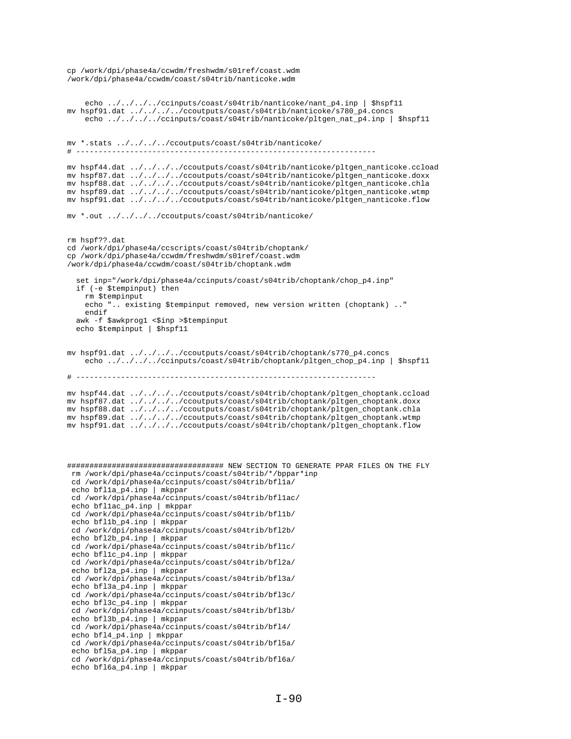```
cp /work/dpi/phase4a/ccwdm/freshwdm/s01ref/coast.wdm
/work/dpi/phase4a/ccwdm/coast/s04trib/nanticoke.wdm


    echo ../../../../ccinputs/coast/s04trib/nanticoke/nant_p4.inp | $hspf11
mv hspf91.dat ../../../../ccoutputs/coast/s04trib/nanticoke/s780_p4.concs
    echo ../../../../ccinputs/coast/s04trib/nanticoke/pltgen_nat_p4.inp | $hspf11


mv *.stats ../../../../ccoutputs/coast/s04trib/nanticoke/
# --------------------------------------------------------------------

mv hspf44.dat ../../../../ccoutputs/coast/s04trib/nanticoke/pltgen_nanticoke.ccload
mv hspf87.dat ../../../../ccoutputs/coast/s04trib/nanticoke/pltgen_nanticoke.doxx
mv hspf88.dat ../../../../ccoutputs/coast/s04trib/nanticoke/pltgen_nanticoke.chla
mv hspf89.dat ../../../../ccoutputs/coast/s04trib/nanticoke/pltgen_nanticoke.wtmp
mv hspf91.dat ../../../../ccoutputs/coast/s04trib/nanticoke/pltgen_nanticoke.flow

mv *.out ../../../../ccoutputs/coast/s04trib/nanticoke/


rm hspf??.dat
cd /work/dpi/phase4a/ccscripts/coast/s04trib/choptank/
cp /work/dpi/phase4a/ccwdm/freshwdm/s01ref/coast.wdm
/work/dpi/phase4a/ccwdm/coast/s04trib/choptank.wdm

   set inp="/work/dpi/phase4a/ccinputs/coast/s04trib/choptank/chop_p4.inp"
   if (-e $tempinput) then
     rm $tempinput
     echo ".. existing $tempinput removed, new version written (choptank) .."
     endif
   awk -f $awkprog1 <$inp >$tempinput
   echo $tempinput | $hspf11


mv hspf91.dat ../../../../ccoutputs/coast/s04trib/choptank/s770_p4.concs
    echo ../../../../ccinputs/coast/s04trib/choptank/pltgen_chop_p4.inp | $hspf11

# --------------------------------------------------------------------

mv hspf44.dat ../../../../ccoutputs/coast/s04trib/choptank/pltgen_choptank.ccload
mv hspf87.dat ../../../../ccoutputs/coast/s04trib/choptank/pltgen_choptank.doxx
mv hspf88.dat ../../../../ccoutputs/coast/s04trib/choptank/pltgen_choptank.chla
mv hspf89.dat ../../../../ccoutputs/coast/s04trib/choptank/pltgen_choptank.wtmp
mv hspf91.dat ../../../../ccoutputs/coast/s04trib/choptank/pltgen_choptank.flow



################################### NEW SECTION TO GENERATE PPAR FILES ON THE FLY
 rm /work/dpi/phase4a/ccinputs/coast/s04trib/*/bppar*inp
 cd /work/dpi/phase4a/ccinputs/coast/s04trib/bfl1a/
 echo bfl1a_p4.inp | mkppar
 cd /work/dpi/phase4a/ccinputs/coast/s04trib/bfl1ac/
 echo bfl1ac_p4.inp | mkppar
 cd /work/dpi/phase4a/ccinputs/coast/s04trib/bfl1b/
 echo bfl1b_p4.inp | mkppar
 cd /work/dpi/phase4a/ccinputs/coast/s04trib/bfl2b/
 echo bfl2b_p4.inp | mkppar
 cd /work/dpi/phase4a/ccinputs/coast/s04trib/bfl1c/
 echo bfl1c_p4.inp | mkppar
 cd /work/dpi/phase4a/ccinputs/coast/s04trib/bfl2a/
 echo bfl2a_p4.inp | mkppar
 cd /work/dpi/phase4a/ccinputs/coast/s04trib/bfl3a/
 echo bfl3a_p4.inp | mkppar
 cd /work/dpi/phase4a/ccinputs/coast/s04trib/bfl3c/
 echo bfl3c_p4.inp | mkppar
 cd /work/dpi/phase4a/ccinputs/coast/s04trib/bfl3b/
 echo bfl3b_p4.inp | mkppar
 cd /work/dpi/phase4a/ccinputs/coast/s04trib/bfl4/
 echo bfl4_p4.inp | mkppar
 cd /work/dpi/phase4a/ccinputs/coast/s04trib/bfl5a/
 echo bfl5a_p4.inp | mkppar
 cd /work/dpi/phase4a/ccinputs/coast/s04trib/bfl6a/
 echo bfl6a_p4.inp | mkppar
```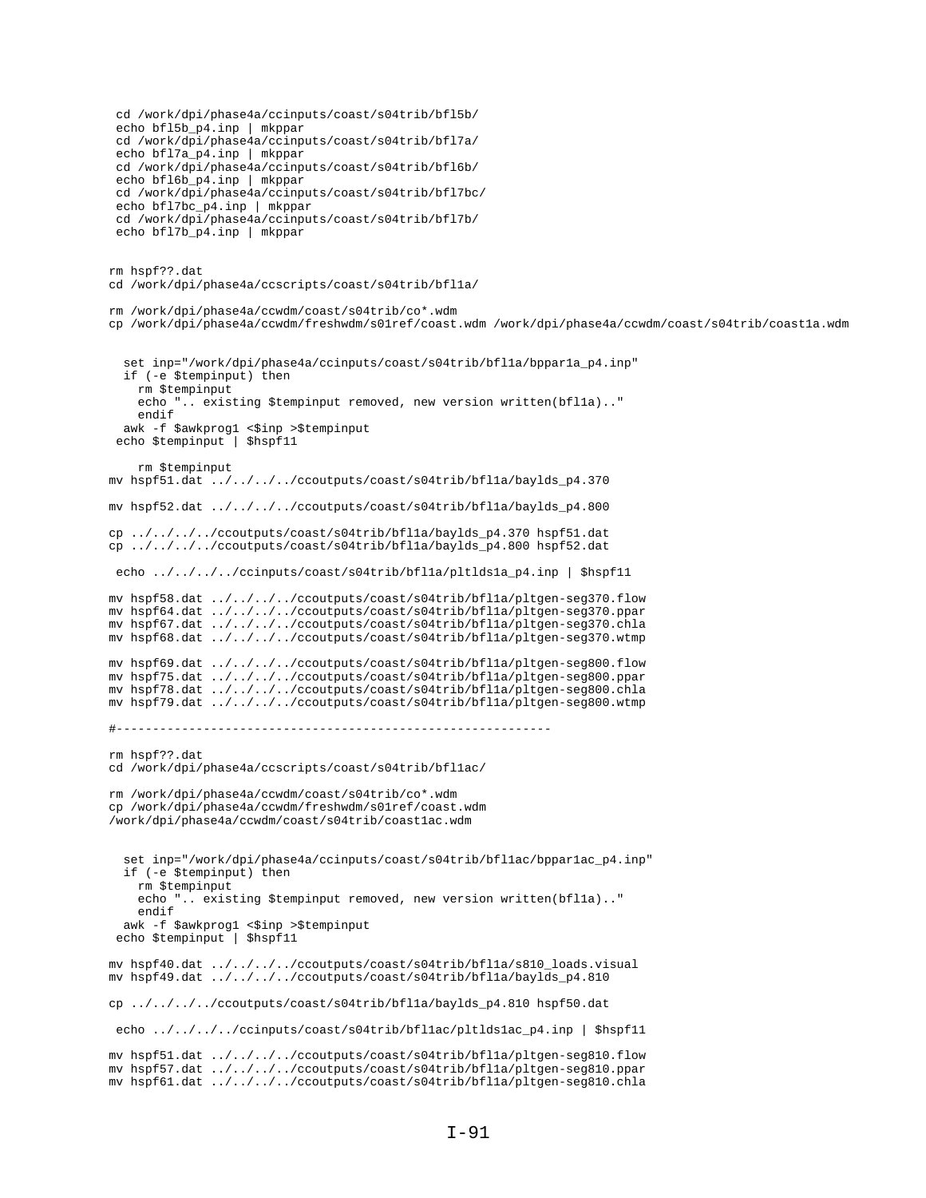```
 cd /work/dpi/phase4a/ccinputs/coast/s04trib/bfl5b/
 echo bfl5b_p4.inp | mkppar
 cd /work/dpi/phase4a/ccinputs/coast/s04trib/bfl7a/
 echo bfl7a_p4.inp | mkppar
 cd /work/dpi/phase4a/ccinputs/coast/s04trib/bfl6b/
 echo bfl6b_p4.inp | mkppar
 cd /work/dpi/phase4a/ccinputs/coast/s04trib/bfl7bc/
 echo bfl7bc_p4.inp | mkppar
 cd /work/dpi/phase4a/ccinputs/coast/s04trib/bfl7b/
 echo bfl7b_p4.inp | mkppar


rm hspf??.dat
cd /work/dpi/phase4a/ccscripts/coast/s04trib/bfl1a/

rm /work/dpi/phase4a/ccwdm/coast/s04trib/co*.wdm
cp /work/dpi/phase4a/ccwdm/freshwdm/s01ref/coast.wdm /work/dpi/phase4a/ccwdm/coast/s04trib/coast1a.wdm


   set inp="/work/dpi/phase4a/ccinputs/coast/s04trib/bfl1a/bppar1a_p4.inp"
   if (-e $tempinput) then
     rm $tempinput
     echo ".. existing $tempinput removed, new version written(bfl1a).."
     endif
   awk -f $awkprog1 <$inp >$tempinput
 echo $tempinput | $hspf11

    rm $tempinput
mv hspf51.dat ../../../../ccoutputs/coast/s04trib/bfl1a/baylds_p4.370

mv hspf52.dat ../../../../ccoutputs/coast/s04trib/bfl1a/baylds_p4.800

cp ../../../../ccoutputs/coast/s04trib/bfl1a/baylds_p4.370 hspf51.dat
cp ../../../../ccoutputs/coast/s04trib/bfl1a/baylds_p4.800 hspf52.dat

 echo ../../../../ccinputs/coast/s04trib/bfl1a/pltlds1a_p4.inp | $hspf11

mv hspf58.dat ../../../../ccoutputs/coast/s04trib/bfl1a/pltgen-seg370.flow
mv hspf64.dat ../../../../ccoutputs/coast/s04trib/bfl1a/pltgen-seg370.ppar
mv hspf67.dat ../../../../ccoutputs/coast/s04trib/bfl1a/pltgen-seg370.chla
mv hspf68.dat ../../../../ccoutputs/coast/s04trib/bfl1a/pltgen-seg370.wtmp

mv hspf69.dat ../../../../ccoutputs/coast/s04trib/bfl1a/pltgen-seg800.flow
mv hspf75.dat ../../../../ccoutputs/coast/s04trib/bfl1a/pltgen-seg800.ppar
mv hspf78.dat ../../../../ccoutputs/coast/s04trib/bfl1a/pltgen-seg800.chla
mv hspf79.dat ../../../../ccoutputs/coast/s04trib/bfl1a/pltgen-seg800.wtmp

#------------------------------------------------------------

rm hspf??.dat
cd /work/dpi/phase4a/ccscripts/coast/s04trib/bfl1ac/

rm /work/dpi/phase4a/ccwdm/coast/s04trib/co*.wdm
cp /work/dpi/phase4a/ccwdm/freshwdm/s01ref/coast.wdm
/work/dpi/phase4a/ccwdm/coast/s04trib/coast1ac.wdm


   set inp="/work/dpi/phase4a/ccinputs/coast/s04trib/bfl1ac/bppar1ac_p4.inp"
   if (-e $tempinput) then
     rm $tempinput
     echo ".. existing $tempinput removed, new version written(bfl1a).."
     endif
   awk -f $awkprog1 <$inp >$tempinput
 echo $tempinput | $hspf11

mv hspf40.dat ../../../../ccoutputs/coast/s04trib/bfl1a/s810_loads.visual
mv hspf49.dat ../../../../ccoutputs/coast/s04trib/bfl1a/baylds_p4.810

cp ../../../../ccoutputs/coast/s04trib/bfl1a/baylds_p4.810 hspf50.dat

 echo ../../../../ccinputs/coast/s04trib/bfl1ac/pltlds1ac_p4.inp | $hspf11

mv hspf51.dat ../../../../ccoutputs/coast/s04trib/bfl1a/pltgen-seg810.flow
mv hspf57.dat ../../../../ccoutputs/coast/s04trib/bfl1a/pltgen-seg810.ppar
mv hspf61.dat ../../../../ccoutputs/coast/s04trib/bfl1a/pltgen-seg810.chla
```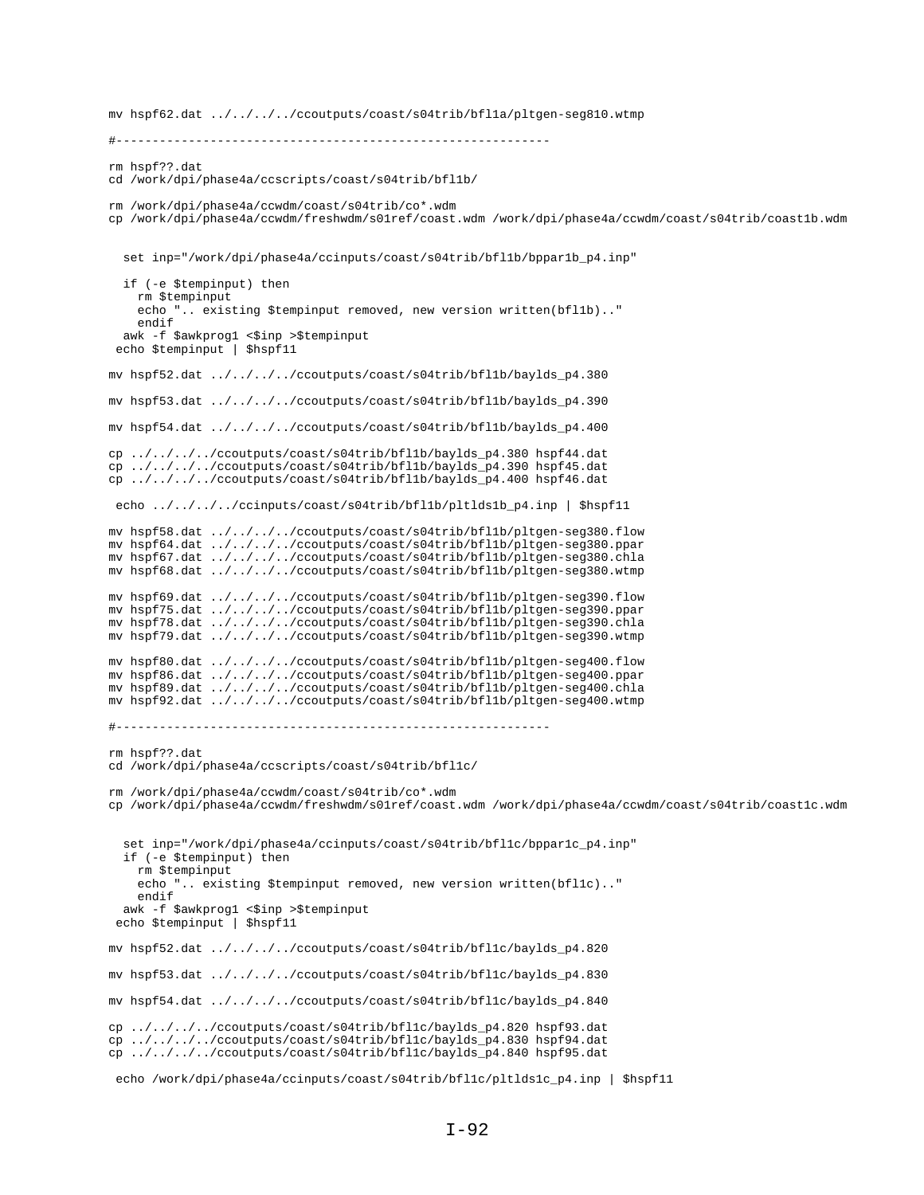```
mv hspf62.dat ../../../../ccoutputs/coast/s04trib/bfl1a/pltgen-seg810.wtmp

#------------------------------------------------------------

rm hspf??.dat
cd /work/dpi/phase4a/ccscripts/coast/s04trib/bfl1b/

rm /work/dpi/phase4a/ccwdm/coast/s04trib/co*.wdm
cp /work/dpi/phase4a/ccwdm/freshwdm/s01ref/coast.wdm /work/dpi/phase4a/ccwdm/coast/s04trib/coast1b.wdm


   set inp="/work/dpi/phase4a/ccinputs/coast/s04trib/bfl1b/bppar1b_p4.inp"

   if (-e $tempinput) then
     rm $tempinput
     echo ".. existing $tempinput removed, new version written(bfl1b).."
     endif
   awk -f $awkprog1 <$inp >$tempinput
 echo $tempinput | $hspf11

mv hspf52.dat ../../../../ccoutputs/coast/s04trib/bfl1b/baylds_p4.380

mv hspf53.dat ../../../../ccoutputs/coast/s04trib/bfl1b/baylds_p4.390

mv hspf54.dat ../../../../ccoutputs/coast/s04trib/bfl1b/baylds_p4.400

cp ../../../../ccoutputs/coast/s04trib/bfl1b/baylds_p4.380 hspf44.dat
cp ../../../../ccoutputs/coast/s04trib/bfl1b/baylds_p4.390 hspf45.dat
cp ../../../../ccoutputs/coast/s04trib/bfl1b/baylds_p4.400 hspf46.dat

 echo ../../../../ccinputs/coast/s04trib/bfl1b/pltlds1b_p4.inp | $hspf11

mv hspf58.dat ../../../../ccoutputs/coast/s04trib/bfl1b/pltgen-seg380.flow
mv hspf64.dat ../../../../ccoutputs/coast/s04trib/bfl1b/pltgen-seg380.ppar
mv hspf67.dat ../../../../ccoutputs/coast/s04trib/bfl1b/pltgen-seg380.chla
mv hspf68.dat ../../../../ccoutputs/coast/s04trib/bfl1b/pltgen-seg380.wtmp

mv hspf69.dat ../../../../ccoutputs/coast/s04trib/bfl1b/pltgen-seg390.flow
mv hspf75.dat ../../../../ccoutputs/coast/s04trib/bfl1b/pltgen-seg390.ppar
mv hspf78.dat ../../../../ccoutputs/coast/s04trib/bfl1b/pltgen-seg390.chla
mv hspf79.dat ../../../../ccoutputs/coast/s04trib/bfl1b/pltgen-seg390.wtmp

mv hspf80.dat ../../../../ccoutputs/coast/s04trib/bfl1b/pltgen-seg400.flow
mv hspf86.dat ../../../../ccoutputs/coast/s04trib/bfl1b/pltgen-seg400.ppar
mv hspf89.dat ../../../../ccoutputs/coast/s04trib/bfl1b/pltgen-seg400.chla
mv hspf92.dat ../../../../ccoutputs/coast/s04trib/bfl1b/pltgen-seg400.wtmp

#------------------------------------------------------------

rm hspf??.dat
cd /work/dpi/phase4a/ccscripts/coast/s04trib/bfl1c/

rm /work/dpi/phase4a/ccwdm/coast/s04trib/co*.wdm
cp /work/dpi/phase4a/ccwdm/freshwdm/s01ref/coast.wdm /work/dpi/phase4a/ccwdm/coast/s04trib/coast1c.wdm


   set inp="/work/dpi/phase4a/ccinputs/coast/s04trib/bfl1c/bppar1c_p4.inp"
   if (-e $tempinput) then
     rm $tempinput
     echo ".. existing $tempinput removed, new version written(bfl1c).."
     endif
   awk -f $awkprog1 <$inp >$tempinput
 echo $tempinput | $hspf11

mv hspf52.dat ../../../../ccoutputs/coast/s04trib/bfl1c/baylds_p4.820

mv hspf53.dat ../../../../ccoutputs/coast/s04trib/bfl1c/baylds_p4.830

mv hspf54.dat ../../../../ccoutputs/coast/s04trib/bfl1c/baylds_p4.840

cp ../../../../ccoutputs/coast/s04trib/bfl1c/baylds_p4.820 hspf93.dat
cp ../../../../ccoutputs/coast/s04trib/bfl1c/baylds_p4.830 hspf94.dat
cp ../../../../ccoutputs/coast/s04trib/bfl1c/baylds_p4.840 hspf95.dat

 echo /work/dpi/phase4a/ccinputs/coast/s04trib/bfl1c/pltlds1c_p4.inp | $hspf11
```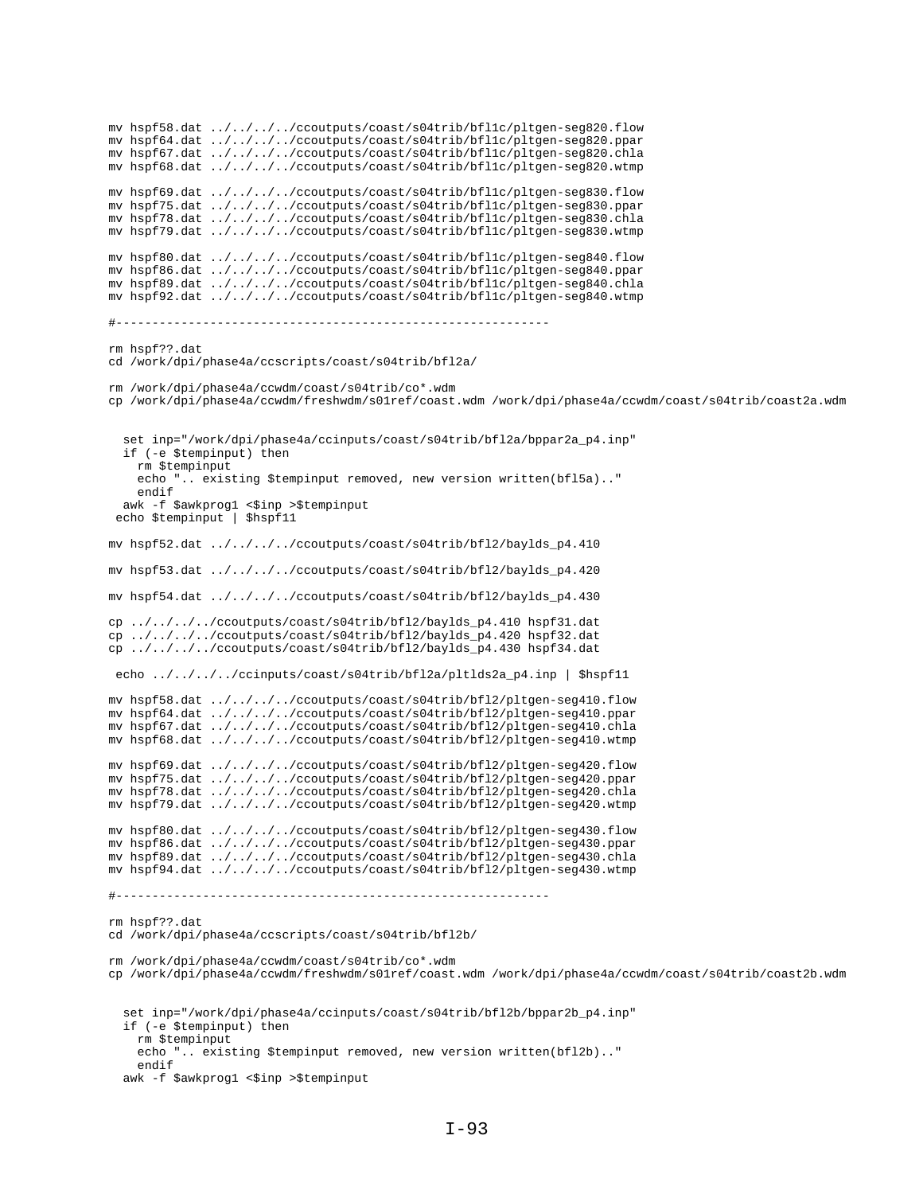```
mv hspf58.dat ../../../../ccoutputs/coast/s04trib/bfl1c/pltgen-seg820.flow
mv hspf64.dat ../../../../ccoutputs/coast/s04trib/bfl1c/pltgen-seg820.ppar
mv hspf67.dat ../../../../ccoutputs/coast/s04trib/bfl1c/pltgen-seg820.chla
mv hspf68.dat ../../../../ccoutputs/coast/s04trib/bfl1c/pltgen-seg820.wtmp

mv hspf69.dat ../../../../ccoutputs/coast/s04trib/bfl1c/pltgen-seg830.flow
mv hspf75.dat ../../../../ccoutputs/coast/s04trib/bfl1c/pltgen-seg830.ppar
mv hspf78.dat ../../../../ccoutputs/coast/s04trib/bfl1c/pltgen-seg830.chla
mv hspf79.dat ../../../../ccoutputs/coast/s04trib/bfl1c/pltgen-seg830.wtmp

mv hspf80.dat ../../../../ccoutputs/coast/s04trib/bfl1c/pltgen-seg840.flow
mv hspf86.dat ../../../../ccoutputs/coast/s04trib/bfl1c/pltgen-seg840.ppar
mv hspf89.dat ../../../../ccoutputs/coast/s04trib/bfl1c/pltgen-seg840.chla
mv hspf92.dat ../../../../ccoutputs/coast/s04trib/bfl1c/pltgen-seg840.wtmp

#------------------------------------------------------------

rm hspf??.dat
cd /work/dpi/phase4a/ccscripts/coast/s04trib/bfl2a/

rm /work/dpi/phase4a/ccwdm/coast/s04trib/co*.wdm
cp /work/dpi/phase4a/ccwdm/freshwdm/s01ref/coast.wdm /work/dpi/phase4a/ccwdm/coast/s04trib/coast2a.wdm


  set inp="/work/dpi/phase4a/ccinputs/coast/s04trib/bfl2a/bppar2a_p4.inp"
  if (-e $tempinput) then
    rm $tempinput
    echo ".. existing $tempinput removed, new version written(bfl5a).."
    endif
  awk -f $awkprog1 <$inp >$tempinput
 echo $tempinput | $hspf11

mv hspf52.dat ../../../../ccoutputs/coast/s04trib/bfl2/baylds_p4.410

mv hspf53.dat ../../../../ccoutputs/coast/s04trib/bfl2/baylds_p4.420

mv hspf54.dat ../../../../ccoutputs/coast/s04trib/bfl2/baylds_p4.430

cp ../../../../ccoutputs/coast/s04trib/bfl2/baylds_p4.410 hspf31.dat
cp ../../../../ccoutputs/coast/s04trib/bfl2/baylds_p4.420 hspf32.dat
cp ../../../../ccoutputs/coast/s04trib/bfl2/baylds_p4.430 hspf34.dat

 echo ../../../../ccinputs/coast/s04trib/bfl2a/pltlds2a_p4.inp | $hspf11

mv hspf58.dat ../../../../ccoutputs/coast/s04trib/bfl2/pltgen-seg410.flow
mv hspf64.dat ../../../../ccoutputs/coast/s04trib/bfl2/pltgen-seg410.ppar
mv hspf67.dat ../../../../ccoutputs/coast/s04trib/bfl2/pltgen-seg410.chla
mv hspf68.dat ../../../../ccoutputs/coast/s04trib/bfl2/pltgen-seg410.wtmp

mv hspf69.dat ../../../../ccoutputs/coast/s04trib/bfl2/pltgen-seg420.flow
mv hspf75.dat ../../../../ccoutputs/coast/s04trib/bfl2/pltgen-seg420.ppar
mv hspf78.dat ../../../../ccoutputs/coast/s04trib/bfl2/pltgen-seg420.chla
mv hspf79.dat ../../../../ccoutputs/coast/s04trib/bfl2/pltgen-seg420.wtmp

mv hspf80.dat ../../../../ccoutputs/coast/s04trib/bfl2/pltgen-seg430.flow
mv hspf86.dat ../../../../ccoutputs/coast/s04trib/bfl2/pltgen-seg430.ppar
mv hspf89.dat ../../../../ccoutputs/coast/s04trib/bfl2/pltgen-seg430.chla
mv hspf94.dat ../../../../ccoutputs/coast/s04trib/bfl2/pltgen-seg430.wtmp

#------------------------------------------------------------

rm hspf??.dat
cd /work/dpi/phase4a/ccscripts/coast/s04trib/bfl2b/

rm /work/dpi/phase4a/ccwdm/coast/s04trib/co*.wdm
cp /work/dpi/phase4a/ccwdm/freshwdm/s01ref/coast.wdm /work/dpi/phase4a/ccwdm/coast/s04trib/coast2b.wdm


  set inp="/work/dpi/phase4a/ccinputs/coast/s04trib/bfl2b/bppar2b_p4.inp"
  if (-e $tempinput) then
    rm $tempinput
    echo ".. existing $tempinput removed, new version written(bfl2b).."
    endif
  awk -f $awkprog1 <$inp >$tempinput
```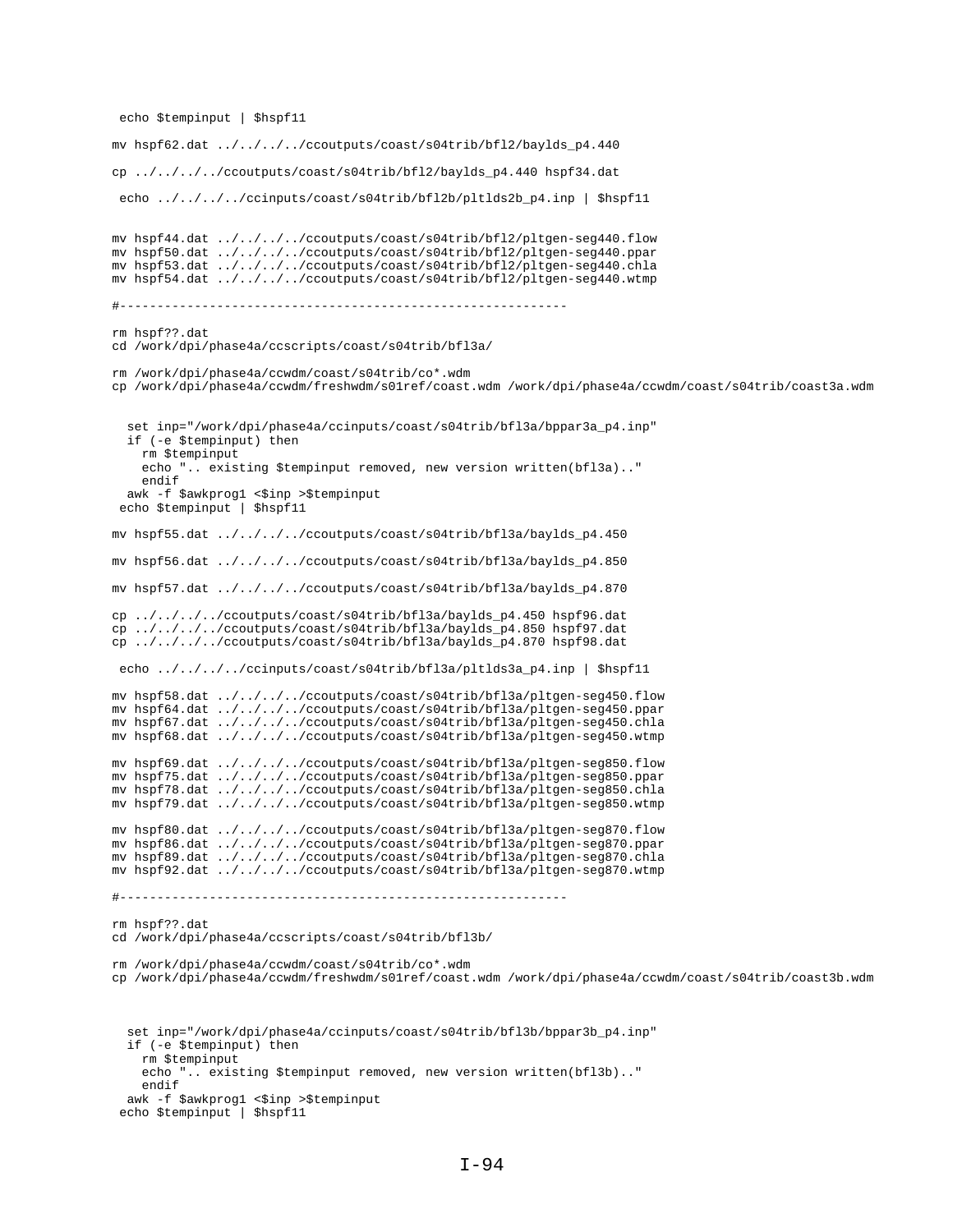```
 echo $tempinput | $hspf11

mv hspf62.dat ../../../../ccoutputs/coast/s04trib/bfl2/baylds_p4.440

cp ../../../../ccoutputs/coast/s04trib/bfl2/baylds_p4.440 hspf34.dat

 echo ../../../../ccinputs/coast/s04trib/bfl2b/pltlds2b_p4.inp | $hspf11


mv hspf44.dat ../../../../ccoutputs/coast/s04trib/bfl2/pltgen-seg440.flow
mv hspf50.dat ../../../../ccoutputs/coast/s04trib/bfl2/pltgen-seg440.ppar
mv hspf53.dat ../../../../ccoutputs/coast/s04trib/bfl2/pltgen-seg440.chla
mv hspf54.dat ../../../../ccoutputs/coast/s04trib/bfl2/pltgen-seg440.wtmp

#------------------------------------------------------------

rm hspf??.dat
cd /work/dpi/phase4a/ccscripts/coast/s04trib/bfl3a/

rm /work/dpi/phase4a/ccwdm/coast/s04trib/co*.wdm
cp /work/dpi/phase4a/ccwdm/freshwdm/s01ref/coast.wdm /work/dpi/phase4a/ccwdm/coast/s04trib/coast3a.wdm


  set inp="/work/dpi/phase4a/ccinputs/coast/s04trib/bfl3a/bppar3a_p4.inp"
  if (-e $tempinput) then
    rm $tempinput
    echo ".. existing $tempinput removed, new version written(bfl3a).."
    endif
  awk -f $awkprog1 <$inp >$tempinput
 echo $tempinput | $hspf11

mv hspf55.dat ../../../../ccoutputs/coast/s04trib/bfl3a/baylds_p4.450

mv hspf56.dat ../../../../ccoutputs/coast/s04trib/bfl3a/baylds_p4.850

mv hspf57.dat ../../../../ccoutputs/coast/s04trib/bfl3a/baylds_p4.870

cp ../../../../ccoutputs/coast/s04trib/bfl3a/baylds_p4.450 hspf96.dat
cp ../../../../ccoutputs/coast/s04trib/bfl3a/baylds_p4.850 hspf97.dat
cp ../../../../ccoutputs/coast/s04trib/bfl3a/baylds_p4.870 hspf98.dat

 echo ../../../../ccinputs/coast/s04trib/bfl3a/pltlds3a_p4.inp | $hspf11

mv hspf58.dat ../../../../ccoutputs/coast/s04trib/bfl3a/pltgen-seg450.flow
mv hspf64.dat ../../../../ccoutputs/coast/s04trib/bfl3a/pltgen-seg450.ppar
mv hspf67.dat ../../../../ccoutputs/coast/s04trib/bfl3a/pltgen-seg450.chla
mv hspf68.dat ../../../../ccoutputs/coast/s04trib/bfl3a/pltgen-seg450.wtmp

mv hspf69.dat ../../../../ccoutputs/coast/s04trib/bfl3a/pltgen-seg850.flow
mv hspf75.dat ../../../../ccoutputs/coast/s04trib/bfl3a/pltgen-seg850.ppar
mv hspf78.dat ../../../../ccoutputs/coast/s04trib/bfl3a/pltgen-seg850.chla
mv hspf79.dat ../../../../ccoutputs/coast/s04trib/bfl3a/pltgen-seg850.wtmp

mv hspf80.dat ../../../../ccoutputs/coast/s04trib/bfl3a/pltgen-seg870.flow
mv hspf86.dat ../../../../ccoutputs/coast/s04trib/bfl3a/pltgen-seg870.ppar
mv hspf89.dat ../../../../ccoutputs/coast/s04trib/bfl3a/pltgen-seg870.chla
mv hspf92.dat ../../../../ccoutputs/coast/s04trib/bfl3a/pltgen-seg870.wtmp

#------------------------------------------------------------

rm hspf??.dat
cd /work/dpi/phase4a/ccscripts/coast/s04trib/bfl3b/

rm /work/dpi/phase4a/ccwdm/coast/s04trib/co*.wdm
cp /work/dpi/phase4a/ccwdm/freshwdm/s01ref/coast.wdm /work/dpi/phase4a/ccwdm/coast/s04trib/coast3b.wdm



  set inp="/work/dpi/phase4a/ccinputs/coast/s04trib/bfl3b/bppar3b_p4.inp"
  if (-e $tempinput) then
    rm $tempinput
    echo ".. existing $tempinput removed, new version written(bfl3b).."
    endif
  awk -f $awkprog1 <$inp >$tempinput
 echo $tempinput | $hspf11
```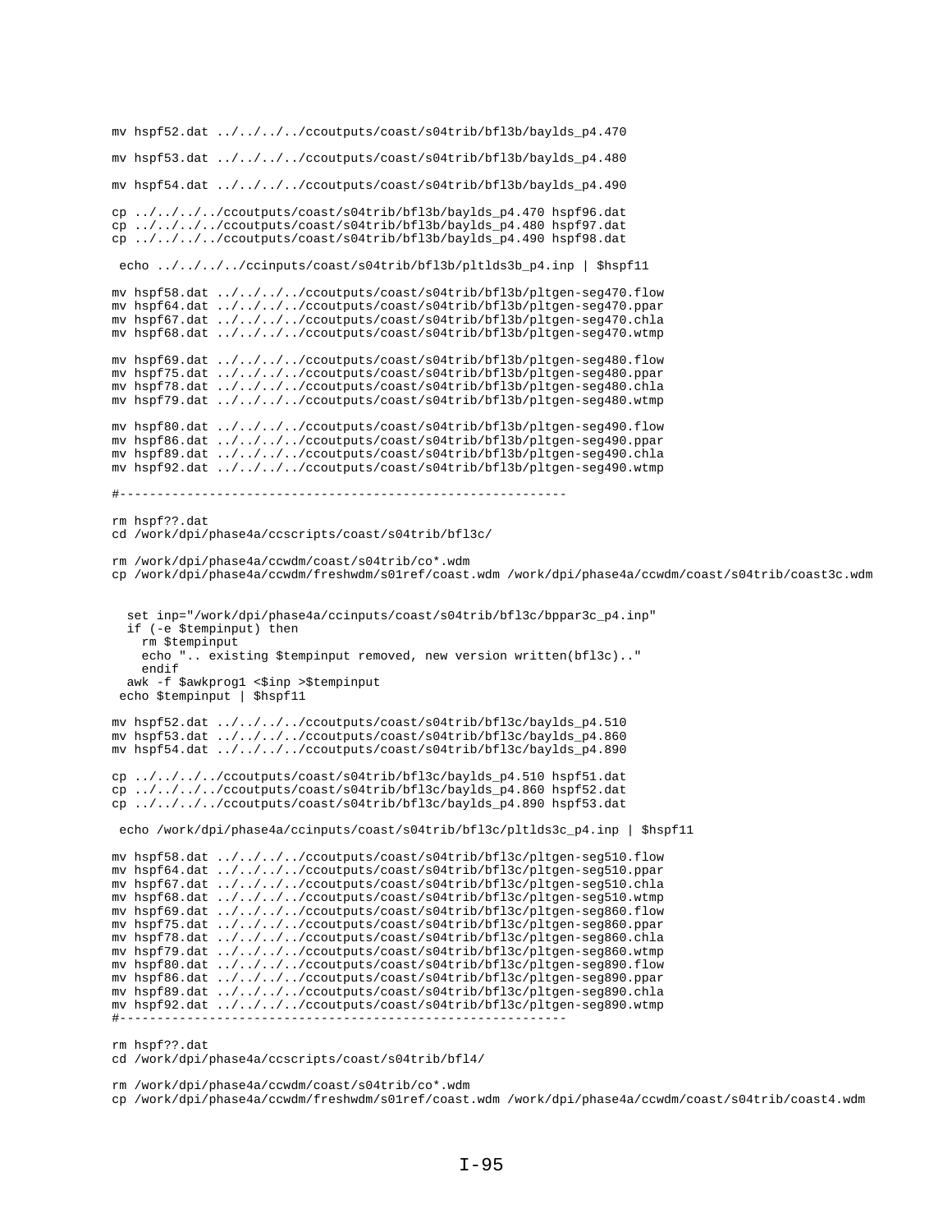```
mv hspf52.dat ../../../../ccoutputs/coast/s04trib/bfl3b/baylds_p4.470

mv hspf53.dat ../../../../ccoutputs/coast/s04trib/bfl3b/baylds_p4.480

mv hspf54.dat ../../../../ccoutputs/coast/s04trib/bfl3b/baylds_p4.490

cp ../../../../ccoutputs/coast/s04trib/bfl3b/baylds_p4.470 hspf96.dat
cp ../../../../ccoutputs/coast/s04trib/bfl3b/baylds_p4.480 hspf97.dat
cp ../../../../ccoutputs/coast/s04trib/bfl3b/baylds_p4.490 hspf98.dat

 echo ../../../../ccinputs/coast/s04trib/bfl3b/pltlds3b_p4.inp | $hspf11

mv hspf58.dat ../../../../ccoutputs/coast/s04trib/bfl3b/pltgen-seg470.flow
mv hspf64.dat ../../../../ccoutputs/coast/s04trib/bfl3b/pltgen-seg470.ppar
mv hspf67.dat ../../../../ccoutputs/coast/s04trib/bfl3b/pltgen-seg470.chla
mv hspf68.dat ../../../../ccoutputs/coast/s04trib/bfl3b/pltgen-seg470.wtmp

mv hspf69.dat ../../../../ccoutputs/coast/s04trib/bfl3b/pltgen-seg480.flow
mv hspf75.dat ../../../../ccoutputs/coast/s04trib/bfl3b/pltgen-seg480.ppar
mv hspf78.dat ../../../../ccoutputs/coast/s04trib/bfl3b/pltgen-seg480.chla
mv hspf79.dat ../../../../ccoutputs/coast/s04trib/bfl3b/pltgen-seg480.wtmp

mv hspf80.dat ../../../../ccoutputs/coast/s04trib/bfl3b/pltgen-seg490.flow
mv hspf86.dat ../../../../ccoutputs/coast/s04trib/bfl3b/pltgen-seg490.ppar
mv hspf89.dat ../../../../ccoutputs/coast/s04trib/bfl3b/pltgen-seg490.chla
mv hspf92.dat ../../../../ccoutputs/coast/s04trib/bfl3b/pltgen-seg490.wtmp

#-------------------------------------------------------------

rm hspf??.dat
cd /work/dpi/phase4a/ccscripts/coast/s04trib/bfl3c/

rm /work/dpi/phase4a/ccwdm/coast/s04trib/co*.wdm
cp /work/dpi/phase4a/ccwdm/freshwdm/s01ref/coast.wdm /work/dpi/phase4a/ccwdm/coast/s04trib/coast3c.wdm


  set inp="/work/dpi/phase4a/ccinputs/coast/s04trib/bfl3c/bppar3c_p4.inp"
  if (-e $tempinput) then
    rm $tempinput
    echo ".. existing $tempinput removed, new version written(bfl3c).."
    endif
  awk -f $awkprog1 <$inp >$tempinput
 echo $tempinput | $hspf11

mv hspf52.dat ../../../../ccoutputs/coast/s04trib/bfl3c/baylds_p4.510
mv hspf53.dat ../../../../ccoutputs/coast/s04trib/bfl3c/baylds_p4.860
mv hspf54.dat ../../../../ccoutputs/coast/s04trib/bfl3c/baylds_p4.890

cp ../../../../ccoutputs/coast/s04trib/bfl3c/baylds_p4.510 hspf51.dat
cp ../../../../ccoutputs/coast/s04trib/bfl3c/baylds_p4.860 hspf52.dat
cp ../../../../ccoutputs/coast/s04trib/bfl3c/baylds_p4.890 hspf53.dat

 echo /work/dpi/phase4a/ccinputs/coast/s04trib/bfl3c/pltlds3c_p4.inp | $hspf11

mv hspf58.dat ../../../../ccoutputs/coast/s04trib/bfl3c/pltgen-seg510.flow
mv hspf64.dat ../../../../ccoutputs/coast/s04trib/bfl3c/pltgen-seg510.ppar
mv hspf67.dat ../../../../ccoutputs/coast/s04trib/bfl3c/pltgen-seg510.chla
mv hspf68.dat ../../../../ccoutputs/coast/s04trib/bfl3c/pltgen-seg510.wtmp
mv hspf69.dat ../../../../ccoutputs/coast/s04trib/bfl3c/pltgen-seg860.flow
mv hspf75.dat ../../../../ccoutputs/coast/s04trib/bfl3c/pltgen-seg860.ppar
mv hspf78.dat ../../../../ccoutputs/coast/s04trib/bfl3c/pltgen-seg860.chla
mv hspf79.dat ../../../../ccoutputs/coast/s04trib/bfl3c/pltgen-seg860.wtmp
mv hspf80.dat ../../../../ccoutputs/coast/s04trib/bfl3c/pltgen-seg890.flow
mv hspf86.dat ../../../../ccoutputs/coast/s04trib/bfl3c/pltgen-seg890.ppar
mv hspf89.dat ../../../../ccoutputs/coast/s04trib/bfl3c/pltgen-seg890.chla
mv hspf92.dat ../../../../ccoutputs/coast/s04trib/bfl3c/pltgen-seg890.wtmp
#-------------------------------------------------------------

rm hspf??.dat
cd /work/dpi/phase4a/ccscripts/coast/s04trib/bfl4/

rm /work/dpi/phase4a/ccwdm/coast/s04trib/co*.wdm
cp /work/dpi/phase4a/ccwdm/freshwdm/s01ref/coast.wdm /work/dpi/phase4a/ccwdm/coast/s04trib/coast4.wdm
```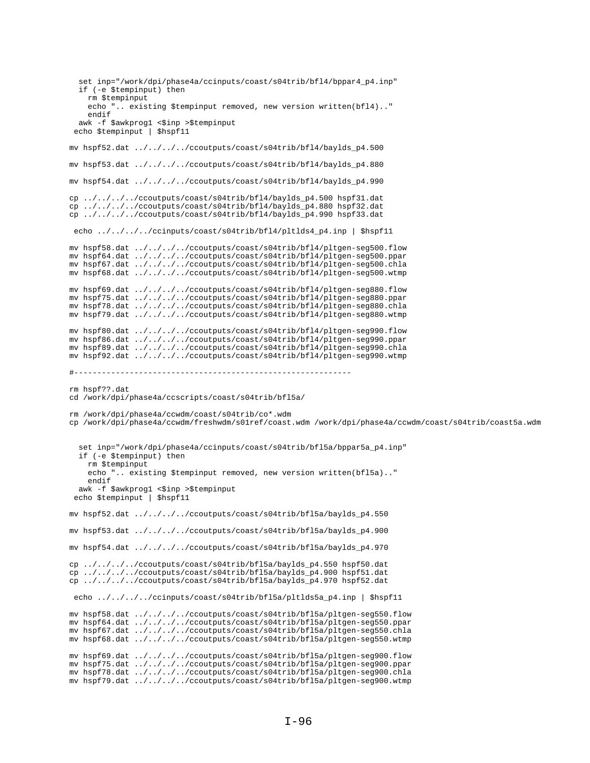```
   set inp="/work/dpi/phase4a/ccinputs/coast/s04trib/bfl4/bppar4_p4.inp"
   if (-e $tempinput) then
     rm $tempinput
     echo ".. existing $tempinput removed, new version written(bfl4).."
     endif
   awk -f $awkprog1 <$inp >$tempinput
 echo $tempinput | $hspf11

mv hspf52.dat ../../../../ccoutputs/coast/s04trib/bfl4/baylds_p4.500

mv hspf53.dat ../../../../ccoutputs/coast/s04trib/bfl4/baylds_p4.880

mv hspf54.dat ../../../../ccoutputs/coast/s04trib/bfl4/baylds_p4.990

cp ../../../../ccoutputs/coast/s04trib/bfl4/baylds_p4.500 hspf31.dat
cp ../../../../ccoutputs/coast/s04trib/bfl4/baylds_p4.880 hspf32.dat
cp ../../../../ccoutputs/coast/s04trib/bfl4/baylds_p4.990 hspf33.dat

 echo ../../../../ccinputs/coast/s04trib/bfl4/pltlds4_p4.inp | $hspf11

mv hspf58.dat ../../../../ccoutputs/coast/s04trib/bfl4/pltgen-seg500.flow
mv hspf64.dat ../../../../ccoutputs/coast/s04trib/bfl4/pltgen-seg500.ppar
mv hspf67.dat ../../../../ccoutputs/coast/s04trib/bfl4/pltgen-seg500.chla
mv hspf68.dat ../../../../ccoutputs/coast/s04trib/bfl4/pltgen-seg500.wtmp

mv hspf69.dat ../../../../ccoutputs/coast/s04trib/bfl4/pltgen-seg880.flow
mv hspf75.dat ../../../../ccoutputs/coast/s04trib/bfl4/pltgen-seg880.ppar
mv hspf78.dat ../../../../ccoutputs/coast/s04trib/bfl4/pltgen-seg880.chla
mv hspf79.dat ../../../../ccoutputs/coast/s04trib/bfl4/pltgen-seg880.wtmp

mv hspf80.dat ../../../../ccoutputs/coast/s04trib/bfl4/pltgen-seg990.flow
mv hspf86.dat ../../../../ccoutputs/coast/s04trib/bfl4/pltgen-seg990.ppar
mv hspf89.dat ../../../../ccoutputs/coast/s04trib/bfl4/pltgen-seg990.chla
mv hspf92.dat ../../../../ccoutputs/coast/s04trib/bfl4/pltgen-seg990.wtmp

#------------------------------------------------------------

rm hspf??.dat
cd /work/dpi/phase4a/ccscripts/coast/s04trib/bfl5a/

rm /work/dpi/phase4a/ccwdm/coast/s04trib/co*.wdm
cp /work/dpi/phase4a/ccwdm/freshwdm/s01ref/coast.wdm /work/dpi/phase4a/ccwdm/coast/s04trib/coast5a.wdm


   set inp="/work/dpi/phase4a/ccinputs/coast/s04trib/bfl5a/bppar5a_p4.inp"
   if (-e $tempinput) then
     rm $tempinput
     echo ".. existing $tempinput removed, new version written(bfl5a).."
     endif
   awk -f $awkprog1 <$inp >$tempinput
 echo $tempinput | $hspf11

mv hspf52.dat ../../../../ccoutputs/coast/s04trib/bfl5a/baylds_p4.550

mv hspf53.dat ../../../../ccoutputs/coast/s04trib/bfl5a/baylds_p4.900

mv hspf54.dat ../../../../ccoutputs/coast/s04trib/bfl5a/baylds_p4.970

cp ../../../../ccoutputs/coast/s04trib/bfl5a/baylds_p4.550 hspf50.dat
cp ../../../../ccoutputs/coast/s04trib/bfl5a/baylds_p4.900 hspf51.dat
cp ../../../../ccoutputs/coast/s04trib/bfl5a/baylds_p4.970 hspf52.dat

 echo ../../../../ccinputs/coast/s04trib/bfl5a/pltlds5a_p4.inp | $hspf11

mv hspf58.dat ../../../../ccoutputs/coast/s04trib/bfl5a/pltgen-seg550.flow
mv hspf64.dat ../../../../ccoutputs/coast/s04trib/bfl5a/pltgen-seg550.ppar
mv hspf67.dat ../../../../ccoutputs/coast/s04trib/bfl5a/pltgen-seg550.chla
mv hspf68.dat ../../../../ccoutputs/coast/s04trib/bfl5a/pltgen-seg550.wtmp

mv hspf69.dat ../../../../ccoutputs/coast/s04trib/bfl5a/pltgen-seg900.flow
mv hspf75.dat ../../../../ccoutputs/coast/s04trib/bfl5a/pltgen-seg900.ppar
mv hspf78.dat ../../../../ccoutputs/coast/s04trib/bfl5a/pltgen-seg900.chla
mv hspf79.dat ../../../../ccoutputs/coast/s04trib/bfl5a/pltgen-seg900.wtmp
```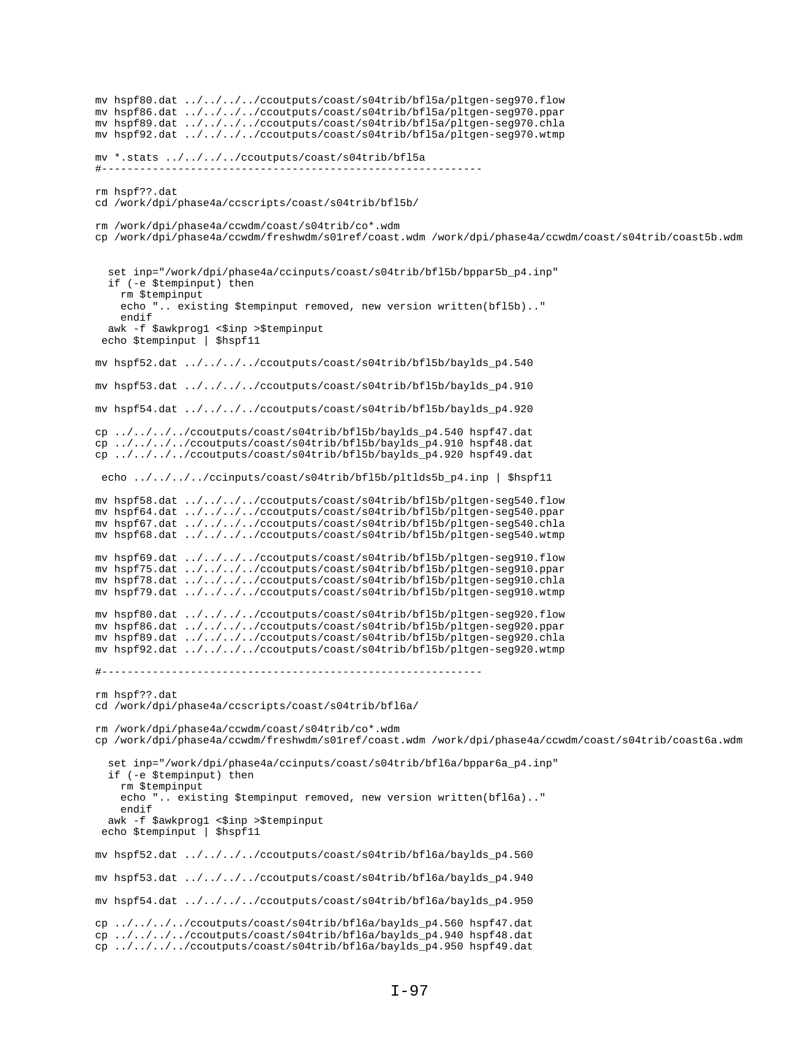```
mv hspf80.dat ../../../../ccoutputs/coast/s04trib/bfl5a/pltgen-seg970.flow
mv hspf86.dat ../../../../ccoutputs/coast/s04trib/bfl5a/pltgen-seg970.ppar
mv hspf89.dat ../../../../ccoutputs/coast/s04trib/bfl5a/pltgen-seg970.chla
mv hspf92.dat ../../../../ccoutputs/coast/s04trib/bfl5a/pltgen-seg970.wtmp

mv *.stats ../../../../ccoutputs/coast/s04trib/bfl5a
#-----------------------------------------------------------

rm hspf??.dat
cd /work/dpi/phase4a/ccscripts/coast/s04trib/bfl5b/

rm /work/dpi/phase4a/ccwdm/coast/s04trib/co*.wdm
cp /work/dpi/phase4a/ccwdm/freshwdm/s01ref/coast.wdm /work/dpi/phase4a/ccwdm/coast/s04trib/coast5b.wdm


  set inp="/work/dpi/phase4a/ccinputs/coast/s04trib/bfl5b/bppar5b_p4.inp"
  if (-e $tempinput) then
    rm $tempinput
    echo ".. existing $tempinput removed, new version written(bfl5b).."
    endif
  awk -f $awkprog1 <$inp >$tempinput
 echo $tempinput | $hspf11

mv hspf52.dat ../../../../ccoutputs/coast/s04trib/bfl5b/baylds_p4.540

mv hspf53.dat ../../../../ccoutputs/coast/s04trib/bfl5b/baylds_p4.910

mv hspf54.dat ../../../../ccoutputs/coast/s04trib/bfl5b/baylds_p4.920

cp ../../../../ccoutputs/coast/s04trib/bfl5b/baylds_p4.540 hspf47.dat
cp ../../../../ccoutputs/coast/s04trib/bfl5b/baylds_p4.910 hspf48.dat
cp ../../../../ccoutputs/coast/s04trib/bfl5b/baylds_p4.920 hspf49.dat

 echo ../../../../ccinputs/coast/s04trib/bfl5b/pltlds5b_p4.inp | $hspf11

mv hspf58.dat ../../../../ccoutputs/coast/s04trib/bfl5b/pltgen-seg540.flow
mv hspf64.dat ../../../../ccoutputs/coast/s04trib/bfl5b/pltgen-seg540.ppar
mv hspf67.dat ../../../../ccoutputs/coast/s04trib/bfl5b/pltgen-seg540.chla
mv hspf68.dat ../../../../ccoutputs/coast/s04trib/bfl5b/pltgen-seg540.wtmp

mv hspf69.dat ../../../../ccoutputs/coast/s04trib/bfl5b/pltgen-seg910.flow
mv hspf75.dat ../../../../ccoutputs/coast/s04trib/bfl5b/pltgen-seg910.ppar
mv hspf78.dat ../../../../ccoutputs/coast/s04trib/bfl5b/pltgen-seg910.chla
mv hspf79.dat ../../../../ccoutputs/coast/s04trib/bfl5b/pltgen-seg910.wtmp

mv hspf80.dat ../../../../ccoutputs/coast/s04trib/bfl5b/pltgen-seg920.flow
mv hspf86.dat ../../../../ccoutputs/coast/s04trib/bfl5b/pltgen-seg920.ppar
mv hspf89.dat ../../../../ccoutputs/coast/s04trib/bfl5b/pltgen-seg920.chla
mv hspf92.dat ../../../../ccoutputs/coast/s04trib/bfl5b/pltgen-seg920.wtmp

#-----------------------------------------------------------

rm hspf??.dat
cd /work/dpi/phase4a/ccscripts/coast/s04trib/bfl6a/

rm /work/dpi/phase4a/ccwdm/coast/s04trib/co*.wdm
cp /work/dpi/phase4a/ccwdm/freshwdm/s01ref/coast.wdm /work/dpi/phase4a/ccwdm/coast/s04trib/coast6a.wdm

  set inp="/work/dpi/phase4a/ccinputs/coast/s04trib/bfl6a/bppar6a_p4.inp"
  if (-e $tempinput) then
    rm $tempinput
    echo ".. existing $tempinput removed, new version written(bfl6a).."
    endif
  awk -f $awkprog1 <$inp >$tempinput
 echo $tempinput | $hspf11

mv hspf52.dat ../../../../ccoutputs/coast/s04trib/bfl6a/baylds_p4.560

mv hspf53.dat ../../../../ccoutputs/coast/s04trib/bfl6a/baylds_p4.940

mv hspf54.dat ../../../../ccoutputs/coast/s04trib/bfl6a/baylds_p4.950

cp ../../../../ccoutputs/coast/s04trib/bfl6a/baylds_p4.560 hspf47.dat
cp ../../../../ccoutputs/coast/s04trib/bfl6a/baylds_p4.940 hspf48.dat
cp ../../../../ccoutputs/coast/s04trib/bfl6a/baylds_p4.950 hspf49.dat
```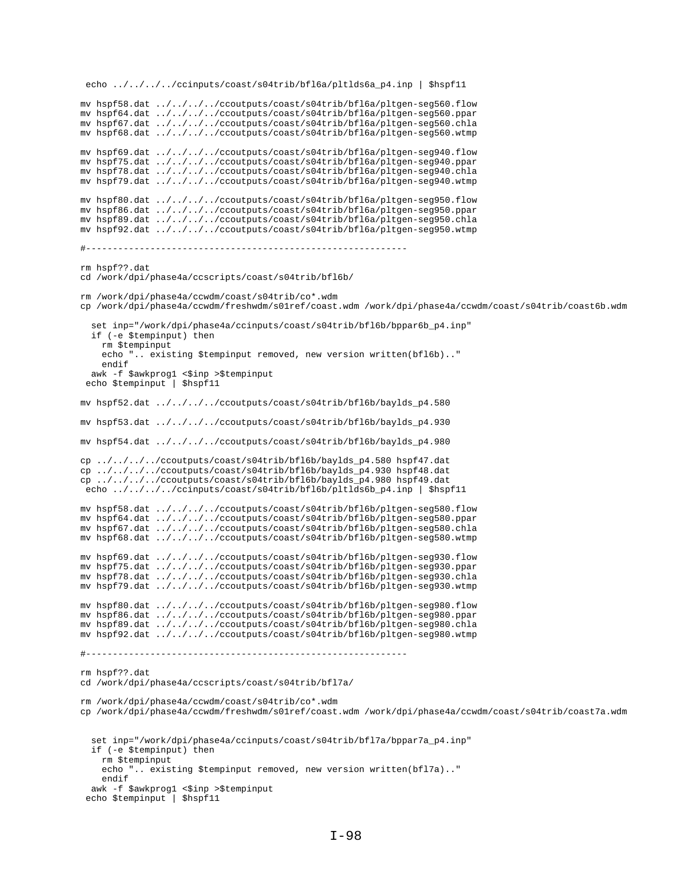```
 echo ../../../../ccinputs/coast/s04trib/bfl6a/pltlds6a_p4.inp | $hspf11

mv hspf58.dat ../../../../ccoutputs/coast/s04trib/bfl6a/pltgen-seg560.flow
mv hspf64.dat ../../../../ccoutputs/coast/s04trib/bfl6a/pltgen-seg560.ppar
mv hspf67.dat ../../../../ccoutputs/coast/s04trib/bfl6a/pltgen-seg560.chla
mv hspf68.dat ../../../../ccoutputs/coast/s04trib/bfl6a/pltgen-seg560.wtmp

mv hspf69.dat ../../../../ccoutputs/coast/s04trib/bfl6a/pltgen-seg940.flow
mv hspf75.dat ../../../../ccoutputs/coast/s04trib/bfl6a/pltgen-seg940.ppar
mv hspf78.dat ../../../../ccoutputs/coast/s04trib/bfl6a/pltgen-seg940.chla
mv hspf79.dat ../../../../ccoutputs/coast/s04trib/bfl6a/pltgen-seg940.wtmp

mv hspf80.dat ../../../../ccoutputs/coast/s04trib/bfl6a/pltgen-seg950.flow
mv hspf86.dat ../../../../ccoutputs/coast/s04trib/bfl6a/pltgen-seg950.ppar
mv hspf89.dat ../../../../ccoutputs/coast/s04trib/bfl6a/pltgen-seg950.chla
mv hspf92.dat ../../../../ccoutputs/coast/s04trib/bfl6a/pltgen-seg950.wtmp

#------------------------------------------------------------

rm hspf??.dat
cd /work/dpi/phase4a/ccscripts/coast/s04trib/bfl6b/

rm /work/dpi/phase4a/ccwdm/coast/s04trib/co*.wdm
cp /work/dpi/phase4a/ccwdm/freshwdm/s01ref/coast.wdm /work/dpi/phase4a/ccwdm/coast/s04trib/coast6b.wdm

   set inp="/work/dpi/phase4a/ccinputs/coast/s04trib/bfl6b/bppar6b_p4.inp"
   if (-e $tempinput) then
     rm $tempinput
     echo ".. existing $tempinput removed, new version written(bfl6b).."
     endif
   awk -f $awkprog1 <$inp >$tempinput
 echo $tempinput | $hspf11

mv hspf52.dat ../../../../ccoutputs/coast/s04trib/bfl6b/baylds_p4.580

mv hspf53.dat ../../../../ccoutputs/coast/s04trib/bfl6b/baylds_p4.930

mv hspf54.dat ../../../../ccoutputs/coast/s04trib/bfl6b/baylds_p4.980

cp ../../../../ccoutputs/coast/s04trib/bfl6b/baylds_p4.580 hspf47.dat
cp ../../../../ccoutputs/coast/s04trib/bfl6b/baylds_p4.930 hspf48.dat
cp ../../../../ccoutputs/coast/s04trib/bfl6b/baylds_p4.980 hspf49.dat
 echo ../../../../ccinputs/coast/s04trib/bfl6b/pltlds6b_p4.inp | $hspf11

mv hspf58.dat ../../../../ccoutputs/coast/s04trib/bfl6b/pltgen-seg580.flow
mv hspf64.dat ../../../../ccoutputs/coast/s04trib/bfl6b/pltgen-seg580.ppar
mv hspf67.dat ../../../../ccoutputs/coast/s04trib/bfl6b/pltgen-seg580.chla
mv hspf68.dat ../../../../ccoutputs/coast/s04trib/bfl6b/pltgen-seg580.wtmp

mv hspf69.dat ../../../../ccoutputs/coast/s04trib/bfl6b/pltgen-seg930.flow
mv hspf75.dat ../../../../ccoutputs/coast/s04trib/bfl6b/pltgen-seg930.ppar
mv hspf78.dat ../../../../ccoutputs/coast/s04trib/bfl6b/pltgen-seg930.chla
mv hspf79.dat ../../../../ccoutputs/coast/s04trib/bfl6b/pltgen-seg930.wtmp

mv hspf80.dat ../../../../ccoutputs/coast/s04trib/bfl6b/pltgen-seg980.flow
mv hspf86.dat ../../../../ccoutputs/coast/s04trib/bfl6b/pltgen-seg980.ppar
mv hspf89.dat ../../../../ccoutputs/coast/s04trib/bfl6b/pltgen-seg980.chla
mv hspf92.dat ../../../../ccoutputs/coast/s04trib/bfl6b/pltgen-seg980.wtmp

#------------------------------------------------------------

rm hspf??.dat
cd /work/dpi/phase4a/ccscripts/coast/s04trib/bfl7a/

rm /work/dpi/phase4a/ccwdm/coast/s04trib/co*.wdm
cp /work/dpi/phase4a/ccwdm/freshwdm/s01ref/coast.wdm /work/dpi/phase4a/ccwdm/coast/s04trib/coast7a.wdm


   set inp="/work/dpi/phase4a/ccinputs/coast/s04trib/bfl7a/bppar7a_p4.inp"
   if (-e $tempinput) then
     rm $tempinput
     echo ".. existing $tempinput removed, new version written(bfl7a).."
     endif
   awk -f $awkprog1 <$inp >$tempinput
 echo $tempinput | $hspf11
```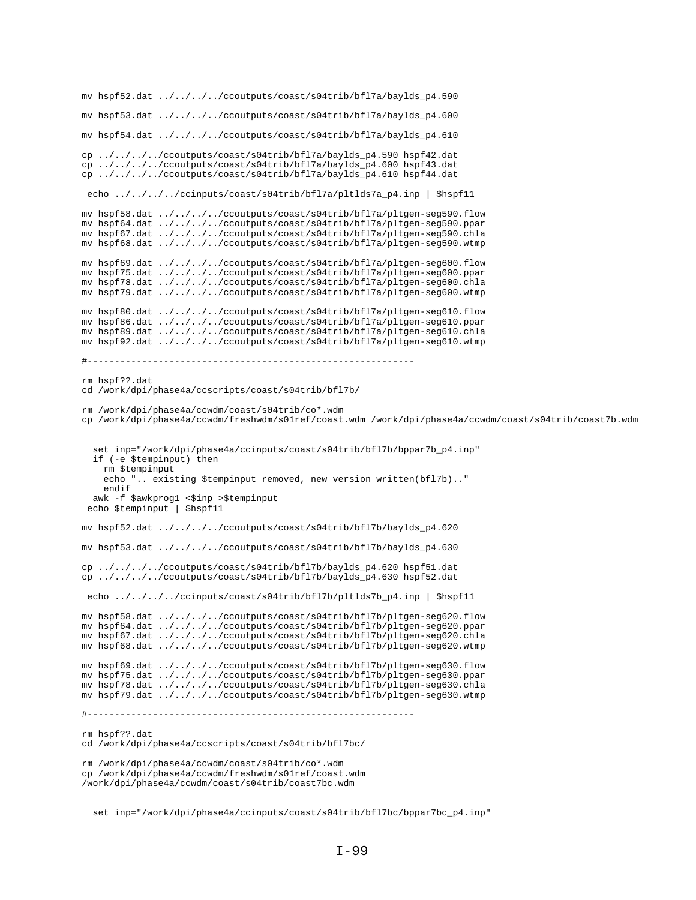```
mv hspf52.dat ../../../../ccoutputs/coast/s04trib/bfl7a/baylds_p4.590

mv hspf53.dat ../../../../ccoutputs/coast/s04trib/bfl7a/baylds_p4.600

mv hspf54.dat ../../../../ccoutputs/coast/s04trib/bfl7a/baylds_p4.610

cp ../../../../ccoutputs/coast/s04trib/bfl7a/baylds_p4.590 hspf42.dat
cp ../../../../ccoutputs/coast/s04trib/bfl7a/baylds_p4.600 hspf43.dat
cp ../../../../ccoutputs/coast/s04trib/bfl7a/baylds_p4.610 hspf44.dat

 echo ../../../../ccinputs/coast/s04trib/bfl7a/pltlds7a_p4.inp | $hspf11

mv hspf58.dat ../../../../ccoutputs/coast/s04trib/bfl7a/pltgen-seg590.flow
mv hspf64.dat ../../../../ccoutputs/coast/s04trib/bfl7a/pltgen-seg590.ppar
mv hspf67.dat ../../../../ccoutputs/coast/s04trib/bfl7a/pltgen-seg590.chla
mv hspf68.dat ../../../../ccoutputs/coast/s04trib/bfl7a/pltgen-seg590.wtmp

mv hspf69.dat ../../../../ccoutputs/coast/s04trib/bfl7a/pltgen-seg600.flow
mv hspf75.dat ../../../../ccoutputs/coast/s04trib/bfl7a/pltgen-seg600.ppar
mv hspf78.dat ../../../../ccoutputs/coast/s04trib/bfl7a/pltgen-seg600.chla
mv hspf79.dat ../../../../ccoutputs/coast/s04trib/bfl7a/pltgen-seg600.wtmp

mv hspf80.dat ../../../../ccoutputs/coast/s04trib/bfl7a/pltgen-seg610.flow
mv hspf86.dat ../../../../ccoutputs/coast/s04trib/bfl7a/pltgen-seg610.ppar
mv hspf89.dat ../../../../ccoutputs/coast/s04trib/bfl7a/pltgen-seg610.chla
mv hspf92.dat ../../../../ccoutputs/coast/s04trib/bfl7a/pltgen-seg610.wtmp

#-------------------------------------------------------------

rm hspf??.dat
cd /work/dpi/phase4a/ccscripts/coast/s04trib/bfl7b/

rm /work/dpi/phase4a/ccwdm/coast/s04trib/co*.wdm
cp /work/dpi/phase4a/ccwdm/freshwdm/s01ref/coast.wdm /work/dpi/phase4a/ccwdm/coast/s04trib/coast7b.wdm


  set inp="/work/dpi/phase4a/ccinputs/coast/s04trib/bfl7b/bppar7b_p4.inp"
  if (-e $tempinput) then
    rm $tempinput
    echo ".. existing $tempinput removed, new version written(bfl7b).."
    endif
  awk -f $awkprog1 <$inp >$tempinput
 echo $tempinput | $hspf11

mv hspf52.dat ../../../../ccoutputs/coast/s04trib/bfl7b/baylds_p4.620

mv hspf53.dat ../../../../ccoutputs/coast/s04trib/bfl7b/baylds_p4.630

cp ../../../../ccoutputs/coast/s04trib/bfl7b/baylds_p4.620 hspf51.dat
cp ../../../../ccoutputs/coast/s04trib/bfl7b/baylds_p4.630 hspf52.dat

 echo ../../../../ccinputs/coast/s04trib/bfl7b/pltlds7b_p4.inp | $hspf11

mv hspf58.dat ../../../../ccoutputs/coast/s04trib/bfl7b/pltgen-seg620.flow
mv hspf64.dat ../../../../ccoutputs/coast/s04trib/bfl7b/pltgen-seg620.ppar
mv hspf67.dat ../../../../ccoutputs/coast/s04trib/bfl7b/pltgen-seg620.chla
mv hspf68.dat ../../../../ccoutputs/coast/s04trib/bfl7b/pltgen-seg620.wtmp

mv hspf69.dat ../../../../ccoutputs/coast/s04trib/bfl7b/pltgen-seg630.flow
mv hspf75.dat ../../../../ccoutputs/coast/s04trib/bfl7b/pltgen-seg630.ppar
mv hspf78.dat ../../../../ccoutputs/coast/s04trib/bfl7b/pltgen-seg630.chla
mv hspf79.dat ../../../../ccoutputs/coast/s04trib/bfl7b/pltgen-seg630.wtmp

#-------------------------------------------------------------

rm hspf??.dat
cd /work/dpi/phase4a/ccscripts/coast/s04trib/bfl7bc/

rm /work/dpi/phase4a/ccwdm/coast/s04trib/co*.wdm
cp /work/dpi/phase4a/ccwdm/freshwdm/s01ref/coast.wdm
/work/dpi/phase4a/ccwdm/coast/s04trib/coast7bc.wdm


  set inp="/work/dpi/phase4a/ccinputs/coast/s04trib/bfl7bc/bppar7bc_p4.inp"
```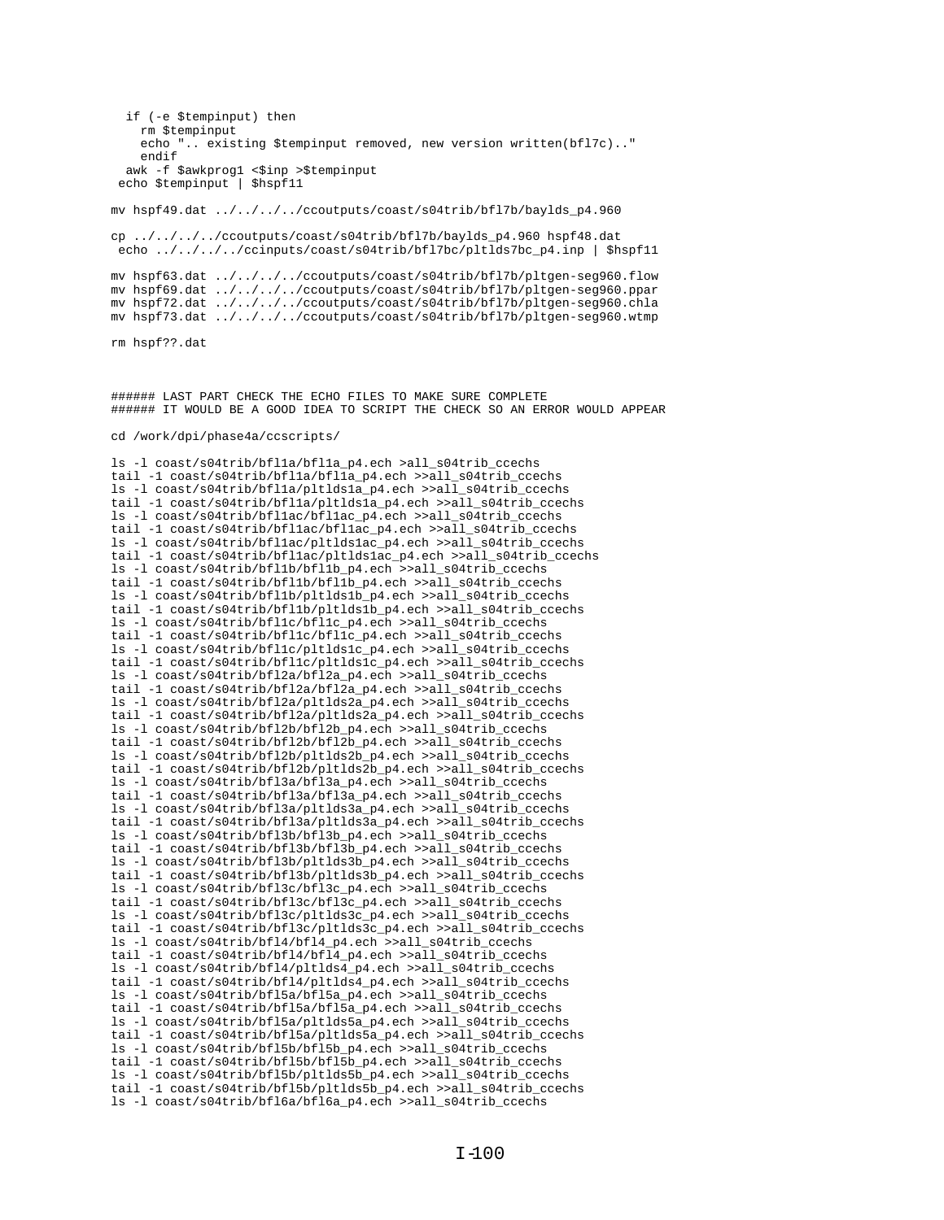```
   if (-e $tempinput) then
     rm $tempinput
     echo ".. existing $tempinput removed, new version written(bfl7c).."
     endif
   awk -f $awkprog1 <$inp >$tempinput
  echo $tempinput | $hspf11

mv hspf49.dat ../../../../ccoutputs/coast/s04trib/bfl7b/baylds_p4.960

cp ../../../../ccoutputs/coast/s04trib/bfl7b/baylds_p4.960 hspf48.dat
 echo ../../../../ccinputs/coast/s04trib/bfl7bc/pltlds7bc_p4.inp | $hspf11

mv hspf63.dat ../../../../ccoutputs/coast/s04trib/bfl7b/pltgen-seg960.flow
mv hspf69.dat ../../../../ccoutputs/coast/s04trib/bfl7b/pltgen-seg960.ppar
mv hspf72.dat ../../../../ccoutputs/coast/s04trib/bfl7b/pltgen-seg960.chla
mv hspf73.dat ../../../../ccoutputs/coast/s04trib/bfl7b/pltgen-seg960.wtmp

rm hspf??.dat



###### LAST PART CHECK THE ECHO FILES TO MAKE SURE COMPLETE
###### IT WOULD BE A GOOD IDEA TO SCRIPT THE CHECK SO AN ERROR WOULD APPEAR

cd /work/dpi/phase4a/ccscripts/

ls -l coast/s04trib/bfl1a/bfl1a_p4.ech >all_s04trib_ccechs
tail -1 coast/s04trib/bfl1a/bfl1a_p4.ech >>all_s04trib_ccechs
ls -l coast/s04trib/bfl1a/pltlds1a_p4.ech >>all_s04trib_ccechs
tail -1 coast/s04trib/bfl1a/pltlds1a_p4.ech >>all_s04trib_ccechs
ls -l coast/s04trib/bfl1ac/bfl1ac_p4.ech >>all_s04trib_ccechs
tail -1 coast/s04trib/bfl1ac/bfl1ac_p4.ech >>all_s04trib_ccechs
ls -l coast/s04trib/bfl1ac/pltlds1ac_p4.ech >>all_s04trib_ccechs
tail -1 coast/s04trib/bfl1ac/pltlds1ac_p4.ech >>all_s04trib_ccechs
ls -l coast/s04trib/bfl1b/bfl1b_p4.ech >>all_s04trib_ccechs
tail -1 coast/s04trib/bfl1b/bfl1b_p4.ech >>all_s04trib_ccechs
ls -l coast/s04trib/bfl1b/pltlds1b_p4.ech >>all_s04trib_ccechs
tail -1 coast/s04trib/bfl1b/pltlds1b_p4.ech >>all_s04trib_ccechs
ls -l coast/s04trib/bfl1c/bfl1c_p4.ech >>all_s04trib_ccechs
tail -1 coast/s04trib/bfl1c/bfl1c_p4.ech >>all_s04trib_ccechs
ls -l coast/s04trib/bfl1c/pltlds1c_p4.ech >>all_s04trib_ccechs
tail -1 coast/s04trib/bfl1c/pltlds1c_p4.ech >>all_s04trib_ccechs
ls -l coast/s04trib/bfl2a/bfl2a_p4.ech >>all_s04trib_ccechs
tail -1 coast/s04trib/bfl2a/bfl2a_p4.ech >>all_s04trib_ccechs
ls -l coast/s04trib/bfl2a/pltlds2a_p4.ech >>all_s04trib_ccechs
tail -1 coast/s04trib/bfl2a/pltlds2a_p4.ech >>all_s04trib_ccechs
ls -l coast/s04trib/bfl2b/bfl2b_p4.ech >>all_s04trib_ccechs
tail -1 coast/s04trib/bfl2b/bfl2b_p4.ech >>all_s04trib_ccechs
ls -l coast/s04trib/bfl2b/pltlds2b_p4.ech >>all_s04trib_ccechs
tail -1 coast/s04trib/bfl2b/pltlds2b_p4.ech >>all_s04trib_ccechs
ls -l coast/s04trib/bfl3a/bfl3a_p4.ech >>all_s04trib_ccechs
tail -1 coast/s04trib/bfl3a/bfl3a_p4.ech >>all_s04trib_ccechs
ls -l coast/s04trib/bfl3a/pltlds3a_p4.ech >>all_s04trib_ccechs
tail -1 coast/s04trib/bfl3a/pltlds3a_p4.ech >>all_s04trib_ccechs
ls -l coast/s04trib/bfl3b/bfl3b_p4.ech >>all_s04trib_ccechs
tail -1 coast/s04trib/bfl3b/bfl3b_p4.ech >>all_s04trib_ccechs
ls -l coast/s04trib/bfl3b/pltlds3b_p4.ech >>all_s04trib_ccechs
tail -1 coast/s04trib/bfl3b/pltlds3b_p4.ech >>all_s04trib_ccechs
ls -l coast/s04trib/bfl3c/bfl3c_p4.ech >>all_s04trib_ccechs
tail -1 coast/s04trib/bfl3c/bfl3c_p4.ech >>all_s04trib_ccechs
ls -l coast/s04trib/bfl3c/pltlds3c_p4.ech >>all_s04trib_ccechs
tail -1 coast/s04trib/bfl3c/pltlds3c_p4.ech >>all_s04trib_ccechs
ls -l coast/s04trib/bfl4/bfl4_p4.ech >>all_s04trib_ccechs
tail -1 coast/s04trib/bfl4/bfl4_p4.ech >>all_s04trib_ccechs
ls -l coast/s04trib/bfl4/pltlds4_p4.ech >>all_s04trib_ccechs
tail -1 coast/s04trib/bfl4/pltlds4_p4.ech >>all_s04trib_ccechs
ls -l coast/s04trib/bfl5a/bfl5a_p4.ech >>all_s04trib_ccechs
tail -1 coast/s04trib/bfl5a/bfl5a_p4.ech >>all_s04trib_ccechs
ls -l coast/s04trib/bfl5a/pltlds5a_p4.ech >>all_s04trib_ccechs
tail -1 coast/s04trib/bfl5a/pltlds5a_p4.ech >>all_s04trib_ccechs
ls -l coast/s04trib/bfl5b/bfl5b_p4.ech >>all_s04trib_ccechs
tail -1 coast/s04trib/bfl5b/bfl5b_p4.ech >>all_s04trib_ccechs
ls -l coast/s04trib/bfl5b/pltlds5b_p4.ech >>all_s04trib_ccechs
tail -1 coast/s04trib/bfl5b/pltlds5b_p4.ech >>all_s04trib_ccechs
ls -l coast/s04trib/bfl6a/bfl6a_p4.ech >>all_s04trib_ccechs
```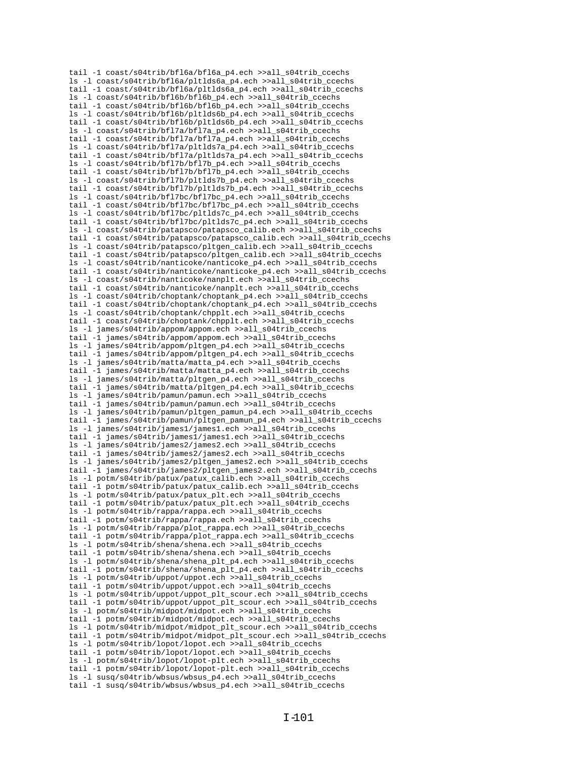```
tail -1 coast/s04trib/bfl6a/bfl6a_p4.ech >>all_s04trib_ccechs
ls -l coast/s04trib/bfl6a/pltlds6a_p4.ech >>all_s04trib_ccechs
tail -1 coast/s04trib/bfl6a/pltlds6a_p4.ech >>all_s04trib_ccechs
ls -l coast/s04trib/bfl6b/bfl6b_p4.ech >>all_s04trib_ccechs
tail -1 coast/s04trib/bfl6b/bfl6b_p4.ech >>all_s04trib_ccechs
ls -l coast/s04trib/bfl6b/pltlds6b_p4.ech >>all_s04trib_ccechs
tail -1 coast/s04trib/bfl6b/pltlds6b_p4.ech >>all_s04trib_ccechs
ls -l coast/s04trib/bfl7a/bfl7a_p4.ech >>all_s04trib_ccechs
tail -1 coast/s04trib/bfl7a/bfl7a_p4.ech >>all_s04trib_ccechs
ls -l coast/s04trib/bfl7a/pltlds7a_p4.ech >>all_s04trib_ccechs
tail -1 coast/s04trib/bfl7a/pltlds7a_p4.ech >>all_s04trib_ccechs
ls -l coast/s04trib/bfl7b/bfl7b_p4.ech >>all_s04trib_ccechs
tail -1 coast/s04trib/bfl7b/bfl7b_p4.ech >>all_s04trib_ccechs
ls -l coast/s04trib/bfl7b/pltlds7b_p4.ech >>all_s04trib_ccechs
tail -1 coast/s04trib/bfl7b/pltlds7b_p4.ech >>all_s04trib_ccechs
ls -l coast/s04trib/bfl7bc/bfl7bc_p4.ech >>all_s04trib_ccechs
tail -1 coast/s04trib/bfl7bc/bfl7bc_p4.ech >>all_s04trib_ccechs
ls -l coast/s04trib/bfl7bc/pltlds7c_p4.ech >>all_s04trib_ccechs
tail -1 coast/s04trib/bfl7bc/pltlds7c_p4.ech >>all_s04trib_ccechs
ls -l coast/s04trib/patapsco/patapsco_calib.ech >>all_s04trib_ccechs
tail -1 coast/s04trib/patapsco/patapsco_calib.ech >>all_s04trib_ccechs
ls -l coast/s04trib/patapsco/pltgen_calib.ech >>all_s04trib_ccechs
tail -1 coast/s04trib/patapsco/pltgen_calib.ech >>all_s04trib_ccechs
ls -l coast/s04trib/nanticoke/nanticoke_p4.ech >>all_s04trib_ccechs
tail -1 coast/s04trib/nanticoke/nanticoke_p4.ech >>all_s04trib_ccechs
ls -l coast/s04trib/nanticoke/nanplt.ech >>all_s04trib_ccechs
tail -1 coast/s04trib/nanticoke/nanplt.ech >>all_s04trib_ccechs
ls -l coast/s04trib/choptank/choptank_p4.ech >>all_s04trib_ccechs
tail -1 coast/s04trib/choptank/choptank_p4.ech >>all_s04trib_ccechs
ls -l coast/s04trib/choptank/chpplt.ech >>all_s04trib_ccechs
tail -1 coast/s04trib/choptank/chpplt.ech >>all_s04trib_ccechs
ls -l james/s04trib/appom/appom.ech >>all_s04trib_ccechs
tail -1 james/s04trib/appom/appom.ech >>all_s04trib_ccechs
ls -l james/s04trib/appom/pltgen_p4.ech >>all_s04trib_ccechs
tail -1 james/s04trib/appom/pltgen_p4.ech >>all_s04trib_ccechs
ls -l james/s04trib/matta/matta_p4.ech >>all_s04trib_ccechs
tail -1 james/s04trib/matta/matta_p4.ech >>all_s04trib_ccechs
ls -l james/s04trib/matta/pltgen_p4.ech >>all_s04trib_ccechs
tail -1 james/s04trib/matta/pltgen_p4.ech >>all_s04trib_ccechs
ls -l james/s04trib/pamun/pamun.ech >>all_s04trib_ccechs
tail -1 james/s04trib/pamun/pamun.ech >>all_s04trib_ccechs
ls -l james/s04trib/pamun/pltgen_pamun_p4.ech >>all_s04trib_ccechs
tail -1 james/s04trib/pamun/pltgen_pamun_p4.ech >>all_s04trib_ccechs
ls -l james/s04trib/james1/james1.ech >>all_s04trib_ccechs
tail -1 james/s04trib/james1/james1.ech >>all_s04trib_ccechs
ls -l james/s04trib/james2/james2.ech >>all_s04trib_ccechs
tail -1 james/s04trib/james2/james2.ech >>all_s04trib_ccechs
ls -l james/s04trib/james2/pltgen_james2.ech >>all_s04trib_ccechs
tail -1 james/s04trib/james2/pltgen_james2.ech >>all_s04trib_ccechs
ls -l potm/s04trib/patux/patux_calib.ech >>all_s04trib_ccechs
tail -1 potm/s04trib/patux/patux_calib.ech >>all_s04trib_ccechs
ls -l potm/s04trib/patux/patux_plt.ech >>all_s04trib_ccechs
tail -1 potm/s04trib/patux/patux_plt.ech >>all_s04trib_ccechs
ls -l potm/s04trib/rappa/rappa.ech >>all_s04trib_ccechs
tail -1 potm/s04trib/rappa/rappa.ech >>all_s04trib_ccechs
ls -l potm/s04trib/rappa/plot_rappa.ech >>all_s04trib_ccechs
tail -1 potm/s04trib/rappa/plot_rappa.ech >>all_s04trib_ccechs
ls -l potm/s04trib/shena/shena.ech >>all_s04trib_ccechs
tail -1 potm/s04trib/shena/shena.ech >>all_s04trib_ccechs
ls -l potm/s04trib/shena/shena_plt_p4.ech >>all_s04trib_ccechs
tail -1 potm/s04trib/shena/shena_plt_p4.ech >>all_s04trib_ccechs
ls -l potm/s04trib/uppot/uppot.ech >>all_s04trib_ccechs
tail -1 potm/s04trib/uppot/uppot.ech >>all_s04trib_ccechs
ls -l potm/s04trib/uppot/uppot_plt_scour.ech >>all_s04trib_ccechs
tail -1 potm/s04trib/uppot/uppot_plt_scour.ech >>all_s04trib_ccechs
ls -l potm/s04trib/midpot/midpot.ech >>all_s04trib_ccechs
tail -1 potm/s04trib/midpot/midpot.ech >>all_s04trib_ccechs
ls -l potm/s04trib/midpot/midpot_plt_scour.ech >>all_s04trib_ccechs
tail -1 potm/s04trib/midpot/midpot_plt_scour.ech >>all_s04trib_ccechs
ls -l potm/s04trib/lopot/lopot.ech >>all_s04trib_ccechs
tail -1 potm/s04trib/lopot/lopot.ech >>all_s04trib_ccechs
ls -l potm/s04trib/lopot/lopot-plt.ech >>all_s04trib_ccechs
tail -1 potm/s04trib/lopot/lopot-plt.ech >>all_s04trib_ccechs
ls -l susq/s04trib/wbsus/wbsus_p4.ech >>all_s04trib_ccechs
tail -1 susq/s04trib/wbsus/wbsus_p4.ech >>all_s04trib_ccechs
```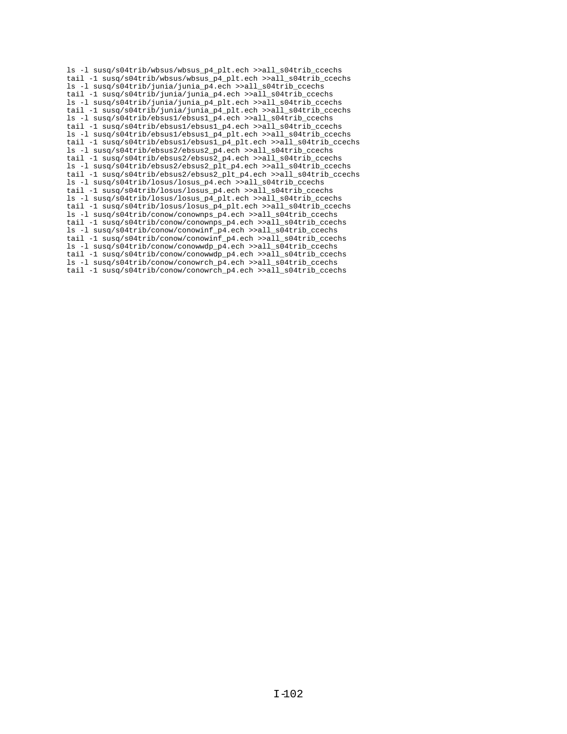```
ls -l susq/s04trib/wbsus/wbsus_p4_plt.ech >>all_s04trib_ccechs
tail -1 susq/s04trib/wbsus/wbsus_p4_plt.ech >>all_s04trib_ccechs
ls -l susq/s04trib/junia/junia_p4.ech >>all_s04trib_ccechs
tail -1 susq/s04trib/junia/junia_p4.ech >>all_s04trib_ccechs
ls -l susq/s04trib/junia/junia_p4_plt.ech >>all_s04trib_ccechs
tail -1 susq/s04trib/junia/junia_p4_plt.ech >>all_s04trib_ccechs
ls -l susq/s04trib/ebsus1/ebsus1_p4.ech >>all_s04trib_ccechs
tail -1 susq/s04trib/ebsus1/ebsus1_p4.ech >>all_s04trib_ccechs
ls -l susq/s04trib/ebsus1/ebsus1_p4_plt.ech >>all_s04trib_ccechs
tail -1 susq/s04trib/ebsus1/ebsus1_p4_plt.ech >>all_s04trib_ccechs
ls -l susq/s04trib/ebsus2/ebsus2_p4.ech >>all_s04trib_ccechs
tail -1 susq/s04trib/ebsus2/ebsus2_p4.ech >>all_s04trib_ccechs
ls -l susq/s04trib/ebsus2/ebsus2_plt_p4.ech >>all_s04trib_ccechs
tail -1 susq/s04trib/ebsus2/ebsus2_plt_p4.ech >>all_s04trib_ccechs
ls -l susq/s04trib/losus/losus_p4.ech >>all_s04trib_ccechs
tail -1 susq/s04trib/losus/losus_p4.ech >>all_s04trib_ccechs
ls -l susq/s04trib/losus/losus_p4_plt.ech >>all_s04trib_ccechs
tail -1 susq/s04trib/losus/losus_p4_plt.ech >>all_s04trib_ccechs
ls -l susq/s04trib/conow/conownps_p4.ech >>all_s04trib_ccechs
tail -1 susq/s04trib/conow/conownps_p4.ech >>all_s04trib_ccechs
ls -l susq/s04trib/conow/conowinf_p4.ech >>all_s04trib_ccechs
tail -1 susq/s04trib/conow/conowinf_p4.ech >>all_s04trib_ccechs
ls -l susq/s04trib/conow/conowwdp_p4.ech >>all_s04trib_ccechs
tail -1 susq/s04trib/conow/conowwdp_p4.ech >>all_s04trib_ccechs
ls -l susq/s04trib/conow/conowrch_p4.ech >>all_s04trib_ccechs
tail -1 susq/s04trib/conow/conowrch_p4.ech >>all_s04trib_ccechs
```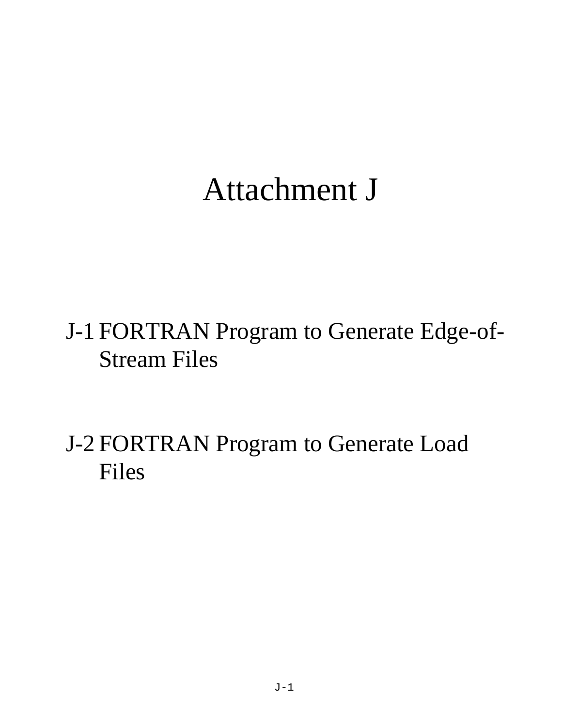# Attachment J

J-1 FORTRAN Program to Generate Edge-of-Stream Files

J-2 FORTRAN Program to Generate Load Files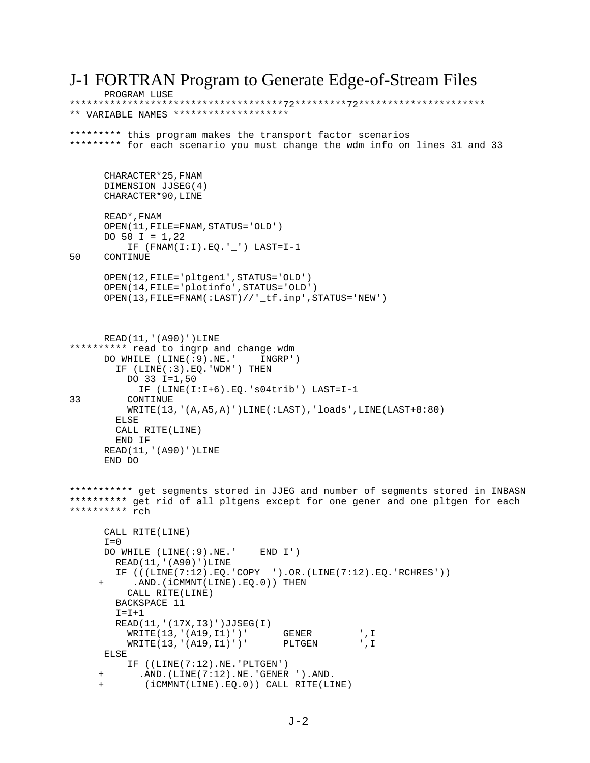# J-1 FORTRAN Program to Generate Edge-of-Stream Files

```
      PROGRAM LUSE
************************************72*********72**********************
** VARIABLE NAMES ********************

********* this program makes the transport factor scenarios
********* for each scenario you must change the wdm info on lines 31 and 33


      CHARACTER*25,FNAM
      DIMENSION JJSEG(4)
      CHARACTER*90,LINE

      READ*,FNAM
      OPEN(11,FILE=FNAM,STATUS='OLD')
      DO 50 I = 1,22
         IF (FNAM(I:I).EQ.'_') LAST=I-1
50    CONTINUE

      OPEN(12,FILE='pltgen1',STATUS='OLD')
      OPEN(14,FILE='plotinfo',STATUS='OLD')
      OPEN(13,FILE=FNAM(:LAST)//'_tf.inp',STATUS='NEW')



      READ(11,'(A90)')LINE
********** read to ingrp and change wdm
      DO WHILE (LINE(:9).NE.'    INGRP')
        IF (LINE(:3).EQ.'WDM') THEN
          DO 33 I=1,50
            IF (LINE(I:I+6).EQ.'s04trib') LAST=I-1
33        CONTINUE
          WRITE(13,'(A,A5,A)')LINE(:LAST),'loads',LINE(LAST+8:80)
        ELSE
        CALL RITE(LINE)
        END IF
      READ(11,'(A90)')LINE
      END DO


*********** get segments stored in JJEG and number of segments stored in INBASN
********** get rid of all pltgens except for one gener and one pltgen for each
********** rch

      CALL RITE(LINE)
      I=0
      DO WHILE (LINE(:9).NE.'    END I')
        READ(11,'(A90)')LINE
        IF (((LINE(7:12).EQ.'COPY  ').OR.(LINE(7:12).EQ.'RCHRES'))
     +     .AND.(iCMMNT(LINE).EQ.0)) THEN
          CALL RITE(LINE)
        BACKSPACE 11
        I=I+1
        READ(11,'(17X,I3)')JJSEG(I)
          WRITE(13,'(A19,I1)')'      GENER        ',I
          WRITE(13,'(A19,I1)')'      PLTGEN       ',I
       ELSE
          IF ((LINE(7:12).NE.'PLTGEN')
     +      .AND.(LINE(7:12).NE.'GENER ').AND.
     +       (iCMMNT(LINE).EQ.0)) CALL RITE(LINE)
```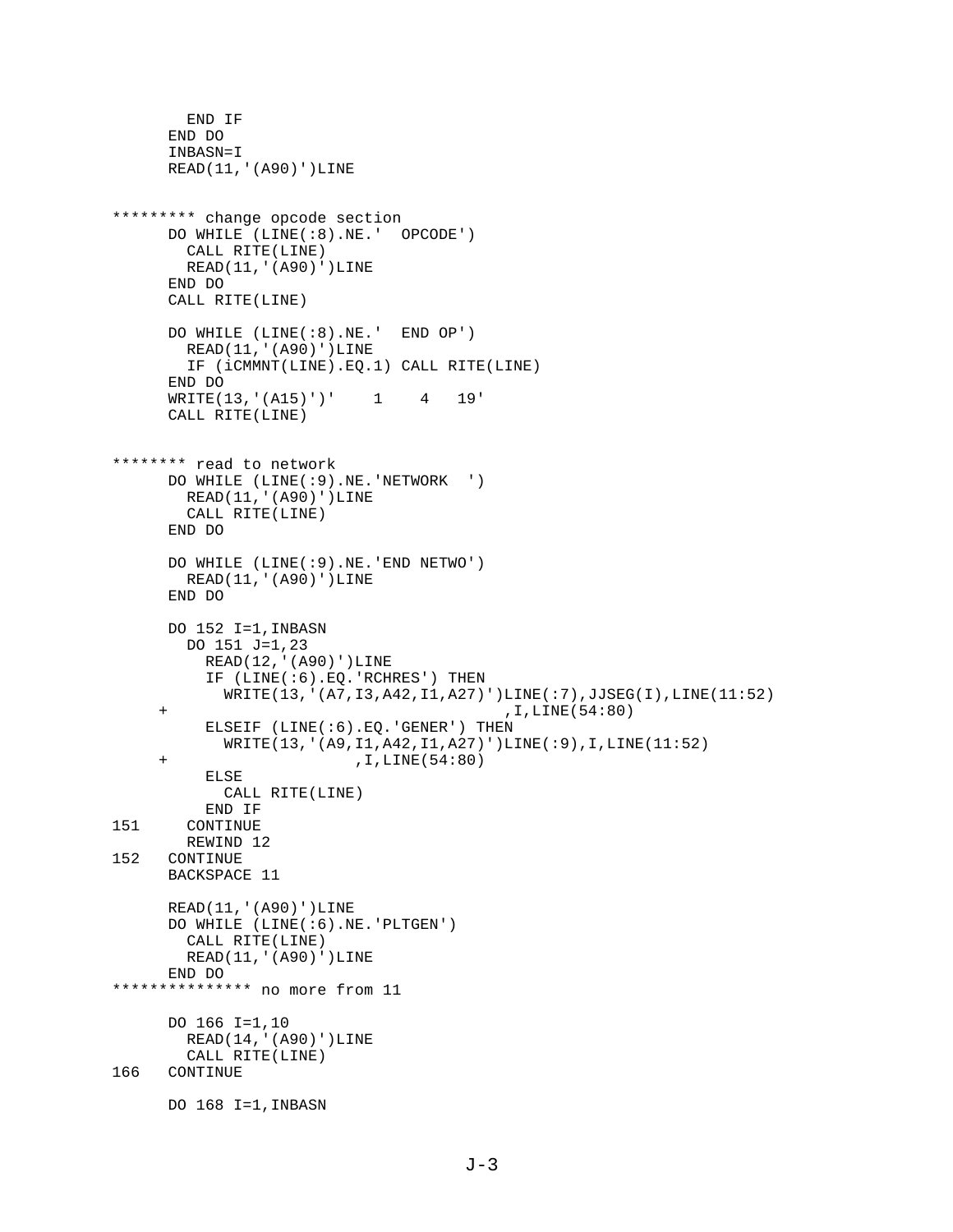```
          END IF
        END DO
        INBASN=I
        READ(11,'(A90)')LINE


********* change opcode section
        DO WHILE (LINE(:8).NE.'  OPCODE')
          CALL RITE(LINE)
          READ(11,'(A90)')LINE
        END DO
        CALL RITE(LINE)

        DO WHILE (LINE(:8).NE.'  END OP')
          READ(11,'(A90)')LINE
          IF (iCMMNT(LINE).EQ.1) CALL RITE(LINE)
        END DO
        WRITE(13,'(A15)')'    1    4   19'
        CALL RITE(LINE)


******** read to network
        DO WHILE (LINE(:9).NE.'NETWORK  ')
          READ(11,'(A90)')LINE
          CALL RITE(LINE)
        END DO

        DO WHILE (LINE(:9).NE.'END NETWO')
          READ(11,'(A90)')LINE
        END DO

        DO 152 I=1,INBASN
          DO 151 J=1,23
            READ(12,'(A90)')LINE
            IF (LINE(:6).EQ.'RCHRES') THEN
              WRITE(13,'(A7,I3,A42,I1,A27)')LINE(:7),JJSEG(I),LINE(11:52)
     +                               ,I,LINE(54:80)
            ELSEIF (LINE(:6).EQ.'GENER') THEN
              WRITE(13,'(A9,I1,A42,I1,A27)')LINE(:9),I,LINE(11:52)
     +                   ,I,LINE(54:80)
            ELSE
              CALL RITE(LINE)
            END IF
151       CONTINUE
          REWIND 12
152     CONTINUE
        BACKSPACE 11

        READ(11,'(A90)')LINE
        DO WHILE (LINE(:6).NE.'PLTGEN')
          CALL RITE(LINE)
          READ(11,'(A90)')LINE
        END DO
*************** no more from 11

        DO 166 I=1,10
          READ(14,'(A90)')LINE
          CALL RITE(LINE)
166     CONTINUE

        DO 168 I=1,INBASN
```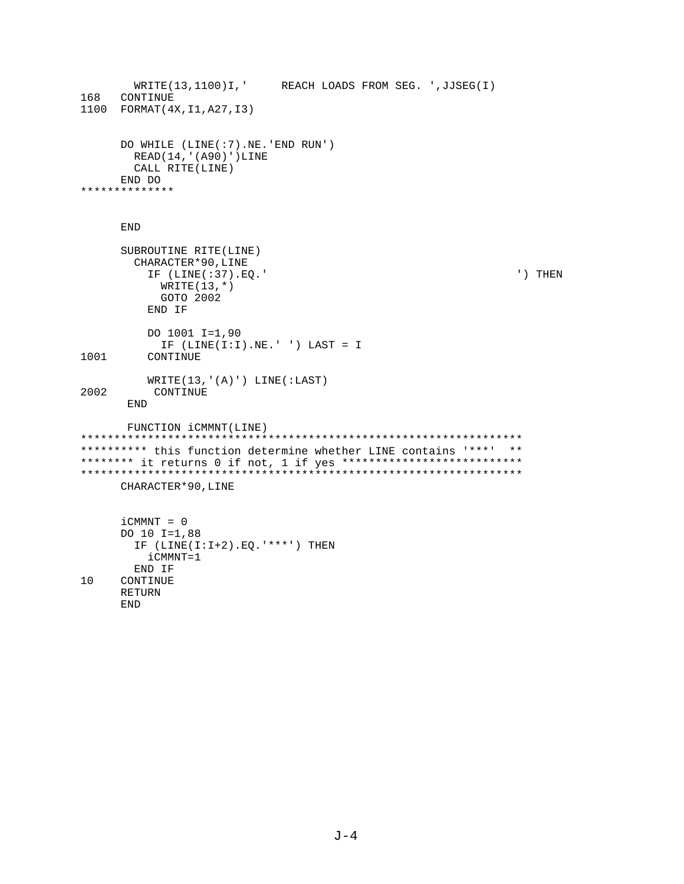```
        WRITE(13,1100)I,'     REACH LOADS FROM SEG. ',JJSEG(I)
168   CONTINUE
1100  FORMAT(4X,I1,A27,I3)


      DO WHILE (LINE(:7).NE.'END RUN')
        READ(14,'(A90)')LINE
        CALL RITE(LINE)
      END DO
**************


      END

      SUBROUTINE RITE(LINE)
        CHARACTER*90,LINE
          IF (LINE(:37).EQ.'                                     ') THEN
            WRITE(13,*)
            GOTO 2002
          END IF

          DO 1001 I=1,90
            IF (LINE(I:I).NE.' ') LAST = I
1001      CONTINUE

          WRITE(13,'(A)') LINE(:LAST)
2002       CONTINUE
       END

       FUNCTION iCMMNT(LINE)
*******************************************************************
********** this function determine whether LINE contains '***'  **
******** it returns 0 if not, 1 if yes ***************************
*******************************************************************
      CHARACTER*90,LINE


      iCMMNT = 0
      DO 10 I=1,88
        IF (LINE(I:I+2).EQ.'***') THEN
          iCMMNT=1
        END IF
10    CONTINUE
      RETURN
      END
```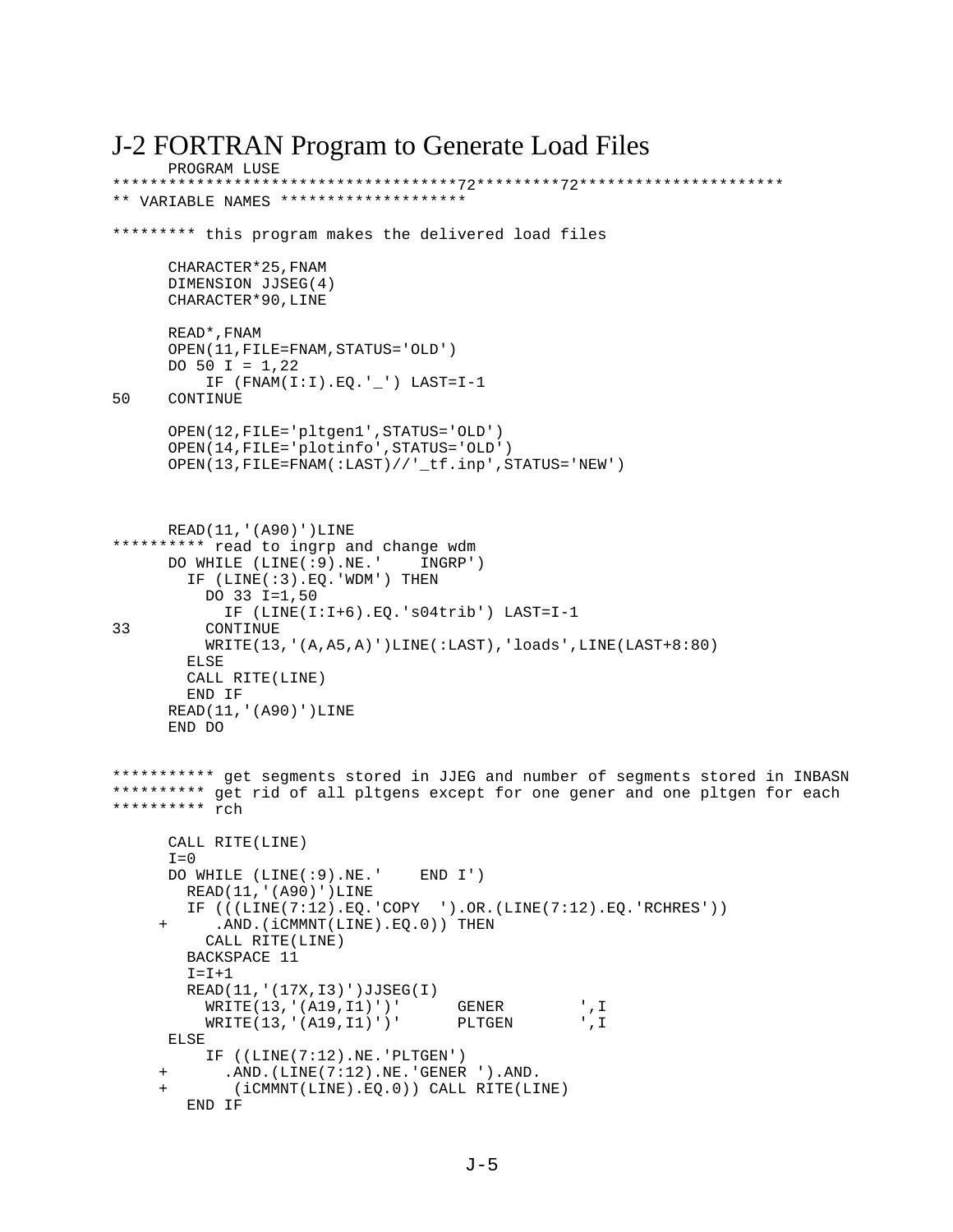# J-2 FORTRAN Program to Generate Load Files

```
      PROGRAM LUSE
************************************72*********72**********************
** VARIABLE NAMES ********************

********* this program makes the delivered load files

      CHARACTER*25,FNAM
      DIMENSION JJSEG(4)
      CHARACTER*90,LINE

      READ*,FNAM
      OPEN(11,FILE=FNAM,STATUS='OLD')
      DO 50 I = 1,22
          IF (FNAM(I:I).EQ.'_') LAST=I-1
50    CONTINUE

      OPEN(12,FILE='pltgen1',STATUS='OLD')
      OPEN(14,FILE='plotinfo',STATUS='OLD')
      OPEN(13,FILE=FNAM(:LAST)//'_tf.inp',STATUS='NEW')



      READ(11,'(A90)')LINE
********** read to ingrp and change wdm
      DO WHILE (LINE(:9).NE.'    INGRP')
        IF (LINE(:3).EQ.'WDM') THEN
          DO 33 I=1,50
            IF (LINE(I:I+6).EQ.'s04trib') LAST=I-1
33        CONTINUE
          WRITE(13,'(A,A5,A)')LINE(:LAST),'loads',LINE(LAST+8:80)
        ELSE
        CALL RITE(LINE)
        END IF
      READ(11,'(A90)')LINE
      END DO


*********** get segments stored in JJEG and number of segments stored in INBASN
********** get rid of all pltgens except for one gener and one pltgen for each
********** rch

      CALL RITE(LINE)
      I=0
      DO WHILE (LINE(:9).NE.'    END I')
        READ(11,'(A90)')LINE
        IF (((LINE(7:12).EQ.'COPY  ').OR.(LINE(7:12).EQ.'RCHRES'))
     +      .AND.(iCMMNT(LINE).EQ.0)) THEN
          CALL RITE(LINE)
        BACKSPACE 11
        I=I+1
        READ(11,'(17X,I3)')JJSEG(I)
          WRITE(13,'(A19,I1)')'      GENER        ',I
          WRITE(13,'(A19,I1)')'      PLTGEN       ',I
      ELSE
          IF ((LINE(7:12).NE.'PLTGEN')
     +       .AND.(LINE(7:12).NE.'GENER ').AND.
     +        (iCMMNT(LINE).EQ.0)) CALL RITE(LINE)
        END IF
```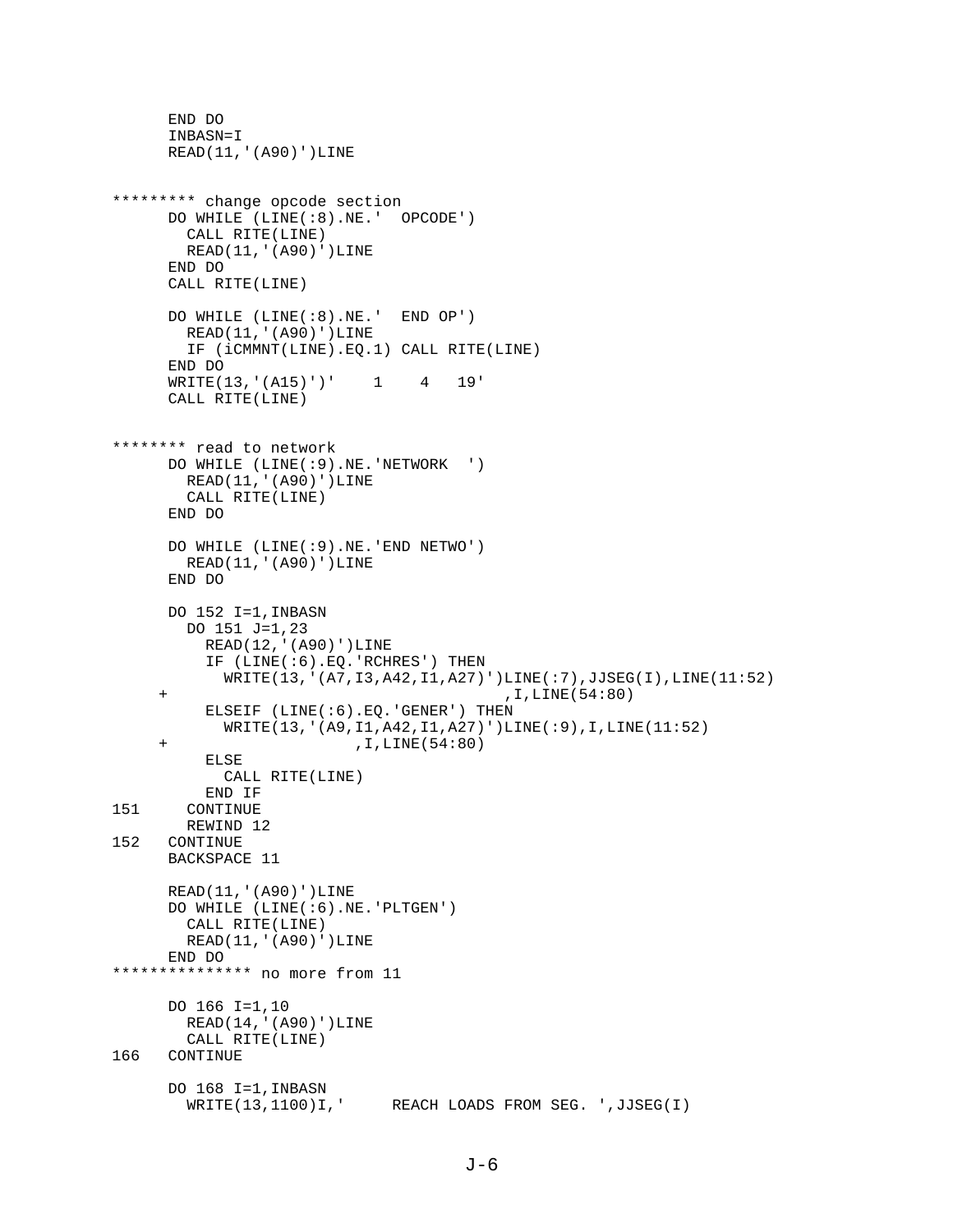```
      END DO
      INBASN=I
      READ(11,'(A90)')LINE


********* change opcode section
      DO WHILE (LINE(:8).NE.'  OPCODE')
        CALL RITE(LINE)
        READ(11,'(A90)')LINE
      END DO
      CALL RITE(LINE)

      DO WHILE (LINE(:8).NE.'  END OP')
        READ(11,'(A90)')LINE
        IF (iCMMNT(LINE).EQ.1) CALL RITE(LINE)
      END DO
      WRITE(13,'(A15)')'    1    4   19'
      CALL RITE(LINE)


******** read to network
      DO WHILE (LINE(:9).NE.'NETWORK  ')
        READ(11,'(A90)')LINE
        CALL RITE(LINE)
      END DO

      DO WHILE (LINE(:9).NE.'END NETWO')
        READ(11,'(A90)')LINE
      END DO

      DO 152 I=1,INBASN
        DO 151 J=1,23
          READ(12,'(A90)')LINE
          IF (LINE(:6).EQ.'RCHRES') THEN
            WRITE(13,'(A7,I3,A42,I1,A27)')LINE(:7),JJSEG(I),LINE(11:52)
     +                                ,I,LINE(54:80)
          ELSEIF (LINE(:6).EQ.'GENER') THEN
            WRITE(13,'(A9,I1,A42,I1,A27)')LINE(:9),I,LINE(11:52)
     +                     ,I,LINE(54:80)
          ELSE
            CALL RITE(LINE)
          END IF
151     CONTINUE
        REWIND 12
152   CONTINUE
      BACKSPACE 11

      READ(11,'(A90)')LINE
      DO WHILE (LINE(:6).NE.'PLTGEN')
        CALL RITE(LINE)
        READ(11,'(A90)')LINE
      END DO
*************** no more from 11

      DO 166 I=1,10
        READ(14,'(A90)')LINE
        CALL RITE(LINE)
166   CONTINUE

      DO 168 I=1,INBASN
        WRITE(13,1100)I,'     REACH LOADS FROM SEG. ',JJSEG(I)
```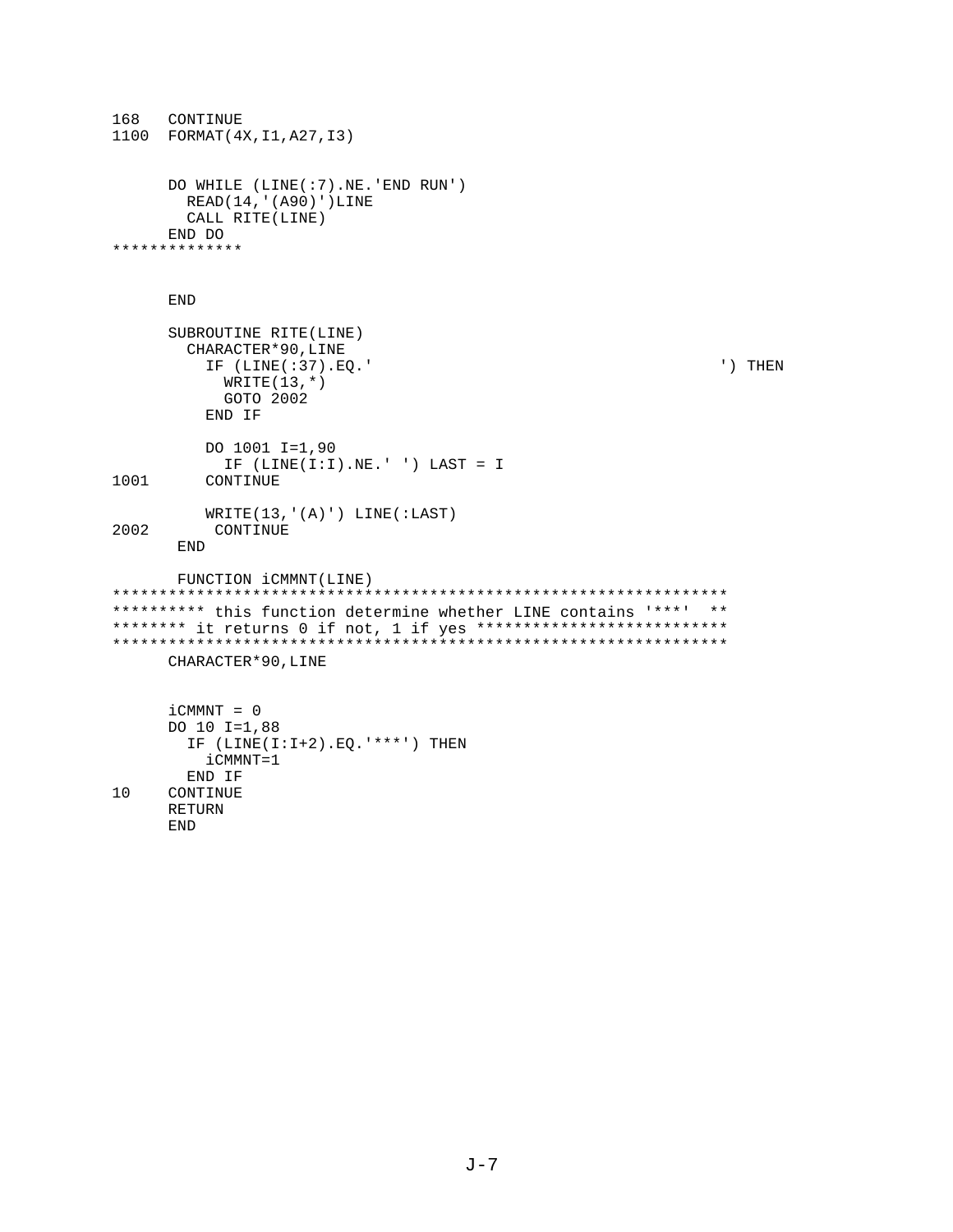```
168   CONTINUE
1100  FORMAT(4X,I1,A27,I3)


      DO WHILE (LINE(:7).NE.'END RUN')
        READ(14,'(A90)')LINE
        CALL RITE(LINE)
      END DO
**************


      END

      SUBROUTINE RITE(LINE)
        CHARACTER*90,LINE
          IF (LINE(:37).EQ.'                                     ') THEN
            WRITE(13,*)
            GOTO 2002
          END IF

          DO 1001 I=1,90
            IF (LINE(I:I).NE.' ') LAST = I
1001      CONTINUE

          WRITE(13,'(A)') LINE(:LAST)
2002       CONTINUE
       END

       FUNCTION iCMMNT(LINE)
*******************************************************************
********** this function determine whether LINE contains '***'  **
******** it returns 0 if not, 1 if yes ***************************
*******************************************************************
      CHARACTER*90,LINE


      iCMMNT = 0
      DO 10 I=1,88
        IF (LINE(I:I+2).EQ.'***') THEN
          iCMMNT=1
        END IF
10    CONTINUE
      RETURN
      END
```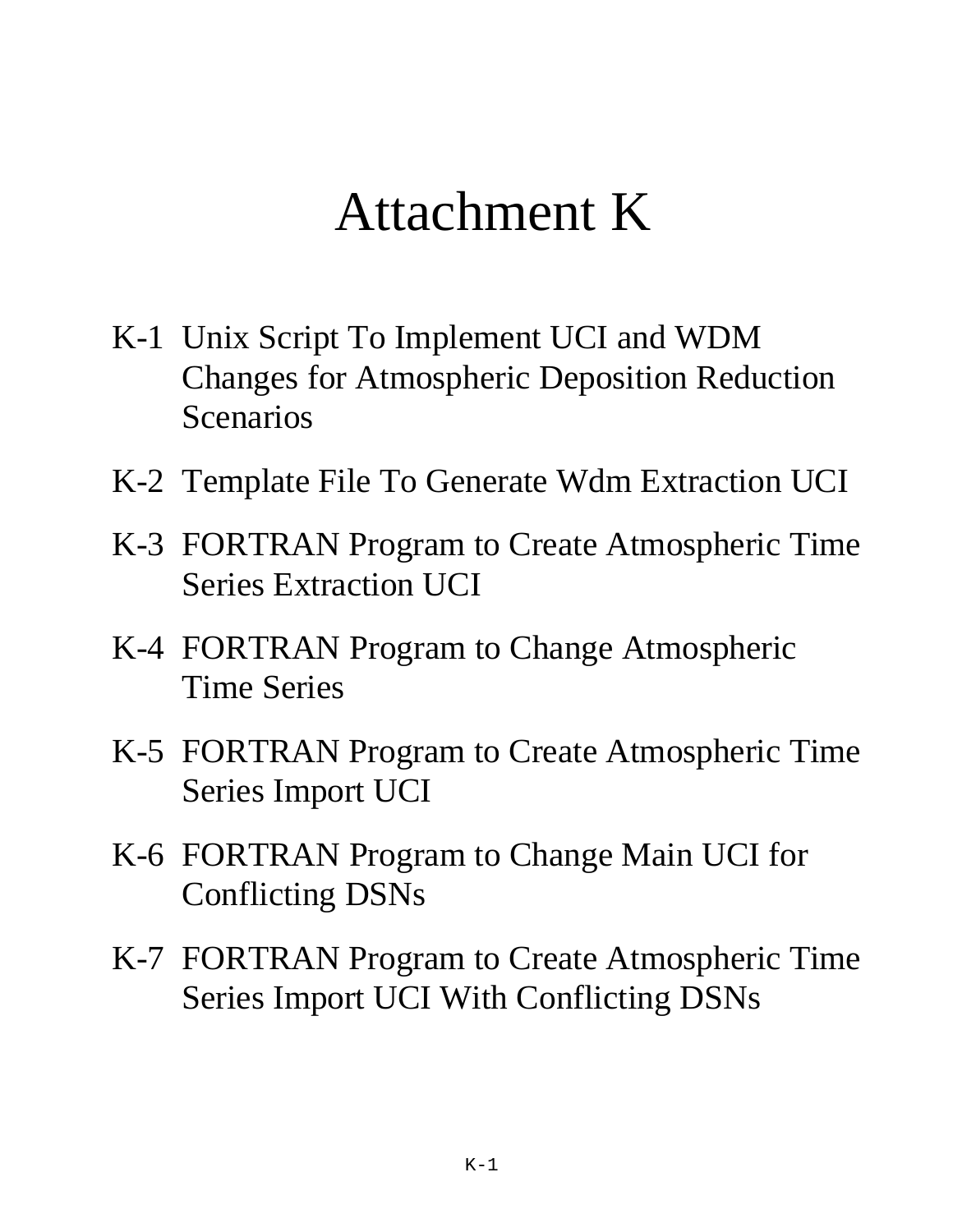# Attachment K

- K-1 Unix Script To Implement UCI and WDM Changes for Atmospheric Deposition Reduction Scenarios
- K-2 Template File To Generate Wdm Extraction UCI
- K-3 FORTRAN Program to Create Atmospheric Time Series Extraction UCI
- K-4 FORTRAN Program to Change Atmospheric Time Series
- K-5 FORTRAN Program to Create Atmospheric Time Series Import UCI
- K-6 FORTRAN Program to Change Main UCI for Conflicting DSNs
- K-7 FORTRAN Program to Create Atmospheric Time Series Import UCI With Conflicting DSNs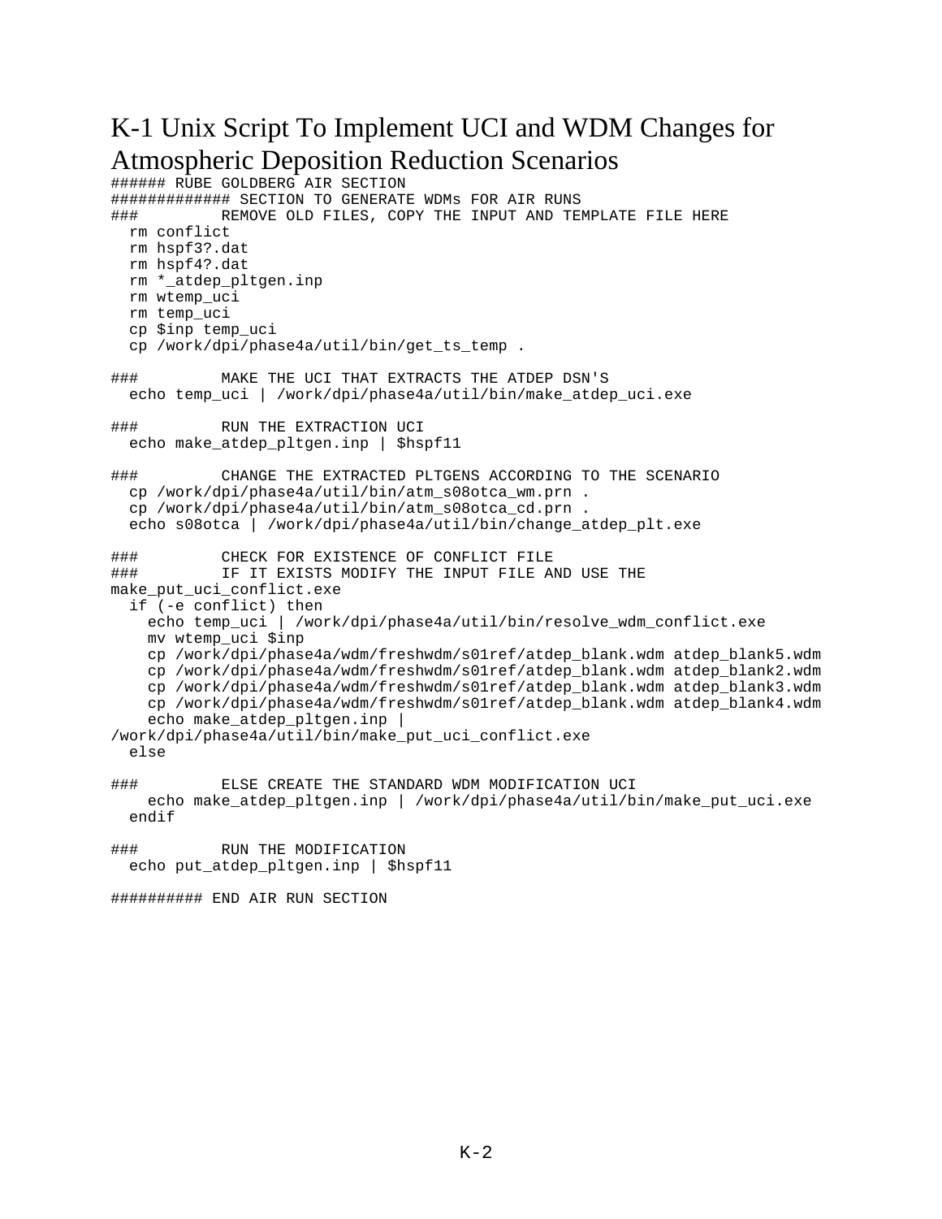# K-1 Unix Script To Implement UCI and WDM Changes for Atmospheric Deposition Reduction Scenarios

```
###### RUBE GOLDBERG AIR SECTION
############# SECTION TO GENERATE WDMs FOR AIR RUNS
###         REMOVE OLD FILES, COPY THE INPUT AND TEMPLATE FILE HERE
  rm conflict
  rm hspf3?.dat
  rm hspf4?.dat
  rm *_atdep_pltgen.inp
  rm wtemp_uci
  rm temp_uci
  cp $inp temp_uci
  cp /work/dpi/phase4a/util/bin/get_ts_temp .

###         MAKE THE UCI THAT EXTRACTS THE ATDEP DSN'S
  echo temp_uci | /work/dpi/phase4a/util/bin/make_atdep_uci.exe

###         RUN THE EXTRACTION UCI
  echo make_atdep_pltgen.inp | $hspf11

###         CHANGE THE EXTRACTED PLTGENS ACCORDING TO THE SCENARIO
  cp /work/dpi/phase4a/util/bin/atm_s08otca_wm.prn .
  cp /work/dpi/phase4a/util/bin/atm_s08otca_cd.prn .
  echo s08otca | /work/dpi/phase4a/util/bin/change_atdep_plt.exe

###         CHECK FOR EXISTENCE OF CONFLICT FILE
###         IF IT EXISTS MODIFY THE INPUT FILE AND USE THE
make_put_uci_conflict.exe
  if (-e conflict) then
    echo temp_uci | /work/dpi/phase4a/util/bin/resolve_wdm_conflict.exe
    mv wtemp_uci $inp
    cp /work/dpi/phase4a/wdm/freshwdm/s01ref/atdep_blank.wdm atdep_blank5.wdm
    cp /work/dpi/phase4a/wdm/freshwdm/s01ref/atdep_blank.wdm atdep_blank2.wdm
    cp /work/dpi/phase4a/wdm/freshwdm/s01ref/atdep_blank.wdm atdep_blank3.wdm
    cp /work/dpi/phase4a/wdm/freshwdm/s01ref/atdep_blank.wdm atdep_blank4.wdm
    echo make_atdep_pltgen.inp |
/work/dpi/phase4a/util/bin/make_put_uci_conflict.exe
  else

###         ELSE CREATE THE STANDARD WDM MODIFICATION UCI
    echo make_atdep_pltgen.inp | /work/dpi/phase4a/util/bin/make_put_uci.exe
  endif

###         RUN THE MODIFICATION
  echo put_atdep_pltgen.inp | $hspf11

########## END AIR RUN SECTION
```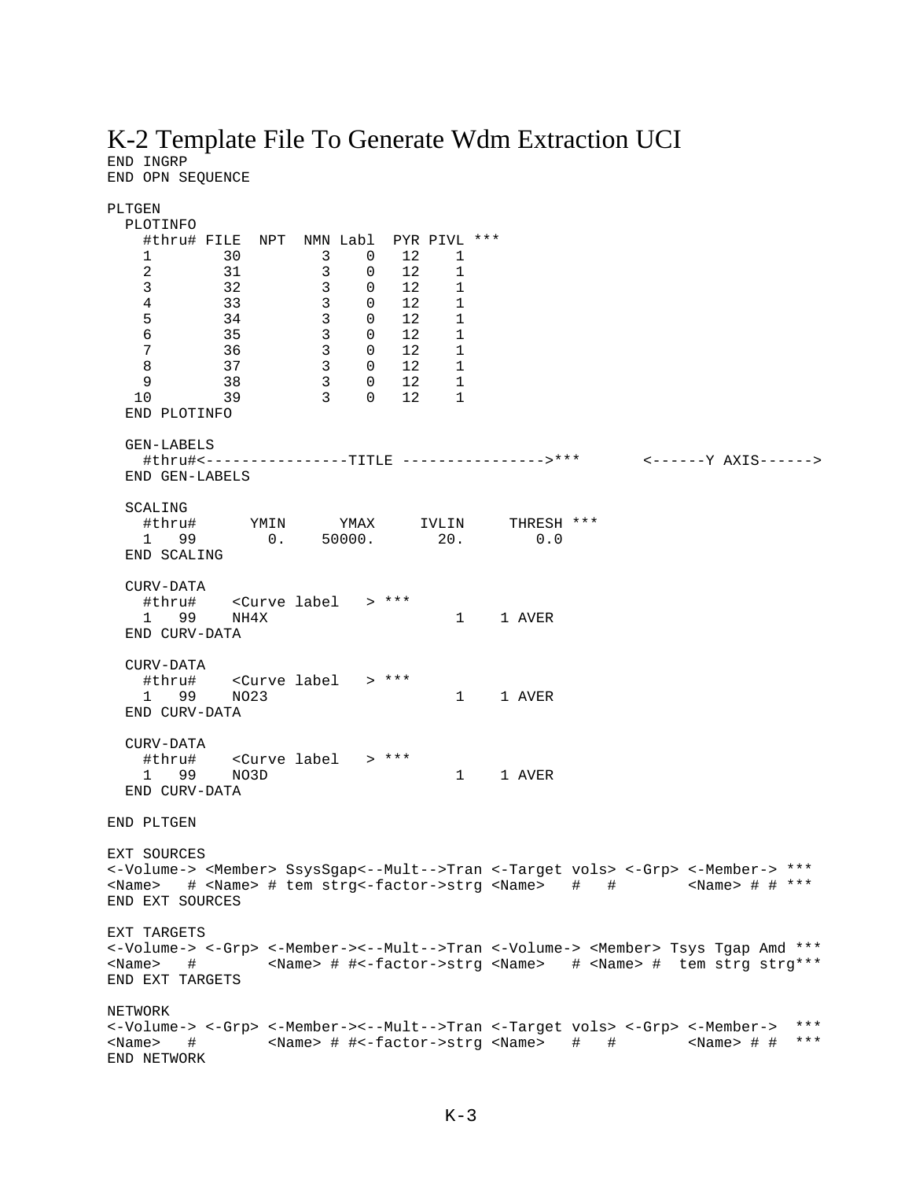# K-2 Template File To Generate Wdm Extraction UCI

```
END INGRP
END OPN SEQUENCE

PLTGEN
  PLOTINFO
    #thru# FILE  NPT  NMN Labl  PYR PIVL ***
    1       30         3    0   12    1
    2       31         3    0   12    1
    3       32         3    0   12    1
    4       33         3    0   12    1
    5       34         3    0   12    1
    6       35         3    0   12    1
    7       36         3    0   12    1
    8       37         3    0   12    1
    9       38         3    0   12    1
   10       39         3    0   12    1
  END PLOTINFO

  GEN-LABELS
    #thru#<----------------TITLE ---------------->***       <------Y AXIS------>
  END GEN-LABELS

  SCALING
    #thru#      YMIN      YMAX     IVLIN     THRESH ***
    1   99        0.    50000.       20.        0.0
  END SCALING

  CURV-DATA
    #thru#    <Curve label   > ***
    1   99    NH4X                     1    1 AVER
  END CURV-DATA

  CURV-DATA
    #thru#    <Curve label   > ***
    1   99    NO23                     1    1 AVER
  END CURV-DATA

  CURV-DATA
    #thru#    <Curve label   > ***
    1   99    NO3D                     1    1 AVER
  END CURV-DATA

END PLTGEN

EXT SOURCES
<-Volume-> <Member> SsysSgap<--Mult-->Tran <-Target vols> <-Grp> <-Member-> ***
<Name>   # <Name> # tem strg<-factor->strg <Name>   #   #        <Name> # # ***
END EXT SOURCES

EXT TARGETS
<-Volume-> <-Grp> <-Member-><--Mult-->Tran <-Volume-> <Member> Tsys Tgap Amd ***
<Name>   #        <Name> # #<-factor->strg <Name>   # <Name> #  tem strg strg***
END EXT TARGETS

NETWORK
<-Volume-> <-Grp> <-Member-><--Mult-->Tran <-Target vols> <-Grp> <-Member->  ***
<Name>   #        <Name> # #<-factor->strg <Name>   #   #        <Name> # #  ***
END NETWORK
```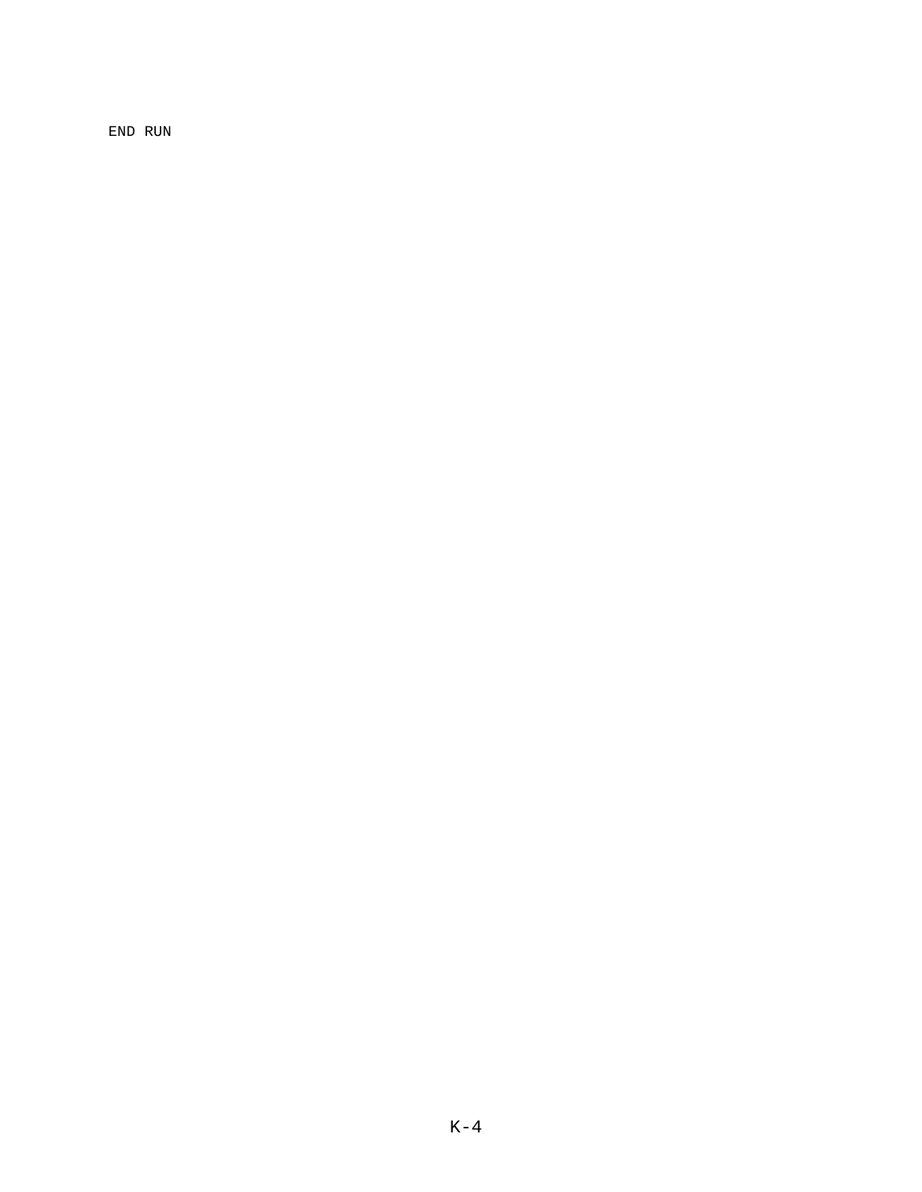```
END RUN
```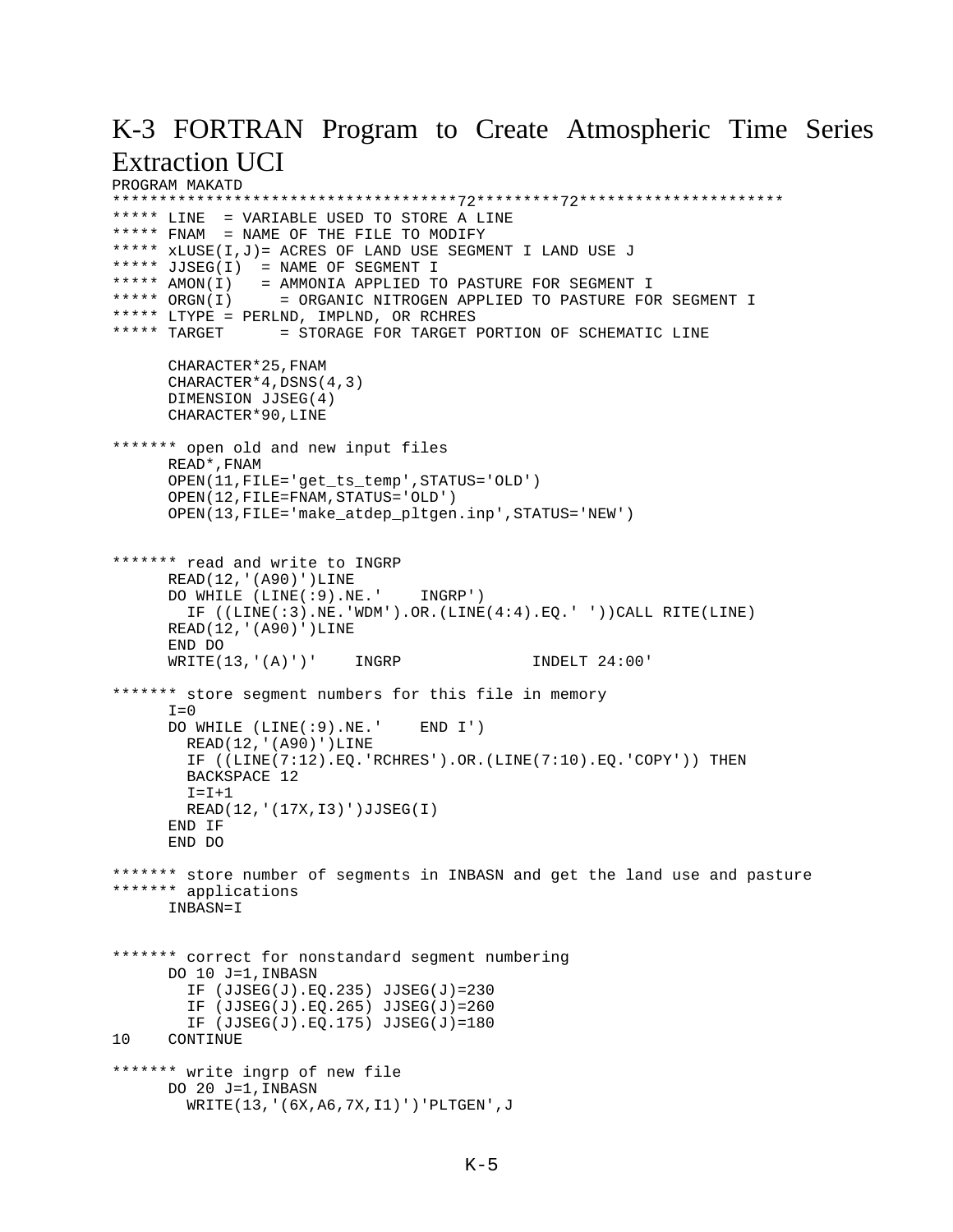# K-3 FORTRAN Program to Create Atmospheric Time Series Extraction UCI

```
PROGRAM MAKATD
************************************72********72*********************
***** LINE  = VARIABLE USED TO STORE A LINE
***** FNAM  = NAME OF THE FILE TO MODIFY
***** xLUSE(I,J)= ACRES OF LAND USE SEGMENT I LAND USE J
***** JJSEG(I)  = NAME OF SEGMENT I
***** AMON(I)   = AMMONIA APPLIED TO PASTURE FOR SEGMENT I
***** ORGN(I)     = ORGANIC NITROGEN APPLIED TO PASTURE FOR SEGMENT I
***** LTYPE = PERLND, IMPLND, OR RCHRES
***** TARGET      = STORAGE FOR TARGET PORTION OF SCHEMATIC LINE

      CHARACTER*25,FNAM
      CHARACTER*4,DSNS(4,3)
      DIMENSION JJSEG(4)
      CHARACTER*90,LINE

******* open old and new input files
      READ*,FNAM
      OPEN(11,FILE='get_ts_temp',STATUS='OLD')
      OPEN(12,FILE=FNAM,STATUS='OLD')
      OPEN(13,FILE='make_atdep_pltgen.inp',STATUS='NEW')


******* read and write to INGRP
      READ(12,'(A90)')LINE
      DO WHILE (LINE(:9).NE.'    INGRP')
        IF ((LINE(:3).NE.'WDM').OR.(LINE(4:4).EQ.' '))CALL RITE(LINE)
      READ(12,'(A90)')LINE
      END DO
      WRITE(13,'(A)')'    INGRP              INDELT 24:00'

******* store segment numbers for this file in memory
      I=0
      DO WHILE (LINE(:9).NE.'    END I')
        READ(12,'(A90)')LINE
        IF ((LINE(7:12).EQ.'RCHRES').OR.(LINE(7:10).EQ.'COPY')) THEN
        BACKSPACE 12
        I=I+1
        READ(12,'(17X,I3)')JJSEG(I)
      END IF
      END DO

******* store number of segments in INBASN and get the land use and pasture
******* applications
      INBASN=I


******* correct for nonstandard segment numbering
      DO 10 J=1,INBASN
        IF (JJSEG(J).EQ.235) JJSEG(J)=230
        IF (JJSEG(J).EQ.265) JJSEG(J)=260
        IF (JJSEG(J).EQ.175) JJSEG(J)=180
10    CONTINUE

******* write ingrp of new file
      DO 20 J=1,INBASN
        WRITE(13,'(6X,A6,7X,I1)')'PLTGEN',J
```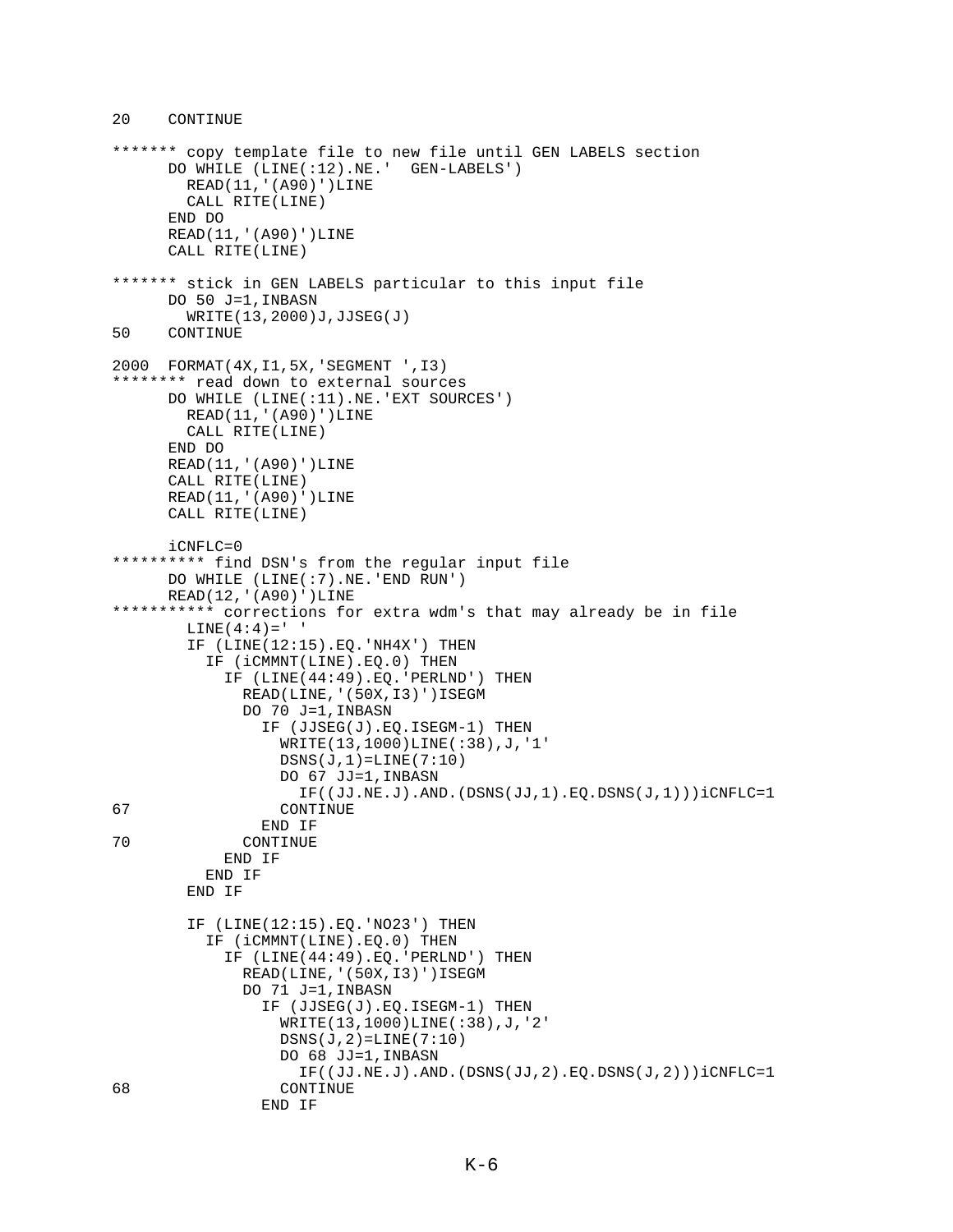```
20    CONTINUE

******* copy template file to new file until GEN LABELS section
      DO WHILE (LINE(:12).NE.'  GEN-LABELS')
        READ(11,'(A90)')LINE
        CALL RITE(LINE)
      END DO
      READ(11,'(A90)')LINE
      CALL RITE(LINE)

******* stick in GEN LABELS particular to this input file
      DO 50 J=1,INBASN
        WRITE(13,2000)J,JJSEG(J)
50    CONTINUE

2000  FORMAT(4X,I1,5X,'SEGMENT ',I3)
******** read down to external sources
      DO WHILE (LINE(:11).NE.'EXT SOURCES')
        READ(11,'(A90)')LINE
        CALL RITE(LINE)
      END DO
      READ(11,'(A90)')LINE
      CALL RITE(LINE)
      READ(11,'(A90)')LINE
      CALL RITE(LINE)

      iCNFLC=0
********** find DSN's from the regular input file
      DO WHILE (LINE(:7).NE.'END RUN')
      READ(12,'(A90)')LINE
*********** corrections for extra wdm's that may already be in file
        LINE(4:4)=' '
        IF (LINE(12:15).EQ.'NH4X') THEN
          IF (iCMMNT(LINE).EQ.0) THEN
            IF (LINE(44:49).EQ.'PERLND') THEN
              READ(LINE,'(50X,I3)')ISEGM
              DO 70 J=1,INBASN
                IF (JJSEG(J).EQ.ISEGM-1) THEN
                  WRITE(13,1000)LINE(:38),J,'1'
                  DSNS(J,1)=LINE(7:10)
                  DO 67 JJ=1,INBASN
                    IF((JJ.NE.J).AND.(DSNS(JJ,1).EQ.DSNS(J,1)))iCNFLC=1
67                CONTINUE
                END IF
70            CONTINUE
            END IF
          END IF
        END IF

        IF (LINE(12:15).EQ.'NO23') THEN
          IF (iCMMNT(LINE).EQ.0) THEN
            IF (LINE(44:49).EQ.'PERLND') THEN
              READ(LINE,'(50X,I3)')ISEGM
              DO 71 J=1,INBASN
                IF (JJSEG(J).EQ.ISEGM-1) THEN
                  WRITE(13,1000)LINE(:38),J,'2'
                  DSNS(J,2)=LINE(7:10)
                  DO 68 JJ=1,INBASN
                    IF((JJ.NE.J).AND.(DSNS(JJ,2).EQ.DSNS(J,2)))iCNFLC=1
68                CONTINUE
                END IF
```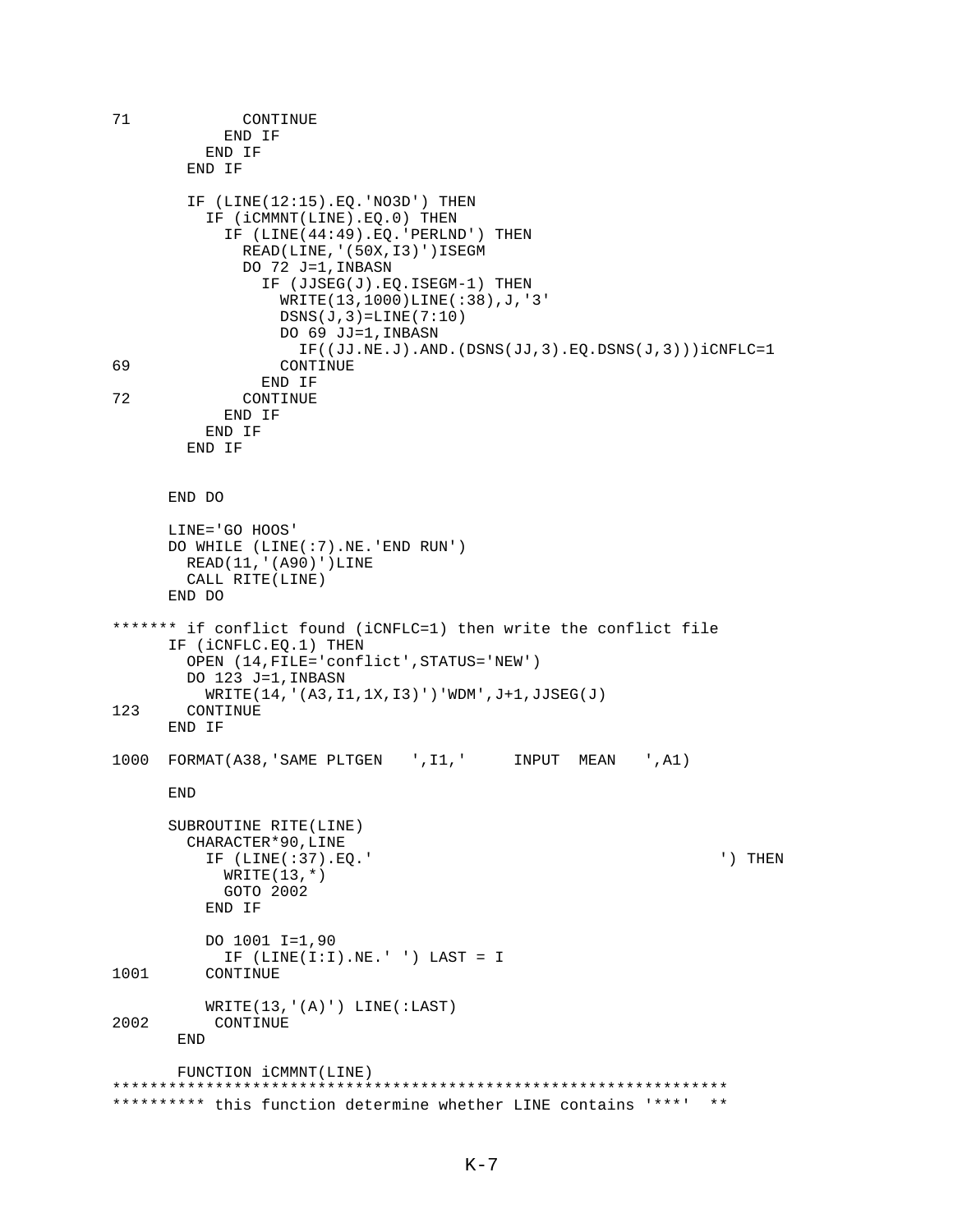```
71            CONTINUE
            END IF
          END IF
        END IF

        IF (LINE(12:15).EQ.'NO3D') THEN
          IF (iCMMNT(LINE).EQ.0) THEN
            IF (LINE(44:49).EQ.'PERLND') THEN
              READ(LINE,'(50X,I3)')ISEGM
              DO 72 J=1,INBASN
                IF (JJSEG(J).EQ.ISEGM-1) THEN
                  WRITE(13,1000)LINE(:38),J,'3'
                  DSNS(J,3)=LINE(7:10)
                  DO 69 JJ=1,INBASN
                    IF((JJ.NE.J).AND.(DSNS(JJ,3).EQ.DSNS(J,3)))iCNFLC=1
69                CONTINUE
                END IF
72            CONTINUE
            END IF
          END IF
        END IF


      END DO

      LINE='GO HOOS'
      DO WHILE (LINE(:7).NE.'END RUN')
        READ(11,'(A90)')LINE
        CALL RITE(LINE)
      END DO

******* if conflict found (iCNFLC=1) then write the conflict file
      IF (iCNFLC.EQ.1) THEN
        OPEN (14,FILE='conflict',STATUS='NEW')
        DO 123 J=1,INBASN
          WRITE(14,'(A3,I1,1X,I3)')'WDM',J+1,JJSEG(J)
123     CONTINUE
      END IF

1000  FORMAT(A38,'SAME PLTGEN   ',I1,'     INPUT  MEAN   ',A1)

      END

      SUBROUTINE RITE(LINE)
        CHARACTER*90,LINE
          IF (LINE(:37).EQ.'                                     ') THEN
            WRITE(13,*)
            GOTO 2002
          END IF

          DO 1001 I=1,90
            IF (LINE(I:I).NE.' ') LAST = I
1001      CONTINUE

          WRITE(13,'(A)') LINE(:LAST)
2002       CONTINUE
       END

       FUNCTION iCMMNT(LINE)
*****************************************************************
********** this function determine whether LINE contains '***'  **
```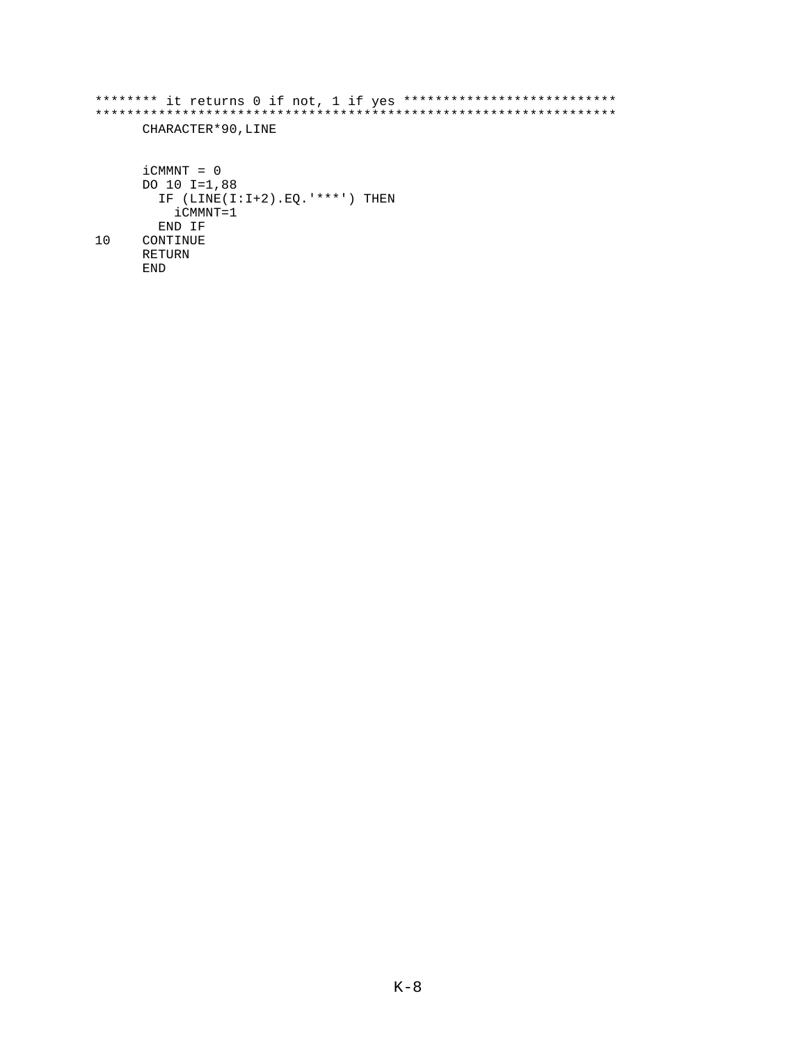```
******** it returns 0 if not, 1 if yes ***************************
*****************************************************************
      CHARACTER*90,LINE


      iCMMNT = 0
      DO 10 I=1,88
        IF (LINE(I:I+2).EQ.'***') THEN
          iCMMNT=1
        END IF
10    CONTINUE
      RETURN
      END
```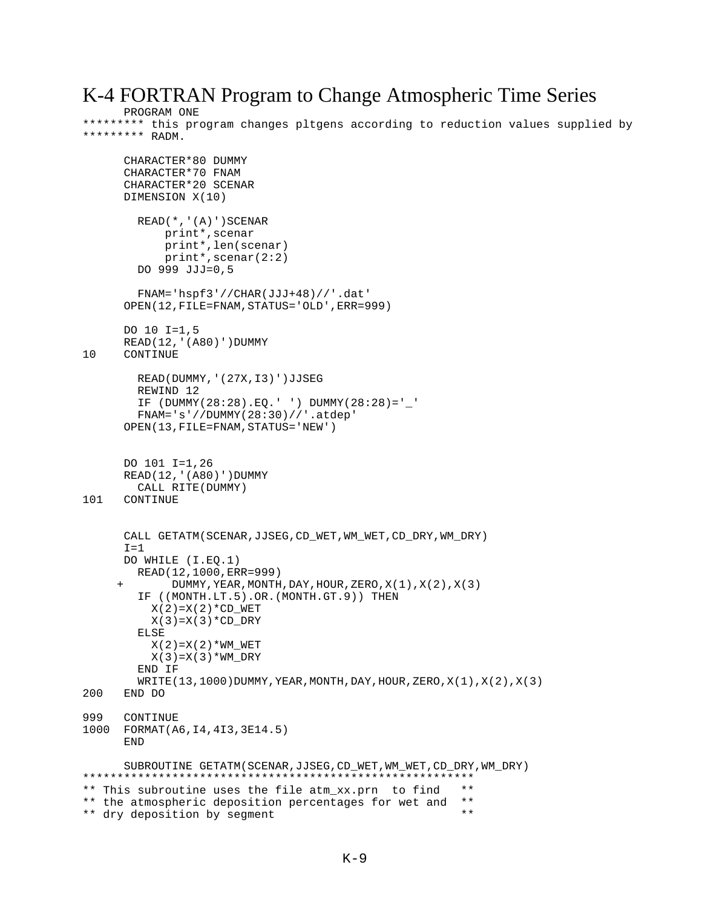# K-4 FORTRAN Program to Change Atmospheric Time Series

```
      PROGRAM ONE
********* this program changes pltgens according to reduction values supplied by
********* RADM.

      CHARACTER*80 DUMMY
      CHARACTER*70 FNAM
      CHARACTER*20 SCENAR
      DIMENSION X(10)

        READ(*,'(A)')SCENAR
            print*,scenar
            print*,len(scenar)
            print*,scenar(2:2)
        DO 999 JJJ=0,5

        FNAM='hspf3'//CHAR(JJJ+48)//'.dat'
      OPEN(12,FILE=FNAM,STATUS='OLD',ERR=999)

      DO 10 I=1,5
      READ(12,'(A80)')DUMMY
10    CONTINUE

        READ(DUMMY,'(27X,I3)')JJSEG
        REWIND 12
        IF (DUMMY(28:28).EQ.' ') DUMMY(28:28)='_'
        FNAM='s'//DUMMY(28:30)//'.atdep'
      OPEN(13,FILE=FNAM,STATUS='NEW')


      DO 101 I=1,26
      READ(12,'(A80)')DUMMY
        CALL RITE(DUMMY)
101   CONTINUE


      CALL GETATM(SCENAR,JJSEG,CD_WET,WM_WET,CD_DRY,WM_DRY)
      I=1
      DO WHILE (I.EQ.1)
        READ(12,1000,ERR=999)
     +       DUMMY,YEAR,MONTH,DAY,HOUR,ZERO,X(1),X(2),X(3)
        IF ((MONTH.LT.5).OR.(MONTH.GT.9)) THEN
          X(2)=X(2)*CD_WET
          X(3)=X(3)*CD_DRY
        ELSE
          X(2)=X(2)*WM_WET
          X(3)=X(3)*WM_DRY
        END IF
        WRITE(13,1000)DUMMY,YEAR,MONTH,DAY,HOUR,ZERO,X(1),X(2),X(3)
200   END DO

999   CONTINUE
1000  FORMAT(A6,I4,4I3,3E14.5)
      END

      SUBROUTINE GETATM(SCENAR,JJSEG,CD_WET,WM_WET,CD_DRY,WM_DRY)
*********************************************************
** This subroutine uses the file atm_xx.prn  to find   **
** the atmospheric deposition percentages for wet and  **
** dry deposition by segment                           **
```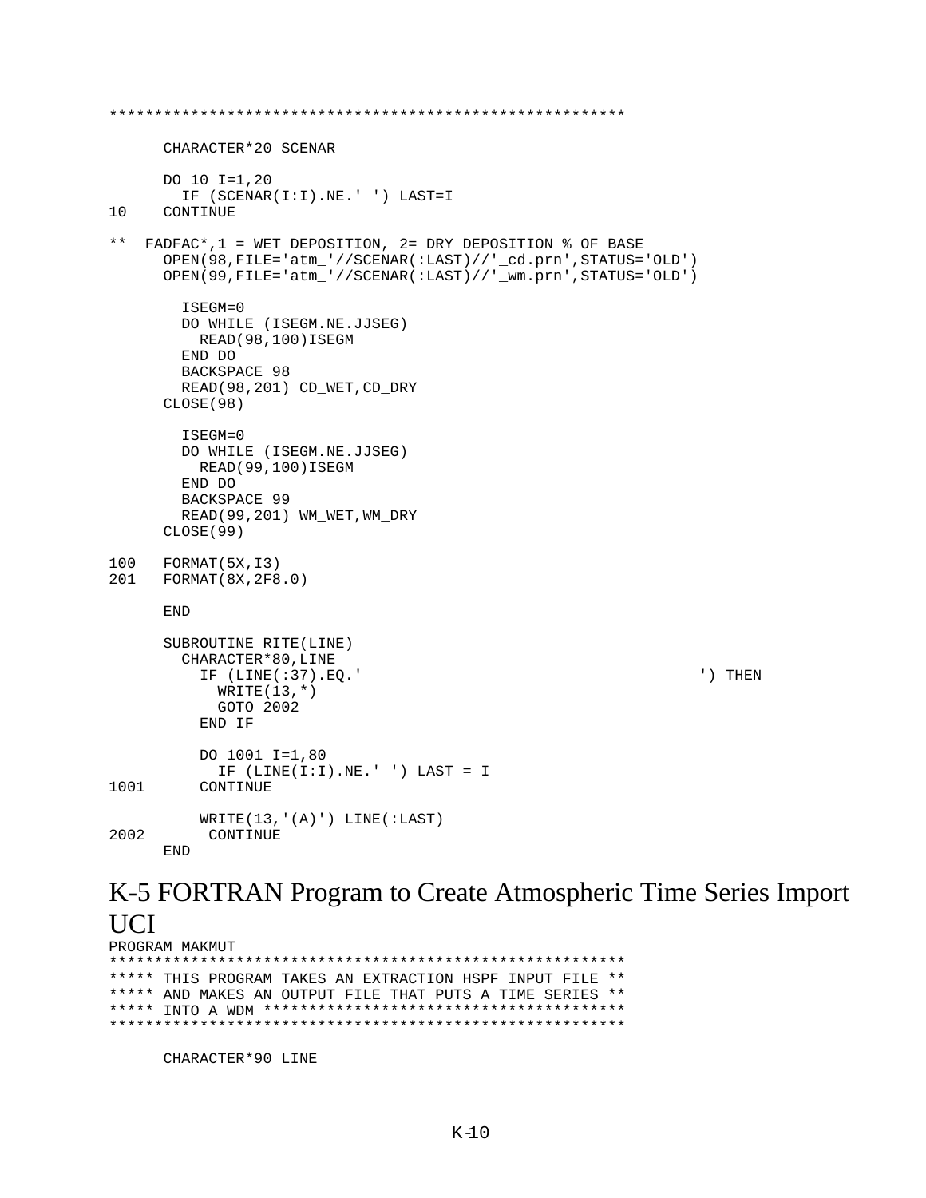```
*********************************************************

      CHARACTER*20 SCENAR

      DO 10 I=1,20
        IF (SCENAR(I:I).NE.' ') LAST=I
10    CONTINUE

**  FADFAC*,1 = WET DEPOSITION, 2= DRY DEPOSITION % OF BASE
      OPEN(98,FILE='atm_'//SCENAR(:LAST)//'_cd.prn',STATUS='OLD')
      OPEN(99,FILE='atm_'//SCENAR(:LAST)//'_wm.prn',STATUS='OLD')

        ISEGM=0
        DO WHILE (ISEGM.NE.JJSEG)
          READ(98,100)ISEGM
        END DO
        BACKSPACE 98
        READ(98,201) CD_WET,CD_DRY
      CLOSE(98)

        ISEGM=0
        DO WHILE (ISEGM.NE.JJSEG)
          READ(99,100)ISEGM
        END DO
        BACKSPACE 99
        READ(99,201) WM_WET,WM_DRY
      CLOSE(99)

100   FORMAT(5X,I3)
201   FORMAT(8X,2F8.0)

      END

      SUBROUTINE RITE(LINE)
        CHARACTER*80,LINE
          IF (LINE(:37).EQ.'                                     ') THEN
            WRITE(13,*)
            GOTO 2002
          END IF

          DO 1001 I=1,80
            IF (LINE(I:I).NE.' ') LAST = I
1001      CONTINUE

          WRITE(13,'(A)') LINE(:LAST)
2002       CONTINUE
      END
```

# K-5 FORTRAN Program to Create Atmospheric Time Series Import UCI

```
PROGRAM MAKMUT
*********************************************************
***** THIS PROGRAM TAKES AN EXTRACTION HSPF INPUT FILE **
***** AND MAKES AN OUTPUT FILE THAT PUTS A TIME SERIES **
***** INTO A WDM ****************************************
*********************************************************

      CHARACTER*90 LINE
```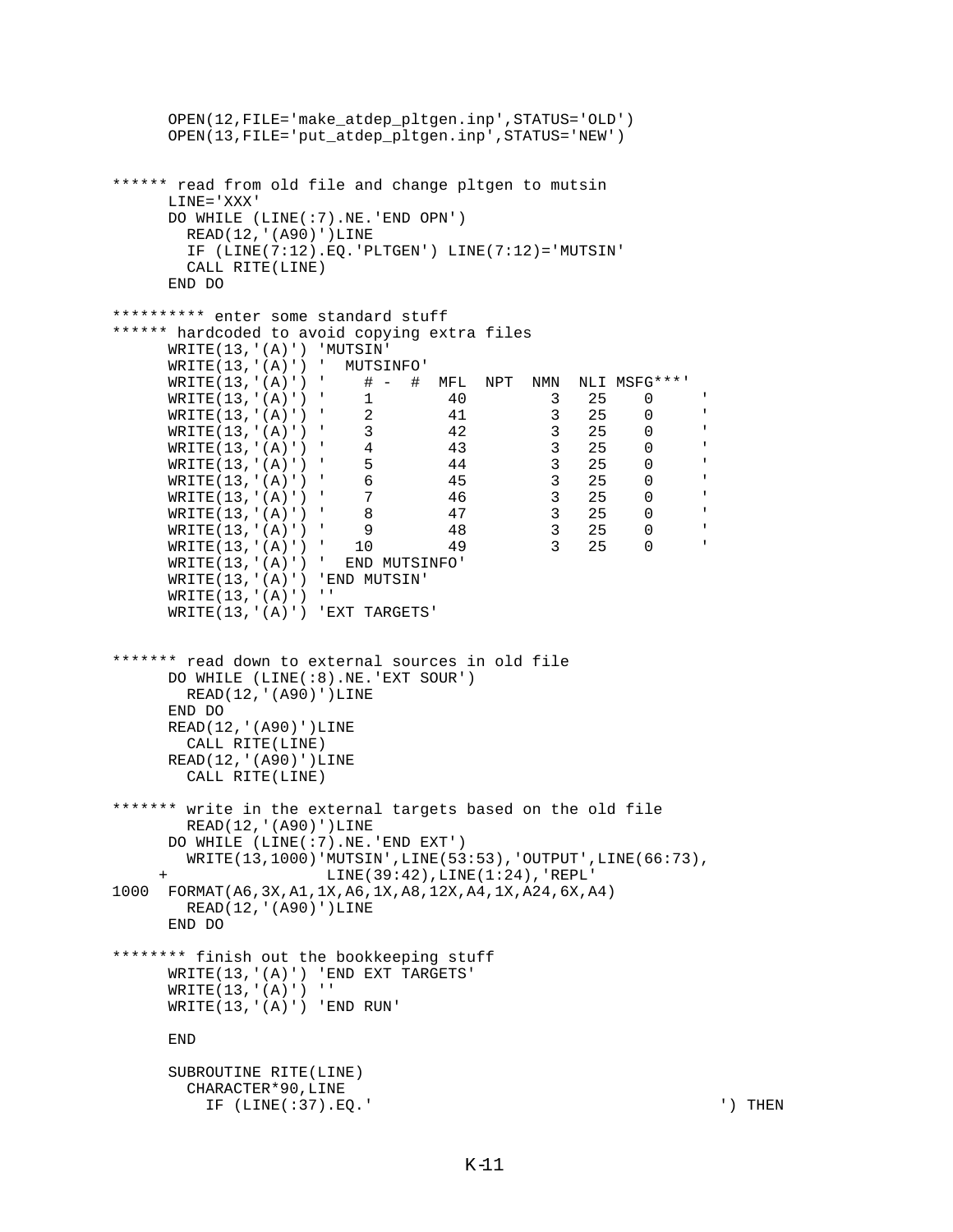```
      OPEN(12,FILE='make_atdep_pltgen.inp',STATUS='OLD')
      OPEN(13,FILE='put_atdep_pltgen.inp',STATUS='NEW')


****** read from old file and change pltgen to mutsin
      LINE='XXX'
      DO WHILE (LINE(:7).NE.'END OPN')
        READ(12,'(A90)')LINE
        IF (LINE(7:12).EQ.'PLTGEN') LINE(7:12)='MUTSIN'
        CALL RITE(LINE)
      END DO

********** enter some standard stuff
****** hardcoded to avoid copying extra files
      WRITE(13,'(A)') 'MUTSIN'
      WRITE(13,'(A)') '  MUTSINFO'
      WRITE(13,'(A)') '    # -  #  MFL  NPT  NMN  NLI MSFG***'
      WRITE(13,'(A)') '    1        40         3   25    0     '
      WRITE(13,'(A)') '    2        41         3   25    0     '
      WRITE(13,'(A)') '    3        42         3   25    0     '
      WRITE(13,'(A)') '    4        43         3   25    0     '
      WRITE(13,'(A)') '    5        44         3   25    0     '
      WRITE(13,'(A)') '    6        45         3   25    0     '
      WRITE(13,'(A)') '    7        46         3   25    0     '
      WRITE(13,'(A)') '    8        47         3   25    0     '
      WRITE(13,'(A)') '    9        48         3   25    0     '
      WRITE(13,'(A)') '   10        49         3   25    0     '
      WRITE(13,'(A)') '  END MUTSINFO'
      WRITE(13,'(A)') 'END MUTSIN'
      WRITE(13,'(A)') ''
      WRITE(13,'(A)') 'EXT TARGETS'


******* read down to external sources in old file
      DO WHILE (LINE(:8).NE.'EXT SOUR')
        READ(12,'(A90)')LINE
      END DO
      READ(12,'(A90)')LINE
        CALL RITE(LINE)
      READ(12,'(A90)')LINE
        CALL RITE(LINE)

******* write in the external targets based on the old file
        READ(12,'(A90)')LINE
      DO WHILE (LINE(:7).NE.'END EXT')
        WRITE(13,1000)'MUTSIN',LINE(53:53),'OUTPUT',LINE(66:73),
     +               LINE(39:42),LINE(1:24),'REPL'
1000  FORMAT(A6,3X,A1,1X,A6,1X,A8,12X,A4,1X,A24,6X,A4)
        READ(12,'(A90)')LINE
      END DO

******** finish out the bookkeeping stuff
      WRITE(13,'(A)') 'END EXT TARGETS'
      WRITE(13,'(A)') ''
      WRITE(13,'(A)') 'END RUN'

      END

      SUBROUTINE RITE(LINE)
        CHARACTER*90,LINE
          IF (LINE(:37).EQ.'                                    ') THEN
```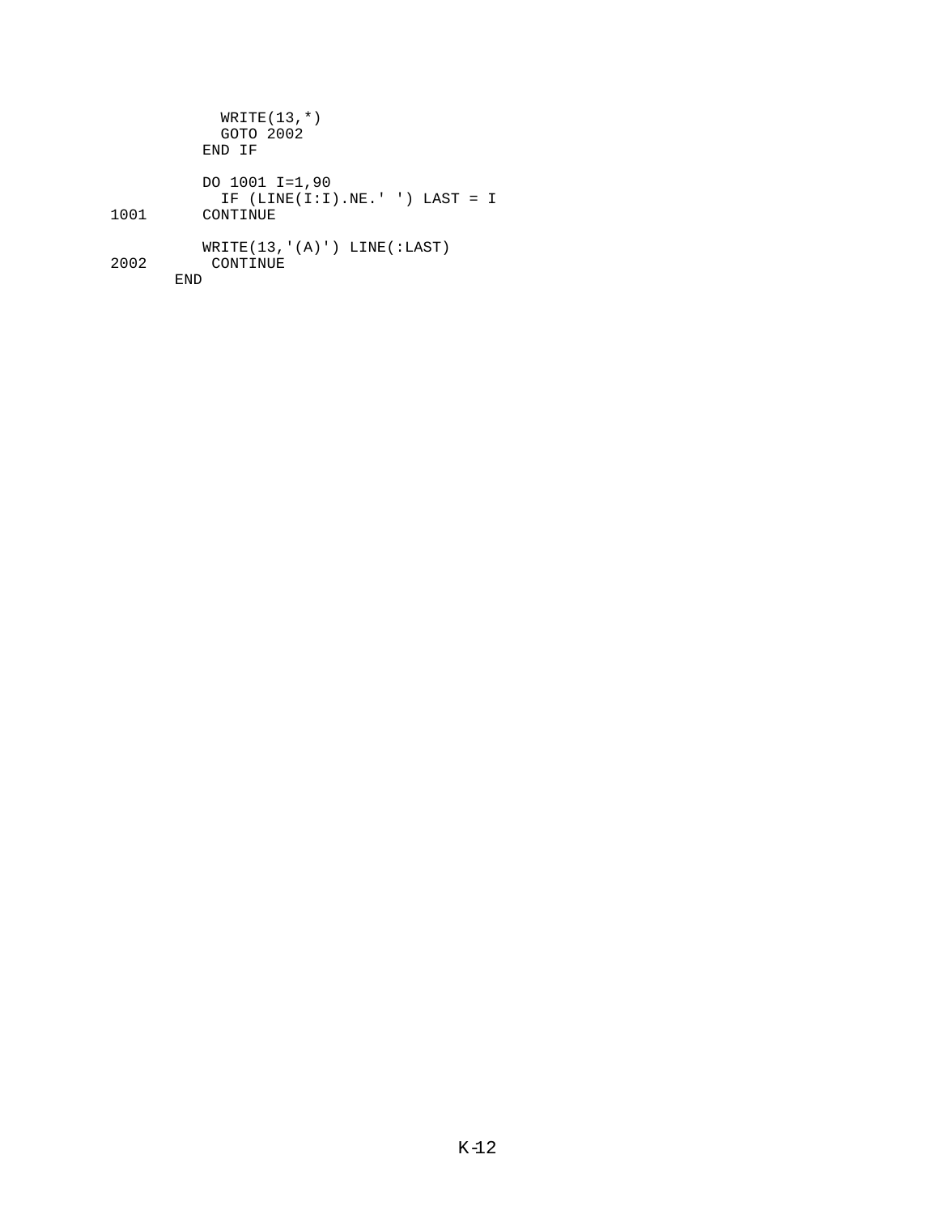```
          WRITE(13,*)
          GOTO 2002
        END IF

        DO 1001 I=1,90
          IF (LINE(I:I).NE.' ') LAST = I
1001    CONTINUE

        WRITE(13,'(A)') LINE(:LAST)
2002     CONTINUE
      END
```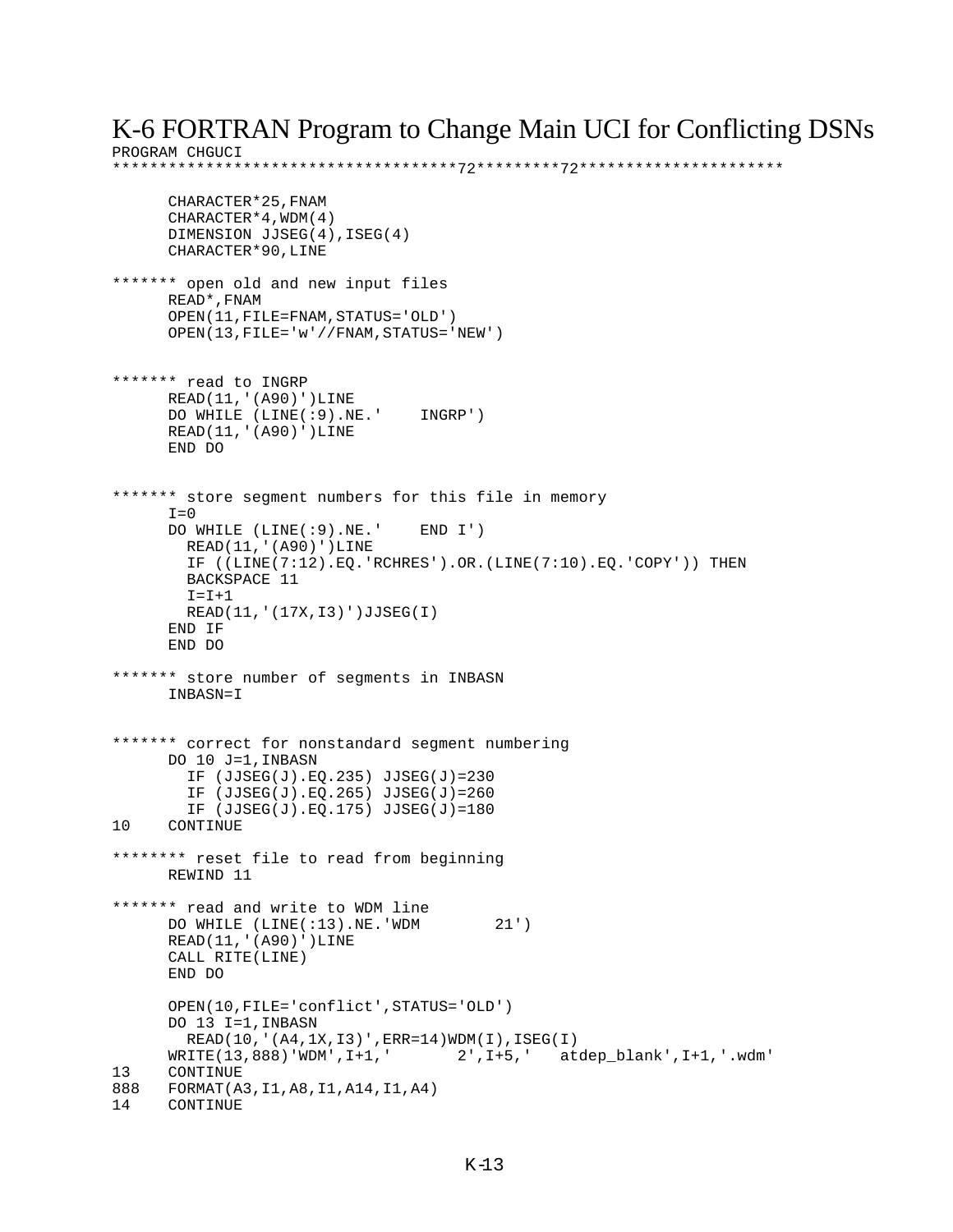# K-6 FORTRAN Program to Change Main UCI for Conflicting DSNs

```
PROGRAM CHGUCI
************************************72*********72**********************

      CHARACTER*25,FNAM
      CHARACTER*4,WDM(4)
      DIMENSION JJSEG(4),ISEG(4)
      CHARACTER*90,LINE

******* open old and new input files
      READ*,FNAM
      OPEN(11,FILE=FNAM,STATUS='OLD')
      OPEN(13,FILE='w'//FNAM,STATUS='NEW')


******* read to INGRP
      READ(11,'(A90)')LINE
      DO WHILE (LINE(:9).NE.'    INGRP')
      READ(11,'(A90)')LINE
      END DO


******* store segment numbers for this file in memory
      I=0
      DO WHILE (LINE(:9).NE.'    END I')
        READ(11,'(A90)')LINE
        IF ((LINE(7:12).EQ.'RCHRES').OR.(LINE(7:10).EQ.'COPY')) THEN
        BACKSPACE 11
        I=I+1
        READ(11,'(17X,I3)')JJSEG(I)
      END IF
      END DO

******* store number of segments in INBASN
      INBASN=I


******* correct for nonstandard segment numbering
      DO 10 J=1,INBASN
        IF (JJSEG(J).EQ.235) JJSEG(J)=230
        IF (JJSEG(J).EQ.265) JJSEG(J)=260
        IF (JJSEG(J).EQ.175) JJSEG(J)=180
10    CONTINUE

******** reset file to read from beginning
      REWIND 11

******* read and write to WDM line
      DO WHILE (LINE(:13).NE.'WDM        21')
      READ(11,'(A90)')LINE
      CALL RITE(LINE)
      END DO

      OPEN(10,FILE='conflict',STATUS='OLD')
      DO 13 I=1,INBASN
        READ(10,'(A4,1X,I3)',ERR=14)WDM(I),ISEG(I)
      WRITE(13,888)'WDM',I+1,'       2',I+5,'   atdep_blank',I+1,'.wdm'
13    CONTINUE
888   FORMAT(A3,I1,A8,I1,A14,I1,A4)
14    CONTINUE
```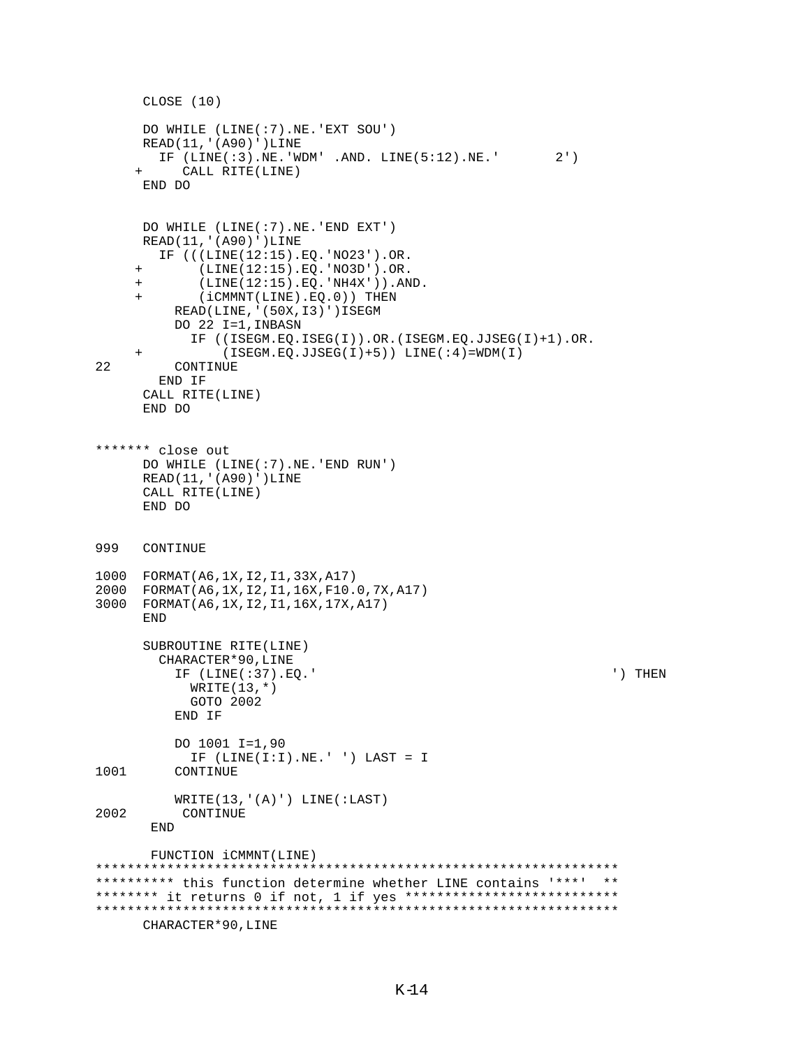```
      CLOSE (10)

      DO WHILE (LINE(:7).NE.'EXT SOU')
      READ(11,'(A90)')LINE
        IF (LINE(:3).NE.'WDM' .AND. LINE(5:12).NE.'       2')
     +     CALL RITE(LINE)
      END DO


      DO WHILE (LINE(:7).NE.'END EXT')
      READ(11,'(A90)')LINE
        IF (((LINE(12:15).EQ.'NO23').OR.
     +       (LINE(12:15).EQ.'NO3D').OR.
     +       (LINE(12:15).EQ.'NH4X')).AND.
     +       (iCMMNT(LINE).EQ.0)) THEN
          READ(LINE,'(50X,I3)')ISEGM
          DO 22 I=1,INBASN
            IF ((ISEGM.EQ.ISEG(I)).OR.(ISEGM.EQ.JJSEG(I)+1).OR.
     +          (ISEGM.EQ.JJSEG(I)+5)) LINE(:4)=WDM(I)
22        CONTINUE
        END IF
      CALL RITE(LINE)
      END DO


******* close out
      DO WHILE (LINE(:7).NE.'END RUN')
      READ(11,'(A90)')LINE
      CALL RITE(LINE)
      END DO


999   CONTINUE

1000  FORMAT(A6,1X,I2,I1,33X,A17)
2000  FORMAT(A6,1X,I2,I1,16X,F10.0,7X,A17)
3000  FORMAT(A6,1X,I2,I1,16X,17X,A17)
      END

      SUBROUTINE RITE(LINE)
        CHARACTER*90,LINE
          IF (LINE(:37).EQ.'                                     ') THEN
            WRITE(13,*)
            GOTO 2002
          END IF

          DO 1001 I=1,90
            IF (LINE(I:I).NE.' ') LAST = I
1001      CONTINUE

          WRITE(13,'(A)') LINE(:LAST)
2002       CONTINUE
       END

       FUNCTION iCMMNT(LINE)
*****************************************************************
********** this function determine whether LINE contains '***'  **
******** it returns 0 if not, 1 if yes **************************
*****************************************************************
      CHARACTER*90,LINE
```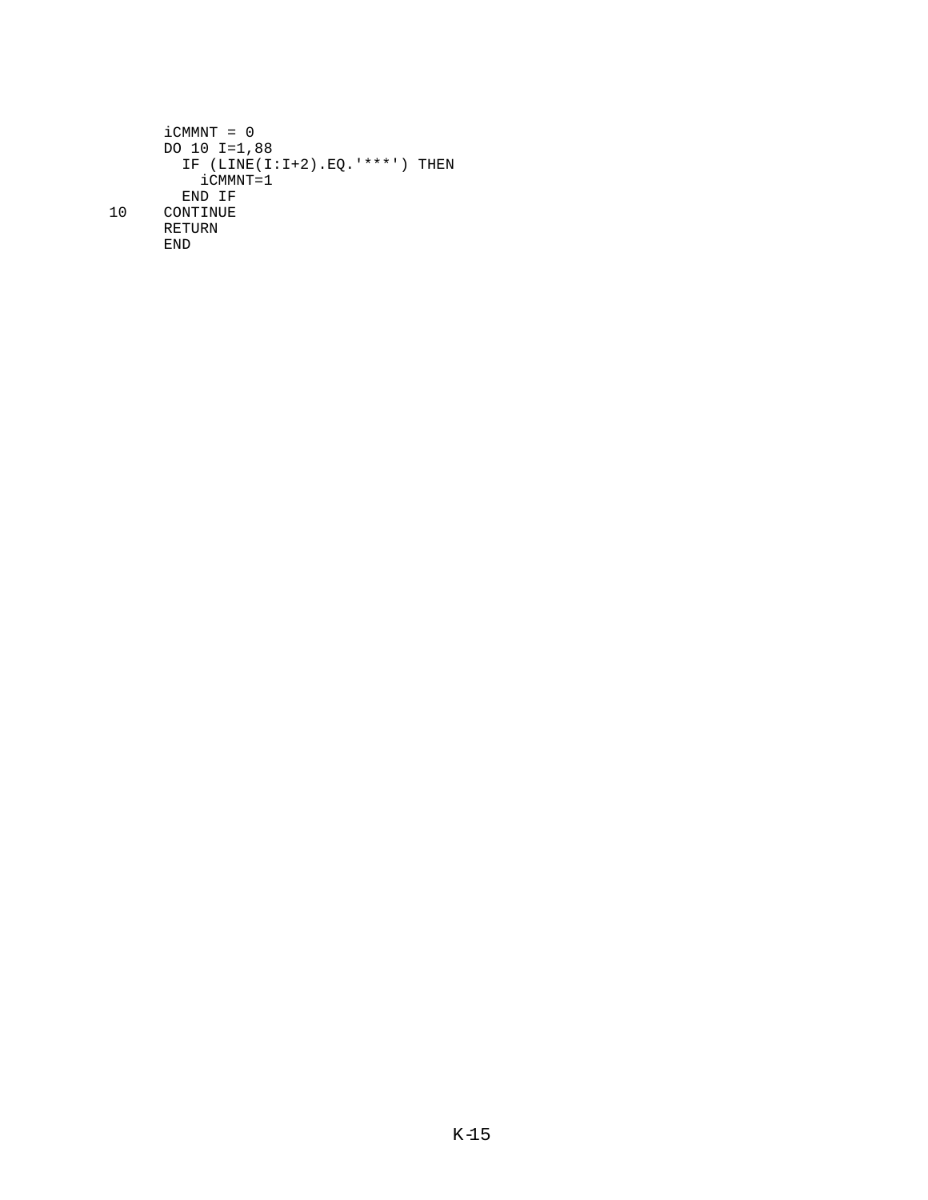```
      iCMMNT = 0
      DO 10 I=1,88
        IF (LINE(I:I+2).EQ.'***') THEN
          iCMMNT=1
        END IF
10    CONTINUE
      RETURN
      END
```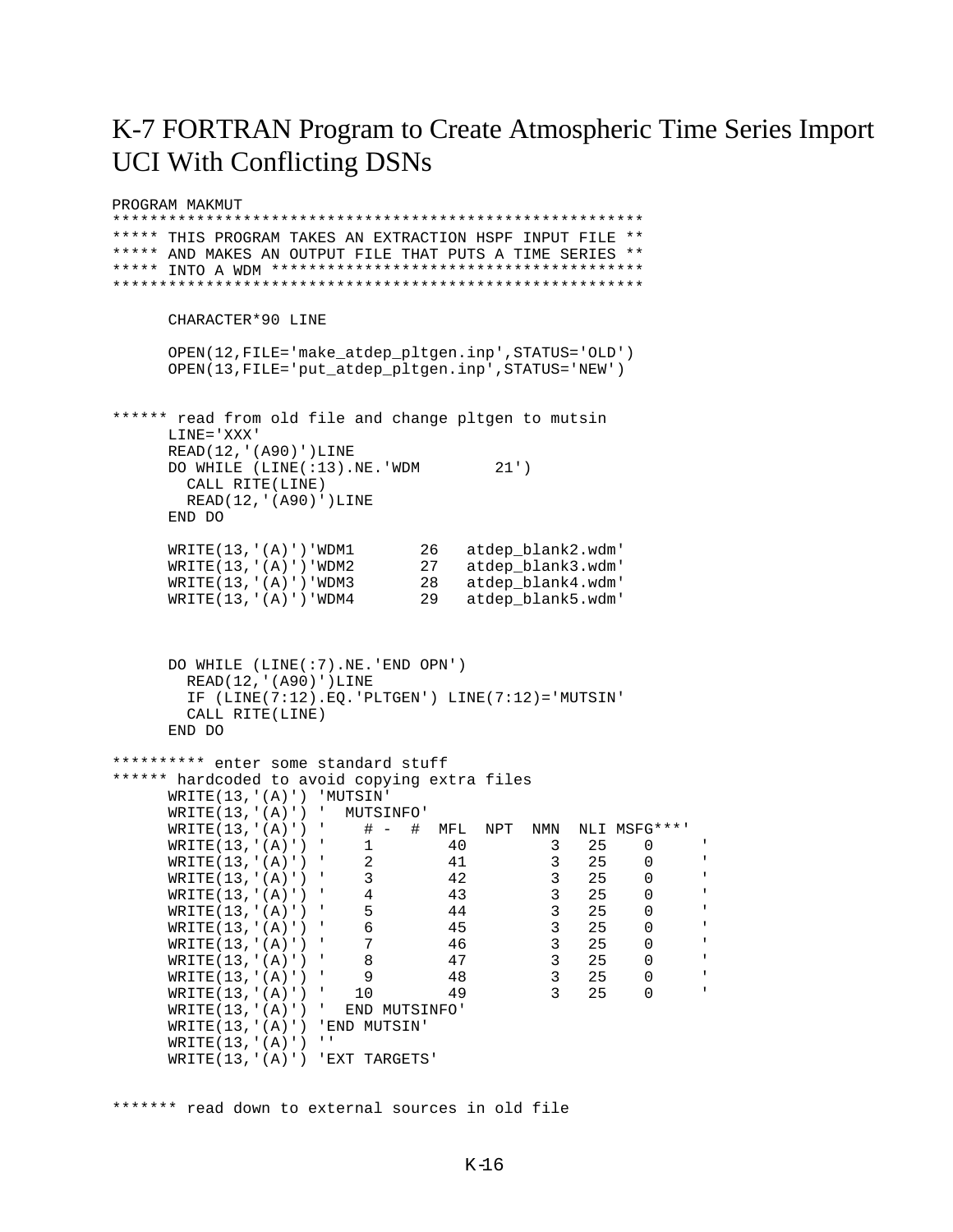# K-7 FORTRAN Program to Create Atmospheric Time Series Import UCI With Conflicting DSNs

```
PROGRAM MAKMUT
*********************************************************
***** THIS PROGRAM TAKES AN EXTRACTION HSPF INPUT FILE **
***** AND MAKES AN OUTPUT FILE THAT PUTS A TIME SERIES **
***** INTO A WDM ****************************************
*********************************************************

      CHARACTER*90 LINE

      OPEN(12,FILE='make_atdep_pltgen.inp',STATUS='OLD')
      OPEN(13,FILE='put_atdep_pltgen.inp',STATUS='NEW')


****** read from old file and change pltgen to mutsin
      LINE='XXX'
      READ(12,'(A90)')LINE
      DO WHILE (LINE(:13).NE.'WDM        21')
        CALL RITE(LINE)
        READ(12,'(A90)')LINE
      END DO

      WRITE(13,'(A)')'WDM1       26   atdep_blank2.wdm'
      WRITE(13,'(A)')'WDM2       27   atdep_blank3.wdm'
      WRITE(13,'(A)')'WDM3       28   atdep_blank4.wdm'
      WRITE(13,'(A)')'WDM4       29   atdep_blank5.wdm'



      DO WHILE (LINE(:7).NE.'END OPN')
        READ(12,'(A90)')LINE
        IF (LINE(7:12).EQ.'PLTGEN') LINE(7:12)='MUTSIN'
        CALL RITE(LINE)
      END DO

********** enter some standard stuff
****** hardcoded to avoid copying extra files
      WRITE(13,'(A)') 'MUTSIN'
      WRITE(13,'(A)') '  MUTSINFO'
      WRITE(13,'(A)') '    # -  #  MFL  NPT  NMN  NLI MSFG***'
      WRITE(13,'(A)') '    1       40         3   25    0     '
      WRITE(13,'(A)') '    2       41         3   25    0     '
      WRITE(13,'(A)') '    3       42         3   25    0     '
      WRITE(13,'(A)') '    4       43         3   25    0     '
      WRITE(13,'(A)') '    5       44         3   25    0     '
      WRITE(13,'(A)') '    6       45         3   25    0     '
      WRITE(13,'(A)') '    7       46         3   25    0     '
      WRITE(13,'(A)') '    8       47         3   25    0     '
      WRITE(13,'(A)') '    9       48         3   25    0     '
      WRITE(13,'(A)') '   10       49         3   25    0     '
      WRITE(13,'(A)') '  END MUTSINFO'
      WRITE(13,'(A)') 'END MUTSIN'
      WRITE(13,'(A)') ''
      WRITE(13,'(A)') 'EXT TARGETS'


******* read down to external sources in old file
```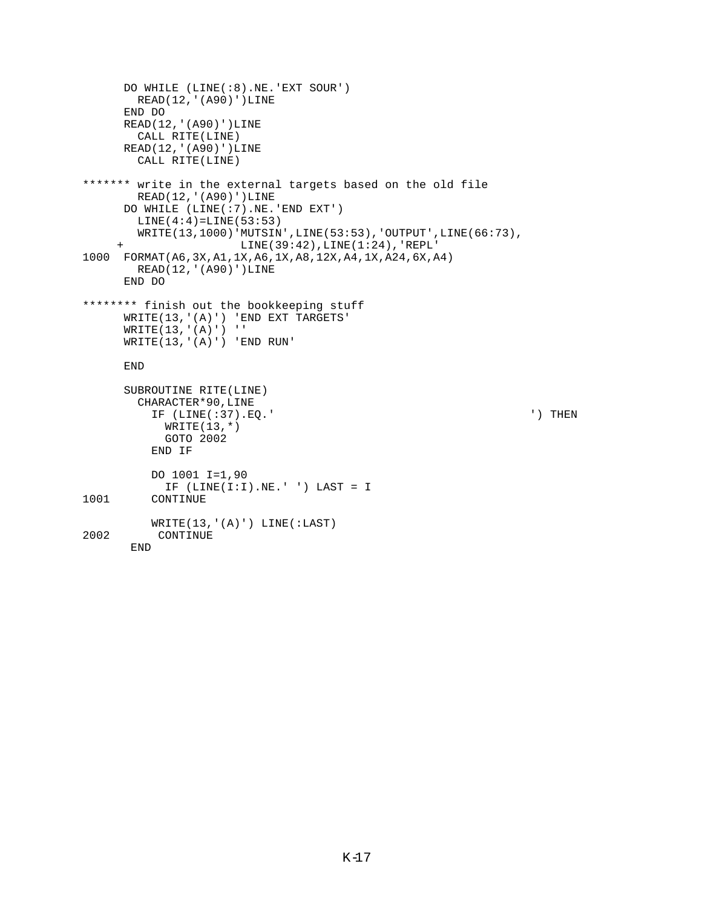```
      DO WHILE (LINE(:8).NE.'EXT SOUR')
        READ(12,'(A90)')LINE
      END DO
      READ(12,'(A90)')LINE
        CALL RITE(LINE)
      READ(12,'(A90)')LINE
        CALL RITE(LINE)

******* write in the external targets based on the old file
        READ(12,'(A90)')LINE
      DO WHILE (LINE(:7).NE.'END EXT')
        LINE(4:4)=LINE(53:53)
        WRITE(13,1000)'MUTSIN',LINE(53:53),'OUTPUT',LINE(66:73),
     +               LINE(39:42),LINE(1:24),'REPL'
1000  FORMAT(A6,3X,A1,1X,A6,1X,A8,12X,A4,1X,A24,6X,A4)
        READ(12,'(A90)')LINE
      END DO

******** finish out the bookkeeping stuff
      WRITE(13,'(A)') 'END EXT TARGETS'
      WRITE(13,'(A)') ''
      WRITE(13,'(A)') 'END RUN'

      END

      SUBROUTINE RITE(LINE)
        CHARACTER*90,LINE
          IF (LINE(:37).EQ.'                                     ') THEN
            WRITE(13,*)
            GOTO 2002
          END IF

          DO 1001 I=1,90
            IF (LINE(I:I).NE.' ') LAST = I
1001      CONTINUE

          WRITE(13,'(A)') LINE(:LAST)
2002       CONTINUE
       END
```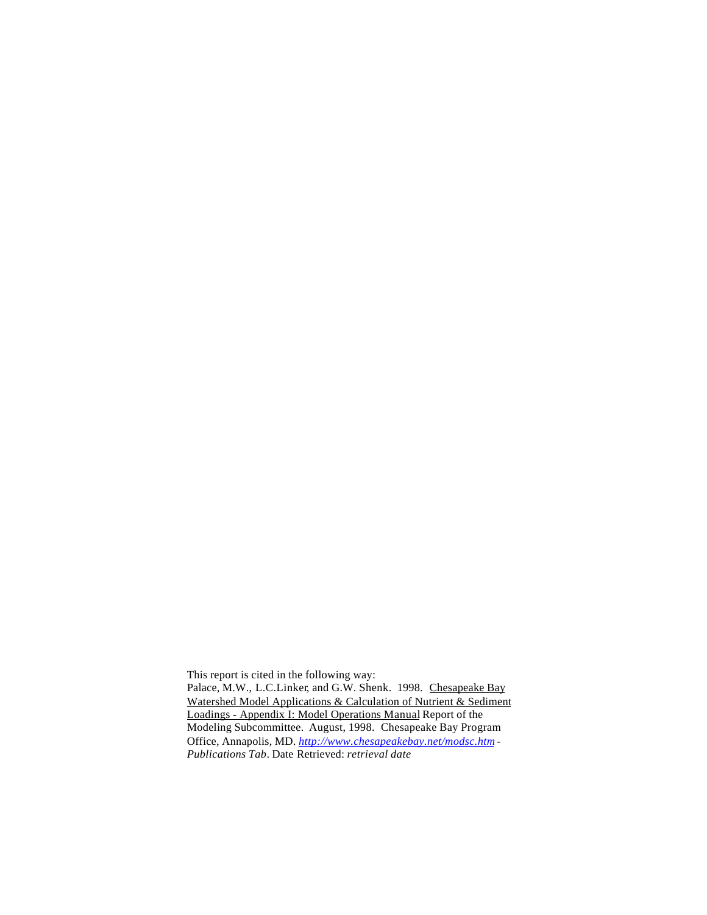This report is cited in the following way:
Palace, M.W., L.C.Linker, and G.W. Shenk. 1998. Chesapeake Bay Watershed Model Applications & Calculation of Nutrient & Sediment Loadings - Appendix I: Model Operations Manual Report of the Modeling Subcommittee. August, 1998. Chesapeake Bay Program Office, Annapolis, MD. *http://www.chesapeakebay.net/modsc.htm* - *Publications Tab*. Date Retrieved: *retrieval date*